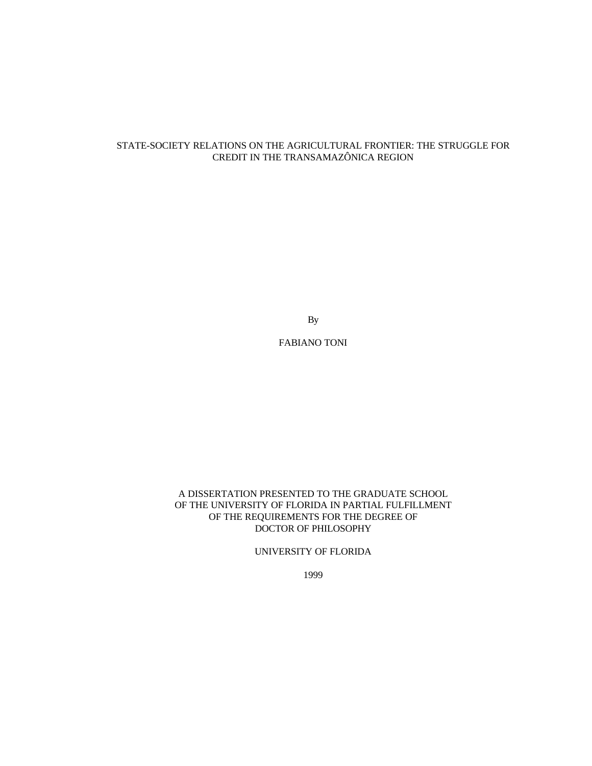# STATE-SOCIETY RELATIONS ON THE AGRICULTURAL FRONTIER: THE STRUGGLE FOR CREDIT IN THE TRANSAMAZÔNICA REGION

By

FABIANO TONI

A DISSERTATION PRESENTED TO THE GRADUATE SCHOOL
OF THE UNIVERSITY OF FLORIDA IN PARTIAL FULFILLMENT
OF THE REQUIREMENTS FOR THE DEGREE OF
DOCTOR OF PHILOSOPHY

UNIVERSITY OF FLORIDA

1999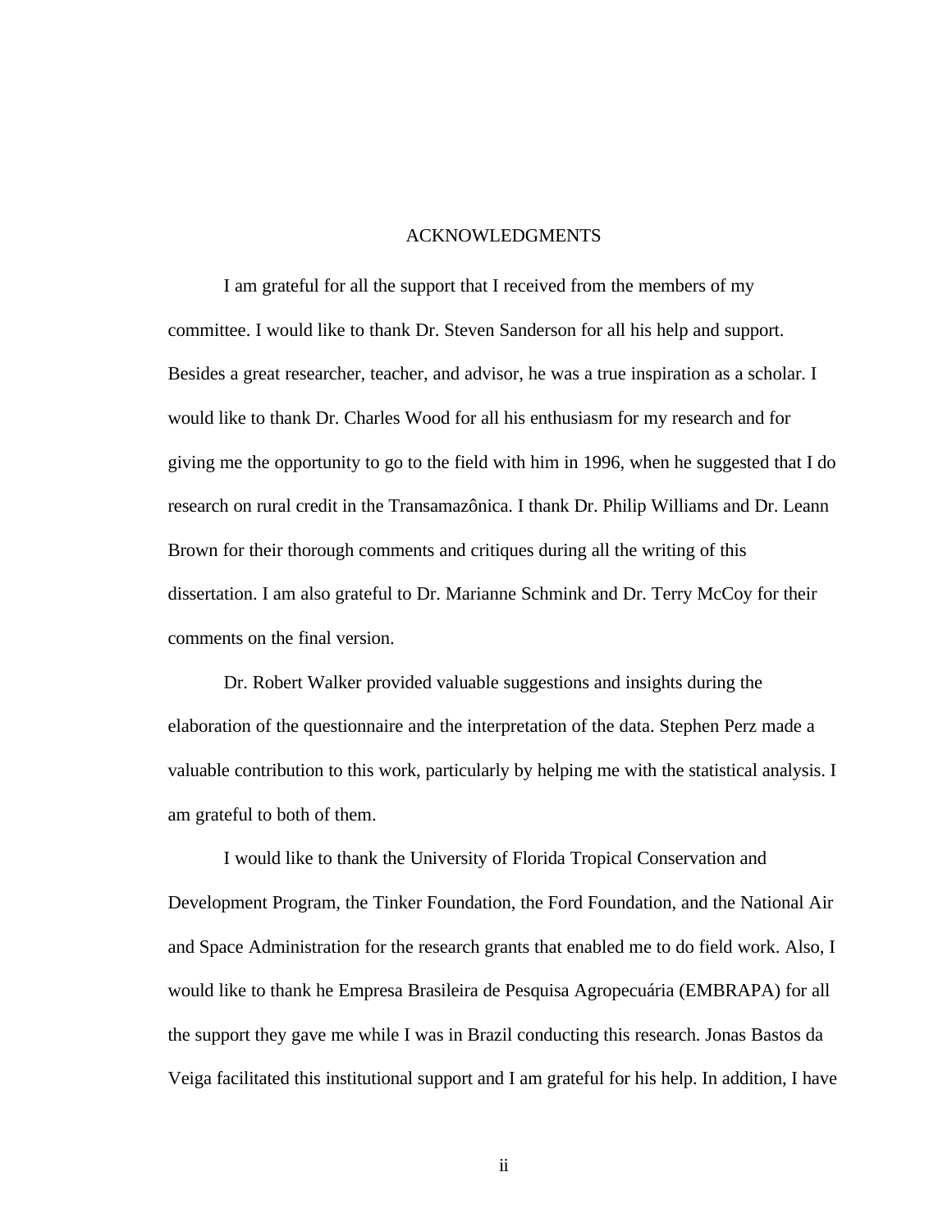# ACKNOWLEDGMENTS

I am grateful for all the support that I received from the members of my committee. I would like to thank Dr. Steven Sanderson for all his help and support. Besides a great researcher, teacher, and advisor, he was a true inspiration as a scholar. I would like to thank Dr. Charles Wood for all his enthusiasm for my research and for giving me the opportunity to go to the field with him in 1996, when he suggested that I do research on rural credit in the Transamazônica. I thank Dr. Philip Williams and Dr. Leann Brown for their thorough comments and critiques during all the writing of this dissertation. I am also grateful to Dr. Marianne Schmink and Dr. Terry McCoy for their comments on the final version.

Dr. Robert Walker provided valuable suggestions and insights during the elaboration of the questionnaire and the interpretation of the data. Stephen Perz made a valuable contribution to this work, particularly by helping me with the statistical analysis. I am grateful to both of them.

I would like to thank the University of Florida Tropical Conservation and Development Program, the Tinker Foundation, the Ford Foundation, and the National Air and Space Administration for the research grants that enabled me to do field work. Also, I would like to thank he Empresa Brasileira de Pesquisa Agropecuária (EMBRAPA) for all the support they gave me while I was in Brazil conducting this research. Jonas Bastos da Veiga facilitated this institutional support and I am grateful for his help. In addition, I have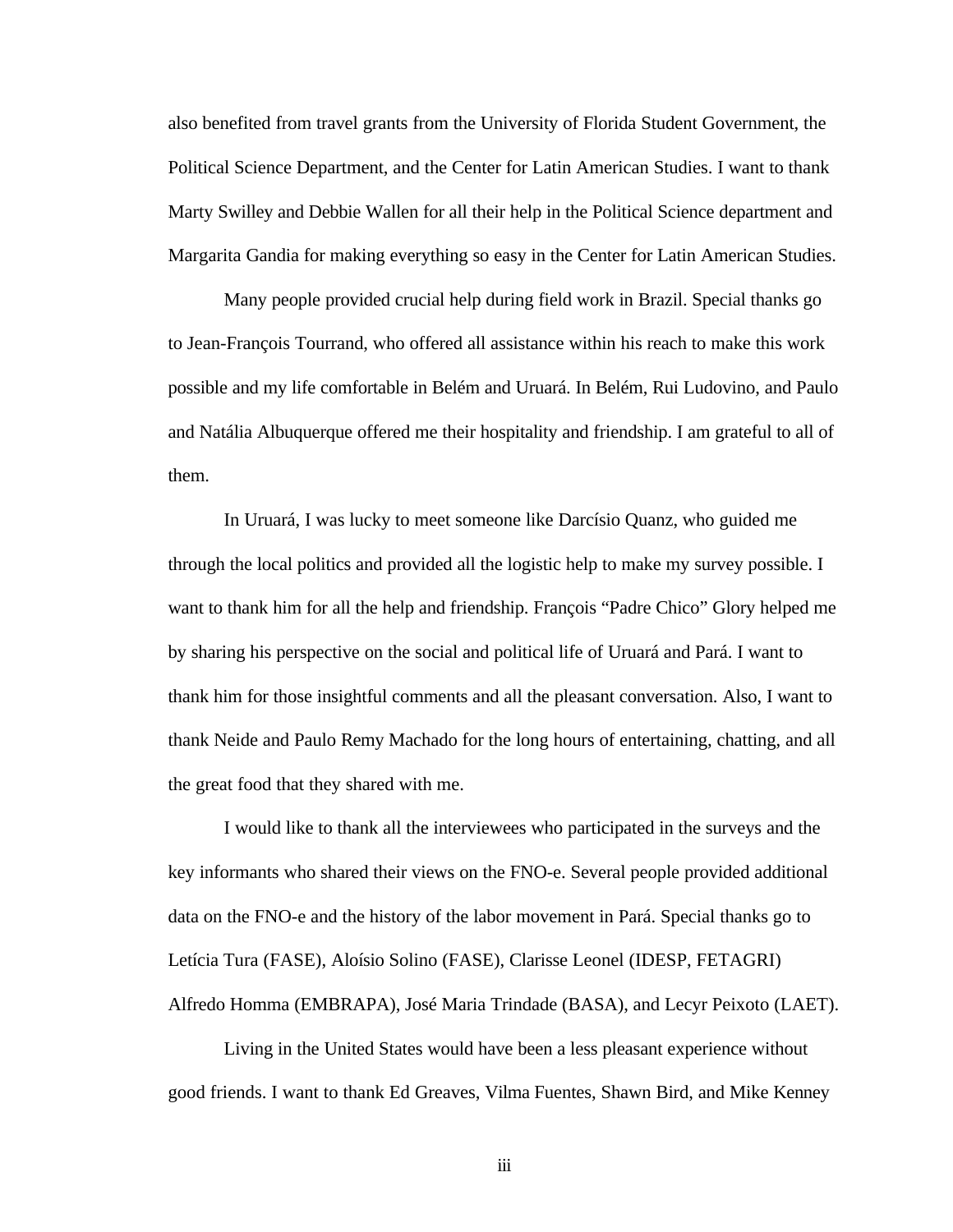also benefited from travel grants from the University of Florida Student Government, the Political Science Department, and the Center for Latin American Studies. I want to thank Marty Swilley and Debbie Wallen for all their help in the Political Science department and Margarita Gandia for making everything so easy in the Center for Latin American Studies.

Many people provided crucial help during field work in Brazil. Special thanks go to Jean-François Tourrand, who offered all assistance within his reach to make this work possible and my life comfortable in Belém and Uruará. In Belém, Rui Ludovino, and Paulo and Natália Albuquerque offered me their hospitality and friendship. I am grateful to all of them.

In Uruará, I was lucky to meet someone like Darcísio Quanz, who guided me through the local politics and provided all the logistic help to make my survey possible. I want to thank him for all the help and friendship. François "Padre Chico" Glory helped me by sharing his perspective on the social and political life of Uruará and Pará. I want to thank him for those insightful comments and all the pleasant conversation. Also, I want to thank Neide and Paulo Remy Machado for the long hours of entertaining, chatting, and all the great food that they shared with me.

I would like to thank all the interviewees who participated in the surveys and the key informants who shared their views on the FNO-e. Several people provided additional data on the FNO-e and the history of the labor movement in Pará. Special thanks go to Letícia Tura (FASE), Aloísio Solino (FASE), Clarisse Leonel (IDESP, FETAGRI) Alfredo Homma (EMBRAPA), José Maria Trindade (BASA), and Lecyr Peixoto (LAET).

Living in the United States would have been a less pleasant experience without good friends. I want to thank Ed Greaves, Vilma Fuentes, Shawn Bird, and Mike Kenney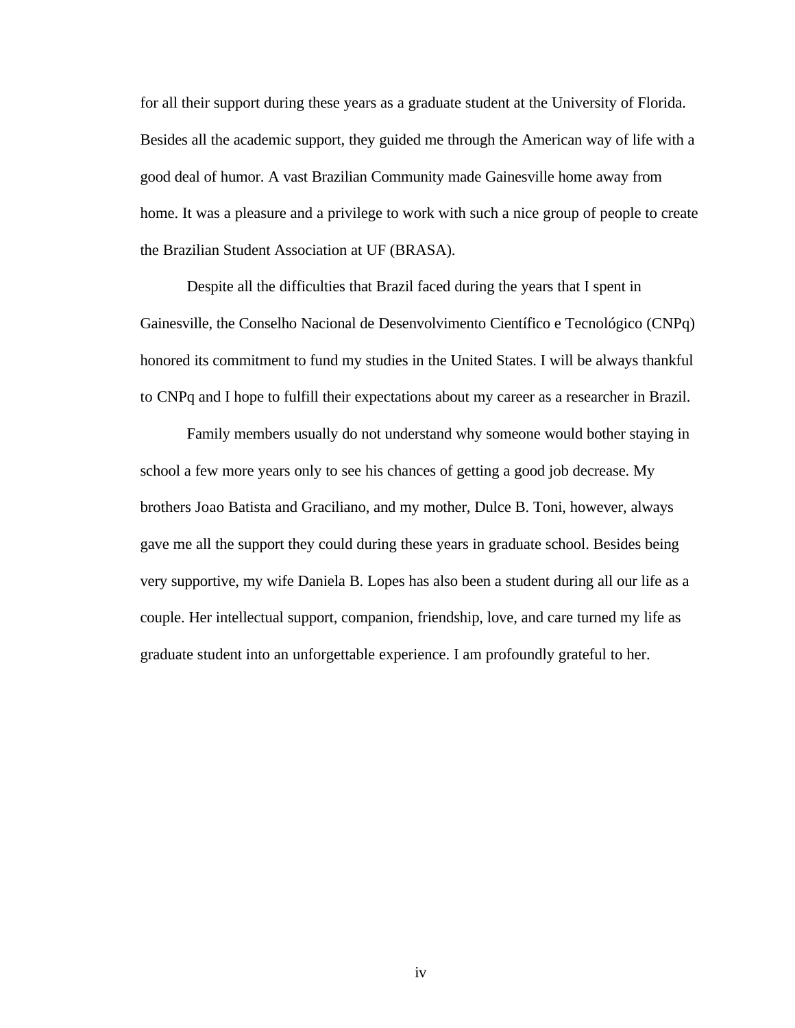for all their support during these years as a graduate student at the University of Florida. Besides all the academic support, they guided me through the American way of life with a good deal of humor. A vast Brazilian Community made Gainesville home away from home. It was a pleasure and a privilege to work with such a nice group of people to create the Brazilian Student Association at UF (BRASA).

Despite all the difficulties that Brazil faced during the years that I spent in Gainesville, the Conselho Nacional de Desenvolvimento Científico e Tecnológico (CNPq) honored its commitment to fund my studies in the United States. I will be always thankful to CNPq and I hope to fulfill their expectations about my career as a researcher in Brazil.

Family members usually do not understand why someone would bother staying in school a few more years only to see his chances of getting a good job decrease. My brothers Joao Batista and Graciliano, and my mother, Dulce B. Toni, however, always gave me all the support they could during these years in graduate school. Besides being very supportive, my wife Daniela B. Lopes has also been a student during all our life as a couple. Her intellectual support, companion, friendship, love, and care turned my life as graduate student into an unforgettable experience. I am profoundly grateful to her.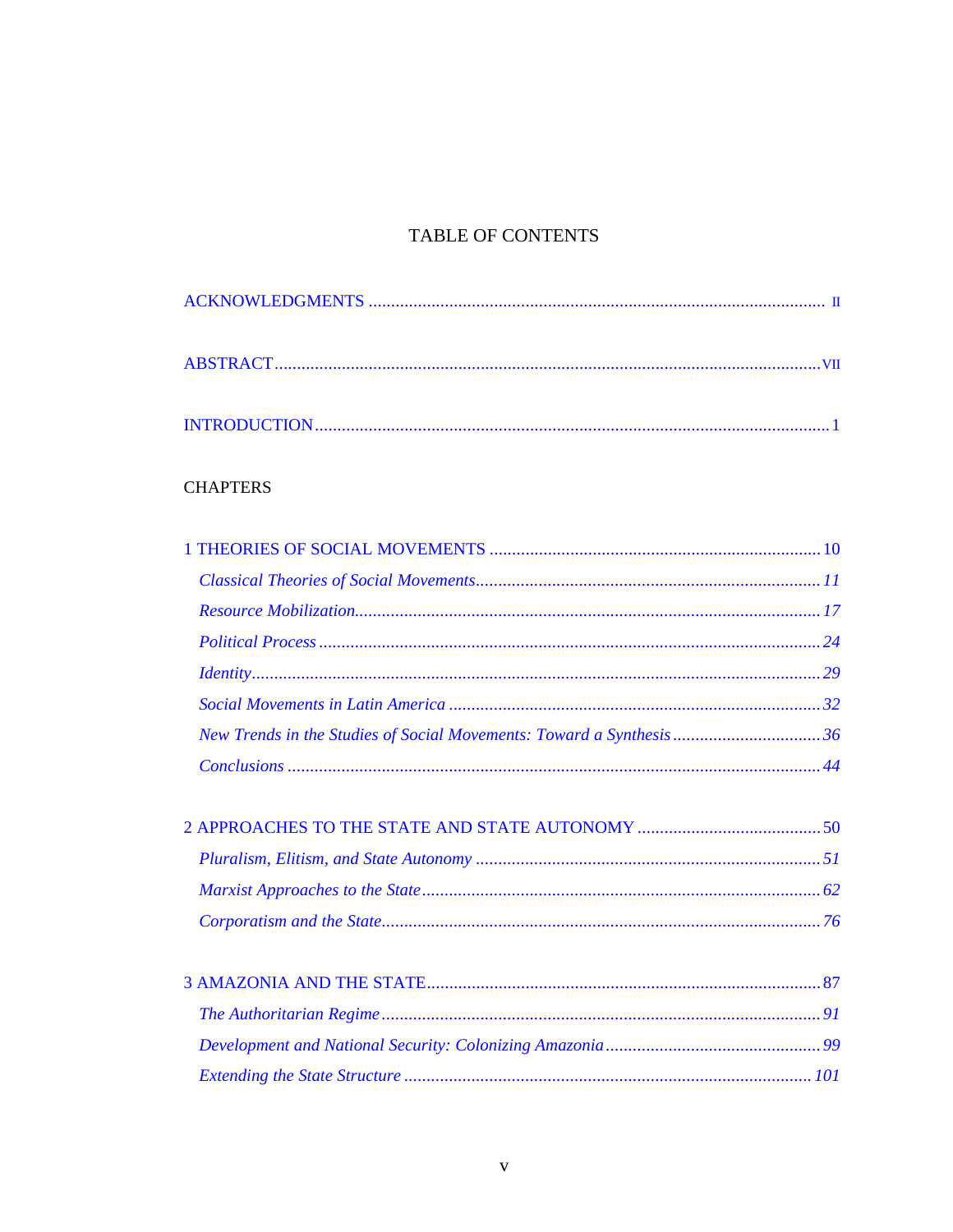# TABLE OF CONTENTS

ACKNOWLEDGMENTS .......... ii

ABSTRACT .......... vii

INTRODUCTION .......... 1

CHAPTERS

1 THEORIES OF SOCIAL MOVEMENTS .......... 10

*Classical Theories of Social Movements* .......... *11*

*Resource Mobilization* .......... *17*

*Political Process* .......... *24*

*Identity* .......... *29*

*Social Movements in Latin America* .......... *32*

*New Trends in the Studies of Social Movements: Toward a Synthesis* .......... *36*

*Conclusions* .......... *44*

2 APPROACHES TO THE STATE AND STATE AUTONOMY .......... 50

*Pluralism, Elitism, and State Autonomy* .......... *51*

*Marxist Approaches to the State* .......... *62*

*Corporatism and the State* .......... *76*

3 AMAZONIA AND THE STATE .......... 87

*The Authoritarian Regime* .......... *91*

*Development and National Security: Colonizing Amazonia* .......... *99*

*Extending the State Structure* .......... *101*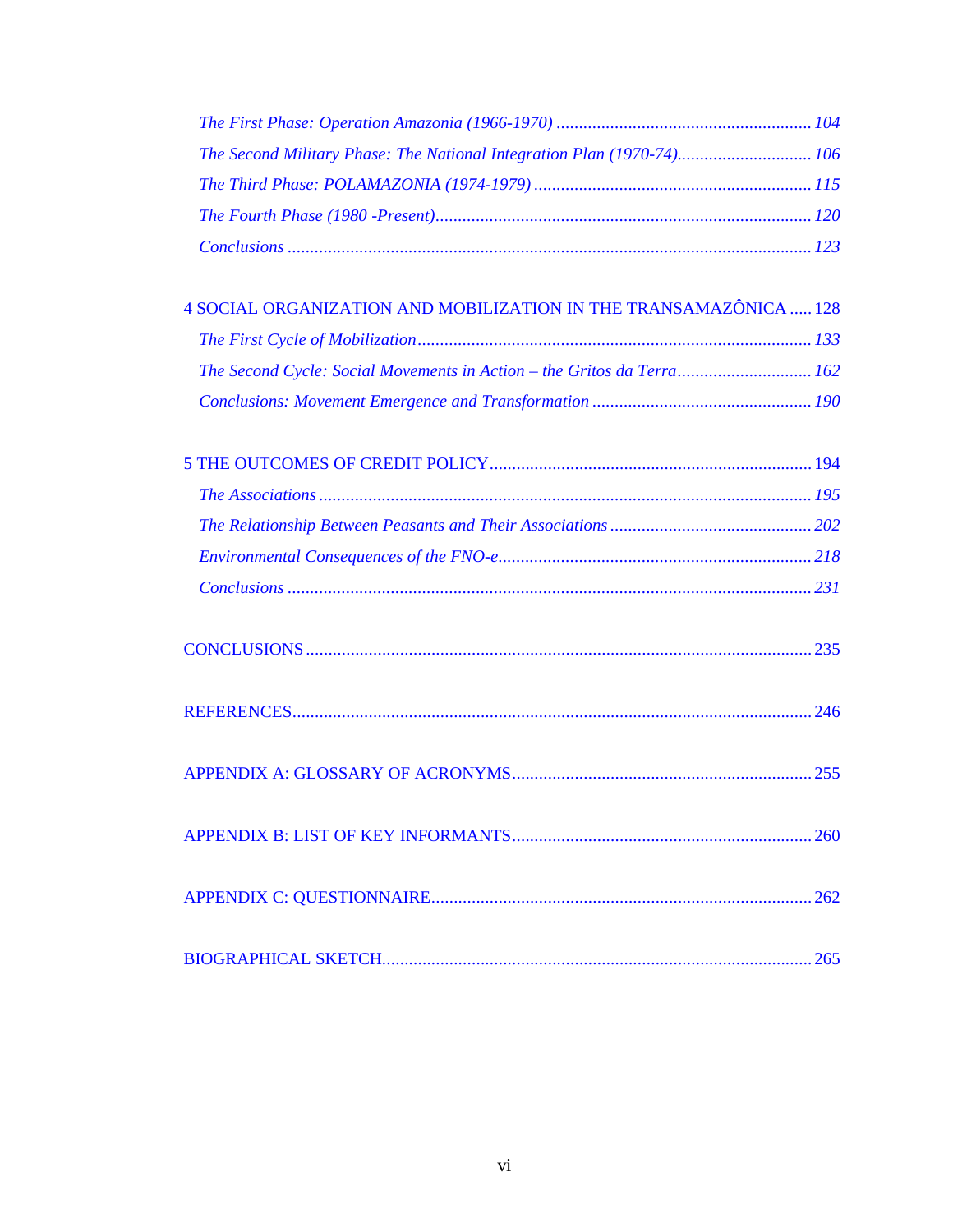*The First Phase: Operation Amazonia (1966-1970)* ......................................................... *104*

*The Second Military Phase: The National Integration Plan (1970-74)*.............................. *106*

*The Third Phase: POLAMAZONIA (1974-1979)* .............................................................. *115*

*The Fourth Phase (1980 -Present)*.................................................................................... *120*

*Conclusions* ..................................................................................................................... *123*

4 SOCIAL ORGANIZATION AND MOBILIZATION IN THE TRANSAMAZÔNICA ..... 128

*The First Cycle of Mobilization*........................................................................................ *133*

*The Second Cycle: Social Movements in Action – the Gritos da Terra*.............................. *162*

*Conclusions: Movement Emergence and Transformation* ................................................. *190*

5 THE OUTCOMES OF CREDIT POLICY........................................................................ 194

*The Associations* .............................................................................................................. *195*

*The Relationship Between Peasants and Their Associations* ............................................. *202*

*Environmental Consequences of the FNO-e*...................................................................... *218*

*Conclusions* ..................................................................................................................... *231*

CONCLUSIONS ................................................................................................................ 235

REFERENCES................................................................................................................... 246

APPENDIX A: GLOSSARY OF ACRONYMS................................................................... 255

APPENDIX B: LIST OF KEY INFORMANTS................................................................... 260

APPENDIX C: QUESTIONNAIRE.................................................................................... 262

BIOGRAPHICAL SKETCH............................................................................................... 265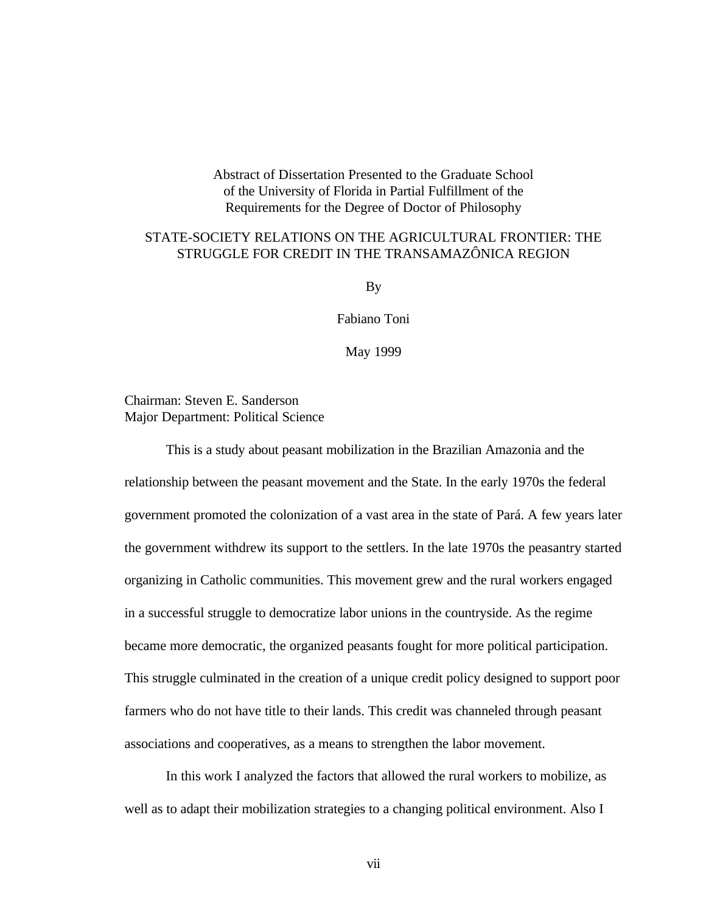Abstract of Dissertation Presented to the Graduate School
of the University of Florida in Partial Fulfillment of the
Requirements for the Degree of Doctor of Philosophy

STATE-SOCIETY RELATIONS ON THE AGRICULTURAL FRONTIER: THE STRUGGLE FOR CREDIT IN THE TRANSAMAZÔNICA REGION

By

Fabiano Toni

May 1999

Chairman: Steven E. Sanderson
Major Department: Political Science

This is a study about peasant mobilization in the Brazilian Amazonia and the relationship between the peasant movement and the State. In the early 1970s the federal government promoted the colonization of a vast area in the state of Pará. A few years later the government withdrew its support to the settlers. In the late 1970s the peasantry started organizing in Catholic communities. This movement grew and the rural workers engaged in a successful struggle to democratize labor unions in the countryside. As the regime became more democratic, the organized peasants fought for more political participation. This struggle culminated in the creation of a unique credit policy designed to support poor farmers who do not have title to their lands. This credit was channeled through peasant associations and cooperatives, as a means to strengthen the labor movement.

In this work I analyzed the factors that allowed the rural workers to mobilize, as well as to adapt their mobilization strategies to a changing political environment. Also I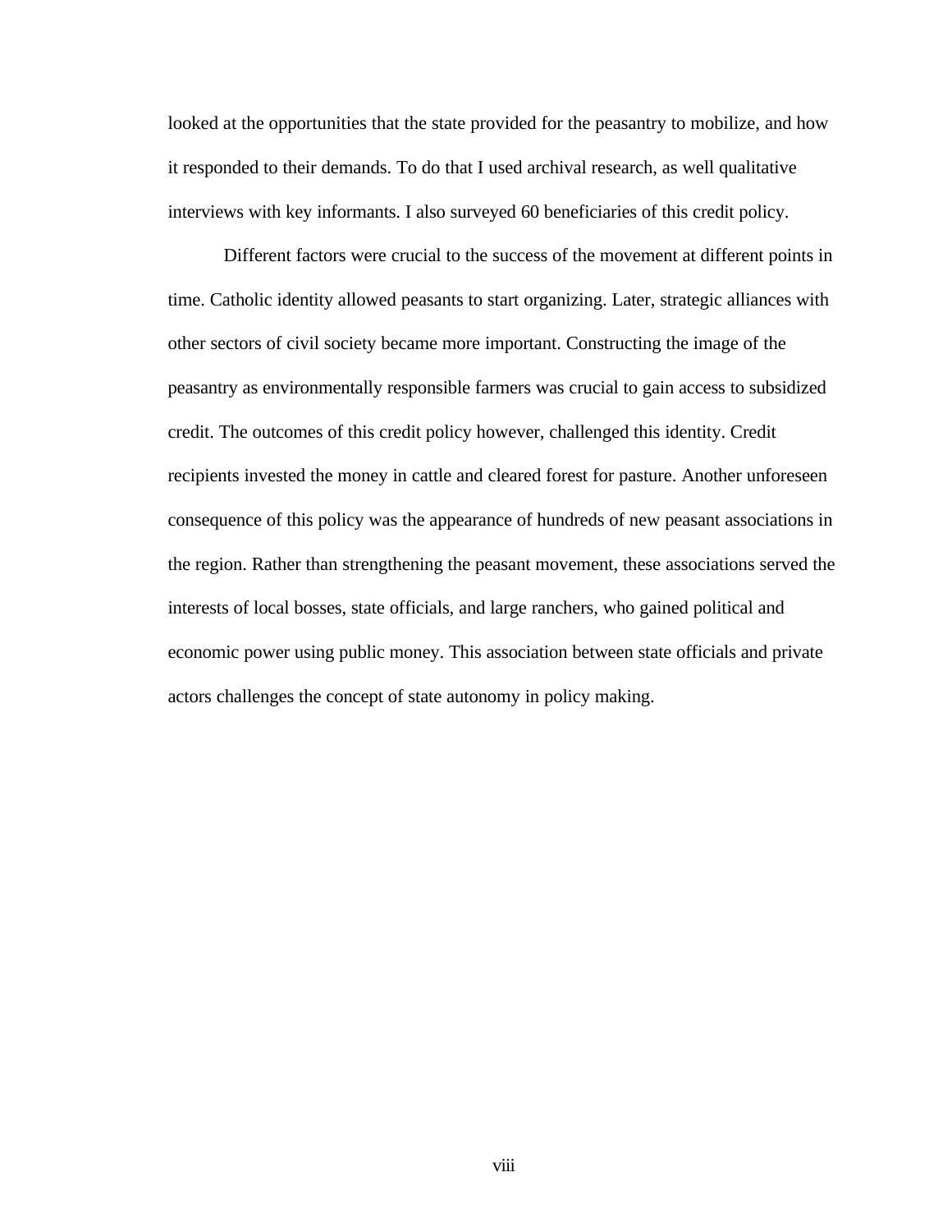looked at the opportunities that the state provided for the peasantry to mobilize, and how it responded to their demands. To do that I used archival research, as well qualitative interviews with key informants. I also surveyed 60 beneficiaries of this credit policy.

Different factors were crucial to the success of the movement at different points in time. Catholic identity allowed peasants to start organizing. Later, strategic alliances with other sectors of civil society became more important. Constructing the image of the peasantry as environmentally responsible farmers was crucial to gain access to subsidized credit. The outcomes of this credit policy however, challenged this identity. Credit recipients invested the money in cattle and cleared forest for pasture. Another unforeseen consequence of this policy was the appearance of hundreds of new peasant associations in the region. Rather than strengthening the peasant movement, these associations served the interests of local bosses, state officials, and large ranchers, who gained political and economic power using public money. This association between state officials and private actors challenges the concept of state autonomy in policy making.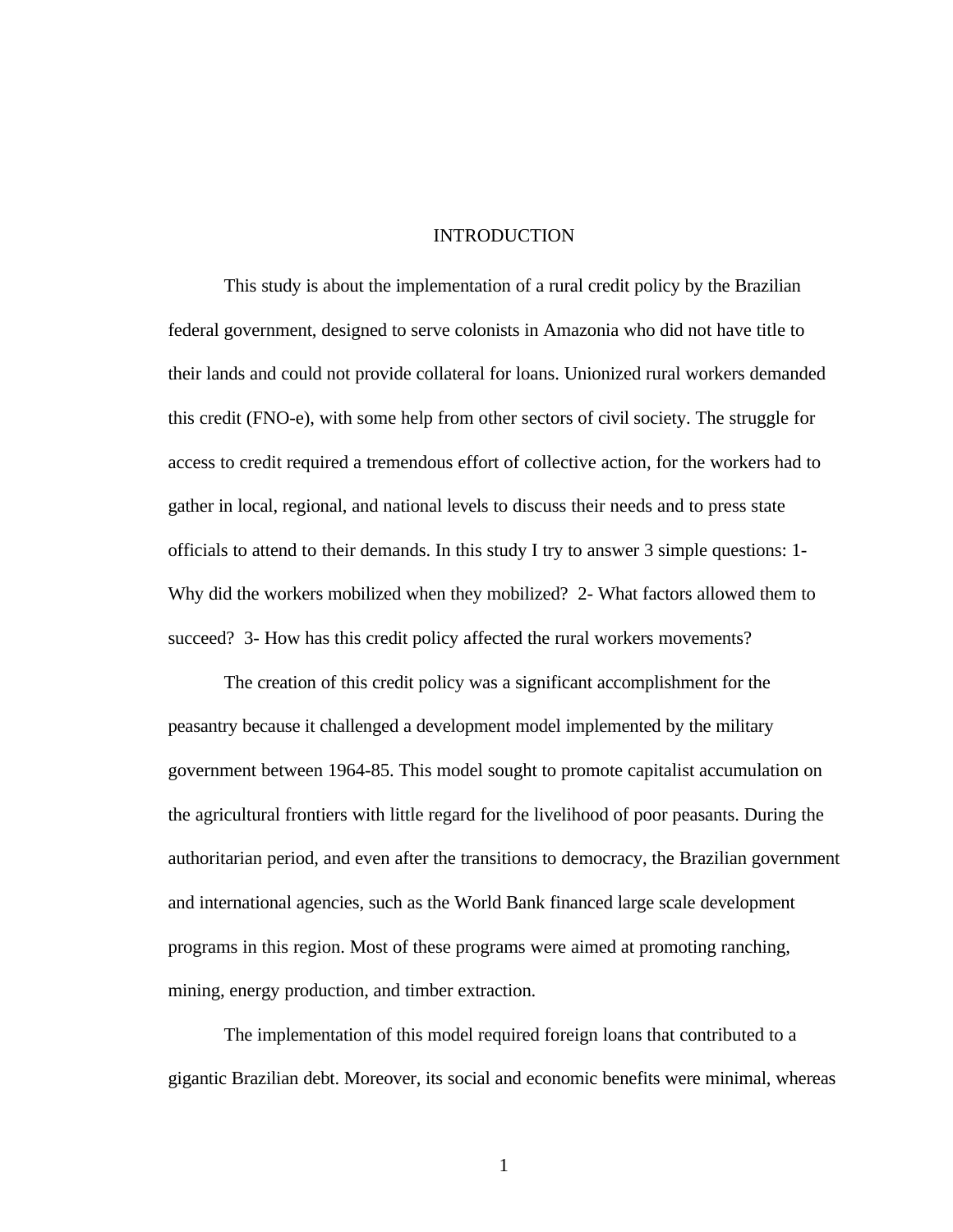# INTRODUCTION

This study is about the implementation of a rural credit policy by the Brazilian federal government, designed to serve colonists in Amazonia who did not have title to their lands and could not provide collateral for loans. Unionized rural workers demanded this credit (FNO-e), with some help from other sectors of civil society. The struggle for access to credit required a tremendous effort of collective action, for the workers had to gather in local, regional, and national levels to discuss their needs and to press state officials to attend to their demands. In this study I try to answer 3 simple questions: 1- Why did the workers mobilized when they mobilized? 2- What factors allowed them to succeed? 3- How has this credit policy affected the rural workers movements?

The creation of this credit policy was a significant accomplishment for the peasantry because it challenged a development model implemented by the military government between 1964-85. This model sought to promote capitalist accumulation on the agricultural frontiers with little regard for the livelihood of poor peasants. During the authoritarian period, and even after the transitions to democracy, the Brazilian government and international agencies, such as the World Bank financed large scale development programs in this region. Most of these programs were aimed at promoting ranching, mining, energy production, and timber extraction.

The implementation of this model required foreign loans that contributed to a gigantic Brazilian debt. Moreover, its social and economic benefits were minimal, whereas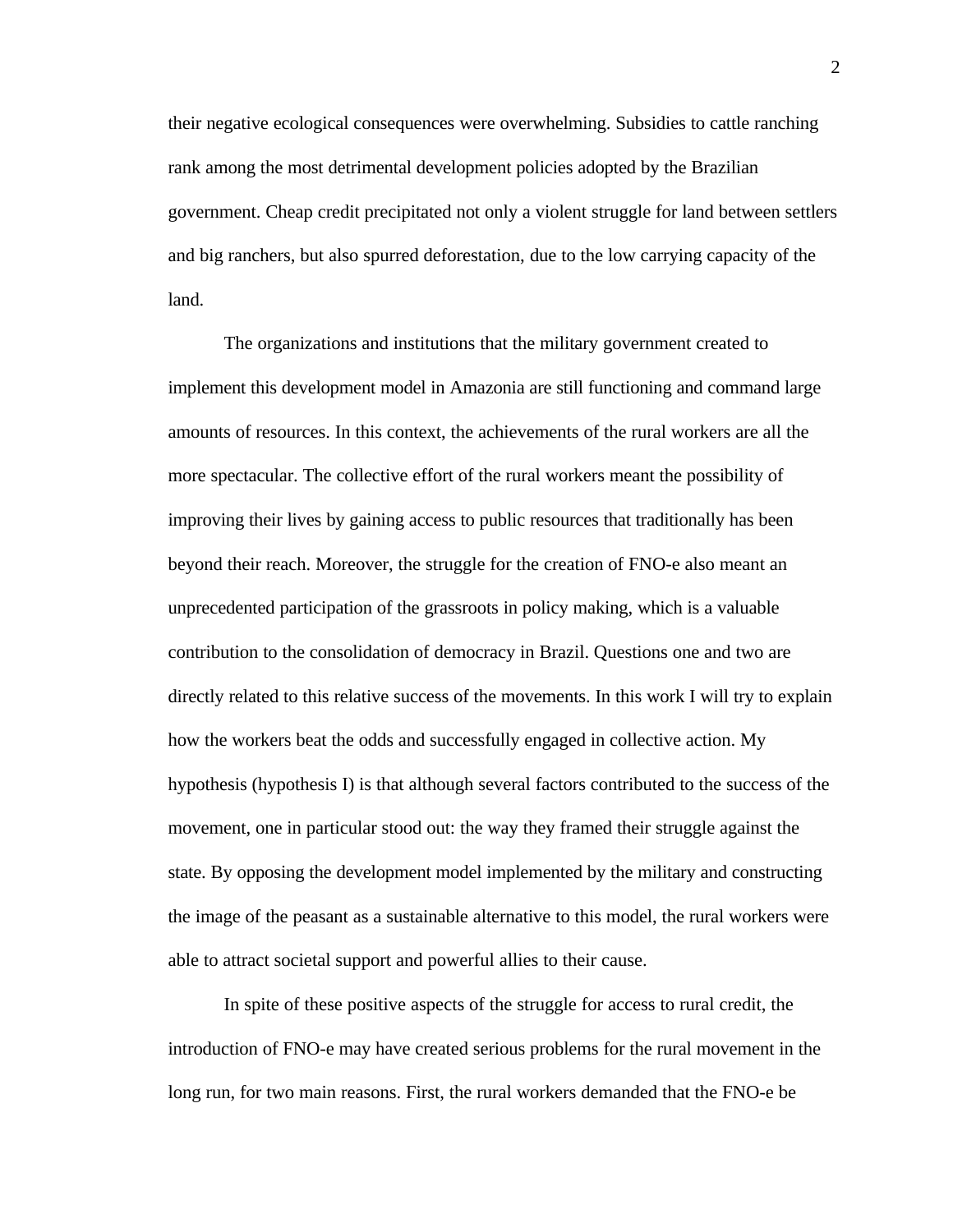their negative ecological consequences were overwhelming. Subsidies to cattle ranching rank among the most detrimental development policies adopted by the Brazilian government. Cheap credit precipitated not only a violent struggle for land between settlers and big ranchers, but also spurred deforestation, due to the low carrying capacity of the land.

The organizations and institutions that the military government created to implement this development model in Amazonia are still functioning and command large amounts of resources. In this context, the achievements of the rural workers are all the more spectacular. The collective effort of the rural workers meant the possibility of improving their lives by gaining access to public resources that traditionally has been beyond their reach. Moreover, the struggle for the creation of FNO-e also meant an unprecedented participation of the grassroots in policy making, which is a valuable contribution to the consolidation of democracy in Brazil. Questions one and two are directly related to this relative success of the movements. In this work I will try to explain how the workers beat the odds and successfully engaged in collective action. My hypothesis (hypothesis I) is that although several factors contributed to the success of the movement, one in particular stood out: the way they framed their struggle against the state. By opposing the development model implemented by the military and constructing the image of the peasant as a sustainable alternative to this model, the rural workers were able to attract societal support and powerful allies to their cause.

In spite of these positive aspects of the struggle for access to rural credit, the introduction of FNO-e may have created serious problems for the rural movement in the long run, for two main reasons. First, the rural workers demanded that the FNO-e be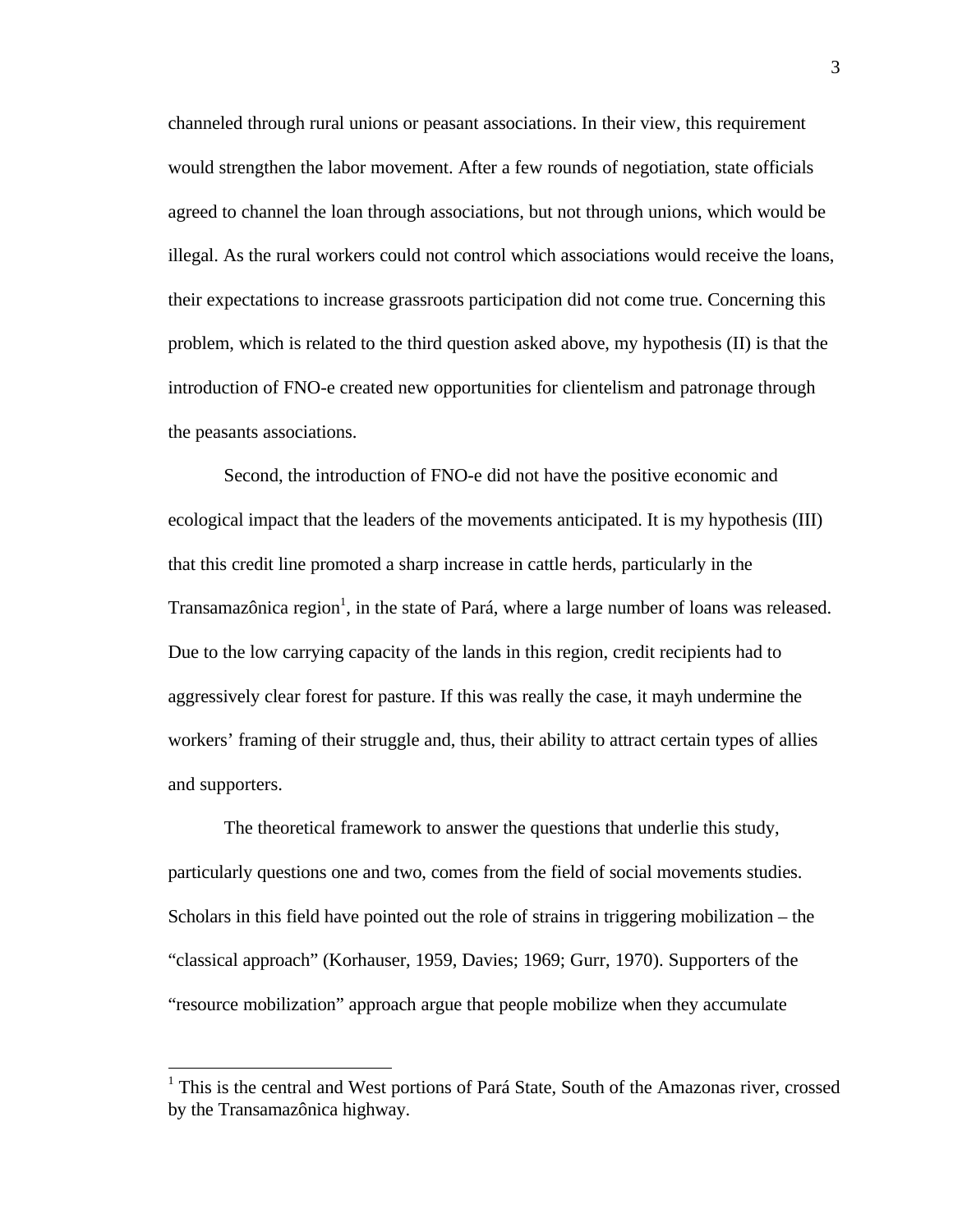channeled through rural unions or peasant associations. In their view, this requirement would strengthen the labor movement. After a few rounds of negotiation, state officials agreed to channel the loan through associations, but not through unions, which would be illegal. As the rural workers could not control which associations would receive the loans, their expectations to increase grassroots participation did not come true. Concerning this problem, which is related to the third question asked above, my hypothesis (II) is that the introduction of FNO-e created new opportunities for clientelism and patronage through the peasants associations.

Second, the introduction of FNO-e did not have the positive economic and ecological impact that the leaders of the movements anticipated. It is my hypothesis (III) that this credit line promoted a sharp increase in cattle herds, particularly in the Transamazônica region[1], in the state of Pará, where a large number of loans was released. Due to the low carrying capacity of the lands in this region, credit recipients had to aggressively clear forest for pasture. If this was really the case, it mayh undermine the workers' framing of their struggle and, thus, their ability to attract certain types of allies and supporters.

The theoretical framework to answer the questions that underlie this study, particularly questions one and two, comes from the field of social movements studies. Scholars in this field have pointed out the role of strains in triggering mobilization – the "classical approach" (Korhauser, 1959, Davies; 1969; Gurr, 1970). Supporters of the "resource mobilization" approach argue that people mobilize when they accumulate

[1] This is the central and West portions of Pará State, South of the Amazonas river, crossed by the Transamazônica highway.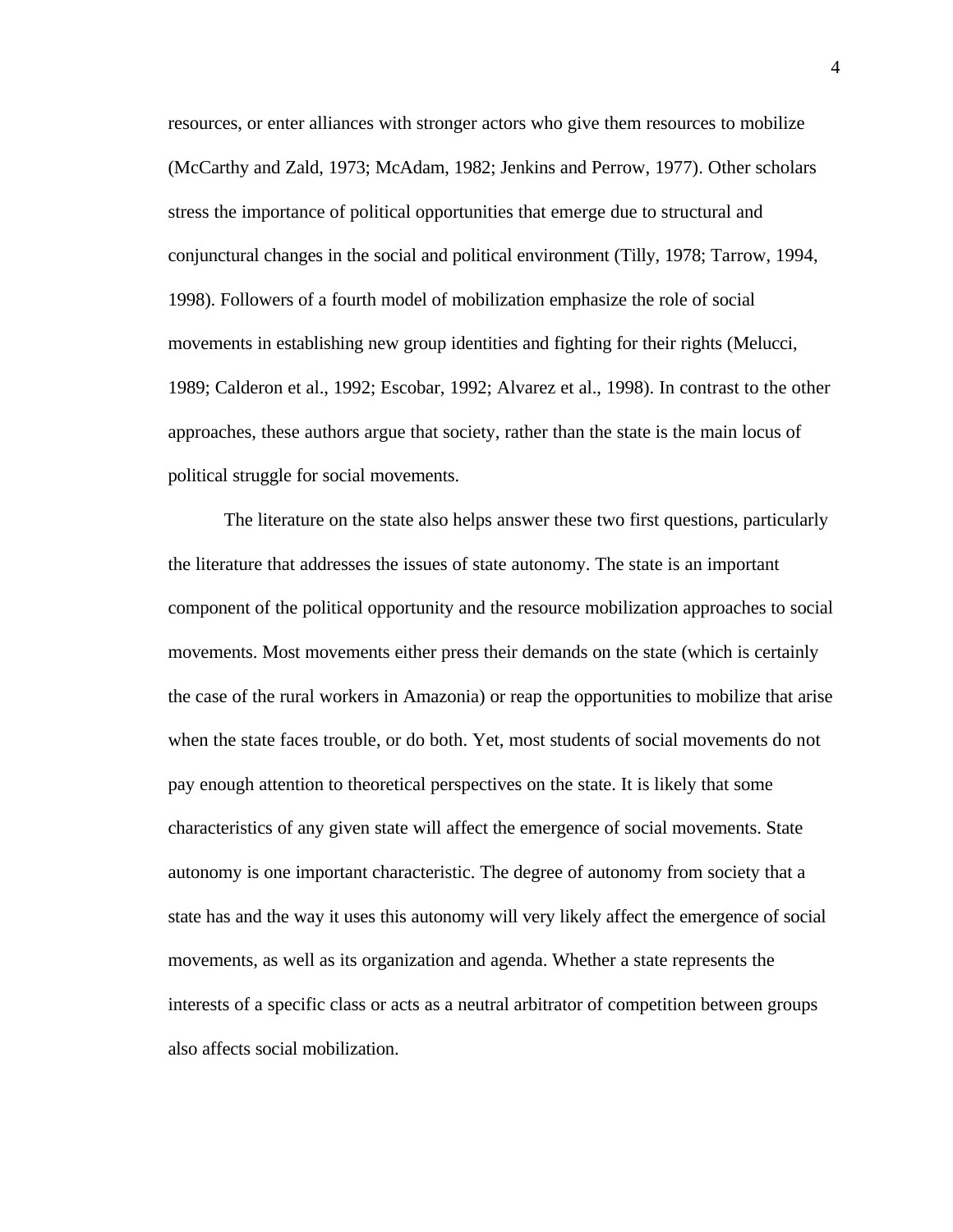resources, or enter alliances with stronger actors who give them resources to mobilize (McCarthy and Zald, 1973; McAdam, 1982; Jenkins and Perrow, 1977). Other scholars stress the importance of political opportunities that emerge due to structural and conjunctural changes in the social and political environment (Tilly, 1978; Tarrow, 1994, 1998). Followers of a fourth model of mobilization emphasize the role of social movements in establishing new group identities and fighting for their rights (Melucci, 1989; Calderon et al., 1992; Escobar, 1992; Alvarez et al., 1998). In contrast to the other approaches, these authors argue that society, rather than the state is the main locus of political struggle for social movements.

The literature on the state also helps answer these two first questions, particularly the literature that addresses the issues of state autonomy. The state is an important component of the political opportunity and the resource mobilization approaches to social movements. Most movements either press their demands on the state (which is certainly the case of the rural workers in Amazonia) or reap the opportunities to mobilize that arise when the state faces trouble, or do both. Yet, most students of social movements do not pay enough attention to theoretical perspectives on the state. It is likely that some characteristics of any given state will affect the emergence of social movements. State autonomy is one important characteristic. The degree of autonomy from society that a state has and the way it uses this autonomy will very likely affect the emergence of social movements, as well as its organization and agenda. Whether a state represents the interests of a specific class or acts as a neutral arbitrator of competition between groups also affects social mobilization.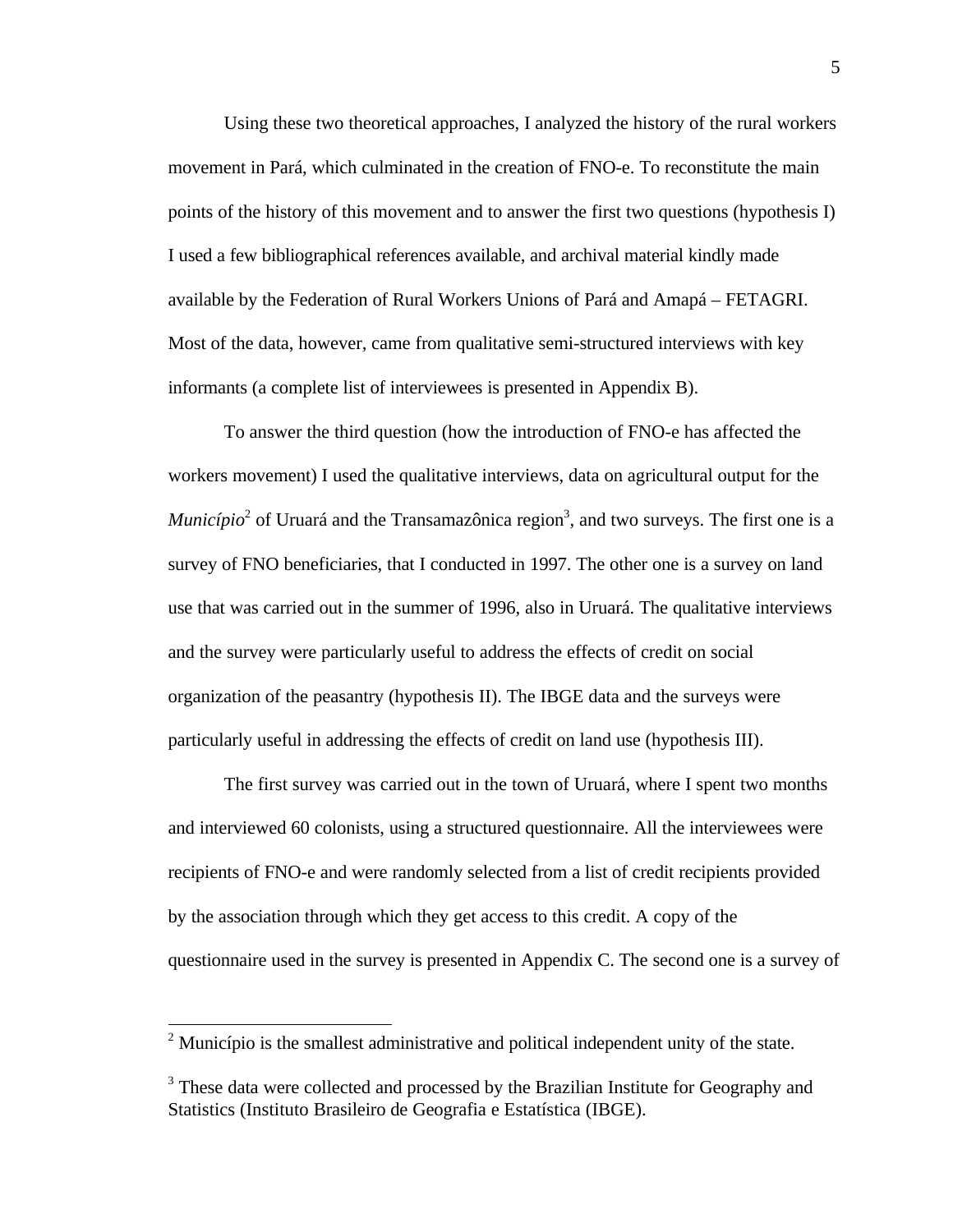Using these two theoretical approaches, I analyzed the history of the rural workers movement in Pará, which culminated in the creation of FNO-e. To reconstitute the main points of the history of this movement and to answer the first two questions (hypothesis I) I used a few bibliographical references available, and archival material kindly made available by the Federation of Rural Workers Unions of Pará and Amapá – FETAGRI. Most of the data, however, came from qualitative semi-structured interviews with key informants (a complete list of interviewees is presented in Appendix B).

To answer the third question (how the introduction of FNO-e has affected the workers movement) I used the qualitative interviews, data on agricultural output for the *Município*[2] of Uruará and the Transamazônica region[3], and two surveys. The first one is a survey of FNO beneficiaries, that I conducted in 1997. The other one is a survey on land use that was carried out in the summer of 1996, also in Uruará. The qualitative interviews and the survey were particularly useful to address the effects of credit on social organization of the peasantry (hypothesis II). The IBGE data and the surveys were particularly useful in addressing the effects of credit on land use (hypothesis III).

The first survey was carried out in the town of Uruará, where I spent two months and interviewed 60 colonists, using a structured questionnaire. All the interviewees were recipients of FNO-e and were randomly selected from a list of credit recipients provided by the association through which they get access to this credit. A copy of the questionnaire used in the survey is presented in Appendix C. The second one is a survey of

---

[2] Município is the smallest administrative and political independent unity of the state.

[3] These data were collected and processed by the Brazilian Institute for Geography and Statistics (Instituto Brasileiro de Geografia e Estatística (IBGE).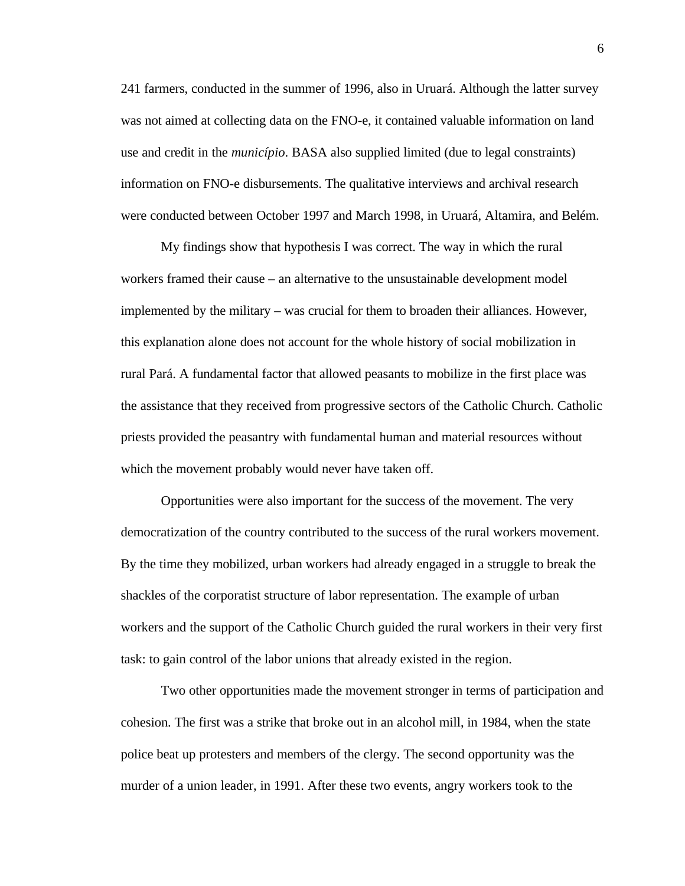241 farmers, conducted in the summer of 1996, also in Uruará. Although the latter survey was not aimed at collecting data on the FNO-e, it contained valuable information on land use and credit in the *município*. BASA also supplied limited (due to legal constraints) information on FNO-e disbursements. The qualitative interviews and archival research were conducted between October 1997 and March 1998, in Uruará, Altamira, and Belém.

My findings show that hypothesis I was correct. The way in which the rural workers framed their cause – an alternative to the unsustainable development model implemented by the military – was crucial for them to broaden their alliances. However, this explanation alone does not account for the whole history of social mobilization in rural Pará. A fundamental factor that allowed peasants to mobilize in the first place was the assistance that they received from progressive sectors of the Catholic Church. Catholic priests provided the peasantry with fundamental human and material resources without which the movement probably would never have taken off.

Opportunities were also important for the success of the movement. The very democratization of the country contributed to the success of the rural workers movement. By the time they mobilized, urban workers had already engaged in a struggle to break the shackles of the corporatist structure of labor representation. The example of urban workers and the support of the Catholic Church guided the rural workers in their very first task: to gain control of the labor unions that already existed in the region.

Two other opportunities made the movement stronger in terms of participation and cohesion. The first was a strike that broke out in an alcohol mill, in 1984, when the state police beat up protesters and members of the clergy. The second opportunity was the murder of a union leader, in 1991. After these two events, angry workers took to the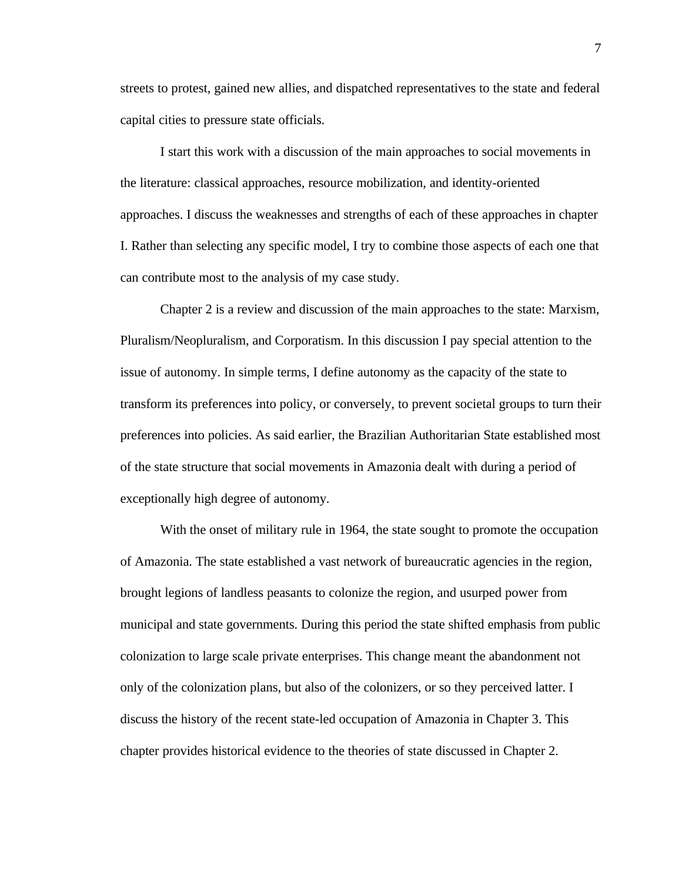streets to protest, gained new allies, and dispatched representatives to the state and federal capital cities to pressure state officials.

I start this work with a discussion of the main approaches to social movements in the literature: classical approaches, resource mobilization, and identity-oriented approaches. I discuss the weaknesses and strengths of each of these approaches in chapter I. Rather than selecting any specific model, I try to combine those aspects of each one that can contribute most to the analysis of my case study.

Chapter 2 is a review and discussion of the main approaches to the state: Marxism, Pluralism/Neopluralism, and Corporatism. In this discussion I pay special attention to the issue of autonomy. In simple terms, I define autonomy as the capacity of the state to transform its preferences into policy, or conversely, to prevent societal groups to turn their preferences into policies. As said earlier, the Brazilian Authoritarian State established most of the state structure that social movements in Amazonia dealt with during a period of exceptionally high degree of autonomy.

With the onset of military rule in 1964, the state sought to promote the occupation of Amazonia. The state established a vast network of bureaucratic agencies in the region, brought legions of landless peasants to colonize the region, and usurped power from municipal and state governments. During this period the state shifted emphasis from public colonization to large scale private enterprises. This change meant the abandonment not only of the colonization plans, but also of the colonizers, or so they perceived latter. I discuss the history of the recent state-led occupation of Amazonia in Chapter 3. This chapter provides historical evidence to the theories of state discussed in Chapter 2.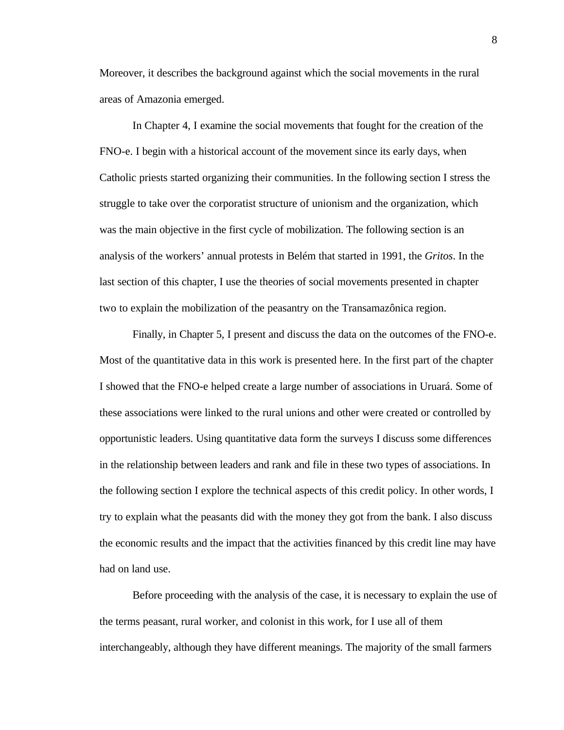Moreover, it describes the background against which the social movements in the rural areas of Amazonia emerged.

In Chapter 4, I examine the social movements that fought for the creation of the FNO-e. I begin with a historical account of the movement since its early days, when Catholic priests started organizing their communities. In the following section I stress the struggle to take over the corporatist structure of unionism and the organization, which was the main objective in the first cycle of mobilization. The following section is an analysis of the workers' annual protests in Belém that started in 1991, the *Gritos*. In the last section of this chapter, I use the theories of social movements presented in chapter two to explain the mobilization of the peasantry on the Transamazônica region.

Finally, in Chapter 5, I present and discuss the data on the outcomes of the FNO-e. Most of the quantitative data in this work is presented here. In the first part of the chapter I showed that the FNO-e helped create a large number of associations in Uruará. Some of these associations were linked to the rural unions and other were created or controlled by opportunistic leaders. Using quantitative data form the surveys I discuss some differences in the relationship between leaders and rank and file in these two types of associations. In the following section I explore the technical aspects of this credit policy. In other words, I try to explain what the peasants did with the money they got from the bank. I also discuss the economic results and the impact that the activities financed by this credit line may have had on land use.

Before proceeding with the analysis of the case, it is necessary to explain the use of the terms peasant, rural worker, and colonist in this work, for I use all of them interchangeably, although they have different meanings. The majority of the small farmers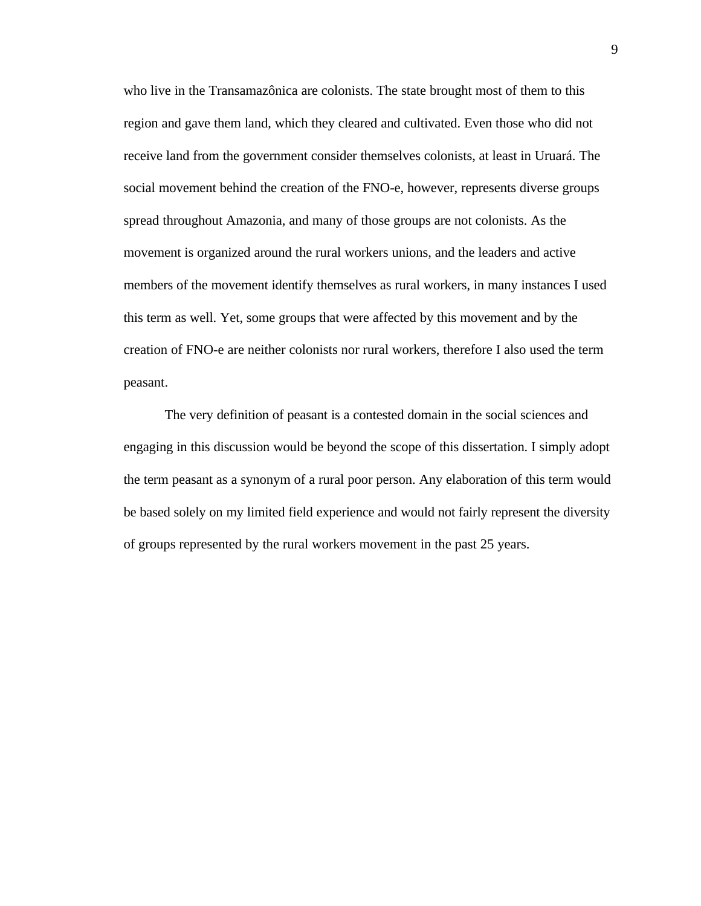who live in the Transamazônica are colonists. The state brought most of them to this region and gave them land, which they cleared and cultivated. Even those who did not receive land from the government consider themselves colonists, at least in Uruará. The social movement behind the creation of the FNO-e, however, represents diverse groups spread throughout Amazonia, and many of those groups are not colonists. As the movement is organized around the rural workers unions, and the leaders and active members of the movement identify themselves as rural workers, in many instances I used this term as well. Yet, some groups that were affected by this movement and by the creation of FNO-e are neither colonists nor rural workers, therefore I also used the term peasant.

The very definition of peasant is a contested domain in the social sciences and engaging in this discussion would be beyond the scope of this dissertation. I simply adopt the term peasant as a synonym of a rural poor person. Any elaboration of this term would be based solely on my limited field experience and would not fairly represent the diversity of groups represented by the rural workers movement in the past 25 years.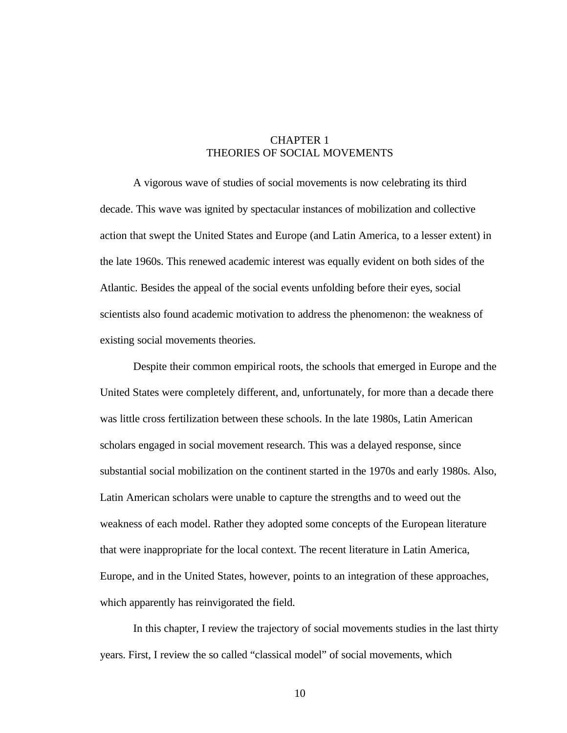# CHAPTER 1
# THEORIES OF SOCIAL MOVEMENTS

A vigorous wave of studies of social movements is now celebrating its third decade. This wave was ignited by spectacular instances of mobilization and collective action that swept the United States and Europe (and Latin America, to a lesser extent) in the late 1960s. This renewed academic interest was equally evident on both sides of the Atlantic. Besides the appeal of the social events unfolding before their eyes, social scientists also found academic motivation to address the phenomenon: the weakness of existing social movements theories.

Despite their common empirical roots, the schools that emerged in Europe and the United States were completely different, and, unfortunately, for more than a decade there was little cross fertilization between these schools. In the late 1980s, Latin American scholars engaged in social movement research. This was a delayed response, since substantial social mobilization on the continent started in the 1970s and early 1980s. Also, Latin American scholars were unable to capture the strengths and to weed out the weakness of each model. Rather they adopted some concepts of the European literature that were inappropriate for the local context. The recent literature in Latin America, Europe, and in the United States, however, points to an integration of these approaches, which apparently has reinvigorated the field.

In this chapter, I review the trajectory of social movements studies in the last thirty years. First, I review the so called "classical model" of social movements, which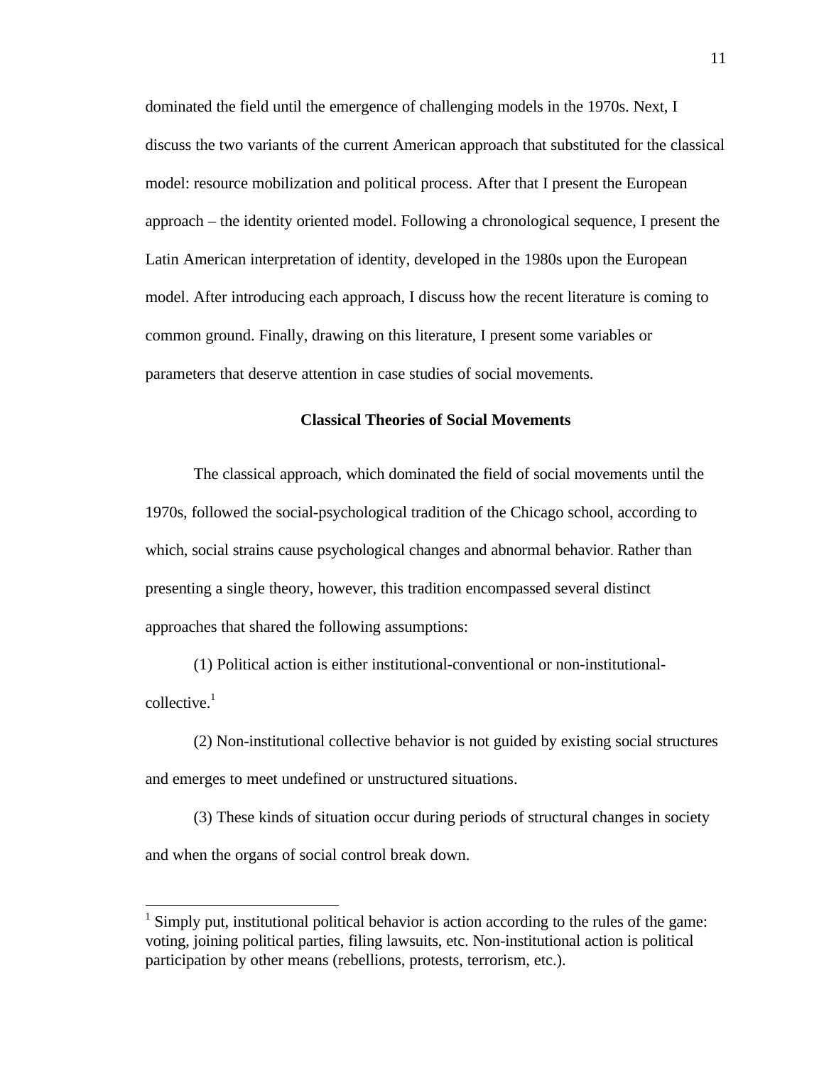dominated the field until the emergence of challenging models in the 1970s. Next, I discuss the two variants of the current American approach that substituted for the classical model: resource mobilization and political process. After that I present the European approach – the identity oriented model. Following a chronological sequence, I present the Latin American interpretation of identity, developed in the 1980s upon the European model. After introducing each approach, I discuss how the recent literature is coming to common ground. Finally, drawing on this literature, I present some variables or parameters that deserve attention in case studies of social movements.

## Classical Theories of Social Movements

The classical approach, which dominated the field of social movements until the 1970s, followed the social-psychological tradition of the Chicago school, according to which, social strains cause psychological changes and abnormal behavior. Rather than presenting a single theory, however, this tradition encompassed several distinct approaches that shared the following assumptions:

(1) Political action is either institutional-conventional or non-institutional-collective.[1]

(2) Non-institutional collective behavior is not guided by existing social structures and emerges to meet undefined or unstructured situations.

(3) These kinds of situation occur during periods of structural changes in society and when the organs of social control break down.

---

[1] Simply put, institutional political behavior is action according to the rules of the game: voting, joining political parties, filing lawsuits, etc. Non-institutional action is political participation by other means (rebellions, protests, terrorism, etc.).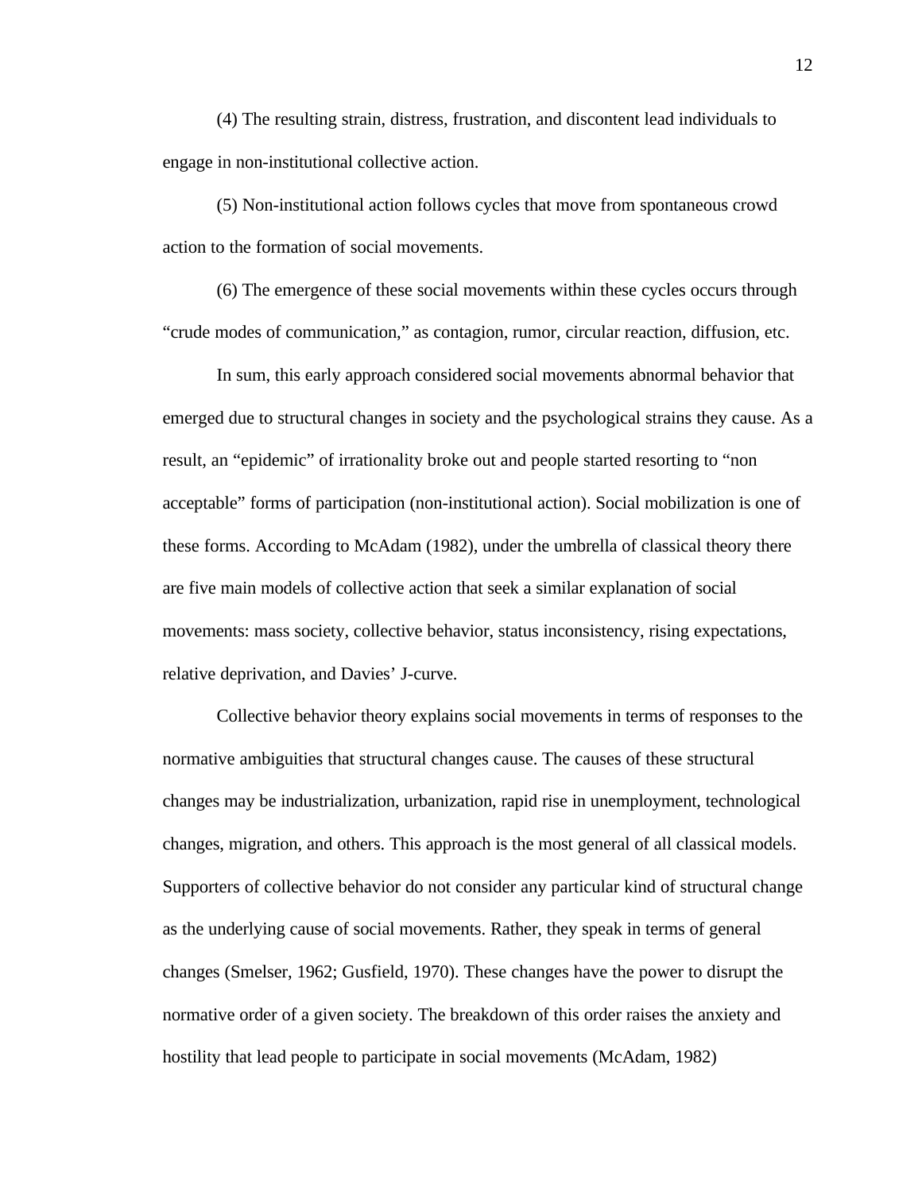(4) The resulting strain, distress, frustration, and discontent lead individuals to engage in non-institutional collective action.

(5) Non-institutional action follows cycles that move from spontaneous crowd action to the formation of social movements.

(6) The emergence of these social movements within these cycles occurs through "crude modes of communication," as contagion, rumor, circular reaction, diffusion, etc.

In sum, this early approach considered social movements abnormal behavior that emerged due to structural changes in society and the psychological strains they cause. As a result, an "epidemic" of irrationality broke out and people started resorting to "non acceptable" forms of participation (non-institutional action). Social mobilization is one of these forms. According to McAdam (1982), under the umbrella of classical theory there are five main models of collective action that seek a similar explanation of social movements: mass society, collective behavior, status inconsistency, rising expectations, relative deprivation, and Davies' J-curve.

Collective behavior theory explains social movements in terms of responses to the normative ambiguities that structural changes cause. The causes of these structural changes may be industrialization, urbanization, rapid rise in unemployment, technological changes, migration, and others. This approach is the most general of all classical models. Supporters of collective behavior do not consider any particular kind of structural change as the underlying cause of social movements. Rather, they speak in terms of general changes (Smelser, 1962; Gusfield, 1970). These changes have the power to disrupt the normative order of a given society. The breakdown of this order raises the anxiety and hostility that lead people to participate in social movements (McAdam, 1982)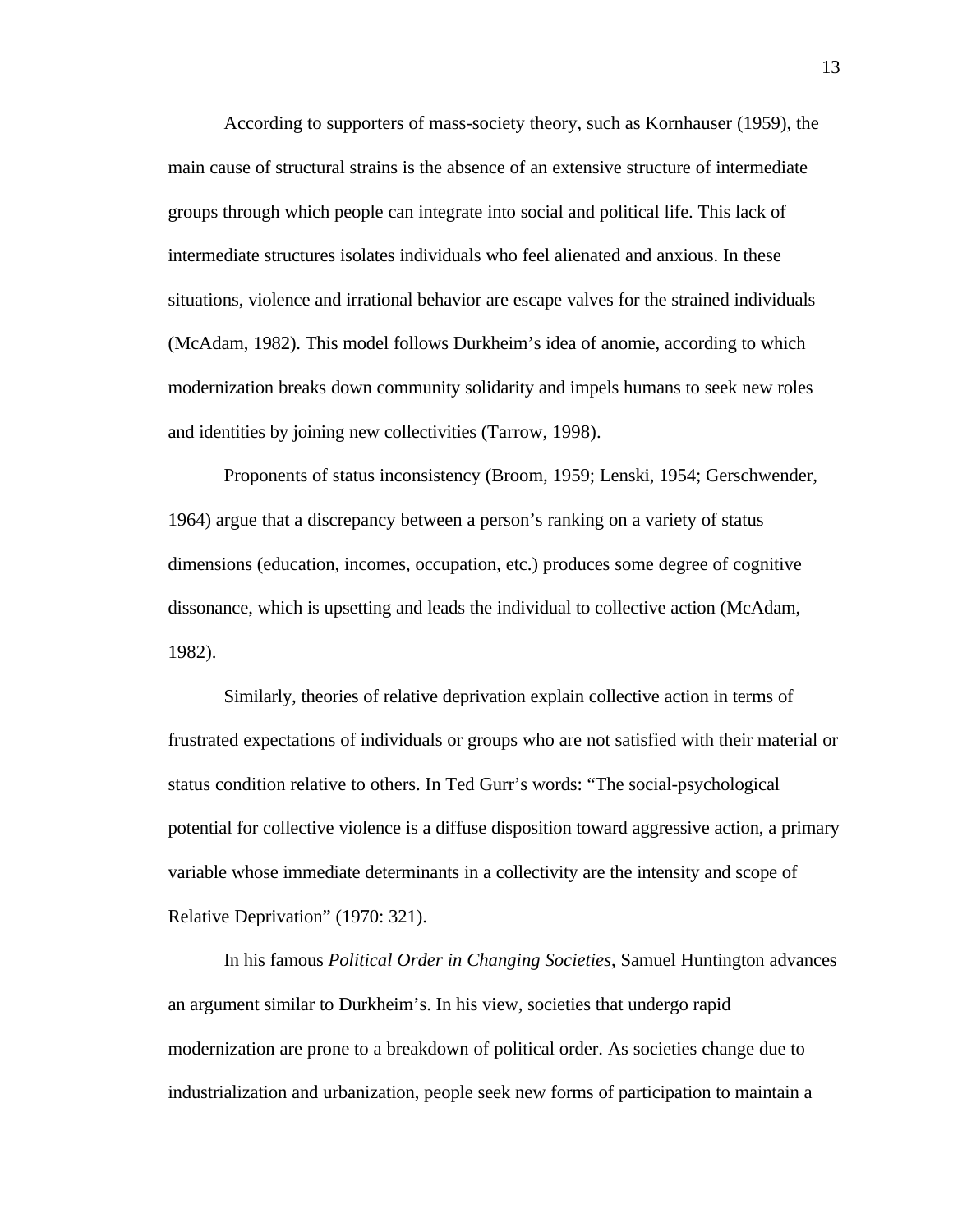According to supporters of mass-society theory, such as Kornhauser (1959), the main cause of structural strains is the absence of an extensive structure of intermediate groups through which people can integrate into social and political life. This lack of intermediate structures isolates individuals who feel alienated and anxious. In these situations, violence and irrational behavior are escape valves for the strained individuals (McAdam, 1982). This model follows Durkheim's idea of anomie, according to which modernization breaks down community solidarity and impels humans to seek new roles and identities by joining new collectivities (Tarrow, 1998).

Proponents of status inconsistency (Broom, 1959; Lenski, 1954; Gerschwender, 1964) argue that a discrepancy between a person's ranking on a variety of status dimensions (education, incomes, occupation, etc.) produces some degree of cognitive dissonance, which is upsetting and leads the individual to collective action (McAdam, 1982).

Similarly, theories of relative deprivation explain collective action in terms of frustrated expectations of individuals or groups who are not satisfied with their material or status condition relative to others. In Ted Gurr's words: "The social-psychological potential for collective violence is a diffuse disposition toward aggressive action, a primary variable whose immediate determinants in a collectivity are the intensity and scope of Relative Deprivation" (1970: 321).

In his famous *Political Order in Changing Societies*, Samuel Huntington advances an argument similar to Durkheim's. In his view, societies that undergo rapid modernization are prone to a breakdown of political order. As societies change due to industrialization and urbanization, people seek new forms of participation to maintain a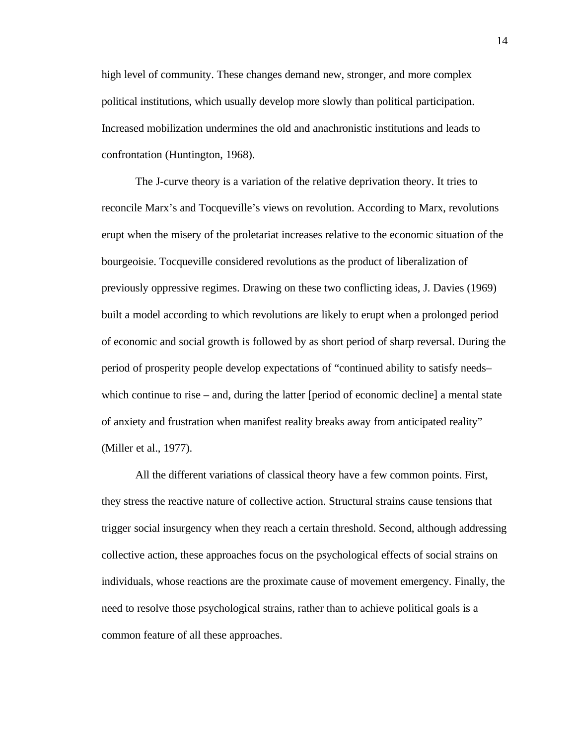high level of community. These changes demand new, stronger, and more complex political institutions, which usually develop more slowly than political participation. Increased mobilization undermines the old and anachronistic institutions and leads to confrontation (Huntington, 1968).

The J-curve theory is a variation of the relative deprivation theory. It tries to reconcile Marx's and Tocqueville's views on revolution. According to Marx, revolutions erupt when the misery of the proletariat increases relative to the economic situation of the bourgeoisie. Tocqueville considered revolutions as the product of liberalization of previously oppressive regimes. Drawing on these two conflicting ideas, J. Davies (1969) built a model according to which revolutions are likely to erupt when a prolonged period of economic and social growth is followed by as short period of sharp reversal. During the period of prosperity people develop expectations of "continued ability to satisfy needs– which continue to rise – and, during the latter [period of economic decline] a mental state of anxiety and frustration when manifest reality breaks away from anticipated reality" (Miller et al., 1977).

All the different variations of classical theory have a few common points. First, they stress the reactive nature of collective action. Structural strains cause tensions that trigger social insurgency when they reach a certain threshold. Second, although addressing collective action, these approaches focus on the psychological effects of social strains on individuals, whose reactions are the proximate cause of movement emergency. Finally, the need to resolve those psychological strains, rather than to achieve political goals is a common feature of all these approaches.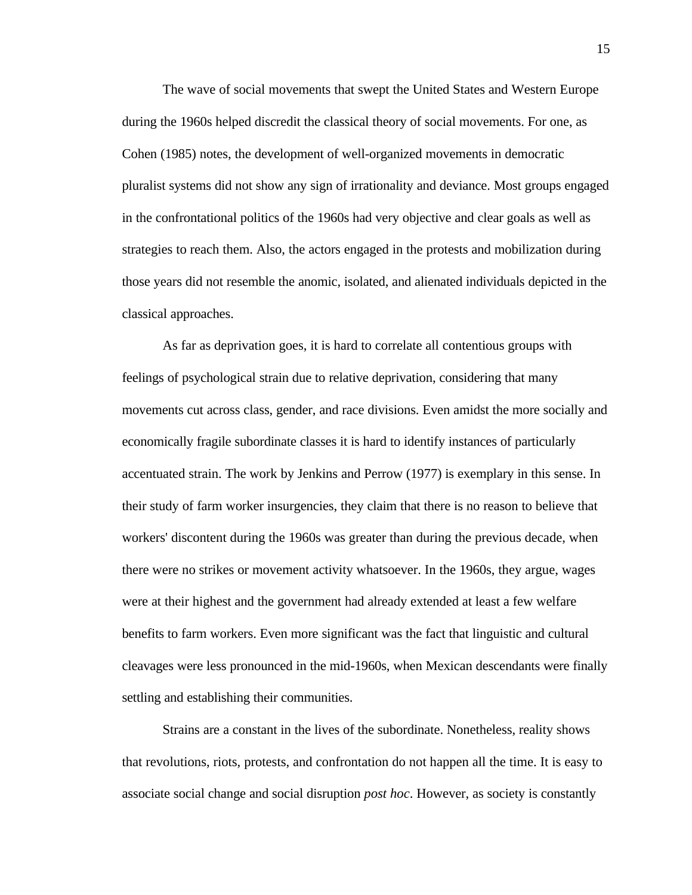The wave of social movements that swept the United States and Western Europe during the 1960s helped discredit the classical theory of social movements. For one, as Cohen (1985) notes, the development of well-organized movements in democratic pluralist systems did not show any sign of irrationality and deviance. Most groups engaged in the confrontational politics of the 1960s had very objective and clear goals as well as strategies to reach them. Also, the actors engaged in the protests and mobilization during those years did not resemble the anomic, isolated, and alienated individuals depicted in the classical approaches.

As far as deprivation goes, it is hard to correlate all contentious groups with feelings of psychological strain due to relative deprivation, considering that many movements cut across class, gender, and race divisions. Even amidst the more socially and economically fragile subordinate classes it is hard to identify instances of particularly accentuated strain. The work by Jenkins and Perrow (1977) is exemplary in this sense. In their study of farm worker insurgencies, they claim that there is no reason to believe that workers' discontent during the 1960s was greater than during the previous decade, when there were no strikes or movement activity whatsoever. In the 1960s, they argue, wages were at their highest and the government had already extended at least a few welfare benefits to farm workers. Even more significant was the fact that linguistic and cultural cleavages were less pronounced in the mid-1960s, when Mexican descendants were finally settling and establishing their communities.

Strains are a constant in the lives of the subordinate. Nonetheless, reality shows that revolutions, riots, protests, and confrontation do not happen all the time. It is easy to associate social change and social disruption *post hoc*. However, as society is constantly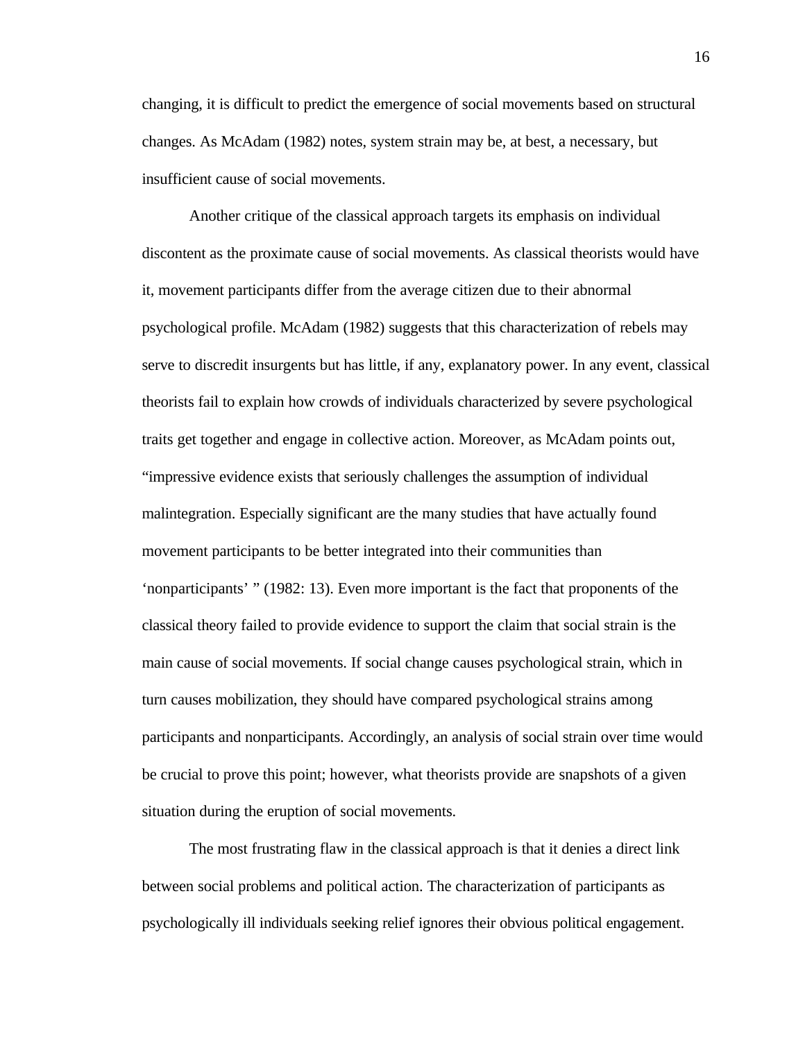changing, it is difficult to predict the emergence of social movements based on structural changes. As McAdam (1982) notes, system strain may be, at best, a necessary, but insufficient cause of social movements.

Another critique of the classical approach targets its emphasis on individual discontent as the proximate cause of social movements. As classical theorists would have it, movement participants differ from the average citizen due to their abnormal psychological profile. McAdam (1982) suggests that this characterization of rebels may serve to discredit insurgents but has little, if any, explanatory power. In any event, classical theorists fail to explain how crowds of individuals characterized by severe psychological traits get together and engage in collective action. Moreover, as McAdam points out, "impressive evidence exists that seriously challenges the assumption of individual malintegration. Especially significant are the many studies that have actually found movement participants to be better integrated into their communities than 'nonparticipants' " (1982: 13). Even more important is the fact that proponents of the classical theory failed to provide evidence to support the claim that social strain is the main cause of social movements. If social change causes psychological strain, which in turn causes mobilization, they should have compared psychological strains among participants and nonparticipants. Accordingly, an analysis of social strain over time would be crucial to prove this point; however, what theorists provide are snapshots of a given situation during the eruption of social movements.

The most frustrating flaw in the classical approach is that it denies a direct link between social problems and political action. The characterization of participants as psychologically ill individuals seeking relief ignores their obvious political engagement.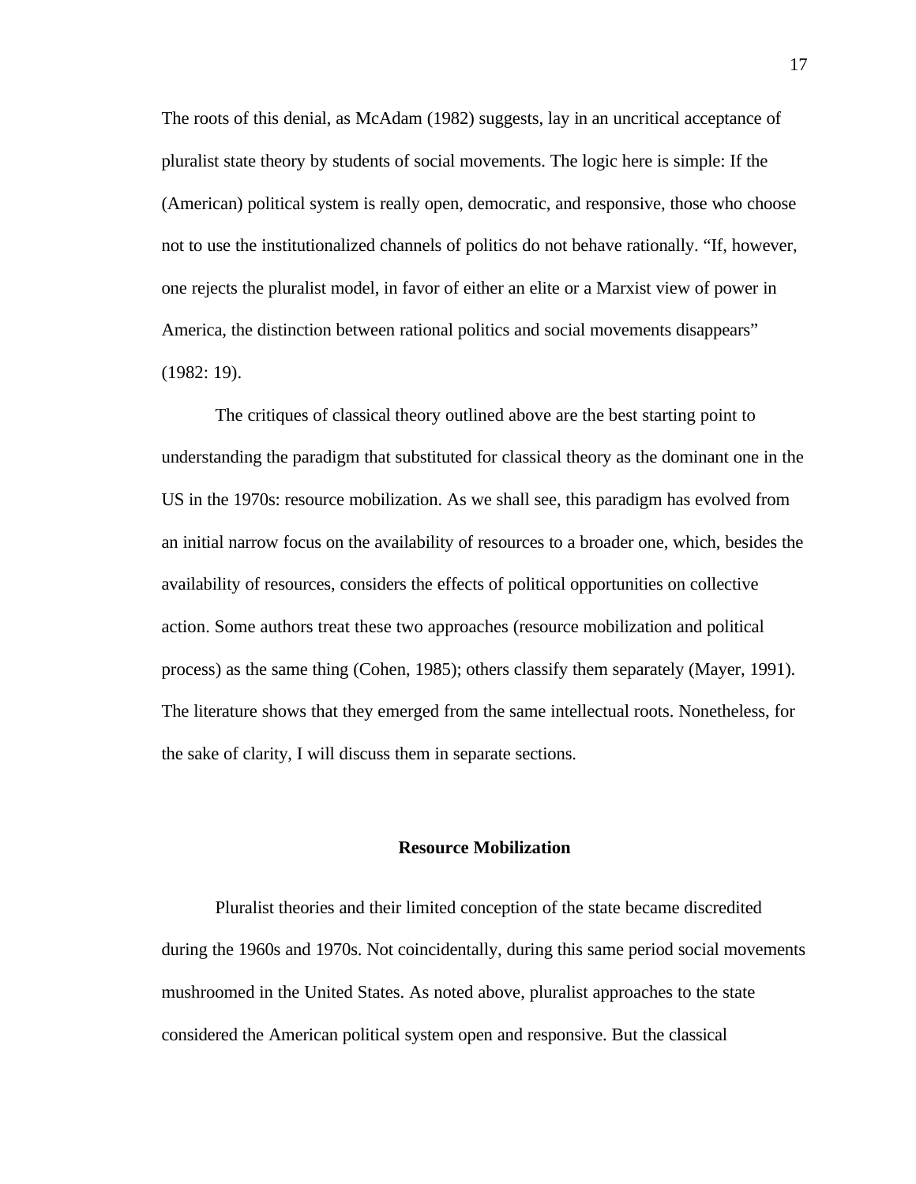The roots of this denial, as McAdam (1982) suggests, lay in an uncritical acceptance of pluralist state theory by students of social movements. The logic here is simple: If the (American) political system is really open, democratic, and responsive, those who choose not to use the institutionalized channels of politics do not behave rationally. "If, however, one rejects the pluralist model, in favor of either an elite or a Marxist view of power in America, the distinction between rational politics and social movements disappears" (1982: 19).

The critiques of classical theory outlined above are the best starting point to understanding the paradigm that substituted for classical theory as the dominant one in the US in the 1970s: resource mobilization. As we shall see, this paradigm has evolved from an initial narrow focus on the availability of resources to a broader one, which, besides the availability of resources, considers the effects of political opportunities on collective action. Some authors treat these two approaches (resource mobilization and political process) as the same thing (Cohen, 1985); others classify them separately (Mayer, 1991). The literature shows that they emerged from the same intellectual roots. Nonetheless, for the sake of clarity, I will discuss them in separate sections.

## Resource Mobilization

Pluralist theories and their limited conception of the state became discredited during the 1960s and 1970s. Not coincidentally, during this same period social movements mushroomed in the United States. As noted above, pluralist approaches to the state considered the American political system open and responsive. But the classical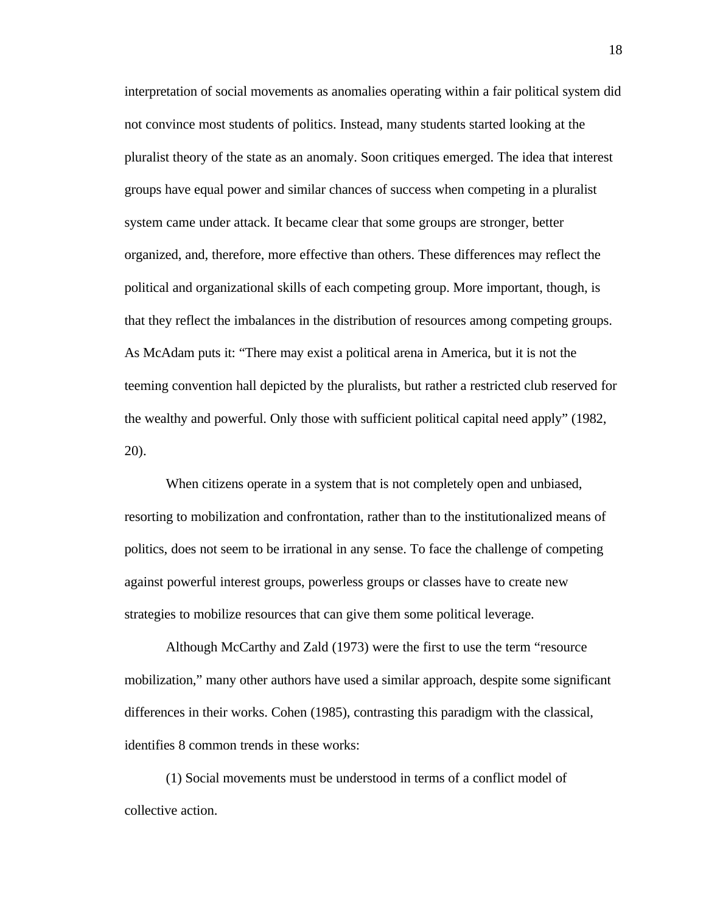interpretation of social movements as anomalies operating within a fair political system did not convince most students of politics. Instead, many students started looking at the pluralist theory of the state as an anomaly. Soon critiques emerged. The idea that interest groups have equal power and similar chances of success when competing in a pluralist system came under attack. It became clear that some groups are stronger, better organized, and, therefore, more effective than others. These differences may reflect the political and organizational skills of each competing group. More important, though, is that they reflect the imbalances in the distribution of resources among competing groups. As McAdam puts it: "There may exist a political arena in America, but it is not the teeming convention hall depicted by the pluralists, but rather a restricted club reserved for the wealthy and powerful. Only those with sufficient political capital need apply" (1982, 20).

When citizens operate in a system that is not completely open and unbiased, resorting to mobilization and confrontation, rather than to the institutionalized means of politics, does not seem to be irrational in any sense. To face the challenge of competing against powerful interest groups, powerless groups or classes have to create new strategies to mobilize resources that can give them some political leverage.

Although McCarthy and Zald (1973) were the first to use the term "resource mobilization," many other authors have used a similar approach, despite some significant differences in their works. Cohen (1985), contrasting this paradigm with the classical, identifies 8 common trends in these works:

(1) Social movements must be understood in terms of a conflict model of collective action.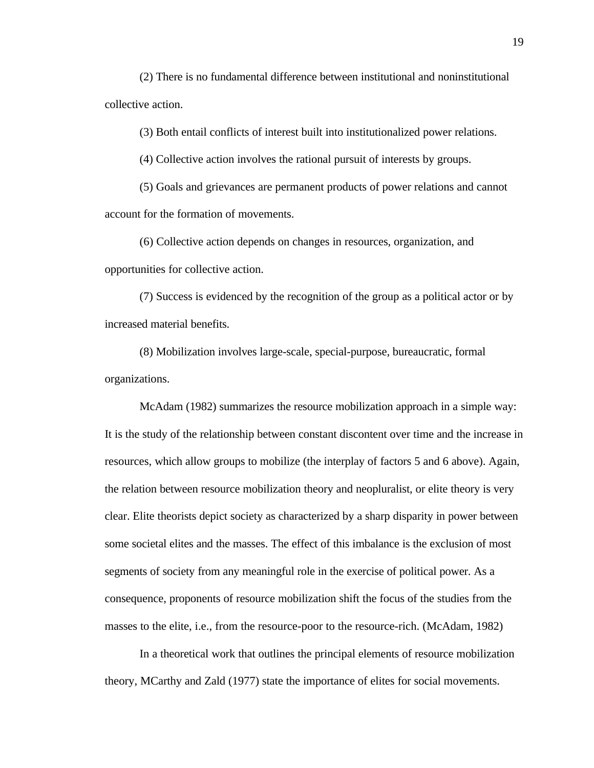(2) There is no fundamental difference between institutional and noninstitutional collective action.

(3) Both entail conflicts of interest built into institutionalized power relations.

(4) Collective action involves the rational pursuit of interests by groups.

(5) Goals and grievances are permanent products of power relations and cannot account for the formation of movements.

(6) Collective action depends on changes in resources, organization, and opportunities for collective action.

(7) Success is evidenced by the recognition of the group as a political actor or by increased material benefits.

(8) Mobilization involves large-scale, special-purpose, bureaucratic, formal organizations.

McAdam (1982) summarizes the resource mobilization approach in a simple way: It is the study of the relationship between constant discontent over time and the increase in resources, which allow groups to mobilize (the interplay of factors 5 and 6 above). Again, the relation between resource mobilization theory and neopluralist, or elite theory is very clear. Elite theorists depict society as characterized by a sharp disparity in power between some societal elites and the masses. The effect of this imbalance is the exclusion of most segments of society from any meaningful role in the exercise of political power. As a consequence, proponents of resource mobilization shift the focus of the studies from the masses to the elite, i.e., from the resource-poor to the resource-rich. (McAdam, 1982)

In a theoretical work that outlines the principal elements of resource mobilization theory, MCarthy and Zald (1977) state the importance of elites for social movements.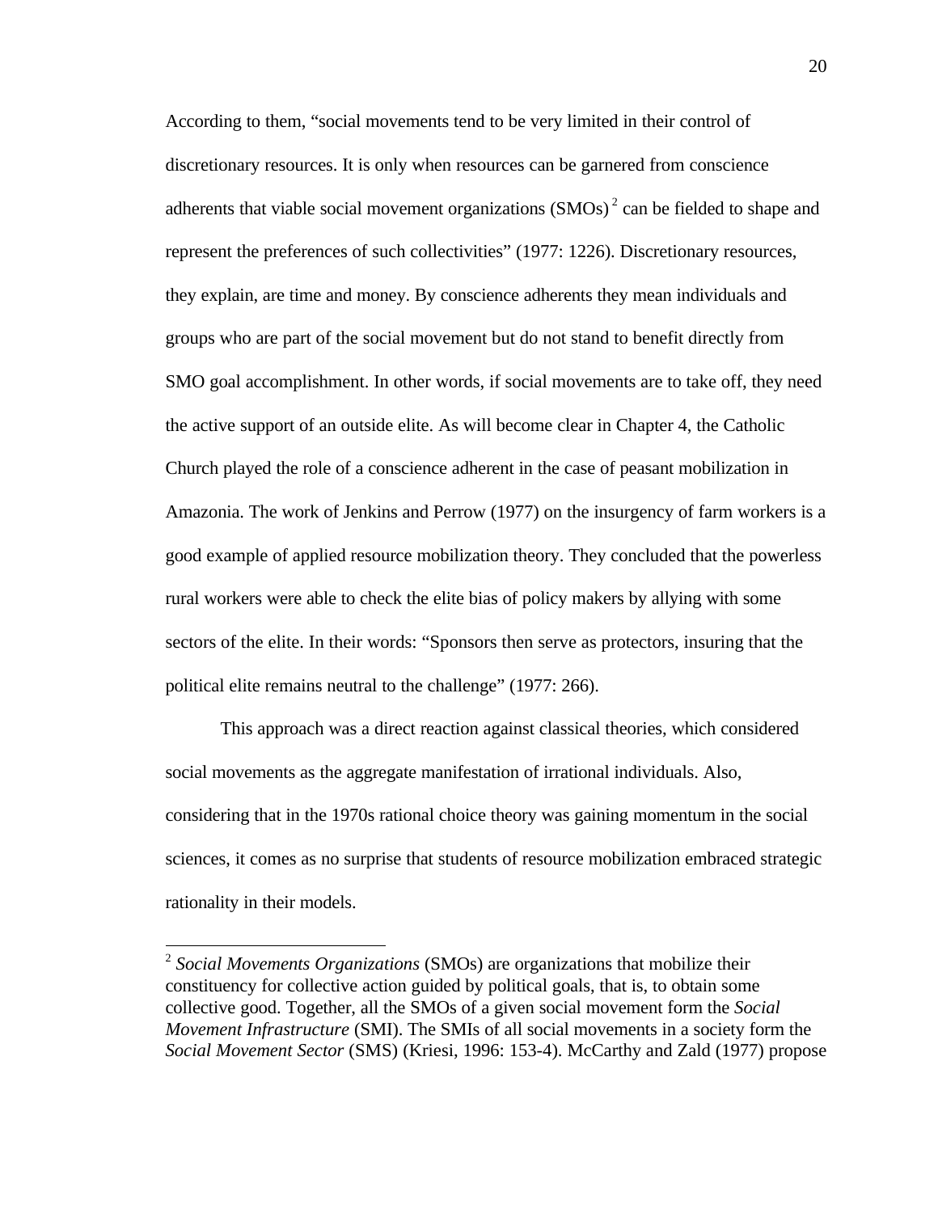According to them, "social movements tend to be very limited in their control of discretionary resources. It is only when resources can be garnered from conscience adherents that viable social movement organizations (SMOs)[2] can be fielded to shape and represent the preferences of such collectivities" (1977: 1226). Discretionary resources, they explain, are time and money. By conscience adherents they mean individuals and groups who are part of the social movement but do not stand to benefit directly from SMO goal accomplishment. In other words, if social movements are to take off, they need the active support of an outside elite. As will become clear in Chapter 4, the Catholic Church played the role of a conscience adherent in the case of peasant mobilization in Amazonia. The work of Jenkins and Perrow (1977) on the insurgency of farm workers is a good example of applied resource mobilization theory. They concluded that the powerless rural workers were able to check the elite bias of policy makers by allying with some sectors of the elite. In their words: "Sponsors then serve as protectors, insuring that the political elite remains neutral to the challenge" (1977: 266).

This approach was a direct reaction against classical theories, which considered social movements as the aggregate manifestation of irrational individuals. Also, considering that in the 1970s rational choice theory was gaining momentum in the social sciences, it comes as no surprise that students of resource mobilization embraced strategic rationality in their models.

---

[2] *Social Movements Organizations* (SMOs) are organizations that mobilize their constituency for collective action guided by political goals, that is, to obtain some collective good. Together, all the SMOs of a given social movement form the *Social Movement Infrastructure* (SMI). The SMIs of all social movements in a society form the *Social Movement Sector* (SMS) (Kriesi, 1996: 153-4). McCarthy and Zald (1977) propose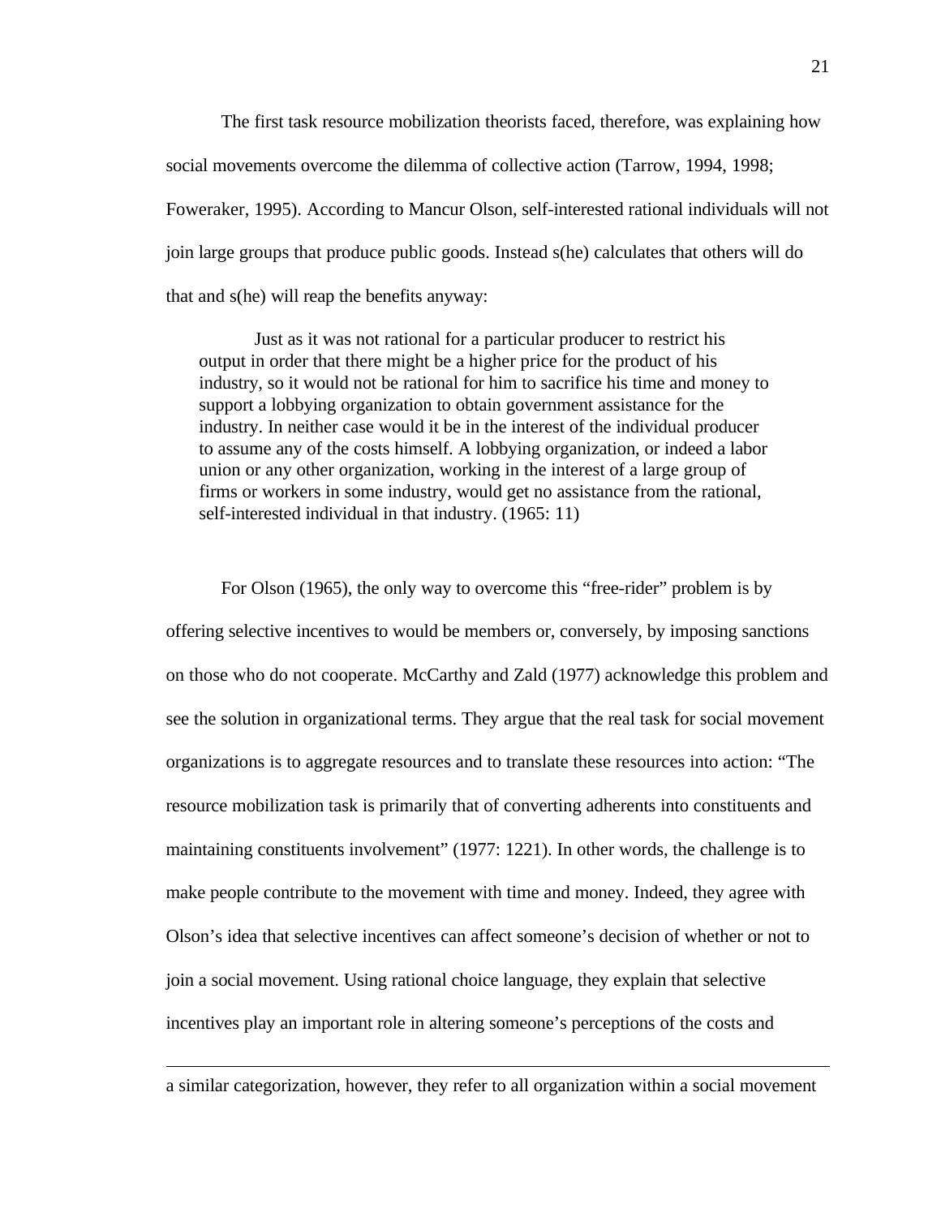The first task resource mobilization theorists faced, therefore, was explaining how social movements overcome the dilemma of collective action (Tarrow, 1994, 1998; Foweraker, 1995). According to Mancur Olson, self-interested rational individuals will not join large groups that produce public goods. Instead s(he) calculates that others will do that and s(he) will reap the benefits anyway:

> Just as it was not rational for a particular producer to restrict his output in order that there might be a higher price for the product of his industry, so it would not be rational for him to sacrifice his time and money to support a lobbying organization to obtain government assistance for the industry. In neither case would it be in the interest of the individual producer to assume any of the costs himself. A lobbying organization, or indeed a labor union or any other organization, working in the interest of a large group of firms or workers in some industry, would get no assistance from the rational, self-interested individual in that industry. (1965: 11)

For Olson (1965), the only way to overcome this "free-rider" problem is by offering selective incentives to would be members or, conversely, by imposing sanctions on those who do not cooperate. McCarthy and Zald (1977) acknowledge this problem and see the solution in organizational terms. They argue that the real task for social movement organizations is to aggregate resources and to translate these resources into action: "The resource mobilization task is primarily that of converting adherents into constituents and maintaining constituents involvement" (1977: 1221). In other words, the challenge is to make people contribute to the movement with time and money. Indeed, they agree with Olson's idea that selective incentives can affect someone's decision of whether or not to join a social movement. Using rational choice language, they explain that selective incentives play an important role in altering someone's perceptions of the costs and

---

a similar categorization, however, they refer to all organization within a social movement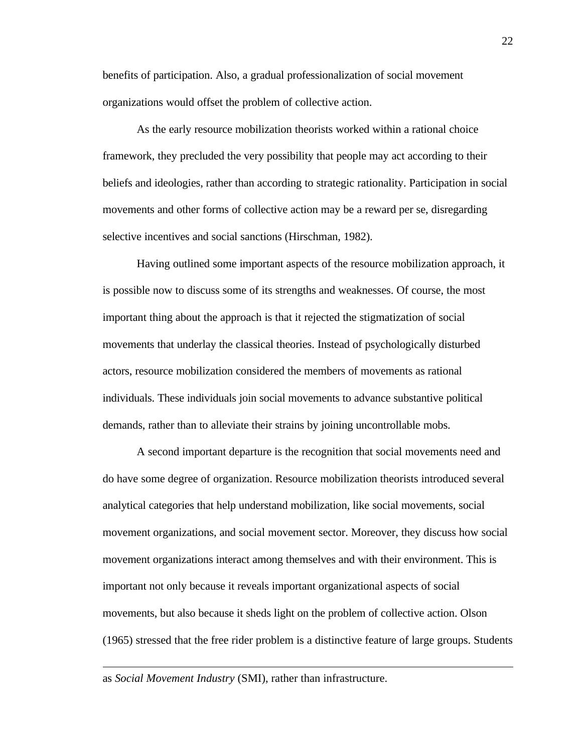benefits of participation. Also, a gradual professionalization of social movement organizations would offset the problem of collective action.

As the early resource mobilization theorists worked within a rational choice framework, they precluded the very possibility that people may act according to their beliefs and ideologies, rather than according to strategic rationality. Participation in social movements and other forms of collective action may be a reward per se, disregarding selective incentives and social sanctions (Hirschman, 1982).

Having outlined some important aspects of the resource mobilization approach, it is possible now to discuss some of its strengths and weaknesses. Of course, the most important thing about the approach is that it rejected the stigmatization of social movements that underlay the classical theories. Instead of psychologically disturbed actors, resource mobilization considered the members of movements as rational individuals. These individuals join social movements to advance substantive political demands, rather than to alleviate their strains by joining uncontrollable mobs.

A second important departure is the recognition that social movements need and do have some degree of organization. Resource mobilization theorists introduced several analytical categories that help understand mobilization, like social movements, social movement organizations, and social movement sector. Moreover, they discuss how social movement organizations interact among themselves and with their environment. This is important not only because it reveals important organizational aspects of social movements, but also because it sheds light on the problem of collective action. Olson (1965) stressed that the free rider problem is a distinctive feature of large groups. Students

---

as *Social Movement Industry* (SMI), rather than infrastructure.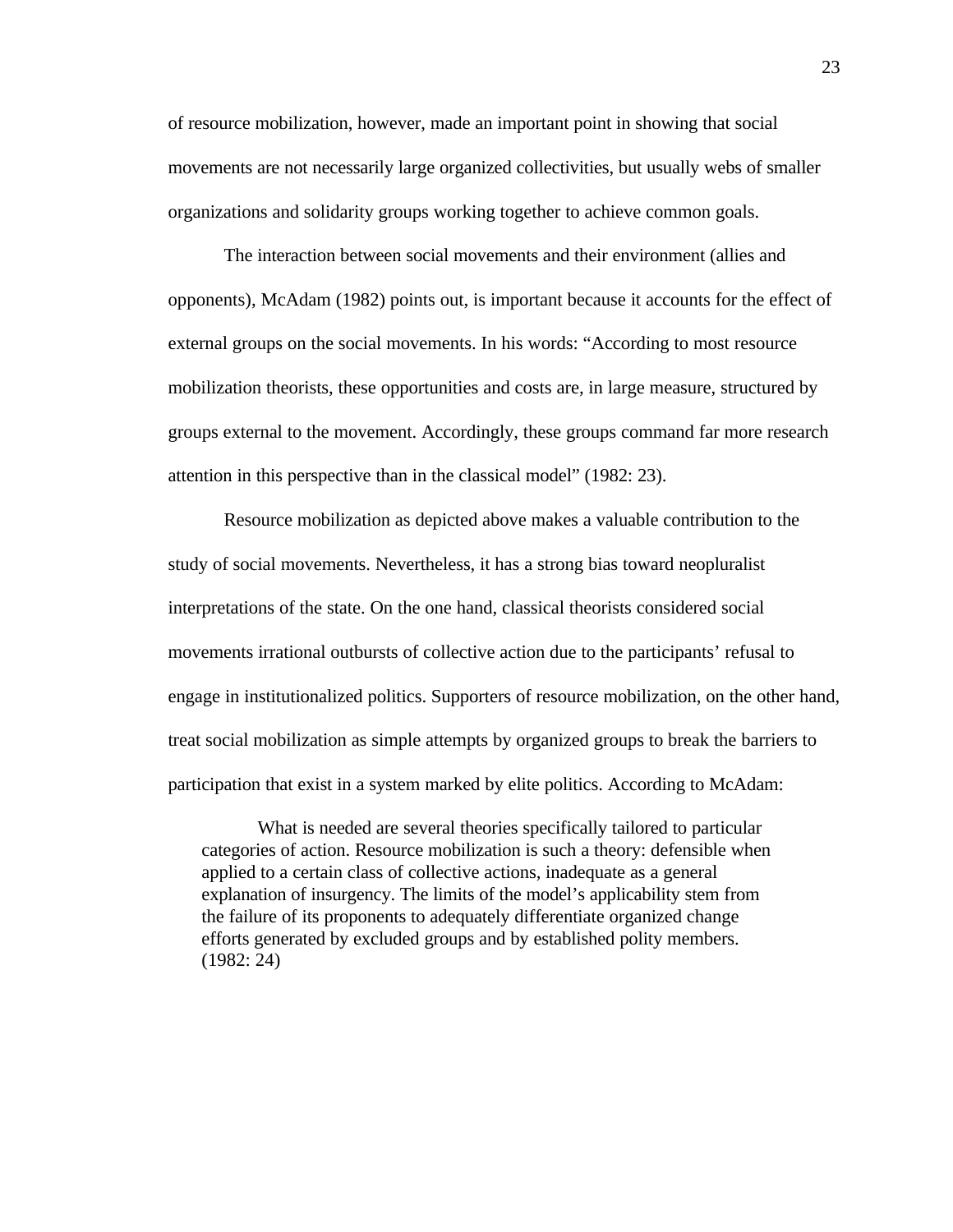of resource mobilization, however, made an important point in showing that social movements are not necessarily large organized collectivities, but usually webs of smaller organizations and solidarity groups working together to achieve common goals.

The interaction between social movements and their environment (allies and opponents), McAdam (1982) points out, is important because it accounts for the effect of external groups on the social movements. In his words: "According to most resource mobilization theorists, these opportunities and costs are, in large measure, structured by groups external to the movement. Accordingly, these groups command far more research attention in this perspective than in the classical model" (1982: 23).

Resource mobilization as depicted above makes a valuable contribution to the study of social movements. Nevertheless, it has a strong bias toward neopluralist interpretations of the state. On the one hand, classical theorists considered social movements irrational outbursts of collective action due to the participants' refusal to engage in institutionalized politics. Supporters of resource mobilization, on the other hand, treat social mobilization as simple attempts by organized groups to break the barriers to participation that exist in a system marked by elite politics. According to McAdam:

> What is needed are several theories specifically tailored to particular categories of action. Resource mobilization is such a theory: defensible when applied to a certain class of collective actions, inadequate as a general explanation of insurgency. The limits of the model's applicability stem from the failure of its proponents to adequately differentiate organized change efforts generated by excluded groups and by established polity members. (1982: 24)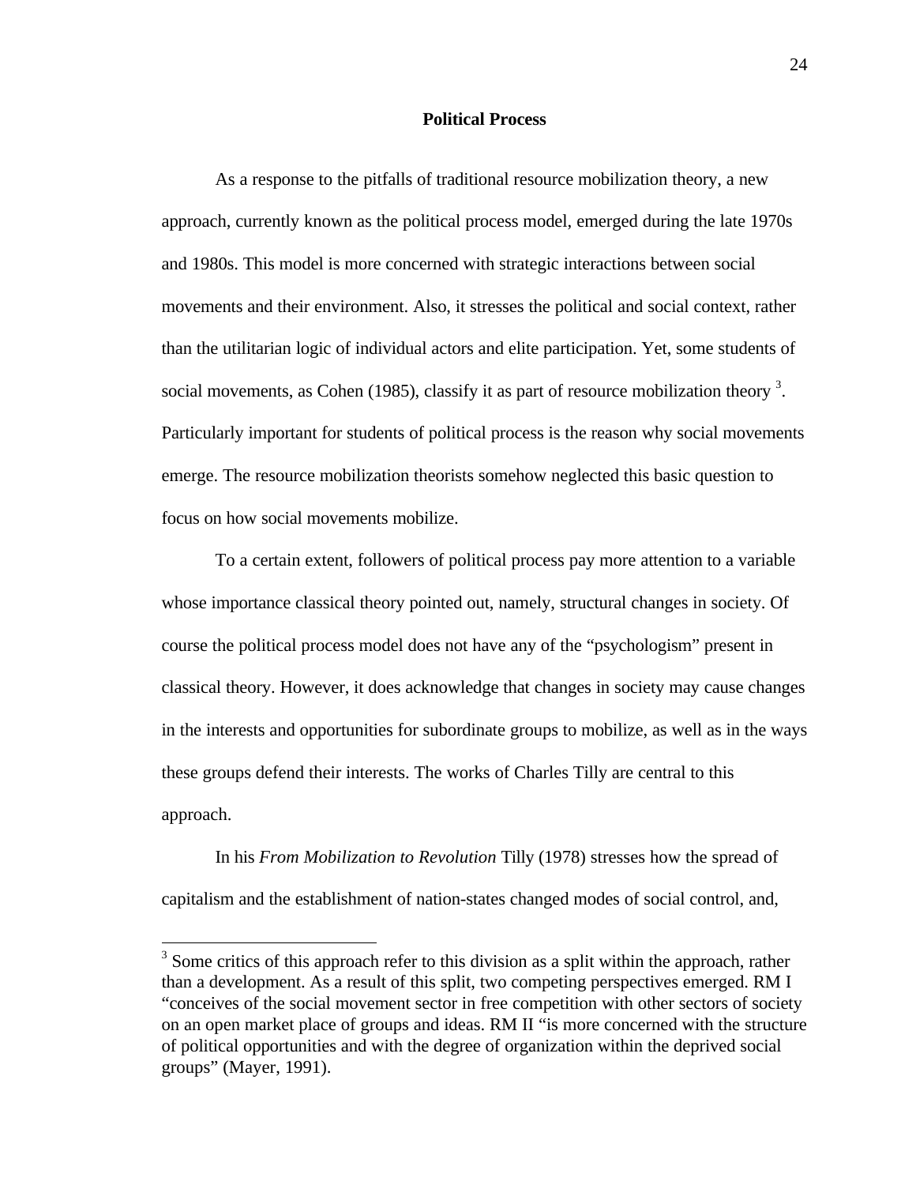## Political Process

As a response to the pitfalls of traditional resource mobilization theory, a new approach, currently known as the political process model, emerged during the late 1970s and 1980s. This model is more concerned with strategic interactions between social movements and their environment. Also, it stresses the political and social context, rather than the utilitarian logic of individual actors and elite participation. Yet, some students of social movements, as Cohen (1985), classify it as part of resource mobilization theory [3]. Particularly important for students of political process is the reason why social movements emerge. The resource mobilization theorists somehow neglected this basic question to focus on how social movements mobilize.

To a certain extent, followers of political process pay more attention to a variable whose importance classical theory pointed out, namely, structural changes in society. Of course the political process model does not have any of the "psychologism" present in classical theory. However, it does acknowledge that changes in society may cause changes in the interests and opportunities for subordinate groups to mobilize, as well as in the ways these groups defend their interests. The works of Charles Tilly are central to this approach.

In his *From Mobilization to Revolution* Tilly (1978) stresses how the spread of capitalism and the establishment of nation-states changed modes of social control, and,

---

[3] Some critics of this approach refer to this division as a split within the approach, rather than a development. As a result of this split, two competing perspectives emerged. RM I "conceives of the social movement sector in free competition with other sectors of society on an open market place of groups and ideas. RM II "is more concerned with the structure of political opportunities and with the degree of organization within the deprived social groups" (Mayer, 1991).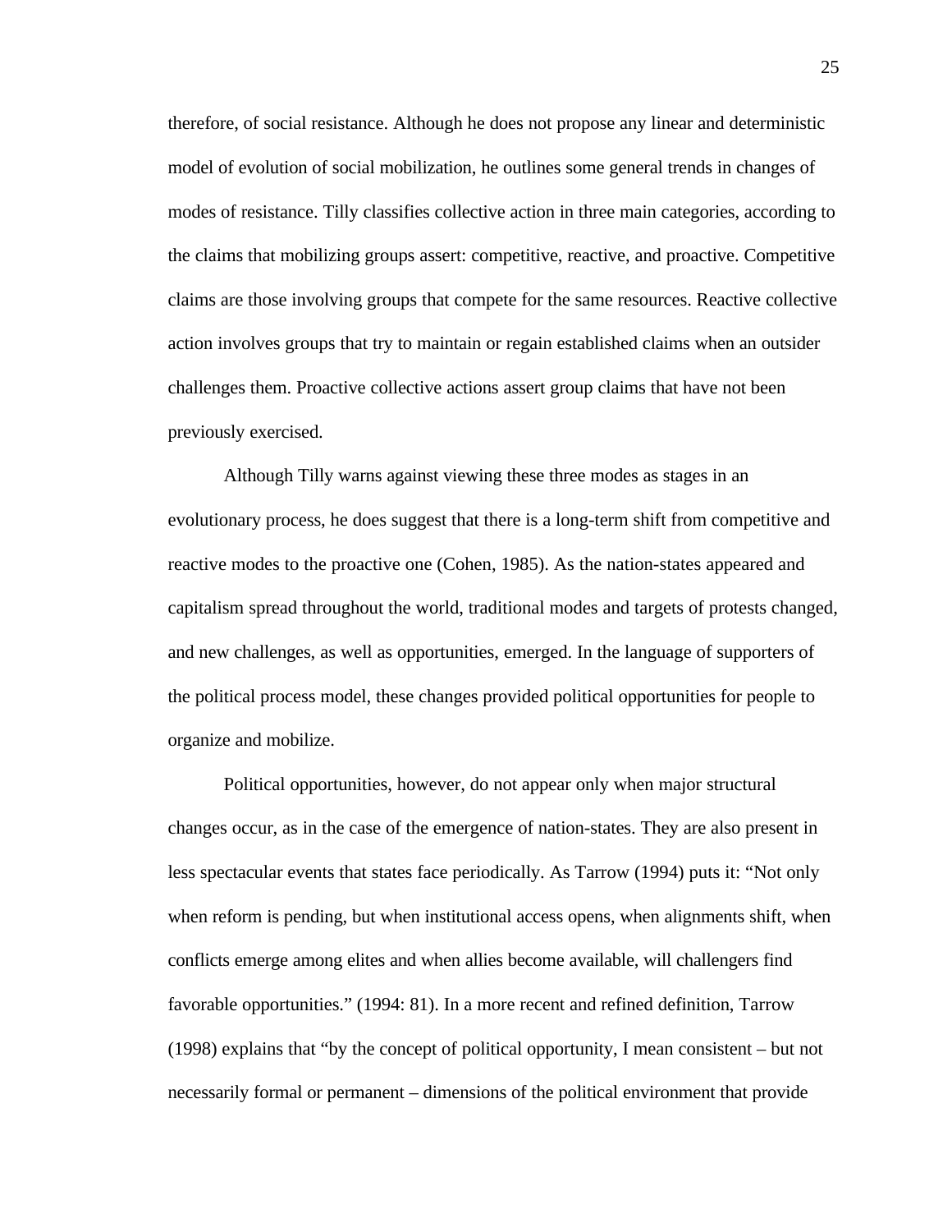therefore, of social resistance. Although he does not propose any linear and deterministic model of evolution of social mobilization, he outlines some general trends in changes of modes of resistance. Tilly classifies collective action in three main categories, according to the claims that mobilizing groups assert: competitive, reactive, and proactive. Competitive claims are those involving groups that compete for the same resources. Reactive collective action involves groups that try to maintain or regain established claims when an outsider challenges them. Proactive collective actions assert group claims that have not been previously exercised.

Although Tilly warns against viewing these three modes as stages in an evolutionary process, he does suggest that there is a long-term shift from competitive and reactive modes to the proactive one (Cohen, 1985). As the nation-states appeared and capitalism spread throughout the world, traditional modes and targets of protests changed, and new challenges, as well as opportunities, emerged. In the language of supporters of the political process model, these changes provided political opportunities for people to organize and mobilize.

Political opportunities, however, do not appear only when major structural changes occur, as in the case of the emergence of nation-states. They are also present in less spectacular events that states face periodically. As Tarrow (1994) puts it: "Not only when reform is pending, but when institutional access opens, when alignments shift, when conflicts emerge among elites and when allies become available, will challengers find favorable opportunities." (1994: 81). In a more recent and refined definition, Tarrow (1998) explains that "by the concept of political opportunity, I mean consistent – but not necessarily formal or permanent – dimensions of the political environment that provide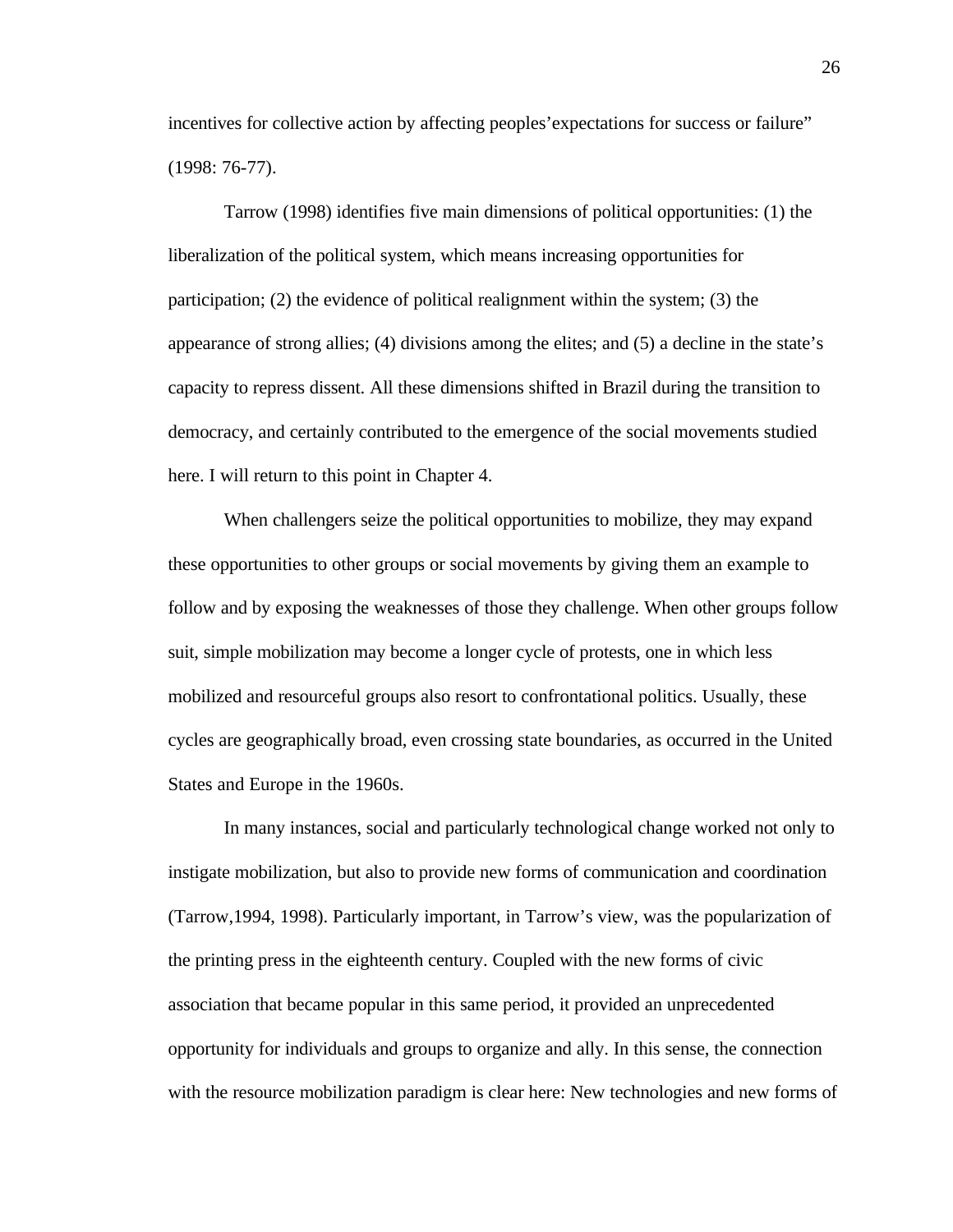incentives for collective action by affecting peoples'expectations for success or failure" (1998: 76-77).

Tarrow (1998) identifies five main dimensions of political opportunities: (1) the liberalization of the political system, which means increasing opportunities for participation; (2) the evidence of political realignment within the system; (3) the appearance of strong allies; (4) divisions among the elites; and (5) a decline in the state's capacity to repress dissent. All these dimensions shifted in Brazil during the transition to democracy, and certainly contributed to the emergence of the social movements studied here. I will return to this point in Chapter 4.

When challengers seize the political opportunities to mobilize, they may expand these opportunities to other groups or social movements by giving them an example to follow and by exposing the weaknesses of those they challenge. When other groups follow suit, simple mobilization may become a longer cycle of protests, one in which less mobilized and resourceful groups also resort to confrontational politics. Usually, these cycles are geographically broad, even crossing state boundaries, as occurred in the United States and Europe in the 1960s.

In many instances, social and particularly technological change worked not only to instigate mobilization, but also to provide new forms of communication and coordination (Tarrow,1994, 1998). Particularly important, in Tarrow's view, was the popularization of the printing press in the eighteenth century. Coupled with the new forms of civic association that became popular in this same period, it provided an unprecedented opportunity for individuals and groups to organize and ally. In this sense, the connection with the resource mobilization paradigm is clear here: New technologies and new forms of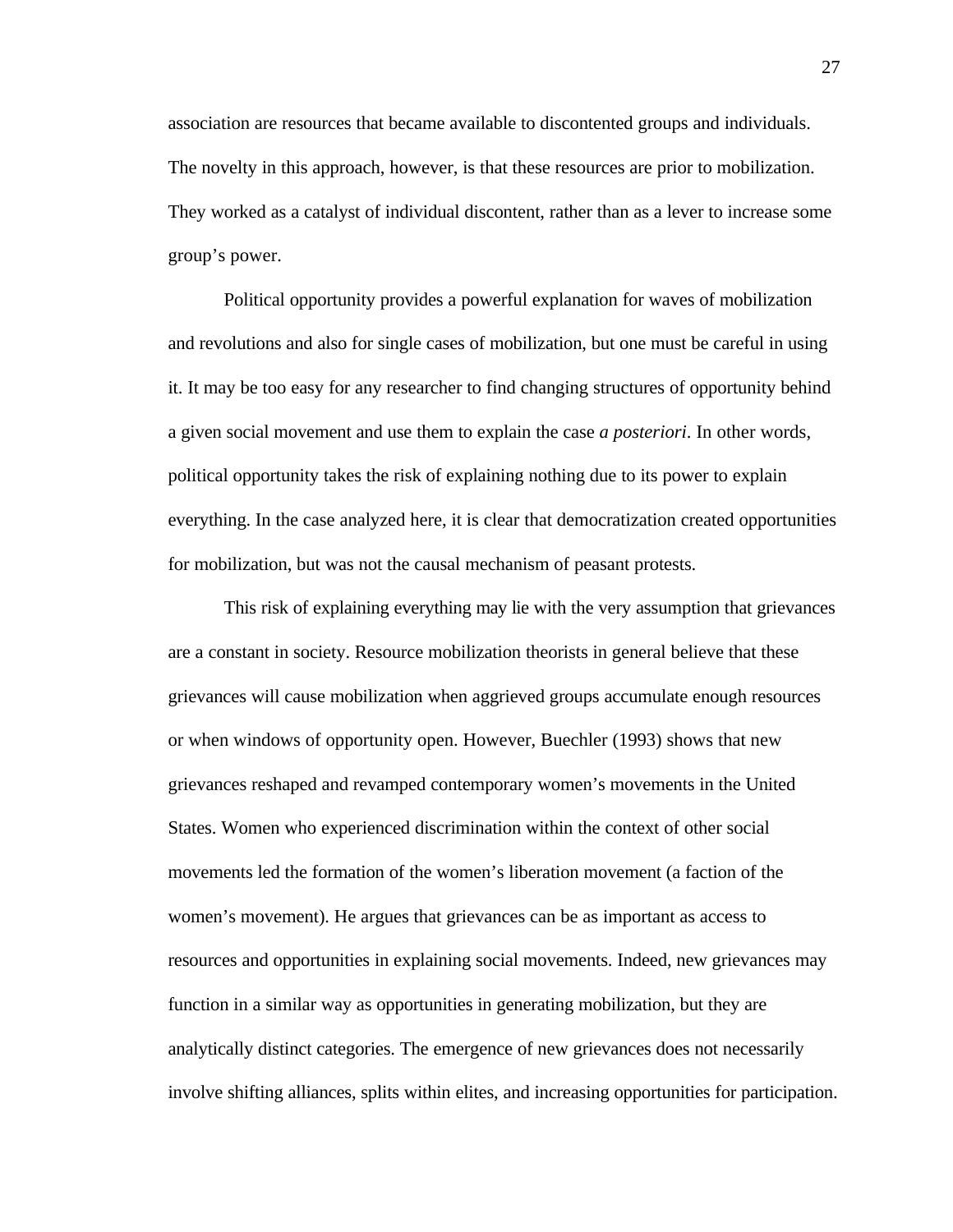association are resources that became available to discontented groups and individuals. The novelty in this approach, however, is that these resources are prior to mobilization. They worked as a catalyst of individual discontent, rather than as a lever to increase some group's power.

Political opportunity provides a powerful explanation for waves of mobilization and revolutions and also for single cases of mobilization, but one must be careful in using it. It may be too easy for any researcher to find changing structures of opportunity behind a given social movement and use them to explain the case *a posteriori*. In other words, political opportunity takes the risk of explaining nothing due to its power to explain everything. In the case analyzed here, it is clear that democratization created opportunities for mobilization, but was not the causal mechanism of peasant protests.

This risk of explaining everything may lie with the very assumption that grievances are a constant in society. Resource mobilization theorists in general believe that these grievances will cause mobilization when aggrieved groups accumulate enough resources or when windows of opportunity open. However, Buechler (1993) shows that new grievances reshaped and revamped contemporary women's movements in the United States. Women who experienced discrimination within the context of other social movements led the formation of the women's liberation movement (a faction of the women's movement). He argues that grievances can be as important as access to resources and opportunities in explaining social movements. Indeed, new grievances may function in a similar way as opportunities in generating mobilization, but they are analytically distinct categories. The emergence of new grievances does not necessarily involve shifting alliances, splits within elites, and increasing opportunities for participation.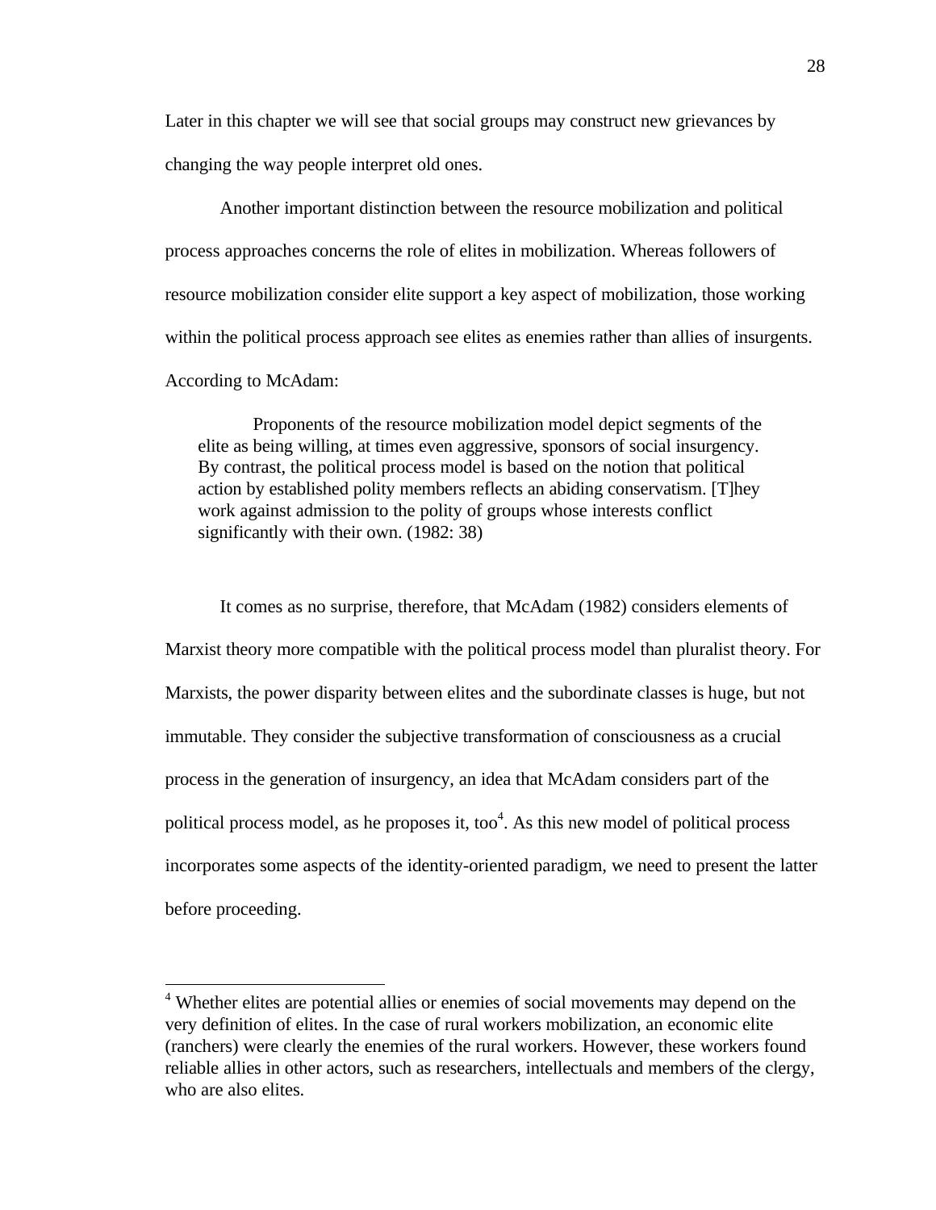Later in this chapter we will see that social groups may construct new grievances by changing the way people interpret old ones.

Another important distinction between the resource mobilization and political process approaches concerns the role of elites in mobilization. Whereas followers of resource mobilization consider elite support a key aspect of mobilization, those working within the political process approach see elites as enemies rather than allies of insurgents. According to McAdam:

> Proponents of the resource mobilization model depict segments of the elite as being willing, at times even aggressive, sponsors of social insurgency. By contrast, the political process model is based on the notion that political action by established polity members reflects an abiding conservatism. [T]hey work against admission to the polity of groups whose interests conflict significantly with their own. (1982: 38)

It comes as no surprise, therefore, that McAdam (1982) considers elements of Marxist theory more compatible with the political process model than pluralist theory. For Marxists, the power disparity between elites and the subordinate classes is huge, but not immutable. They consider the subjective transformation of consciousness as a crucial process in the generation of insurgency, an idea that McAdam considers part of the political process model, as he proposes it, too[4]. As this new model of political process incorporates some aspects of the identity-oriented paradigm, we need to present the latter before proceeding.

---

[4] Whether elites are potential allies or enemies of social movements may depend on the very definition of elites. In the case of rural workers mobilization, an economic elite (ranchers) were clearly the enemies of the rural workers. However, these workers found reliable allies in other actors, such as researchers, intellectuals and members of the clergy, who are also elites.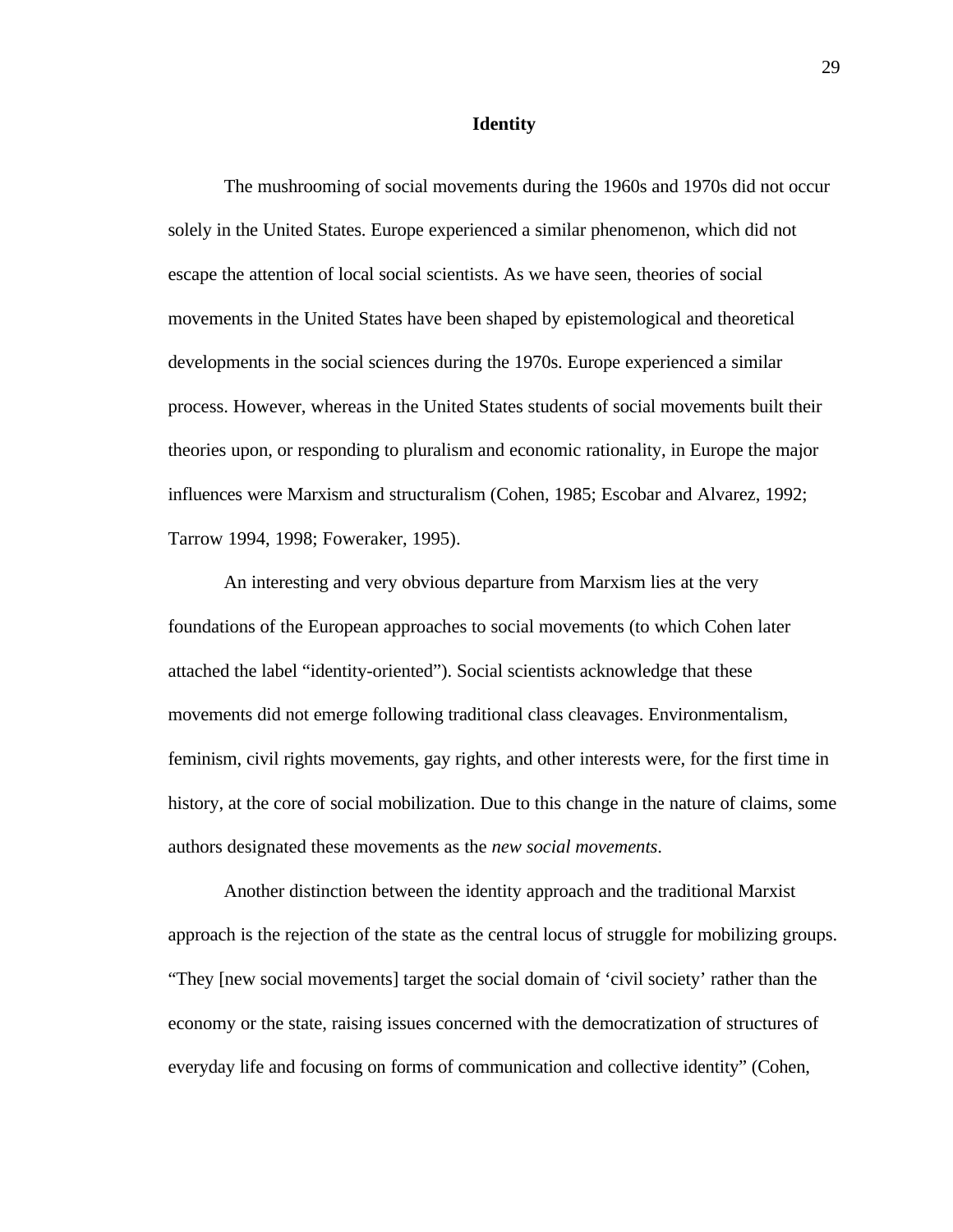## Identity

The mushrooming of social movements during the 1960s and 1970s did not occur solely in the United States. Europe experienced a similar phenomenon, which did not escape the attention of local social scientists. As we have seen, theories of social movements in the United States have been shaped by epistemological and theoretical developments in the social sciences during the 1970s. Europe experienced a similar process. However, whereas in the United States students of social movements built their theories upon, or responding to pluralism and economic rationality, in Europe the major influences were Marxism and structuralism (Cohen, 1985; Escobar and Alvarez, 1992; Tarrow 1994, 1998; Foweraker, 1995).

An interesting and very obvious departure from Marxism lies at the very foundations of the European approaches to social movements (to which Cohen later attached the label "identity-oriented"). Social scientists acknowledge that these movements did not emerge following traditional class cleavages. Environmentalism, feminism, civil rights movements, gay rights, and other interests were, for the first time in history, at the core of social mobilization. Due to this change in the nature of claims, some authors designated these movements as the *new social movements*.

Another distinction between the identity approach and the traditional Marxist approach is the rejection of the state as the central locus of struggle for mobilizing groups. "They [new social movements] target the social domain of 'civil society' rather than the economy or the state, raising issues concerned with the democratization of structures of everyday life and focusing on forms of communication and collective identity" (Cohen,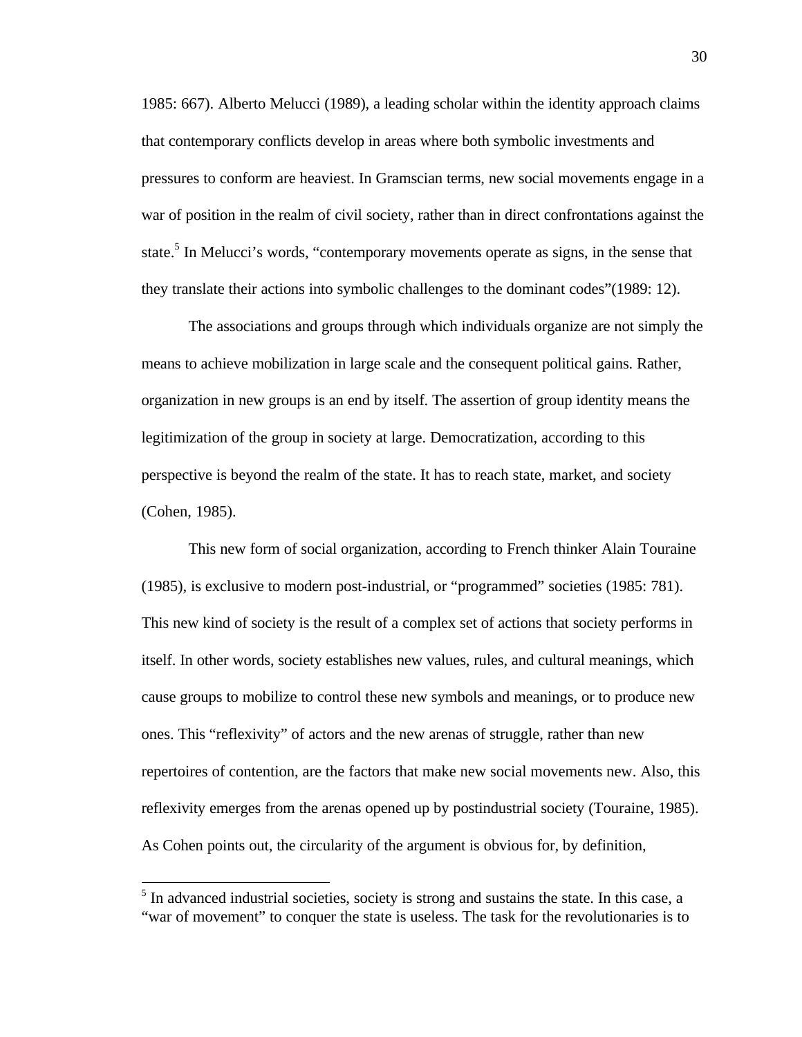1985: 667). Alberto Melucci (1989), a leading scholar within the identity approach claims that contemporary conflicts develop in areas where both symbolic investments and pressures to conform are heaviest. In Gramscian terms, new social movements engage in a war of position in the realm of civil society, rather than in direct confrontations against the state.[5] In Melucci's words, "contemporary movements operate as signs, in the sense that they translate their actions into symbolic challenges to the dominant codes"(1989: 12).

The associations and groups through which individuals organize are not simply the means to achieve mobilization in large scale and the consequent political gains. Rather, organization in new groups is an end by itself. The assertion of group identity means the legitimization of the group in society at large. Democratization, according to this perspective is beyond the realm of the state. It has to reach state, market, and society (Cohen, 1985).

This new form of social organization, according to French thinker Alain Touraine (1985), is exclusive to modern post-industrial, or "programmed" societies (1985: 781). This new kind of society is the result of a complex set of actions that society performs in itself. In other words, society establishes new values, rules, and cultural meanings, which cause groups to mobilize to control these new symbols and meanings, or to produce new ones. This "reflexivity" of actors and the new arenas of struggle, rather than new repertoires of contention, are the factors that make new social movements new. Also, this reflexivity emerges from the arenas opened up by postindustrial society (Touraine, 1985). As Cohen points out, the circularity of the argument is obvious for, by definition,

[5] In advanced industrial societies, society is strong and sustains the state. In this case, a "war of movement" to conquer the state is useless. The task for the revolutionaries is to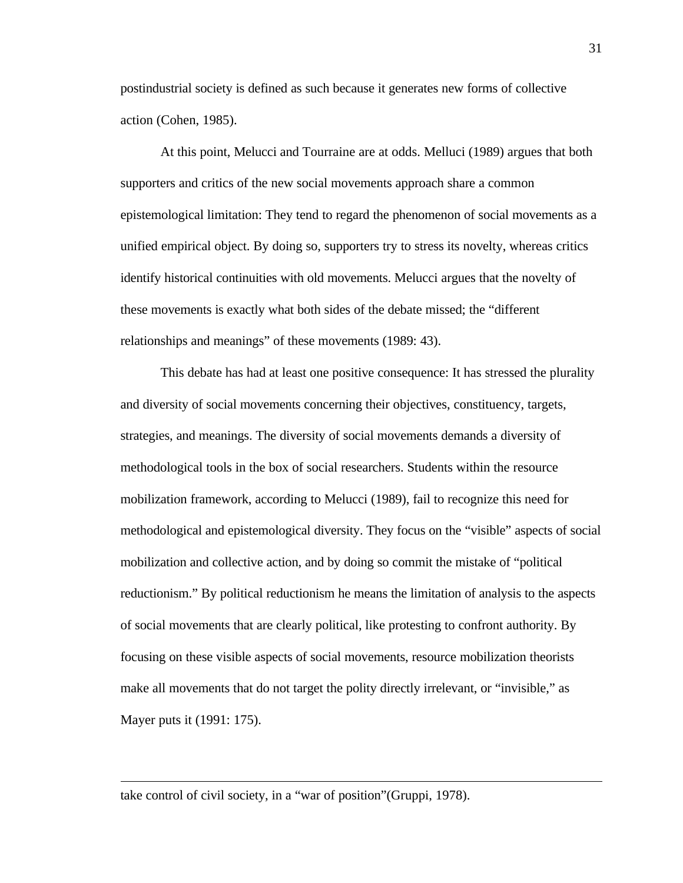postindustrial society is defined as such because it generates new forms of collective action (Cohen, 1985).

At this point, Melucci and Tourraine are at odds. Melluci (1989) argues that both supporters and critics of the new social movements approach share a common epistemological limitation: They tend to regard the phenomenon of social movements as a unified empirical object. By doing so, supporters try to stress its novelty, whereas critics identify historical continuities with old movements. Melucci argues that the novelty of these movements is exactly what both sides of the debate missed; the "different relationships and meanings" of these movements (1989: 43).

This debate has had at least one positive consequence: It has stressed the plurality and diversity of social movements concerning their objectives, constituency, targets, strategies, and meanings. The diversity of social movements demands a diversity of methodological tools in the box of social researchers. Students within the resource mobilization framework, according to Melucci (1989), fail to recognize this need for methodological and epistemological diversity. They focus on the "visible" aspects of social mobilization and collective action, and by doing so commit the mistake of "political reductionism." By political reductionism he means the limitation of analysis to the aspects of social movements that are clearly political, like protesting to confront authority. By focusing on these visible aspects of social movements, resource mobilization theorists make all movements that do not target the polity directly irrelevant, or "invisible," as Mayer puts it (1991: 175).

---

take control of civil society, in a "war of position"(Gruppi, 1978).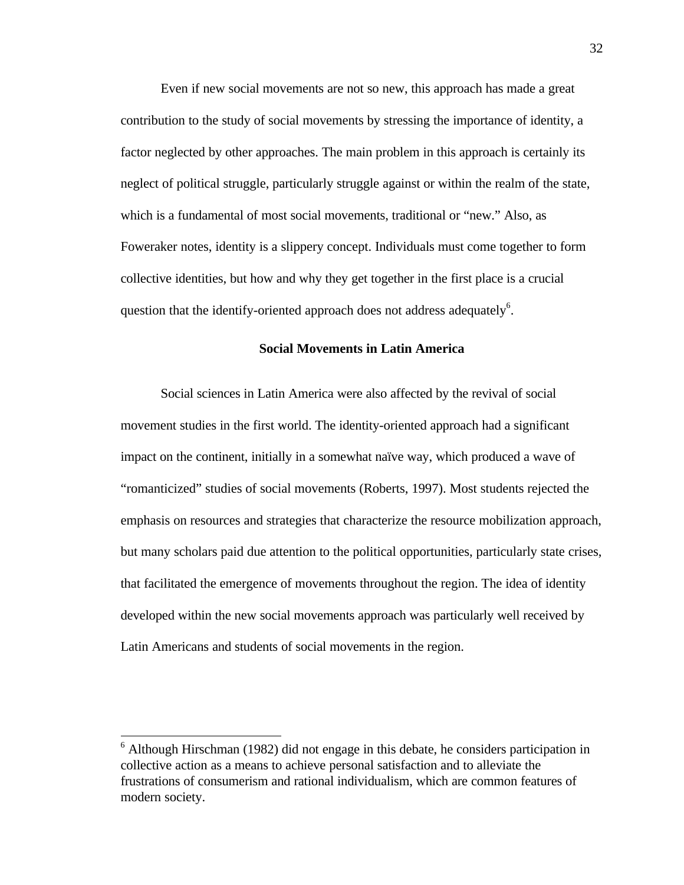Even if new social movements are not so new, this approach has made a great contribution to the study of social movements by stressing the importance of identity, a factor neglected by other approaches. The main problem in this approach is certainly its neglect of political struggle, particularly struggle against or within the realm of the state, which is a fundamental of most social movements, traditional or "new." Also, as Foweraker notes, identity is a slippery concept. Individuals must come together to form collective identities, but how and why they get together in the first place is a crucial question that the identify-oriented approach does not address adequately[6].

## Social Movements in Latin America

Social sciences in Latin America were also affected by the revival of social movement studies in the first world. The identity-oriented approach had a significant impact on the continent, initially in a somewhat naïve way, which produced a wave of "romanticized" studies of social movements (Roberts, 1997). Most students rejected the emphasis on resources and strategies that characterize the resource mobilization approach, but many scholars paid due attention to the political opportunities, particularly state crises, that facilitated the emergence of movements throughout the region. The idea of identity developed within the new social movements approach was particularly well received by Latin Americans and students of social movements in the region.

---

[6] Although Hirschman (1982) did not engage in this debate, he considers participation in collective action as a means to achieve personal satisfaction and to alleviate the frustrations of consumerism and rational individualism, which are common features of modern society.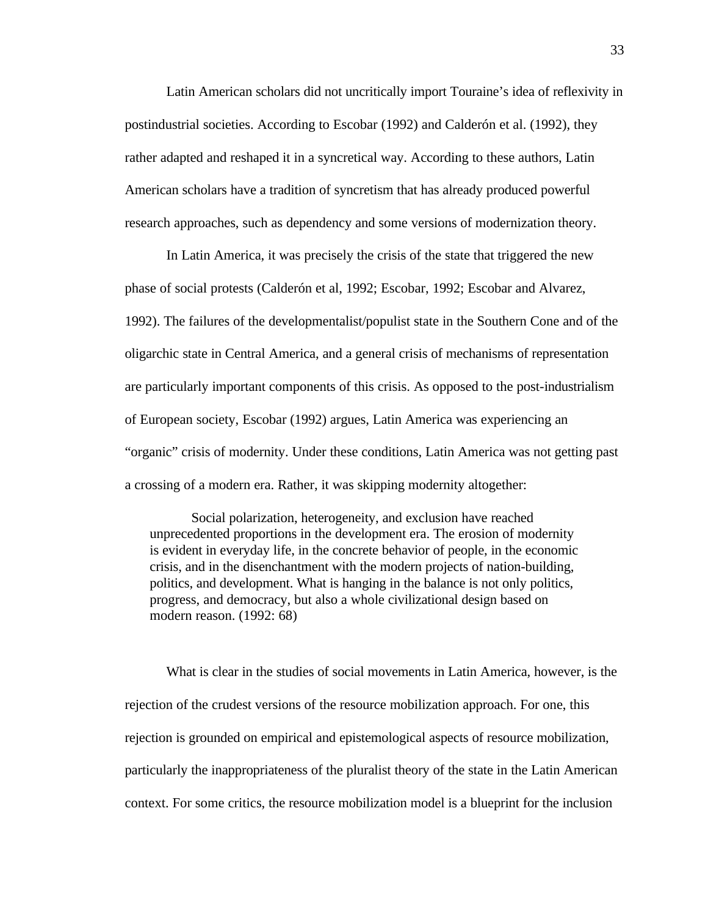Latin American scholars did not uncritically import Touraine's idea of reflexivity in postindustrial societies. According to Escobar (1992) and Calderón et al. (1992), they rather adapted and reshaped it in a syncretical way. According to these authors, Latin American scholars have a tradition of syncretism that has already produced powerful research approaches, such as dependency and some versions of modernization theory.

In Latin America, it was precisely the crisis of the state that triggered the new phase of social protests (Calderón et al, 1992; Escobar, 1992; Escobar and Alvarez, 1992). The failures of the developmentalist/populist state in the Southern Cone and of the oligarchic state in Central America, and a general crisis of mechanisms of representation are particularly important components of this crisis. As opposed to the post-industrialism of European society, Escobar (1992) argues, Latin America was experiencing an "organic" crisis of modernity. Under these conditions, Latin America was not getting past a crossing of a modern era. Rather, it was skipping modernity altogether:

> Social polarization, heterogeneity, and exclusion have reached unprecedented proportions in the development era. The erosion of modernity is evident in everyday life, in the concrete behavior of people, in the economic crisis, and in the disenchantment with the modern projects of nation-building, politics, and development. What is hanging in the balance is not only politics, progress, and democracy, but also a whole civilizational design based on modern reason. (1992: 68)

What is clear in the studies of social movements in Latin America, however, is the rejection of the crudest versions of the resource mobilization approach. For one, this rejection is grounded on empirical and epistemological aspects of resource mobilization, particularly the inappropriateness of the pluralist theory of the state in the Latin American context. For some critics, the resource mobilization model is a blueprint for the inclusion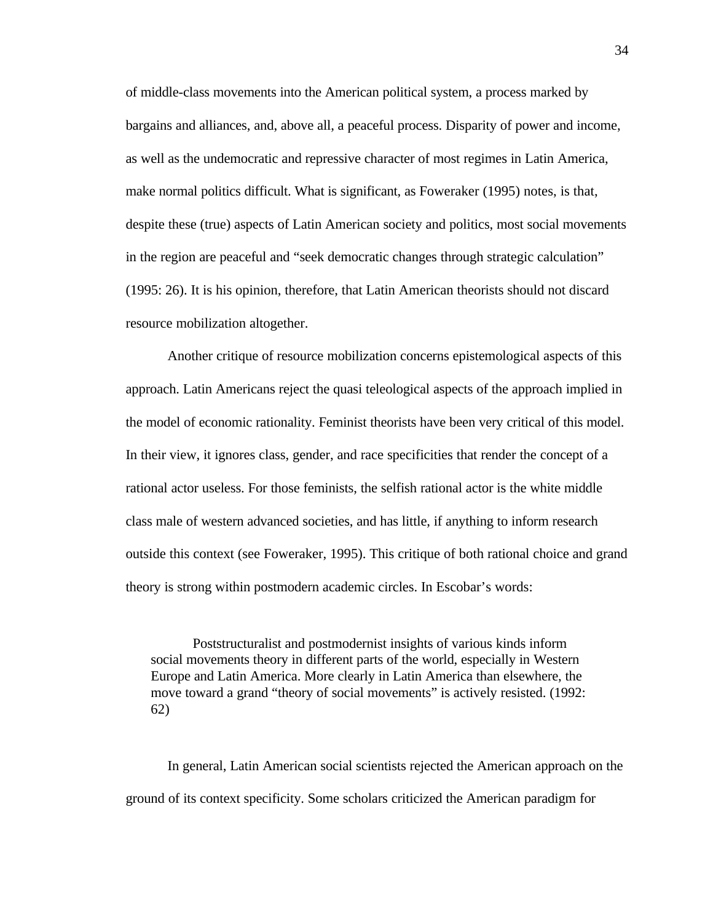of middle-class movements into the American political system, a process marked by bargains and alliances, and, above all, a peaceful process. Disparity of power and income, as well as the undemocratic and repressive character of most regimes in Latin America, make normal politics difficult. What is significant, as Foweraker (1995) notes, is that, despite these (true) aspects of Latin American society and politics, most social movements in the region are peaceful and "seek democratic changes through strategic calculation" (1995: 26). It is his opinion, therefore, that Latin American theorists should not discard resource mobilization altogether.

Another critique of resource mobilization concerns epistemological aspects of this approach. Latin Americans reject the quasi teleological aspects of the approach implied in the model of economic rationality. Feminist theorists have been very critical of this model. In their view, it ignores class, gender, and race specificities that render the concept of a rational actor useless. For those feminists, the selfish rational actor is the white middle class male of western advanced societies, and has little, if anything to inform research outside this context (see Foweraker, 1995). This critique of both rational choice and grand theory is strong within postmodern academic circles. In Escobar's words:

> Poststructuralist and postmodernist insights of various kinds inform social movements theory in different parts of the world, especially in Western Europe and Latin America. More clearly in Latin America than elsewhere, the move toward a grand "theory of social movements" is actively resisted. (1992: 62)

In general, Latin American social scientists rejected the American approach on the ground of its context specificity. Some scholars criticized the American paradigm for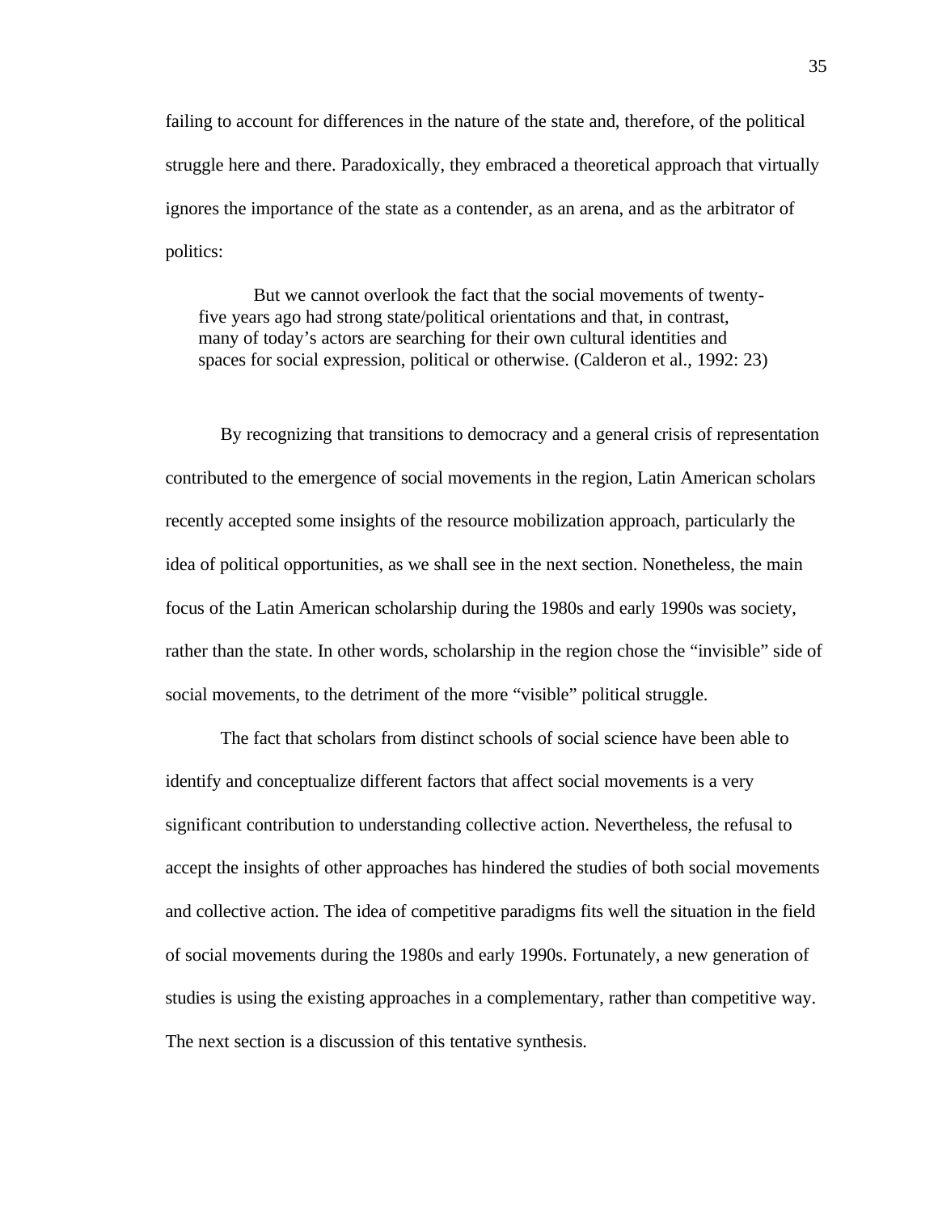failing to account for differences in the nature of the state and, therefore, of the political struggle here and there. Paradoxically, they embraced a theoretical approach that virtually ignores the importance of the state as a contender, as an arena, and as the arbitrator of politics:

> But we cannot overlook the fact that the social movements of twenty-five years ago had strong state/political orientations and that, in contrast, many of today's actors are searching for their own cultural identities and spaces for social expression, political or otherwise. (Calderon et al., 1992: 23)

By recognizing that transitions to democracy and a general crisis of representation contributed to the emergence of social movements in the region, Latin American scholars recently accepted some insights of the resource mobilization approach, particularly the idea of political opportunities, as we shall see in the next section. Nonetheless, the main focus of the Latin American scholarship during the 1980s and early 1990s was society, rather than the state. In other words, scholarship in the region chose the "invisible" side of social movements, to the detriment of the more "visible" political struggle.

The fact that scholars from distinct schools of social science have been able to identify and conceptualize different factors that affect social movements is a very significant contribution to understanding collective action. Nevertheless, the refusal to accept the insights of other approaches has hindered the studies of both social movements and collective action. The idea of competitive paradigms fits well the situation in the field of social movements during the 1980s and early 1990s. Fortunately, a new generation of studies is using the existing approaches in a complementary, rather than competitive way. The next section is a discussion of this tentative synthesis.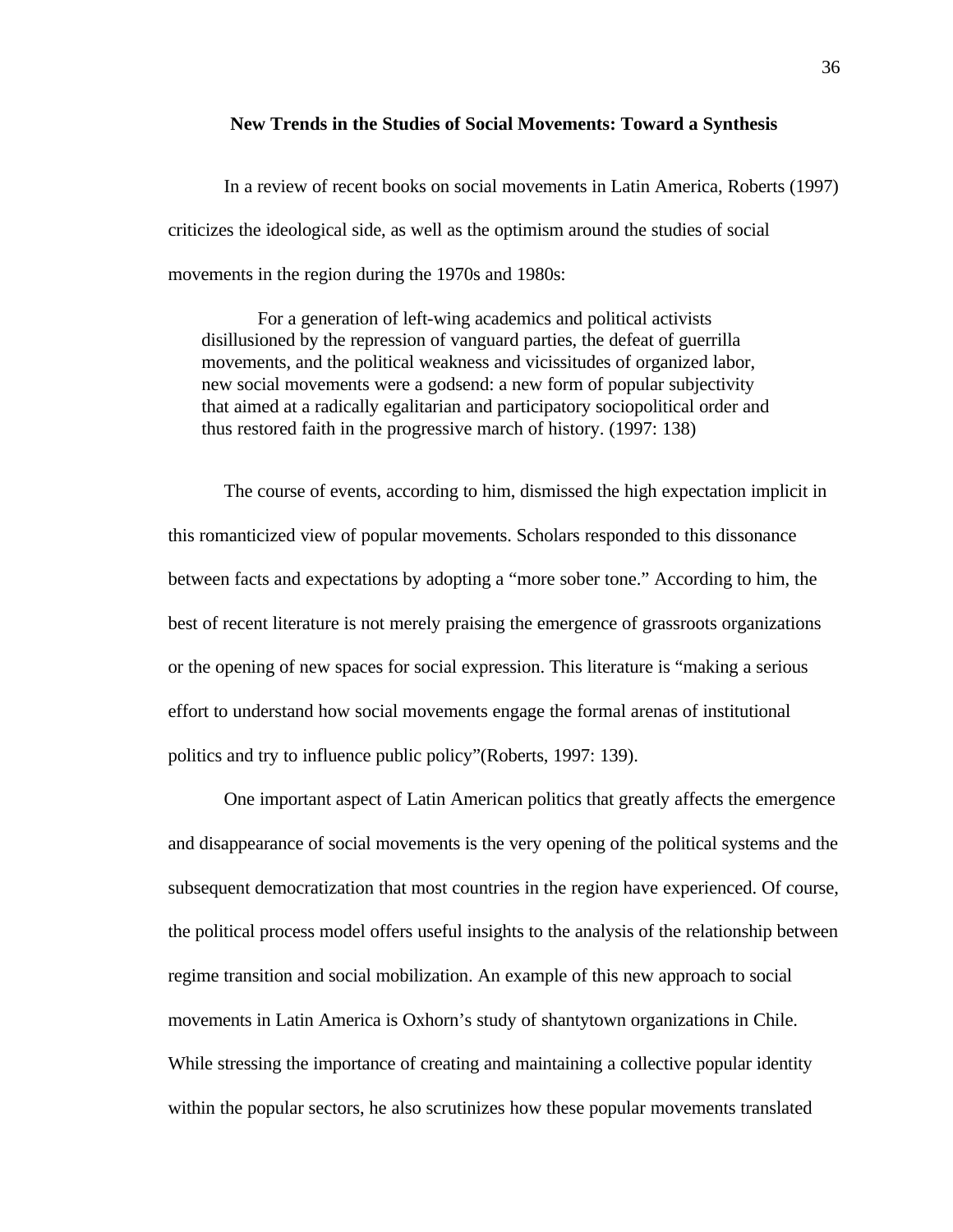## New Trends in the Studies of Social Movements: Toward a Synthesis

In a review of recent books on social movements in Latin America, Roberts (1997) criticizes the ideological side, as well as the optimism around the studies of social movements in the region during the 1970s and 1980s:

> For a generation of left-wing academics and political activists disillusioned by the repression of vanguard parties, the defeat of guerrilla movements, and the political weakness and vicissitudes of organized labor, new social movements were a godsend: a new form of popular subjectivity that aimed at a radically egalitarian and participatory sociopolitical order and thus restored faith in the progressive march of history. (1997: 138)

The course of events, according to him, dismissed the high expectation implicit in this romanticized view of popular movements. Scholars responded to this dissonance between facts and expectations by adopting a "more sober tone." According to him, the best of recent literature is not merely praising the emergence of grassroots organizations or the opening of new spaces for social expression. This literature is "making a serious effort to understand how social movements engage the formal arenas of institutional politics and try to influence public policy"(Roberts, 1997: 139).

One important aspect of Latin American politics that greatly affects the emergence and disappearance of social movements is the very opening of the political systems and the subsequent democratization that most countries in the region have experienced. Of course, the political process model offers useful insights to the analysis of the relationship between regime transition and social mobilization. An example of this new approach to social movements in Latin America is Oxhorn's study of shantytown organizations in Chile. While stressing the importance of creating and maintaining a collective popular identity within the popular sectors, he also scrutinizes how these popular movements translated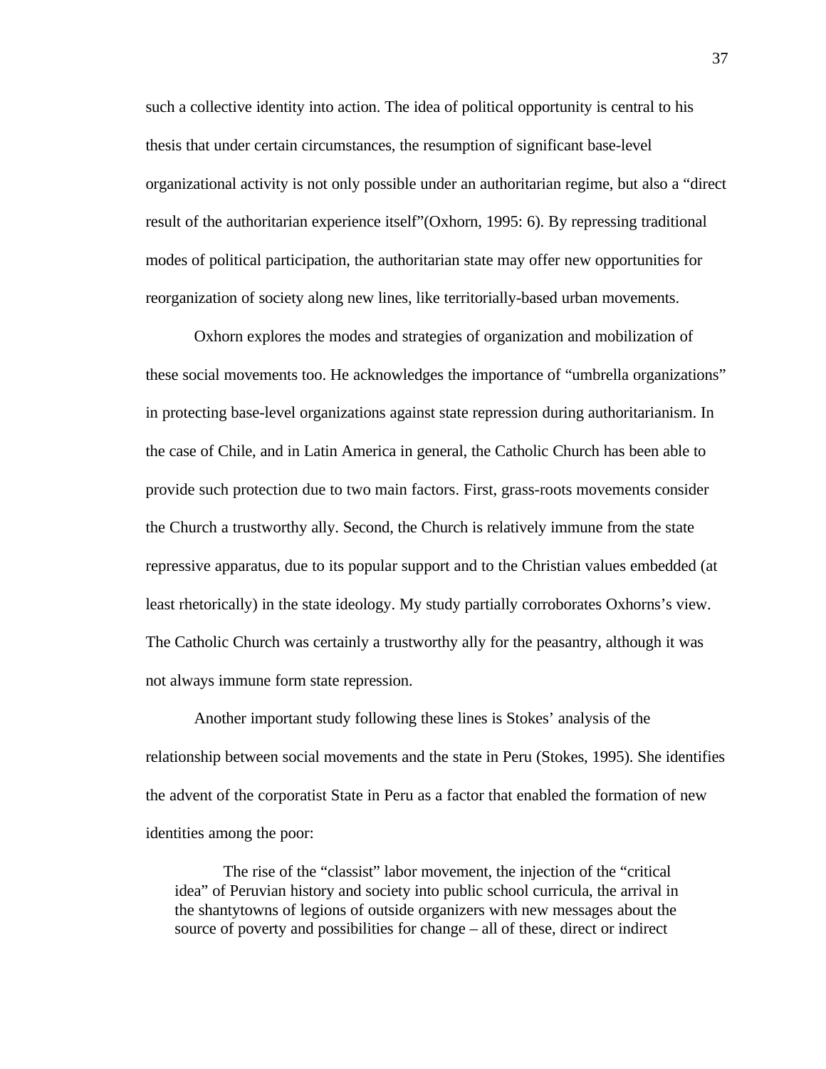such a collective identity into action. The idea of political opportunity is central to his thesis that under certain circumstances, the resumption of significant base-level organizational activity is not only possible under an authoritarian regime, but also a “direct result of the authoritarian experience itself”(Oxhorn, 1995: 6). By repressing traditional modes of political participation, the authoritarian state may offer new opportunities for reorganization of society along new lines, like territorially-based urban movements.

Oxhorn explores the modes and strategies of organization and mobilization of these social movements too. He acknowledges the importance of “umbrella organizations” in protecting base-level organizations against state repression during authoritarianism. In the case of Chile, and in Latin America in general, the Catholic Church has been able to provide such protection due to two main factors. First, grass-roots movements consider the Church a trustworthy ally. Second, the Church is relatively immune from the state repressive apparatus, due to its popular support and to the Christian values embedded (at least rhetorically) in the state ideology. My study partially corroborates Oxhorns’s view. The Catholic Church was certainly a trustworthy ally for the peasantry, although it was not always immune form state repression.

Another important study following these lines is Stokes’ analysis of the relationship between social movements and the state in Peru (Stokes, 1995). She identifies the advent of the corporatist State in Peru as a factor that enabled the formation of new identities among the poor:

> The rise of the “classist” labor movement, the injection of the “critical idea” of Peruvian history and society into public school curricula, the arrival in the shantytowns of legions of outside organizers with new messages about the source of poverty and possibilities for change – all of these, direct or indirect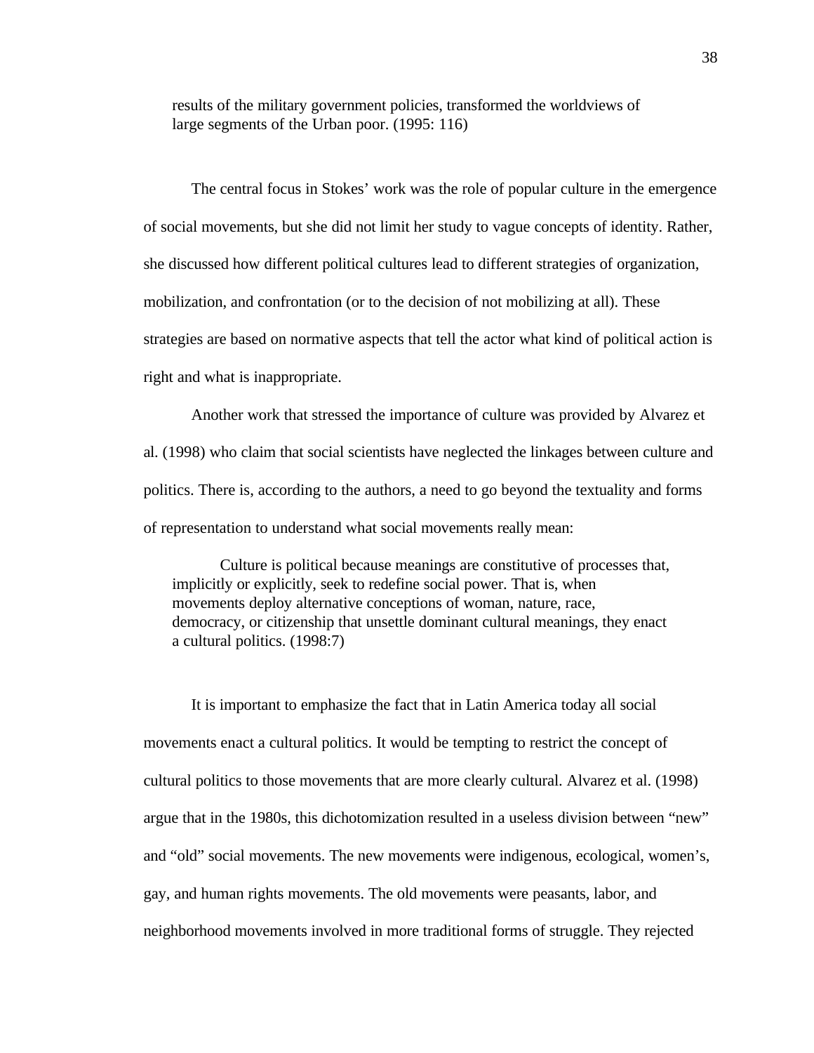> results of the military government policies, transformed the worldviews of large segments of the Urban poor. (1995: 116)

The central focus in Stokes' work was the role of popular culture in the emergence of social movements, but she did not limit her study to vague concepts of identity. Rather, she discussed how different political cultures lead to different strategies of organization, mobilization, and confrontation (or to the decision of not mobilizing at all). These strategies are based on normative aspects that tell the actor what kind of political action is right and what is inappropriate.

Another work that stressed the importance of culture was provided by Alvarez et al. (1998) who claim that social scientists have neglected the linkages between culture and politics. There is, according to the authors, a need to go beyond the textuality and forms of representation to understand what social movements really mean:

> Culture is political because meanings are constitutive of processes that, implicitly or explicitly, seek to redefine social power. That is, when movements deploy alternative conceptions of woman, nature, race, democracy, or citizenship that unsettle dominant cultural meanings, they enact a cultural politics. (1998:7)

It is important to emphasize the fact that in Latin America today all social movements enact a cultural politics. It would be tempting to restrict the concept of cultural politics to those movements that are more clearly cultural. Alvarez et al. (1998) argue that in the 1980s, this dichotomization resulted in a useless division between "new" and "old" social movements. The new movements were indigenous, ecological, women's, gay, and human rights movements. The old movements were peasants, labor, and neighborhood movements involved in more traditional forms of struggle. They rejected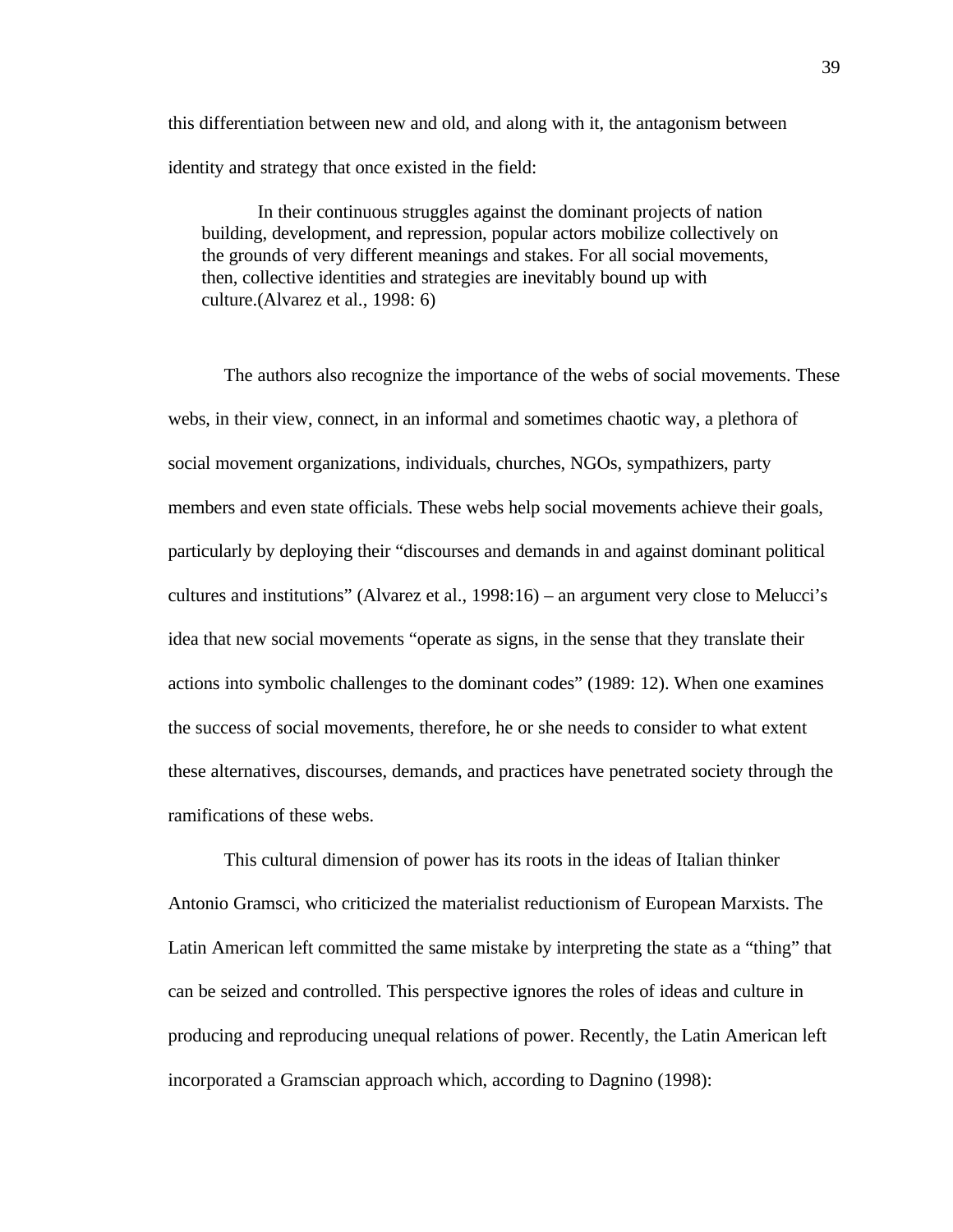this differentiation between new and old, and along with it, the antagonism between identity and strategy that once existed in the field:

> In their continuous struggles against the dominant projects of nation building, development, and repression, popular actors mobilize collectively on the grounds of very different meanings and stakes. For all social movements, then, collective identities and strategies are inevitably bound up with culture.(Alvarez et al., 1998: 6)

The authors also recognize the importance of the webs of social movements. These webs, in their view, connect, in an informal and sometimes chaotic way, a plethora of social movement organizations, individuals, churches, NGOs, sympathizers, party members and even state officials. These webs help social movements achieve their goals, particularly by deploying their "discourses and demands in and against dominant political cultures and institutions" (Alvarez et al., 1998:16) – an argument very close to Melucci's idea that new social movements "operate as signs, in the sense that they translate their actions into symbolic challenges to the dominant codes" (1989: 12). When one examines the success of social movements, therefore, he or she needs to consider to what extent these alternatives, discourses, demands, and practices have penetrated society through the ramifications of these webs.

This cultural dimension of power has its roots in the ideas of Italian thinker Antonio Gramsci, who criticized the materialist reductionism of European Marxists. The Latin American left committed the same mistake by interpreting the state as a "thing" that can be seized and controlled. This perspective ignores the roles of ideas and culture in producing and reproducing unequal relations of power. Recently, the Latin American left incorporated a Gramscian approach which, according to Dagnino (1998):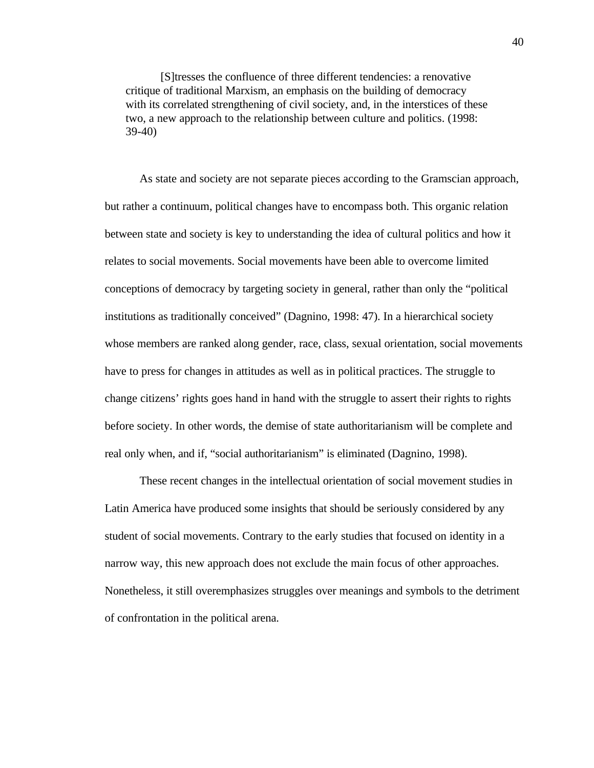> [S]tresses the confluence of three different tendencies: a renovative critique of traditional Marxism, an emphasis on the building of democracy with its correlated strengthening of civil society, and, in the interstices of these two, a new approach to the relationship between culture and politics. (1998: 39-40)

As state and society are not separate pieces according to the Gramscian approach, but rather a continuum, political changes have to encompass both. This organic relation between state and society is key to understanding the idea of cultural politics and how it relates to social movements. Social movements have been able to overcome limited conceptions of democracy by targeting society in general, rather than only the "political institutions as traditionally conceived" (Dagnino, 1998: 47). In a hierarchical society whose members are ranked along gender, race, class, sexual orientation, social movements have to press for changes in attitudes as well as in political practices. The struggle to change citizens' rights goes hand in hand with the struggle to assert their rights to rights before society. In other words, the demise of state authoritarianism will be complete and real only when, and if, "social authoritarianism" is eliminated (Dagnino, 1998).

These recent changes in the intellectual orientation of social movement studies in Latin America have produced some insights that should be seriously considered by any student of social movements. Contrary to the early studies that focused on identity in a narrow way, this new approach does not exclude the main focus of other approaches. Nonetheless, it still overemphasizes struggles over meanings and symbols to the detriment of confrontation in the political arena.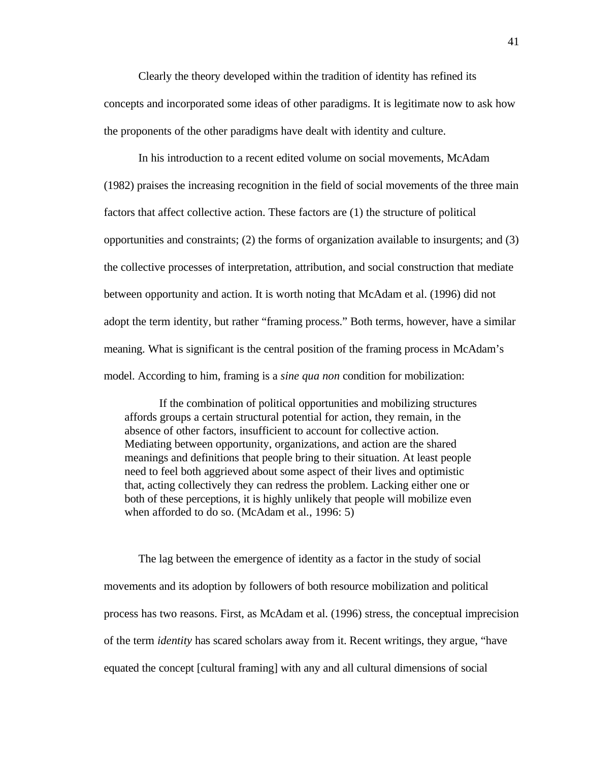Clearly the theory developed within the tradition of identity has refined its concepts and incorporated some ideas of other paradigms. It is legitimate now to ask how the proponents of the other paradigms have dealt with identity and culture.

In his introduction to a recent edited volume on social movements, McAdam (1982) praises the increasing recognition in the field of social movements of the three main factors that affect collective action. These factors are (1) the structure of political opportunities and constraints; (2) the forms of organization available to insurgents; and (3) the collective processes of interpretation, attribution, and social construction that mediate between opportunity and action. It is worth noting that McAdam et al. (1996) did not adopt the term identity, but rather "framing process." Both terms, however, have a similar meaning. What is significant is the central position of the framing process in McAdam's model. According to him, framing is a *sine qua non* condition for mobilization:

> If the combination of political opportunities and mobilizing structures affords groups a certain structural potential for action, they remain, in the absence of other factors, insufficient to account for collective action. Mediating between opportunity, organizations, and action are the shared meanings and definitions that people bring to their situation. At least people need to feel both aggrieved about some aspect of their lives and optimistic that, acting collectively they can redress the problem. Lacking either one or both of these perceptions, it is highly unlikely that people will mobilize even when afforded to do so. (McAdam et al., 1996: 5)

The lag between the emergence of identity as a factor in the study of social movements and its adoption by followers of both resource mobilization and political process has two reasons. First, as McAdam et al. (1996) stress, the conceptual imprecision of the term *identity* has scared scholars away from it. Recent writings, they argue, "have equated the concept [cultural framing] with any and all cultural dimensions of social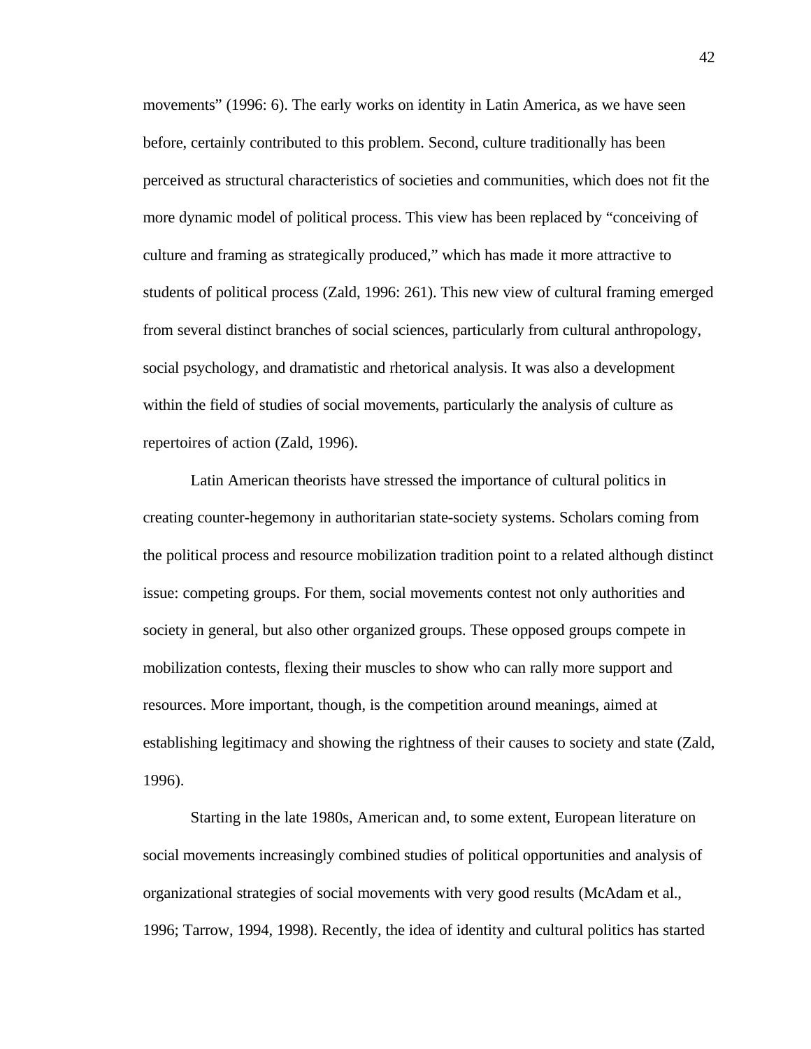movements" (1996: 6). The early works on identity in Latin America, as we have seen before, certainly contributed to this problem. Second, culture traditionally has been perceived as structural characteristics of societies and communities, which does not fit the more dynamic model of political process. This view has been replaced by "conceiving of culture and framing as strategically produced," which has made it more attractive to students of political process (Zald, 1996: 261). This new view of cultural framing emerged from several distinct branches of social sciences, particularly from cultural anthropology, social psychology, and dramatistic and rhetorical analysis. It was also a development within the field of studies of social movements, particularly the analysis of culture as repertoires of action (Zald, 1996).

Latin American theorists have stressed the importance of cultural politics in creating counter-hegemony in authoritarian state-society systems. Scholars coming from the political process and resource mobilization tradition point to a related although distinct issue: competing groups. For them, social movements contest not only authorities and society in general, but also other organized groups. These opposed groups compete in mobilization contests, flexing their muscles to show who can rally more support and resources. More important, though, is the competition around meanings, aimed at establishing legitimacy and showing the rightness of their causes to society and state (Zald, 1996).

Starting in the late 1980s, American and, to some extent, European literature on social movements increasingly combined studies of political opportunities and analysis of organizational strategies of social movements with very good results (McAdam et al., 1996; Tarrow, 1994, 1998). Recently, the idea of identity and cultural politics has started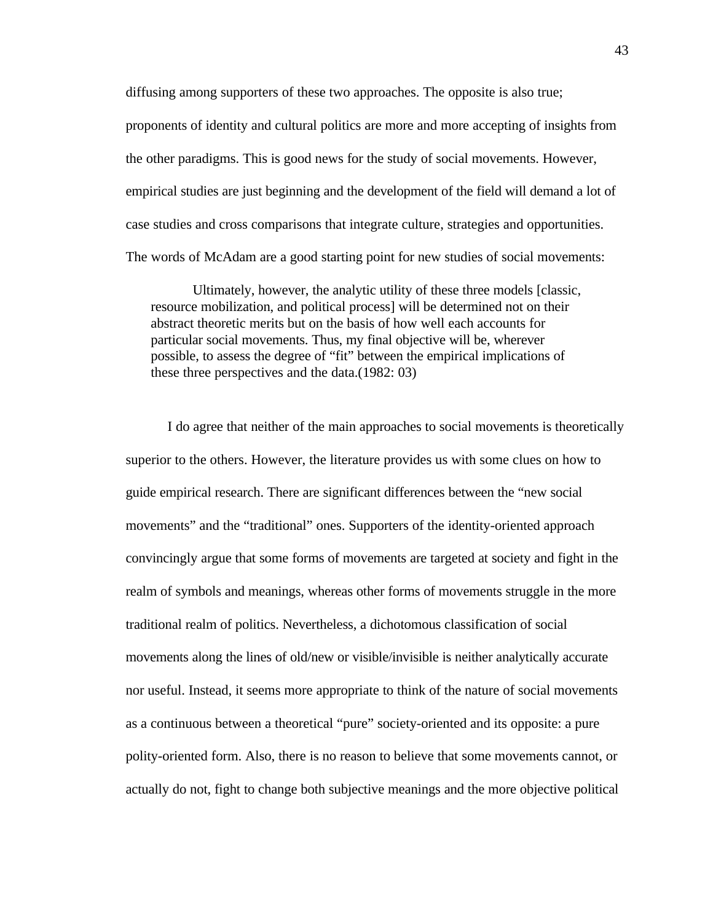diffusing among supporters of these two approaches. The opposite is also true; proponents of identity and cultural politics are more and more accepting of insights from the other paradigms. This is good news for the study of social movements. However, empirical studies are just beginning and the development of the field will demand a lot of case studies and cross comparisons that integrate culture, strategies and opportunities. The words of McAdam are a good starting point for new studies of social movements:

> Ultimately, however, the analytic utility of these three models [classic, resource mobilization, and political process] will be determined not on their abstract theoretic merits but on the basis of how well each accounts for particular social movements. Thus, my final objective will be, wherever possible, to assess the degree of "fit" between the empirical implications of these three perspectives and the data.(1982: 03)

I do agree that neither of the main approaches to social movements is theoretically superior to the others. However, the literature provides us with some clues on how to guide empirical research. There are significant differences between the "new social movements" and the "traditional" ones. Supporters of the identity-oriented approach convincingly argue that some forms of movements are targeted at society and fight in the realm of symbols and meanings, whereas other forms of movements struggle in the more traditional realm of politics. Nevertheless, a dichotomous classification of social movements along the lines of old/new or visible/invisible is neither analytically accurate nor useful. Instead, it seems more appropriate to think of the nature of social movements as a continuous between a theoretical "pure" society-oriented and its opposite: a pure polity-oriented form. Also, there is no reason to believe that some movements cannot, or actually do not, fight to change both subjective meanings and the more objective political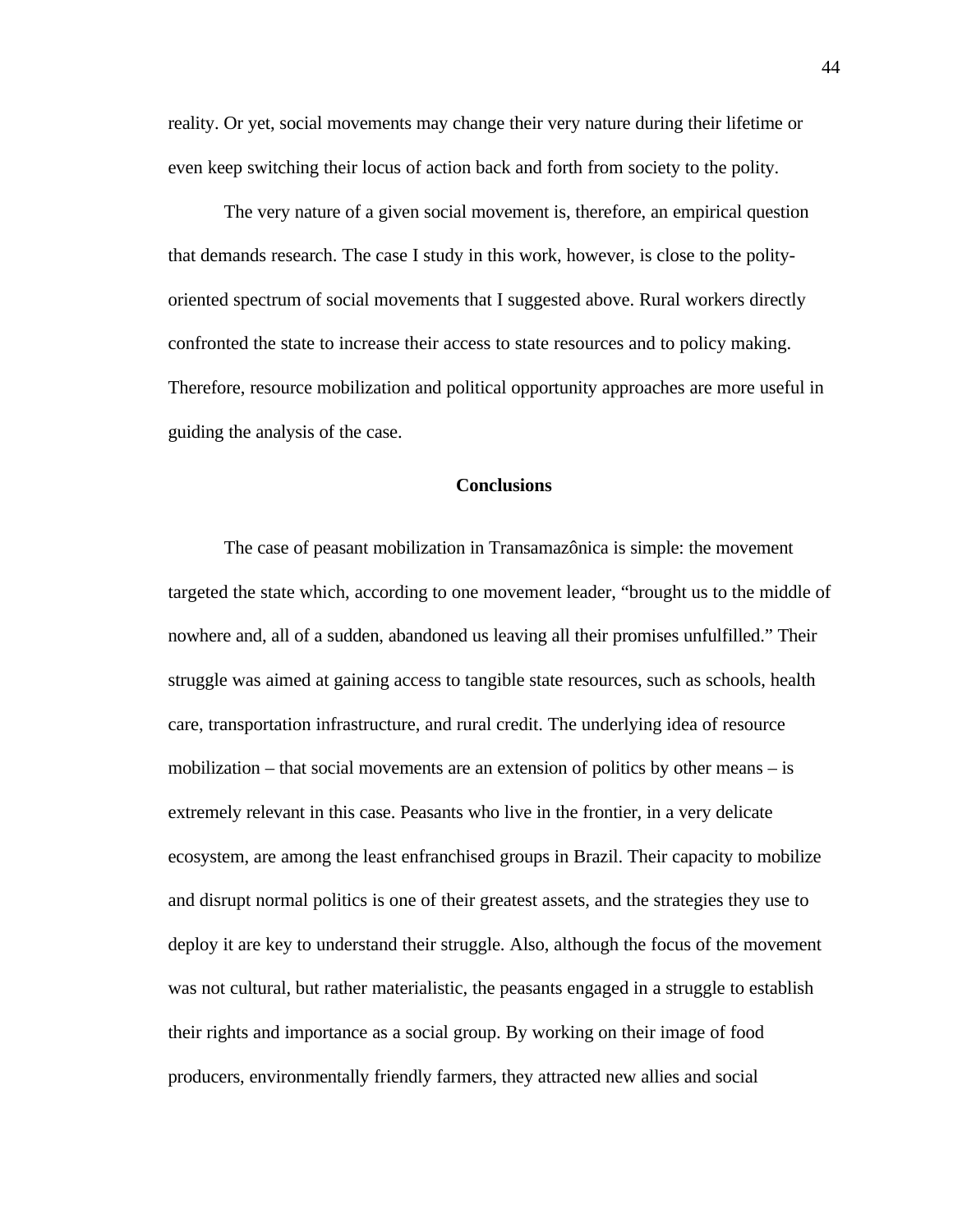reality. Or yet, social movements may change their very nature during their lifetime or even keep switching their locus of action back and forth from society to the polity.

The very nature of a given social movement is, therefore, an empirical question that demands research. The case I study in this work, however, is close to the polity-oriented spectrum of social movements that I suggested above. Rural workers directly confronted the state to increase their access to state resources and to policy making. Therefore, resource mobilization and political opportunity approaches are more useful in guiding the analysis of the case.

## Conclusions

The case of peasant mobilization in Transamazônica is simple: the movement targeted the state which, according to one movement leader, "brought us to the middle of nowhere and, all of a sudden, abandoned us leaving all their promises unfulfilled." Their struggle was aimed at gaining access to tangible state resources, such as schools, health care, transportation infrastructure, and rural credit. The underlying idea of resource mobilization – that social movements are an extension of politics by other means – is extremely relevant in this case. Peasants who live in the frontier, in a very delicate ecosystem, are among the least enfranchised groups in Brazil. Their capacity to mobilize and disrupt normal politics is one of their greatest assets, and the strategies they use to deploy it are key to understand their struggle. Also, although the focus of the movement was not cultural, but rather materialistic, the peasants engaged in a struggle to establish their rights and importance as a social group. By working on their image of food producers, environmentally friendly farmers, they attracted new allies and social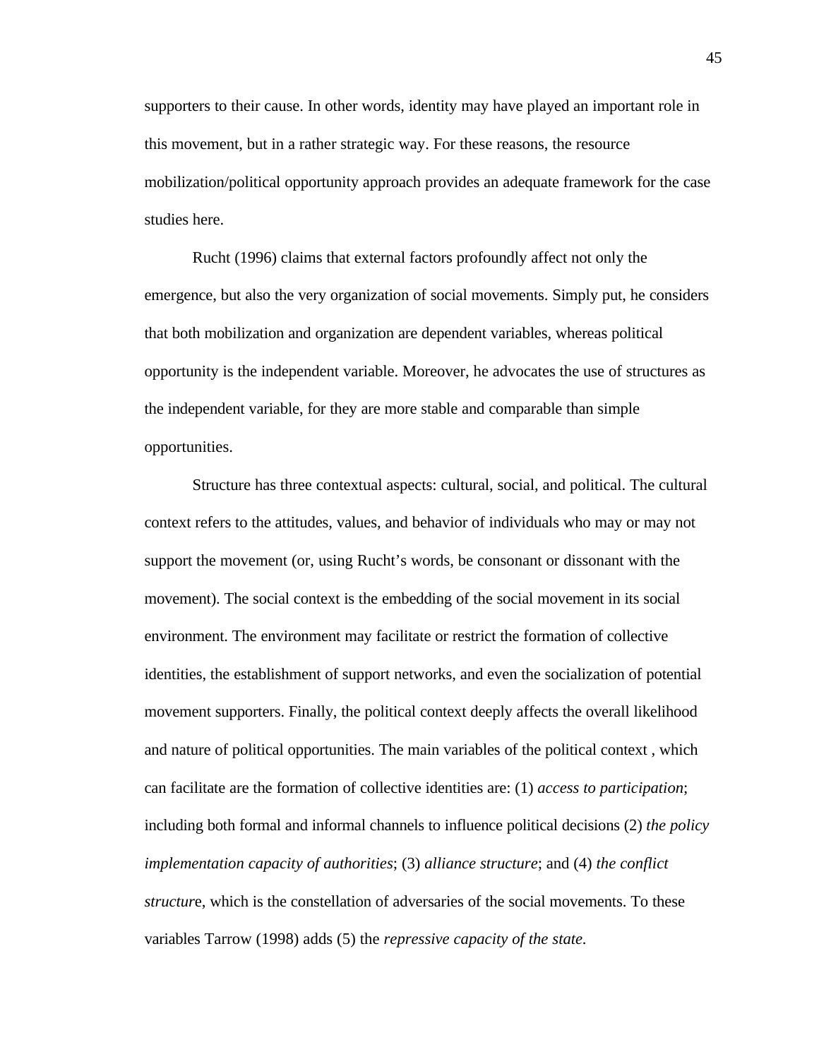supporters to their cause. In other words, identity may have played an important role in this movement, but in a rather strategic way. For these reasons, the resource mobilization/political opportunity approach provides an adequate framework for the case studies here.

Rucht (1996) claims that external factors profoundly affect not only the emergence, but also the very organization of social movements. Simply put, he considers that both mobilization and organization are dependent variables, whereas political opportunity is the independent variable. Moreover, he advocates the use of structures as the independent variable, for they are more stable and comparable than simple opportunities.

Structure has three contextual aspects: cultural, social, and political. The cultural context refers to the attitudes, values, and behavior of individuals who may or may not support the movement (or, using Rucht's words, be consonant or dissonant with the movement). The social context is the embedding of the social movement in its social environment. The environment may facilitate or restrict the formation of collective identities, the establishment of support networks, and even the socialization of potential movement supporters. Finally, the political context deeply affects the overall likelihood and nature of political opportunities. The main variables of the political context , which can facilitate are the formation of collective identities are: (1) *access to participation*; including both formal and informal channels to influence political decisions (2) *the policy implementation capacity of authorities*; (3) *alliance structure*; and (4) *the conflict structur*e, which is the constellation of adversaries of the social movements. To these variables Tarrow (1998) adds (5) the *repressive capacity of the state.*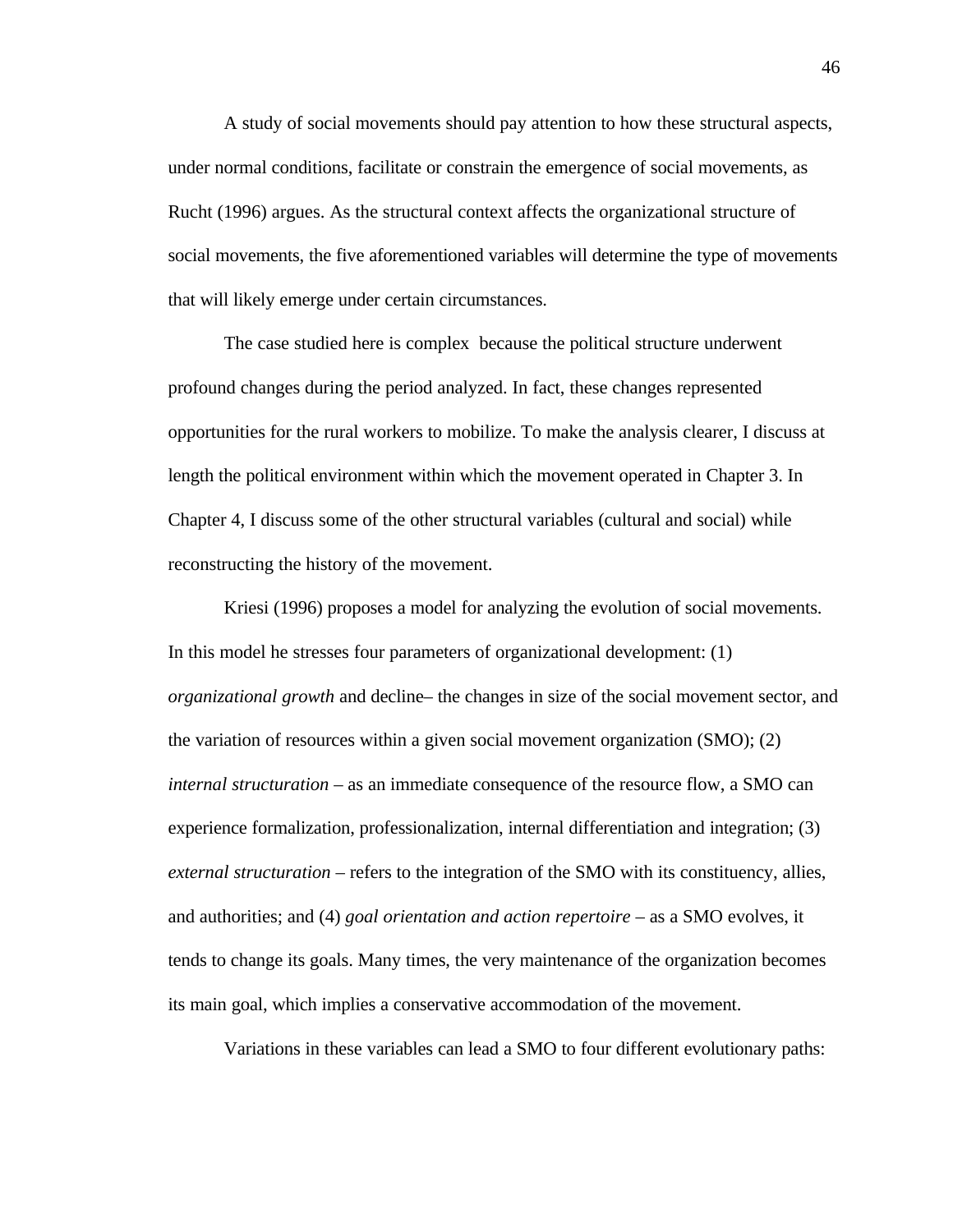A study of social movements should pay attention to how these structural aspects, under normal conditions, facilitate or constrain the emergence of social movements, as Rucht (1996) argues. As the structural context affects the organizational structure of social movements, the five aforementioned variables will determine the type of movements that will likely emerge under certain circumstances.

The case studied here is complex because the political structure underwent profound changes during the period analyzed. In fact, these changes represented opportunities for the rural workers to mobilize. To make the analysis clearer, I discuss at length the political environment within which the movement operated in Chapter 3. In Chapter 4, I discuss some of the other structural variables (cultural and social) while reconstructing the history of the movement.

Kriesi (1996) proposes a model for analyzing the evolution of social movements. In this model he stresses four parameters of organizational development: (1) *organizational growth* and decline– the changes in size of the social movement sector, and the variation of resources within a given social movement organization (SMO); (2) *internal structuration* – as an immediate consequence of the resource flow, a SMO can experience formalization, professionalization, internal differentiation and integration; (3) *external structuration* – refers to the integration of the SMO with its constituency, allies, and authorities; and (4) *goal orientation and action repertoire* – as a SMO evolves, it tends to change its goals. Many times, the very maintenance of the organization becomes its main goal, which implies a conservative accommodation of the movement.

Variations in these variables can lead a SMO to four different evolutionary paths: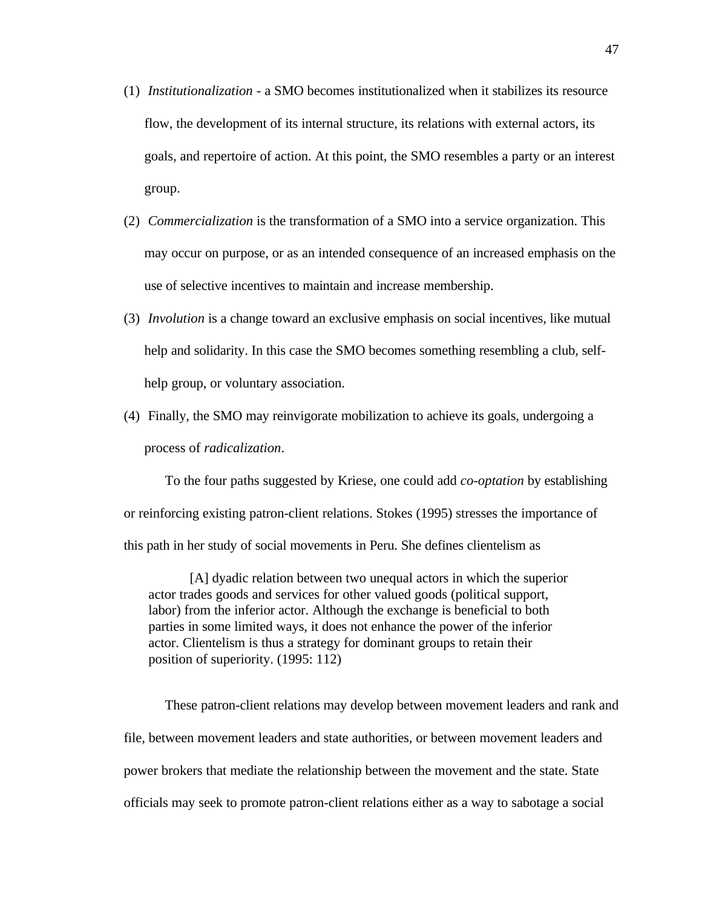(1) *Institutionalization* - a SMO becomes institutionalized when it stabilizes its resource flow, the development of its internal structure, its relations with external actors, its goals, and repertoire of action. At this point, the SMO resembles a party or an interest group.

(2) *Commercialization* is the transformation of a SMO into a service organization. This may occur on purpose, or as an intended consequence of an increased emphasis on the use of selective incentives to maintain and increase membership.

(3) *Involution* is a change toward an exclusive emphasis on social incentives, like mutual help and solidarity. In this case the SMO becomes something resembling a club, self-help group, or voluntary association.

(4) Finally, the SMO may reinvigorate mobilization to achieve its goals, undergoing a process of *radicalization*.

To the four paths suggested by Kriese, one could add *co-optation* by establishing or reinforcing existing patron-client relations. Stokes (1995) stresses the importance of this path in her study of social movements in Peru. She defines clientelism as

> [A] dyadic relation between two unequal actors in which the superior actor trades goods and services for other valued goods (political support, labor) from the inferior actor. Although the exchange is beneficial to both parties in some limited ways, it does not enhance the power of the inferior actor. Clientelism is thus a strategy for dominant groups to retain their position of superiority. (1995: 112)

These patron-client relations may develop between movement leaders and rank and file, between movement leaders and state authorities, or between movement leaders and power brokers that mediate the relationship between the movement and the state. State officials may seek to promote patron-client relations either as a way to sabotage a social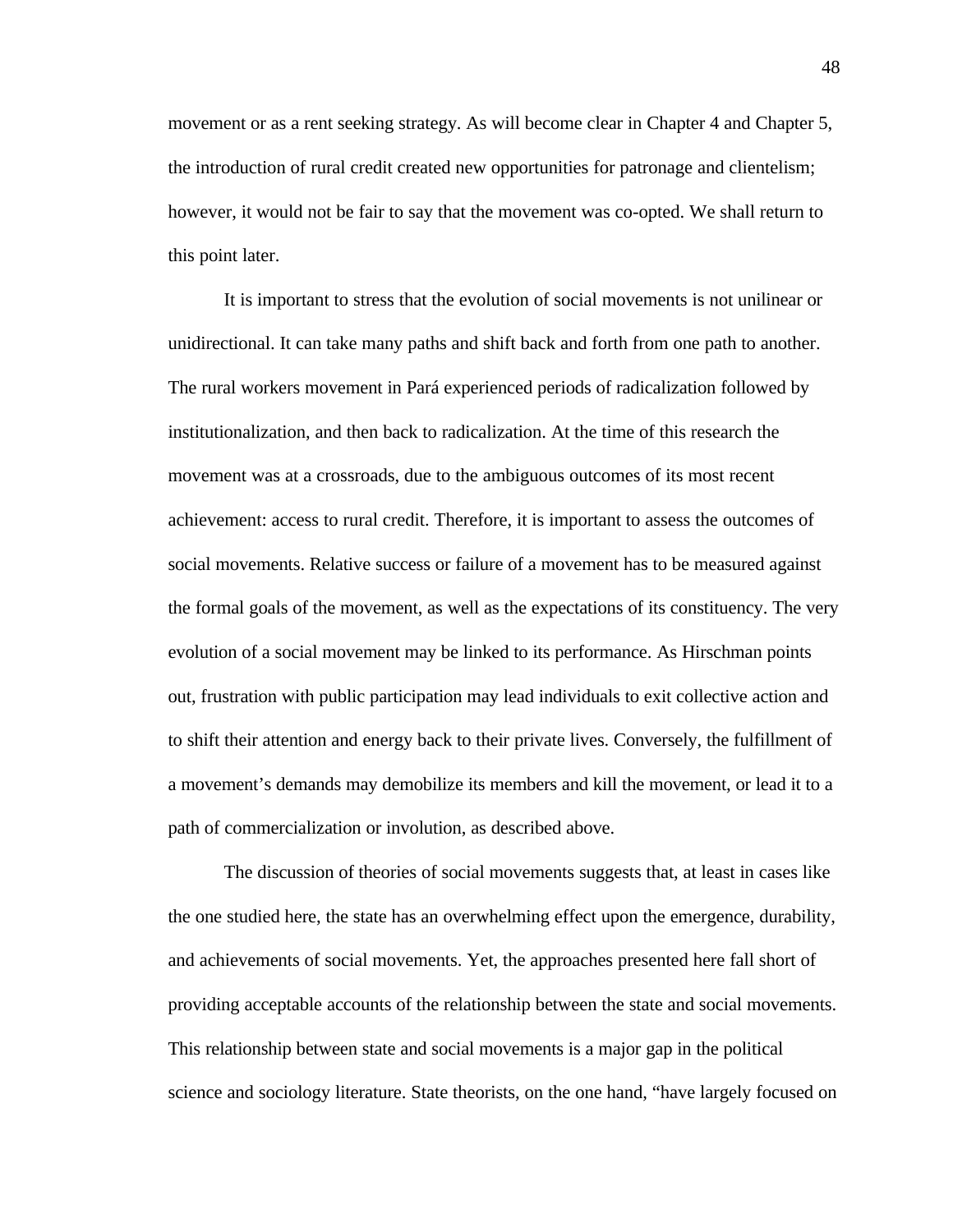movement or as a rent seeking strategy. As will become clear in Chapter 4 and Chapter 5, the introduction of rural credit created new opportunities for patronage and clientelism; however, it would not be fair to say that the movement was co-opted. We shall return to this point later.

It is important to stress that the evolution of social movements is not unilinear or unidirectional. It can take many paths and shift back and forth from one path to another. The rural workers movement in Pará experienced periods of radicalization followed by institutionalization, and then back to radicalization. At the time of this research the movement was at a crossroads, due to the ambiguous outcomes of its most recent achievement: access to rural credit. Therefore, it is important to assess the outcomes of social movements. Relative success or failure of a movement has to be measured against the formal goals of the movement, as well as the expectations of its constituency. The very evolution of a social movement may be linked to its performance. As Hirschman points out, frustration with public participation may lead individuals to exit collective action and to shift their attention and energy back to their private lives. Conversely, the fulfillment of a movement's demands may demobilize its members and kill the movement, or lead it to a path of commercialization or involution, as described above.

The discussion of theories of social movements suggests that, at least in cases like the one studied here, the state has an overwhelming effect upon the emergence, durability, and achievements of social movements. Yet, the approaches presented here fall short of providing acceptable accounts of the relationship between the state and social movements. This relationship between state and social movements is a major gap in the political science and sociology literature. State theorists, on the one hand, "have largely focused on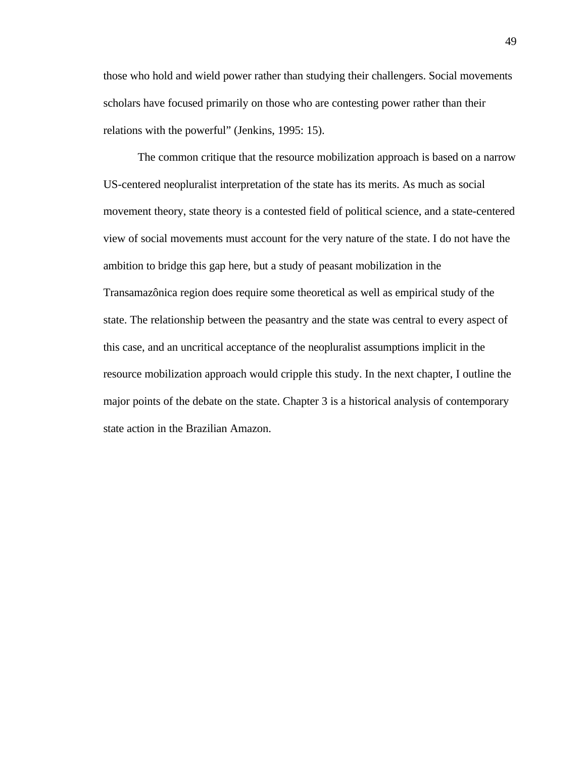those who hold and wield power rather than studying their challengers. Social movements scholars have focused primarily on those who are contesting power rather than their relations with the powerful" (Jenkins, 1995: 15).

The common critique that the resource mobilization approach is based on a narrow US-centered neopluralist interpretation of the state has its merits. As much as social movement theory, state theory is a contested field of political science, and a state-centered view of social movements must account for the very nature of the state. I do not have the ambition to bridge this gap here, but a study of peasant mobilization in the Transamazônica region does require some theoretical as well as empirical study of the state. The relationship between the peasantry and the state was central to every aspect of this case, and an uncritical acceptance of the neopluralist assumptions implicit in the resource mobilization approach would cripple this study. In the next chapter, I outline the major points of the debate on the state. Chapter 3 is a historical analysis of contemporary state action in the Brazilian Amazon.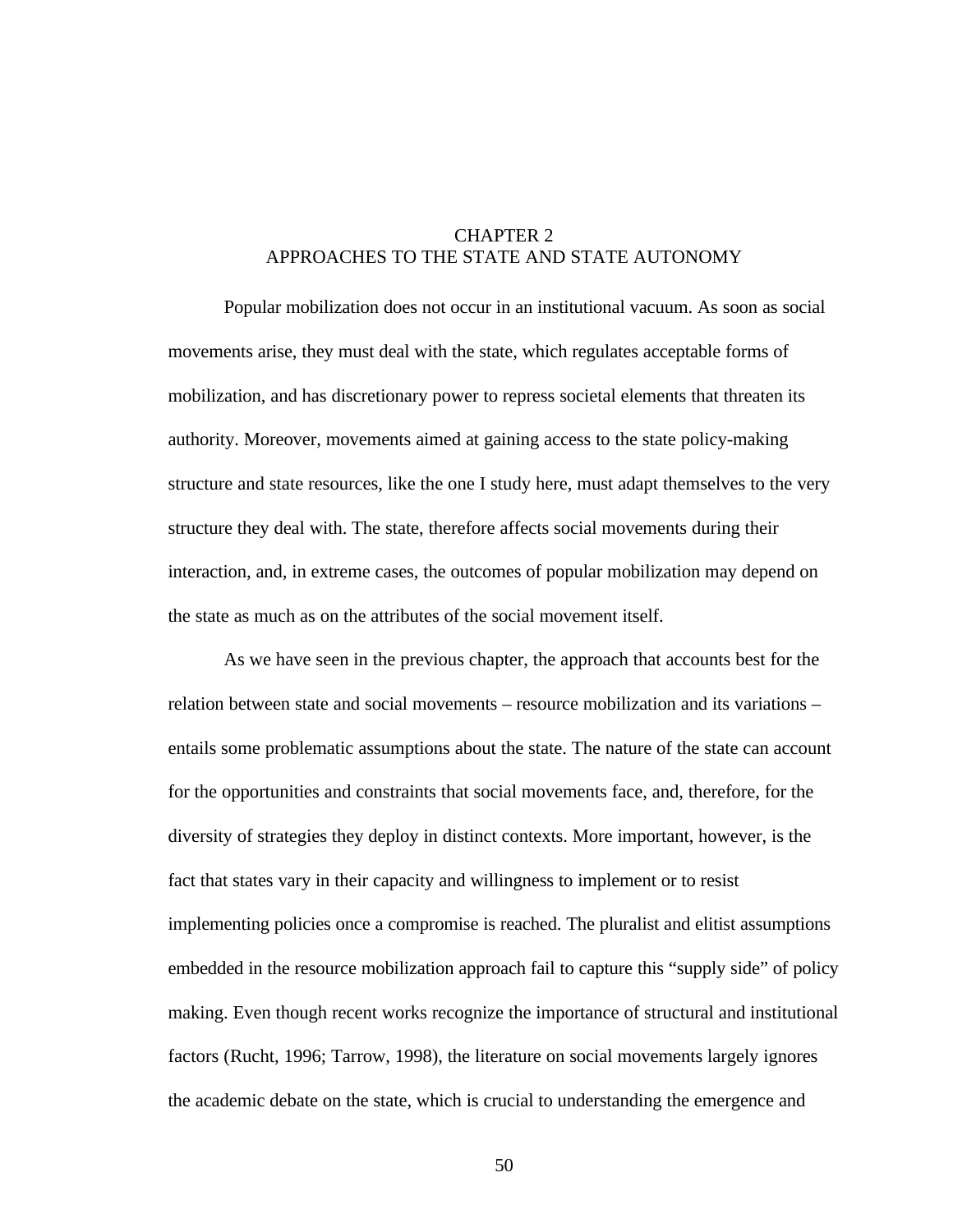# CHAPTER 2
# APPROACHES TO THE STATE AND STATE AUTONOMY

Popular mobilization does not occur in an institutional vacuum. As soon as social movements arise, they must deal with the state, which regulates acceptable forms of mobilization, and has discretionary power to repress societal elements that threaten its authority. Moreover, movements aimed at gaining access to the state policy-making structure and state resources, like the one I study here, must adapt themselves to the very structure they deal with. The state, therefore affects social movements during their interaction, and, in extreme cases, the outcomes of popular mobilization may depend on the state as much as on the attributes of the social movement itself.

As we have seen in the previous chapter, the approach that accounts best for the relation between state and social movements – resource mobilization and its variations – entails some problematic assumptions about the state. The nature of the state can account for the opportunities and constraints that social movements face, and, therefore, for the diversity of strategies they deploy in distinct contexts. More important, however, is the fact that states vary in their capacity and willingness to implement or to resist implementing policies once a compromise is reached. The pluralist and elitist assumptions embedded in the resource mobilization approach fail to capture this "supply side" of policy making. Even though recent works recognize the importance of structural and institutional factors (Rucht, 1996; Tarrow, 1998), the literature on social movements largely ignores the academic debate on the state, which is crucial to understanding the emergence and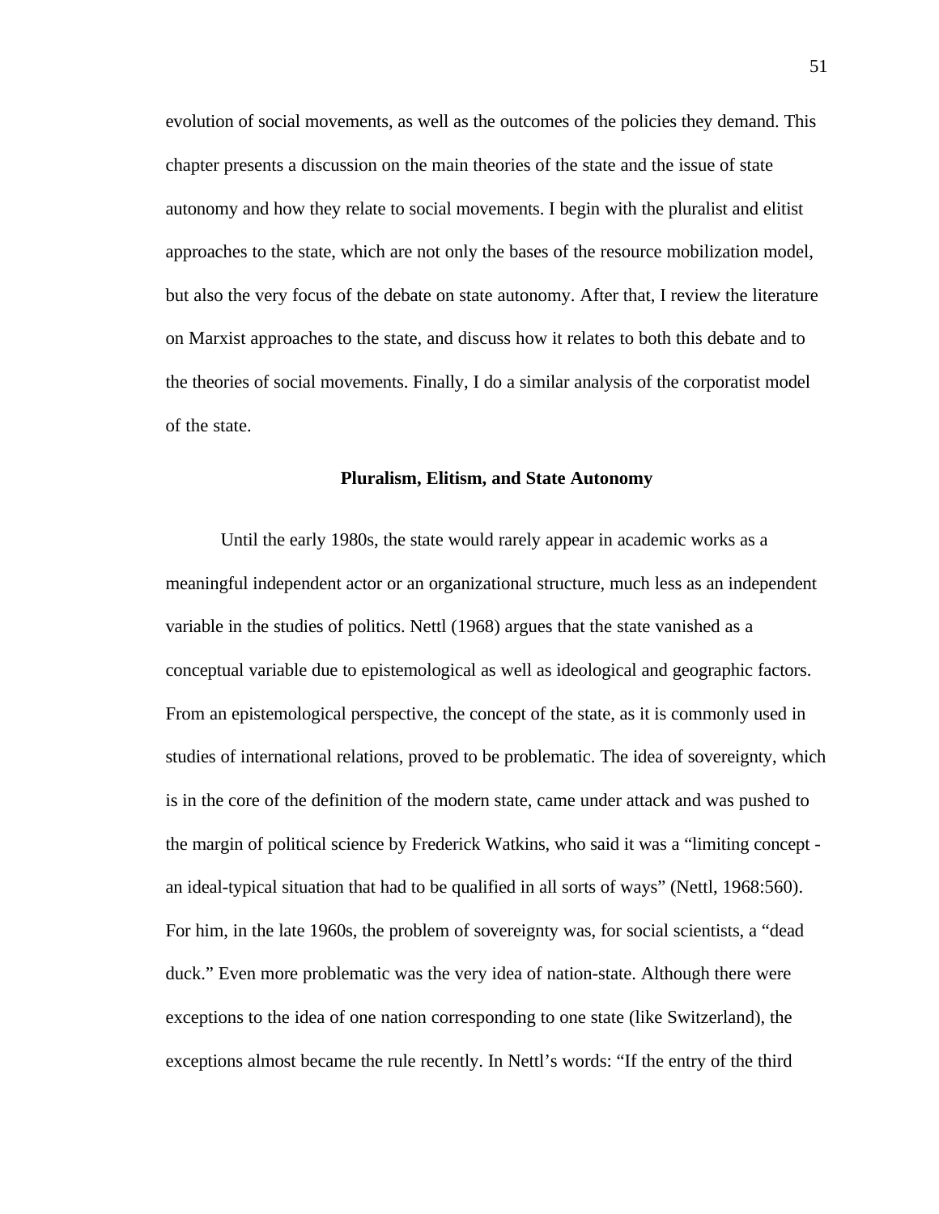evolution of social movements, as well as the outcomes of the policies they demand. This chapter presents a discussion on the main theories of the state and the issue of state autonomy and how they relate to social movements. I begin with the pluralist and elitist approaches to the state, which are not only the bases of the resource mobilization model, but also the very focus of the debate on state autonomy. After that, I review the literature on Marxist approaches to the state, and discuss how it relates to both this debate and to the theories of social movements. Finally, I do a similar analysis of the corporatist model of the state.

## Pluralism, Elitism, and State Autonomy

Until the early 1980s, the state would rarely appear in academic works as a meaningful independent actor or an organizational structure, much less as an independent variable in the studies of politics. Nettl (1968) argues that the state vanished as a conceptual variable due to epistemological as well as ideological and geographic factors. From an epistemological perspective, the concept of the state, as it is commonly used in studies of international relations, proved to be problematic. The idea of sovereignty, which is in the core of the definition of the modern state, came under attack and was pushed to the margin of political science by Frederick Watkins, who said it was a "limiting concept - an ideal-typical situation that had to be qualified in all sorts of ways" (Nettl, 1968:560). For him, in the late 1960s, the problem of sovereignty was, for social scientists, a "dead duck." Even more problematic was the very idea of nation-state. Although there were exceptions to the idea of one nation corresponding to one state (like Switzerland), the exceptions almost became the rule recently. In Nettl's words: "If the entry of the third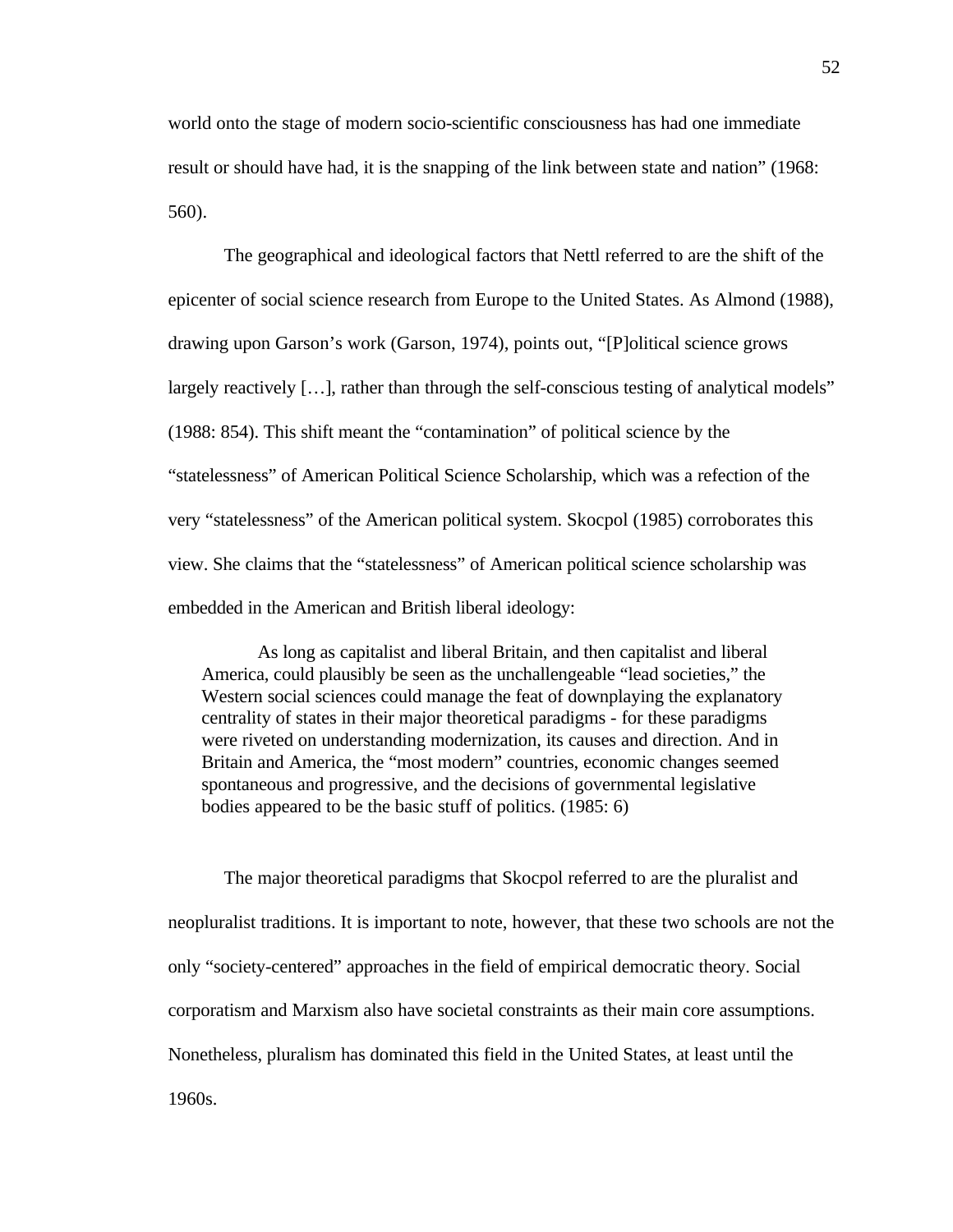world onto the stage of modern socio-scientific consciousness has had one immediate result or should have had, it is the snapping of the link between state and nation" (1968: 560).

The geographical and ideological factors that Nettl referred to are the shift of the epicenter of social science research from Europe to the United States. As Almond (1988), drawing upon Garson's work (Garson, 1974), points out, "[P]olitical science grows largely reactively […], rather than through the self-conscious testing of analytical models" (1988: 854). This shift meant the "contamination" of political science by the "statelessness" of American Political Science Scholarship, which was a refection of the very "statelessness" of the American political system. Skocpol (1985) corroborates this view. She claims that the "statelessness" of American political science scholarship was embedded in the American and British liberal ideology:

> As long as capitalist and liberal Britain, and then capitalist and liberal America, could plausibly be seen as the unchallengeable "lead societies," the Western social sciences could manage the feat of downplaying the explanatory centrality of states in their major theoretical paradigms - for these paradigms were riveted on understanding modernization, its causes and direction. And in Britain and America, the "most modern" countries, economic changes seemed spontaneous and progressive, and the decisions of governmental legislative bodies appeared to be the basic stuff of politics. (1985: 6)

The major theoretical paradigms that Skocpol referred to are the pluralist and neopluralist traditions. It is important to note, however, that these two schools are not the only "society-centered" approaches in the field of empirical democratic theory. Social corporatism and Marxism also have societal constraints as their main core assumptions. Nonetheless, pluralism has dominated this field in the United States, at least until the 1960s.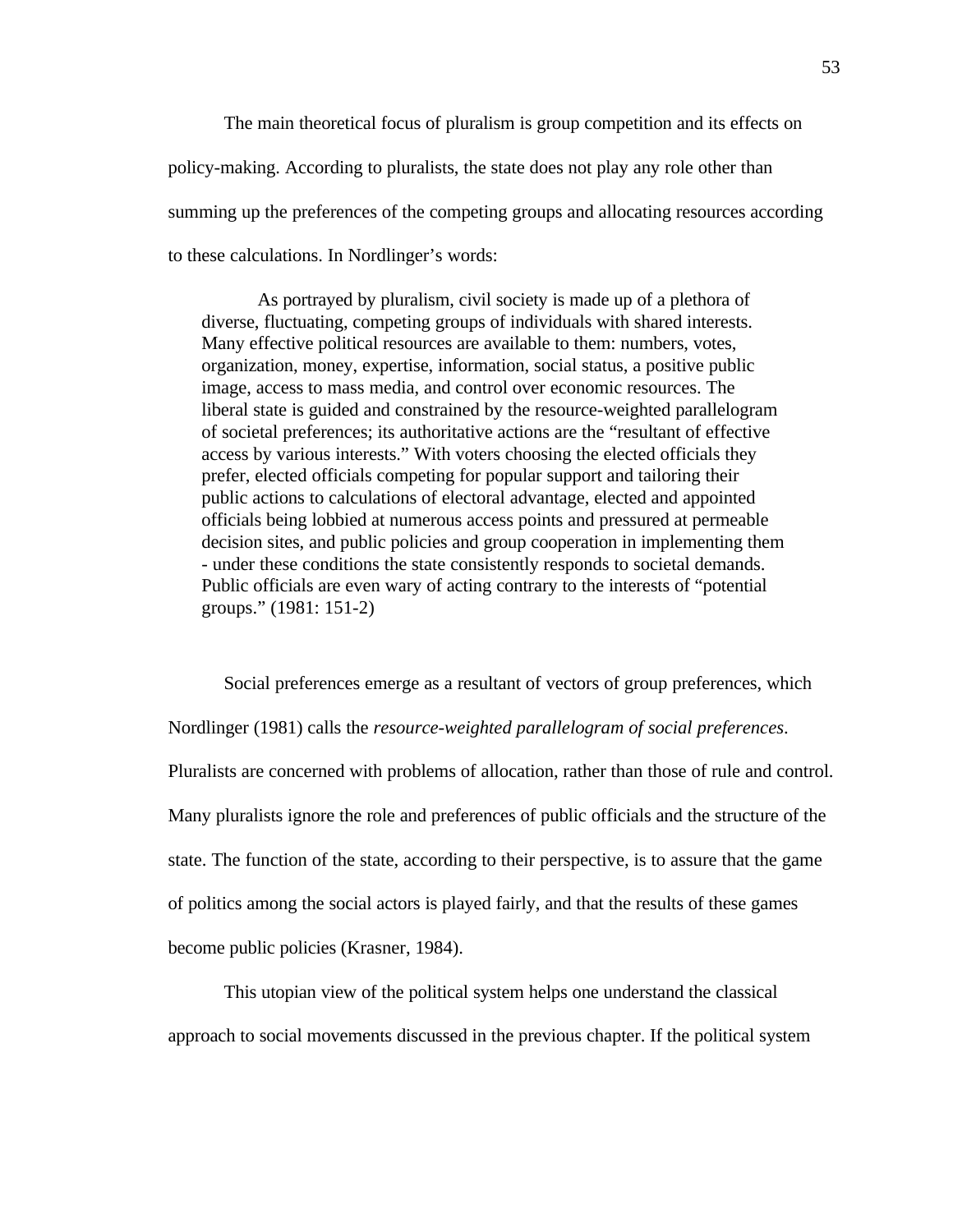The main theoretical focus of pluralism is group competition and its effects on policy-making. According to pluralists, the state does not play any role other than summing up the preferences of the competing groups and allocating resources according to these calculations. In Nordlinger's words:

> As portrayed by pluralism, civil society is made up of a plethora of diverse, fluctuating, competing groups of individuals with shared interests. Many effective political resources are available to them: numbers, votes, organization, money, expertise, information, social status, a positive public image, access to mass media, and control over economic resources. The liberal state is guided and constrained by the resource-weighted parallelogram of societal preferences; its authoritative actions are the "resultant of effective access by various interests." With voters choosing the elected officials they prefer, elected officials competing for popular support and tailoring their public actions to calculations of electoral advantage, elected and appointed officials being lobbied at numerous access points and pressured at permeable decision sites, and public policies and group cooperation in implementing them - under these conditions the state consistently responds to societal demands. Public officials are even wary of acting contrary to the interests of "potential groups." (1981: 151-2)

Social preferences emerge as a resultant of vectors of group preferences, which Nordlinger (1981) calls the *resource-weighted parallelogram of social preferences*. Pluralists are concerned with problems of allocation, rather than those of rule and control. Many pluralists ignore the role and preferences of public officials and the structure of the state. The function of the state, according to their perspective, is to assure that the game of politics among the social actors is played fairly, and that the results of these games become public policies (Krasner, 1984).

This utopian view of the political system helps one understand the classical approach to social movements discussed in the previous chapter. If the political system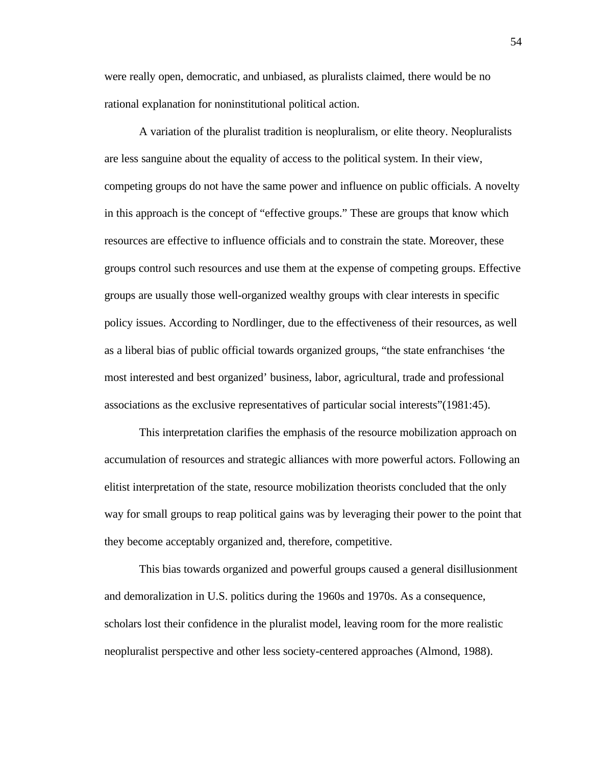were really open, democratic, and unbiased, as pluralists claimed, there would be no rational explanation for noninstitutional political action.

A variation of the pluralist tradition is neopluralism, or elite theory. Neopluralists are less sanguine about the equality of access to the political system. In their view, competing groups do not have the same power and influence on public officials. A novelty in this approach is the concept of "effective groups." These are groups that know which resources are effective to influence officials and to constrain the state. Moreover, these groups control such resources and use them at the expense of competing groups. Effective groups are usually those well-organized wealthy groups with clear interests in specific policy issues. According to Nordlinger, due to the effectiveness of their resources, as well as a liberal bias of public official towards organized groups, "the state enfranchises 'the most interested and best organized' business, labor, agricultural, trade and professional associations as the exclusive representatives of particular social interests"(1981:45).

This interpretation clarifies the emphasis of the resource mobilization approach on accumulation of resources and strategic alliances with more powerful actors. Following an elitist interpretation of the state, resource mobilization theorists concluded that the only way for small groups to reap political gains was by leveraging their power to the point that they become acceptably organized and, therefore, competitive.

This bias towards organized and powerful groups caused a general disillusionment and demoralization in U.S. politics during the 1960s and 1970s. As a consequence, scholars lost their confidence in the pluralist model, leaving room for the more realistic neopluralist perspective and other less society-centered approaches (Almond, 1988).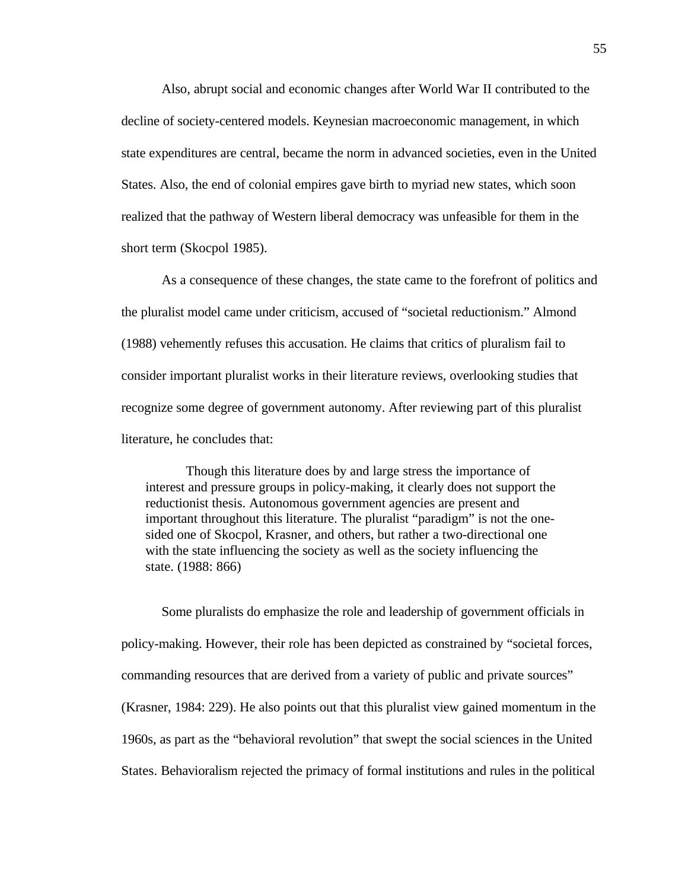Also, abrupt social and economic changes after World War II contributed to the decline of society-centered models. Keynesian macroeconomic management, in which state expenditures are central, became the norm in advanced societies, even in the United States. Also, the end of colonial empires gave birth to myriad new states, which soon realized that the pathway of Western liberal democracy was unfeasible for them in the short term (Skocpol 1985).

As a consequence of these changes, the state came to the forefront of politics and the pluralist model came under criticism, accused of "societal reductionism." Almond (1988) vehemently refuses this accusation. He claims that critics of pluralism fail to consider important pluralist works in their literature reviews, overlooking studies that recognize some degree of government autonomy. After reviewing part of this pluralist literature, he concludes that:

> Though this literature does by and large stress the importance of interest and pressure groups in policy-making, it clearly does not support the reductionist thesis. Autonomous government agencies are present and important throughout this literature. The pluralist "paradigm" is not the one-sided one of Skocpol, Krasner, and others, but rather a two-directional one with the state influencing the society as well as the society influencing the state. (1988: 866)

Some pluralists do emphasize the role and leadership of government officials in policy-making. However, their role has been depicted as constrained by "societal forces, commanding resources that are derived from a variety of public and private sources" (Krasner, 1984: 229). He also points out that this pluralist view gained momentum in the 1960s, as part as the "behavioral revolution" that swept the social sciences in the United States. Behavioralism rejected the primacy of formal institutions and rules in the political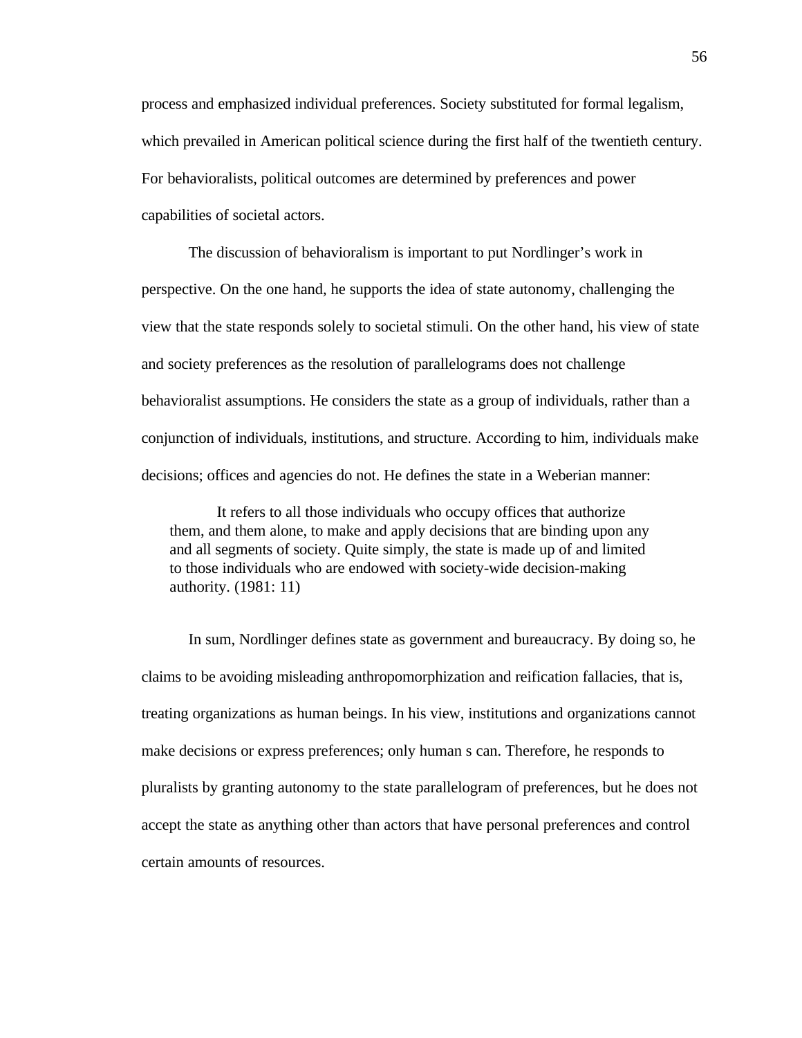process and emphasized individual preferences. Society substituted for formal legalism, which prevailed in American political science during the first half of the twentieth century. For behavioralists, political outcomes are determined by preferences and power capabilities of societal actors.

The discussion of behavioralism is important to put Nordlinger's work in perspective. On the one hand, he supports the idea of state autonomy, challenging the view that the state responds solely to societal stimuli. On the other hand, his view of state and society preferences as the resolution of parallelograms does not challenge behavioralist assumptions. He considers the state as a group of individuals, rather than a conjunction of individuals, institutions, and structure. According to him, individuals make decisions; offices and agencies do not. He defines the state in a Weberian manner:

> It refers to all those individuals who occupy offices that authorize them, and them alone, to make and apply decisions that are binding upon any and all segments of society. Quite simply, the state is made up of and limited to those individuals who are endowed with society-wide decision-making authority. (1981: 11)

In sum, Nordlinger defines state as government and bureaucracy. By doing so, he claims to be avoiding misleading anthropomorphization and reification fallacies, that is, treating organizations as human beings. In his view, institutions and organizations cannot make decisions or express preferences; only human s can. Therefore, he responds to pluralists by granting autonomy to the state parallelogram of preferences, but he does not accept the state as anything other than actors that have personal preferences and control certain amounts of resources.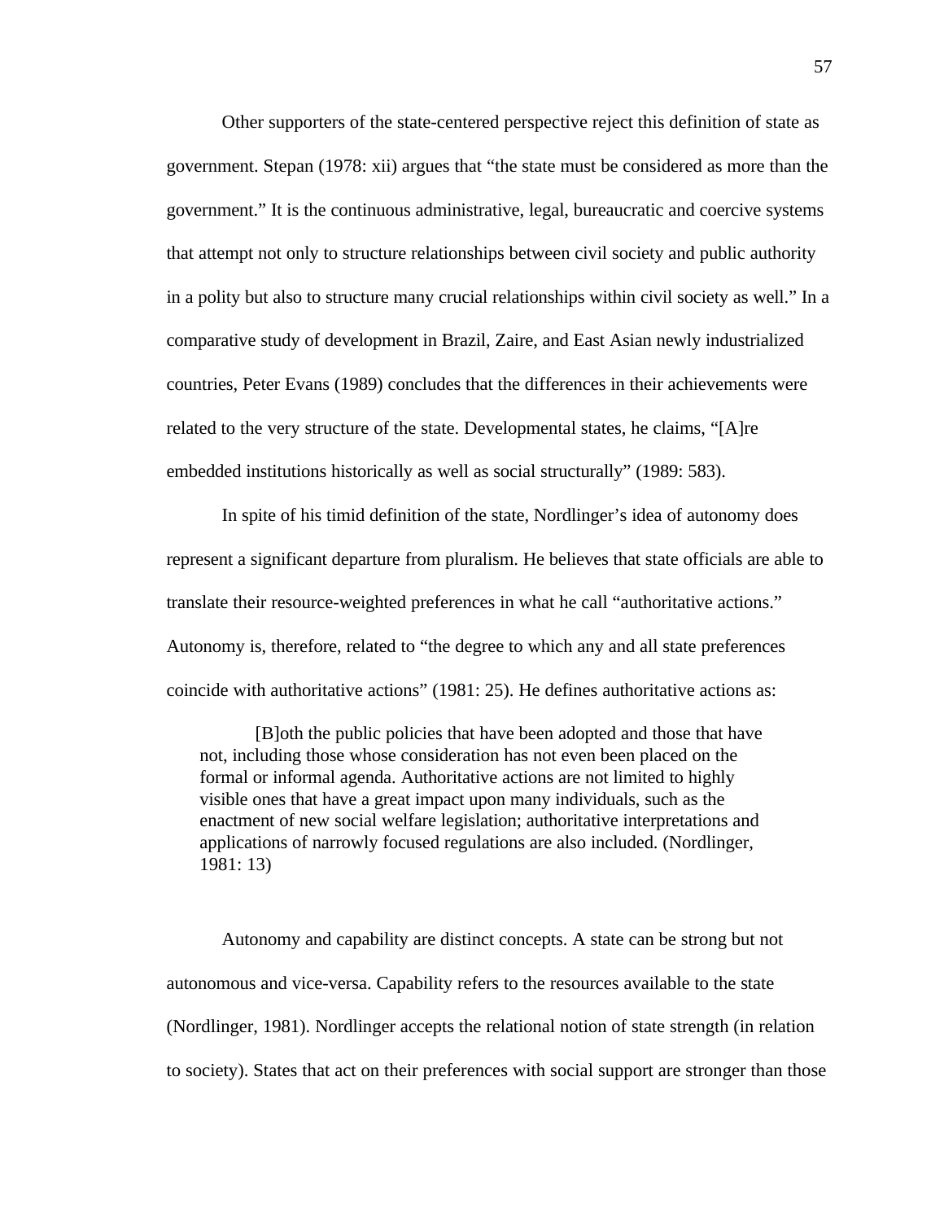Other supporters of the state-centered perspective reject this definition of state as government. Stepan (1978: xii) argues that “the state must be considered as more than the government.” It is the continuous administrative, legal, bureaucratic and coercive systems that attempt not only to structure relationships between civil society and public authority in a polity but also to structure many crucial relationships within civil society as well.” In a comparative study of development in Brazil, Zaire, and East Asian newly industrialized countries, Peter Evans (1989) concludes that the differences in their achievements were related to the very structure of the state. Developmental states, he claims, “[A]re embedded institutions historically as well as social structurally” (1989: 583).

In spite of his timid definition of the state, Nordlinger’s idea of autonomy does represent a significant departure from pluralism. He believes that state officials are able to translate their resource-weighted preferences in what he call “authoritative actions.” Autonomy is, therefore, related to “the degree to which any and all state preferences coincide with authoritative actions” (1981: 25). He defines authoritative actions as:

> [B]oth the public policies that have been adopted and those that have not, including those whose consideration has not even been placed on the formal or informal agenda. Authoritative actions are not limited to highly visible ones that have a great impact upon many individuals, such as the enactment of new social welfare legislation; authoritative interpretations and applications of narrowly focused regulations are also included. (Nordlinger, 1981: 13)

Autonomy and capability are distinct concepts. A state can be strong but not autonomous and vice-versa. Capability refers to the resources available to the state (Nordlinger, 1981). Nordlinger accepts the relational notion of state strength (in relation to society). States that act on their preferences with social support are stronger than those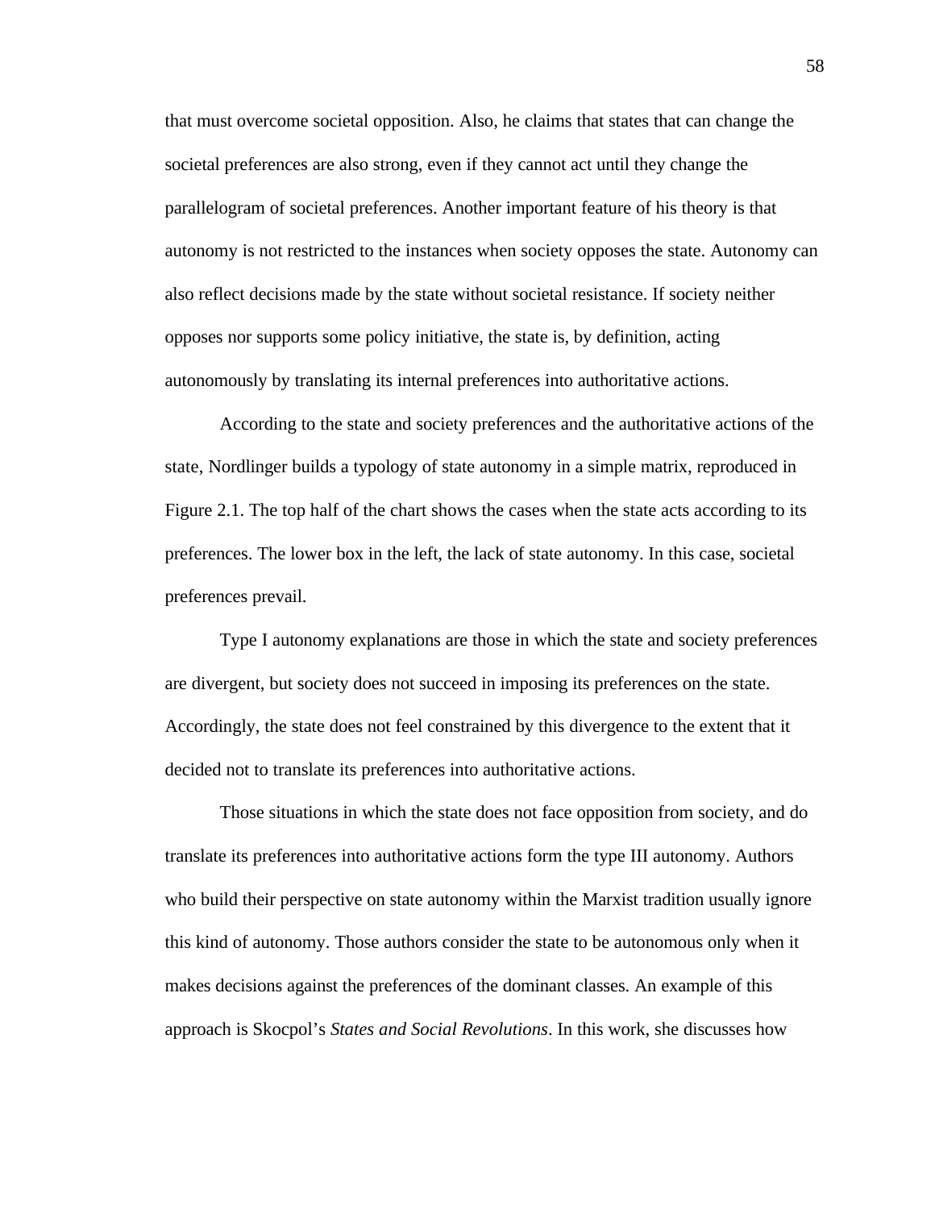that must overcome societal opposition. Also, he claims that states that can change the societal preferences are also strong, even if they cannot act until they change the parallelogram of societal preferences. Another important feature of his theory is that autonomy is not restricted to the instances when society opposes the state. Autonomy can also reflect decisions made by the state without societal resistance. If society neither opposes nor supports some policy initiative, the state is, by definition, acting autonomously by translating its internal preferences into authoritative actions.

According to the state and society preferences and the authoritative actions of the state, Nordlinger builds a typology of state autonomy in a simple matrix, reproduced in Figure 2.1. The top half of the chart shows the cases when the state acts according to its preferences. The lower box in the left, the lack of state autonomy. In this case, societal preferences prevail.

Type I autonomy explanations are those in which the state and society preferences are divergent, but society does not succeed in imposing its preferences on the state. Accordingly, the state does not feel constrained by this divergence to the extent that it decided not to translate its preferences into authoritative actions.

Those situations in which the state does not face opposition from society, and do translate its preferences into authoritative actions form the type III autonomy. Authors who build their perspective on state autonomy within the Marxist tradition usually ignore this kind of autonomy. Those authors consider the state to be autonomous only when it makes decisions against the preferences of the dominant classes. An example of this approach is Skocpol's *States and Social Revolutions*. In this work, she discusses how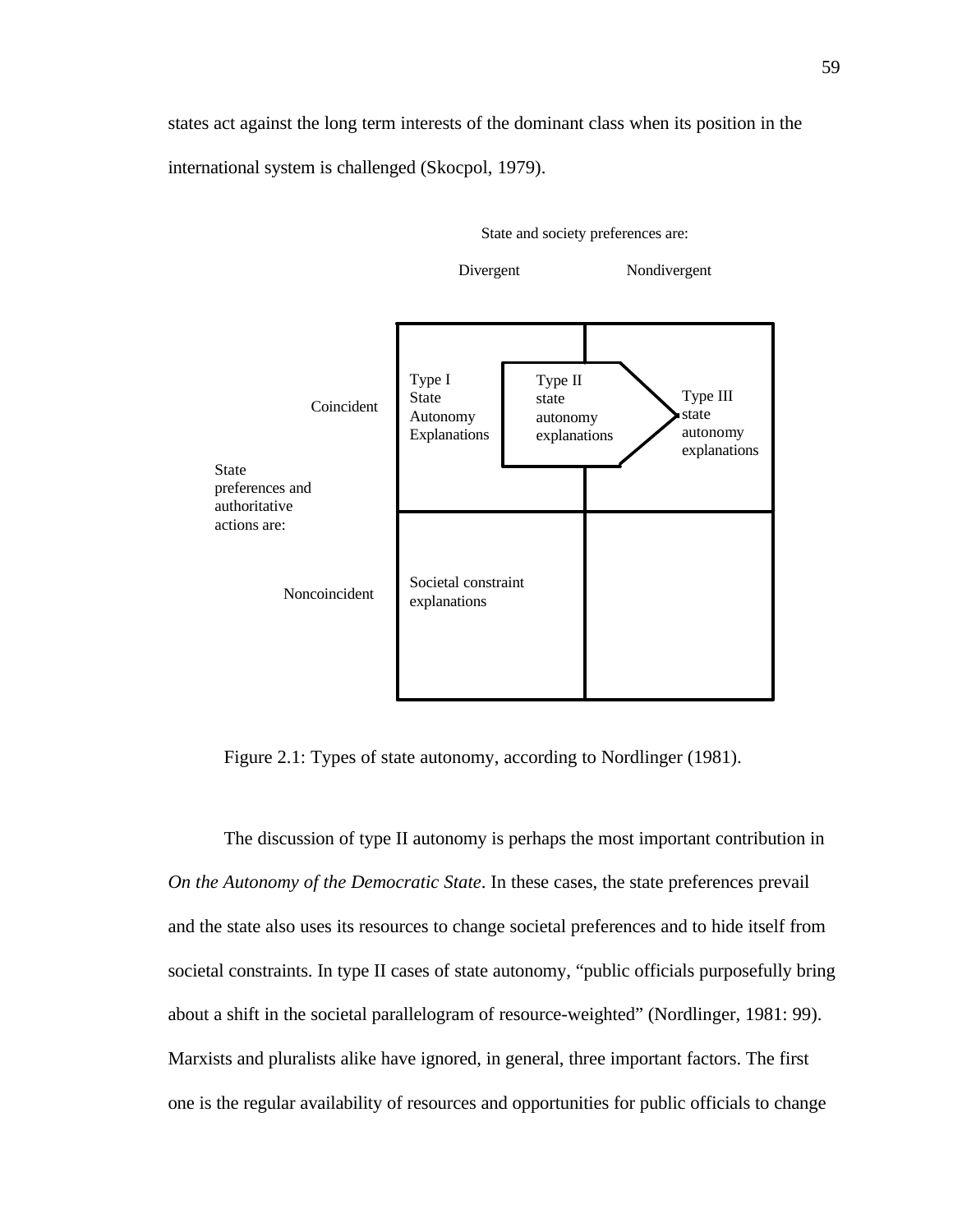states act against the long term interests of the dominant class when its position in the international system is challenged (Skocpol, 1979).

| State preferences and authoritative actions are: | State and society preferences are: Divergent | Nondivergent |
|---|---|---|
| Coincident | Type I State Autonomy Explanations; Type II state autonomy explanations | Type III state autonomy explanations |
| Noncoincident | Societal constraint explanations | |

Figure 2.1: Types of state autonomy, according to Nordlinger (1981).

The discussion of type II autonomy is perhaps the most important contribution in *On the Autonomy of the Democratic State*. In these cases, the state preferences prevail and the state also uses its resources to change societal preferences and to hide itself from societal constraints. In type II cases of state autonomy, "public officials purposefully bring about a shift in the societal parallelogram of resource-weighted" (Nordlinger, 1981: 99). Marxists and pluralists alike have ignored, in general, three important factors. The first one is the regular availability of resources and opportunities for public officials to change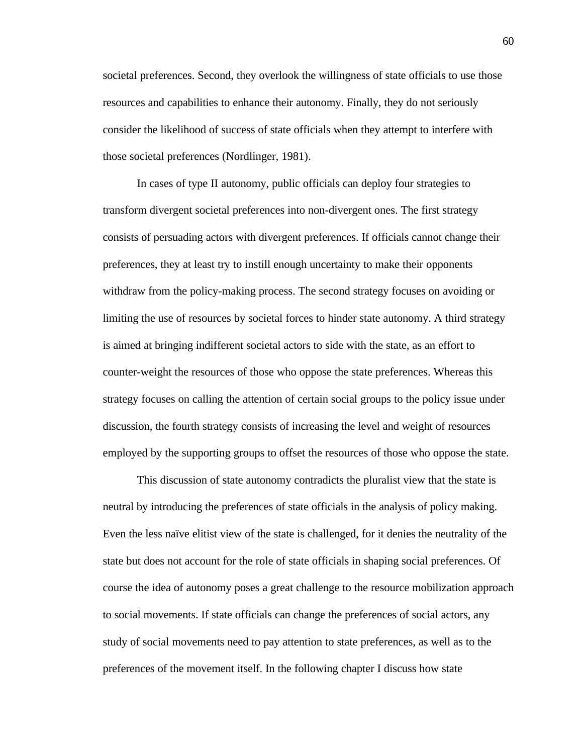societal preferences. Second, they overlook the willingness of state officials to use those resources and capabilities to enhance their autonomy. Finally, they do not seriously consider the likelihood of success of state officials when they attempt to interfere with those societal preferences (Nordlinger, 1981).

In cases of type II autonomy, public officials can deploy four strategies to transform divergent societal preferences into non-divergent ones. The first strategy consists of persuading actors with divergent preferences. If officials cannot change their preferences, they at least try to instill enough uncertainty to make their opponents withdraw from the policy-making process. The second strategy focuses on avoiding or limiting the use of resources by societal forces to hinder state autonomy. A third strategy is aimed at bringing indifferent societal actors to side with the state, as an effort to counter-weight the resources of those who oppose the state preferences. Whereas this strategy focuses on calling the attention of certain social groups to the policy issue under discussion, the fourth strategy consists of increasing the level and weight of resources employed by the supporting groups to offset the resources of those who oppose the state.

This discussion of state autonomy contradicts the pluralist view that the state is neutral by introducing the preferences of state officials in the analysis of policy making. Even the less naïve elitist view of the state is challenged, for it denies the neutrality of the state but does not account for the role of state officials in shaping social preferences. Of course the idea of autonomy poses a great challenge to the resource mobilization approach to social movements. If state officials can change the preferences of social actors, any study of social movements need to pay attention to state preferences, as well as to the preferences of the movement itself. In the following chapter I discuss how state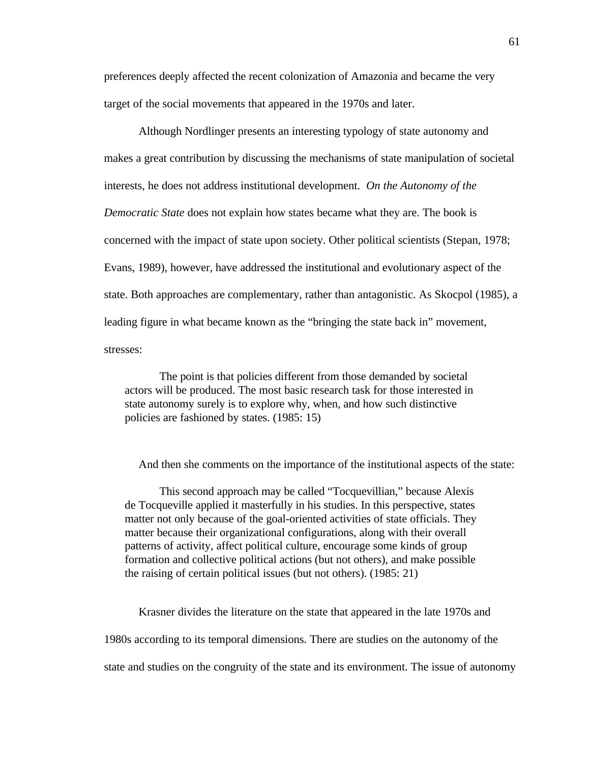preferences deeply affected the recent colonization of Amazonia and became the very target of the social movements that appeared in the 1970s and later.

Although Nordlinger presents an interesting typology of state autonomy and makes a great contribution by discussing the mechanisms of state manipulation of societal interests, he does not address institutional development. *On the Autonomy of the Democratic State* does not explain how states became what they are. The book is concerned with the impact of state upon society. Other political scientists (Stepan, 1978; Evans, 1989), however, have addressed the institutional and evolutionary aspect of the state. Both approaches are complementary, rather than antagonistic. As Skocpol (1985), a leading figure in what became known as the "bringing the state back in" movement, stresses:

> The point is that policies different from those demanded by societal actors will be produced. The most basic research task for those interested in state autonomy surely is to explore why, when, and how such distinctive policies are fashioned by states. (1985: 15)

And then she comments on the importance of the institutional aspects of the state:

> This second approach may be called "Tocquevillian," because Alexis de Tocqueville applied it masterfully in his studies. In this perspective, states matter not only because of the goal-oriented activities of state officials. They matter because their organizational configurations, along with their overall patterns of activity, affect political culture, encourage some kinds of group formation and collective political actions (but not others), and make possible the raising of certain political issues (but not others). (1985: 21)

Krasner divides the literature on the state that appeared in the late 1970s and 1980s according to its temporal dimensions. There are studies on the autonomy of the state and studies on the congruity of the state and its environment. The issue of autonomy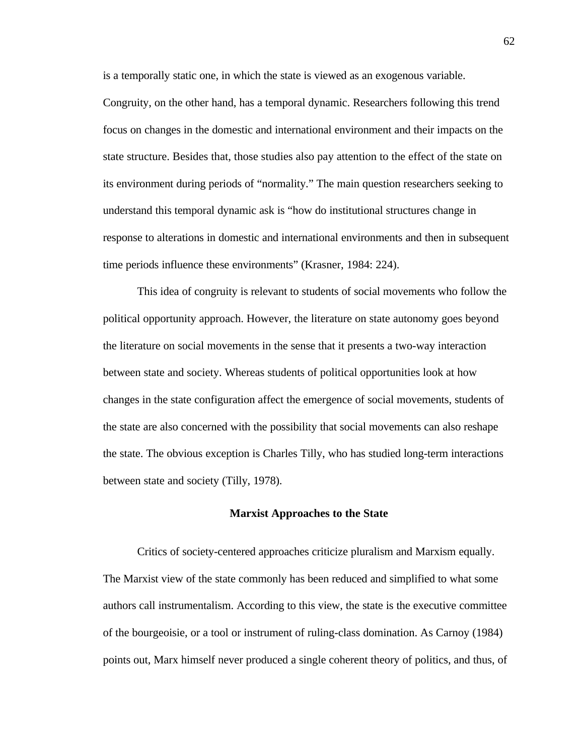is a temporally static one, in which the state is viewed as an exogenous variable. Congruity, on the other hand, has a temporal dynamic. Researchers following this trend focus on changes in the domestic and international environment and their impacts on the state structure. Besides that, those studies also pay attention to the effect of the state on its environment during periods of "normality." The main question researchers seeking to understand this temporal dynamic ask is "how do institutional structures change in response to alterations in domestic and international environments and then in subsequent time periods influence these environments" (Krasner, 1984: 224).

This idea of congruity is relevant to students of social movements who follow the political opportunity approach. However, the literature on state autonomy goes beyond the literature on social movements in the sense that it presents a two-way interaction between state and society. Whereas students of political opportunities look at how changes in the state configuration affect the emergence of social movements, students of the state are also concerned with the possibility that social movements can also reshape the state. The obvious exception is Charles Tilly, who has studied long-term interactions between state and society (Tilly, 1978).

## Marxist Approaches to the State

Critics of society-centered approaches criticize pluralism and Marxism equally. The Marxist view of the state commonly has been reduced and simplified to what some authors call instrumentalism. According to this view, the state is the executive committee of the bourgeoisie, or a tool or instrument of ruling-class domination. As Carnoy (1984) points out, Marx himself never produced a single coherent theory of politics, and thus, of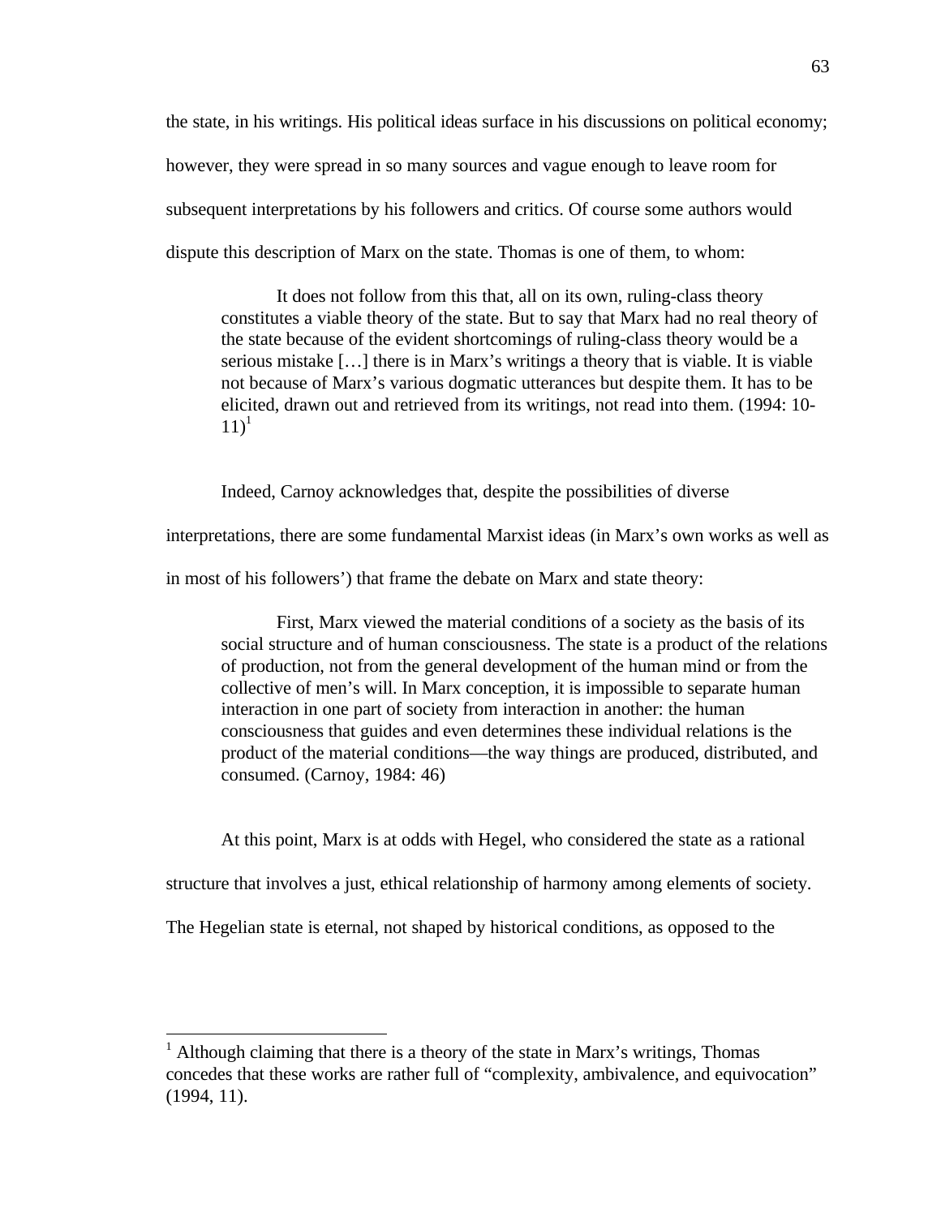the state, in his writings. His political ideas surface in his discussions on political economy; however, they were spread in so many sources and vague enough to leave room for subsequent interpretations by his followers and critics. Of course some authors would dispute this description of Marx on the state. Thomas is one of them, to whom:

> It does not follow from this that, all on its own, ruling-class theory constitutes a viable theory of the state. But to say that Marx had no real theory of the state because of the evident shortcomings of ruling-class theory would be a serious mistake […] there is in Marx's writings a theory that is viable. It is viable not because of Marx's various dogmatic utterances but despite them. It has to be elicited, drawn out and retrieved from its writings, not read into them. (1994: 10-11)[1]

Indeed, Carnoy acknowledges that, despite the possibilities of diverse interpretations, there are some fundamental Marxist ideas (in Marx's own works as well as in most of his followers') that frame the debate on Marx and state theory:

> First, Marx viewed the material conditions of a society as the basis of its social structure and of human consciousness. The state is a product of the relations of production, not from the general development of the human mind or from the collective of men's will. In Marx conception, it is impossible to separate human interaction in one part of society from interaction in another: the human consciousness that guides and even determines these individual relations is the product of the material conditions—the way things are produced, distributed, and consumed. (Carnoy, 1984: 46)

At this point, Marx is at odds with Hegel, who considered the state as a rational structure that involves a just, ethical relationship of harmony among elements of society. The Hegelian state is eternal, not shaped by historical conditions, as opposed to the

---

[1] Although claiming that there is a theory of the state in Marx's writings, Thomas concedes that these works are rather full of "complexity, ambivalence, and equivocation" (1994, 11).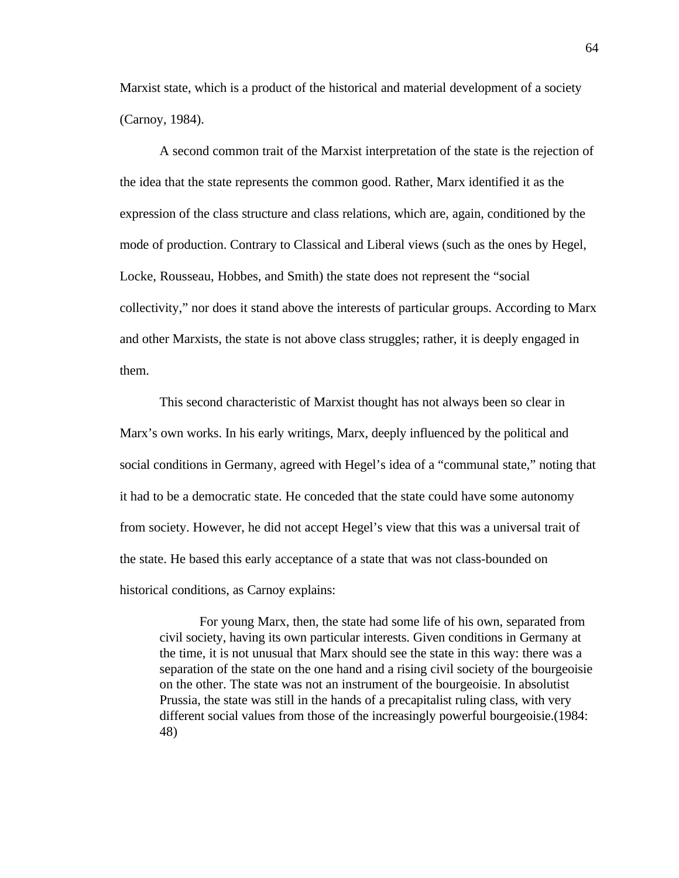Marxist state, which is a product of the historical and material development of a society (Carnoy, 1984).

A second common trait of the Marxist interpretation of the state is the rejection of the idea that the state represents the common good. Rather, Marx identified it as the expression of the class structure and class relations, which are, again, conditioned by the mode of production. Contrary to Classical and Liberal views (such as the ones by Hegel, Locke, Rousseau, Hobbes, and Smith) the state does not represent the "social collectivity," nor does it stand above the interests of particular groups. According to Marx and other Marxists, the state is not above class struggles; rather, it is deeply engaged in them.

This second characteristic of Marxist thought has not always been so clear in Marx's own works. In his early writings, Marx, deeply influenced by the political and social conditions in Germany, agreed with Hegel's idea of a "communal state," noting that it had to be a democratic state. He conceded that the state could have some autonomy from society. However, he did not accept Hegel's view that this was a universal trait of the state. He based this early acceptance of a state that was not class-bounded on historical conditions, as Carnoy explains:

> For young Marx, then, the state had some life of his own, separated from civil society, having its own particular interests. Given conditions in Germany at the time, it is not unusual that Marx should see the state in this way: there was a separation of the state on the one hand and a rising civil society of the bourgeoisie on the other. The state was not an instrument of the bourgeoisie. In absolutist Prussia, the state was still in the hands of a precapitalist ruling class, with very different social values from those of the increasingly powerful bourgeoisie.(1984: 48)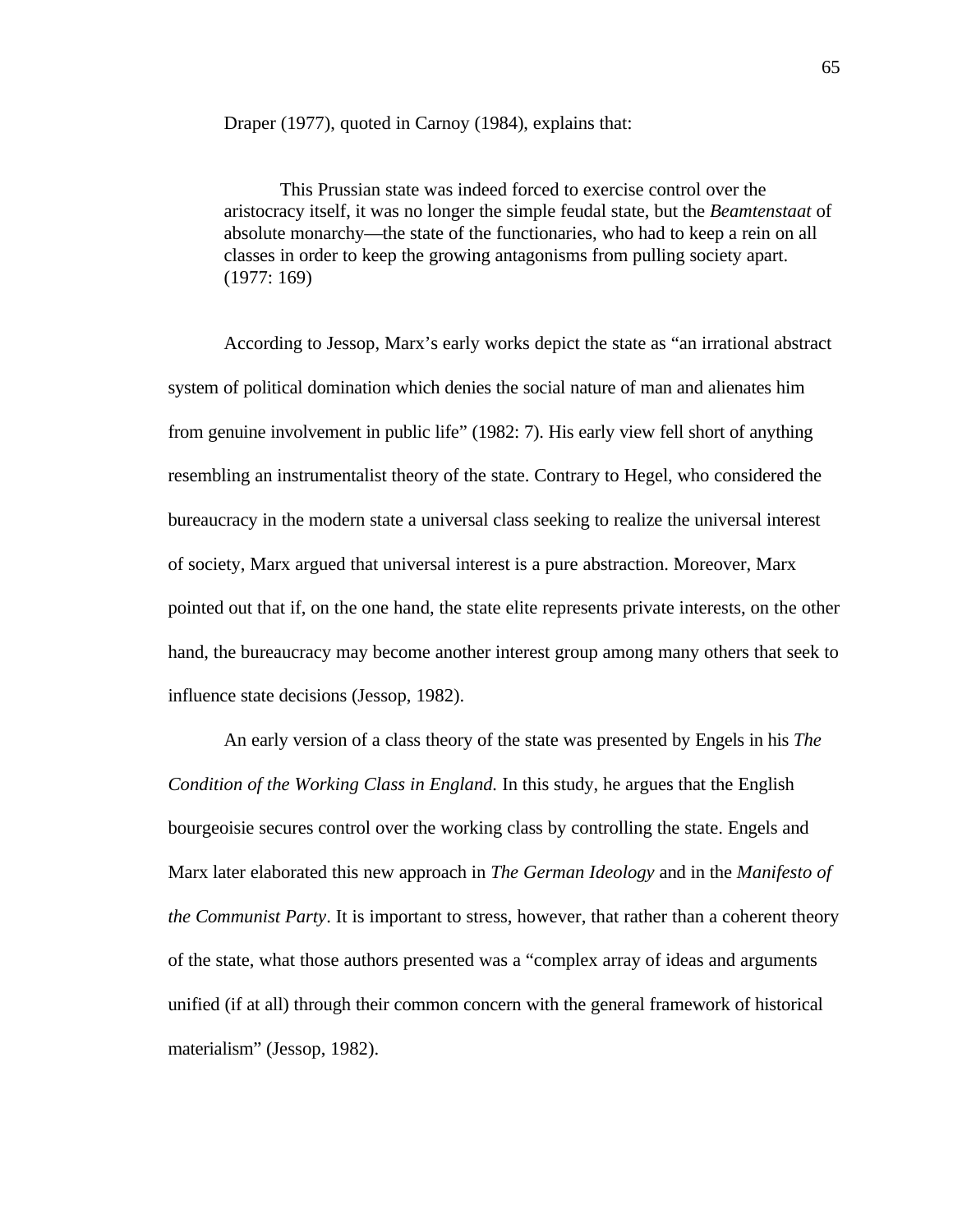Draper (1977), quoted in Carnoy (1984), explains that:

> This Prussian state was indeed forced to exercise control over the aristocracy itself, it was no longer the simple feudal state, but the *Beamtenstaat* of absolute monarchy—the state of the functionaries, who had to keep a rein on all classes in order to keep the growing antagonisms from pulling society apart. (1977: 169)

According to Jessop, Marx's early works depict the state as "an irrational abstract system of political domination which denies the social nature of man and alienates him from genuine involvement in public life" (1982: 7). His early view fell short of anything resembling an instrumentalist theory of the state. Contrary to Hegel, who considered the bureaucracy in the modern state a universal class seeking to realize the universal interest of society, Marx argued that universal interest is a pure abstraction. Moreover, Marx pointed out that if, on the one hand, the state elite represents private interests, on the other hand, the bureaucracy may become another interest group among many others that seek to influence state decisions (Jessop, 1982).

An early version of a class theory of the state was presented by Engels in his *The Condition of the Working Class in England.* In this study, he argues that the English bourgeoisie secures control over the working class by controlling the state. Engels and Marx later elaborated this new approach in *The German Ideology* and in the *Manifesto of the Communist Party*. It is important to stress, however, that rather than a coherent theory of the state, what those authors presented was a "complex array of ideas and arguments unified (if at all) through their common concern with the general framework of historical materialism" (Jessop, 1982).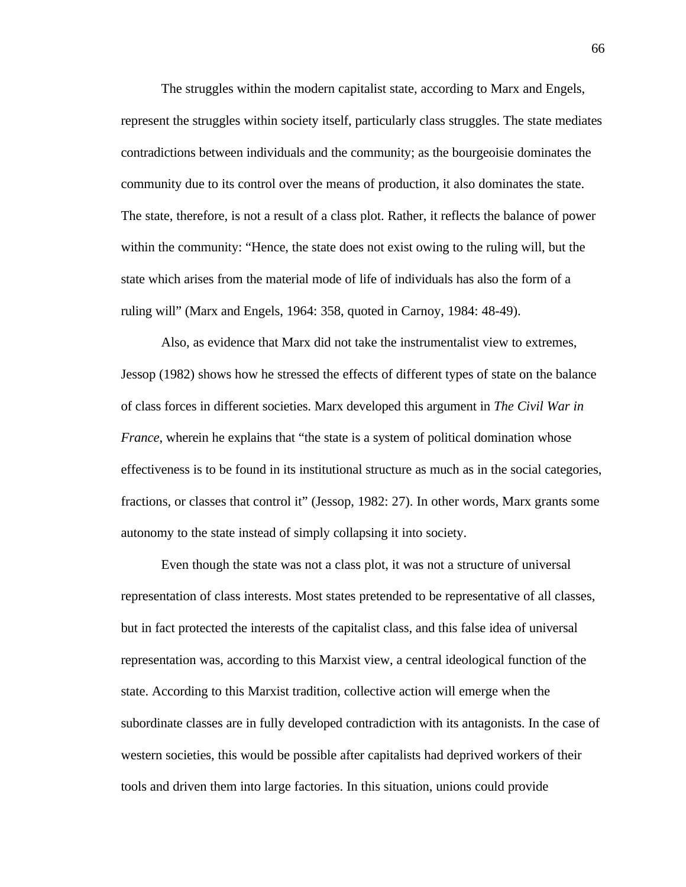The struggles within the modern capitalist state, according to Marx and Engels, represent the struggles within society itself, particularly class struggles. The state mediates contradictions between individuals and the community; as the bourgeoisie dominates the community due to its control over the means of production, it also dominates the state. The state, therefore, is not a result of a class plot. Rather, it reflects the balance of power within the community: “Hence, the state does not exist owing to the ruling will, but the state which arises from the material mode of life of individuals has also the form of a ruling will” (Marx and Engels, 1964: 358, quoted in Carnoy, 1984: 48-49).

Also, as evidence that Marx did not take the instrumentalist view to extremes, Jessop (1982) shows how he stressed the effects of different types of state on the balance of class forces in different societies. Marx developed this argument in *The Civil War in France*, wherein he explains that “the state is a system of political domination whose effectiveness is to be found in its institutional structure as much as in the social categories, fractions, or classes that control it” (Jessop, 1982: 27). In other words, Marx grants some autonomy to the state instead of simply collapsing it into society.

Even though the state was not a class plot, it was not a structure of universal representation of class interests. Most states pretended to be representative of all classes, but in fact protected the interests of the capitalist class, and this false idea of universal representation was, according to this Marxist view, a central ideological function of the state. According to this Marxist tradition, collective action will emerge when the subordinate classes are in fully developed contradiction with its antagonists. In the case of western societies, this would be possible after capitalists had deprived workers of their tools and driven them into large factories. In this situation, unions could provide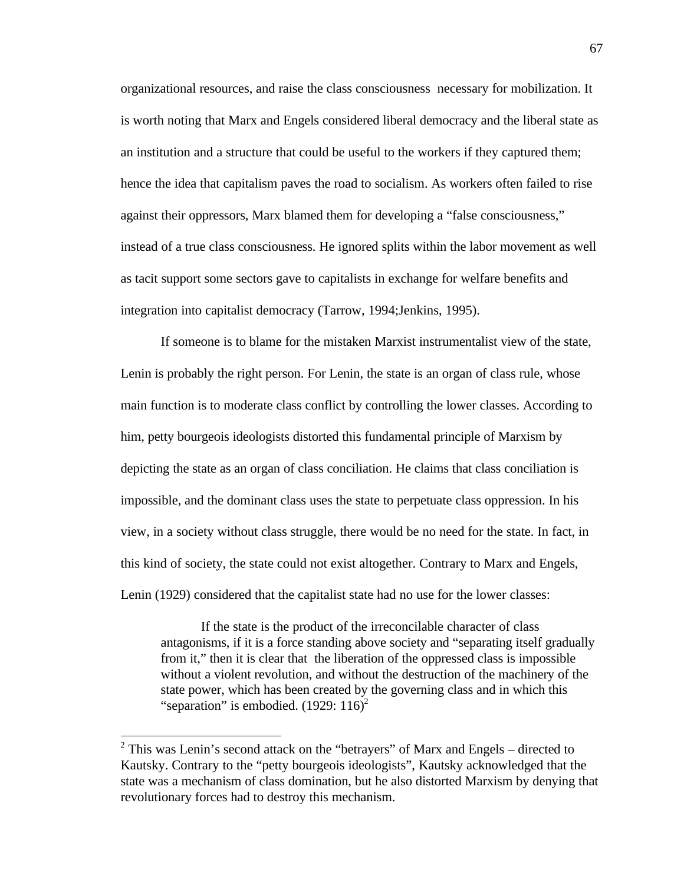organizational resources, and raise the class consciousness necessary for mobilization. It is worth noting that Marx and Engels considered liberal democracy and the liberal state as an institution and a structure that could be useful to the workers if they captured them; hence the idea that capitalism paves the road to socialism. As workers often failed to rise against their oppressors, Marx blamed them for developing a "false consciousness," instead of a true class consciousness. He ignored splits within the labor movement as well as tacit support some sectors gave to capitalists in exchange for welfare benefits and integration into capitalist democracy (Tarrow, 1994;Jenkins, 1995).

If someone is to blame for the mistaken Marxist instrumentalist view of the state, Lenin is probably the right person. For Lenin, the state is an organ of class rule, whose main function is to moderate class conflict by controlling the lower classes. According to him, petty bourgeois ideologists distorted this fundamental principle of Marxism by depicting the state as an organ of class conciliation. He claims that class conciliation is impossible, and the dominant class uses the state to perpetuate class oppression. In his view, in a society without class struggle, there would be no need for the state. In fact, in this kind of society, the state could not exist altogether. Contrary to Marx and Engels, Lenin (1929) considered that the capitalist state had no use for the lower classes:

> If the state is the product of the irreconcilable character of class antagonisms, if it is a force standing above society and "separating itself gradually from it," then it is clear that the liberation of the oppressed class is impossible without a violent revolution, and without the destruction of the machinery of the state power, which has been created by the governing class and in which this "separation" is embodied. (1929: 116)[2]

[2] This was Lenin's second attack on the "betrayers" of Marx and Engels – directed to Kautsky. Contrary to the "petty bourgeois ideologists", Kautsky acknowledged that the state was a mechanism of class domination, but he also distorted Marxism by denying that revolutionary forces had to destroy this mechanism.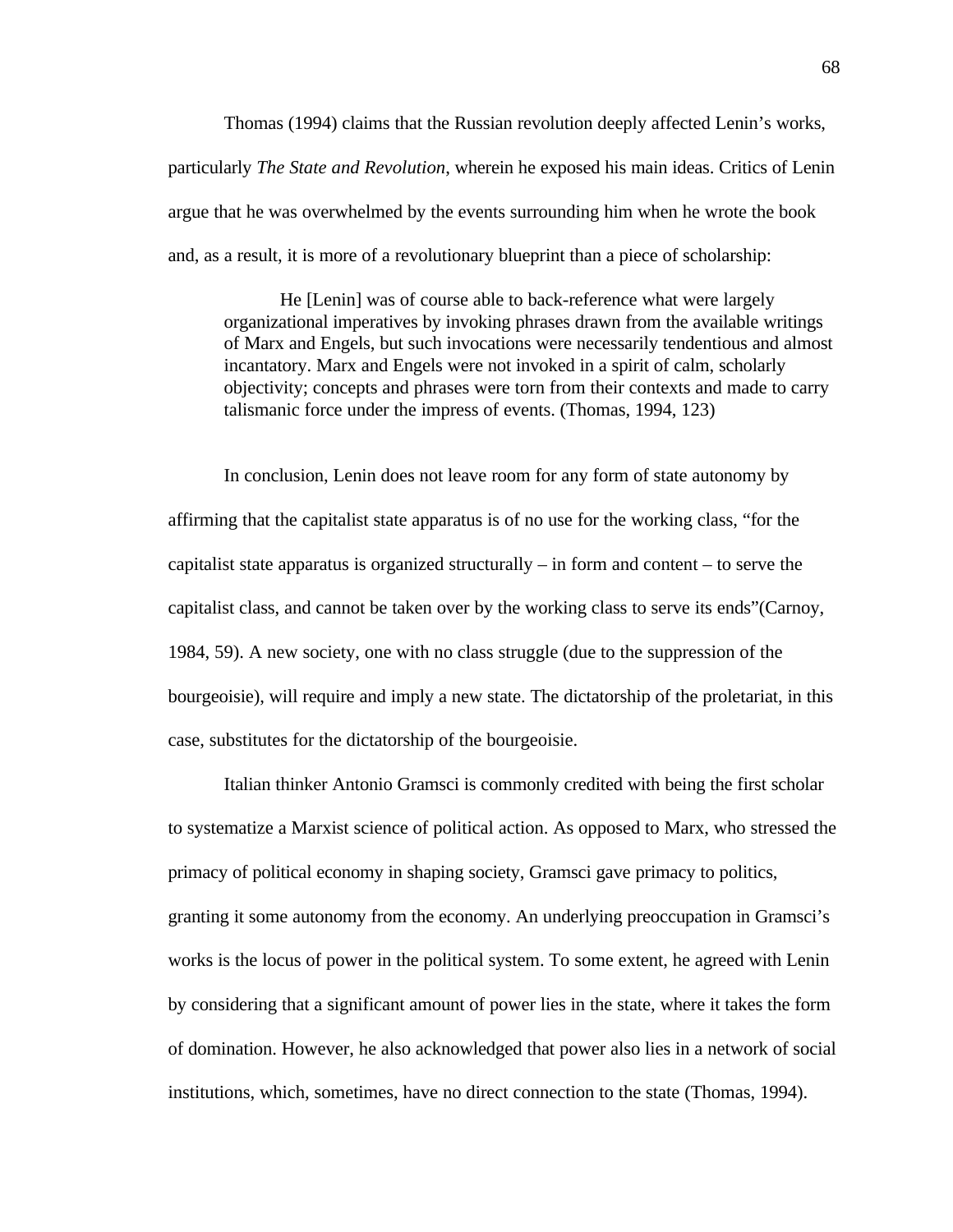Thomas (1994) claims that the Russian revolution deeply affected Lenin's works, particularly *The State and Revolution*, wherein he exposed his main ideas. Critics of Lenin argue that he was overwhelmed by the events surrounding him when he wrote the book and, as a result, it is more of a revolutionary blueprint than a piece of scholarship:

> He [Lenin] was of course able to back-reference what were largely organizational imperatives by invoking phrases drawn from the available writings of Marx and Engels, but such invocations were necessarily tendentious and almost incantatory. Marx and Engels were not invoked in a spirit of calm, scholarly objectivity; concepts and phrases were torn from their contexts and made to carry talismanic force under the impress of events. (Thomas, 1994, 123)

In conclusion, Lenin does not leave room for any form of state autonomy by affirming that the capitalist state apparatus is of no use for the working class, "for the capitalist state apparatus is organized structurally – in form and content – to serve the capitalist class, and cannot be taken over by the working class to serve its ends"(Carnoy, 1984, 59). A new society, one with no class struggle (due to the suppression of the bourgeoisie), will require and imply a new state. The dictatorship of the proletariat, in this case, substitutes for the dictatorship of the bourgeoisie.

Italian thinker Antonio Gramsci is commonly credited with being the first scholar to systematize a Marxist science of political action. As opposed to Marx, who stressed the primacy of political economy in shaping society, Gramsci gave primacy to politics, granting it some autonomy from the economy. An underlying preoccupation in Gramsci's works is the locus of power in the political system. To some extent, he agreed with Lenin by considering that a significant amount of power lies in the state, where it takes the form of domination. However, he also acknowledged that power also lies in a network of social institutions, which, sometimes, have no direct connection to the state (Thomas, 1994).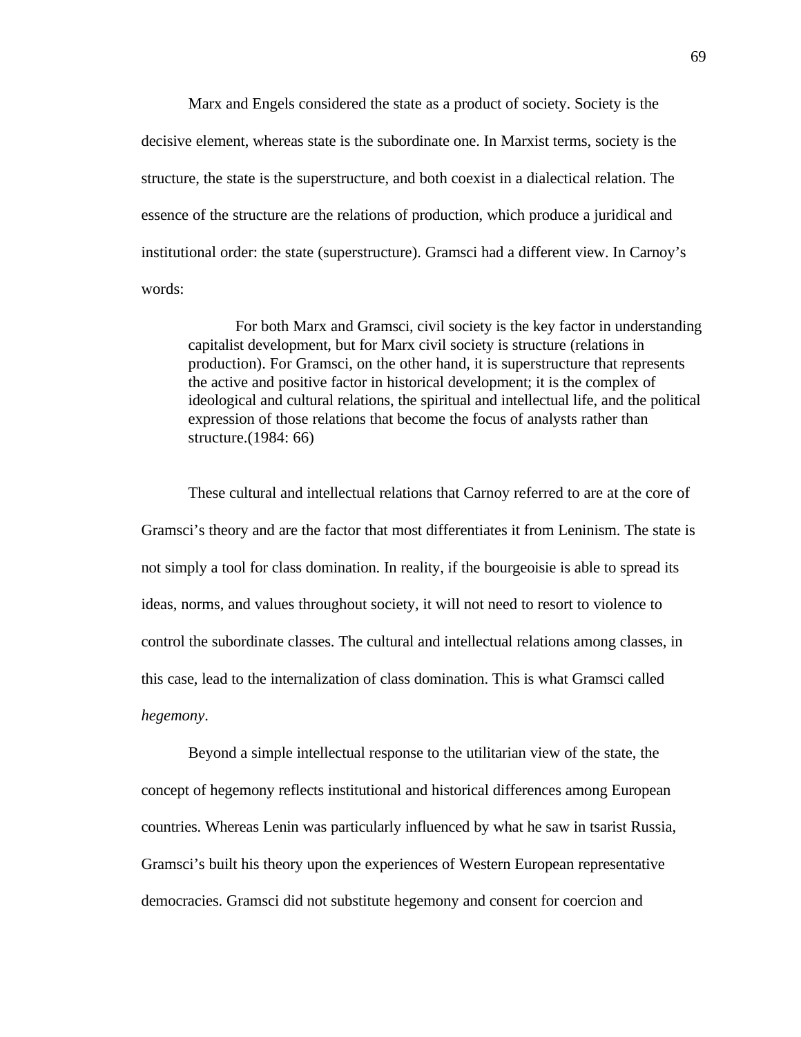Marx and Engels considered the state as a product of society. Society is the decisive element, whereas state is the subordinate one. In Marxist terms, society is the structure, the state is the superstructure, and both coexist in a dialectical relation. The essence of the structure are the relations of production, which produce a juridical and institutional order: the state (superstructure). Gramsci had a different view. In Carnoy's words:

> For both Marx and Gramsci, civil society is the key factor in understanding capitalist development, but for Marx civil society is structure (relations in production). For Gramsci, on the other hand, it is superstructure that represents the active and positive factor in historical development; it is the complex of ideological and cultural relations, the spiritual and intellectual life, and the political expression of those relations that become the focus of analysts rather than structure.(1984: 66)

These cultural and intellectual relations that Carnoy referred to are at the core of Gramsci's theory and are the factor that most differentiates it from Leninism. The state is not simply a tool for class domination. In reality, if the bourgeoisie is able to spread its ideas, norms, and values throughout society, it will not need to resort to violence to control the subordinate classes. The cultural and intellectual relations among classes, in this case, lead to the internalization of class domination. This is what Gramsci called *hegemony*.

Beyond a simple intellectual response to the utilitarian view of the state, the concept of hegemony reflects institutional and historical differences among European countries. Whereas Lenin was particularly influenced by what he saw in tsarist Russia, Gramsci's built his theory upon the experiences of Western European representative democracies. Gramsci did not substitute hegemony and consent for coercion and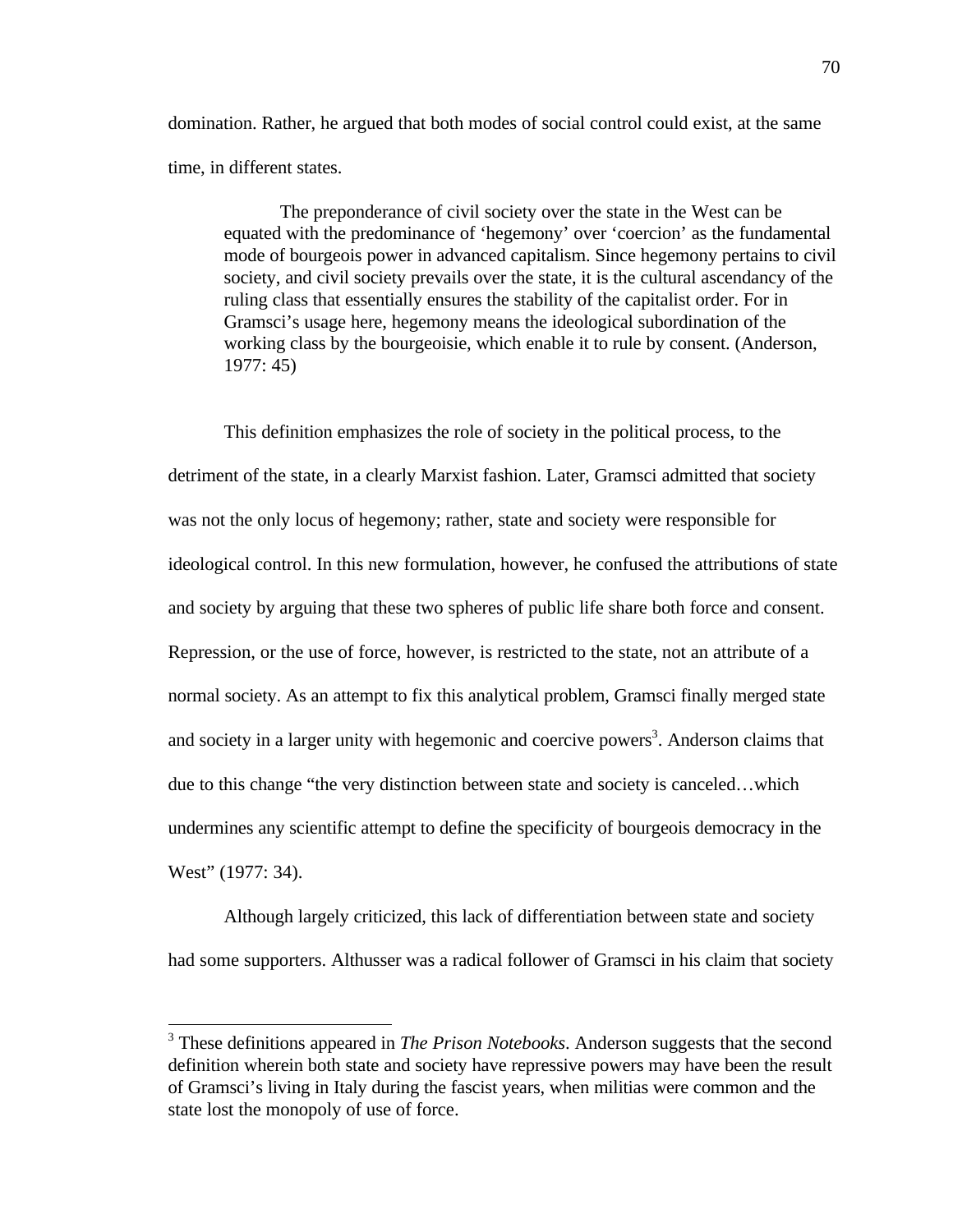domination. Rather, he argued that both modes of social control could exist, at the same time, in different states.

> The preponderance of civil society over the state in the West can be equated with the predominance of 'hegemony' over 'coercion' as the fundamental mode of bourgeois power in advanced capitalism. Since hegemony pertains to civil society, and civil society prevails over the state, it is the cultural ascendancy of the ruling class that essentially ensures the stability of the capitalist order. For in Gramsci's usage here, hegemony means the ideological subordination of the working class by the bourgeoisie, which enable it to rule by consent. (Anderson, 1977: 45)

This definition emphasizes the role of society in the political process, to the detriment of the state, in a clearly Marxist fashion. Later, Gramsci admitted that society was not the only locus of hegemony; rather, state and society were responsible for ideological control. In this new formulation, however, he confused the attributions of state and society by arguing that these two spheres of public life share both force and consent. Repression, or the use of force, however, is restricted to the state, not an attribute of a normal society. As an attempt to fix this analytical problem, Gramsci finally merged state and society in a larger unity with hegemonic and coercive powers[3]. Anderson claims that due to this change "the very distinction between state and society is canceled…which undermines any scientific attempt to define the specificity of bourgeois democracy in the West" (1977: 34).

Although largely criticized, this lack of differentiation between state and society had some supporters. Althusser was a radical follower of Gramsci in his claim that society

---

[3] These definitions appeared in *The Prison Notebooks*. Anderson suggests that the second definition wherein both state and society have repressive powers may have been the result of Gramsci's living in Italy during the fascist years, when militias were common and the state lost the monopoly of use of force.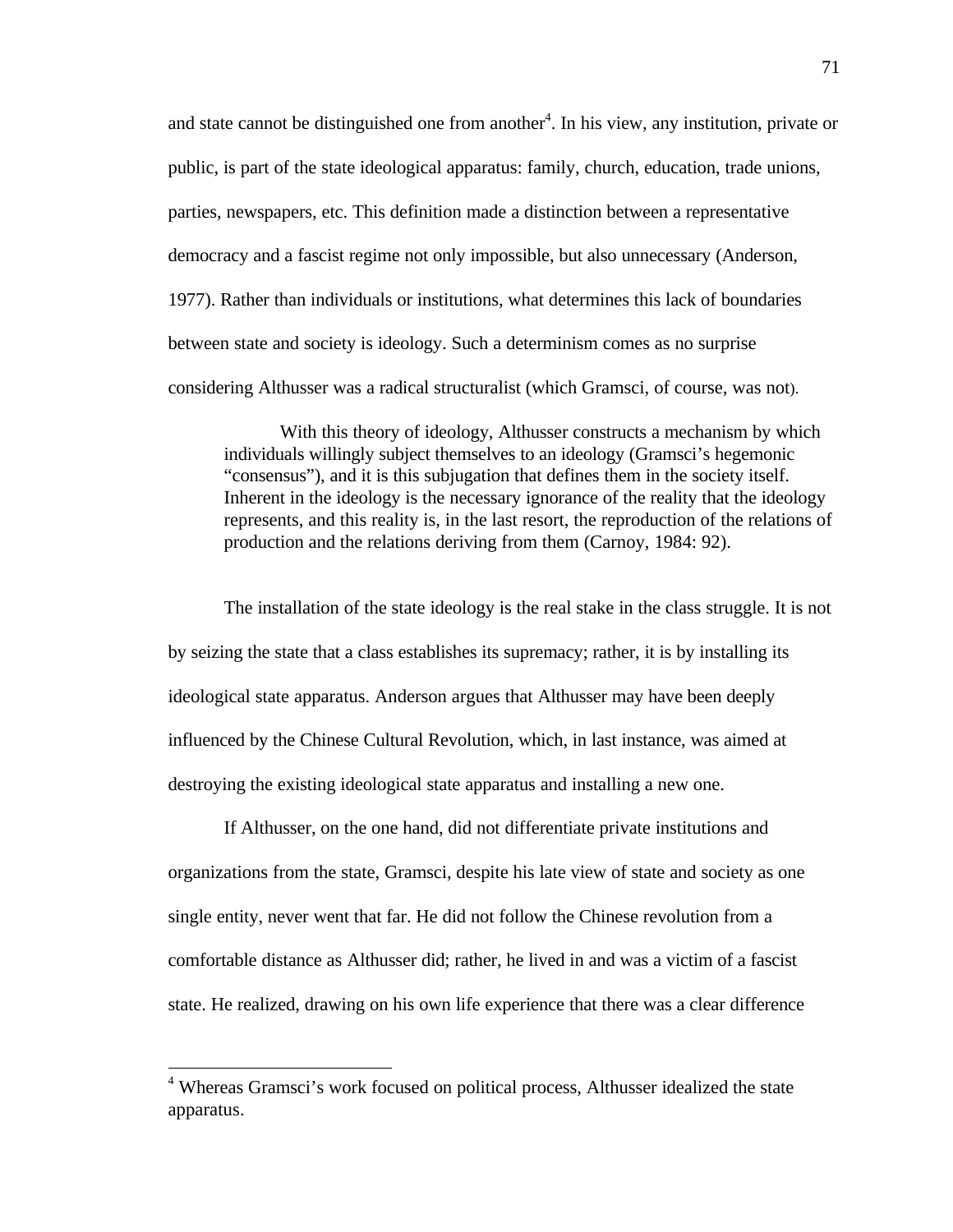and state cannot be distinguished one from another[4]. In his view, any institution, private or public, is part of the state ideological apparatus: family, church, education, trade unions, parties, newspapers, etc. This definition made a distinction between a representative democracy and a fascist regime not only impossible, but also unnecessary (Anderson, 1977). Rather than individuals or institutions, what determines this lack of boundaries between state and society is ideology. Such a determinism comes as no surprise considering Althusser was a radical structuralist (which Gramsci, of course, was not).

> With this theory of ideology, Althusser constructs a mechanism by which individuals willingly subject themselves to an ideology (Gramsci's hegemonic "consensus"), and it is this subjugation that defines them in the society itself. Inherent in the ideology is the necessary ignorance of the reality that the ideology represents, and this reality is, in the last resort, the reproduction of the relations of production and the relations deriving from them (Carnoy, 1984: 92).

The installation of the state ideology is the real stake in the class struggle. It is not by seizing the state that a class establishes its supremacy; rather, it is by installing its ideological state apparatus. Anderson argues that Althusser may have been deeply influenced by the Chinese Cultural Revolution, which, in last instance, was aimed at destroying the existing ideological state apparatus and installing a new one.

If Althusser, on the one hand, did not differentiate private institutions and organizations from the state, Gramsci, despite his late view of state and society as one single entity, never went that far. He did not follow the Chinese revolution from a comfortable distance as Althusser did; rather, he lived in and was a victim of a fascist state. He realized, drawing on his own life experience that there was a clear difference

---

[4] Whereas Gramsci's work focused on political process, Althusser idealized the state apparatus.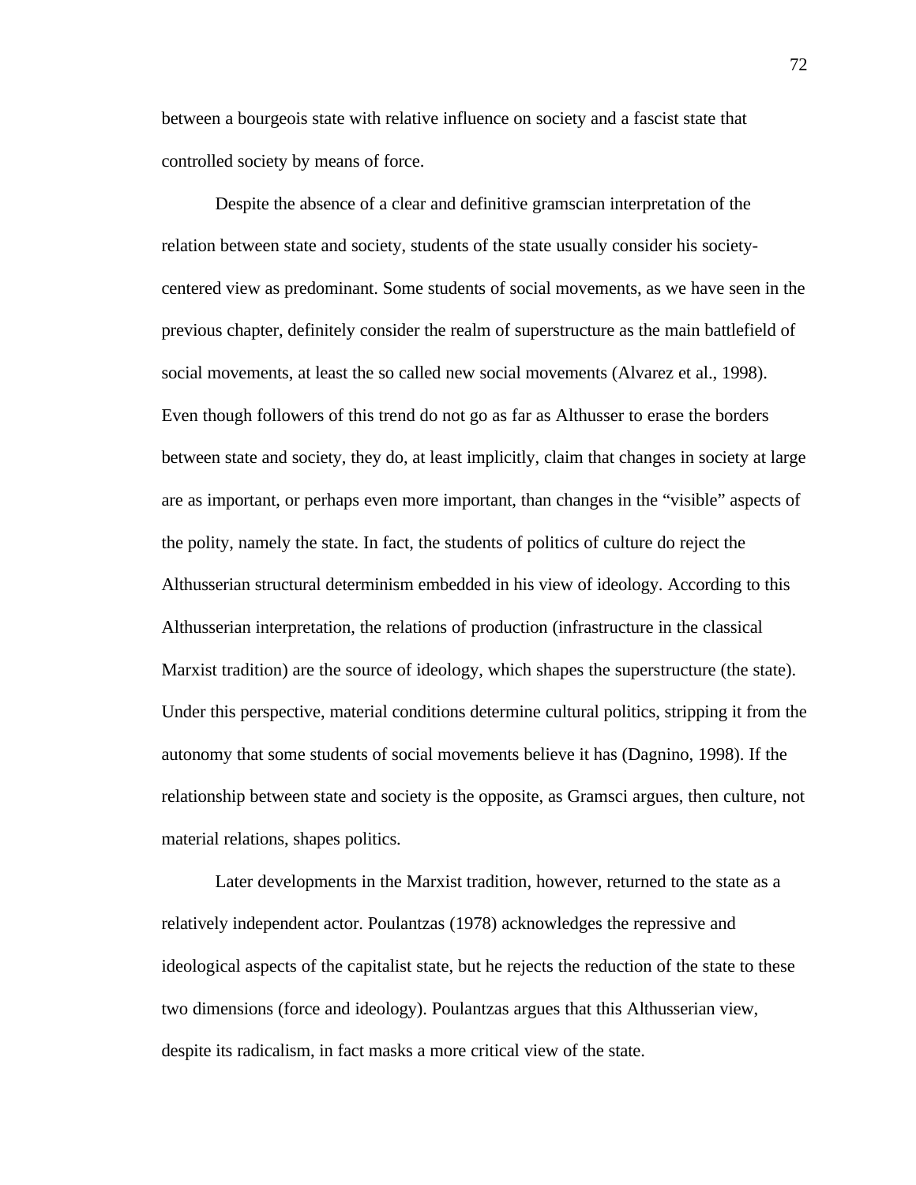between a bourgeois state with relative influence on society and a fascist state that controlled society by means of force.

Despite the absence of a clear and definitive gramscian interpretation of the relation between state and society, students of the state usually consider his society-centered view as predominant. Some students of social movements, as we have seen in the previous chapter, definitely consider the realm of superstructure as the main battlefield of social movements, at least the so called new social movements (Alvarez et al., 1998). Even though followers of this trend do not go as far as Althusser to erase the borders between state and society, they do, at least implicitly, claim that changes in society at large are as important, or perhaps even more important, than changes in the "visible" aspects of the polity, namely the state. In fact, the students of politics of culture do reject the Althusserian structural determinism embedded in his view of ideology. According to this Althusserian interpretation, the relations of production (infrastructure in the classical Marxist tradition) are the source of ideology, which shapes the superstructure (the state). Under this perspective, material conditions determine cultural politics, stripping it from the autonomy that some students of social movements believe it has (Dagnino, 1998). If the relationship between state and society is the opposite, as Gramsci argues, then culture, not material relations, shapes politics.

Later developments in the Marxist tradition, however, returned to the state as a relatively independent actor. Poulantzas (1978) acknowledges the repressive and ideological aspects of the capitalist state, but he rejects the reduction of the state to these two dimensions (force and ideology). Poulantzas argues that this Althusserian view, despite its radicalism, in fact masks a more critical view of the state.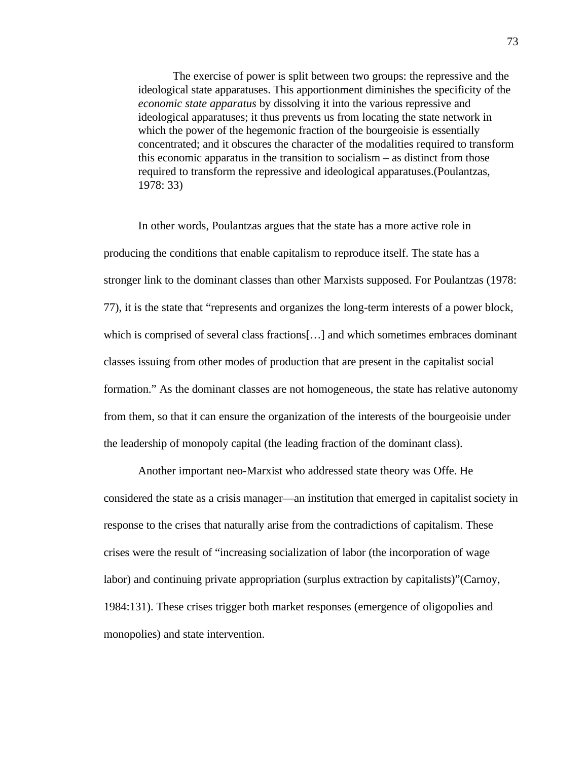> The exercise of power is split between two groups: the repressive and the ideological state apparatuses. This apportionment diminishes the specificity of the *economic state apparatus* by dissolving it into the various repressive and ideological apparatuses; it thus prevents us from locating the state network in which the power of the hegemonic fraction of the bourgeoisie is essentially concentrated; and it obscures the character of the modalities required to transform this economic apparatus in the transition to socialism – as distinct from those required to transform the repressive and ideological apparatuses.(Poulantzas, 1978: 33)

In other words, Poulantzas argues that the state has a more active role in producing the conditions that enable capitalism to reproduce itself. The state has a stronger link to the dominant classes than other Marxists supposed. For Poulantzas (1978: 77), it is the state that "represents and organizes the long-term interests of a power block, which is comprised of several class fractions[…] and which sometimes embraces dominant classes issuing from other modes of production that are present in the capitalist social formation." As the dominant classes are not homogeneous, the state has relative autonomy from them, so that it can ensure the organization of the interests of the bourgeoisie under the leadership of monopoly capital (the leading fraction of the dominant class).

Another important neo-Marxist who addressed state theory was Offe. He considered the state as a crisis manager—an institution that emerged in capitalist society in response to the crises that naturally arise from the contradictions of capitalism. These crises were the result of "increasing socialization of labor (the incorporation of wage labor) and continuing private appropriation (surplus extraction by capitalists)"(Carnoy, 1984:131). These crises trigger both market responses (emergence of oligopolies and monopolies) and state intervention.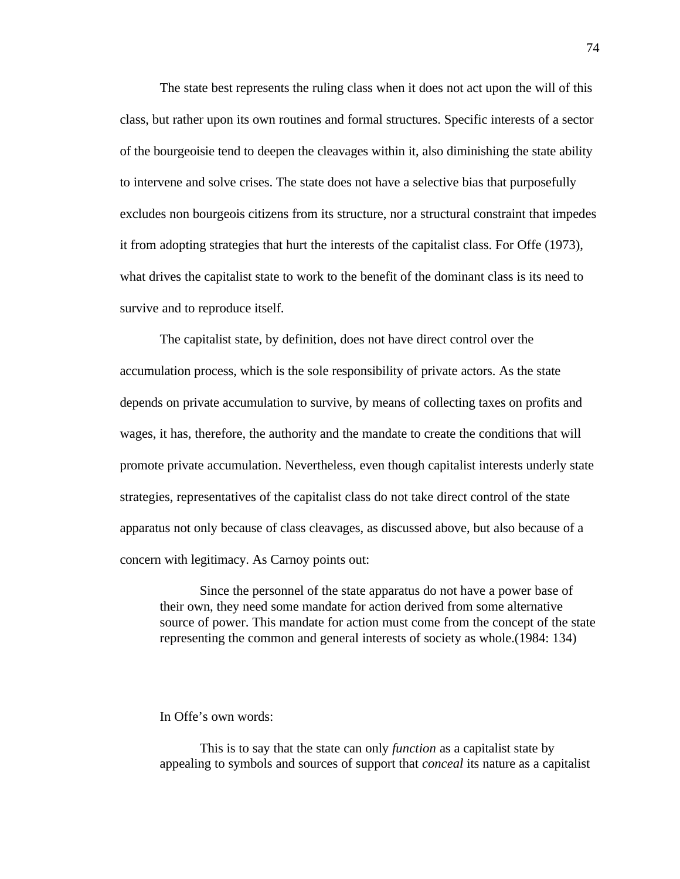The state best represents the ruling class when it does not act upon the will of this class, but rather upon its own routines and formal structures. Specific interests of a sector of the bourgeoisie tend to deepen the cleavages within it, also diminishing the state ability to intervene and solve crises. The state does not have a selective bias that purposefully excludes non bourgeois citizens from its structure, nor a structural constraint that impedes it from adopting strategies that hurt the interests of the capitalist class. For Offe (1973), what drives the capitalist state to work to the benefit of the dominant class is its need to survive and to reproduce itself.

The capitalist state, by definition, does not have direct control over the accumulation process, which is the sole responsibility of private actors. As the state depends on private accumulation to survive, by means of collecting taxes on profits and wages, it has, therefore, the authority and the mandate to create the conditions that will promote private accumulation. Nevertheless, even though capitalist interests underly state strategies, representatives of the capitalist class do not take direct control of the state apparatus not only because of class cleavages, as discussed above, but also because of a concern with legitimacy. As Carnoy points out:

> Since the personnel of the state apparatus do not have a power base of their own, they need some mandate for action derived from some alternative source of power. This mandate for action must come from the concept of the state representing the common and general interests of society as whole.(1984: 134)

In Offe's own words:

> This is to say that the state can only *function* as a capitalist state by appealing to symbols and sources of support that *conceal* its nature as a capitalist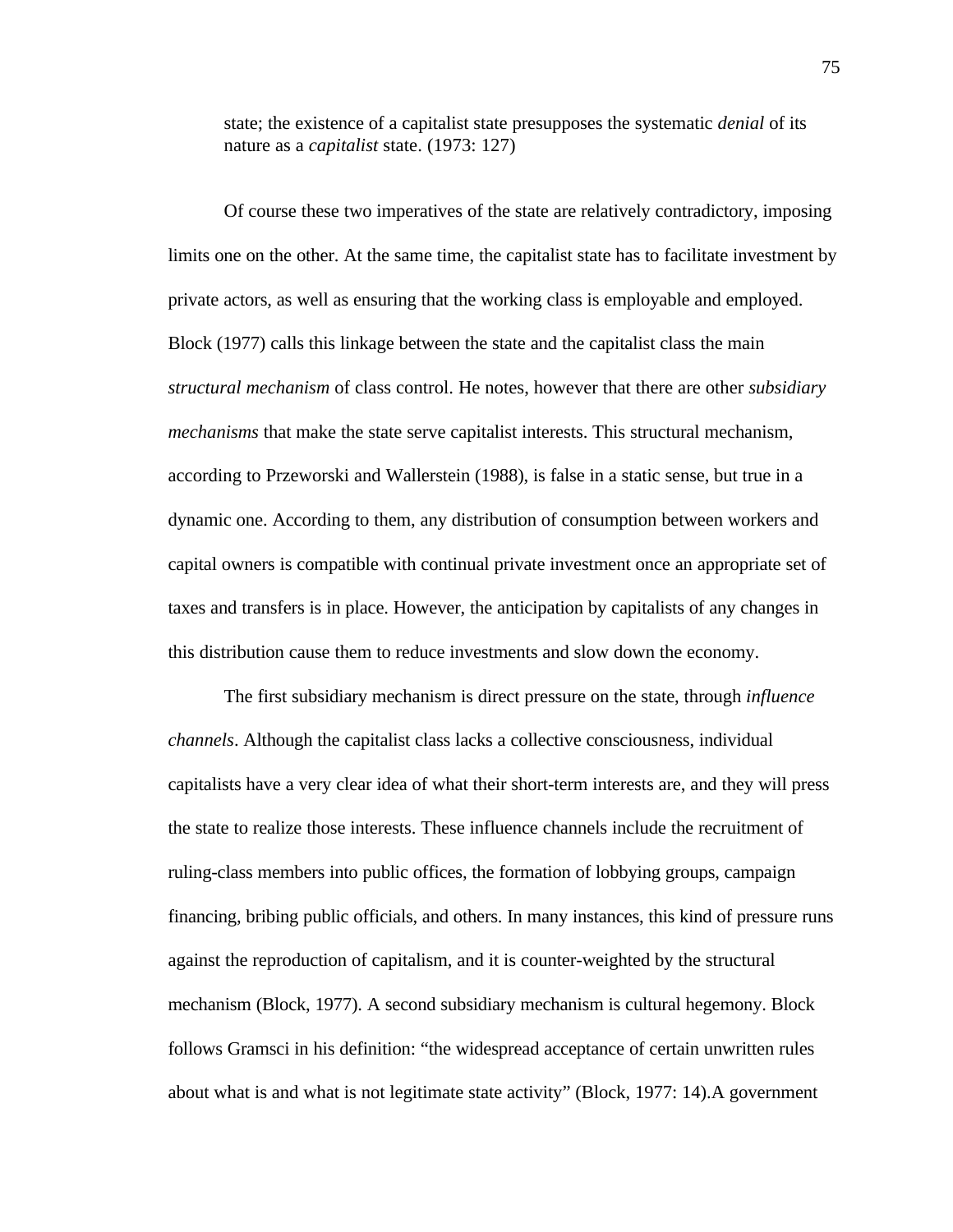> state; the existence of a capitalist state presupposes the systematic *denial* of its nature as a *capitalist* state. (1973: 127)

Of course these two imperatives of the state are relatively contradictory, imposing limits one on the other. At the same time, the capitalist state has to facilitate investment by private actors, as well as ensuring that the working class is employable and employed. Block (1977) calls this linkage between the state and the capitalist class the main *structural mechanism* of class control. He notes, however that there are other *subsidiary mechanisms* that make the state serve capitalist interests. This structural mechanism, according to Przeworski and Wallerstein (1988), is false in a static sense, but true in a dynamic one. According to them, any distribution of consumption between workers and capital owners is compatible with continual private investment once an appropriate set of taxes and transfers is in place. However, the anticipation by capitalists of any changes in this distribution cause them to reduce investments and slow down the economy.

The first subsidiary mechanism is direct pressure on the state, through *influence channels*. Although the capitalist class lacks a collective consciousness, individual capitalists have a very clear idea of what their short-term interests are, and they will press the state to realize those interests. These influence channels include the recruitment of ruling-class members into public offices, the formation of lobbying groups, campaign financing, bribing public officials, and others. In many instances, this kind of pressure runs against the reproduction of capitalism, and it is counter-weighted by the structural mechanism (Block, 1977). A second subsidiary mechanism is cultural hegemony. Block follows Gramsci in his definition: "the widespread acceptance of certain unwritten rules about what is and what is not legitimate state activity" (Block, 1977: 14).A government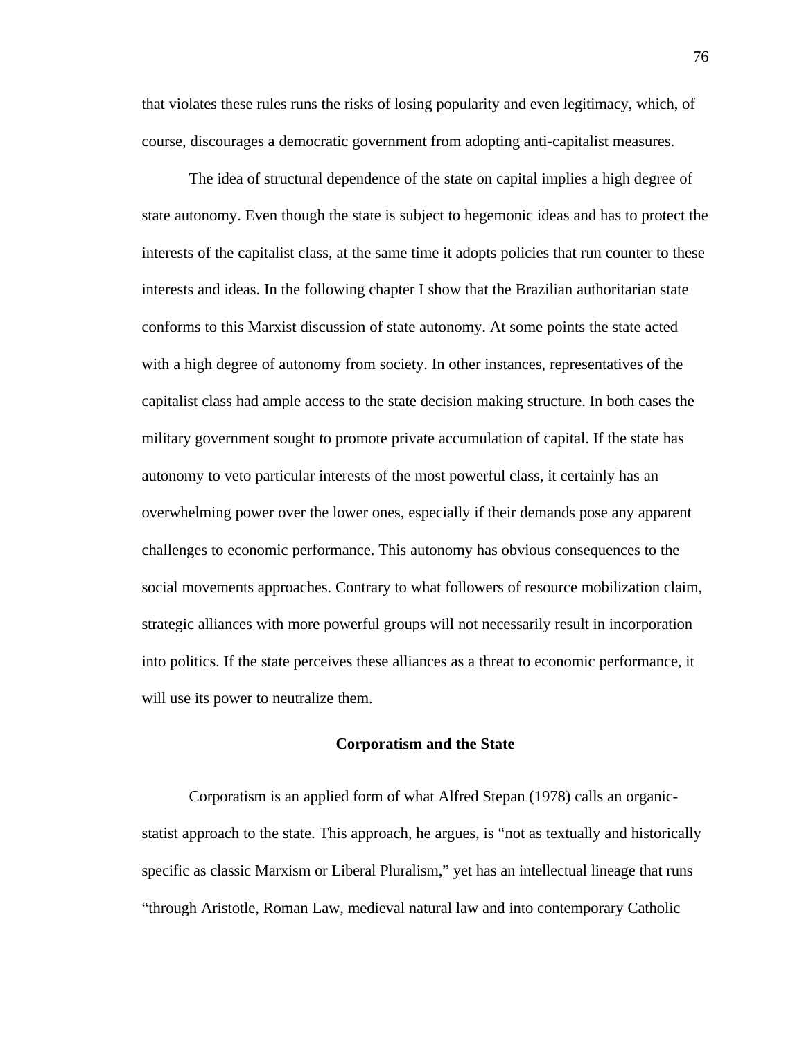that violates these rules runs the risks of losing popularity and even legitimacy, which, of course, discourages a democratic government from adopting anti-capitalist measures.

The idea of structural dependence of the state on capital implies a high degree of state autonomy. Even though the state is subject to hegemonic ideas and has to protect the interests of the capitalist class, at the same time it adopts policies that run counter to these interests and ideas. In the following chapter I show that the Brazilian authoritarian state conforms to this Marxist discussion of state autonomy. At some points the state acted with a high degree of autonomy from society. In other instances, representatives of the capitalist class had ample access to the state decision making structure. In both cases the military government sought to promote private accumulation of capital. If the state has autonomy to veto particular interests of the most powerful class, it certainly has an overwhelming power over the lower ones, especially if their demands pose any apparent challenges to economic performance. This autonomy has obvious consequences to the social movements approaches. Contrary to what followers of resource mobilization claim, strategic alliances with more powerful groups will not necessarily result in incorporation into politics. If the state perceives these alliances as a threat to economic performance, it will use its power to neutralize them.

## Corporatism and the State

Corporatism is an applied form of what Alfred Stepan (1978) calls an organic-statist approach to the state. This approach, he argues, is “not as textually and historically specific as classic Marxism or Liberal Pluralism,” yet has an intellectual lineage that runs “through Aristotle, Roman Law, medieval natural law and into contemporary Catholic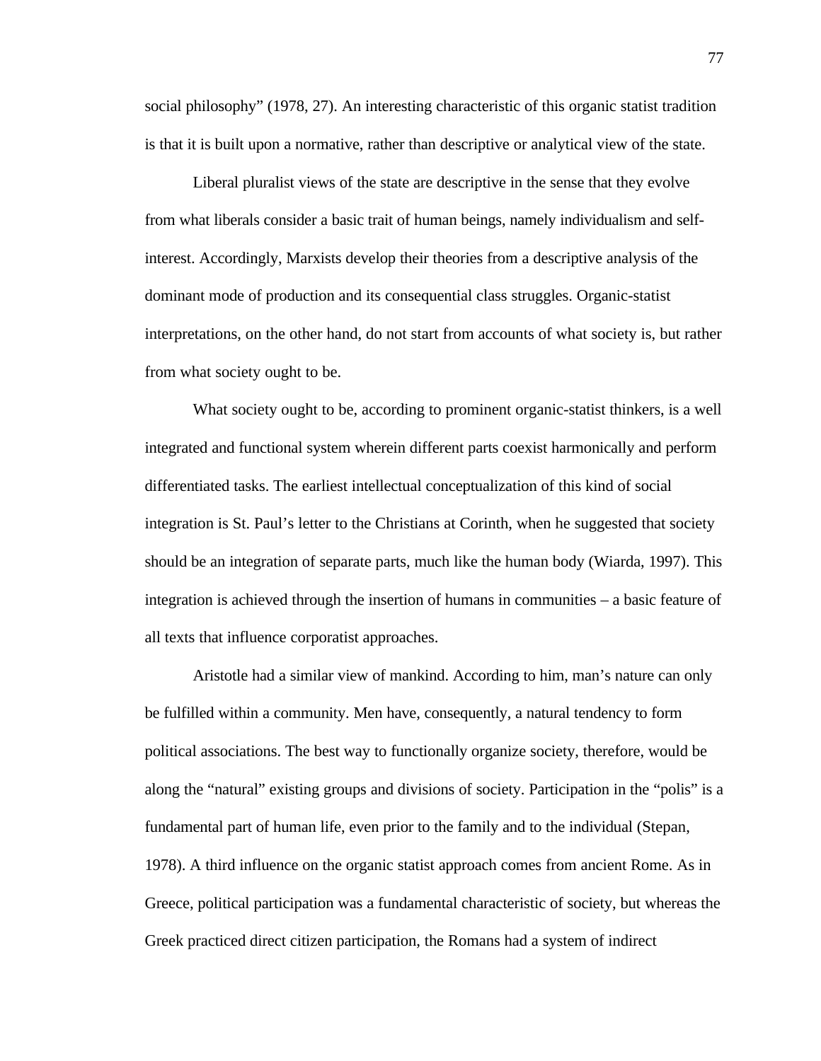social philosophy" (1978, 27). An interesting characteristic of this organic statist tradition is that it is built upon a normative, rather than descriptive or analytical view of the state.

Liberal pluralist views of the state are descriptive in the sense that they evolve from what liberals consider a basic trait of human beings, namely individualism and self-interest. Accordingly, Marxists develop their theories from a descriptive analysis of the dominant mode of production and its consequential class struggles. Organic-statist interpretations, on the other hand, do not start from accounts of what society is, but rather from what society ought to be.

What society ought to be, according to prominent organic-statist thinkers, is a well integrated and functional system wherein different parts coexist harmonically and perform differentiated tasks. The earliest intellectual conceptualization of this kind of social integration is St. Paul's letter to the Christians at Corinth, when he suggested that society should be an integration of separate parts, much like the human body (Wiarda, 1997). This integration is achieved through the insertion of humans in communities – a basic feature of all texts that influence corporatist approaches.

Aristotle had a similar view of mankind. According to him, man's nature can only be fulfilled within a community. Men have, consequently, a natural tendency to form political associations. The best way to functionally organize society, therefore, would be along the "natural" existing groups and divisions of society. Participation in the "polis" is a fundamental part of human life, even prior to the family and to the individual (Stepan, 1978). A third influence on the organic statist approach comes from ancient Rome. As in Greece, political participation was a fundamental characteristic of society, but whereas the Greek practiced direct citizen participation, the Romans had a system of indirect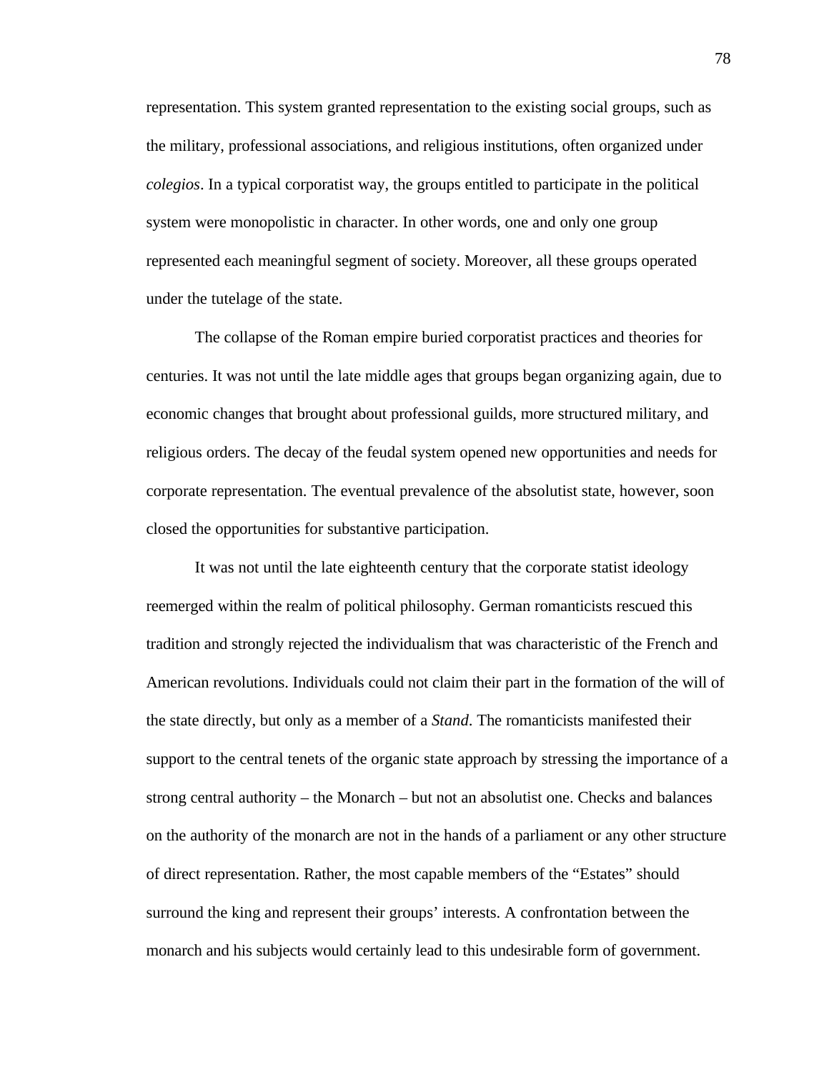representation. This system granted representation to the existing social groups, such as the military, professional associations, and religious institutions, often organized under *colegios*. In a typical corporatist way, the groups entitled to participate in the political system were monopolistic in character. In other words, one and only one group represented each meaningful segment of society. Moreover, all these groups operated under the tutelage of the state.

The collapse of the Roman empire buried corporatist practices and theories for centuries. It was not until the late middle ages that groups began organizing again, due to economic changes that brought about professional guilds, more structured military, and religious orders. The decay of the feudal system opened new opportunities and needs for corporate representation. The eventual prevalence of the absolutist state, however, soon closed the opportunities for substantive participation.

It was not until the late eighteenth century that the corporate statist ideology reemerged within the realm of political philosophy. German romanticists rescued this tradition and strongly rejected the individualism that was characteristic of the French and American revolutions. Individuals could not claim their part in the formation of the will of the state directly, but only as a member of a *Stand*. The romanticists manifested their support to the central tenets of the organic state approach by stressing the importance of a strong central authority – the Monarch – but not an absolutist one. Checks and balances on the authority of the monarch are not in the hands of a parliament or any other structure of direct representation. Rather, the most capable members of the "Estates" should surround the king and represent their groups' interests. A confrontation between the monarch and his subjects would certainly lead to this undesirable form of government.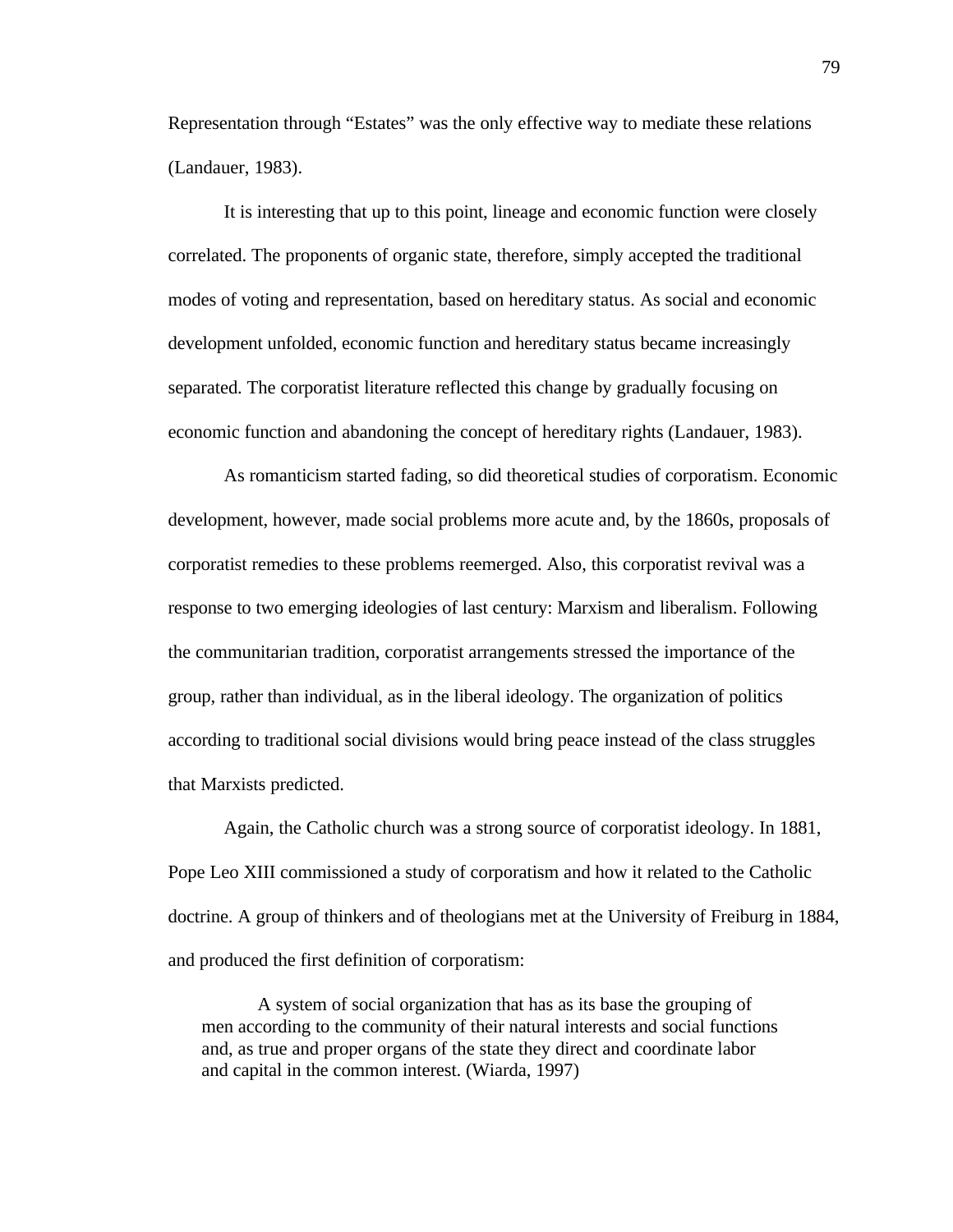Representation through "Estates" was the only effective way to mediate these relations (Landauer, 1983).

It is interesting that up to this point, lineage and economic function were closely correlated. The proponents of organic state, therefore, simply accepted the traditional modes of voting and representation, based on hereditary status. As social and economic development unfolded, economic function and hereditary status became increasingly separated. The corporatist literature reflected this change by gradually focusing on economic function and abandoning the concept of hereditary rights (Landauer, 1983).

As romanticism started fading, so did theoretical studies of corporatism. Economic development, however, made social problems more acute and, by the 1860s, proposals of corporatist remedies to these problems reemerged. Also, this corporatist revival was a response to two emerging ideologies of last century: Marxism and liberalism. Following the communitarian tradition, corporatist arrangements stressed the importance of the group, rather than individual, as in the liberal ideology. The organization of politics according to traditional social divisions would bring peace instead of the class struggles that Marxists predicted.

Again, the Catholic church was a strong source of corporatist ideology. In 1881, Pope Leo XIII commissioned a study of corporatism and how it related to the Catholic doctrine. A group of thinkers and of theologians met at the University of Freiburg in 1884, and produced the first definition of corporatism:

> A system of social organization that has as its base the grouping of men according to the community of their natural interests and social functions and, as true and proper organs of the state they direct and coordinate labor and capital in the common interest. (Wiarda, 1997)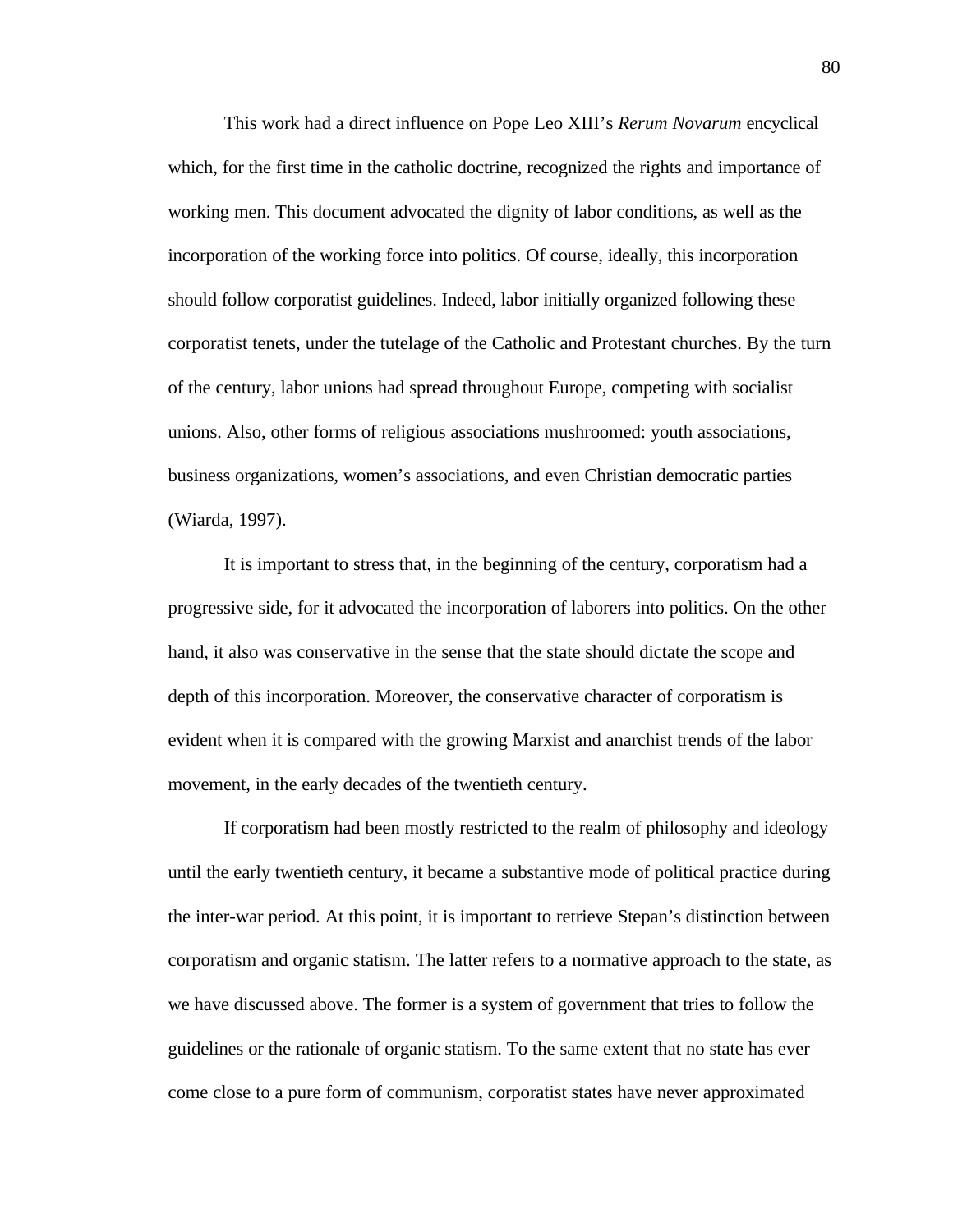This work had a direct influence on Pope Leo XIII's *Rerum Novarum* encyclical which, for the first time in the catholic doctrine, recognized the rights and importance of working men. This document advocated the dignity of labor conditions, as well as the incorporation of the working force into politics. Of course, ideally, this incorporation should follow corporatist guidelines. Indeed, labor initially organized following these corporatist tenets, under the tutelage of the Catholic and Protestant churches. By the turn of the century, labor unions had spread throughout Europe, competing with socialist unions. Also, other forms of religious associations mushroomed: youth associations, business organizations, women's associations, and even Christian democratic parties (Wiarda, 1997).

It is important to stress that, in the beginning of the century, corporatism had a progressive side, for it advocated the incorporation of laborers into politics. On the other hand, it also was conservative in the sense that the state should dictate the scope and depth of this incorporation. Moreover, the conservative character of corporatism is evident when it is compared with the growing Marxist and anarchist trends of the labor movement, in the early decades of the twentieth century.

If corporatism had been mostly restricted to the realm of philosophy and ideology until the early twentieth century, it became a substantive mode of political practice during the inter-war period. At this point, it is important to retrieve Stepan's distinction between corporatism and organic statism. The latter refers to a normative approach to the state, as we have discussed above. The former is a system of government that tries to follow the guidelines or the rationale of organic statism. To the same extent that no state has ever come close to a pure form of communism, corporatist states have never approximated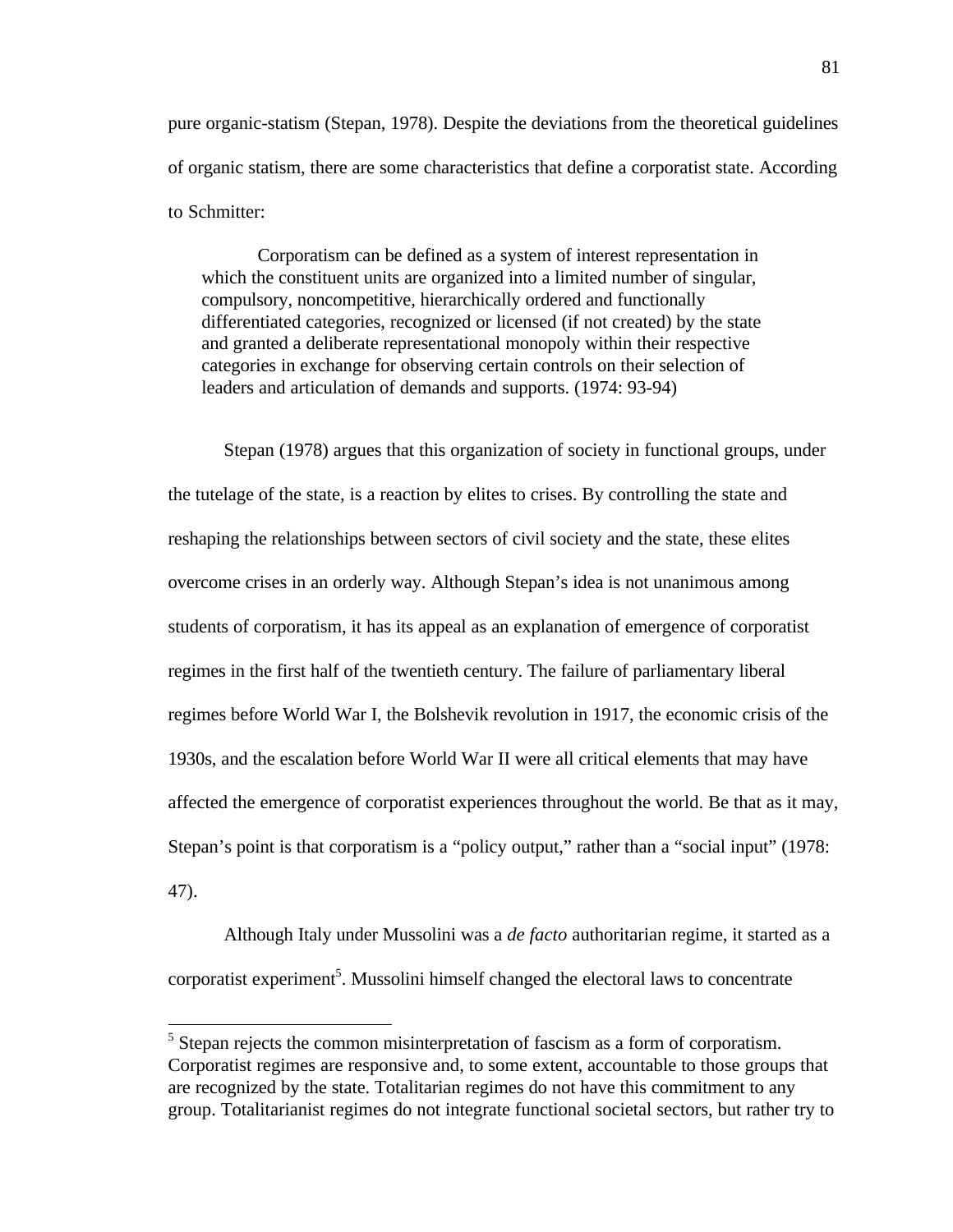pure organic-statism (Stepan, 1978). Despite the deviations from the theoretical guidelines of organic statism, there are some characteristics that define a corporatist state. According to Schmitter:

> Corporatism can be defined as a system of interest representation in which the constituent units are organized into a limited number of singular, compulsory, noncompetitive, hierarchically ordered and functionally differentiated categories, recognized or licensed (if not created) by the state and granted a deliberate representational monopoly within their respective categories in exchange for observing certain controls on their selection of leaders and articulation of demands and supports. (1974: 93-94)

Stepan (1978) argues that this organization of society in functional groups, under the tutelage of the state, is a reaction by elites to crises. By controlling the state and reshaping the relationships between sectors of civil society and the state, these elites overcome crises in an orderly way. Although Stepan's idea is not unanimous among students of corporatism, it has its appeal as an explanation of emergence of corporatist regimes in the first half of the twentieth century. The failure of parliamentary liberal regimes before World War I, the Bolshevik revolution in 1917, the economic crisis of the 1930s, and the escalation before World War II were all critical elements that may have affected the emergence of corporatist experiences throughout the world. Be that as it may, Stepan's point is that corporatism is a "policy output," rather than a "social input" (1978: 47).

Although Italy under Mussolini was a *de facto* authoritarian regime, it started as a corporatist experiment[5]. Mussolini himself changed the electoral laws to concentrate

---

[5] Stepan rejects the common misinterpretation of fascism as a form of corporatism. Corporatist regimes are responsive and, to some extent, accountable to those groups that are recognized by the state. Totalitarian regimes do not have this commitment to any group. Totalitarianist regimes do not integrate functional societal sectors, but rather try to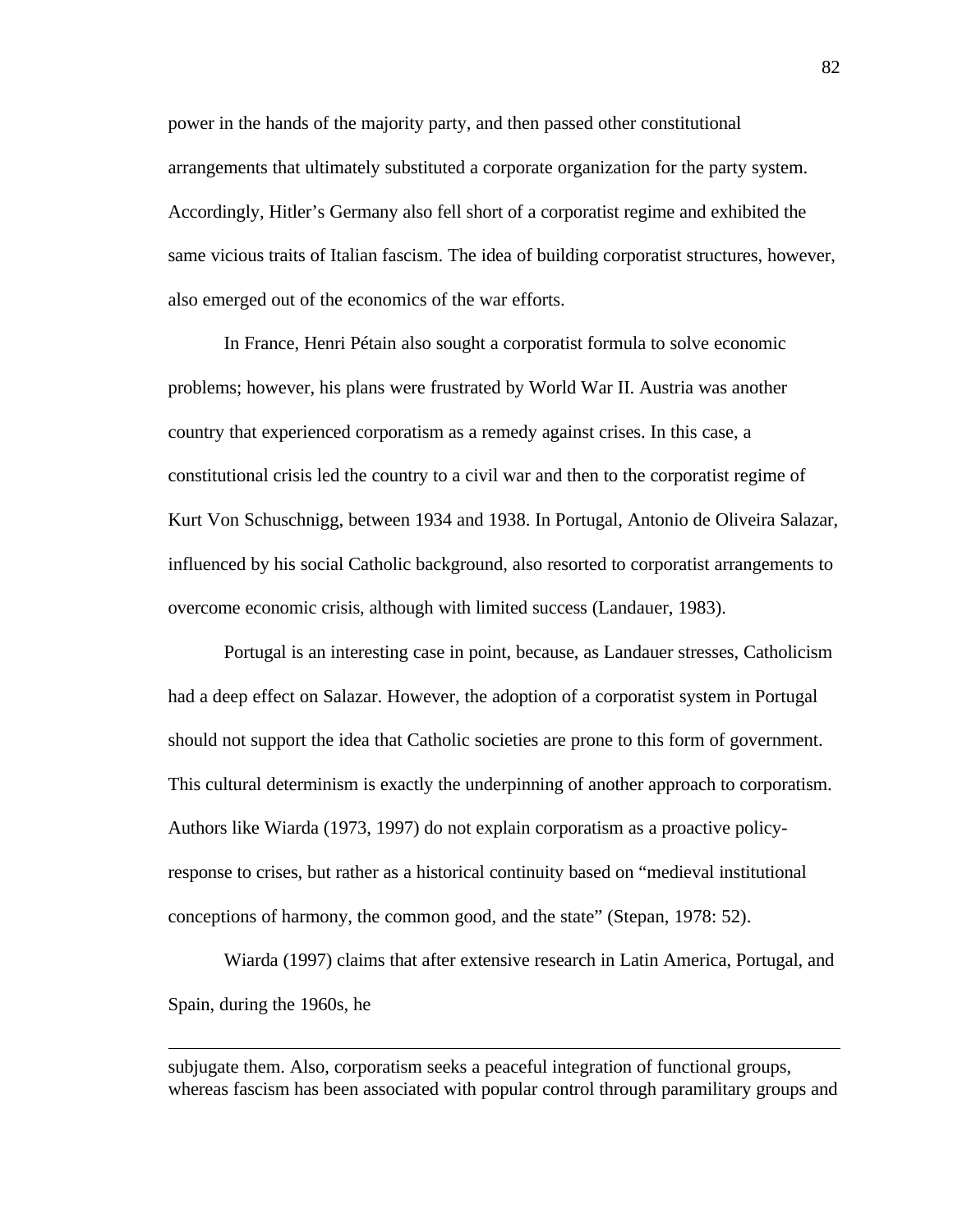power in the hands of the majority party, and then passed other constitutional arrangements that ultimately substituted a corporate organization for the party system. Accordingly, Hitler's Germany also fell short of a corporatist regime and exhibited the same vicious traits of Italian fascism. The idea of building corporatist structures, however, also emerged out of the economics of the war efforts.

In France, Henri Pétain also sought a corporatist formula to solve economic problems; however, his plans were frustrated by World War II. Austria was another country that experienced corporatism as a remedy against crises. In this case, a constitutional crisis led the country to a civil war and then to the corporatist regime of Kurt Von Schuschnigg, between 1934 and 1938. In Portugal, Antonio de Oliveira Salazar, influenced by his social Catholic background, also resorted to corporatist arrangements to overcome economic crisis, although with limited success (Landauer, 1983).

Portugal is an interesting case in point, because, as Landauer stresses, Catholicism had a deep effect on Salazar. However, the adoption of a corporatist system in Portugal should not support the idea that Catholic societies are prone to this form of government. This cultural determinism is exactly the underpinning of another approach to corporatism. Authors like Wiarda (1973, 1997) do not explain corporatism as a proactive policy-response to crises, but rather as a historical continuity based on "medieval institutional conceptions of harmony, the common good, and the state" (Stepan, 1978: 52).

Wiarda (1997) claims that after extensive research in Latin America, Portugal, and Spain, during the 1960s, he

---

subjugate them. Also, corporatism seeks a peaceful integration of functional groups, whereas fascism has been associated with popular control through paramilitary groups and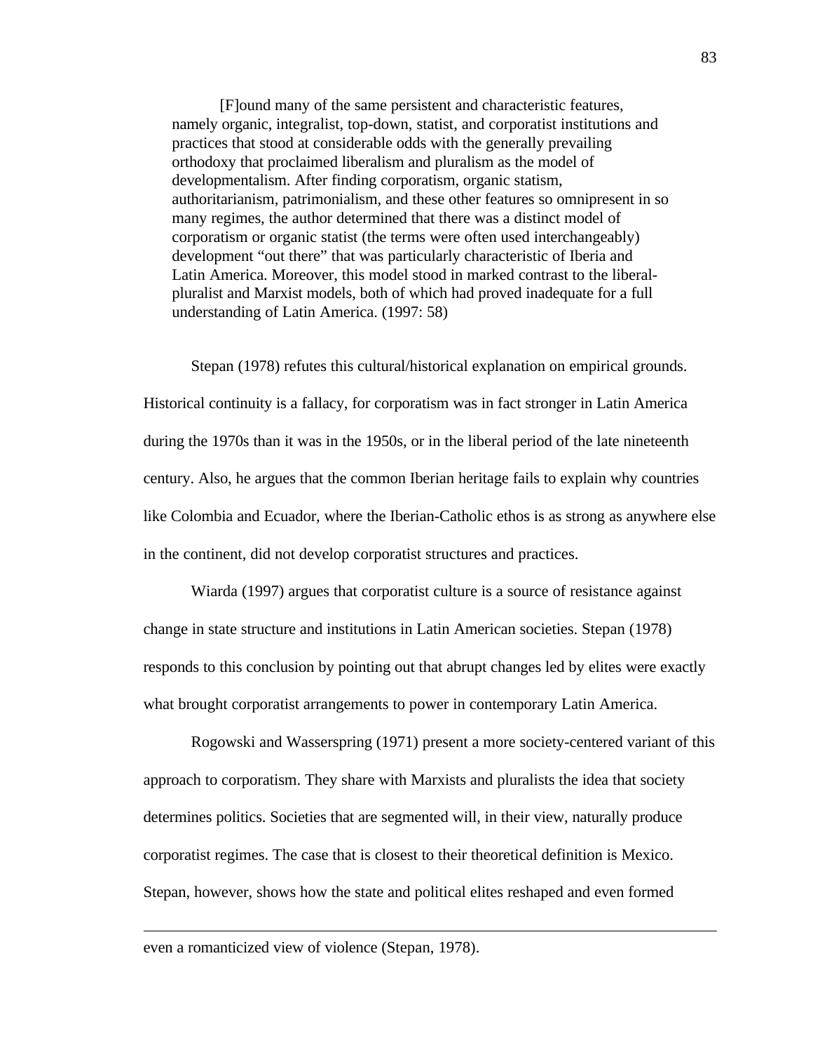> [F]ound many of the same persistent and characteristic features, namely organic, integralist, top-down, statist, and corporatist institutions and practices that stood at considerable odds with the generally prevailing orthodoxy that proclaimed liberalism and pluralism as the model of developmentalism. After finding corporatism, organic statism, authoritarianism, patrimonialism, and these other features so omnipresent in so many regimes, the author determined that there was a distinct model of corporatism or organic statist (the terms were often used interchangeably) development "out there" that was particularly characteristic of Iberia and Latin America. Moreover, this model stood in marked contrast to the liberal-pluralist and Marxist models, both of which had proved inadequate for a full understanding of Latin America. (1997: 58)

Stepan (1978) refutes this cultural/historical explanation on empirical grounds. Historical continuity is a fallacy, for corporatism was in fact stronger in Latin America during the 1970s than it was in the 1950s, or in the liberal period of the late nineteenth century. Also, he argues that the common Iberian heritage fails to explain why countries like Colombia and Ecuador, where the Iberian-Catholic ethos is as strong as anywhere else in the continent, did not develop corporatist structures and practices.

Wiarda (1997) argues that corporatist culture is a source of resistance against change in state structure and institutions in Latin American societies. Stepan (1978) responds to this conclusion by pointing out that abrupt changes led by elites were exactly what brought corporatist arrangements to power in contemporary Latin America.

Rogowski and Wasserspring (1971) present a more society-centered variant of this approach to corporatism. They share with Marxists and pluralists the idea that society determines politics. Societies that are segmented will, in their view, naturally produce corporatist regimes. The case that is closest to their theoretical definition is Mexico. Stepan, however, shows how the state and political elites reshaped and even formed

---

even a romanticized view of violence (Stepan, 1978).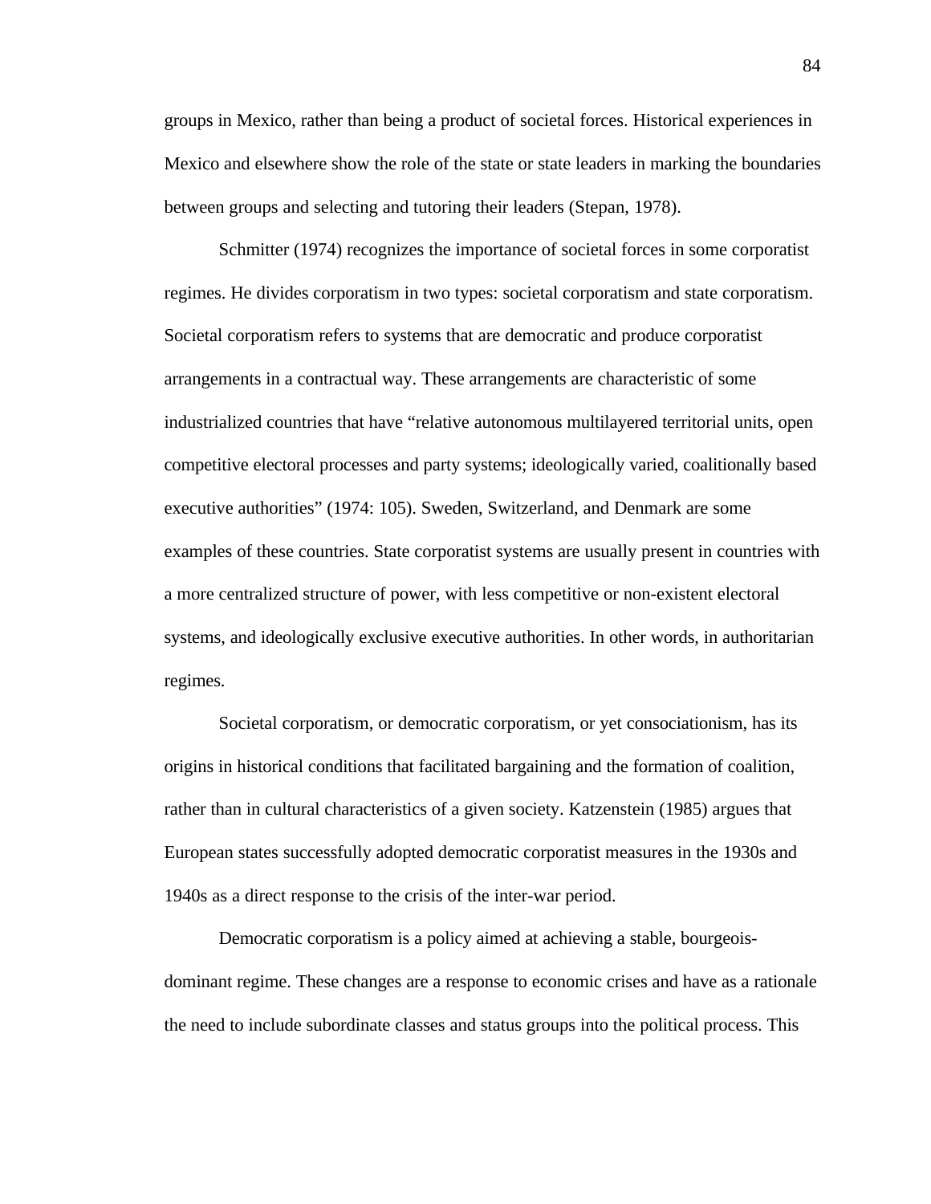groups in Mexico, rather than being a product of societal forces. Historical experiences in Mexico and elsewhere show the role of the state or state leaders in marking the boundaries between groups and selecting and tutoring their leaders (Stepan, 1978).

Schmitter (1974) recognizes the importance of societal forces in some corporatist regimes. He divides corporatism in two types: societal corporatism and state corporatism. Societal corporatism refers to systems that are democratic and produce corporatist arrangements in a contractual way. These arrangements are characteristic of some industrialized countries that have "relative autonomous multilayered territorial units, open competitive electoral processes and party systems; ideologically varied, coalitionally based executive authorities" (1974: 105). Sweden, Switzerland, and Denmark are some examples of these countries. State corporatist systems are usually present in countries with a more centralized structure of power, with less competitive or non-existent electoral systems, and ideologically exclusive executive authorities. In other words, in authoritarian regimes.

Societal corporatism, or democratic corporatism, or yet consociationism, has its origins in historical conditions that facilitated bargaining and the formation of coalition, rather than in cultural characteristics of a given society. Katzenstein (1985) argues that European states successfully adopted democratic corporatist measures in the 1930s and 1940s as a direct response to the crisis of the inter-war period.

Democratic corporatism is a policy aimed at achieving a stable, bourgeois-dominant regime. These changes are a response to economic crises and have as a rationale the need to include subordinate classes and status groups into the political process. This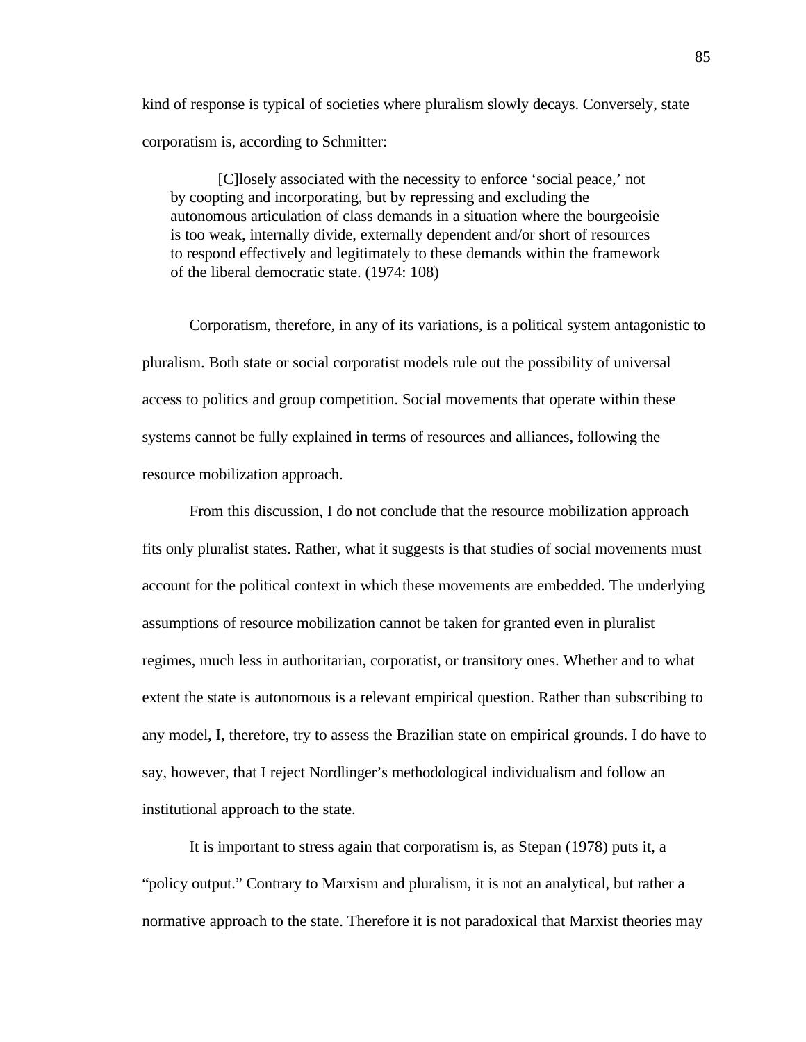kind of response is typical of societies where pluralism slowly decays. Conversely, state corporatism is, according to Schmitter:

> [C]losely associated with the necessity to enforce 'social peace,' not by coopting and incorporating, but by repressing and excluding the autonomous articulation of class demands in a situation where the bourgeoisie is too weak, internally divide, externally dependent and/or short of resources to respond effectively and legitimately to these demands within the framework of the liberal democratic state. (1974: 108)

Corporatism, therefore, in any of its variations, is a political system antagonistic to pluralism. Both state or social corporatist models rule out the possibility of universal access to politics and group competition. Social movements that operate within these systems cannot be fully explained in terms of resources and alliances, following the resource mobilization approach.

From this discussion, I do not conclude that the resource mobilization approach fits only pluralist states. Rather, what it suggests is that studies of social movements must account for the political context in which these movements are embedded. The underlying assumptions of resource mobilization cannot be taken for granted even in pluralist regimes, much less in authoritarian, corporatist, or transitory ones. Whether and to what extent the state is autonomous is a relevant empirical question. Rather than subscribing to any model, I, therefore, try to assess the Brazilian state on empirical grounds. I do have to say, however, that I reject Nordlinger's methodological individualism and follow an institutional approach to the state.

It is important to stress again that corporatism is, as Stepan (1978) puts it, a "policy output." Contrary to Marxism and pluralism, it is not an analytical, but rather a normative approach to the state. Therefore it is not paradoxical that Marxist theories may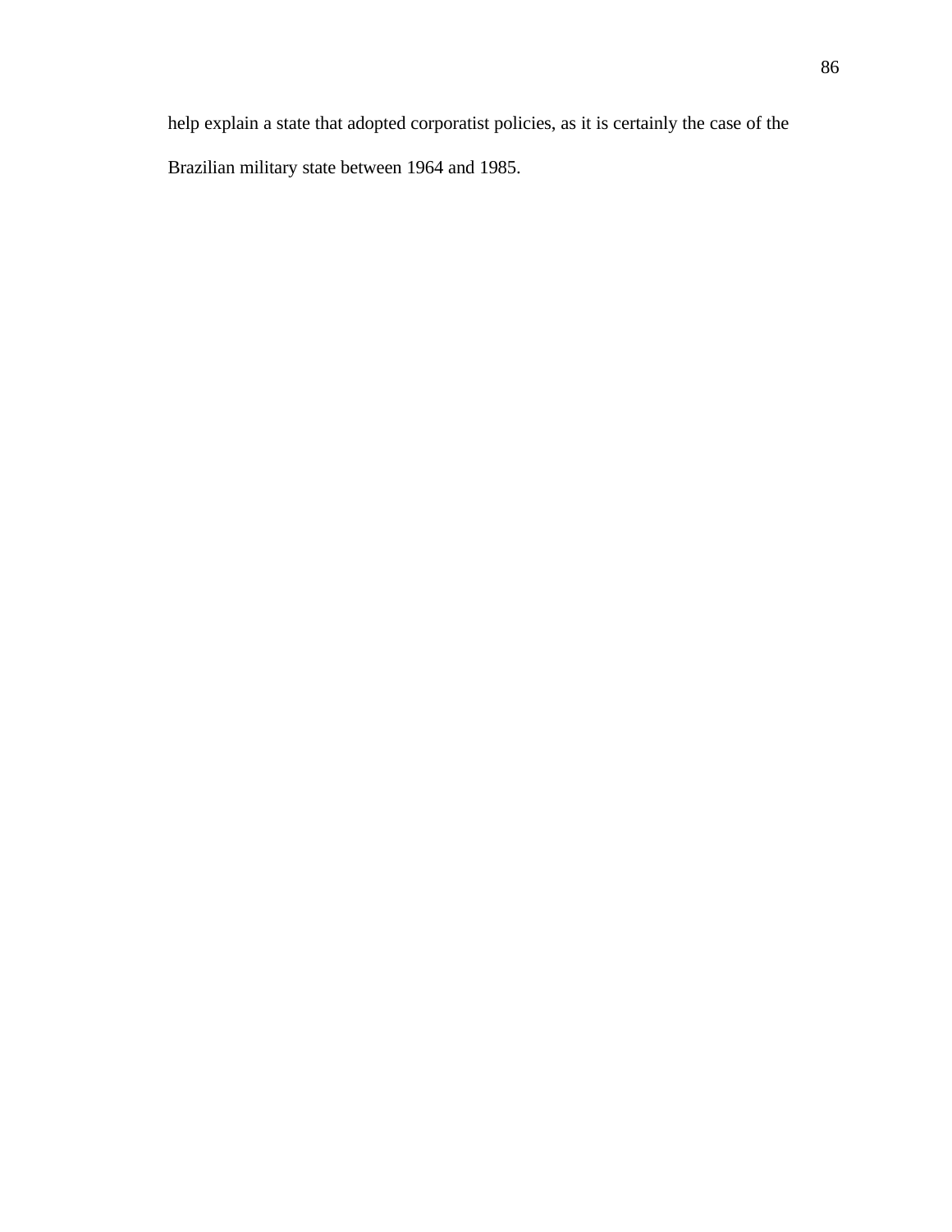help explain a state that adopted corporatist policies, as it is certainly the case of the Brazilian military state between 1964 and 1985.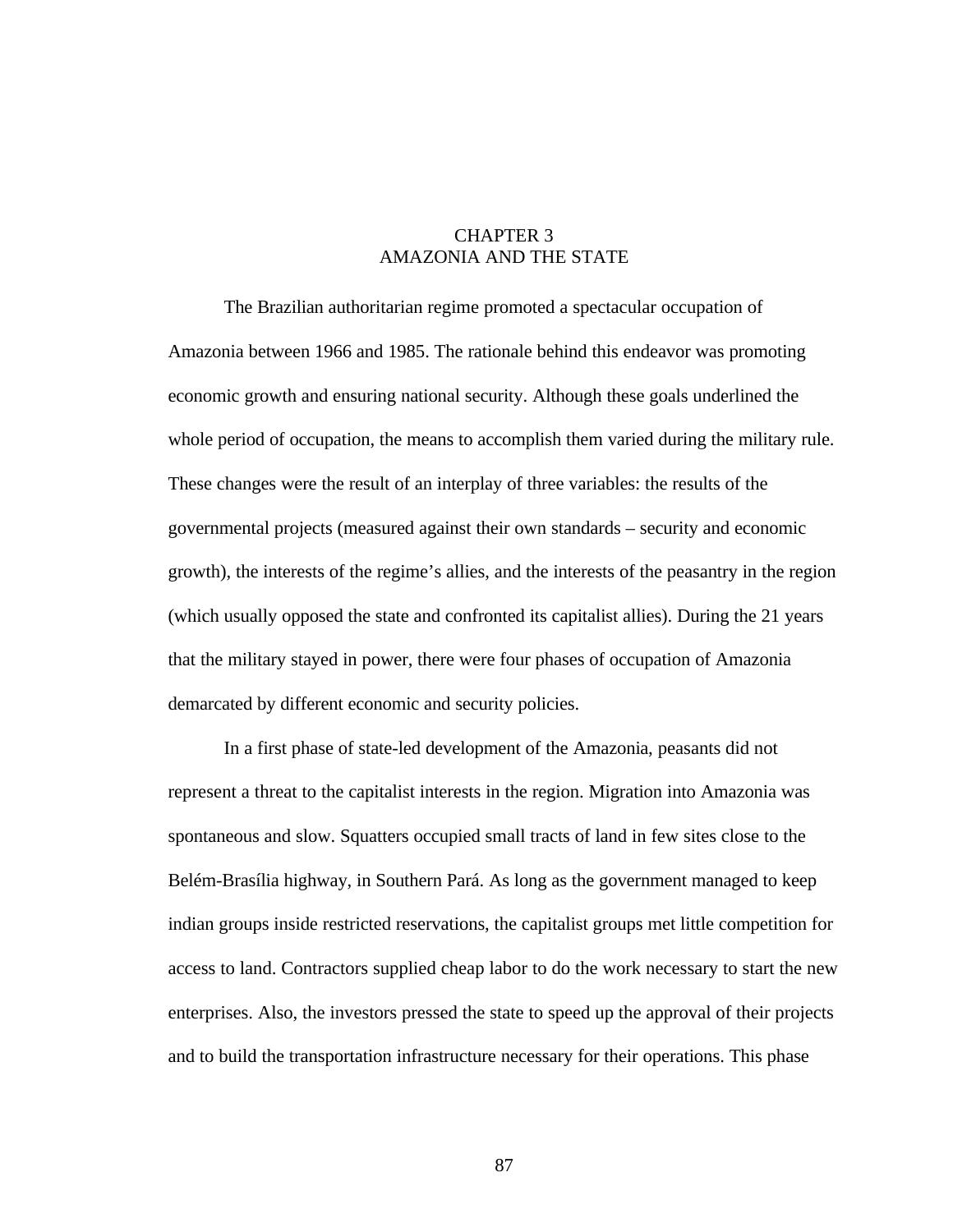# CHAPTER 3
# AMAZONIA AND THE STATE

The Brazilian authoritarian regime promoted a spectacular occupation of Amazonia between 1966 and 1985. The rationale behind this endeavor was promoting economic growth and ensuring national security. Although these goals underlined the whole period of occupation, the means to accomplish them varied during the military rule. These changes were the result of an interplay of three variables: the results of the governmental projects (measured against their own standards – security and economic growth), the interests of the regime's allies, and the interests of the peasantry in the region (which usually opposed the state and confronted its capitalist allies). During the 21 years that the military stayed in power, there were four phases of occupation of Amazonia demarcated by different economic and security policies.

In a first phase of state-led development of the Amazonia, peasants did not represent a threat to the capitalist interests in the region. Migration into Amazonia was spontaneous and slow. Squatters occupied small tracts of land in few sites close to the Belém-Brasília highway, in Southern Pará. As long as the government managed to keep indian groups inside restricted reservations, the capitalist groups met little competition for access to land. Contractors supplied cheap labor to do the work necessary to start the new enterprises. Also, the investors pressed the state to speed up the approval of their projects and to build the transportation infrastructure necessary for their operations. This phase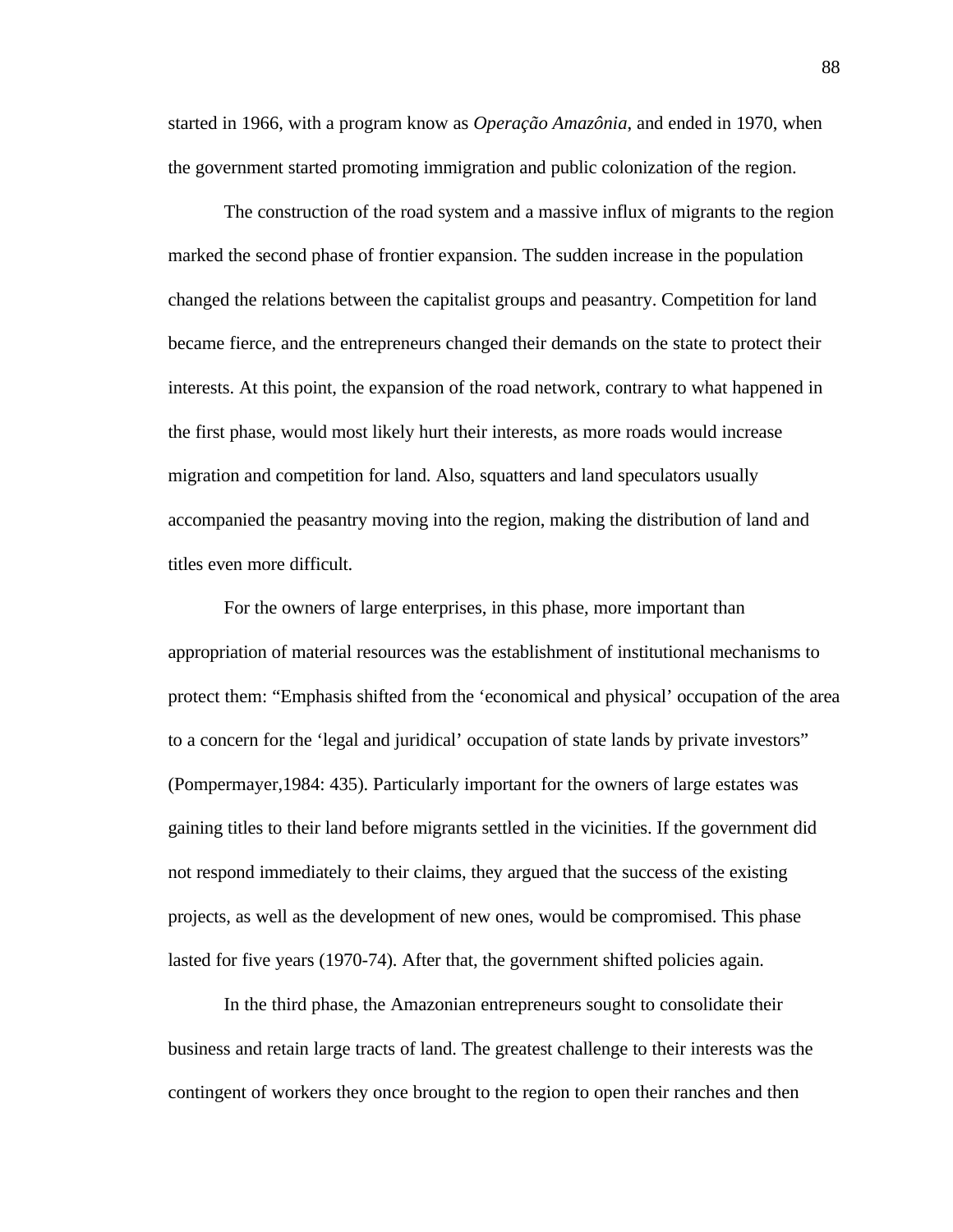started in 1966, with a program know as *Operação Amazônia*, and ended in 1970, when the government started promoting immigration and public colonization of the region.

The construction of the road system and a massive influx of migrants to the region marked the second phase of frontier expansion. The sudden increase in the population changed the relations between the capitalist groups and peasantry. Competition for land became fierce, and the entrepreneurs changed their demands on the state to protect their interests. At this point, the expansion of the road network, contrary to what happened in the first phase, would most likely hurt their interests, as more roads would increase migration and competition for land. Also, squatters and land speculators usually accompanied the peasantry moving into the region, making the distribution of land and titles even more difficult.

For the owners of large enterprises, in this phase, more important than appropriation of material resources was the establishment of institutional mechanisms to protect them: "Emphasis shifted from the 'economical and physical' occupation of the area to a concern for the 'legal and juridical' occupation of state lands by private investors" (Pompermayer,1984: 435). Particularly important for the owners of large estates was gaining titles to their land before migrants settled in the vicinities. If the government did not respond immediately to their claims, they argued that the success of the existing projects, as well as the development of new ones, would be compromised. This phase lasted for five years (1970-74). After that, the government shifted policies again.

In the third phase, the Amazonian entrepreneurs sought to consolidate their business and retain large tracts of land. The greatest challenge to their interests was the contingent of workers they once brought to the region to open their ranches and then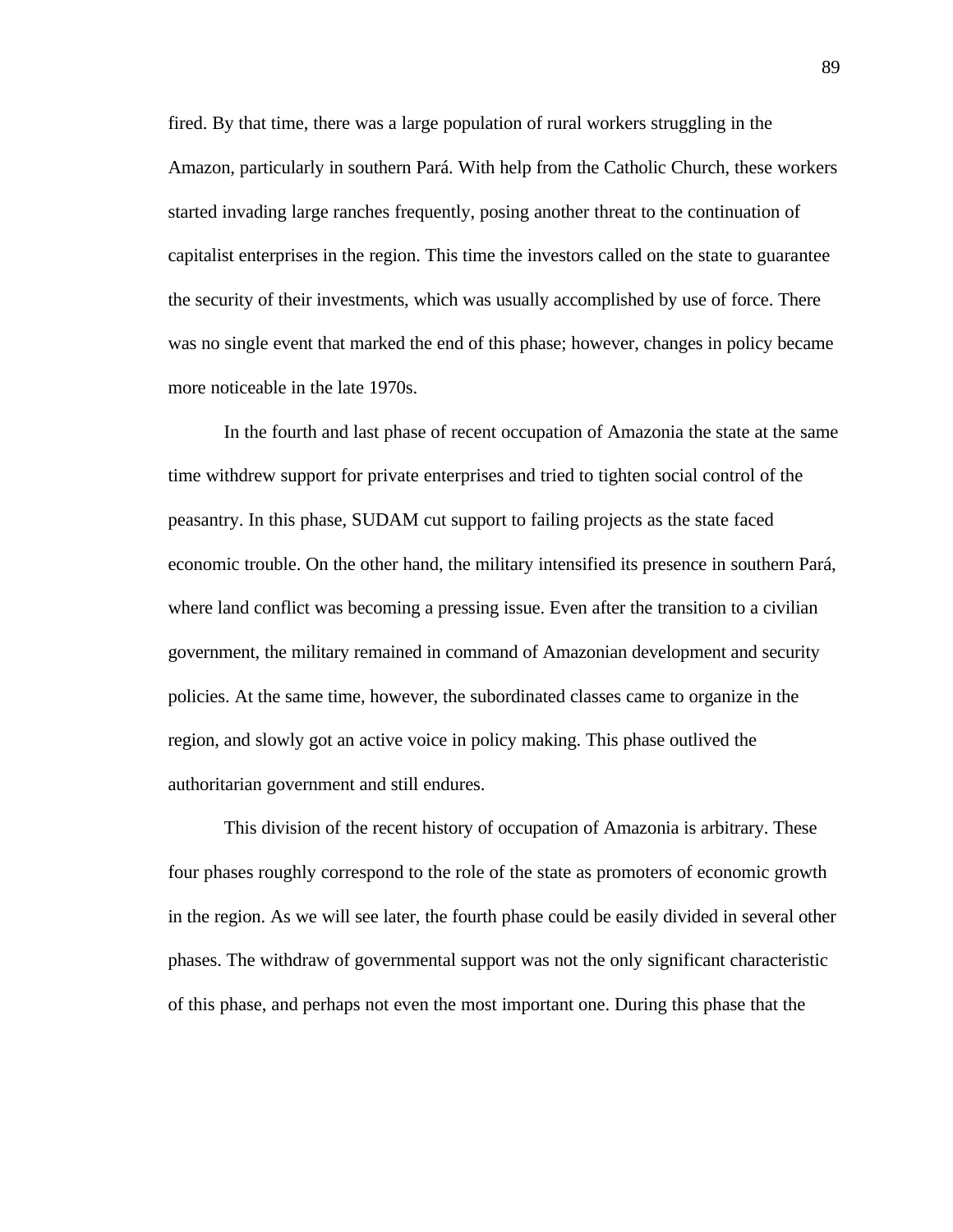fired. By that time, there was a large population of rural workers struggling in the Amazon, particularly in southern Pará. With help from the Catholic Church, these workers started invading large ranches frequently, posing another threat to the continuation of capitalist enterprises in the region. This time the investors called on the state to guarantee the security of their investments, which was usually accomplished by use of force. There was no single event that marked the end of this phase; however, changes in policy became more noticeable in the late 1970s.

In the fourth and last phase of recent occupation of Amazonia the state at the same time withdrew support for private enterprises and tried to tighten social control of the peasantry. In this phase, SUDAM cut support to failing projects as the state faced economic trouble. On the other hand, the military intensified its presence in southern Pará, where land conflict was becoming a pressing issue. Even after the transition to a civilian government, the military remained in command of Amazonian development and security policies. At the same time, however, the subordinated classes came to organize in the region, and slowly got an active voice in policy making. This phase outlived the authoritarian government and still endures.

This division of the recent history of occupation of Amazonia is arbitrary. These four phases roughly correspond to the role of the state as promoters of economic growth in the region. As we will see later, the fourth phase could be easily divided in several other phases. The withdraw of governmental support was not the only significant characteristic of this phase, and perhaps not even the most important one. During this phase that the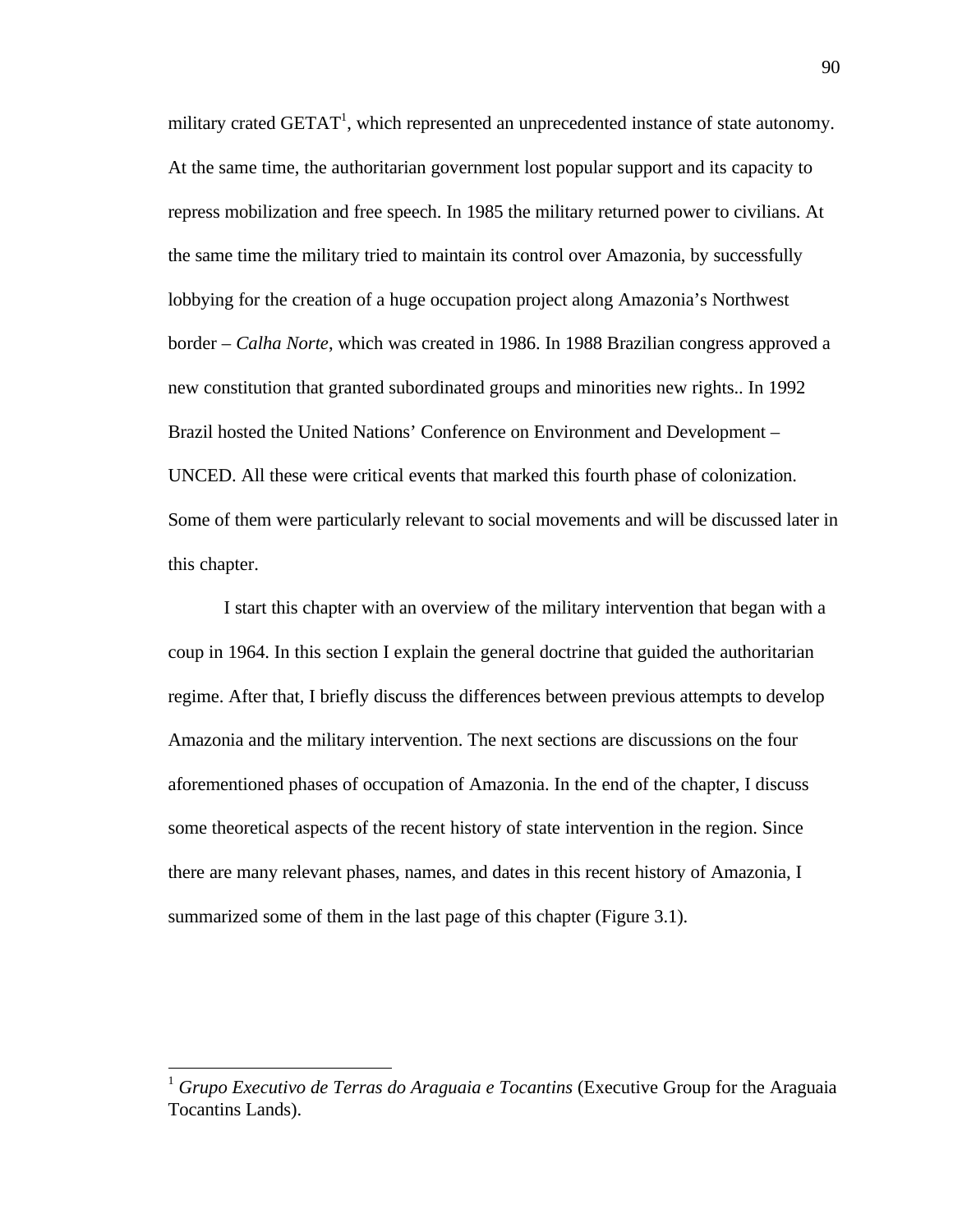military crated GETAT[1], which represented an unprecedented instance of state autonomy. At the same time, the authoritarian government lost popular support and its capacity to repress mobilization and free speech. In 1985 the military returned power to civilians. At the same time the military tried to maintain its control over Amazonia, by successfully lobbying for the creation of a huge occupation project along Amazonia's Northwest border – *Calha Norte*, which was created in 1986. In 1988 Brazilian congress approved a new constitution that granted subordinated groups and minorities new rights.. In 1992 Brazil hosted the United Nations' Conference on Environment and Development – UNCED. All these were critical events that marked this fourth phase of colonization. Some of them were particularly relevant to social movements and will be discussed later in this chapter.

I start this chapter with an overview of the military intervention that began with a coup in 1964. In this section I explain the general doctrine that guided the authoritarian regime. After that, I briefly discuss the differences between previous attempts to develop Amazonia and the military intervention. The next sections are discussions on the four aforementioned phases of occupation of Amazonia. In the end of the chapter, I discuss some theoretical aspects of the recent history of state intervention in the region. Since there are many relevant phases, names, and dates in this recent history of Amazonia, I summarized some of them in the last page of this chapter (Figure 3.1).

---

[1] *Grupo Executivo de Terras do Araguaia e Tocantins* (Executive Group for the Araguaia Tocantins Lands).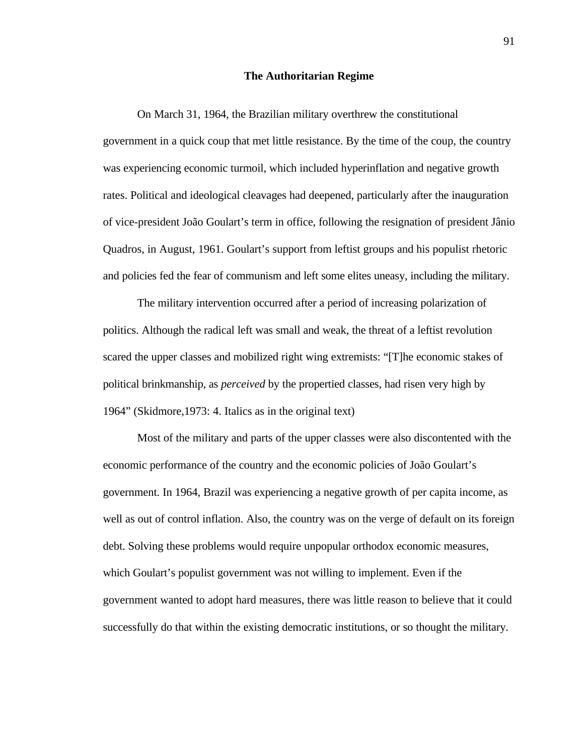## The Authoritarian Regime

On March 31, 1964, the Brazilian military overthrew the constitutional government in a quick coup that met little resistance. By the time of the coup, the country was experiencing economic turmoil, which included hyperinflation and negative growth rates. Political and ideological cleavages had deepened, particularly after the inauguration of vice-president João Goulart's term in office, following the resignation of president Jânio Quadros, in August, 1961. Goulart's support from leftist groups and his populist rhetoric and policies fed the fear of communism and left some elites uneasy, including the military.

The military intervention occurred after a period of increasing polarization of politics. Although the radical left was small and weak, the threat of a leftist revolution scared the upper classes and mobilized right wing extremists: "[T]he economic stakes of political brinkmanship, as *perceived* by the propertied classes, had risen very high by 1964" (Skidmore,1973: 4. Italics as in the original text)

Most of the military and parts of the upper classes were also discontented with the economic performance of the country and the economic policies of João Goulart's government. In 1964, Brazil was experiencing a negative growth of per capita income, as well as out of control inflation. Also, the country was on the verge of default on its foreign debt. Solving these problems would require unpopular orthodox economic measures, which Goulart's populist government was not willing to implement. Even if the government wanted to adopt hard measures, there was little reason to believe that it could successfully do that within the existing democratic institutions, or so thought the military.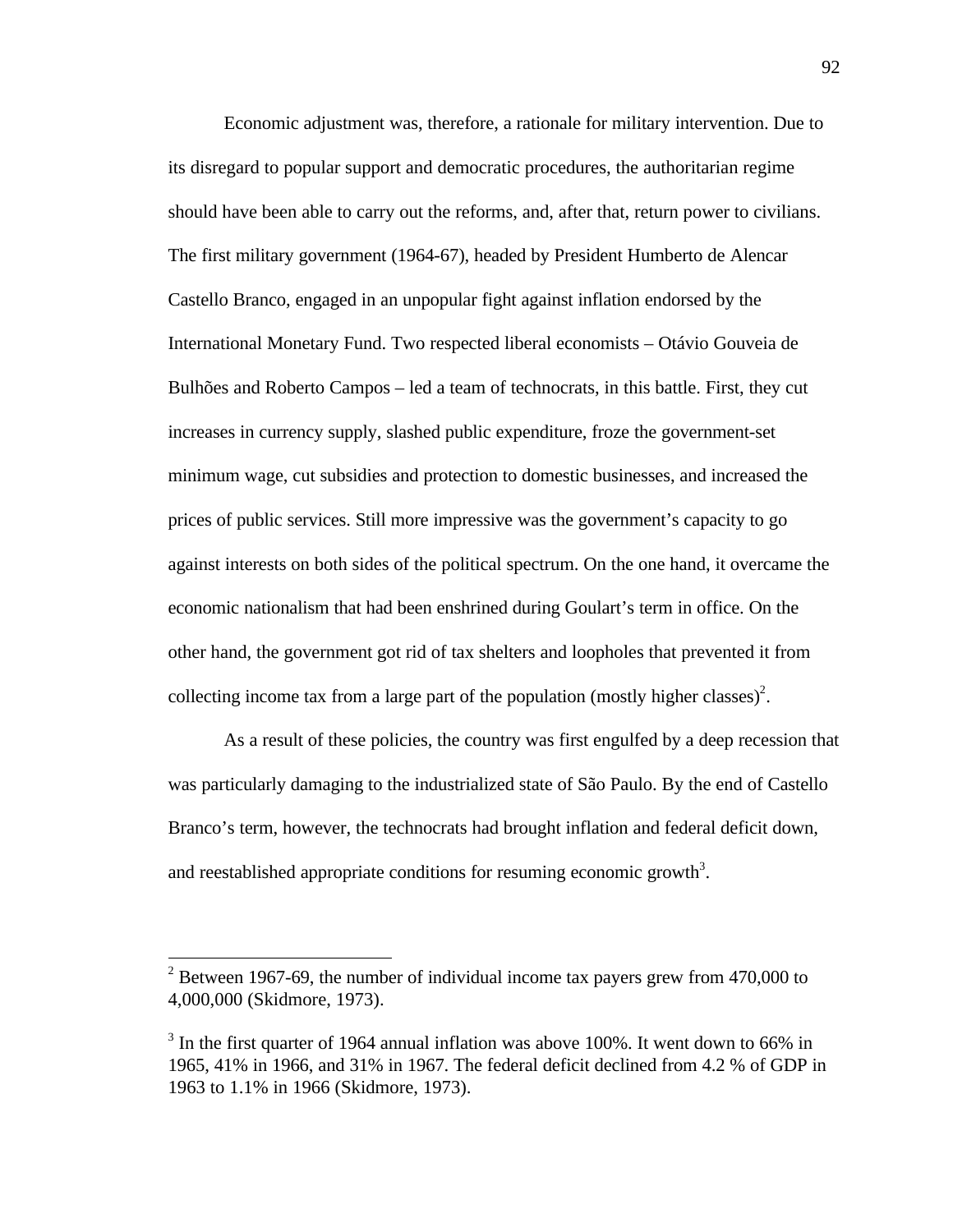Economic adjustment was, therefore, a rationale for military intervention. Due to its disregard to popular support and democratic procedures, the authoritarian regime should have been able to carry out the reforms, and, after that, return power to civilians. The first military government (1964-67), headed by President Humberto de Alencar Castello Branco, engaged in an unpopular fight against inflation endorsed by the International Monetary Fund. Two respected liberal economists – Otávio Gouveia de Bulhões and Roberto Campos – led a team of technocrats, in this battle. First, they cut increases in currency supply, slashed public expenditure, froze the government-set minimum wage, cut subsidies and protection to domestic businesses, and increased the prices of public services. Still more impressive was the government's capacity to go against interests on both sides of the political spectrum. On the one hand, it overcame the economic nationalism that had been enshrined during Goulart's term in office. On the other hand, the government got rid of tax shelters and loopholes that prevented it from collecting income tax from a large part of the population (mostly higher classes)[2].

As a result of these policies, the country was first engulfed by a deep recession that was particularly damaging to the industrialized state of São Paulo. By the end of Castello Branco's term, however, the technocrats had brought inflation and federal deficit down, and reestablished appropriate conditions for resuming economic growth[3].

---

[2] Between 1967-69, the number of individual income tax payers grew from 470,000 to 4,000,000 (Skidmore, 1973).

[3] In the first quarter of 1964 annual inflation was above 100%. It went down to 66% in 1965, 41% in 1966, and 31% in 1967. The federal deficit declined from 4.2 % of GDP in 1963 to 1.1% in 1966 (Skidmore, 1973).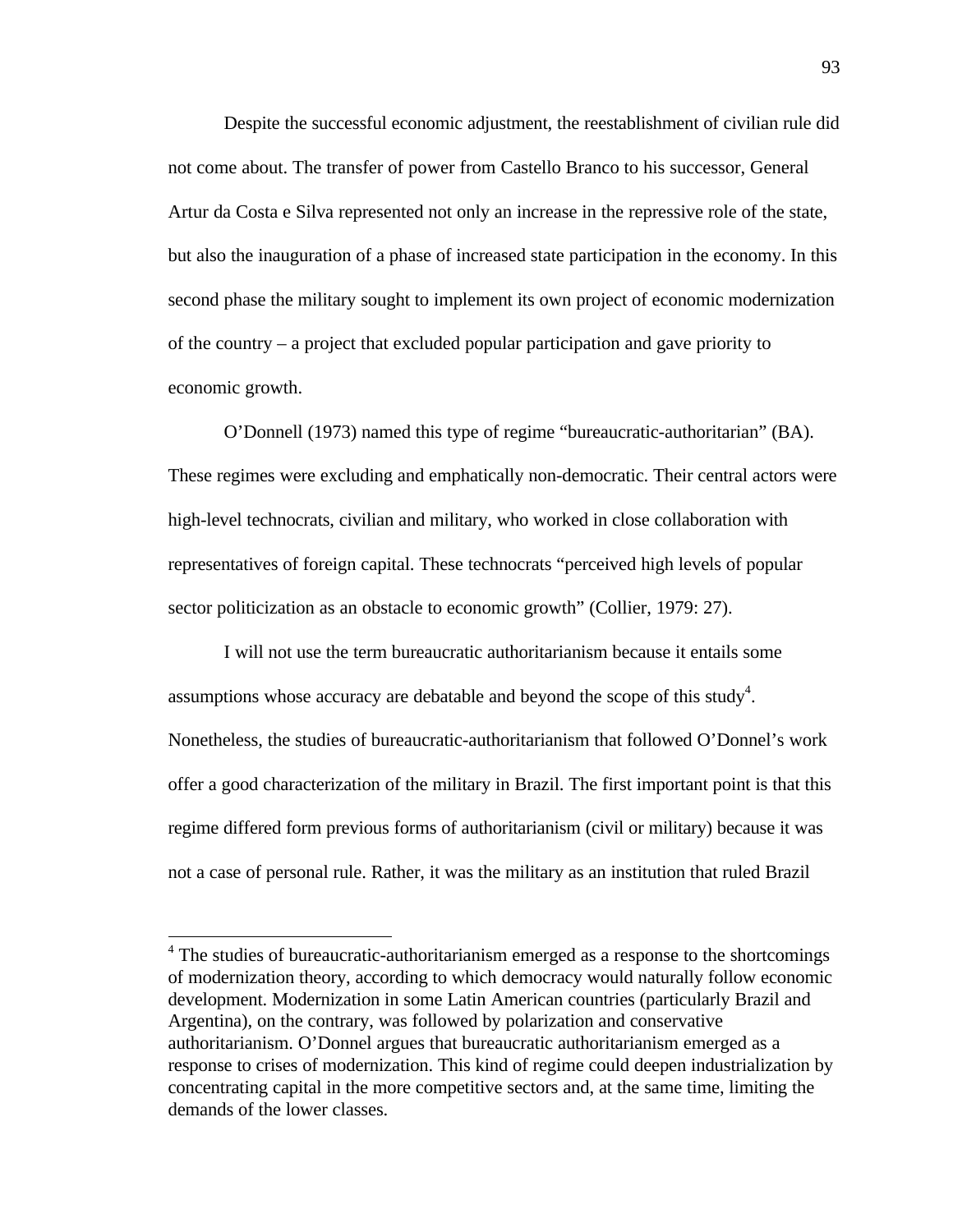Despite the successful economic adjustment, the reestablishment of civilian rule did not come about. The transfer of power from Castello Branco to his successor, General Artur da Costa e Silva represented not only an increase in the repressive role of the state, but also the inauguration of a phase of increased state participation in the economy. In this second phase the military sought to implement its own project of economic modernization of the country – a project that excluded popular participation and gave priority to economic growth.

O'Donnell (1973) named this type of regime "bureaucratic-authoritarian" (BA). These regimes were excluding and emphatically non-democratic. Their central actors were high-level technocrats, civilian and military, who worked in close collaboration with representatives of foreign capital. These technocrats "perceived high levels of popular sector politicization as an obstacle to economic growth" (Collier, 1979: 27).

I will not use the term bureaucratic authoritarianism because it entails some assumptions whose accuracy are debatable and beyond the scope of this study[4]. Nonetheless, the studies of bureaucratic-authoritarianism that followed O'Donnel's work offer a good characterization of the military in Brazil. The first important point is that this regime differed form previous forms of authoritarianism (civil or military) because it was not a case of personal rule. Rather, it was the military as an institution that ruled Brazil

[4] The studies of bureaucratic-authoritarianism emerged as a response to the shortcomings of modernization theory, according to which democracy would naturally follow economic development. Modernization in some Latin American countries (particularly Brazil and Argentina), on the contrary, was followed by polarization and conservative authoritarianism. O'Donnel argues that bureaucratic authoritarianism emerged as a response to crises of modernization. This kind of regime could deepen industrialization by concentrating capital in the more competitive sectors and, at the same time, limiting the demands of the lower classes.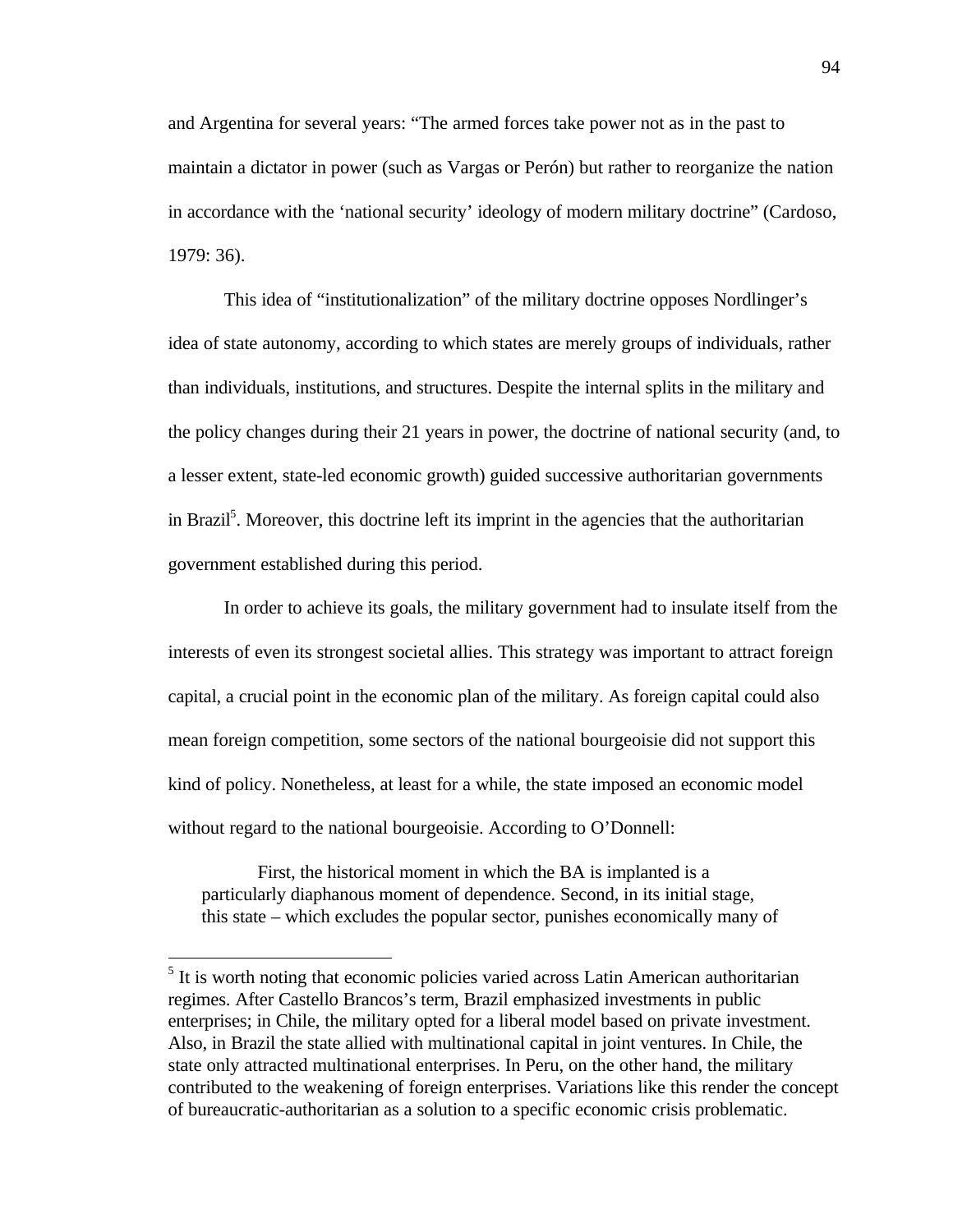and Argentina for several years: “The armed forces take power not as in the past to maintain a dictator in power (such as Vargas or Perón) but rather to reorganize the nation in accordance with the ‘national security’ ideology of modern military doctrine” (Cardoso, 1979: 36).

This idea of “institutionalization” of the military doctrine opposes Nordlinger’s idea of state autonomy, according to which states are merely groups of individuals, rather than individuals, institutions, and structures. Despite the internal splits in the military and the policy changes during their 21 years in power, the doctrine of national security (and, to a lesser extent, state-led economic growth) guided successive authoritarian governments in Brazil[5]. Moreover, this doctrine left its imprint in the agencies that the authoritarian government established during this period.

In order to achieve its goals, the military government had to insulate itself from the interests of even its strongest societal allies. This strategy was important to attract foreign capital, a crucial point in the economic plan of the military. As foreign capital could also mean foreign competition, some sectors of the national bourgeoisie did not support this kind of policy. Nonetheless, at least for a while, the state imposed an economic model without regard to the national bourgeoisie. According to O’Donnell:

> First, the historical moment in which the BA is implanted is a particularly diaphanous moment of dependence. Second, in its initial stage, this state – which excludes the popular sector, punishes economically many of

[5] It is worth noting that economic policies varied across Latin American authoritarian regimes. After Castello Brancos’s term, Brazil emphasized investments in public enterprises; in Chile, the military opted for a liberal model based on private investment. Also, in Brazil the state allied with multinational capital in joint ventures. In Chile, the state only attracted multinational enterprises. In Peru, on the other hand, the military contributed to the weakening of foreign enterprises. Variations like this render the concept of bureaucratic-authoritarian as a solution to a specific economic crisis problematic.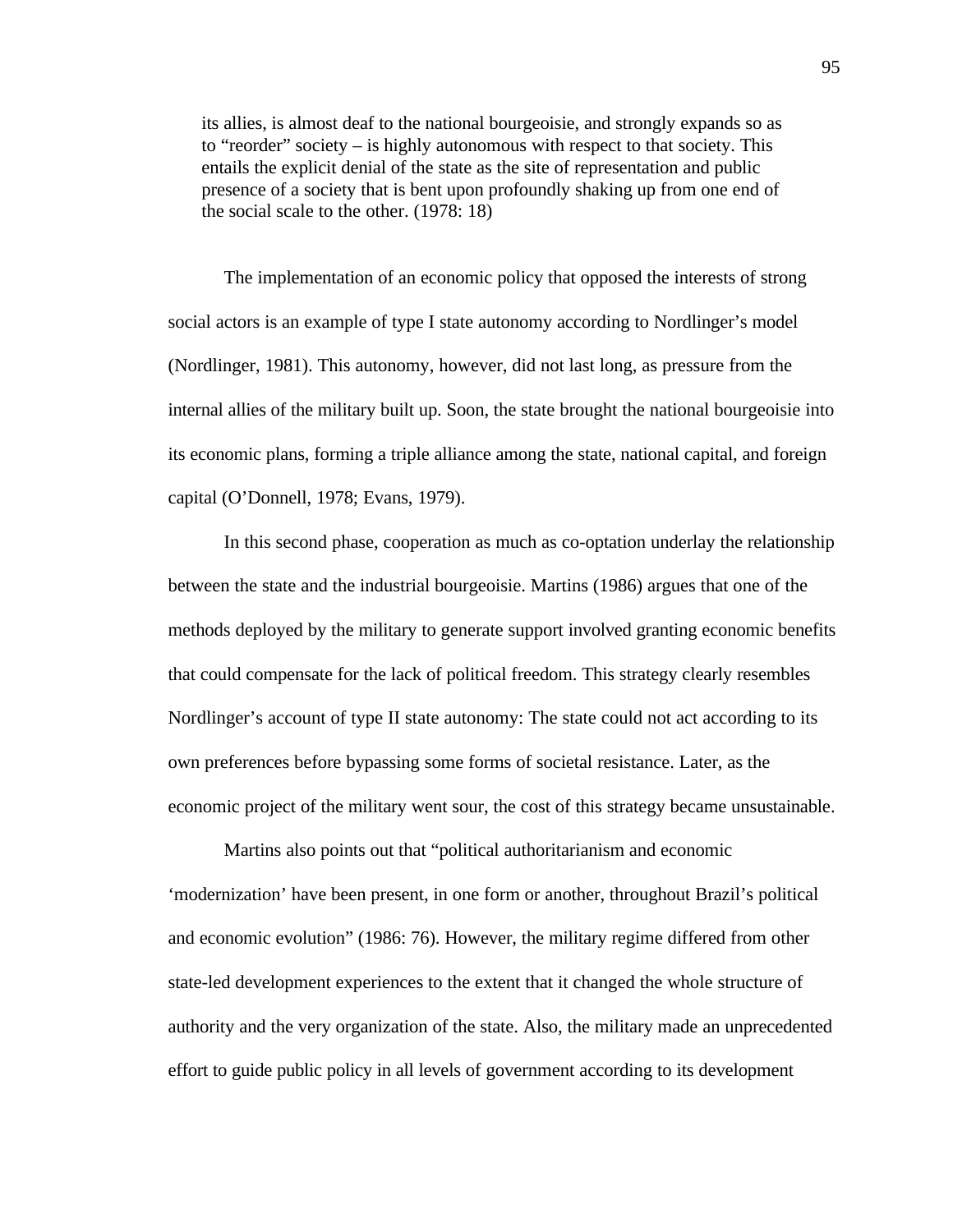> its allies, is almost deaf to the national bourgeoisie, and strongly expands so as to "reorder" society – is highly autonomous with respect to that society. This entails the explicit denial of the state as the site of representation and public presence of a society that is bent upon profoundly shaking up from one end of the social scale to the other. (1978: 18)

The implementation of an economic policy that opposed the interests of strong social actors is an example of type I state autonomy according to Nordlinger's model (Nordlinger, 1981). This autonomy, however, did not last long, as pressure from the internal allies of the military built up. Soon, the state brought the national bourgeoisie into its economic plans, forming a triple alliance among the state, national capital, and foreign capital (O'Donnell, 1978; Evans, 1979).

In this second phase, cooperation as much as co-optation underlay the relationship between the state and the industrial bourgeoisie. Martins (1986) argues that one of the methods deployed by the military to generate support involved granting economic benefits that could compensate for the lack of political freedom. This strategy clearly resembles Nordlinger's account of type II state autonomy: The state could not act according to its own preferences before bypassing some forms of societal resistance. Later, as the economic project of the military went sour, the cost of this strategy became unsustainable.

Martins also points out that "political authoritarianism and economic 'modernization' have been present, in one form or another, throughout Brazil's political and economic evolution" (1986: 76). However, the military regime differed from other state-led development experiences to the extent that it changed the whole structure of authority and the very organization of the state. Also, the military made an unprecedented effort to guide public policy in all levels of government according to its development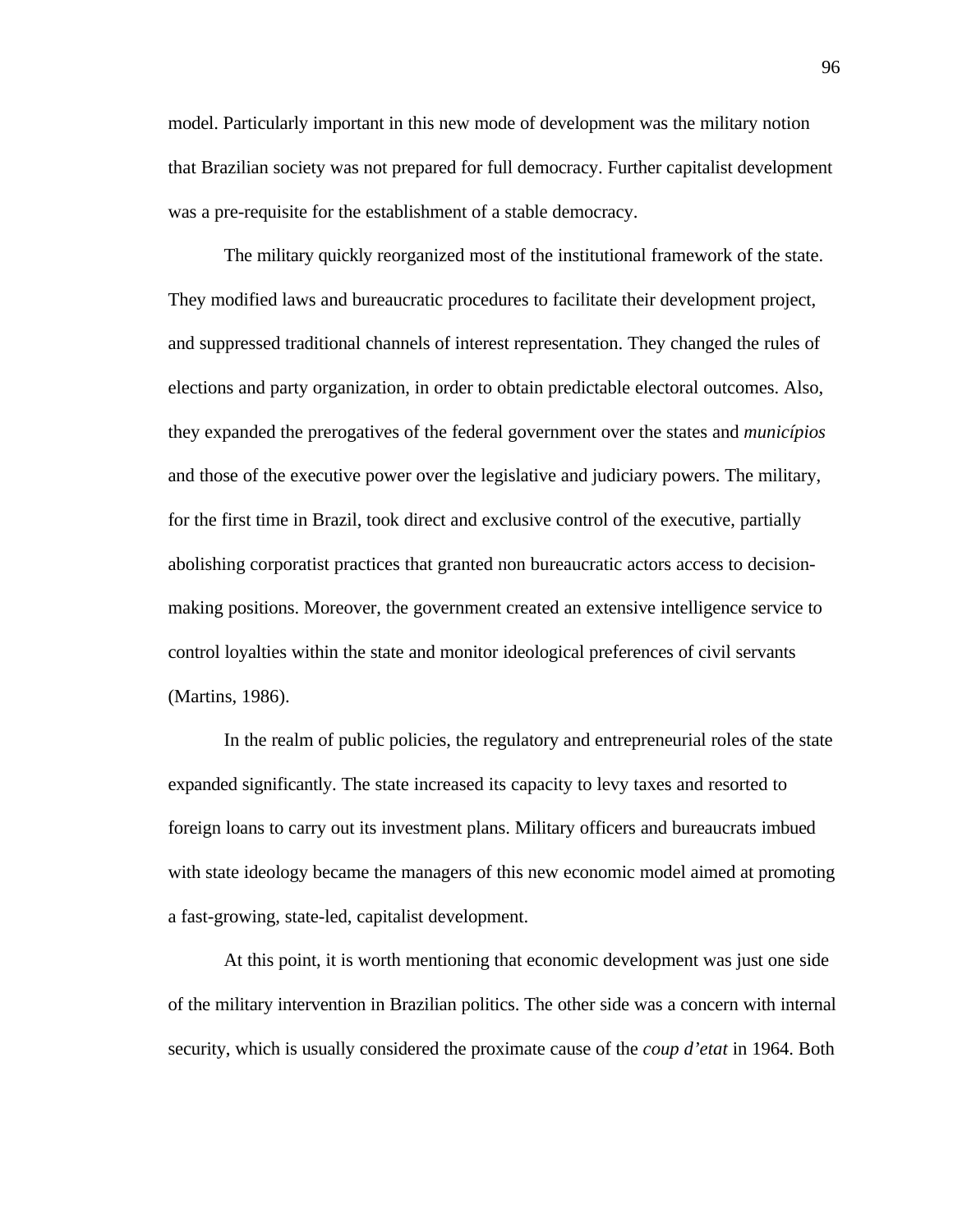model. Particularly important in this new mode of development was the military notion that Brazilian society was not prepared for full democracy. Further capitalist development was a pre-requisite for the establishment of a stable democracy.

The military quickly reorganized most of the institutional framework of the state. They modified laws and bureaucratic procedures to facilitate their development project, and suppressed traditional channels of interest representation. They changed the rules of elections and party organization, in order to obtain predictable electoral outcomes. Also, they expanded the prerogatives of the federal government over the states and *municípios* and those of the executive power over the legislative and judiciary powers. The military, for the first time in Brazil, took direct and exclusive control of the executive, partially abolishing corporatist practices that granted non bureaucratic actors access to decision-making positions. Moreover, the government created an extensive intelligence service to control loyalties within the state and monitor ideological preferences of civil servants (Martins, 1986).

In the realm of public policies, the regulatory and entrepreneurial roles of the state expanded significantly. The state increased its capacity to levy taxes and resorted to foreign loans to carry out its investment plans. Military officers and bureaucrats imbued with state ideology became the managers of this new economic model aimed at promoting a fast-growing, state-led, capitalist development.

At this point, it is worth mentioning that economic development was just one side of the military intervention in Brazilian politics. The other side was a concern with internal security, which is usually considered the proximate cause of the *coup d'etat* in 1964. Both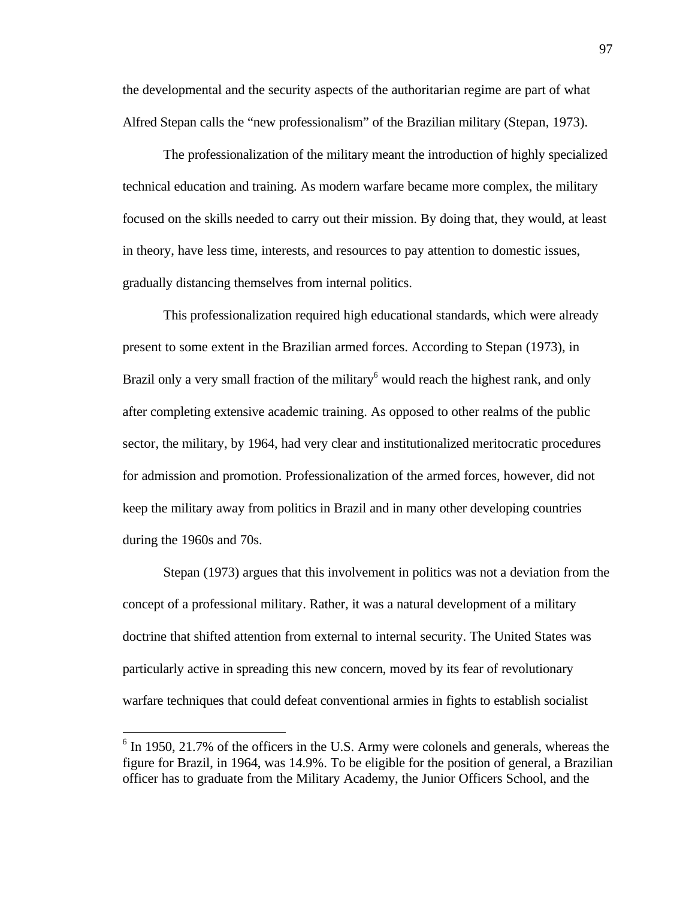the developmental and the security aspects of the authoritarian regime are part of what Alfred Stepan calls the "new professionalism" of the Brazilian military (Stepan, 1973).

The professionalization of the military meant the introduction of highly specialized technical education and training. As modern warfare became more complex, the military focused on the skills needed to carry out their mission. By doing that, they would, at least in theory, have less time, interests, and resources to pay attention to domestic issues, gradually distancing themselves from internal politics.

This professionalization required high educational standards, which were already present to some extent in the Brazilian armed forces. According to Stepan (1973), in Brazil only a very small fraction of the military[6] would reach the highest rank, and only after completing extensive academic training. As opposed to other realms of the public sector, the military, by 1964, had very clear and institutionalized meritocratic procedures for admission and promotion. Professionalization of the armed forces, however, did not keep the military away from politics in Brazil and in many other developing countries during the 1960s and 70s.

Stepan (1973) argues that this involvement in politics was not a deviation from the concept of a professional military. Rather, it was a natural development of a military doctrine that shifted attention from external to internal security. The United States was particularly active in spreading this new concern, moved by its fear of revolutionary warfare techniques that could defeat conventional armies in fights to establish socialist

[6] In 1950, 21.7% of the officers in the U.S. Army were colonels and generals, whereas the figure for Brazil, in 1964, was 14.9%. To be eligible for the position of general, a Brazilian officer has to graduate from the Military Academy, the Junior Officers School, and the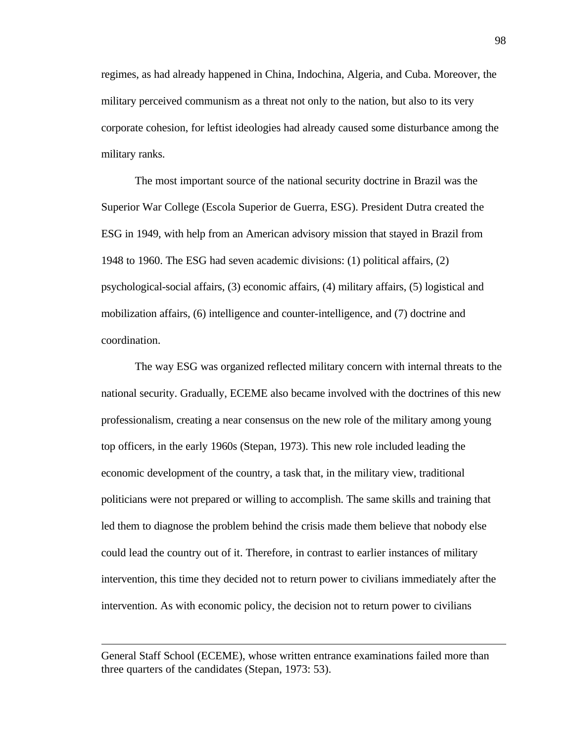regimes, as had already happened in China, Indochina, Algeria, and Cuba. Moreover, the military perceived communism as a threat not only to the nation, but also to its very corporate cohesion, for leftist ideologies had already caused some disturbance among the military ranks.

The most important source of the national security doctrine in Brazil was the Superior War College (Escola Superior de Guerra, ESG). President Dutra created the ESG in 1949, with help from an American advisory mission that stayed in Brazil from 1948 to 1960. The ESG had seven academic divisions: (1) political affairs, (2) psychological-social affairs, (3) economic affairs, (4) military affairs, (5) logistical and mobilization affairs, (6) intelligence and counter-intelligence, and (7) doctrine and coordination.

The way ESG was organized reflected military concern with internal threats to the national security. Gradually, ECEME also became involved with the doctrines of this new professionalism, creating a near consensus on the new role of the military among young top officers, in the early 1960s (Stepan, 1973). This new role included leading the economic development of the country, a task that, in the military view, traditional politicians were not prepared or willing to accomplish. The same skills and training that led them to diagnose the problem behind the crisis made them believe that nobody else could lead the country out of it. Therefore, in contrast to earlier instances of military intervention, this time they decided not to return power to civilians immediately after the intervention. As with economic policy, the decision not to return power to civilians

---

General Staff School (ECEME), whose written entrance examinations failed more than three quarters of the candidates (Stepan, 1973: 53).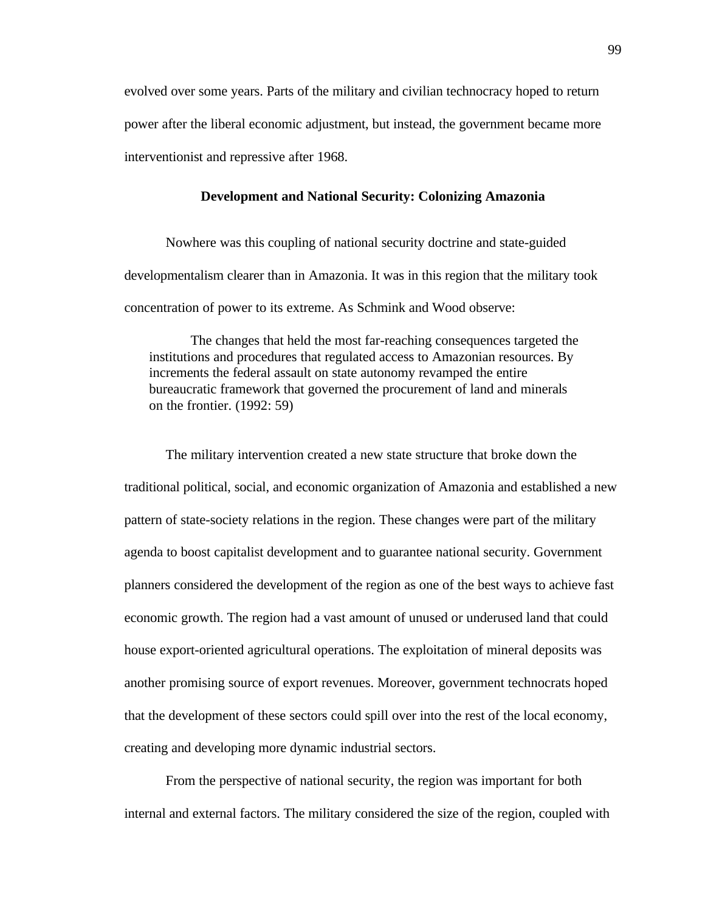evolved over some years. Parts of the military and civilian technocracy hoped to return power after the liberal economic adjustment, but instead, the government became more interventionist and repressive after 1968.

### Development and National Security: Colonizing Amazonia

Nowhere was this coupling of national security doctrine and state-guided developmentalism clearer than in Amazonia. It was in this region that the military took concentration of power to its extreme. As Schmink and Wood observe:

> The changes that held the most far-reaching consequences targeted the institutions and procedures that regulated access to Amazonian resources. By increments the federal assault on state autonomy revamped the entire bureaucratic framework that governed the procurement of land and minerals on the frontier. (1992: 59)

The military intervention created a new state structure that broke down the traditional political, social, and economic organization of Amazonia and established a new pattern of state-society relations in the region. These changes were part of the military agenda to boost capitalist development and to guarantee national security. Government planners considered the development of the region as one of the best ways to achieve fast economic growth. The region had a vast amount of unused or underused land that could house export-oriented agricultural operations. The exploitation of mineral deposits was another promising source of export revenues. Moreover, government technocrats hoped that the development of these sectors could spill over into the rest of the local economy, creating and developing more dynamic industrial sectors.

From the perspective of national security, the region was important for both internal and external factors. The military considered the size of the region, coupled with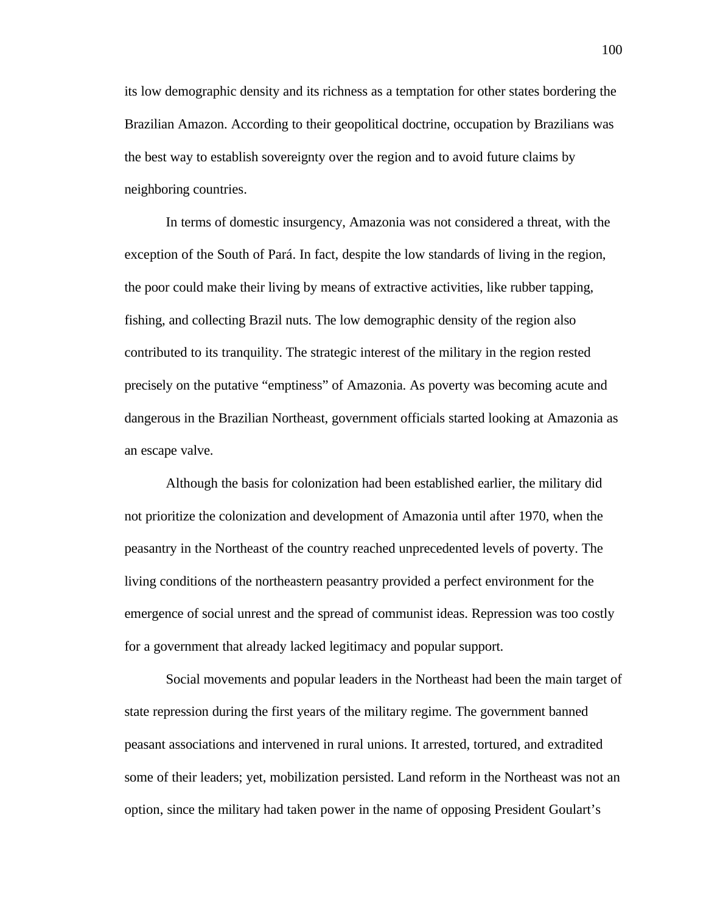its low demographic density and its richness as a temptation for other states bordering the Brazilian Amazon. According to their geopolitical doctrine, occupation by Brazilians was the best way to establish sovereignty over the region and to avoid future claims by neighboring countries.

In terms of domestic insurgency, Amazonia was not considered a threat, with the exception of the South of Pará. In fact, despite the low standards of living in the region, the poor could make their living by means of extractive activities, like rubber tapping, fishing, and collecting Brazil nuts. The low demographic density of the region also contributed to its tranquility. The strategic interest of the military in the region rested precisely on the putative "emptiness" of Amazonia. As poverty was becoming acute and dangerous in the Brazilian Northeast, government officials started looking at Amazonia as an escape valve.

Although the basis for colonization had been established earlier, the military did not prioritize the colonization and development of Amazonia until after 1970, when the peasantry in the Northeast of the country reached unprecedented levels of poverty. The living conditions of the northeastern peasantry provided a perfect environment for the emergence of social unrest and the spread of communist ideas. Repression was too costly for a government that already lacked legitimacy and popular support.

Social movements and popular leaders in the Northeast had been the main target of state repression during the first years of the military regime. The government banned peasant associations and intervened in rural unions. It arrested, tortured, and extradited some of their leaders; yet, mobilization persisted. Land reform in the Northeast was not an option, since the military had taken power in the name of opposing President Goulart's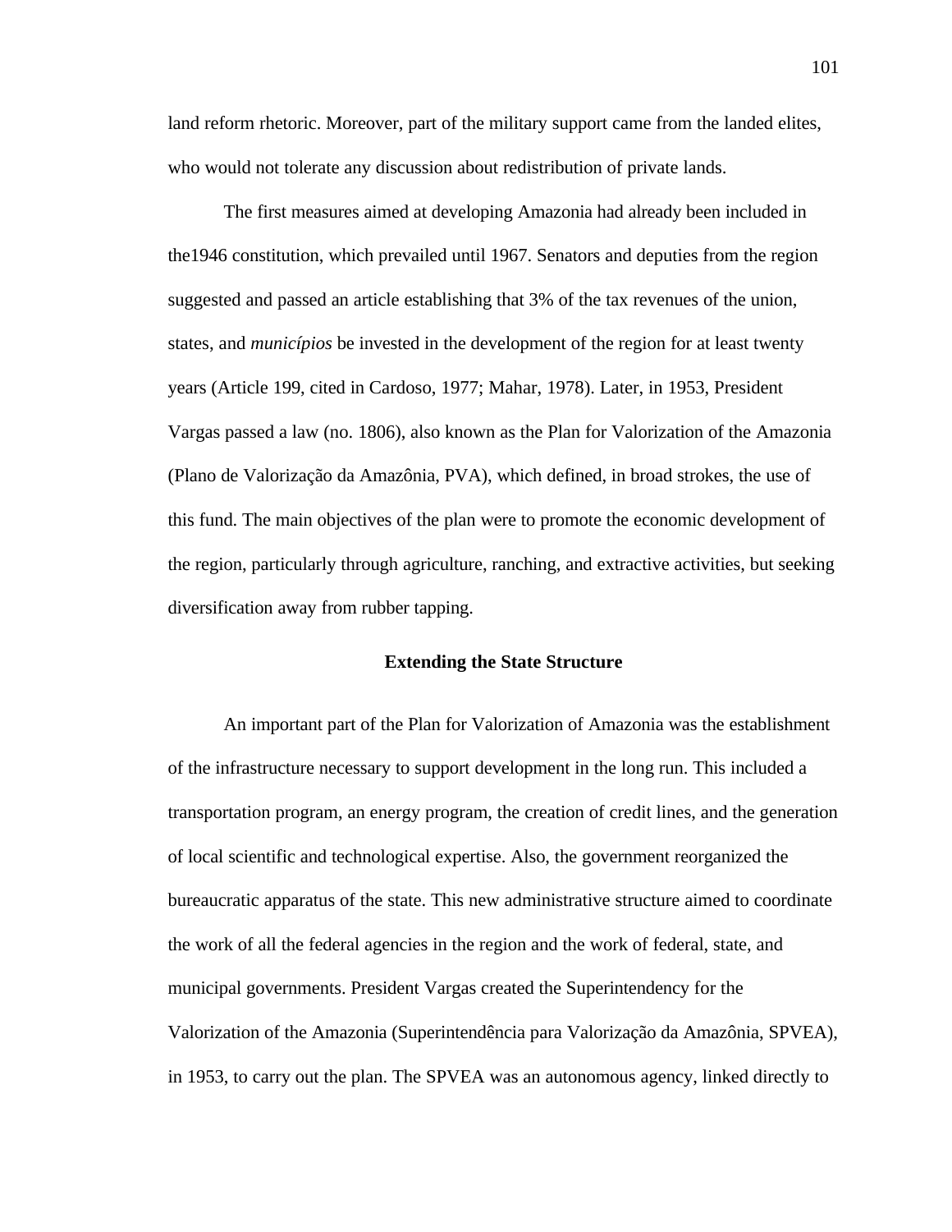land reform rhetoric. Moreover, part of the military support came from the landed elites, who would not tolerate any discussion about redistribution of private lands.

The first measures aimed at developing Amazonia had already been included in the1946 constitution, which prevailed until 1967. Senators and deputies from the region suggested and passed an article establishing that 3% of the tax revenues of the union, states, and *municípios* be invested in the development of the region for at least twenty years (Article 199, cited in Cardoso, 1977; Mahar, 1978). Later, in 1953, President Vargas passed a law (no. 1806), also known as the Plan for Valorization of the Amazonia (Plano de Valorização da Amazônia, PVA), which defined, in broad strokes, the use of this fund. The main objectives of the plan were to promote the economic development of the region, particularly through agriculture, ranching, and extractive activities, but seeking diversification away from rubber tapping.

## Extending the State Structure

An important part of the Plan for Valorization of Amazonia was the establishment of the infrastructure necessary to support development in the long run. This included a transportation program, an energy program, the creation of credit lines, and the generation of local scientific and technological expertise. Also, the government reorganized the bureaucratic apparatus of the state. This new administrative structure aimed to coordinate the work of all the federal agencies in the region and the work of federal, state, and municipal governments. President Vargas created the Superintendency for the Valorization of the Amazonia (Superintendência para Valorização da Amazônia, SPVEA), in 1953, to carry out the plan. The SPVEA was an autonomous agency, linked directly to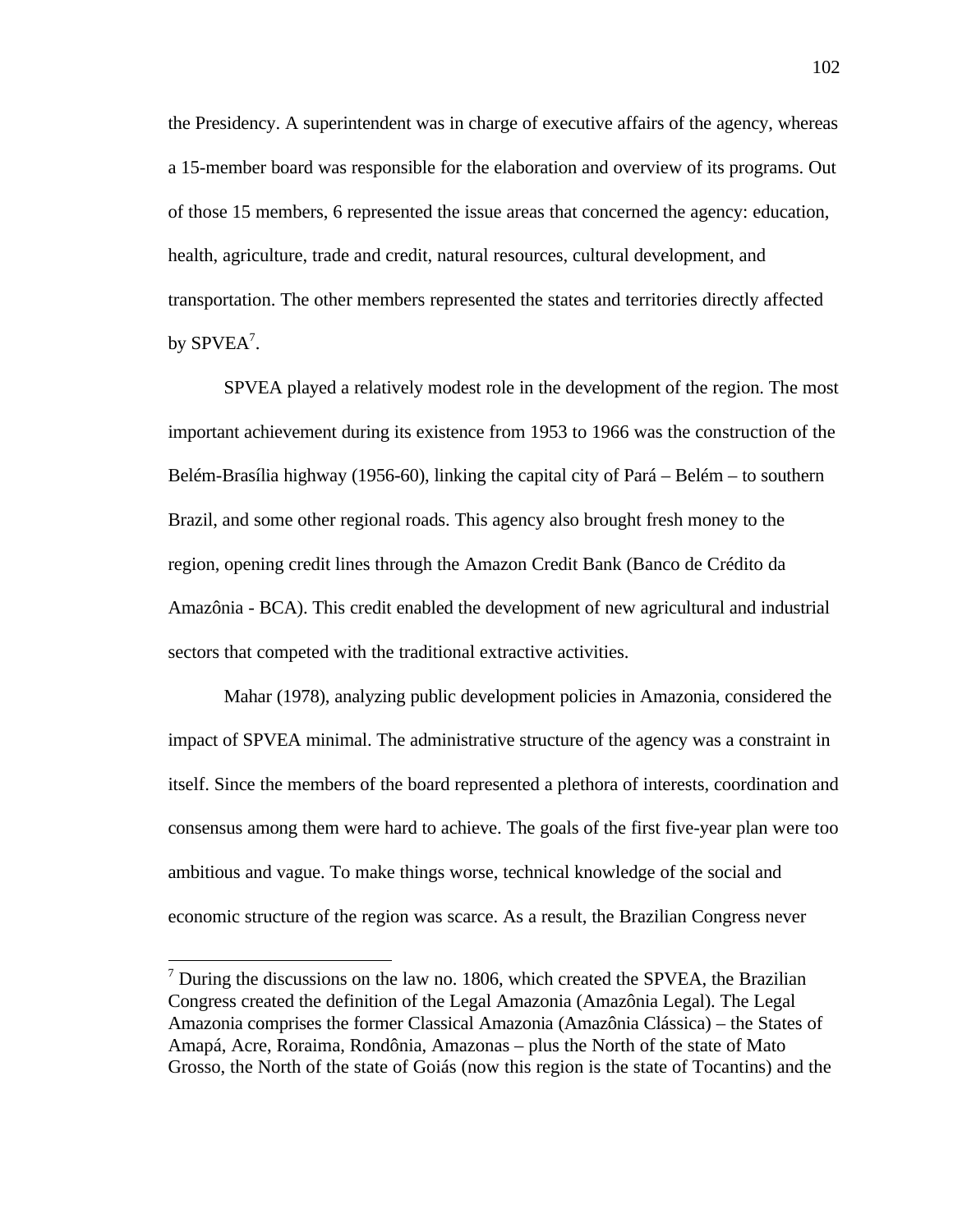the Presidency. A superintendent was in charge of executive affairs of the agency, whereas a 15-member board was responsible for the elaboration and overview of its programs. Out of those 15 members, 6 represented the issue areas that concerned the agency: education, health, agriculture, trade and credit, natural resources, cultural development, and transportation. The other members represented the states and territories directly affected by SPVEA[7].

SPVEA played a relatively modest role in the development of the region. The most important achievement during its existence from 1953 to 1966 was the construction of the Belém-Brasília highway (1956-60), linking the capital city of Pará – Belém – to southern Brazil, and some other regional roads. This agency also brought fresh money to the region, opening credit lines through the Amazon Credit Bank (Banco de Crédito da Amazônia - BCA). This credit enabled the development of new agricultural and industrial sectors that competed with the traditional extractive activities.

Mahar (1978), analyzing public development policies in Amazonia, considered the impact of SPVEA minimal. The administrative structure of the agency was a constraint in itself. Since the members of the board represented a plethora of interests, coordination and consensus among them were hard to achieve. The goals of the first five-year plan were too ambitious and vague. To make things worse, technical knowledge of the social and economic structure of the region was scarce. As a result, the Brazilian Congress never

---

[7] During the discussions on the law no. 1806, which created the SPVEA, the Brazilian Congress created the definition of the Legal Amazonia (Amazônia Legal). The Legal Amazonia comprises the former Classical Amazonia (Amazônia Clássica) – the States of Amapá, Acre, Roraima, Rondônia, Amazonas – plus the North of the state of Mato Grosso, the North of the state of Goiás (now this region is the state of Tocantins) and the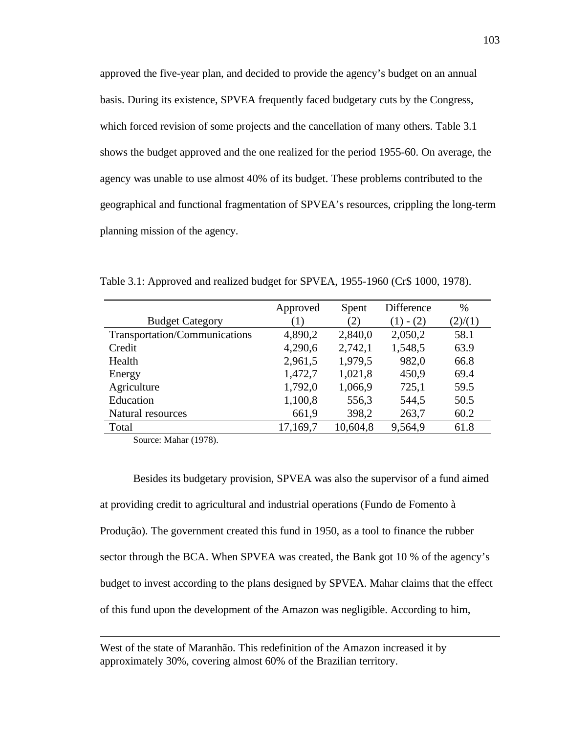approved the five-year plan, and decided to provide the agency's budget on an annual basis. During its existence, SPVEA frequently faced budgetary cuts by the Congress, which forced revision of some projects and the cancellation of many others. Table 3.1 shows the budget approved and the one realized for the period 1955-60. On average, the agency was unable to use almost 40% of its budget. These problems contributed to the geographical and functional fragmentation of SPVEA's resources, crippling the long-term planning mission of the agency.

Table 3.1: Approved and realized budget for SPVEA, 1955-1960 (Cr$ 1000, 1978).

| Budget Category | Approved (1) | Spent (2) | Difference (1) - (2) | % (2)/(1) |
|---|---|---|---|---|
| Transportation/Communications | 4,890,2 | 2,840,0 | 2,050,2 | 58.1 |
| Credit | 4,290,6 | 2,742,1 | 1,548,5 | 63.9 |
| Health | 2,961,5 | 1,979,5 | 982,0 | 66.8 |
| Energy | 1,472,7 | 1,021,8 | 450,9 | 69.4 |
| Agriculture | 1,792,0 | 1,066,9 | 725,1 | 59.5 |
| Education | 1,100,8 | 556,3 | 544,5 | 50.5 |
| Natural resources | 661,9 | 398,2 | 263,7 | 60.2 |
| Total | 17,169,7 | 10,604,8 | 9,564,9 | 61.8 |

Source: Mahar (1978).

Besides its budgetary provision, SPVEA was also the supervisor of a fund aimed at providing credit to agricultural and industrial operations (Fundo de Fomento à Produção). The government created this fund in 1950, as a tool to finance the rubber sector through the BCA. When SPVEA was created, the Bank got 10 % of the agency's budget to invest according to the plans designed by SPVEA. Mahar claims that the effect of this fund upon the development of the Amazon was negligible. According to him,

---

West of the state of Maranhão. This redefinition of the Amazon increased it by approximately 30%, covering almost 60% of the Brazilian territory.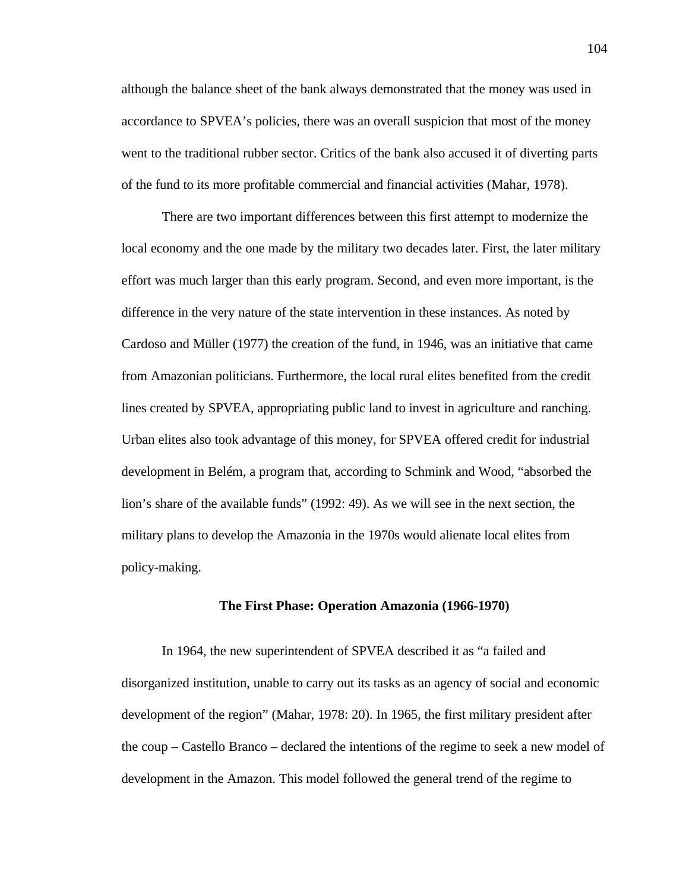although the balance sheet of the bank always demonstrated that the money was used in accordance to SPVEA's policies, there was an overall suspicion that most of the money went to the traditional rubber sector. Critics of the bank also accused it of diverting parts of the fund to its more profitable commercial and financial activities (Mahar, 1978).

There are two important differences between this first attempt to modernize the local economy and the one made by the military two decades later. First, the later military effort was much larger than this early program. Second, and even more important, is the difference in the very nature of the state intervention in these instances. As noted by Cardoso and Müller (1977) the creation of the fund, in 1946, was an initiative that came from Amazonian politicians. Furthermore, the local rural elites benefited from the credit lines created by SPVEA, appropriating public land to invest in agriculture and ranching. Urban elites also took advantage of this money, for SPVEA offered credit for industrial development in Belém, a program that, according to Schmink and Wood, "absorbed the lion's share of the available funds" (1992: 49). As we will see in the next section, the military plans to develop the Amazonia in the 1970s would alienate local elites from policy-making.

### The First Phase: Operation Amazonia (1966-1970)

In 1964, the new superintendent of SPVEA described it as "a failed and disorganized institution, unable to carry out its tasks as an agency of social and economic development of the region" (Mahar, 1978: 20). In 1965, the first military president after the coup – Castello Branco – declared the intentions of the regime to seek a new model of development in the Amazon. This model followed the general trend of the regime to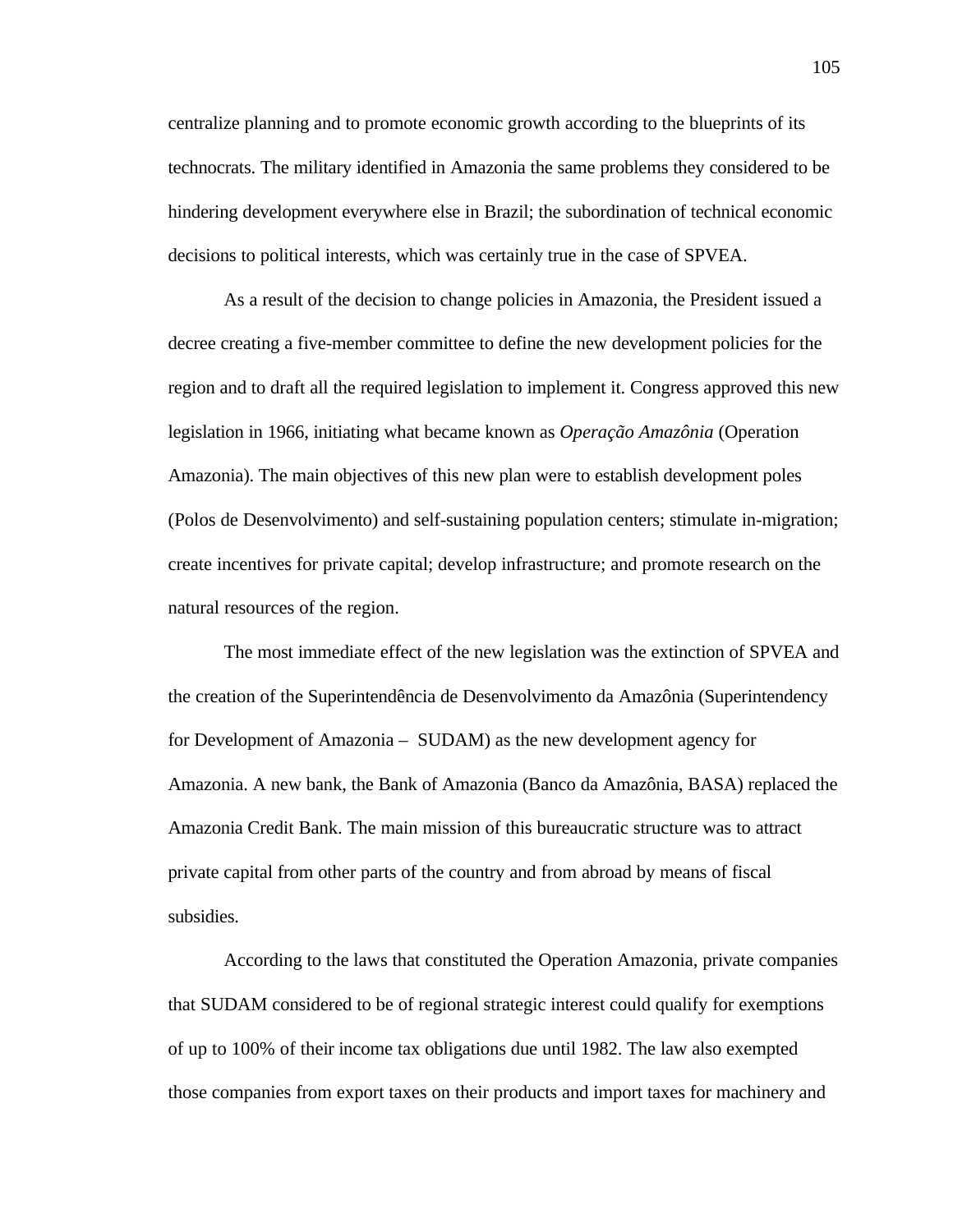centralize planning and to promote economic growth according to the blueprints of its technocrats. The military identified in Amazonia the same problems they considered to be hindering development everywhere else in Brazil; the subordination of technical economic decisions to political interests, which was certainly true in the case of SPVEA.

As a result of the decision to change policies in Amazonia, the President issued a decree creating a five-member committee to define the new development policies for the region and to draft all the required legislation to implement it. Congress approved this new legislation in 1966, initiating what became known as *Operação Amazônia* (Operation Amazonia). The main objectives of this new plan were to establish development poles (Polos de Desenvolvimento) and self-sustaining population centers; stimulate in-migration; create incentives for private capital; develop infrastructure; and promote research on the natural resources of the region.

The most immediate effect of the new legislation was the extinction of SPVEA and the creation of the Superintendência de Desenvolvimento da Amazônia (Superintendency for Development of Amazonia – SUDAM) as the new development agency for Amazonia. A new bank, the Bank of Amazonia (Banco da Amazônia, BASA) replaced the Amazonia Credit Bank. The main mission of this bureaucratic structure was to attract private capital from other parts of the country and from abroad by means of fiscal subsidies.

According to the laws that constituted the Operation Amazonia, private companies that SUDAM considered to be of regional strategic interest could qualify for exemptions of up to 100% of their income tax obligations due until 1982. The law also exempted those companies from export taxes on their products and import taxes for machinery and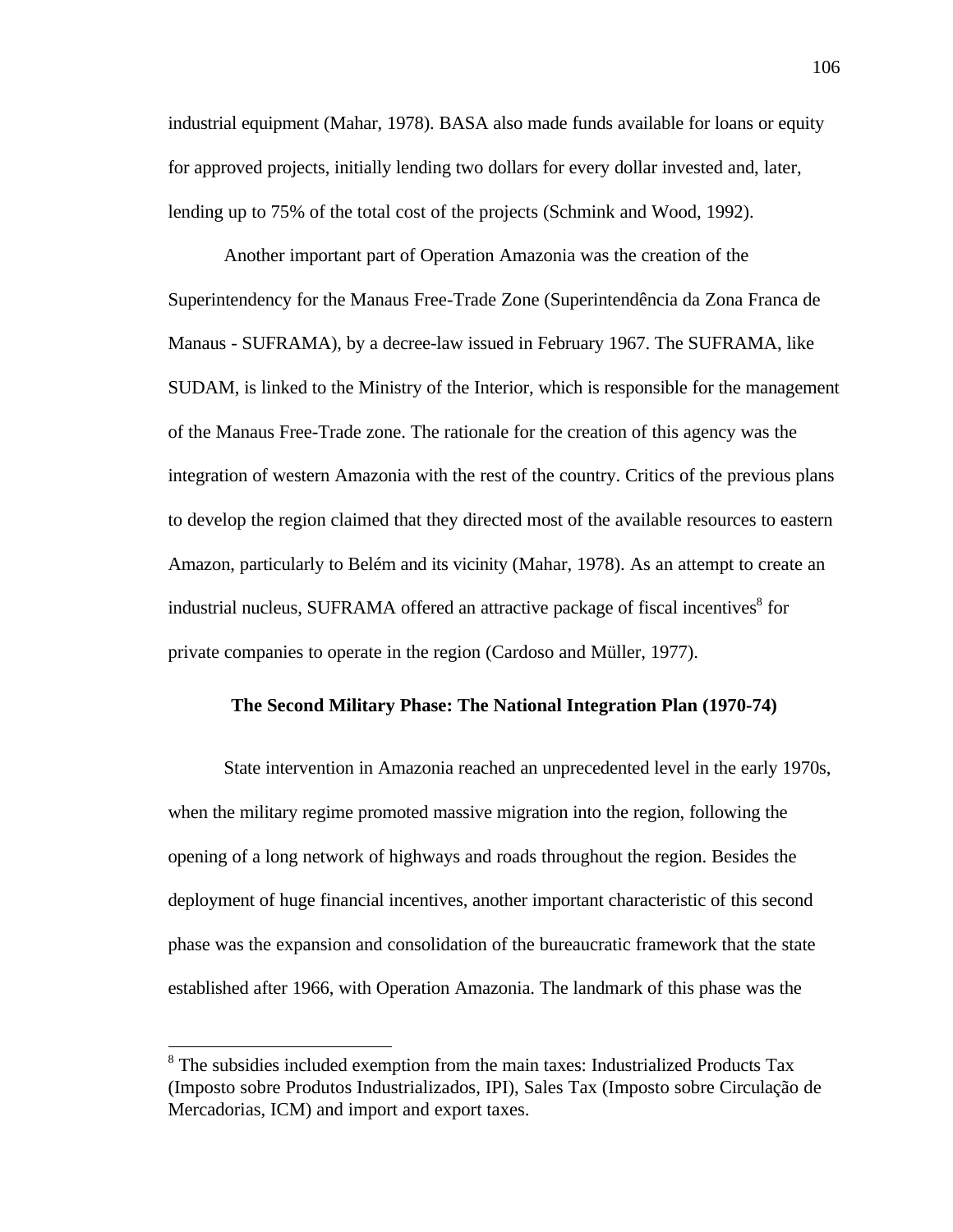industrial equipment (Mahar, 1978). BASA also made funds available for loans or equity for approved projects, initially lending two dollars for every dollar invested and, later, lending up to 75% of the total cost of the projects (Schmink and Wood, 1992).

Another important part of Operation Amazonia was the creation of the Superintendency for the Manaus Free-Trade Zone (Superintendência da Zona Franca de Manaus - SUFRAMA), by a decree-law issued in February 1967. The SUFRAMA, like SUDAM, is linked to the Ministry of the Interior, which is responsible for the management of the Manaus Free-Trade zone. The rationale for the creation of this agency was the integration of western Amazonia with the rest of the country. Critics of the previous plans to develop the region claimed that they directed most of the available resources to eastern Amazon, particularly to Belém and its vicinity (Mahar, 1978). As an attempt to create an industrial nucleus, SUFRAMA offered an attractive package of fiscal incentives[8] for private companies to operate in the region (Cardoso and Müller, 1977).

## The Second Military Phase: The National Integration Plan (1970-74)

State intervention in Amazonia reached an unprecedented level in the early 1970s, when the military regime promoted massive migration into the region, following the opening of a long network of highways and roads throughout the region. Besides the deployment of huge financial incentives, another important characteristic of this second phase was the expansion and consolidation of the bureaucratic framework that the state established after 1966, with Operation Amazonia. The landmark of this phase was the

[8] The subsidies included exemption from the main taxes: Industrialized Products Tax (Imposto sobre Produtos Industrializados, IPI), Sales Tax (Imposto sobre Circulação de Mercadorias, ICM) and import and export taxes.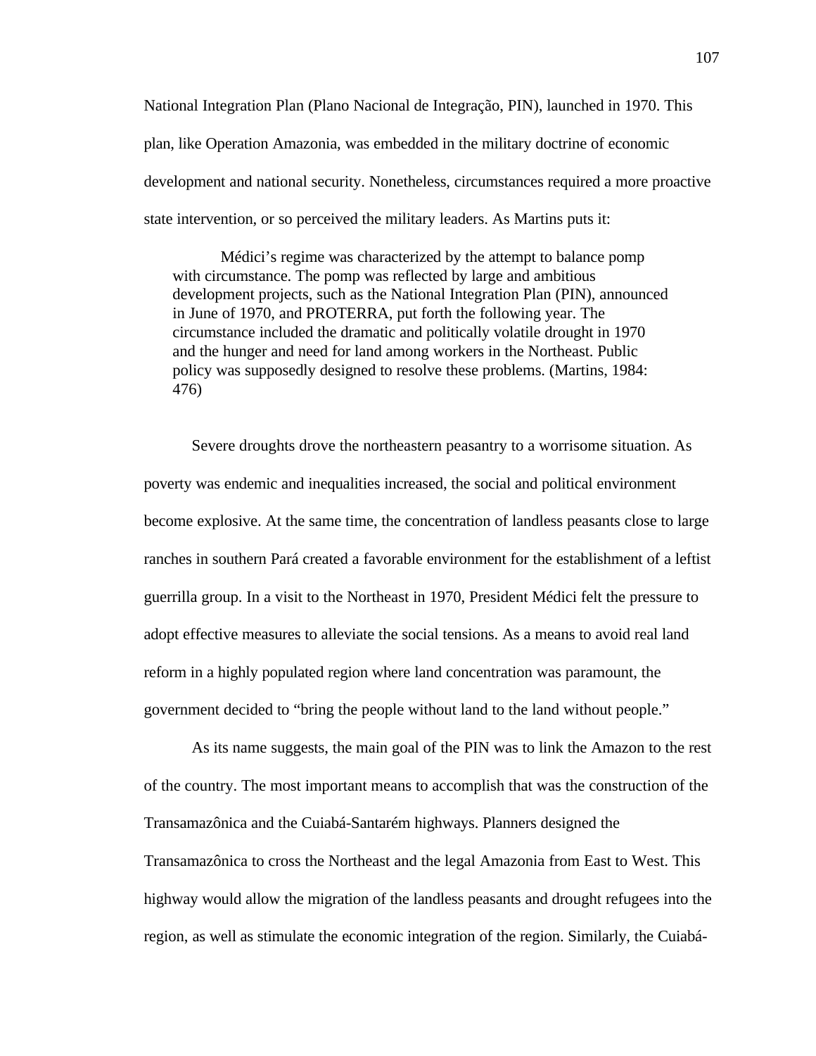National Integration Plan (Plano Nacional de Integração, PIN), launched in 1970. This plan, like Operation Amazonia, was embedded in the military doctrine of economic development and national security. Nonetheless, circumstances required a more proactive state intervention, or so perceived the military leaders. As Martins puts it:

> Médici's regime was characterized by the attempt to balance pomp with circumstance. The pomp was reflected by large and ambitious development projects, such as the National Integration Plan (PIN), announced in June of 1970, and PROTERRA, put forth the following year. The circumstance included the dramatic and politically volatile drought in 1970 and the hunger and need for land among workers in the Northeast. Public policy was supposedly designed to resolve these problems. (Martins, 1984: 476)

Severe droughts drove the northeastern peasantry to a worrisome situation. As poverty was endemic and inequalities increased, the social and political environment become explosive. At the same time, the concentration of landless peasants close to large ranches in southern Pará created a favorable environment for the establishment of a leftist guerrilla group. In a visit to the Northeast in 1970, President Médici felt the pressure to adopt effective measures to alleviate the social tensions. As a means to avoid real land reform in a highly populated region where land concentration was paramount, the government decided to "bring the people without land to the land without people."

As its name suggests, the main goal of the PIN was to link the Amazon to the rest of the country. The most important means to accomplish that was the construction of the Transamazônica and the Cuiabá-Santarém highways. Planners designed the Transamazônica to cross the Northeast and the legal Amazonia from East to West. This highway would allow the migration of the landless peasants and drought refugees into the region, as well as stimulate the economic integration of the region. Similarly, the Cuiabá-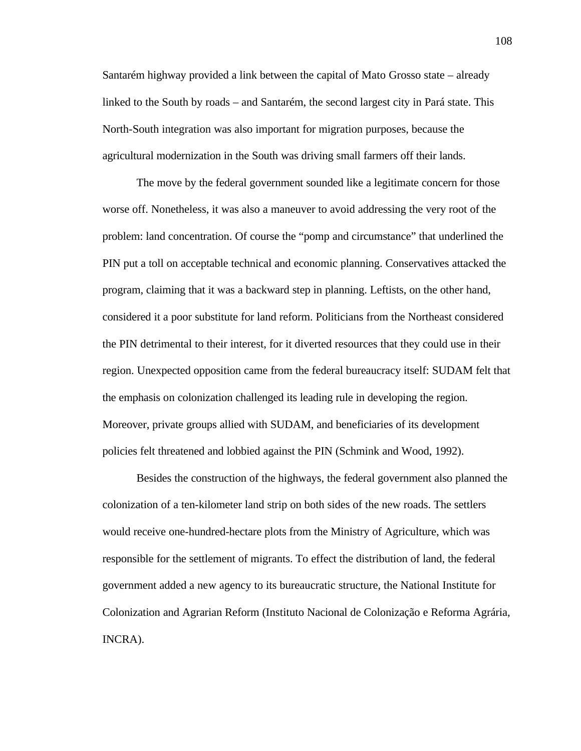Santarém highway provided a link between the capital of Mato Grosso state – already linked to the South by roads – and Santarém, the second largest city in Pará state. This North-South integration was also important for migration purposes, because the agricultural modernization in the South was driving small farmers off their lands.

The move by the federal government sounded like a legitimate concern for those worse off. Nonetheless, it was also a maneuver to avoid addressing the very root of the problem: land concentration. Of course the "pomp and circumstance" that underlined the PIN put a toll on acceptable technical and economic planning. Conservatives attacked the program, claiming that it was a backward step in planning. Leftists, on the other hand, considered it a poor substitute for land reform. Politicians from the Northeast considered the PIN detrimental to their interest, for it diverted resources that they could use in their region. Unexpected opposition came from the federal bureaucracy itself: SUDAM felt that the emphasis on colonization challenged its leading rule in developing the region. Moreover, private groups allied with SUDAM, and beneficiaries of its development policies felt threatened and lobbied against the PIN (Schmink and Wood, 1992).

Besides the construction of the highways, the federal government also planned the colonization of a ten-kilometer land strip on both sides of the new roads. The settlers would receive one-hundred-hectare plots from the Ministry of Agriculture, which was responsible for the settlement of migrants. To effect the distribution of land, the federal government added a new agency to its bureaucratic structure, the National Institute for Colonization and Agrarian Reform (Instituto Nacional de Colonização e Reforma Agrária, INCRA).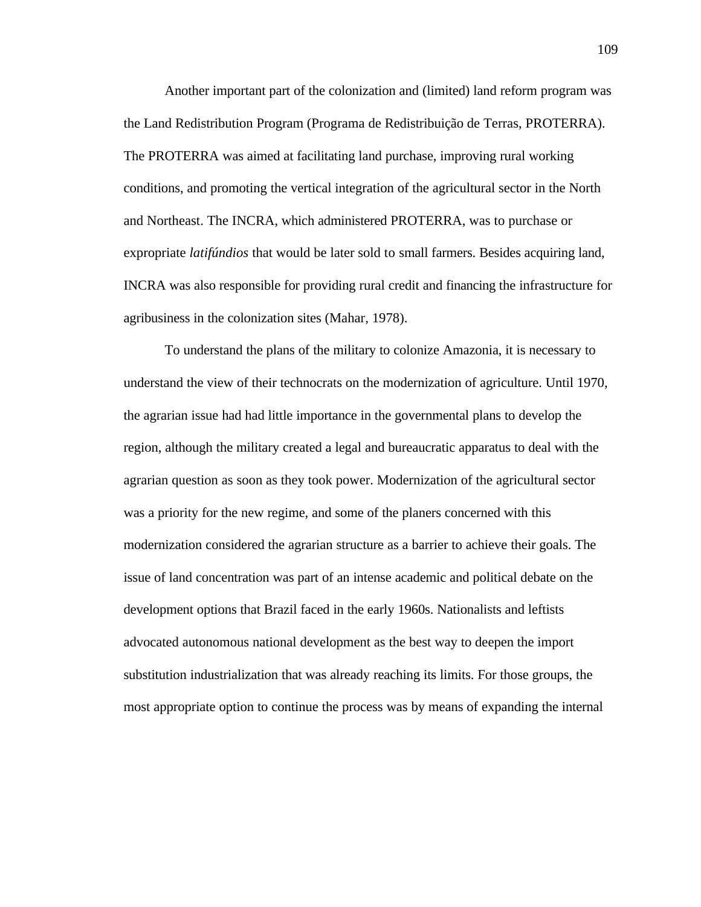Another important part of the colonization and (limited) land reform program was the Land Redistribution Program (Programa de Redistribuição de Terras, PROTERRA). The PROTERRA was aimed at facilitating land purchase, improving rural working conditions, and promoting the vertical integration of the agricultural sector in the North and Northeast. The INCRA, which administered PROTERRA, was to purchase or expropriate *latifúndios* that would be later sold to small farmers. Besides acquiring land, INCRA was also responsible for providing rural credit and financing the infrastructure for agribusiness in the colonization sites (Mahar, 1978).

To understand the plans of the military to colonize Amazonia, it is necessary to understand the view of their technocrats on the modernization of agriculture. Until 1970, the agrarian issue had had little importance in the governmental plans to develop the region, although the military created a legal and bureaucratic apparatus to deal with the agrarian question as soon as they took power. Modernization of the agricultural sector was a priority for the new regime, and some of the planers concerned with this modernization considered the agrarian structure as a barrier to achieve their goals. The issue of land concentration was part of an intense academic and political debate on the development options that Brazil faced in the early 1960s. Nationalists and leftists advocated autonomous national development as the best way to deepen the import substitution industrialization that was already reaching its limits. For those groups, the most appropriate option to continue the process was by means of expanding the internal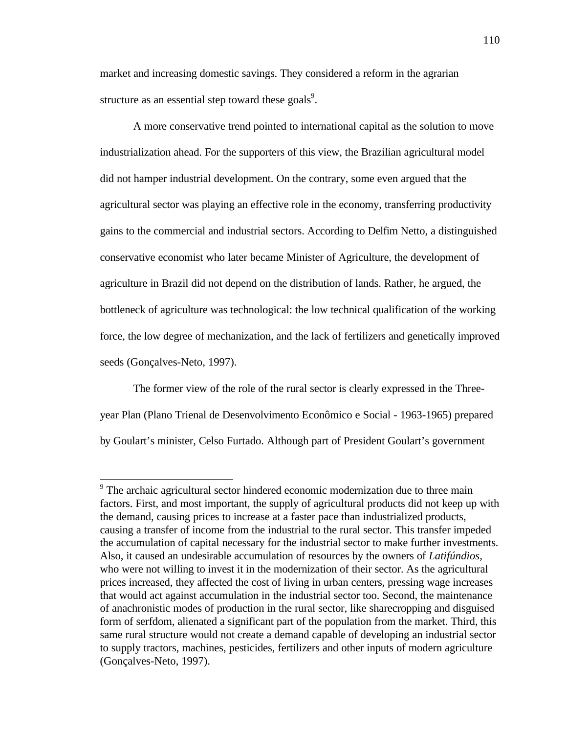market and increasing domestic savings. They considered a reform in the agrarian structure as an essential step toward these goals[9].

A more conservative trend pointed to international capital as the solution to move industrialization ahead. For the supporters of this view, the Brazilian agricultural model did not hamper industrial development. On the contrary, some even argued that the agricultural sector was playing an effective role in the economy, transferring productivity gains to the commercial and industrial sectors. According to Delfim Netto, a distinguished conservative economist who later became Minister of Agriculture, the development of agriculture in Brazil did not depend on the distribution of lands. Rather, he argued, the bottleneck of agriculture was technological: the low technical qualification of the working force, the low degree of mechanization, and the lack of fertilizers and genetically improved seeds (Gonçalves-Neto, 1997).

The former view of the role of the rural sector is clearly expressed in the Three-year Plan (Plano Trienal de Desenvolvimento Econômico e Social - 1963-1965) prepared by Goulart's minister, Celso Furtado. Although part of President Goulart's government

---

[9] The archaic agricultural sector hindered economic modernization due to three main factors. First, and most important, the supply of agricultural products did not keep up with the demand, causing prices to increase at a faster pace than industrialized products, causing a transfer of income from the industrial to the rural sector. This transfer impeded the accumulation of capital necessary for the industrial sector to make further investments. Also, it caused an undesirable accumulation of resources by the owners of *Latifúndios*, who were not willing to invest it in the modernization of their sector. As the agricultural prices increased, they affected the cost of living in urban centers, pressing wage increases that would act against accumulation in the industrial sector too. Second, the maintenance of anachronistic modes of production in the rural sector, like sharecropping and disguised form of serfdom, alienated a significant part of the population from the market. Third, this same rural structure would not create a demand capable of developing an industrial sector to supply tractors, machines, pesticides, fertilizers and other inputs of modern agriculture (Gonçalves-Neto, 1997).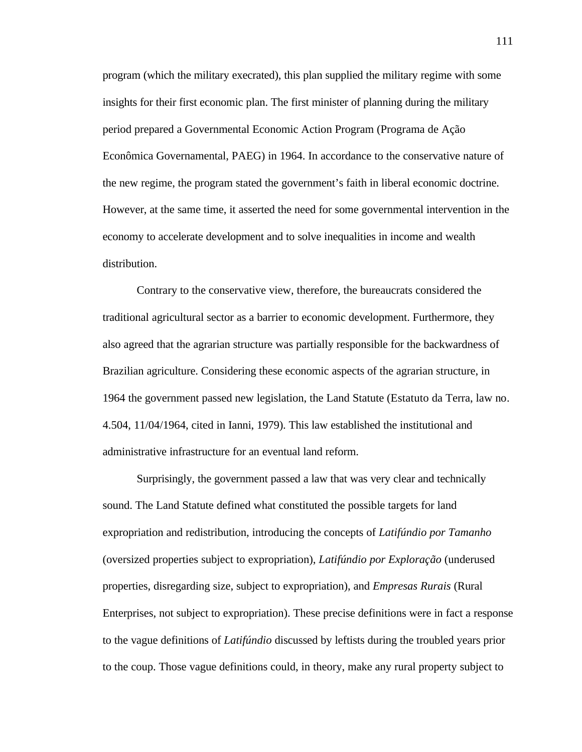program (which the military execrated), this plan supplied the military regime with some insights for their first economic plan. The first minister of planning during the military period prepared a Governmental Economic Action Program (Programa de Ação Econômica Governamental, PAEG) in 1964. In accordance to the conservative nature of the new regime, the program stated the government's faith in liberal economic doctrine. However, at the same time, it asserted the need for some governmental intervention in the economy to accelerate development and to solve inequalities in income and wealth distribution.

Contrary to the conservative view, therefore, the bureaucrats considered the traditional agricultural sector as a barrier to economic development. Furthermore, they also agreed that the agrarian structure was partially responsible for the backwardness of Brazilian agriculture. Considering these economic aspects of the agrarian structure, in 1964 the government passed new legislation, the Land Statute (Estatuto da Terra, law no. 4.504, 11/04/1964, cited in Ianni, 1979). This law established the institutional and administrative infrastructure for an eventual land reform.

Surprisingly, the government passed a law that was very clear and technically sound. The Land Statute defined what constituted the possible targets for land expropriation and redistribution, introducing the concepts of *Latifúndio por Tamanho* (oversized properties subject to expropriation), *Latifúndio por Exploração* (underused properties, disregarding size, subject to expropriation), and *Empresas Rurais* (Rural Enterprises, not subject to expropriation). These precise definitions were in fact a response to the vague definitions of *Latifúndio* discussed by leftists during the troubled years prior to the coup. Those vague definitions could, in theory, make any rural property subject to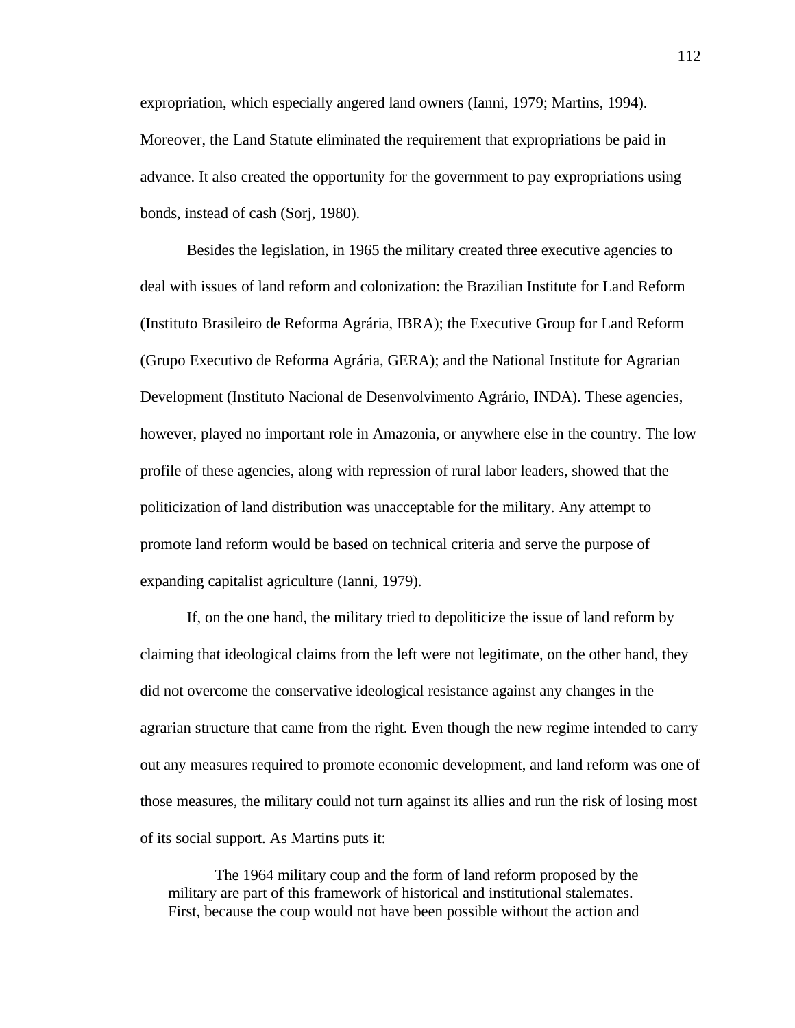expropriation, which especially angered land owners (Ianni, 1979; Martins, 1994). Moreover, the Land Statute eliminated the requirement that expropriations be paid in advance. It also created the opportunity for the government to pay expropriations using bonds, instead of cash (Sorj, 1980).

Besides the legislation, in 1965 the military created three executive agencies to deal with issues of land reform and colonization: the Brazilian Institute for Land Reform (Instituto Brasileiro de Reforma Agrária, IBRA); the Executive Group for Land Reform (Grupo Executivo de Reforma Agrária, GERA); and the National Institute for Agrarian Development (Instituto Nacional de Desenvolvimento Agrário, INDA). These agencies, however, played no important role in Amazonia, or anywhere else in the country. The low profile of these agencies, along with repression of rural labor leaders, showed that the politicization of land distribution was unacceptable for the military. Any attempt to promote land reform would be based on technical criteria and serve the purpose of expanding capitalist agriculture (Ianni, 1979).

If, on the one hand, the military tried to depoliticize the issue of land reform by claiming that ideological claims from the left were not legitimate, on the other hand, they did not overcome the conservative ideological resistance against any changes in the agrarian structure that came from the right. Even though the new regime intended to carry out any measures required to promote economic development, and land reform was one of those measures, the military could not turn against its allies and run the risk of losing most of its social support. As Martins puts it:

> The 1964 military coup and the form of land reform proposed by the military are part of this framework of historical and institutional stalemates. First, because the coup would not have been possible without the action and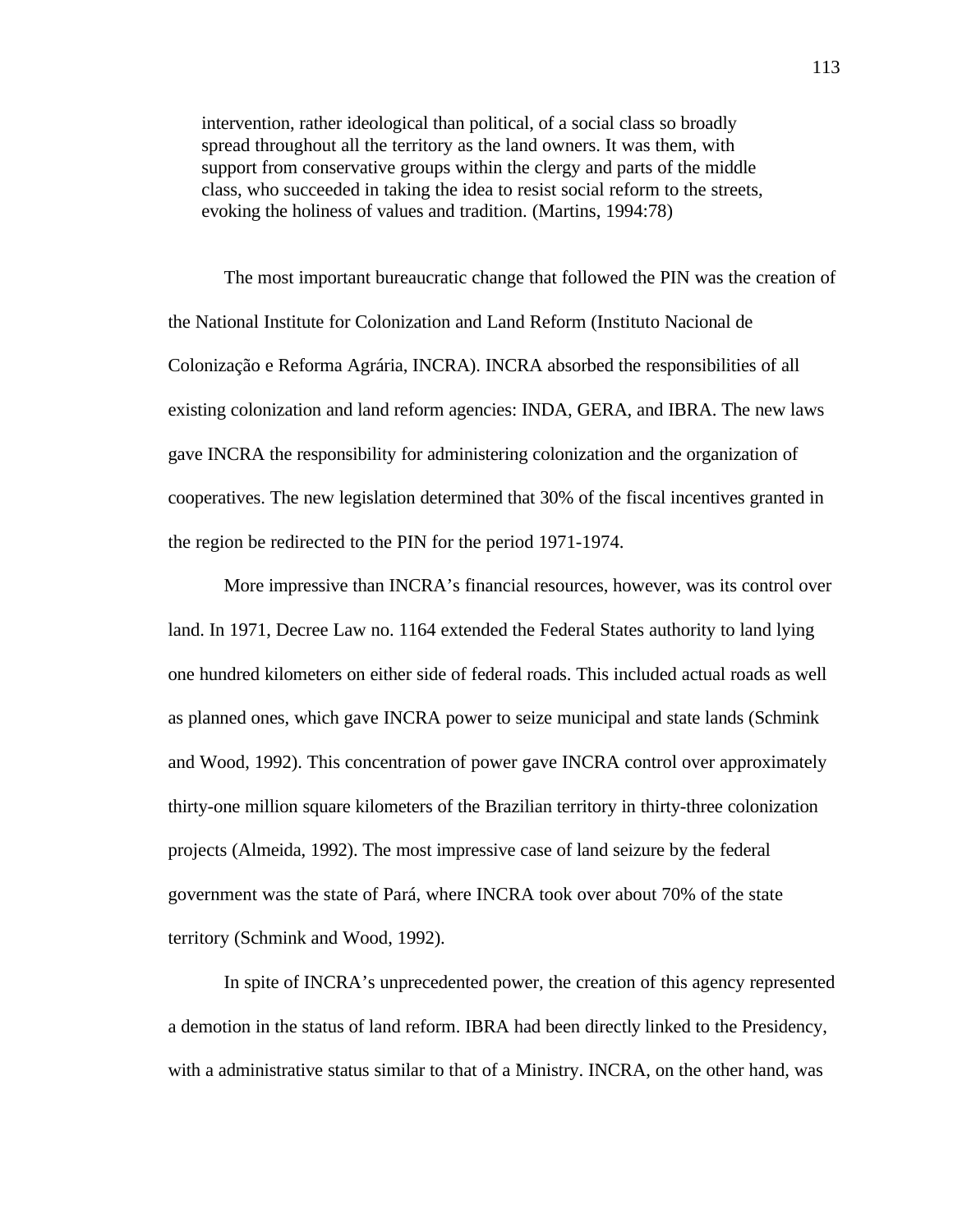> intervention, rather ideological than political, of a social class so broadly spread throughout all the territory as the land owners. It was them, with support from conservative groups within the clergy and parts of the middle class, who succeeded in taking the idea to resist social reform to the streets, evoking the holiness of values and tradition. (Martins, 1994:78)

The most important bureaucratic change that followed the PIN was the creation of the National Institute for Colonization and Land Reform (Instituto Nacional de Colonização e Reforma Agrária, INCRA). INCRA absorbed the responsibilities of all existing colonization and land reform agencies: INDA, GERA, and IBRA. The new laws gave INCRA the responsibility for administering colonization and the organization of cooperatives. The new legislation determined that 30% of the fiscal incentives granted in the region be redirected to the PIN for the period 1971-1974.

More impressive than INCRA's financial resources, however, was its control over land. In 1971, Decree Law no. 1164 extended the Federal States authority to land lying one hundred kilometers on either side of federal roads. This included actual roads as well as planned ones, which gave INCRA power to seize municipal and state lands (Schmink and Wood, 1992). This concentration of power gave INCRA control over approximately thirty-one million square kilometers of the Brazilian territory in thirty-three colonization projects (Almeida, 1992). The most impressive case of land seizure by the federal government was the state of Pará, where INCRA took over about 70% of the state territory (Schmink and Wood, 1992).

In spite of INCRA's unprecedented power, the creation of this agency represented a demotion in the status of land reform. IBRA had been directly linked to the Presidency, with a administrative status similar to that of a Ministry. INCRA, on the other hand, was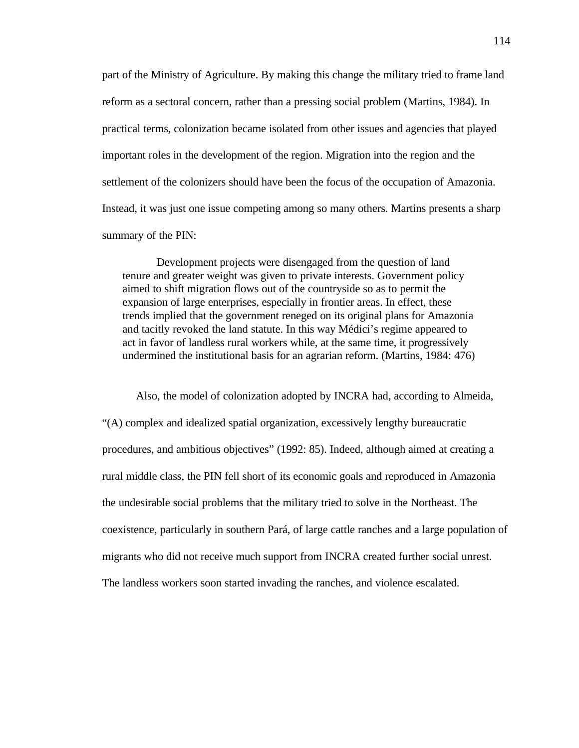part of the Ministry of Agriculture. By making this change the military tried to frame land reform as a sectoral concern, rather than a pressing social problem (Martins, 1984). In practical terms, colonization became isolated from other issues and agencies that played important roles in the development of the region. Migration into the region and the settlement of the colonizers should have been the focus of the occupation of Amazonia. Instead, it was just one issue competing among so many others. Martins presents a sharp summary of the PIN:

> Development projects were disengaged from the question of land tenure and greater weight was given to private interests. Government policy aimed to shift migration flows out of the countryside so as to permit the expansion of large enterprises, especially in frontier areas. In effect, these trends implied that the government reneged on its original plans for Amazonia and tacitly revoked the land statute. In this way Médici's regime appeared to act in favor of landless rural workers while, at the same time, it progressively undermined the institutional basis for an agrarian reform. (Martins, 1984: 476)

Also, the model of colonization adopted by INCRA had, according to Almeida, "(A) complex and idealized spatial organization, excessively lengthy bureaucratic procedures, and ambitious objectives" (1992: 85). Indeed, although aimed at creating a rural middle class, the PIN fell short of its economic goals and reproduced in Amazonia the undesirable social problems that the military tried to solve in the Northeast. The coexistence, particularly in southern Pará, of large cattle ranches and a large population of migrants who did not receive much support from INCRA created further social unrest. The landless workers soon started invading the ranches, and violence escalated.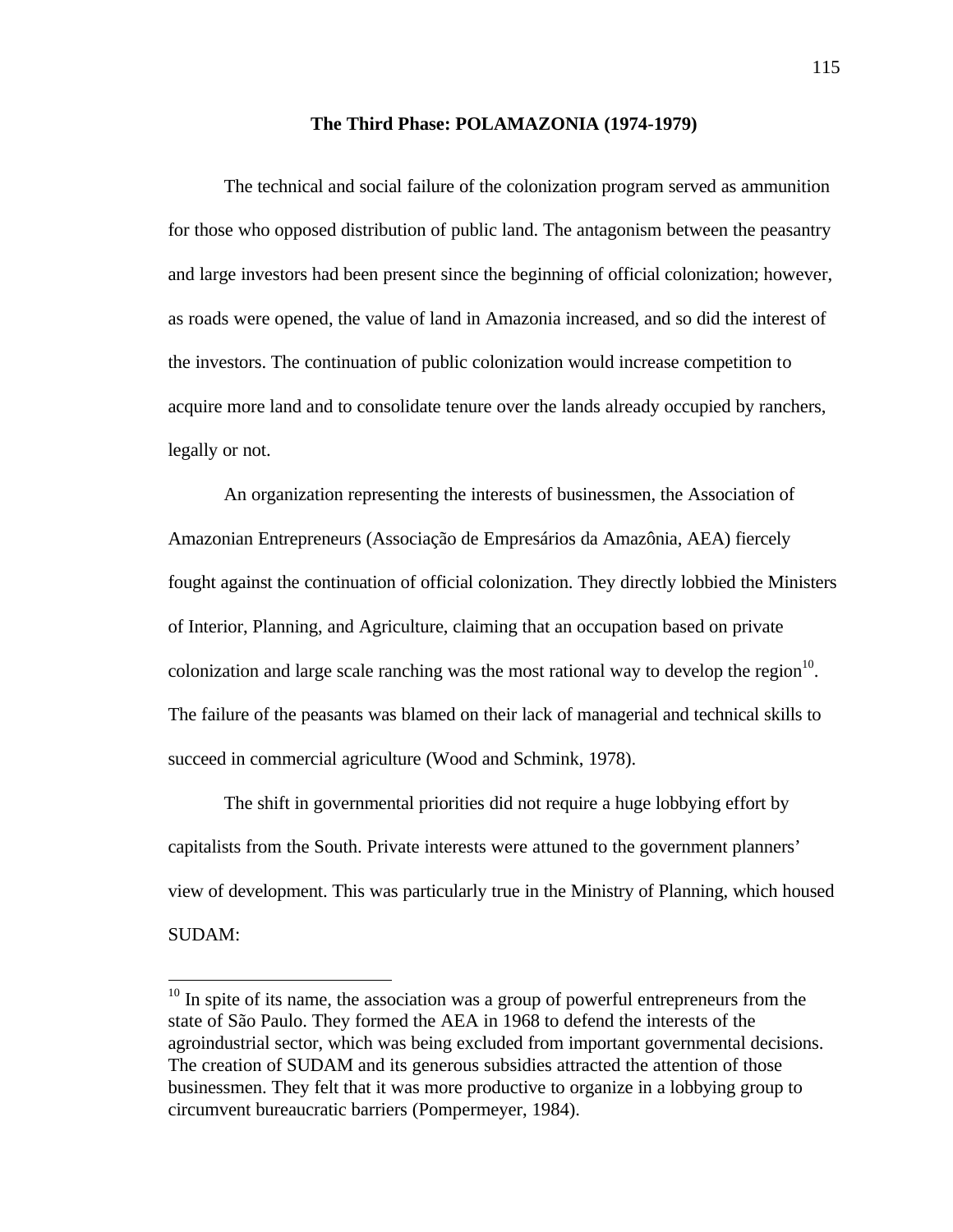### The Third Phase: POLAMAZONIA (1974-1979)

The technical and social failure of the colonization program served as ammunition for those who opposed distribution of public land. The antagonism between the peasantry and large investors had been present since the beginning of official colonization; however, as roads were opened, the value of land in Amazonia increased, and so did the interest of the investors. The continuation of public colonization would increase competition to acquire more land and to consolidate tenure over the lands already occupied by ranchers, legally or not.

An organization representing the interests of businessmen, the Association of Amazonian Entrepreneurs (Associação de Empresários da Amazônia, AEA) fiercely fought against the continuation of official colonization. They directly lobbied the Ministers of Interior, Planning, and Agriculture, claiming that an occupation based on private colonization and large scale ranching was the most rational way to develop the region[10]. The failure of the peasants was blamed on their lack of managerial and technical skills to succeed in commercial agriculture (Wood and Schmink, 1978).

The shift in governmental priorities did not require a huge lobbying effort by capitalists from the South. Private interests were attuned to the government planners' view of development. This was particularly true in the Ministry of Planning, which housed SUDAM:

---

[10] In spite of its name, the association was a group of powerful entrepreneurs from the state of São Paulo. They formed the AEA in 1968 to defend the interests of the agroindustrial sector, which was being excluded from important governmental decisions. The creation of SUDAM and its generous subsidies attracted the attention of those businessmen. They felt that it was more productive to organize in a lobbying group to circumvent bureaucratic barriers (Pompermeyer, 1984).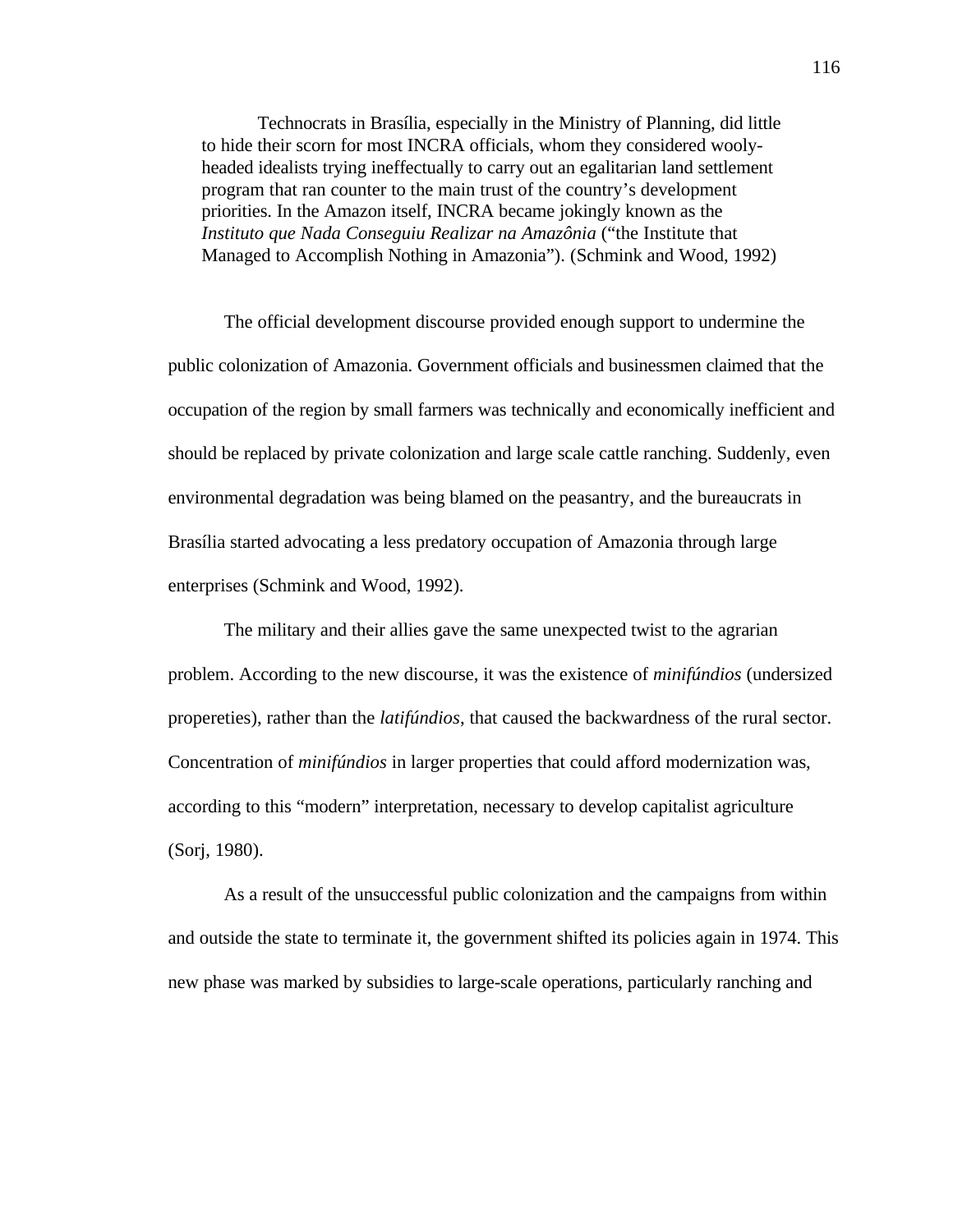> Technocrats in Brasília, especially in the Ministry of Planning, did little to hide their scorn for most INCRA officials, whom they considered wooly-headed idealists trying ineffectually to carry out an egalitarian land settlement program that ran counter to the main trust of the country's development priorities. In the Amazon itself, INCRA became jokingly known as the *Instituto que Nada Conseguiu Realizar na Amazônia* ("the Institute that Managed to Accomplish Nothing in Amazonia"). (Schmink and Wood, 1992)

The official development discourse provided enough support to undermine the public colonization of Amazonia. Government officials and businessmen claimed that the occupation of the region by small farmers was technically and economically inefficient and should be replaced by private colonization and large scale cattle ranching. Suddenly, even environmental degradation was being blamed on the peasantry, and the bureaucrats in Brasília started advocating a less predatory occupation of Amazonia through large enterprises (Schmink and Wood, 1992).

The military and their allies gave the same unexpected twist to the agrarian problem. According to the new discourse, it was the existence of *minifúndios* (undersized propereties), rather than the *latifúndios*, that caused the backwardness of the rural sector. Concentration of *minifúndios* in larger properties that could afford modernization was, according to this "modern" interpretation, necessary to develop capitalist agriculture (Sorj, 1980).

As a result of the unsuccessful public colonization and the campaigns from within and outside the state to terminate it, the government shifted its policies again in 1974. This new phase was marked by subsidies to large-scale operations, particularly ranching and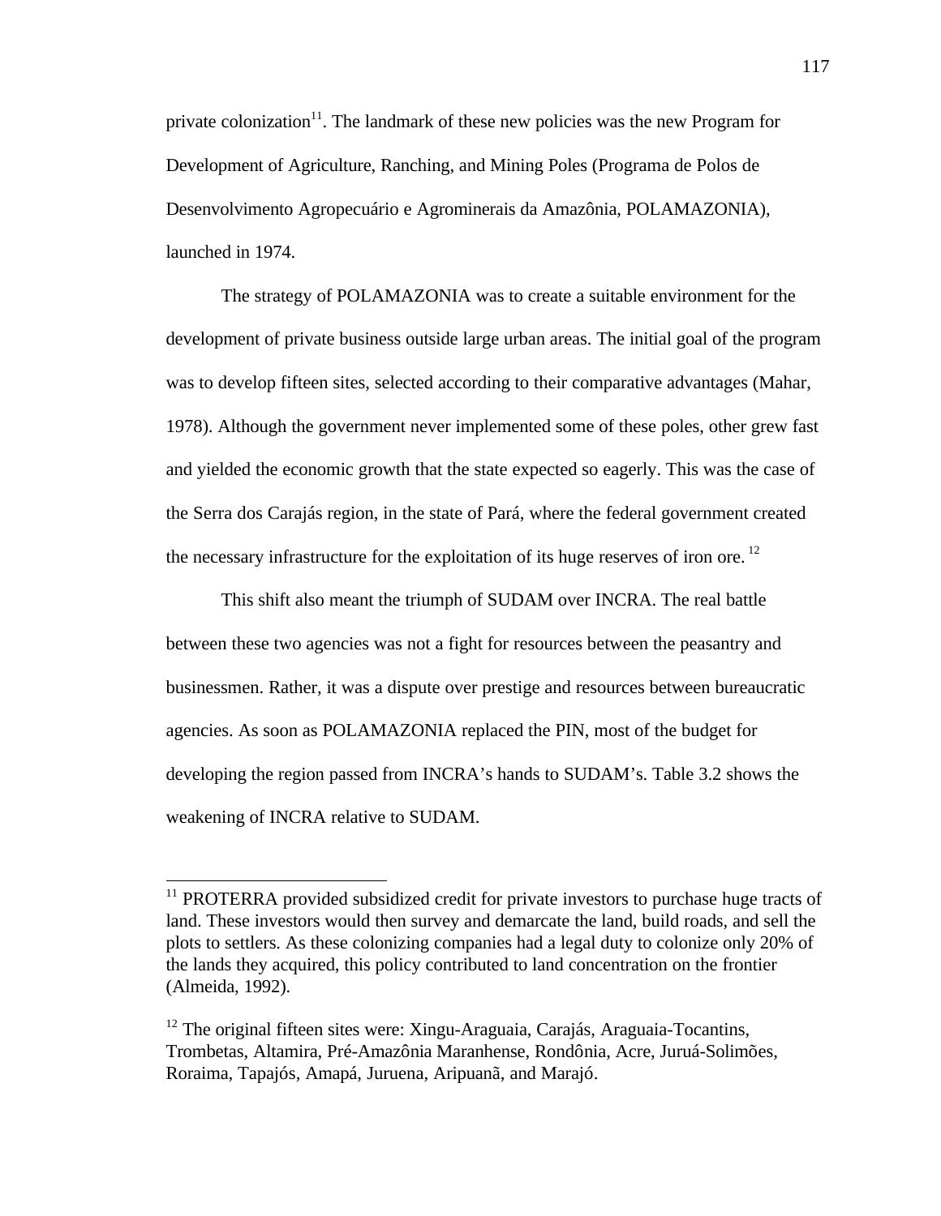private colonization[11]. The landmark of these new policies was the new Program for Development of Agriculture, Ranching, and Mining Poles (Programa de Polos de Desenvolvimento Agropecuário e Agrominerais da Amazônia, POLAMAZONIA), launched in 1974.

The strategy of POLAMAZONIA was to create a suitable environment for the development of private business outside large urban areas. The initial goal of the program was to develop fifteen sites, selected according to their comparative advantages (Mahar, 1978). Although the government never implemented some of these poles, other grew fast and yielded the economic growth that the state expected so eagerly. This was the case of the Serra dos Carajás region, in the state of Pará, where the federal government created the necessary infrastructure for the exploitation of its huge reserves of iron ore.[12]

This shift also meant the triumph of SUDAM over INCRA. The real battle between these two agencies was not a fight for resources between the peasantry and businessmen. Rather, it was a dispute over prestige and resources between bureaucratic agencies. As soon as POLAMAZONIA replaced the PIN, most of the budget for developing the region passed from INCRA's hands to SUDAM's. Table 3.2 shows the weakening of INCRA relative to SUDAM.

---

[11] PROTERRA provided subsidized credit for private investors to purchase huge tracts of land. These investors would then survey and demarcate the land, build roads, and sell the plots to settlers. As these colonizing companies had a legal duty to colonize only 20% of the lands they acquired, this policy contributed to land concentration on the frontier (Almeida, 1992).

[12] The original fifteen sites were: Xingu-Araguaia, Carajás, Araguaia-Tocantins, Trombetas, Altamira, Pré-Amazônia Maranhense, Rondônia, Acre, Juruá-Solimões, Roraima, Tapajós, Amapá, Juruena, Aripuanã, and Marajó.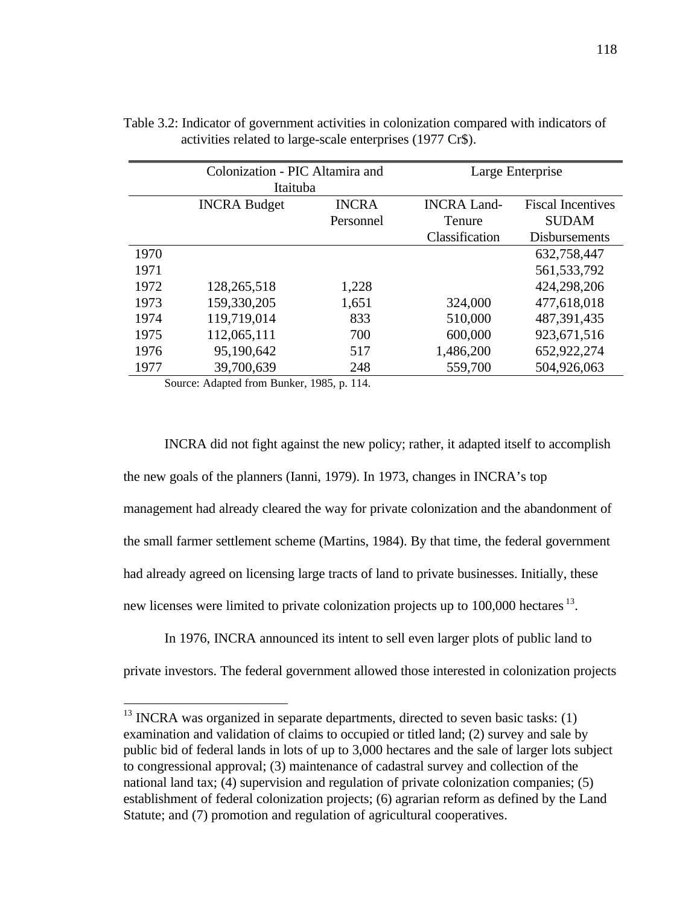Table 3.2: Indicator of government activities in colonization compared with indicators of activities related to large-scale enterprises (1977 Cr$).

| | Colonization - PIC Altamira and Itaituba | | Large Enterprise | |
|---|---|---|---|---|
| | INCRA Budget | INCRA Personnel | INCRA Land-Tenure Classification | Fiscal Incentives SUDAM Disbursements |
| 1970 | | | | 632,758,447 |
| 1971 | | | | 561,533,792 |
| 1972 | 128,265,518 | 1,228 | | 424,298,206 |
| 1973 | 159,330,205 | 1,651 | 324,000 | 477,618,018 |
| 1974 | 119,719,014 | 833 | 510,000 | 487,391,435 |
| 1975 | 112,065,111 | 700 | 600,000 | 923,671,516 |
| 1976 | 95,190,642 | 517 | 1,486,200 | 652,922,274 |
| 1977 | 39,700,639 | 248 | 559,700 | 504,926,063 |

Source: Adapted from Bunker, 1985, p. 114.

INCRA did not fight against the new policy; rather, it adapted itself to accomplish the new goals of the planners (Ianni, 1979). In 1973, changes in INCRA's top management had already cleared the way for private colonization and the abandonment of the small farmer settlement scheme (Martins, 1984). By that time, the federal government had already agreed on licensing large tracts of land to private businesses. Initially, these new licenses were limited to private colonization projects up to 100,000 hectares [13].

In 1976, INCRA announced its intent to sell even larger plots of public land to private investors. The federal government allowed those interested in colonization projects

[13] INCRA was organized in separate departments, directed to seven basic tasks: (1) examination and validation of claims to occupied or titled land; (2) survey and sale by public bid of federal lands in lots of up to 3,000 hectares and the sale of larger lots subject to congressional approval; (3) maintenance of cadastral survey and collection of the national land tax; (4) supervision and regulation of private colonization companies; (5) establishment of federal colonization projects; (6) agrarian reform as defined by the Land Statute; and (7) promotion and regulation of agricultural cooperatives.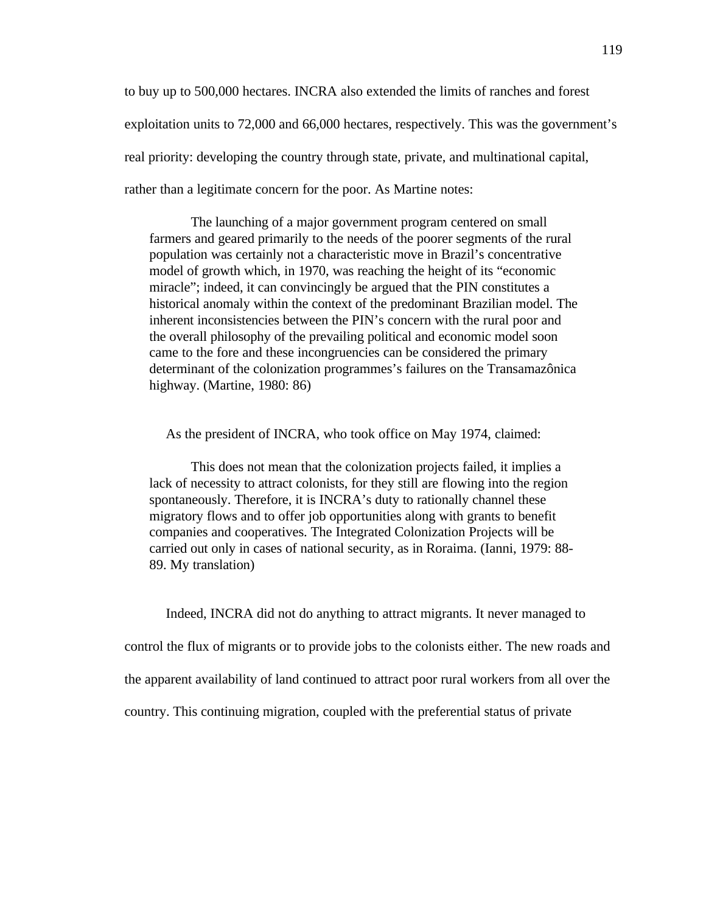to buy up to 500,000 hectares. INCRA also extended the limits of ranches and forest exploitation units to 72,000 and 66,000 hectares, respectively. This was the government's real priority: developing the country through state, private, and multinational capital, rather than a legitimate concern for the poor. As Martine notes:

> The launching of a major government program centered on small farmers and geared primarily to the needs of the poorer segments of the rural population was certainly not a characteristic move in Brazil's concentrative model of growth which, in 1970, was reaching the height of its "economic miracle"; indeed, it can convincingly be argued that the PIN constitutes a historical anomaly within the context of the predominant Brazilian model. The inherent inconsistencies between the PIN's concern with the rural poor and the overall philosophy of the prevailing political and economic model soon came to the fore and these incongruencies can be considered the primary determinant of the colonization programmes's failures on the Transamazônica highway. (Martine, 1980: 86)

As the president of INCRA, who took office on May 1974, claimed:

> This does not mean that the colonization projects failed, it implies a lack of necessity to attract colonists, for they still are flowing into the region spontaneously. Therefore, it is INCRA's duty to rationally channel these migratory flows and to offer job opportunities along with grants to benefit companies and cooperatives. The Integrated Colonization Projects will be carried out only in cases of national security, as in Roraima. (Ianni, 1979: 88-89. My translation)

Indeed, INCRA did not do anything to attract migrants. It never managed to control the flux of migrants or to provide jobs to the colonists either. The new roads and the apparent availability of land continued to attract poor rural workers from all over the country. This continuing migration, coupled with the preferential status of private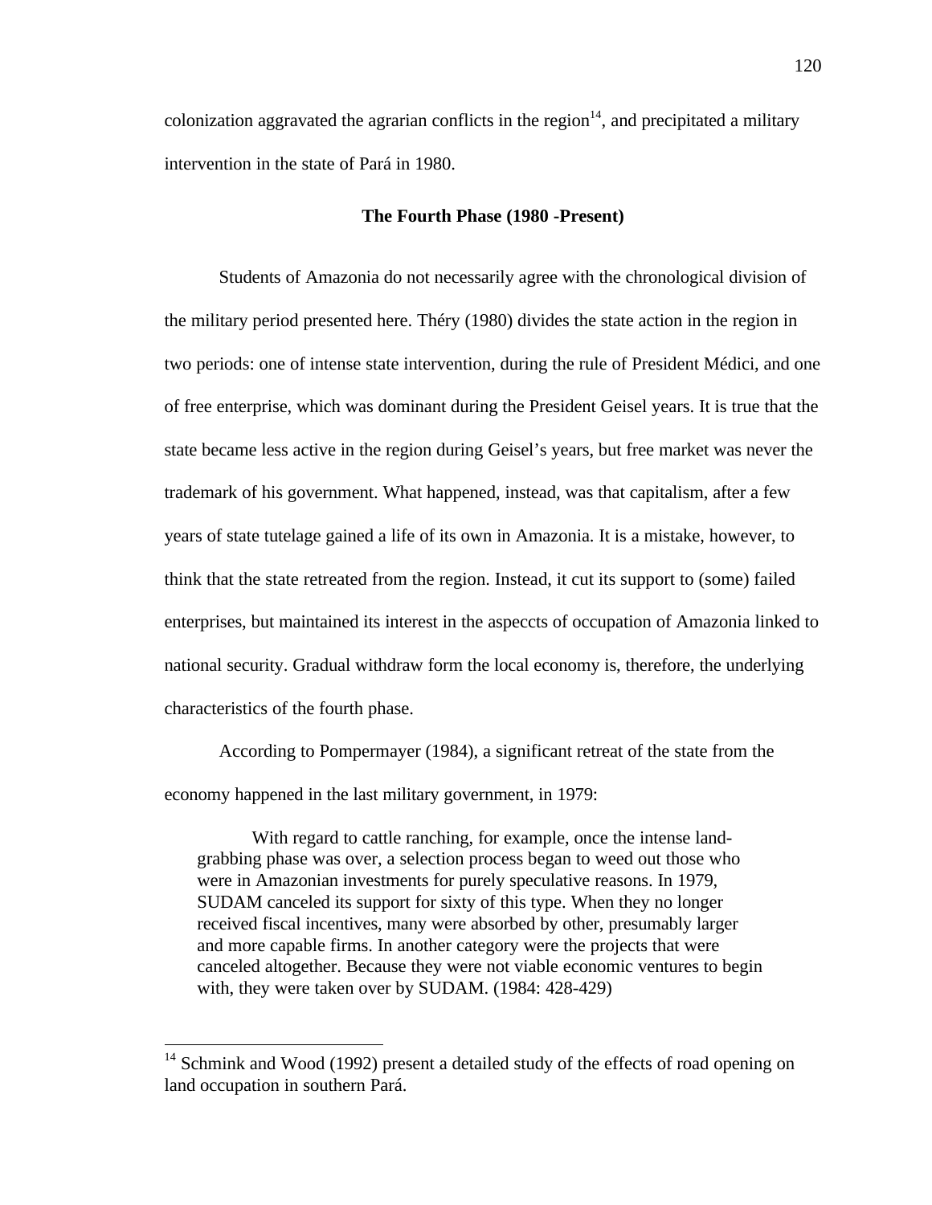colonization aggravated the agrarian conflicts in the region[14], and precipitated a military intervention in the state of Pará in 1980.

### The Fourth Phase (1980 -Present)

Students of Amazonia do not necessarily agree with the chronological division of the military period presented here. Théry (1980) divides the state action in the region in two periods: one of intense state intervention, during the rule of President Médici, and one of free enterprise, which was dominant during the President Geisel years. It is true that the state became less active in the region during Geisel's years, but free market was never the trademark of his government. What happened, instead, was that capitalism, after a few years of state tutelage gained a life of its own in Amazonia. It is a mistake, however, to think that the state retreated from the region. Instead, it cut its support to (some) failed enterprises, but maintained its interest in the aspeccts of occupation of Amazonia linked to national security. Gradual withdraw form the local economy is, therefore, the underlying characteristics of the fourth phase.

According to Pompermayer (1984), a significant retreat of the state from the economy happened in the last military government, in 1979:

> With regard to cattle ranching, for example, once the intense land-grabbing phase was over, a selection process began to weed out those who were in Amazonian investments for purely speculative reasons. In 1979, SUDAM canceled its support for sixty of this type. When they no longer received fiscal incentives, many were absorbed by other, presumably larger and more capable firms. In another category were the projects that were canceled altogether. Because they were not viable economic ventures to begin with, they were taken over by SUDAM. (1984: 428-429)

---

[14] Schmink and Wood (1992) present a detailed study of the effects of road opening on land occupation in southern Pará.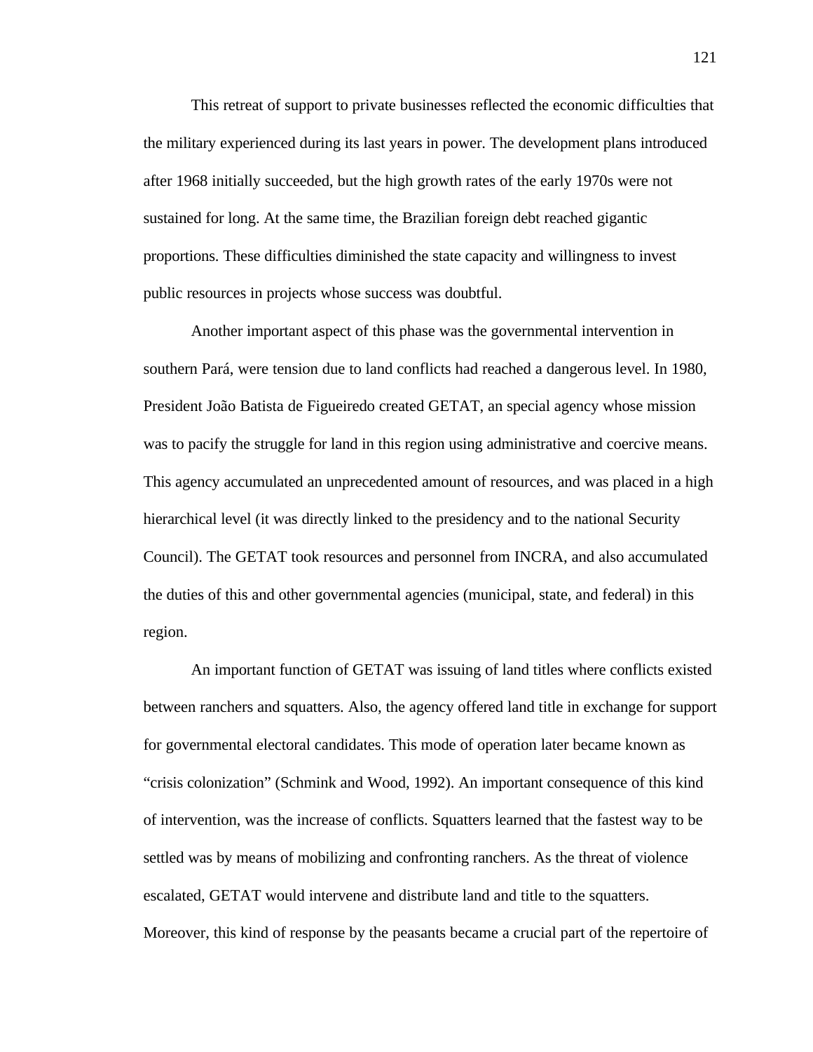This retreat of support to private businesses reflected the economic difficulties that the military experienced during its last years in power. The development plans introduced after 1968 initially succeeded, but the high growth rates of the early 1970s were not sustained for long. At the same time, the Brazilian foreign debt reached gigantic proportions. These difficulties diminished the state capacity and willingness to invest public resources in projects whose success was doubtful.

Another important aspect of this phase was the governmental intervention in southern Pará, were tension due to land conflicts had reached a dangerous level. In 1980, President João Batista de Figueiredo created GETAT, an special agency whose mission was to pacify the struggle for land in this region using administrative and coercive means. This agency accumulated an unprecedented amount of resources, and was placed in a high hierarchical level (it was directly linked to the presidency and to the national Security Council). The GETAT took resources and personnel from INCRA, and also accumulated the duties of this and other governmental agencies (municipal, state, and federal) in this region.

An important function of GETAT was issuing of land titles where conflicts existed between ranchers and squatters. Also, the agency offered land title in exchange for support for governmental electoral candidates. This mode of operation later became known as “crisis colonization” (Schmink and Wood, 1992). An important consequence of this kind of intervention, was the increase of conflicts. Squatters learned that the fastest way to be settled was by means of mobilizing and confronting ranchers. As the threat of violence escalated, GETAT would intervene and distribute land and title to the squatters. Moreover, this kind of response by the peasants became a crucial part of the repertoire of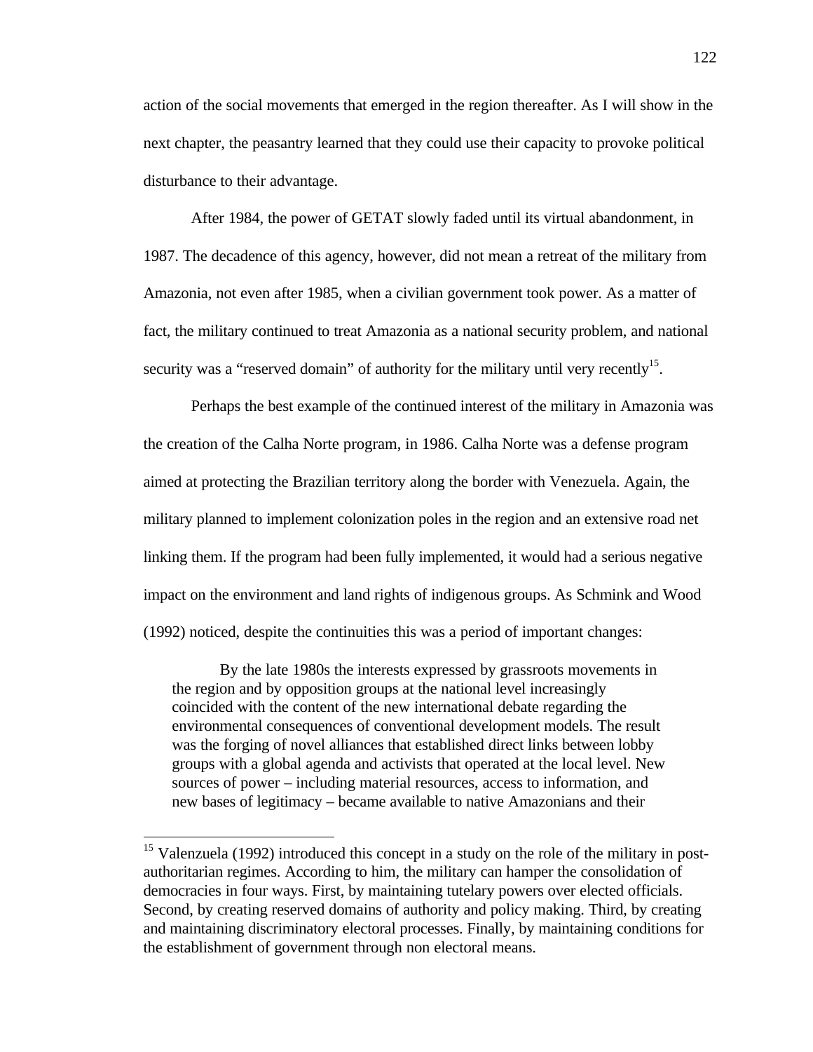action of the social movements that emerged in the region thereafter. As I will show in the next chapter, the peasantry learned that they could use their capacity to provoke political disturbance to their advantage.

After 1984, the power of GETAT slowly faded until its virtual abandonment, in 1987. The decadence of this agency, however, did not mean a retreat of the military from Amazonia, not even after 1985, when a civilian government took power. As a matter of fact, the military continued to treat Amazonia as a national security problem, and national security was a "reserved domain" of authority for the military until very recently[15].

Perhaps the best example of the continued interest of the military in Amazonia was the creation of the Calha Norte program, in 1986. Calha Norte was a defense program aimed at protecting the Brazilian territory along the border with Venezuela. Again, the military planned to implement colonization poles in the region and an extensive road net linking them. If the program had been fully implemented, it would had a serious negative impact on the environment and land rights of indigenous groups. As Schmink and Wood (1992) noticed, despite the continuities this was a period of important changes:

> By the late 1980s the interests expressed by grassroots movements in the region and by opposition groups at the national level increasingly coincided with the content of the new international debate regarding the environmental consequences of conventional development models. The result was the forging of novel alliances that established direct links between lobby groups with a global agenda and activists that operated at the local level. New sources of power – including material resources, access to information, and new bases of legitimacy – became available to native Amazonians and their

---

[15] Valenzuela (1992) introduced this concept in a study on the role of the military in post-authoritarian regimes. According to him, the military can hamper the consolidation of democracies in four ways. First, by maintaining tutelary powers over elected officials. Second, by creating reserved domains of authority and policy making. Third, by creating and maintaining discriminatory electoral processes. Finally, by maintaining conditions for the establishment of government through non electoral means.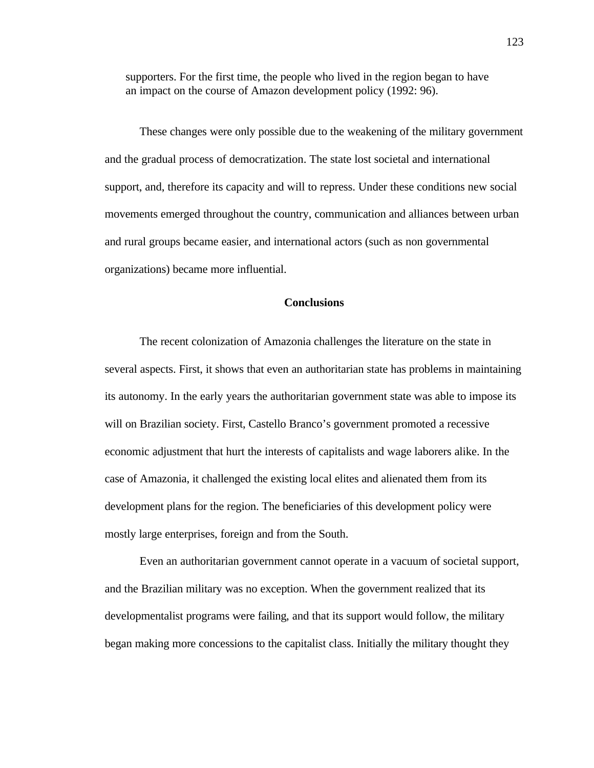> supporters. For the first time, the people who lived in the region began to have an impact on the course of Amazon development policy (1992: 96).

These changes were only possible due to the weakening of the military government and the gradual process of democratization. The state lost societal and international support, and, therefore its capacity and will to repress. Under these conditions new social movements emerged throughout the country, communication and alliances between urban and rural groups became easier, and international actors (such as non governmental organizations) became more influential.

## Conclusions

The recent colonization of Amazonia challenges the literature on the state in several aspects. First, it shows that even an authoritarian state has problems in maintaining its autonomy. In the early years the authoritarian government state was able to impose its will on Brazilian society. First, Castello Branco's government promoted a recessive economic adjustment that hurt the interests of capitalists and wage laborers alike. In the case of Amazonia, it challenged the existing local elites and alienated them from its development plans for the region. The beneficiaries of this development policy were mostly large enterprises, foreign and from the South.

Even an authoritarian government cannot operate in a vacuum of societal support, and the Brazilian military was no exception. When the government realized that its developmentalist programs were failing, and that its support would follow, the military began making more concessions to the capitalist class. Initially the military thought they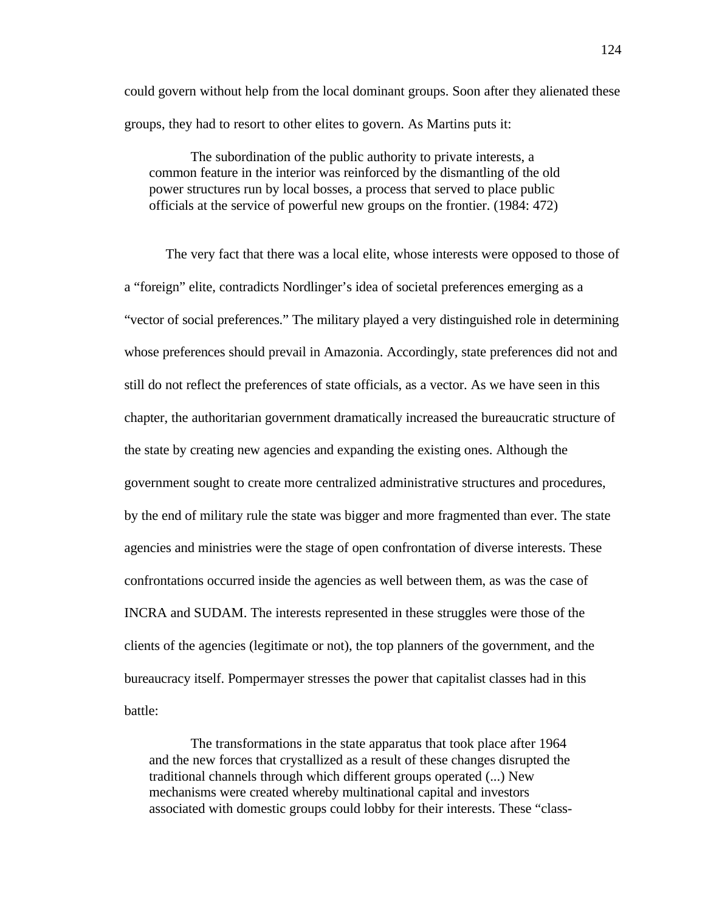could govern without help from the local dominant groups. Soon after they alienated these groups, they had to resort to other elites to govern. As Martins puts it:

> The subordination of the public authority to private interests, a common feature in the interior was reinforced by the dismantling of the old power structures run by local bosses, a process that served to place public officials at the service of powerful new groups on the frontier. (1984: 472)

The very fact that there was a local elite, whose interests were opposed to those of a "foreign" elite, contradicts Nordlinger's idea of societal preferences emerging as a "vector of social preferences." The military played a very distinguished role in determining whose preferences should prevail in Amazonia. Accordingly, state preferences did not and still do not reflect the preferences of state officials, as a vector. As we have seen in this chapter, the authoritarian government dramatically increased the bureaucratic structure of the state by creating new agencies and expanding the existing ones. Although the government sought to create more centralized administrative structures and procedures, by the end of military rule the state was bigger and more fragmented than ever. The state agencies and ministries were the stage of open confrontation of diverse interests. These confrontations occurred inside the agencies as well between them, as was the case of INCRA and SUDAM. The interests represented in these struggles were those of the clients of the agencies (legitimate or not), the top planners of the government, and the bureaucracy itself. Pompermayer stresses the power that capitalist classes had in this battle:

> The transformations in the state apparatus that took place after 1964 and the new forces that crystallized as a result of these changes disrupted the traditional channels through which different groups operated (...) New mechanisms were created whereby multinational capital and investors associated with domestic groups could lobby for their interests. These "class-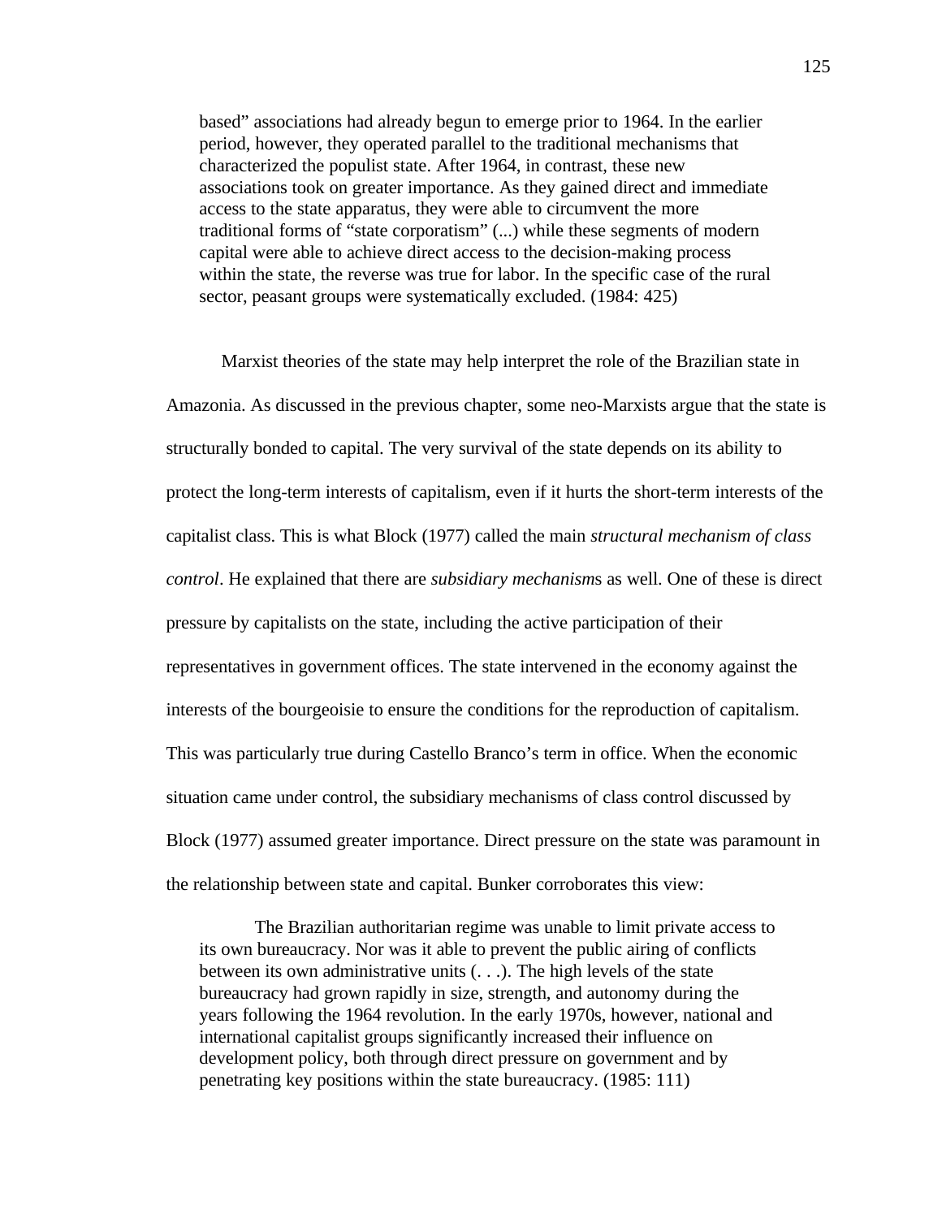> based" associations had already begun to emerge prior to 1964. In the earlier period, however, they operated parallel to the traditional mechanisms that characterized the populist state. After 1964, in contrast, these new associations took on greater importance. As they gained direct and immediate access to the state apparatus, they were able to circumvent the more traditional forms of "state corporatism" (...) while these segments of modern capital were able to achieve direct access to the decision-making process within the state, the reverse was true for labor. In the specific case of the rural sector, peasant groups were systematically excluded. (1984: 425)

Marxist theories of the state may help interpret the role of the Brazilian state in Amazonia. As discussed in the previous chapter, some neo-Marxists argue that the state is structurally bonded to capital. The very survival of the state depends on its ability to protect the long-term interests of capitalism, even if it hurts the short-term interests of the capitalist class. This is what Block (1977) called the main *structural mechanism of class control*. He explained that there are *subsidiary mechanism*s as well. One of these is direct pressure by capitalists on the state, including the active participation of their representatives in government offices. The state intervened in the economy against the interests of the bourgeoisie to ensure the conditions for the reproduction of capitalism. This was particularly true during Castello Branco's term in office. When the economic situation came under control, the subsidiary mechanisms of class control discussed by Block (1977) assumed greater importance. Direct pressure on the state was paramount in the relationship between state and capital. Bunker corroborates this view:

> The Brazilian authoritarian regime was unable to limit private access to its own bureaucracy. Nor was it able to prevent the public airing of conflicts between its own administrative units (. . .). The high levels of the state bureaucracy had grown rapidly in size, strength, and autonomy during the years following the 1964 revolution. In the early 1970s, however, national and international capitalist groups significantly increased their influence on development policy, both through direct pressure on government and by penetrating key positions within the state bureaucracy. (1985: 111)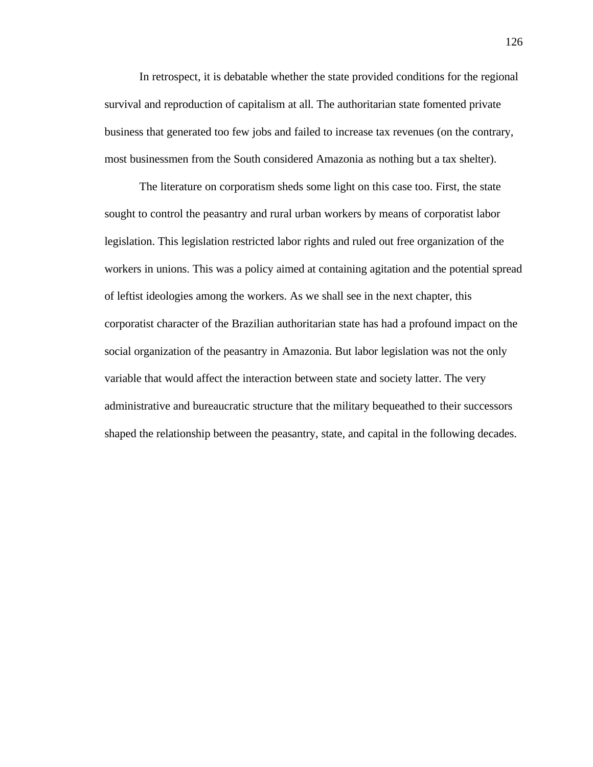In retrospect, it is debatable whether the state provided conditions for the regional survival and reproduction of capitalism at all. The authoritarian state fomented private business that generated too few jobs and failed to increase tax revenues (on the contrary, most businessmen from the South considered Amazonia as nothing but a tax shelter).

The literature on corporatism sheds some light on this case too. First, the state sought to control the peasantry and rural urban workers by means of corporatist labor legislation. This legislation restricted labor rights and ruled out free organization of the workers in unions. This was a policy aimed at containing agitation and the potential spread of leftist ideologies among the workers. As we shall see in the next chapter, this corporatist character of the Brazilian authoritarian state has had a profound impact on the social organization of the peasantry in Amazonia. But labor legislation was not the only variable that would affect the interaction between state and society latter. The very administrative and bureaucratic structure that the military bequeathed to their successors shaped the relationship between the peasantry, state, and capital in the following decades.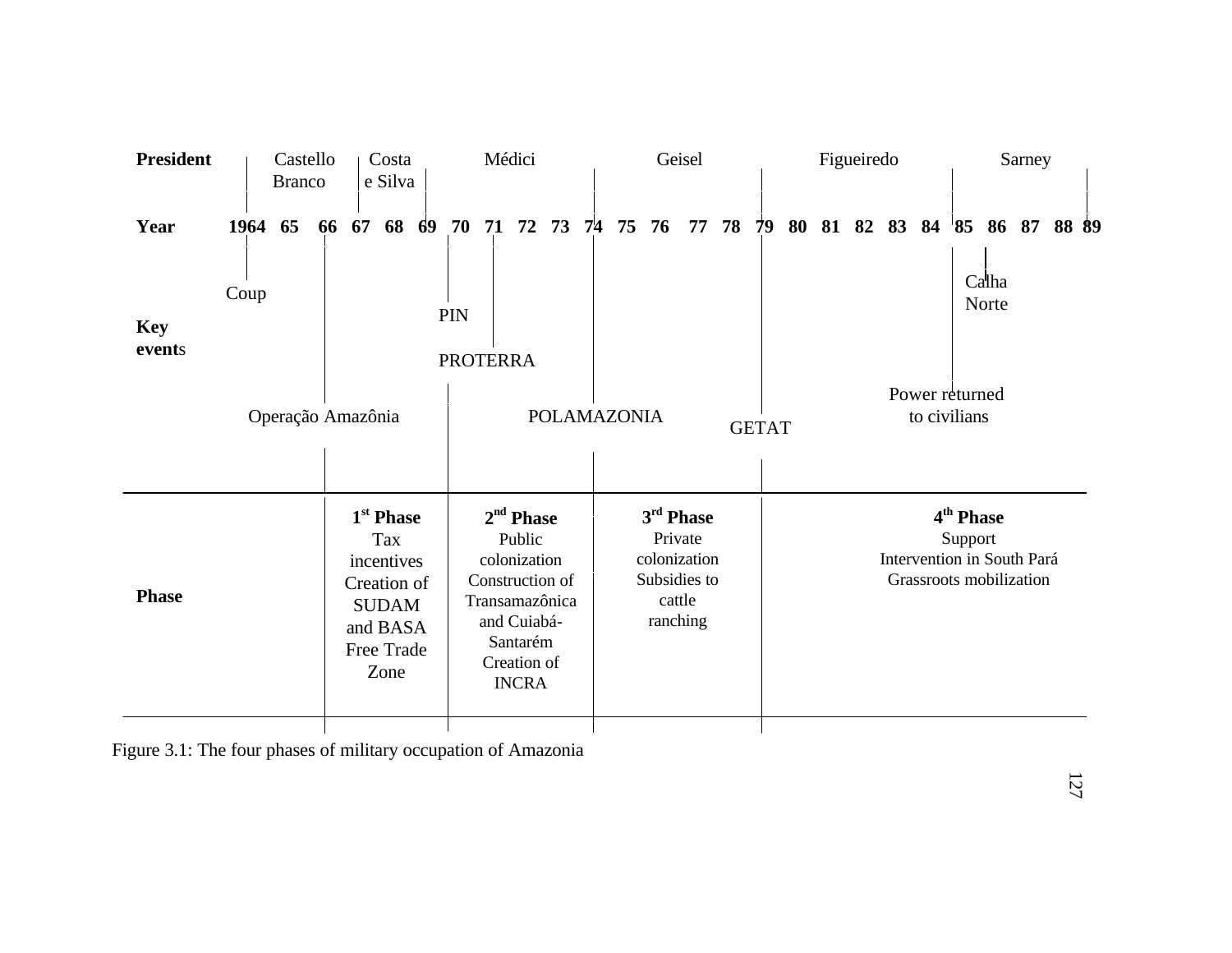| President | Castello Branco | Costa e Silva | Médici | Geisel | Figueiredo | Sarney |
|---|---|---|---|---|---|---|
| Year | 1964 65 66 | 67 68 69 | 70 71 72 73 74 | 75 76 77 78 79 | 80 81 82 83 84 | 85 86 87 88 89 |
| Key events | Coup; Operação Amazônia | | PIN; PROTERRA; POLAMAZONIA | GETAT | | Calha Norte; Power returned to civilians |

| Phase | 1st Phase | 2nd Phase | 3rd Phase | 4th Phase |
|---|---|---|---|---|
| | Tax incentives<br>Creation of SUDAM and BASA<br>Free Trade Zone | Public colonization<br>Construction of Transamazônica and Cuiabá-Santarém<br>Creation of INCRA | Private colonization<br>Subsidies to cattle ranching | Support<br>Intervention in South Pará<br>Grassroots mobilization |

Figure 3.1: The four phases of military occupation of Amazonia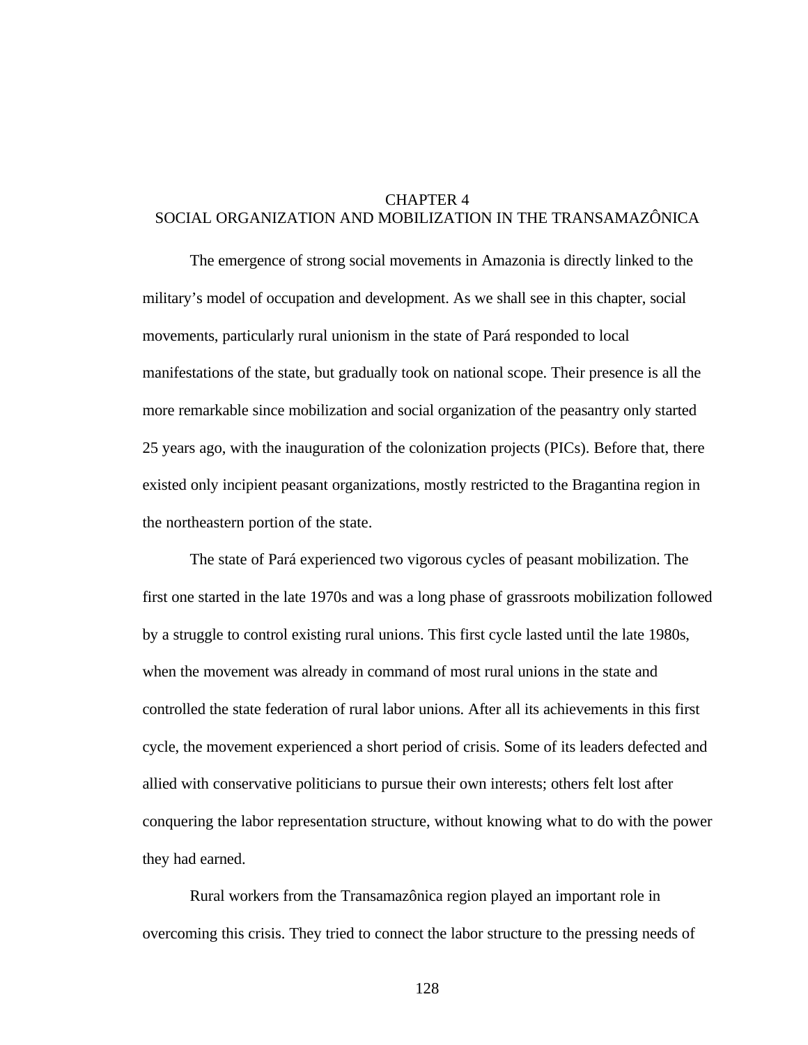# CHAPTER 4
# SOCIAL ORGANIZATION AND MOBILIZATION IN THE TRANSAMAZÔNICA

The emergence of strong social movements in Amazonia is directly linked to the military's model of occupation and development. As we shall see in this chapter, social movements, particularly rural unionism in the state of Pará responded to local manifestations of the state, but gradually took on national scope. Their presence is all the more remarkable since mobilization and social organization of the peasantry only started 25 years ago, with the inauguration of the colonization projects (PICs). Before that, there existed only incipient peasant organizations, mostly restricted to the Bragantina region in the northeastern portion of the state.

The state of Pará experienced two vigorous cycles of peasant mobilization. The first one started in the late 1970s and was a long phase of grassroots mobilization followed by a struggle to control existing rural unions. This first cycle lasted until the late 1980s, when the movement was already in command of most rural unions in the state and controlled the state federation of rural labor unions. After all its achievements in this first cycle, the movement experienced a short period of crisis. Some of its leaders defected and allied with conservative politicians to pursue their own interests; others felt lost after conquering the labor representation structure, without knowing what to do with the power they had earned.

Rural workers from the Transamazônica region played an important role in overcoming this crisis. They tried to connect the labor structure to the pressing needs of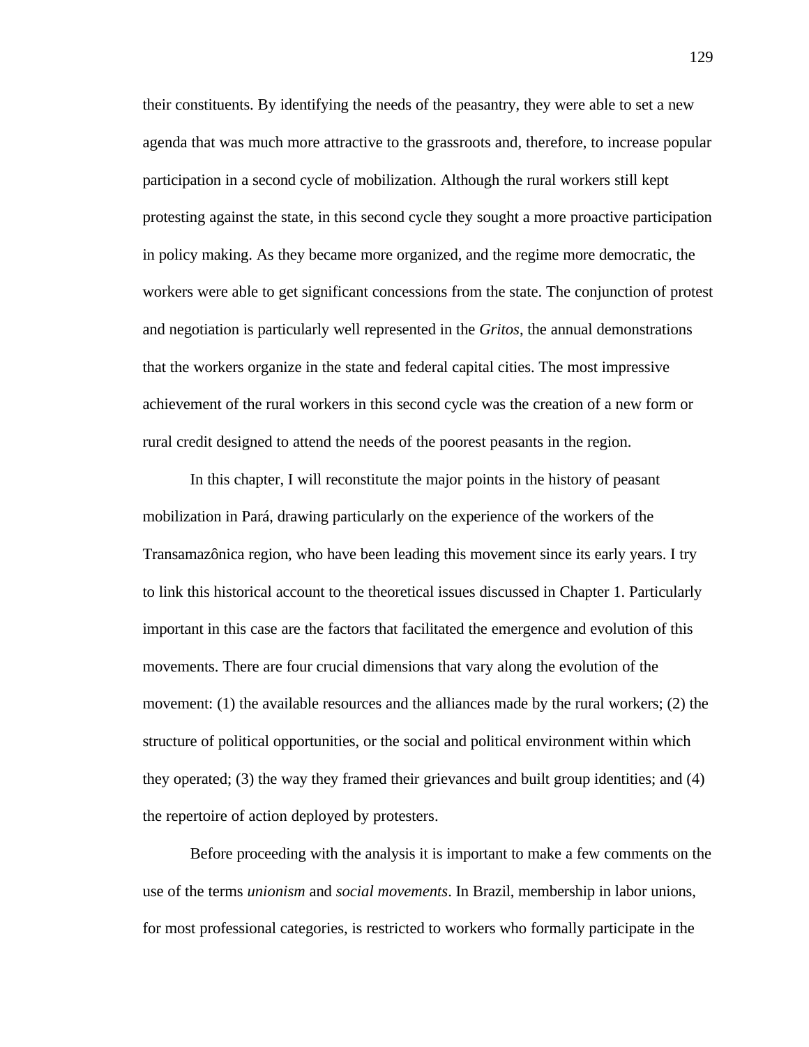their constituents. By identifying the needs of the peasantry, they were able to set a new agenda that was much more attractive to the grassroots and, therefore, to increase popular participation in a second cycle of mobilization. Although the rural workers still kept protesting against the state, in this second cycle they sought a more proactive participation in policy making. As they became more organized, and the regime more democratic, the workers were able to get significant concessions from the state. The conjunction of protest and negotiation is particularly well represented in the *Gritos*, the annual demonstrations that the workers organize in the state and federal capital cities. The most impressive achievement of the rural workers in this second cycle was the creation of a new form or rural credit designed to attend the needs of the poorest peasants in the region.

In this chapter, I will reconstitute the major points in the history of peasant mobilization in Pará, drawing particularly on the experience of the workers of the Transamazônica region, who have been leading this movement since its early years. I try to link this historical account to the theoretical issues discussed in Chapter 1. Particularly important in this case are the factors that facilitated the emergence and evolution of this movements. There are four crucial dimensions that vary along the evolution of the movement: (1) the available resources and the alliances made by the rural workers; (2) the structure of political opportunities, or the social and political environment within which they operated; (3) the way they framed their grievances and built group identities; and (4) the repertoire of action deployed by protesters.

Before proceeding with the analysis it is important to make a few comments on the use of the terms *unionism* and *social movements*. In Brazil, membership in labor unions, for most professional categories, is restricted to workers who formally participate in the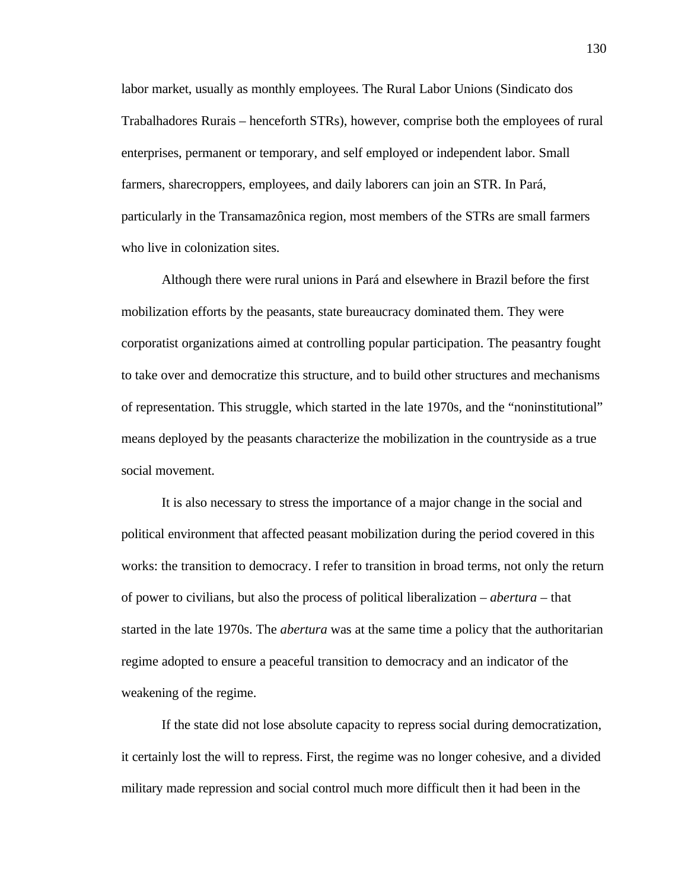labor market, usually as monthly employees. The Rural Labor Unions (Sindicato dos Trabalhadores Rurais – henceforth STRs), however, comprise both the employees of rural enterprises, permanent or temporary, and self employed or independent labor. Small farmers, sharecroppers, employees, and daily laborers can join an STR. In Pará, particularly in the Transamazônica region, most members of the STRs are small farmers who live in colonization sites.

Although there were rural unions in Pará and elsewhere in Brazil before the first mobilization efforts by the peasants, state bureaucracy dominated them. They were corporatist organizations aimed at controlling popular participation. The peasantry fought to take over and democratize this structure, and to build other structures and mechanisms of representation. This struggle, which started in the late 1970s, and the "noninstitutional" means deployed by the peasants characterize the mobilization in the countryside as a true social movement.

It is also necessary to stress the importance of a major change in the social and political environment that affected peasant mobilization during the period covered in this works: the transition to democracy. I refer to transition in broad terms, not only the return of power to civilians, but also the process of political liberalization – *abertura* – that started in the late 1970s. The *abertura* was at the same time a policy that the authoritarian regime adopted to ensure a peaceful transition to democracy and an indicator of the weakening of the regime.

If the state did not lose absolute capacity to repress social during democratization, it certainly lost the will to repress. First, the regime was no longer cohesive, and a divided military made repression and social control much more difficult then it had been in the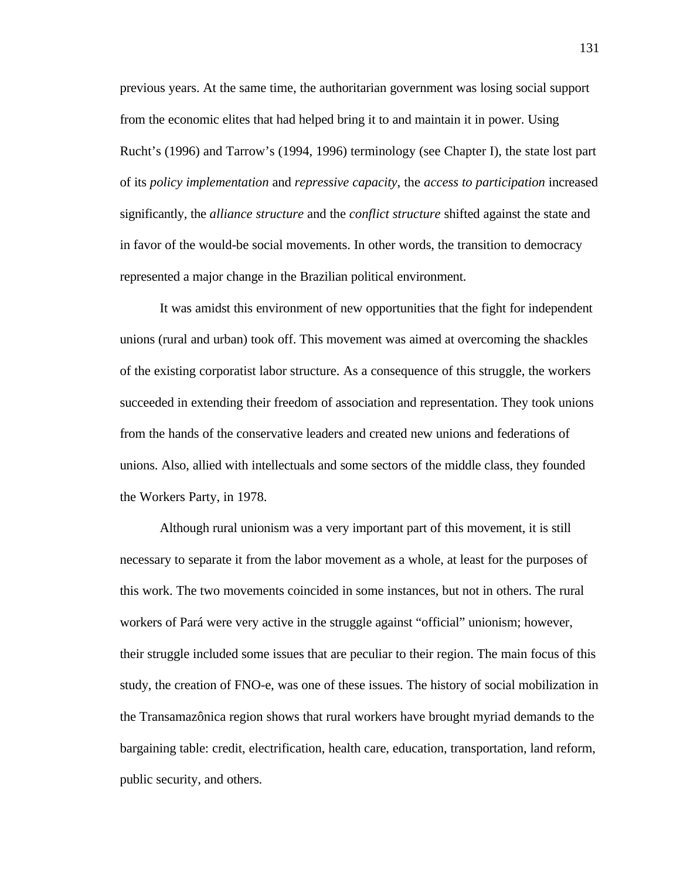previous years. At the same time, the authoritarian government was losing social support from the economic elites that had helped bring it to and maintain it in power. Using Rucht's (1996) and Tarrow's (1994, 1996) terminology (see Chapter I), the state lost part of its *policy implementation* and *repressive capacity*, the *access to participation* increased significantly, the *alliance structure* and the *conflict structure* shifted against the state and in favor of the would-be social movements. In other words, the transition to democracy represented a major change in the Brazilian political environment.

It was amidst this environment of new opportunities that the fight for independent unions (rural and urban) took off. This movement was aimed at overcoming the shackles of the existing corporatist labor structure. As a consequence of this struggle, the workers succeeded in extending their freedom of association and representation. They took unions from the hands of the conservative leaders and created new unions and federations of unions. Also, allied with intellectuals and some sectors of the middle class, they founded the Workers Party, in 1978.

Although rural unionism was a very important part of this movement, it is still necessary to separate it from the labor movement as a whole, at least for the purposes of this work. The two movements coincided in some instances, but not in others. The rural workers of Pará were very active in the struggle against "official" unionism; however, their struggle included some issues that are peculiar to their region. The main focus of this study, the creation of FNO-e, was one of these issues. The history of social mobilization in the Transamazônica region shows that rural workers have brought myriad demands to the bargaining table: credit, electrification, health care, education, transportation, land reform, public security, and others.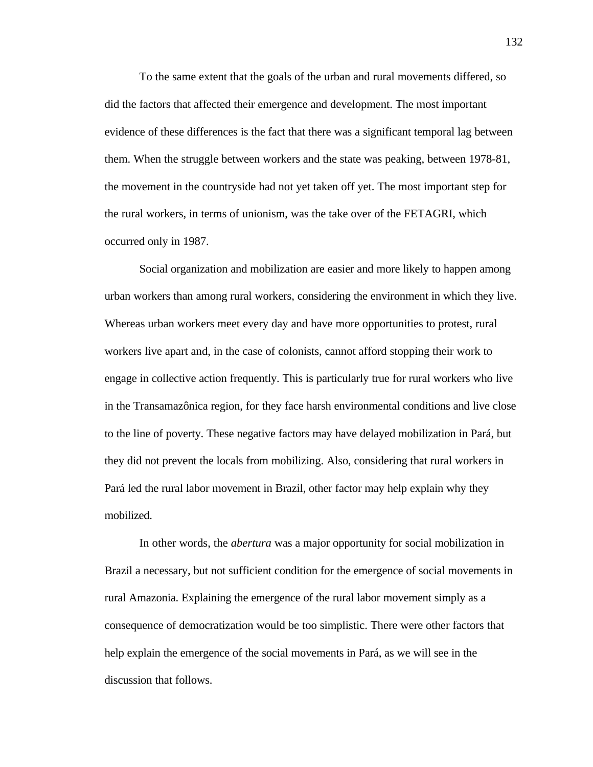To the same extent that the goals of the urban and rural movements differed, so did the factors that affected their emergence and development. The most important evidence of these differences is the fact that there was a significant temporal lag between them. When the struggle between workers and the state was peaking, between 1978-81, the movement in the countryside had not yet taken off yet. The most important step for the rural workers, in terms of unionism, was the take over of the FETAGRI, which occurred only in 1987.

Social organization and mobilization are easier and more likely to happen among urban workers than among rural workers, considering the environment in which they live. Whereas urban workers meet every day and have more opportunities to protest, rural workers live apart and, in the case of colonists, cannot afford stopping their work to engage in collective action frequently. This is particularly true for rural workers who live in the Transamazônica region, for they face harsh environmental conditions and live close to the line of poverty. These negative factors may have delayed mobilization in Pará, but they did not prevent the locals from mobilizing. Also, considering that rural workers in Pará led the rural labor movement in Brazil, other factor may help explain why they mobilized.

In other words, the *abertura* was a major opportunity for social mobilization in Brazil a necessary, but not sufficient condition for the emergence of social movements in rural Amazonia. Explaining the emergence of the rural labor movement simply as a consequence of democratization would be too simplistic. There were other factors that help explain the emergence of the social movements in Pará, as we will see in the discussion that follows.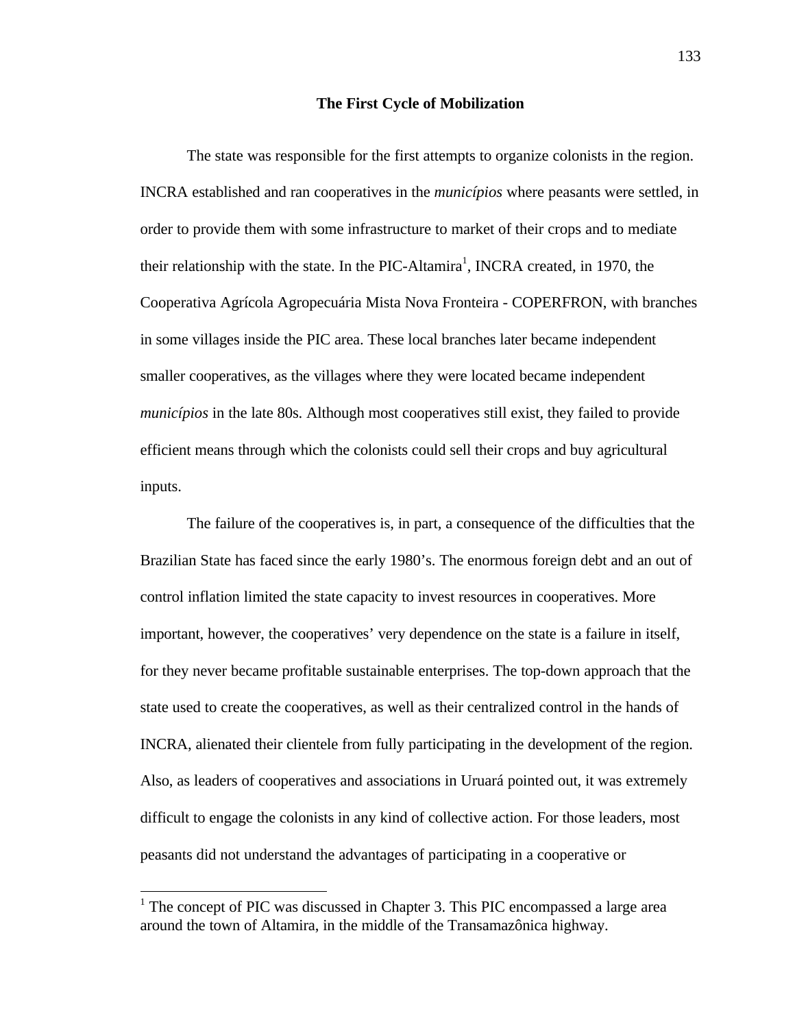## The First Cycle of Mobilization

The state was responsible for the first attempts to organize colonists in the region. INCRA established and ran cooperatives in the *municípios* where peasants were settled, in order to provide them with some infrastructure to market of their crops and to mediate their relationship with the state. In the PIC-Altamira[1], INCRA created, in 1970, the Cooperativa Agrícola Agropecuária Mista Nova Fronteira - COPERFRON, with branches in some villages inside the PIC area. These local branches later became independent smaller cooperatives, as the villages where they were located became independent *municípios* in the late 80s. Although most cooperatives still exist, they failed to provide efficient means through which the colonists could sell their crops and buy agricultural inputs.

The failure of the cooperatives is, in part, a consequence of the difficulties that the Brazilian State has faced since the early 1980's. The enormous foreign debt and an out of control inflation limited the state capacity to invest resources in cooperatives. More important, however, the cooperatives' very dependence on the state is a failure in itself, for they never became profitable sustainable enterprises. The top-down approach that the state used to create the cooperatives, as well as their centralized control in the hands of INCRA, alienated their clientele from fully participating in the development of the region. Also, as leaders of cooperatives and associations in Uruará pointed out, it was extremely difficult to engage the colonists in any kind of collective action. For those leaders, most peasants did not understand the advantages of participating in a cooperative or

[1] The concept of PIC was discussed in Chapter 3. This PIC encompassed a large area around the town of Altamira, in the middle of the Transamazônica highway.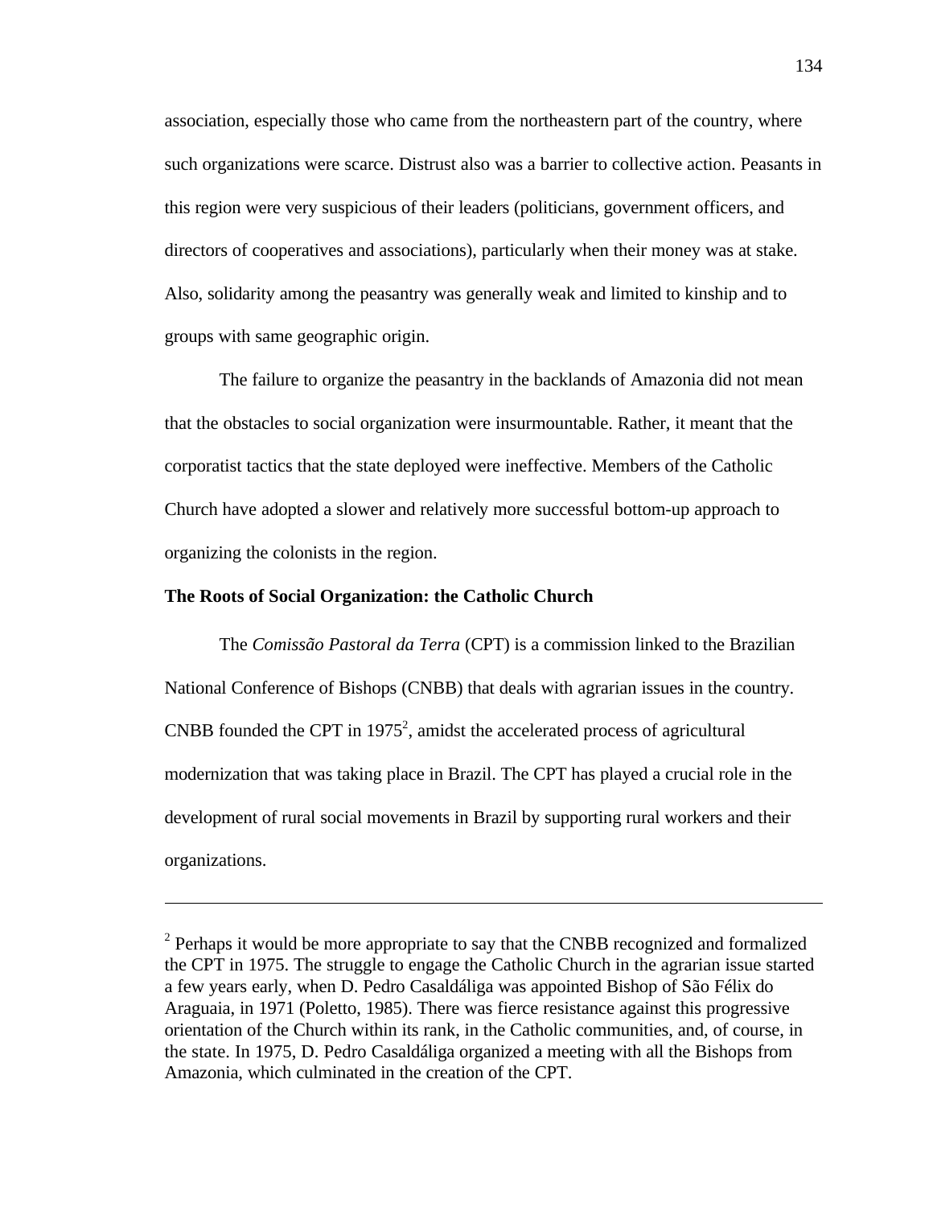association, especially those who came from the northeastern part of the country, where such organizations were scarce. Distrust also was a barrier to collective action. Peasants in this region were very suspicious of their leaders (politicians, government officers, and directors of cooperatives and associations), particularly when their money was at stake. Also, solidarity among the peasantry was generally weak and limited to kinship and to groups with same geographic origin.

The failure to organize the peasantry in the backlands of Amazonia did not mean that the obstacles to social organization were insurmountable. Rather, it meant that the corporatist tactics that the state deployed were ineffective. Members of the Catholic Church have adopted a slower and relatively more successful bottom-up approach to organizing the colonists in the region.

**The Roots of Social Organization: the Catholic Church**

The *Comissão Pastoral da Terra* (CPT) is a commission linked to the Brazilian National Conference of Bishops (CNBB) that deals with agrarian issues in the country. CNBB founded the CPT in 1975[2], amidst the accelerated process of agricultural modernization that was taking place in Brazil. The CPT has played a crucial role in the development of rural social movements in Brazil by supporting rural workers and their organizations.

---

[2] Perhaps it would be more appropriate to say that the CNBB recognized and formalized the CPT in 1975. The struggle to engage the Catholic Church in the agrarian issue started a few years early, when D. Pedro Casaldáliga was appointed Bishop of São Félix do Araguaia, in 1971 (Poletto, 1985). There was fierce resistance against this progressive orientation of the Church within its rank, in the Catholic communities, and, of course, in the state. In 1975, D. Pedro Casaldáliga organized a meeting with all the Bishops from Amazonia, which culminated in the creation of the CPT.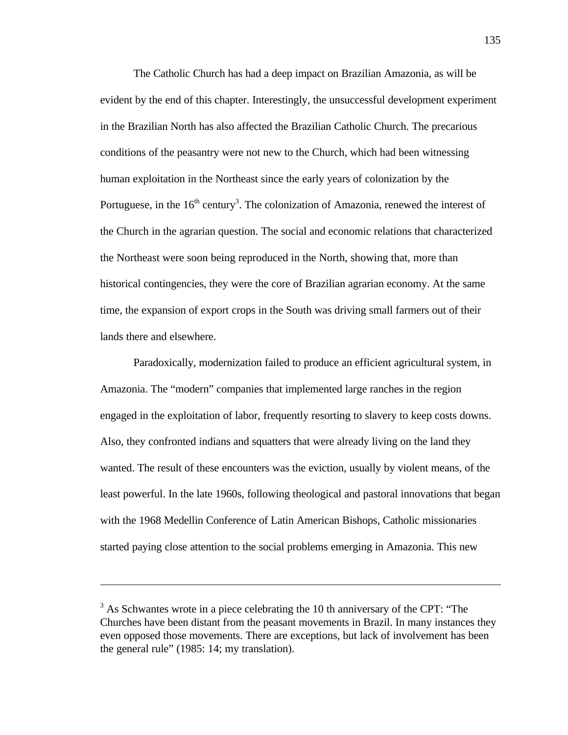The Catholic Church has had a deep impact on Brazilian Amazonia, as will be evident by the end of this chapter. Interestingly, the unsuccessful development experiment in the Brazilian North has also affected the Brazilian Catholic Church. The precarious conditions of the peasantry were not new to the Church, which had been witnessing human exploitation in the Northeast since the early years of colonization by the Portuguese, in the 16th century[3]. The colonization of Amazonia, renewed the interest of the Church in the agrarian question. The social and economic relations that characterized the Northeast were soon being reproduced in the North, showing that, more than historical contingencies, they were the core of Brazilian agrarian economy. At the same time, the expansion of export crops in the South was driving small farmers out of their lands there and elsewhere.

Paradoxically, modernization failed to produce an efficient agricultural system, in Amazonia. The "modern" companies that implemented large ranches in the region engaged in the exploitation of labor, frequently resorting to slavery to keep costs downs. Also, they confronted indians and squatters that were already living on the land they wanted. The result of these encounters was the eviction, usually by violent means, of the least powerful. In the late 1960s, following theological and pastoral innovations that began with the 1968 Medellin Conference of Latin American Bishops, Catholic missionaries started paying close attention to the social problems emerging in Amazonia. This new

---

[3] As Schwantes wrote in a piece celebrating the 10 th anniversary of the CPT: "The Churches have been distant from the peasant movements in Brazil. In many instances they even opposed those movements. There are exceptions, but lack of involvement has been the general rule" (1985: 14; my translation).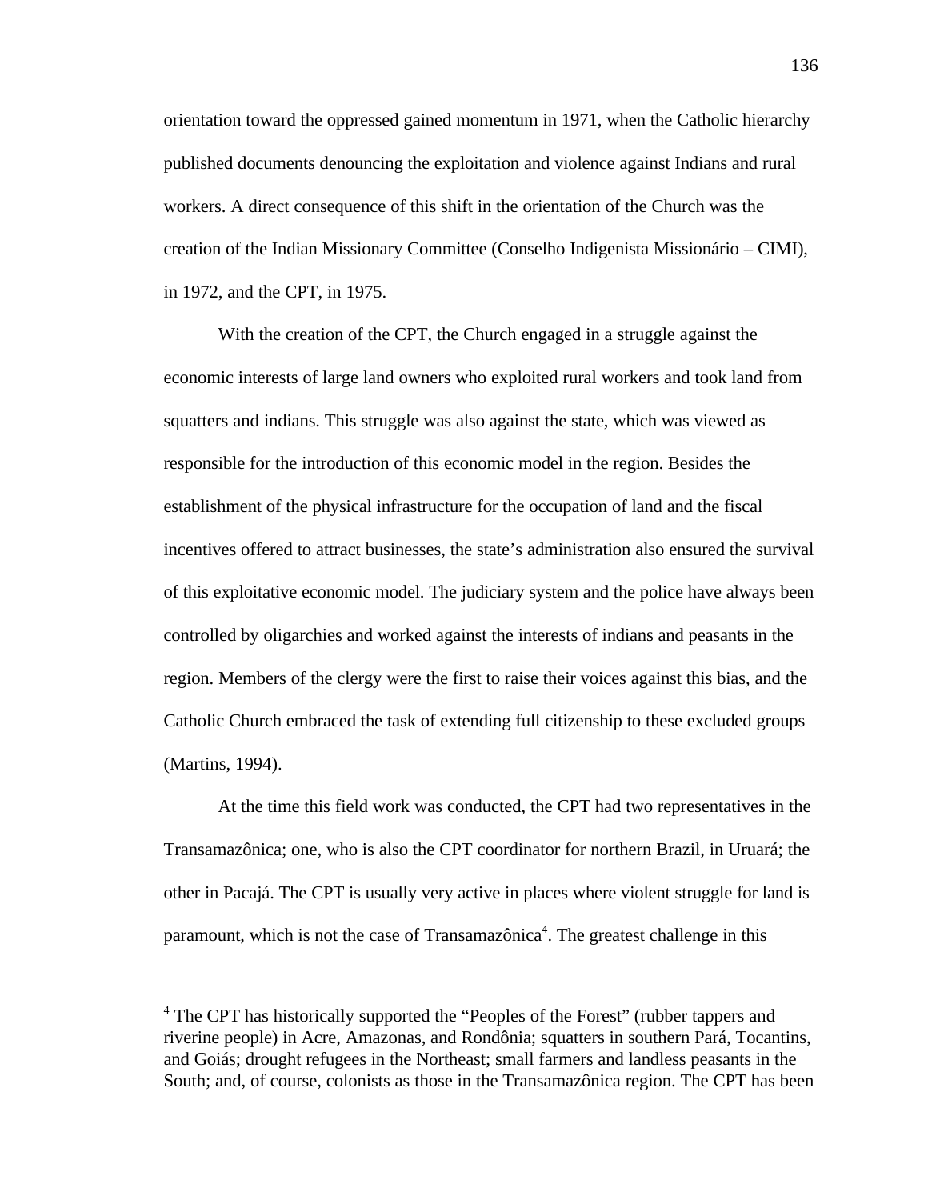orientation toward the oppressed gained momentum in 1971, when the Catholic hierarchy published documents denouncing the exploitation and violence against Indians and rural workers. A direct consequence of this shift in the orientation of the Church was the creation of the Indian Missionary Committee (Conselho Indigenista Missionário – CIMI), in 1972, and the CPT, in 1975.

With the creation of the CPT, the Church engaged in a struggle against the economic interests of large land owners who exploited rural workers and took land from squatters and indians. This struggle was also against the state, which was viewed as responsible for the introduction of this economic model in the region. Besides the establishment of the physical infrastructure for the occupation of land and the fiscal incentives offered to attract businesses, the state's administration also ensured the survival of this exploitative economic model. The judiciary system and the police have always been controlled by oligarchies and worked against the interests of indians and peasants in the region. Members of the clergy were the first to raise their voices against this bias, and the Catholic Church embraced the task of extending full citizenship to these excluded groups (Martins, 1994).

At the time this field work was conducted, the CPT had two representatives in the Transamazônica; one, who is also the CPT coordinator for northern Brazil, in Uruará; the other in Pacajá. The CPT is usually very active in places where violent struggle for land is paramount, which is not the case of Transamazônica[4]. The greatest challenge in this

---

[4] The CPT has historically supported the "Peoples of the Forest" (rubber tappers and riverine people) in Acre, Amazonas, and Rondônia; squatters in southern Pará, Tocantins, and Goiás; drought refugees in the Northeast; small farmers and landless peasants in the South; and, of course, colonists as those in the Transamazônica region. The CPT has been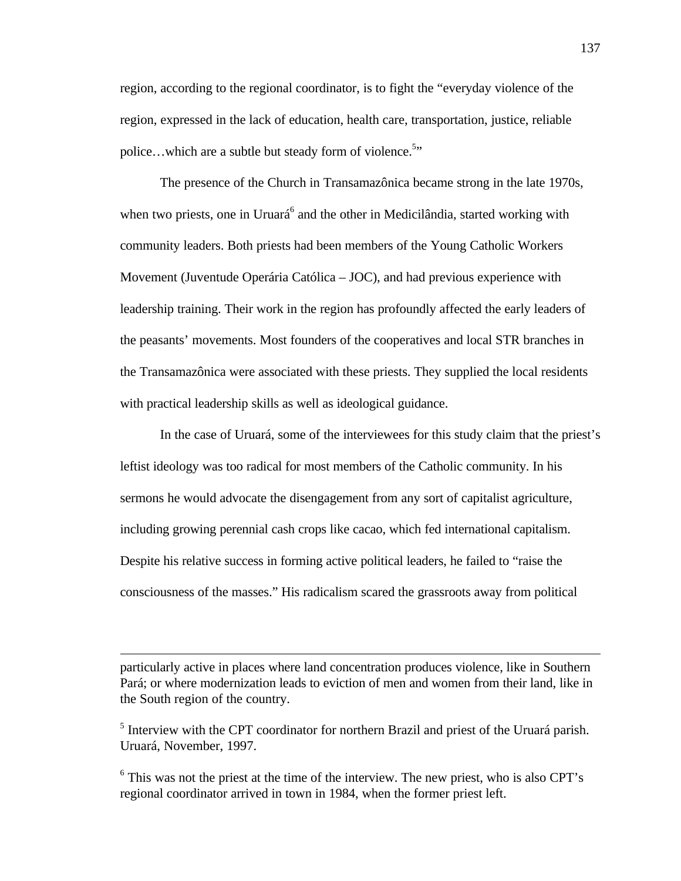region, according to the regional coordinator, is to fight the "everyday violence of the region, expressed in the lack of education, health care, transportation, justice, reliable police…which are a subtle but steady form of violence.[5]"

The presence of the Church in Transamazônica became strong in the late 1970s, when two priests, one in Uruará[6] and the other in Medicilândia, started working with community leaders. Both priests had been members of the Young Catholic Workers Movement (Juventude Operária Católica – JOC), and had previous experience with leadership training. Their work in the region has profoundly affected the early leaders of the peasants' movements. Most founders of the cooperatives and local STR branches in the Transamazônica were associated with these priests. They supplied the local residents with practical leadership skills as well as ideological guidance.

In the case of Uruará, some of the interviewees for this study claim that the priest's leftist ideology was too radical for most members of the Catholic community. In his sermons he would advocate the disengagement from any sort of capitalist agriculture, including growing perennial cash crops like cacao, which fed international capitalism. Despite his relative success in forming active political leaders, he failed to "raise the consciousness of the masses." His radicalism scared the grassroots away from political

---

particularly active in places where land concentration produces violence, like in Southern Pará; or where modernization leads to eviction of men and women from their land, like in the South region of the country.

[5] Interview with the CPT coordinator for northern Brazil and priest of the Uruará parish. Uruará, November, 1997.

[6] This was not the priest at the time of the interview. The new priest, who is also CPT's regional coordinator arrived in town in 1984, when the former priest left.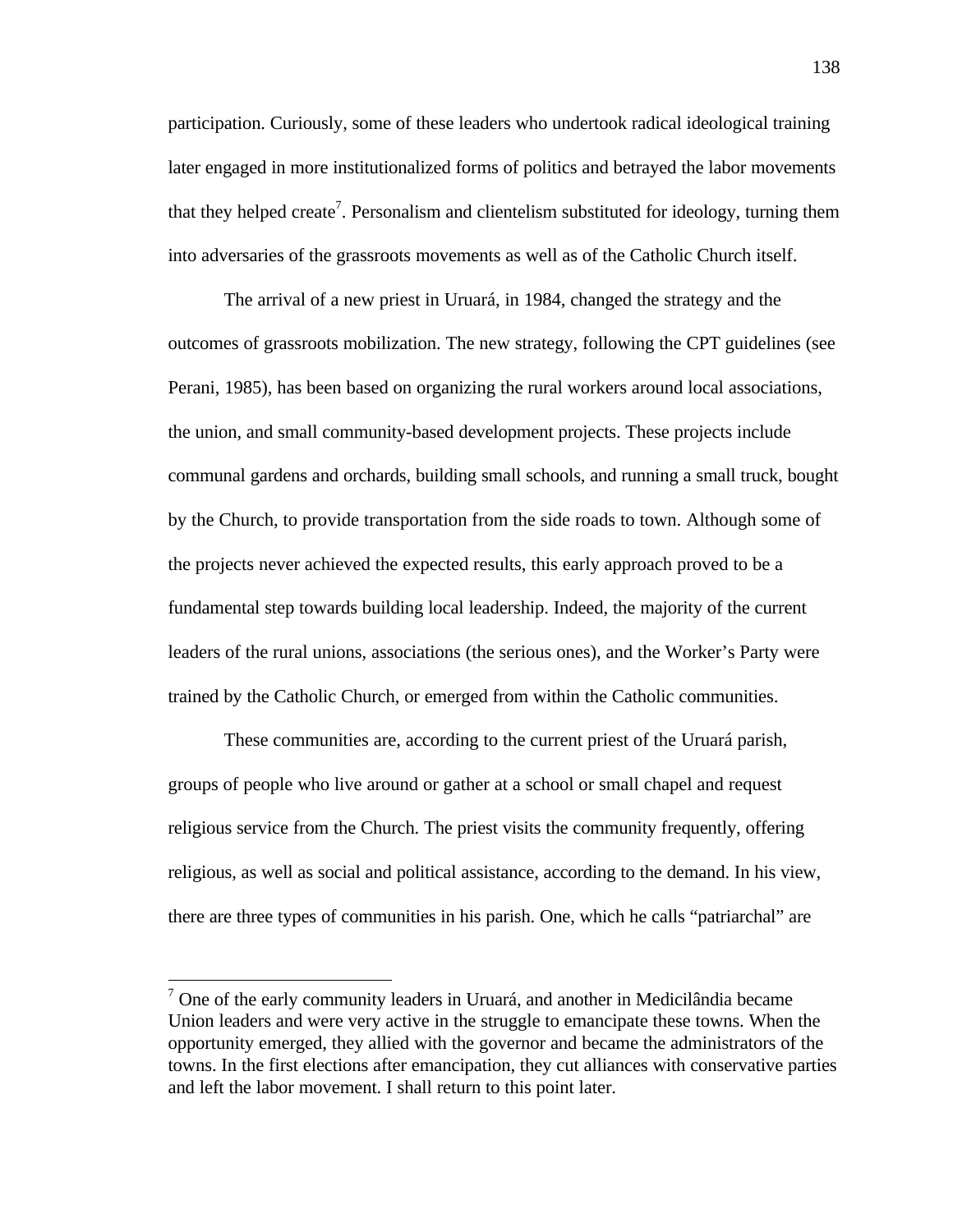participation. Curiously, some of these leaders who undertook radical ideological training later engaged in more institutionalized forms of politics and betrayed the labor movements that they helped create[7]. Personalism and clientelism substituted for ideology, turning them into adversaries of the grassroots movements as well as of the Catholic Church itself.

The arrival of a new priest in Uruará, in 1984, changed the strategy and the outcomes of grassroots mobilization. The new strategy, following the CPT guidelines (see Perani, 1985), has been based on organizing the rural workers around local associations, the union, and small community-based development projects. These projects include communal gardens and orchards, building small schools, and running a small truck, bought by the Church, to provide transportation from the side roads to town. Although some of the projects never achieved the expected results, this early approach proved to be a fundamental step towards building local leadership. Indeed, the majority of the current leaders of the rural unions, associations (the serious ones), and the Worker's Party were trained by the Catholic Church, or emerged from within the Catholic communities.

These communities are, according to the current priest of the Uruará parish, groups of people who live around or gather at a school or small chapel and request religious service from the Church. The priest visits the community frequently, offering religious, as well as social and political assistance, according to the demand. In his view, there are three types of communities in his parish. One, which he calls "patriarchal" are

[7] One of the early community leaders in Uruará, and another in Medicilândia became Union leaders and were very active in the struggle to emancipate these towns. When the opportunity emerged, they allied with the governor and became the administrators of the towns. In the first elections after emancipation, they cut alliances with conservative parties and left the labor movement. I shall return to this point later.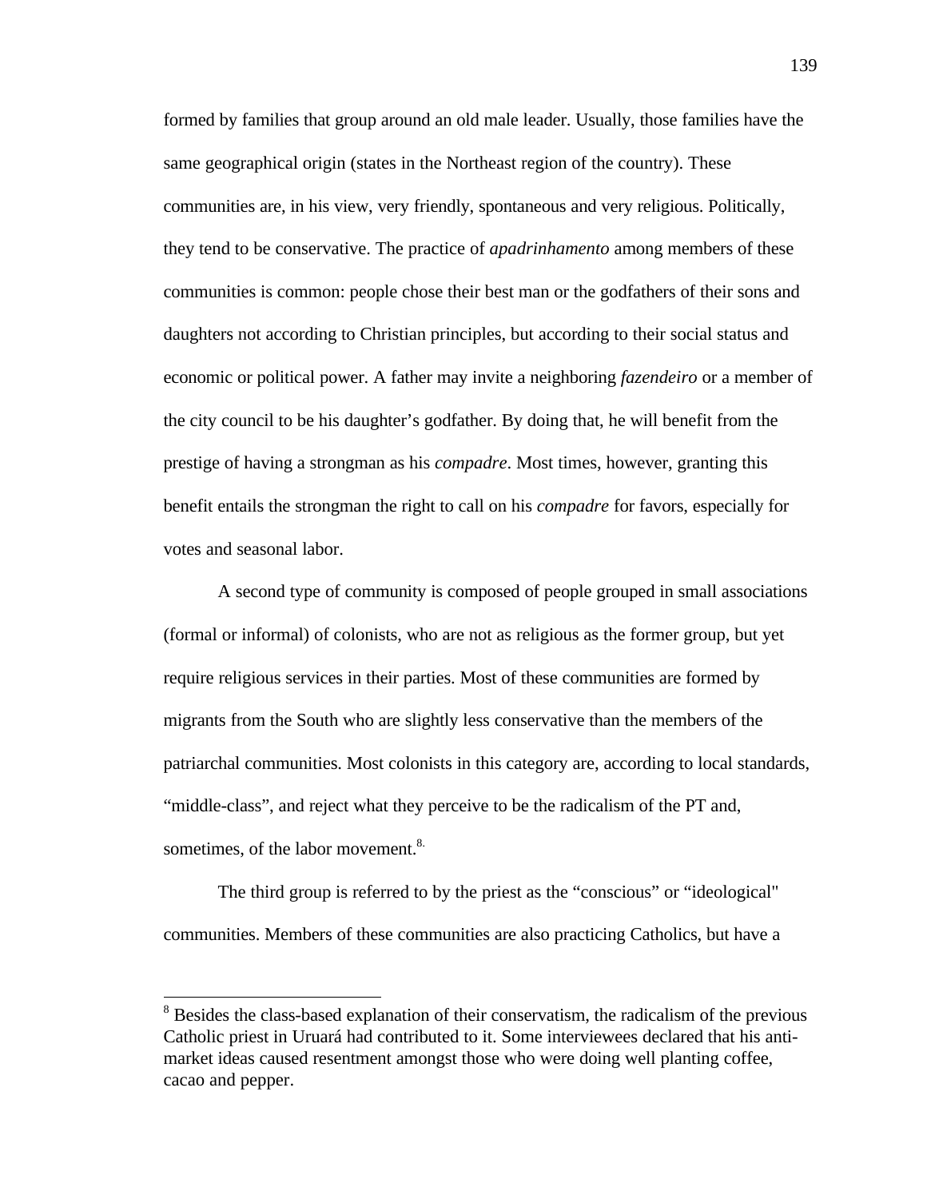formed by families that group around an old male leader. Usually, those families have the same geographical origin (states in the Northeast region of the country). These communities are, in his view, very friendly, spontaneous and very religious. Politically, they tend to be conservative. The practice of *apadrinhamento* among members of these communities is common: people chose their best man or the godfathers of their sons and daughters not according to Christian principles, but according to their social status and economic or political power. A father may invite a neighboring *fazendeiro* or a member of the city council to be his daughter's godfather. By doing that, he will benefit from the prestige of having a strongman as his *compadre*. Most times, however, granting this benefit entails the strongman the right to call on his *compadre* for favors, especially for votes and seasonal labor.

A second type of community is composed of people grouped in small associations (formal or informal) of colonists, who are not as religious as the former group, but yet require religious services in their parties. Most of these communities are formed by migrants from the South who are slightly less conservative than the members of the patriarchal communities. Most colonists in this category are, according to local standards, "middle-class", and reject what they perceive to be the radicalism of the PT and, sometimes, of the labor movement.[8]

The third group is referred to by the priest as the "conscious" or "ideological" communities. Members of these communities are also practicing Catholics, but have a

---

[8] Besides the class-based explanation of their conservatism, the radicalism of the previous Catholic priest in Uruará had contributed to it. Some interviewees declared that his anti-market ideas caused resentment amongst those who were doing well planting coffee, cacao and pepper.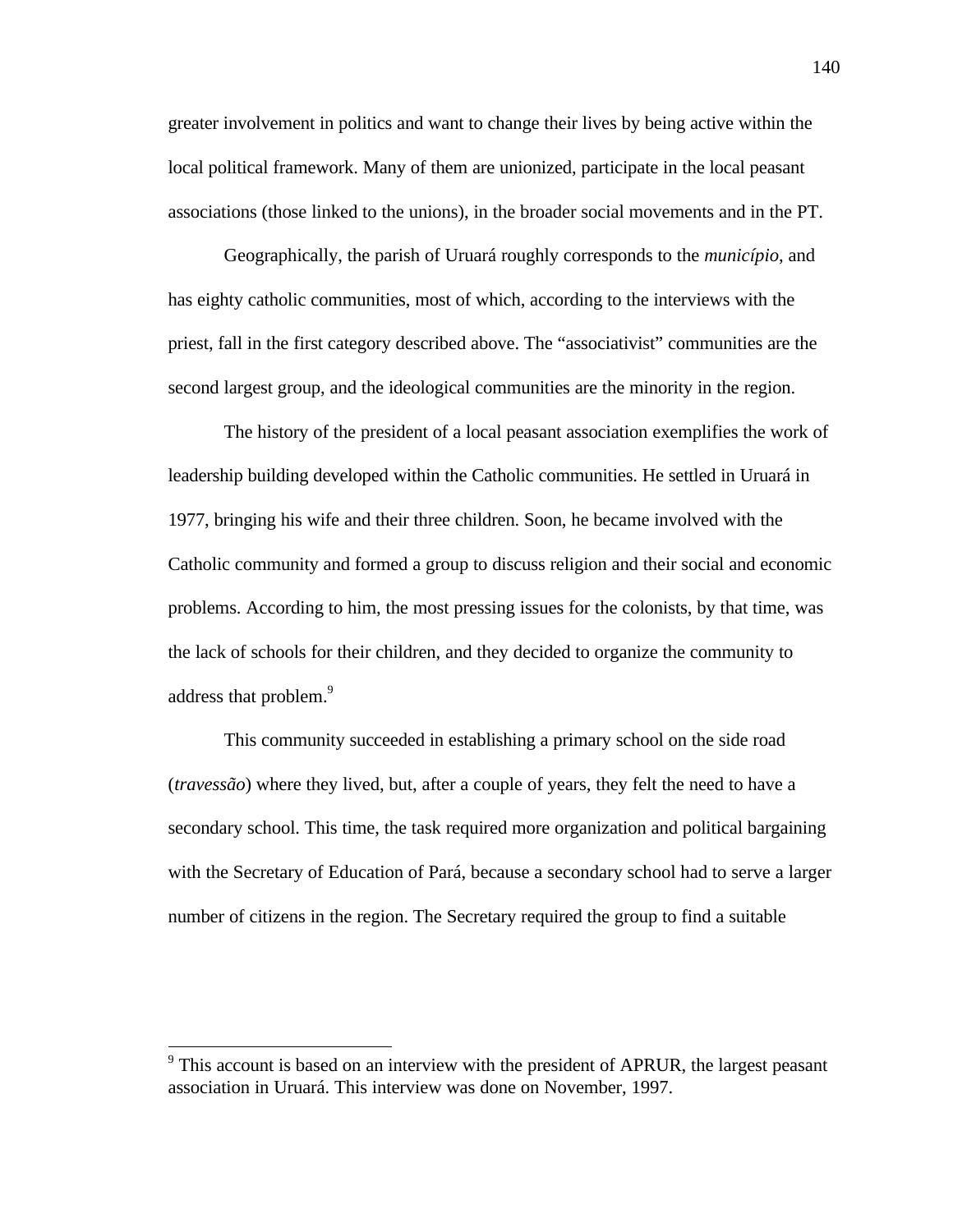greater involvement in politics and want to change their lives by being active within the local political framework. Many of them are unionized, participate in the local peasant associations (those linked to the unions), in the broader social movements and in the PT.

Geographically, the parish of Uruará roughly corresponds to the *município*, and has eighty catholic communities, most of which, according to the interviews with the priest, fall in the first category described above. The "associativist" communities are the second largest group, and the ideological communities are the minority in the region.

The history of the president of a local peasant association exemplifies the work of leadership building developed within the Catholic communities. He settled in Uruará in 1977, bringing his wife and their three children. Soon, he became involved with the Catholic community and formed a group to discuss religion and their social and economic problems. According to him, the most pressing issues for the colonists, by that time, was the lack of schools for their children, and they decided to organize the community to address that problem.[9]

This community succeeded in establishing a primary school on the side road (*travessão*) where they lived, but, after a couple of years, they felt the need to have a secondary school. This time, the task required more organization and political bargaining with the Secretary of Education of Pará, because a secondary school had to serve a larger number of citizens in the region. The Secretary required the group to find a suitable

---

[9] This account is based on an interview with the president of APRUR, the largest peasant association in Uruará. This interview was done on November, 1997.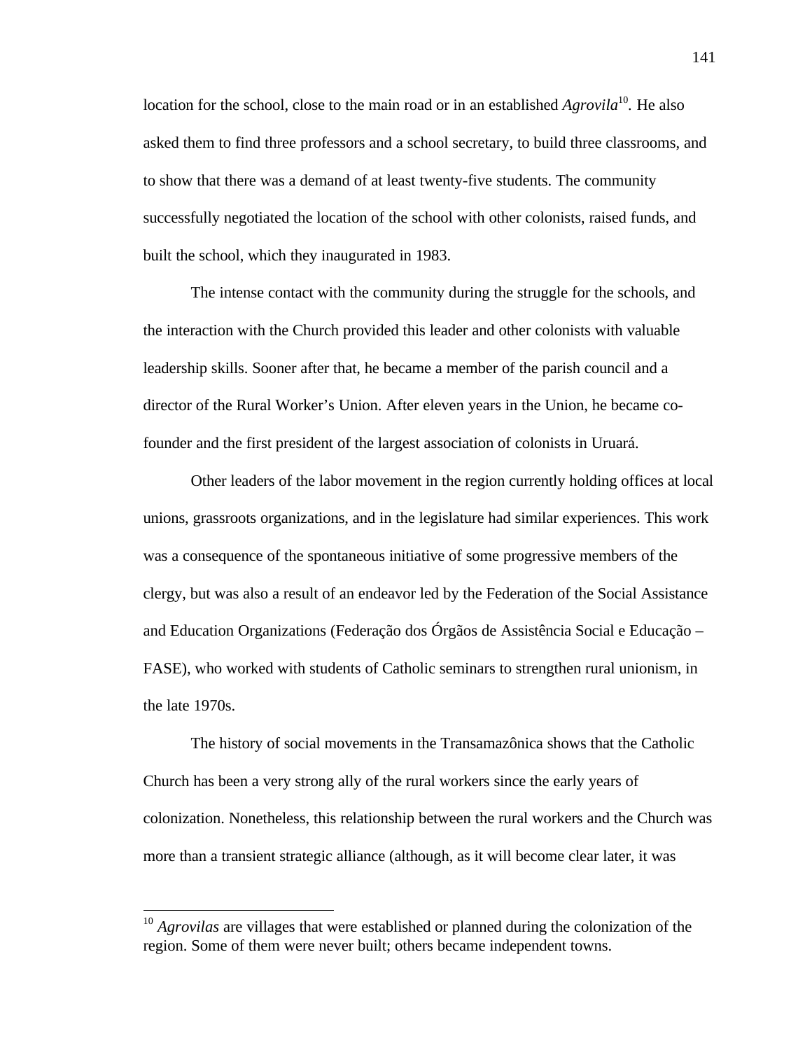location for the school, close to the main road or in an established *Agrovila*[10]. He also asked them to find three professors and a school secretary, to build three classrooms, and to show that there was a demand of at least twenty-five students. The community successfully negotiated the location of the school with other colonists, raised funds, and built the school, which they inaugurated in 1983.

The intense contact with the community during the struggle for the schools, and the interaction with the Church provided this leader and other colonists with valuable leadership skills. Sooner after that, he became a member of the parish council and a director of the Rural Worker's Union. After eleven years in the Union, he became co-founder and the first president of the largest association of colonists in Uruará.

Other leaders of the labor movement in the region currently holding offices at local unions, grassroots organizations, and in the legislature had similar experiences. This work was a consequence of the spontaneous initiative of some progressive members of the clergy, but was also a result of an endeavor led by the Federation of the Social Assistance and Education Organizations (Federação dos Órgãos de Assistência Social e Educação – FASE), who worked with students of Catholic seminars to strengthen rural unionism, in the late 1970s.

The history of social movements in the Transamazônica shows that the Catholic Church has been a very strong ally of the rural workers since the early years of colonization. Nonetheless, this relationship between the rural workers and the Church was more than a transient strategic alliance (although, as it will become clear later, it was

---

[10] *Agrovilas* are villages that were established or planned during the colonization of the region. Some of them were never built; others became independent towns.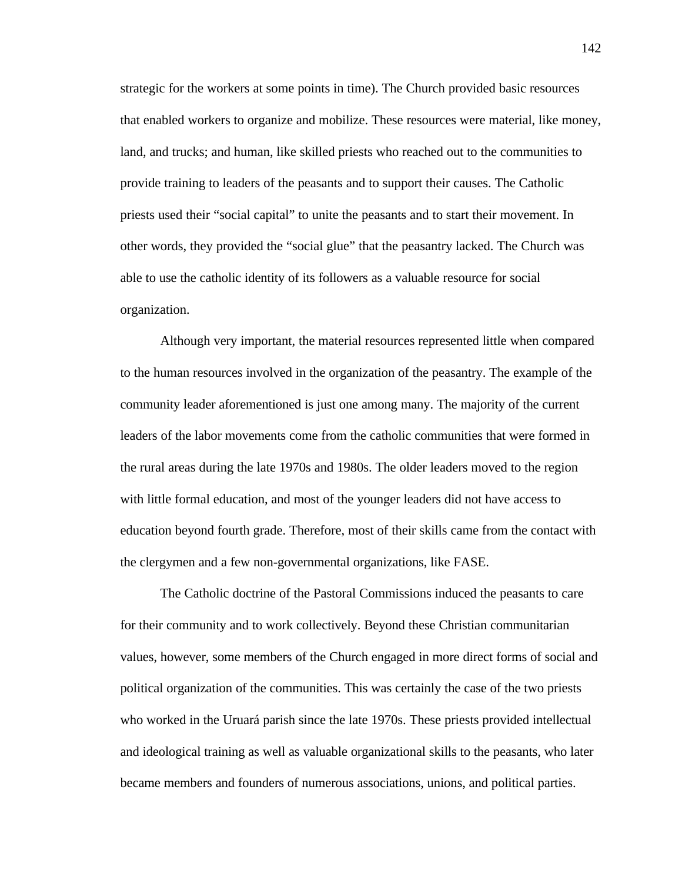strategic for the workers at some points in time). The Church provided basic resources that enabled workers to organize and mobilize. These resources were material, like money, land, and trucks; and human, like skilled priests who reached out to the communities to provide training to leaders of the peasants and to support their causes. The Catholic priests used their "social capital" to unite the peasants and to start their movement. In other words, they provided the "social glue" that the peasantry lacked. The Church was able to use the catholic identity of its followers as a valuable resource for social organization.

Although very important, the material resources represented little when compared to the human resources involved in the organization of the peasantry. The example of the community leader aforementioned is just one among many. The majority of the current leaders of the labor movements come from the catholic communities that were formed in the rural areas during the late 1970s and 1980s. The older leaders moved to the region with little formal education, and most of the younger leaders did not have access to education beyond fourth grade. Therefore, most of their skills came from the contact with the clergymen and a few non-governmental organizations, like FASE.

The Catholic doctrine of the Pastoral Commissions induced the peasants to care for their community and to work collectively. Beyond these Christian communitarian values, however, some members of the Church engaged in more direct forms of social and political organization of the communities. This was certainly the case of the two priests who worked in the Uruará parish since the late 1970s. These priests provided intellectual and ideological training as well as valuable organizational skills to the peasants, who later became members and founders of numerous associations, unions, and political parties.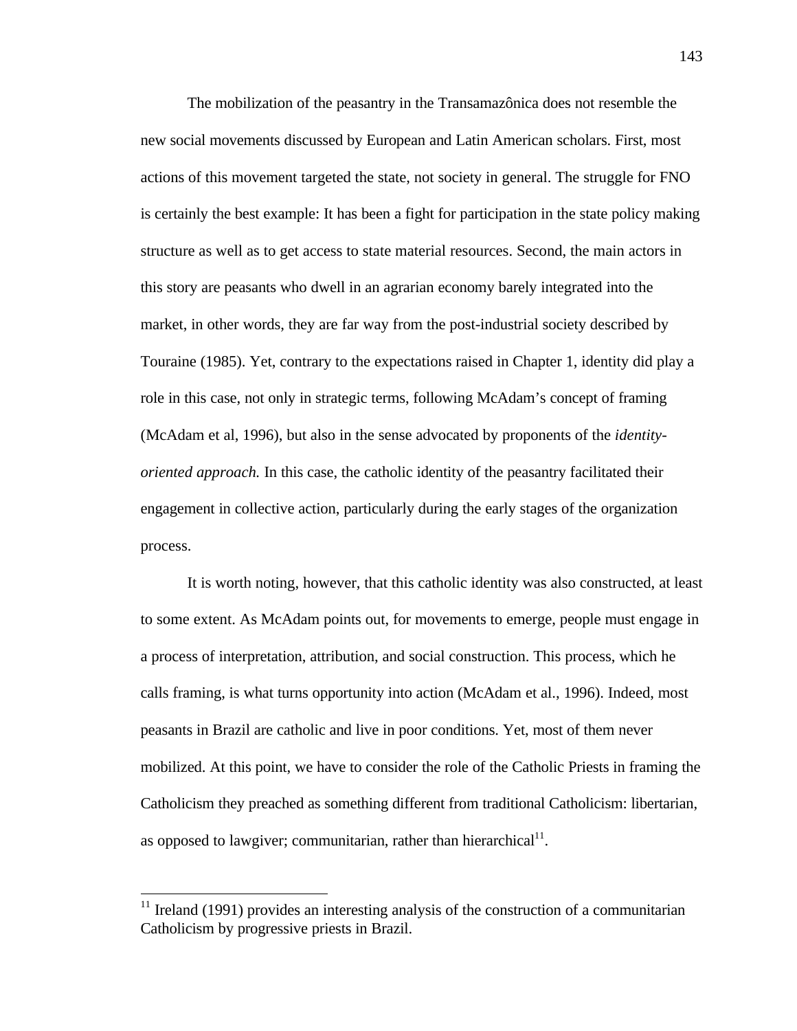The mobilization of the peasantry in the Transamazônica does not resemble the new social movements discussed by European and Latin American scholars. First, most actions of this movement targeted the state, not society in general. The struggle for FNO is certainly the best example: It has been a fight for participation in the state policy making structure as well as to get access to state material resources. Second, the main actors in this story are peasants who dwell in an agrarian economy barely integrated into the market, in other words, they are far way from the post-industrial society described by Touraine (1985). Yet, contrary to the expectations raised in Chapter 1, identity did play a role in this case, not only in strategic terms, following McAdam's concept of framing (McAdam et al, 1996), but also in the sense advocated by proponents of the *identity-oriented approach.* In this case, the catholic identity of the peasantry facilitated their engagement in collective action, particularly during the early stages of the organization process.

It is worth noting, however, that this catholic identity was also constructed, at least to some extent. As McAdam points out, for movements to emerge, people must engage in a process of interpretation, attribution, and social construction. This process, which he calls framing, is what turns opportunity into action (McAdam et al., 1996). Indeed, most peasants in Brazil are catholic and live in poor conditions. Yet, most of them never mobilized. At this point, we have to consider the role of the Catholic Priests in framing the Catholicism they preached as something different from traditional Catholicism: libertarian, as opposed to lawgiver; communitarian, rather than hierarchical[11].

[11] Ireland (1991) provides an interesting analysis of the construction of a communitarian Catholicism by progressive priests in Brazil.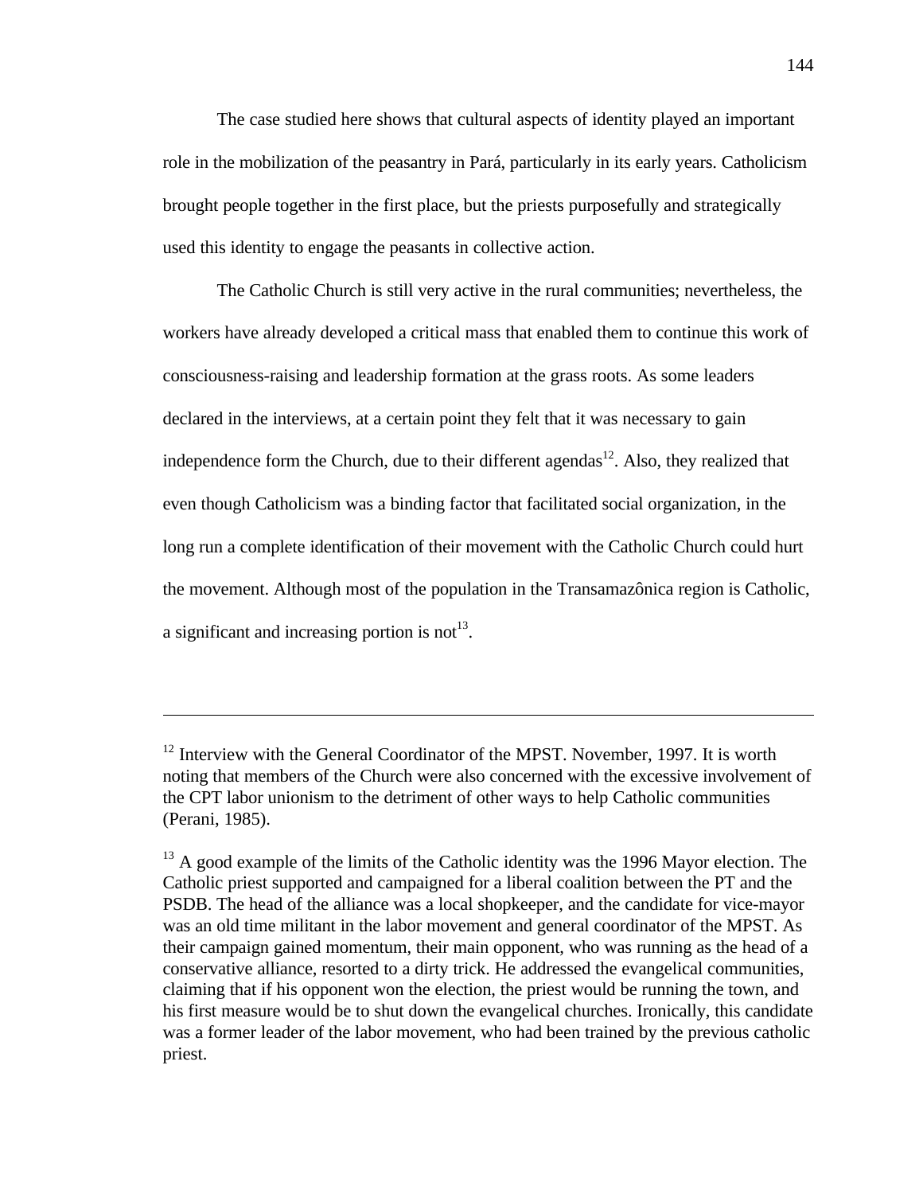The case studied here shows that cultural aspects of identity played an important role in the mobilization of the peasantry in Pará, particularly in its early years. Catholicism brought people together in the first place, but the priests purposefully and strategically used this identity to engage the peasants in collective action.

The Catholic Church is still very active in the rural communities; nevertheless, the workers have already developed a critical mass that enabled them to continue this work of consciousness-raising and leadership formation at the grass roots. As some leaders declared in the interviews, at a certain point they felt that it was necessary to gain independence form the Church, due to their different agendas[12]. Also, they realized that even though Catholicism was a binding factor that facilitated social organization, in the long run a complete identification of their movement with the Catholic Church could hurt the movement. Although most of the population in the Transamazônica region is Catholic, a significant and increasing portion is not[13].

---

[12] Interview with the General Coordinator of the MPST. November, 1997. It is worth noting that members of the Church were also concerned with the excessive involvement of the CPT labor unionism to the detriment of other ways to help Catholic communities (Perani, 1985).

[13] A good example of the limits of the Catholic identity was the 1996 Mayor election. The Catholic priest supported and campaigned for a liberal coalition between the PT and the PSDB. The head of the alliance was a local shopkeeper, and the candidate for vice-mayor was an old time militant in the labor movement and general coordinator of the MPST. As their campaign gained momentum, their main opponent, who was running as the head of a conservative alliance, resorted to a dirty trick. He addressed the evangelical communities, claiming that if his opponent won the election, the priest would be running the town, and his first measure would be to shut down the evangelical churches. Ironically, this candidate was a former leader of the labor movement, who had been trained by the previous catholic priest.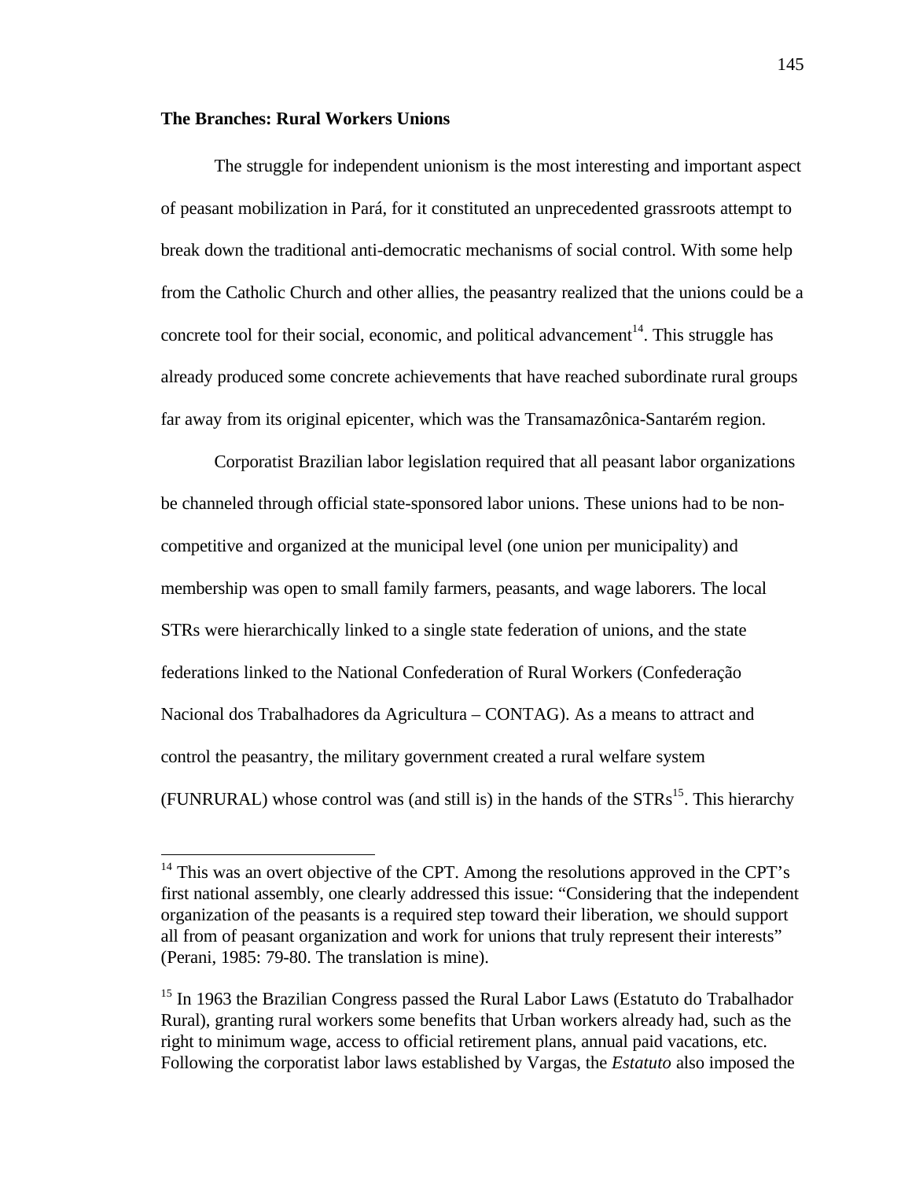**The Branches: Rural Workers Unions**

The struggle for independent unionism is the most interesting and important aspect of peasant mobilization in Pará, for it constituted an unprecedented grassroots attempt to break down the traditional anti-democratic mechanisms of social control. With some help from the Catholic Church and other allies, the peasantry realized that the unions could be a concrete tool for their social, economic, and political advancement[14]. This struggle has already produced some concrete achievements that have reached subordinate rural groups far away from its original epicenter, which was the Transamazônica-Santarém region.

Corporatist Brazilian labor legislation required that all peasant labor organizations be channeled through official state-sponsored labor unions. These unions had to be non-competitive and organized at the municipal level (one union per municipality) and membership was open to small family farmers, peasants, and wage laborers. The local STRs were hierarchically linked to a single state federation of unions, and the state federations linked to the National Confederation of Rural Workers (Confederação Nacional dos Trabalhadores da Agricultura – CONTAG). As a means to attract and control the peasantry, the military government created a rural welfare system (FUNRURAL) whose control was (and still is) in the hands of the STRs[15]. This hierarchy

---

[14] This was an overt objective of the CPT. Among the resolutions approved in the CPT's first national assembly, one clearly addressed this issue: "Considering that the independent organization of the peasants is a required step toward their liberation, we should support all from of peasant organization and work for unions that truly represent their interests" (Perani, 1985: 79-80. The translation is mine).

[15] In 1963 the Brazilian Congress passed the Rural Labor Laws (Estatuto do Trabalhador Rural), granting rural workers some benefits that Urban workers already had, such as the right to minimum wage, access to official retirement plans, annual paid vacations, etc. Following the corporatist labor laws established by Vargas, the *Estatuto* also imposed the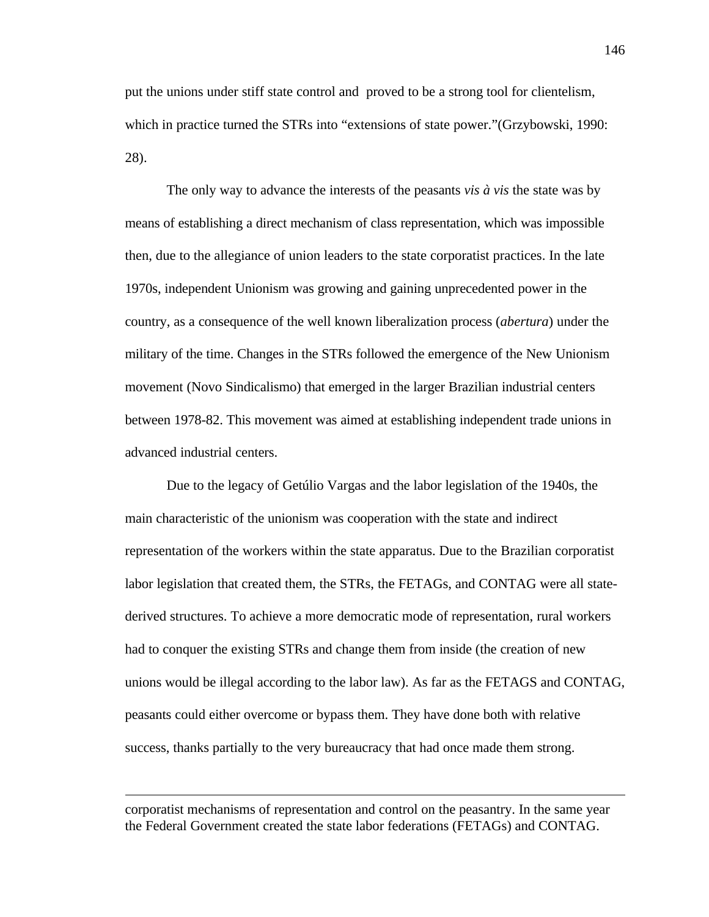put the unions under stiff state control and  proved to be a strong tool for clientelism, which in practice turned the STRs into “extensions of state power.”(Grzybowski, 1990: 28).

The only way to advance the interests of the peasants *vis à vis* the state was by means of establishing a direct mechanism of class representation, which was impossible then, due to the allegiance of union leaders to the state corporatist practices. In the late 1970s, independent Unionism was growing and gaining unprecedented power in the country, as a consequence of the well known liberalization process (*abertura*) under the military of the time. Changes in the STRs followed the emergence of the New Unionism movement (Novo Sindicalismo) that emerged in the larger Brazilian industrial centers between 1978-82. This movement was aimed at establishing independent trade unions in advanced industrial centers.

Due to the legacy of Getúlio Vargas and the labor legislation of the 1940s, the main characteristic of the unionism was cooperation with the state and indirect representation of the workers within the state apparatus. Due to the Brazilian corporatist labor legislation that created them, the STRs, the FETAGs, and CONTAG were all state-derived structures. To achieve a more democratic mode of representation, rural workers had to conquer the existing STRs and change them from inside (the creation of new unions would be illegal according to the labor law). As far as the FETAGS and CONTAG, peasants could either overcome or bypass them. They have done both with relative success, thanks partially to the very bureaucracy that had once made them strong.

---

corporatist mechanisms of representation and control on the peasantry. In the same year the Federal Government created the state labor federations (FETAGs) and CONTAG.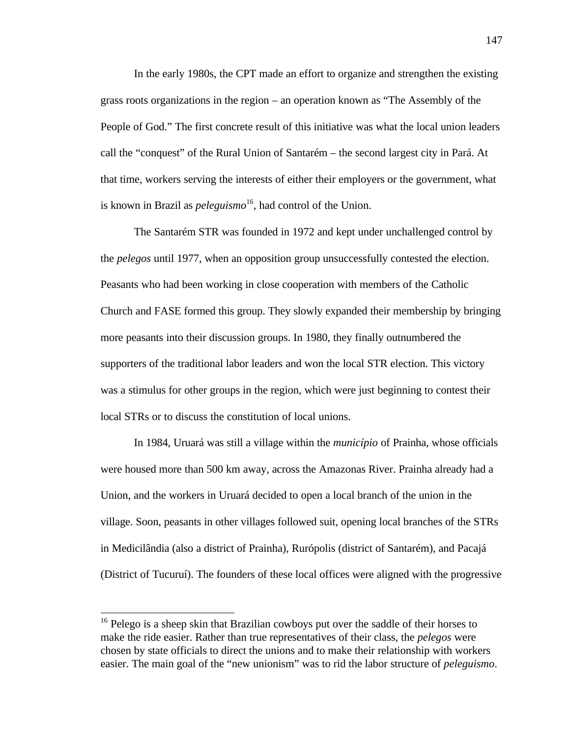In the early 1980s, the CPT made an effort to organize and strengthen the existing grass roots organizations in the region – an operation known as "The Assembly of the People of God." The first concrete result of this initiative was what the local union leaders call the "conquest" of the Rural Union of Santarém – the second largest city in Pará. At that time, workers serving the interests of either their employers or the government, what is known in Brazil as *peleguismo*[16], had control of the Union.

The Santarém STR was founded in 1972 and kept under unchallenged control by the *pelegos* until 1977, when an opposition group unsuccessfully contested the election. Peasants who had been working in close cooperation with members of the Catholic Church and FASE formed this group. They slowly expanded their membership by bringing more peasants into their discussion groups. In 1980, they finally outnumbered the supporters of the traditional labor leaders and won the local STR election. This victory was a stimulus for other groups in the region, which were just beginning to contest their local STRs or to discuss the constitution of local unions.

In 1984, Uruará was still a village within the *município* of Prainha, whose officials were housed more than 500 km away, across the Amazonas River. Prainha already had a Union, and the workers in Uruará decided to open a local branch of the union in the village. Soon, peasants in other villages followed suit, opening local branches of the STRs in Medicilândia (also a district of Prainha), Rurópolis (district of Santarém), and Pacajá (District of Tucuruí). The founders of these local offices were aligned with the progressive

---

[16] Pelego is a sheep skin that Brazilian cowboys put over the saddle of their horses to make the ride easier. Rather than true representatives of their class, the *pelegos* were chosen by state officials to direct the unions and to make their relationship with workers easier. The main goal of the "new unionism" was to rid the labor structure of *peleguismo*.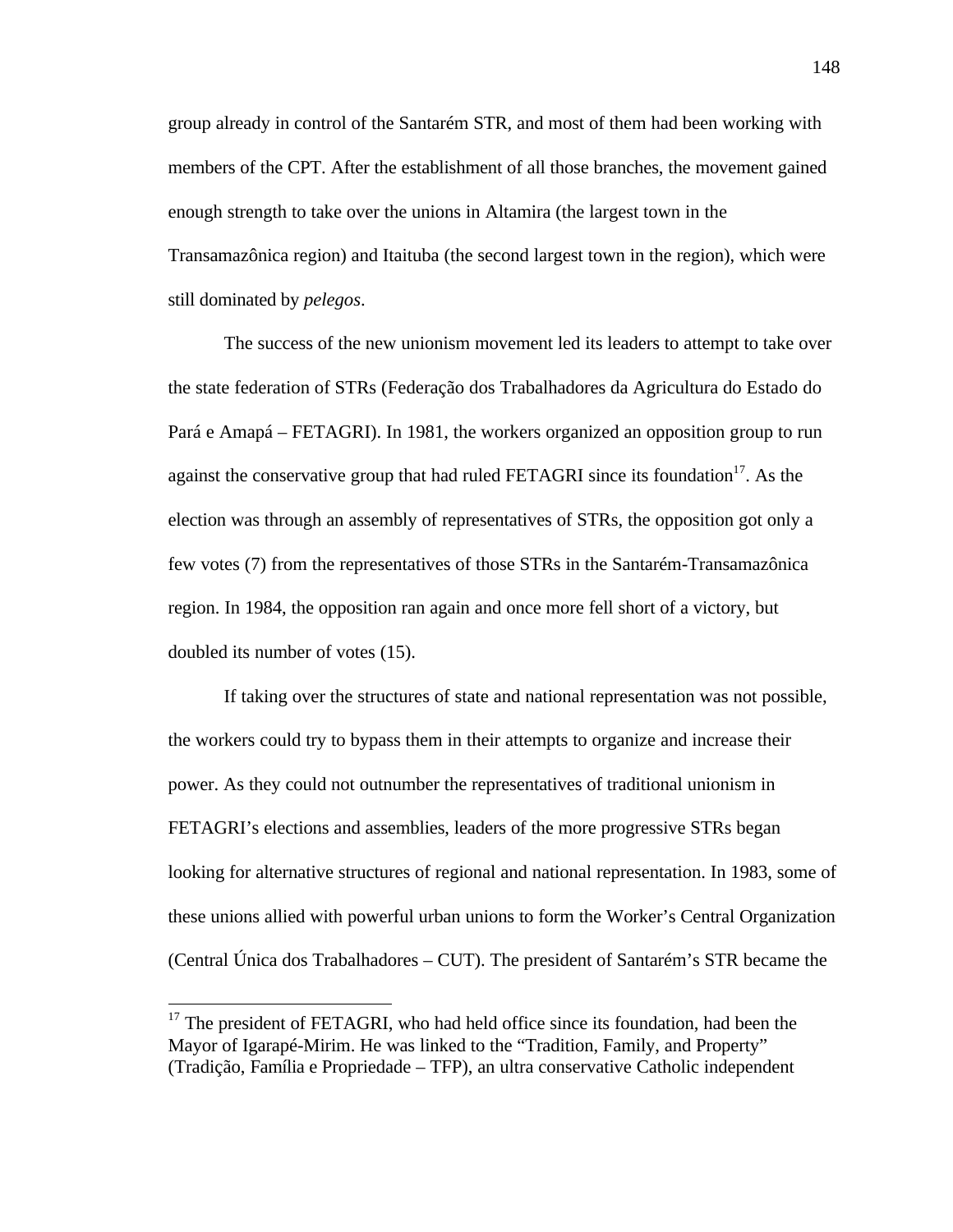group already in control of the Santarém STR, and most of them had been working with members of the CPT. After the establishment of all those branches, the movement gained enough strength to take over the unions in Altamira (the largest town in the Transamazônica region) and Itaituba (the second largest town in the region), which were still dominated by *pelegos*.

The success of the new unionism movement led its leaders to attempt to take over the state federation of STRs (Federação dos Trabalhadores da Agricultura do Estado do Pará e Amapá – FETAGRI). In 1981, the workers organized an opposition group to run against the conservative group that had ruled FETAGRI since its foundation[17]. As the election was through an assembly of representatives of STRs, the opposition got only a few votes (7) from the representatives of those STRs in the Santarém-Transamazônica region. In 1984, the opposition ran again and once more fell short of a victory, but doubled its number of votes (15).

If taking over the structures of state and national representation was not possible, the workers could try to bypass them in their attempts to organize and increase their power. As they could not outnumber the representatives of traditional unionism in FETAGRI's elections and assemblies, leaders of the more progressive STRs began looking for alternative structures of regional and national representation. In 1983, some of these unions allied with powerful urban unions to form the Worker's Central Organization (Central Única dos Trabalhadores – CUT). The president of Santarém's STR became the

---

[17] The president of FETAGRI, who had held office since its foundation, had been the Mayor of Igarapé-Mirim. He was linked to the "Tradition, Family, and Property" (Tradição, Família e Propriedade – TFP), an ultra conservative Catholic independent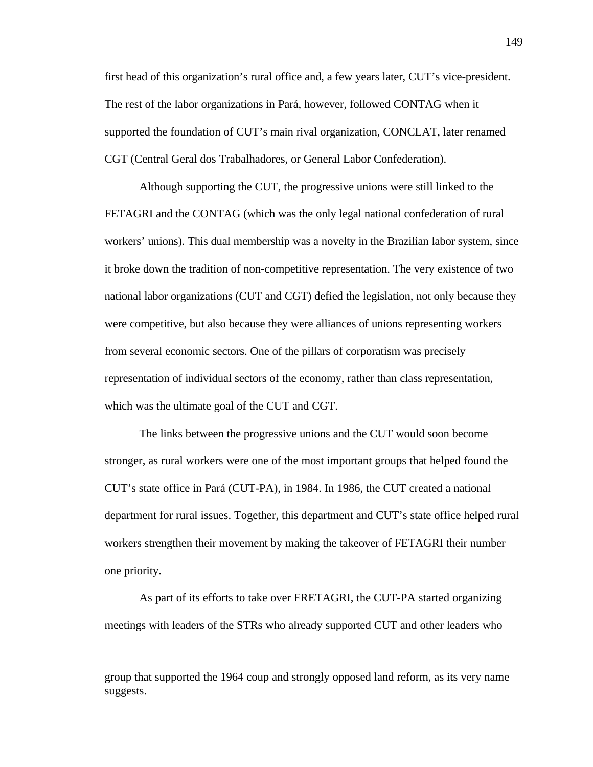first head of this organization's rural office and, a few years later, CUT's vice-president. The rest of the labor organizations in Pará, however, followed CONTAG when it supported the foundation of CUT's main rival organization, CONCLAT, later renamed CGT (Central Geral dos Trabalhadores, or General Labor Confederation).

Although supporting the CUT, the progressive unions were still linked to the FETAGRI and the CONTAG (which was the only legal national confederation of rural workers' unions). This dual membership was a novelty in the Brazilian labor system, since it broke down the tradition of non-competitive representation. The very existence of two national labor organizations (CUT and CGT) defied the legislation, not only because they were competitive, but also because they were alliances of unions representing workers from several economic sectors. One of the pillars of corporatism was precisely representation of individual sectors of the economy, rather than class representation, which was the ultimate goal of the CUT and CGT.

The links between the progressive unions and the CUT would soon become stronger, as rural workers were one of the most important groups that helped found the CUT's state office in Pará (CUT-PA), in 1984. In 1986, the CUT created a national department for rural issues. Together, this department and CUT's state office helped rural workers strengthen their movement by making the takeover of FETAGRI their number one priority.

As part of its efforts to take over FRETAGRI, the CUT-PA started organizing meetings with leaders of the STRs who already supported CUT and other leaders who

---

group that supported the 1964 coup and strongly opposed land reform, as its very name suggests.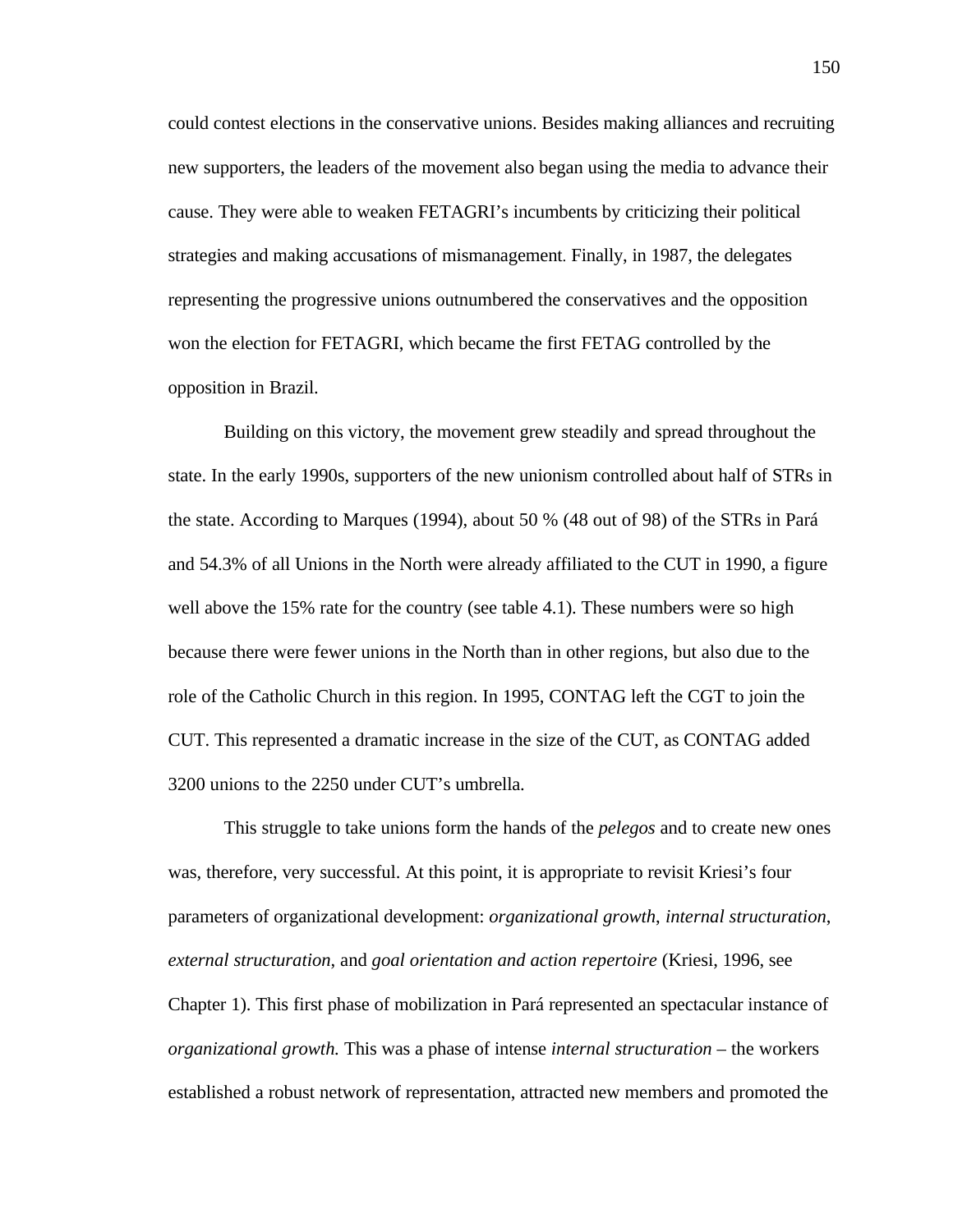could contest elections in the conservative unions. Besides making alliances and recruiting new supporters, the leaders of the movement also began using the media to advance their cause. They were able to weaken FETAGRI's incumbents by criticizing their political strategies and making accusations of mismanagement. Finally, in 1987, the delegates representing the progressive unions outnumbered the conservatives and the opposition won the election for FETAGRI, which became the first FETAG controlled by the opposition in Brazil.

Building on this victory, the movement grew steadily and spread throughout the state. In the early 1990s, supporters of the new unionism controlled about half of STRs in the state. According to Marques (1994), about 50 % (48 out of 98) of the STRs in Pará and 54.3% of all Unions in the North were already affiliated to the CUT in 1990, a figure well above the 15% rate for the country (see table 4.1). These numbers were so high because there were fewer unions in the North than in other regions, but also due to the role of the Catholic Church in this region. In 1995, CONTAG left the CGT to join the CUT. This represented a dramatic increase in the size of the CUT, as CONTAG added 3200 unions to the 2250 under CUT's umbrella.

This struggle to take unions form the hands of the *pelegos* and to create new ones was, therefore, very successful. At this point, it is appropriate to revisit Kriesi's four parameters of organizational development: *organizational growth*, *internal structuration*, *external structuration*, and *goal orientation and action repertoire* (Kriesi, 1996, see Chapter 1). This first phase of mobilization in Pará represented an spectacular instance of *organizational growth.* This was a phase of intense *internal structuration* – the workers established a robust network of representation, attracted new members and promoted the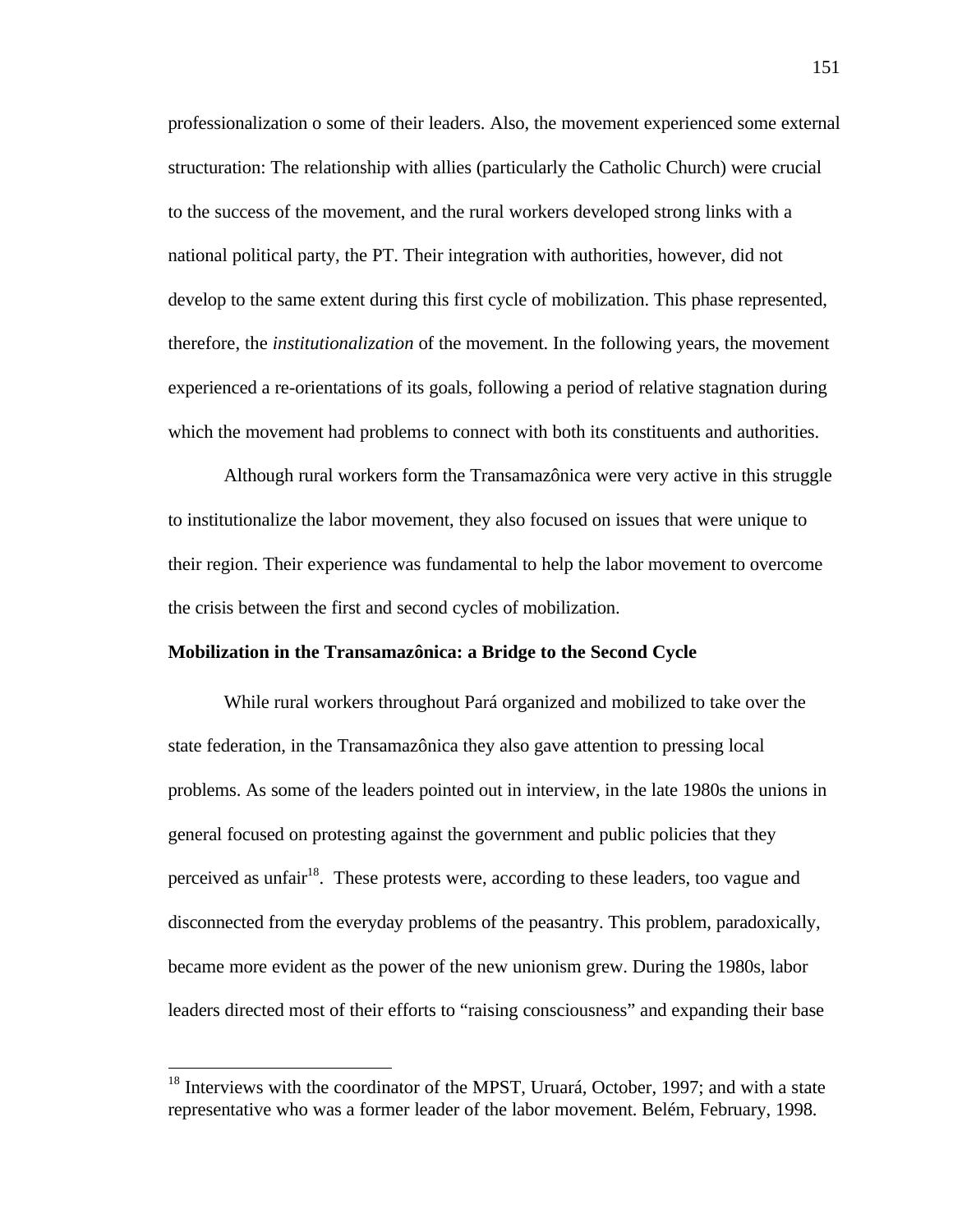professionalization o some of their leaders. Also, the movement experienced some external structuration: The relationship with allies (particularly the Catholic Church) were crucial to the success of the movement, and the rural workers developed strong links with a national political party, the PT. Their integration with authorities, however, did not develop to the same extent during this first cycle of mobilization. This phase represented, therefore, the *institutionalization* of the movement. In the following years, the movement experienced a re-orientations of its goals, following a period of relative stagnation during which the movement had problems to connect with both its constituents and authorities.

Although rural workers form the Transamazônica were very active in this struggle to institutionalize the labor movement, they also focused on issues that were unique to their region. Their experience was fundamental to help the labor movement to overcome the crisis between the first and second cycles of mobilization.

**Mobilization in the Transamazônica: a Bridge to the Second Cycle**

While rural workers throughout Pará organized and mobilized to take over the state federation, in the Transamazônica they also gave attention to pressing local problems. As some of the leaders pointed out in interview, in the late 1980s the unions in general focused on protesting against the government and public policies that they perceived as unfair[18]. These protests were, according to these leaders, too vague and disconnected from the everyday problems of the peasantry. This problem, paradoxically, became more evident as the power of the new unionism grew. During the 1980s, labor leaders directed most of their efforts to "raising consciousness" and expanding their base

[18] Interviews with the coordinator of the MPST, Uruará, October, 1997; and with a state representative who was a former leader of the labor movement. Belém, February, 1998.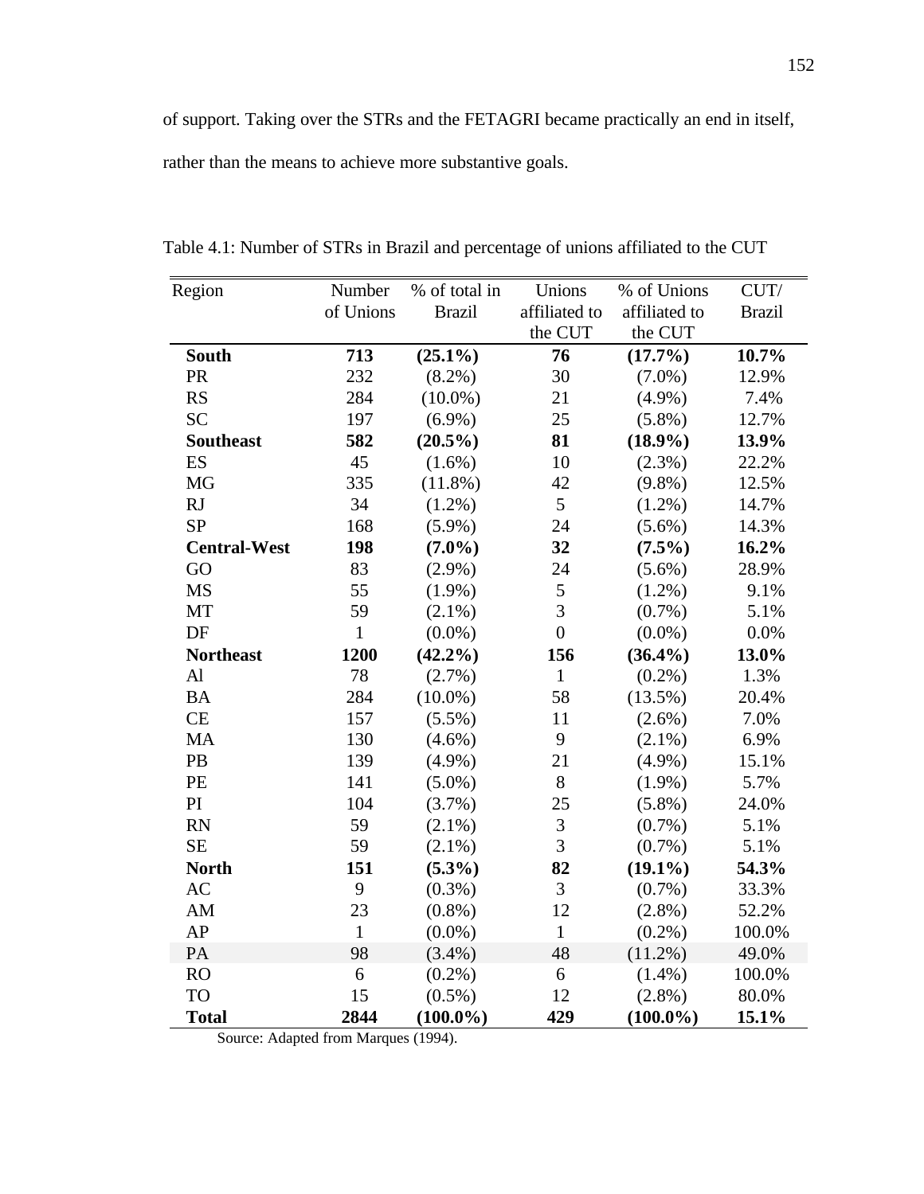of support. Taking over the STRs and the FETAGRI became practically an end in itself, rather than the means to achieve more substantive goals.

Table 4.1: Number of STRs in Brazil and percentage of unions affiliated to the CUT

| Region | Number of Unions | % of total in Brazil | Unions affiliated to the CUT | % of Unions affiliated to the CUT | CUT/ Brazil |
|---|---|---|---|---|---|
| **South** | **713** | **(25.1%)** | **76** | **(17.7%)** | **10.7%** |
| PR | 232 | (8.2%) | 30 | (7.0%) | 12.9% |
| RS | 284 | (10.0%) | 21 | (4.9%) | 7.4% |
| SC | 197 | (6.9%) | 25 | (5.8%) | 12.7% |
| **Southeast** | **582** | **(20.5%)** | **81** | **(18.9%)** | **13.9%** |
| ES | 45 | (1.6%) | 10 | (2.3%) | 22.2% |
| MG | 335 | (11.8%) | 42 | (9.8%) | 12.5% |
| RJ | 34 | (1.2%) | 5 | (1.2%) | 14.7% |
| SP | 168 | (5.9%) | 24 | (5.6%) | 14.3% |
| **Central-West** | **198** | **(7.0%)** | **32** | **(7.5%)** | **16.2%** |
| GO | 83 | (2.9%) | 24 | (5.6%) | 28.9% |
| MS | 55 | (1.9%) | 5 | (1.2%) | 9.1% |
| MT | 59 | (2.1%) | 3 | (0.7%) | 5.1% |
| DF | 1 | (0.0%) | 0 | (0.0%) | 0.0% |
| **Northeast** | **1200** | **(42.2%)** | **156** | **(36.4%)** | **13.0%** |
| Al | 78 | (2.7%) | 1 | (0.2%) | 1.3% |
| BA | 284 | (10.0%) | 58 | (13.5%) | 20.4% |
| CE | 157 | (5.5%) | 11 | (2.6%) | 7.0% |
| MA | 130 | (4.6%) | 9 | (2.1%) | 6.9% |
| PB | 139 | (4.9%) | 21 | (4.9%) | 15.1% |
| PE | 141 | (5.0%) | 8 | (1.9%) | 5.7% |
| PI | 104 | (3.7%) | 25 | (5.8%) | 24.0% |
| RN | 59 | (2.1%) | 3 | (0.7%) | 5.1% |
| SE | 59 | (2.1%) | 3 | (0.7%) | 5.1% |
| **North** | **151** | **(5.3%)** | **82** | **(19.1%)** | **54.3%** |
| AC | 9 | (0.3%) | 3 | (0.7%) | 33.3% |
| AM | 23 | (0.8%) | 12 | (2.8%) | 52.2% |
| AP | 1 | (0.0%) | 1 | (0.2%) | 100.0% |
| PA | 98 | (3.4%) | 48 | (11.2%) | 49.0% |
| RO | 6 | (0.2%) | 6 | (1.4%) | 100.0% |
| TO | 15 | (0.5%) | 12 | (2.8%) | 80.0% |
| **Total** | **2844** | **(100.0%)** | **429** | **(100.0%)** | **15.1%** |

Source: Adapted from Marques (1994).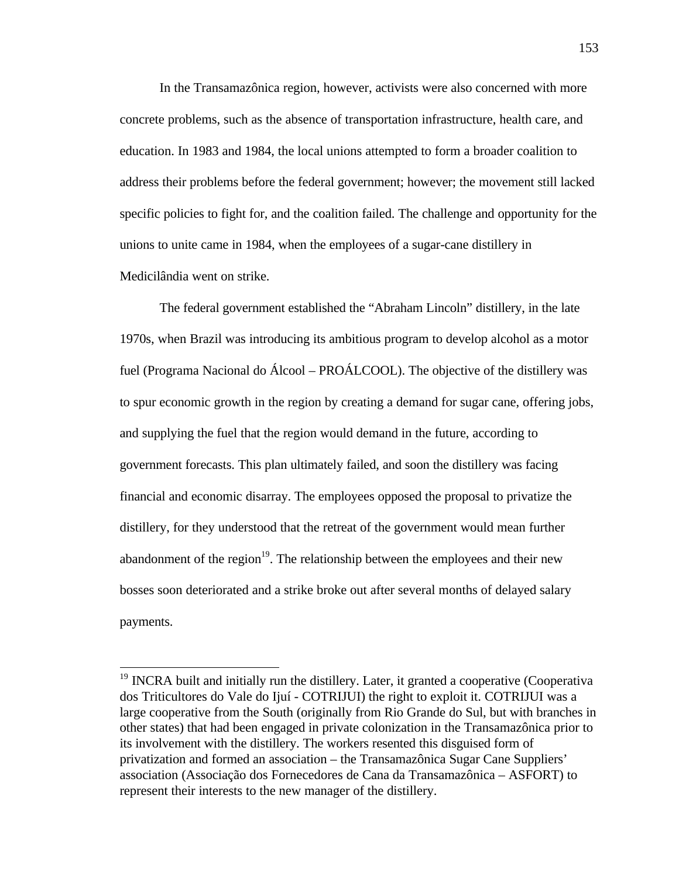In the Transamazônica region, however, activists were also concerned with more concrete problems, such as the absence of transportation infrastructure, health care, and education. In 1983 and 1984, the local unions attempted to form a broader coalition to address their problems before the federal government; however; the movement still lacked specific policies to fight for, and the coalition failed. The challenge and opportunity for the unions to unite came in 1984, when the employees of a sugar-cane distillery in Medicilândia went on strike.

The federal government established the "Abraham Lincoln" distillery, in the late 1970s, when Brazil was introducing its ambitious program to develop alcohol as a motor fuel (Programa Nacional do Álcool – PROÁLCOOL). The objective of the distillery was to spur economic growth in the region by creating a demand for sugar cane, offering jobs, and supplying the fuel that the region would demand in the future, according to government forecasts. This plan ultimately failed, and soon the distillery was facing financial and economic disarray. The employees opposed the proposal to privatize the distillery, for they understood that the retreat of the government would mean further abandonment of the region[19]. The relationship between the employees and their new bosses soon deteriorated and a strike broke out after several months of delayed salary payments.

---

[19] INCRA built and initially run the distillery. Later, it granted a cooperative (Cooperativa dos Triticultores do Vale do Ijuí - COTRIJUI) the right to exploit it. COTRIJUI was a large cooperative from the South (originally from Rio Grande do Sul, but with branches in other states) that had been engaged in private colonization in the Transamazônica prior to its involvement with the distillery. The workers resented this disguised form of privatization and formed an association – the Transamazônica Sugar Cane Suppliers' association (Associação dos Fornecedores de Cana da Transamazônica – ASFORT) to represent their interests to the new manager of the distillery.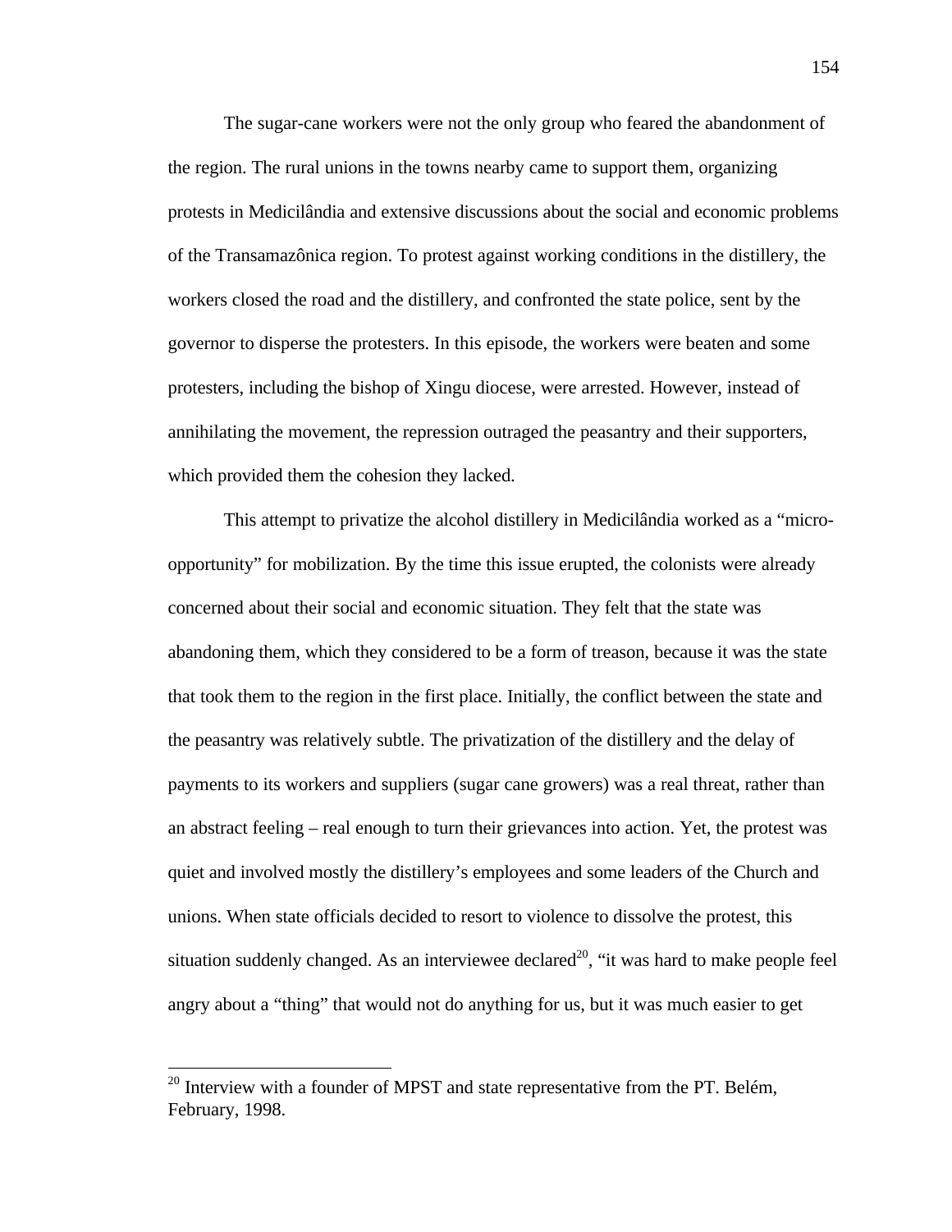The sugar-cane workers were not the only group who feared the abandonment of the region. The rural unions in the towns nearby came to support them, organizing protests in Medicilândia and extensive discussions about the social and economic problems of the Transamazônica region. To protest against working conditions in the distillery, the workers closed the road and the distillery, and confronted the state police, sent by the governor to disperse the protesters. In this episode, the workers were beaten and some protesters, including the bishop of Xingu diocese, were arrested. However, instead of annihilating the movement, the repression outraged the peasantry and their supporters, which provided them the cohesion they lacked.

This attempt to privatize the alcohol distillery in Medicilândia worked as a "micro-opportunity" for mobilization. By the time this issue erupted, the colonists were already concerned about their social and economic situation. They felt that the state was abandoning them, which they considered to be a form of treason, because it was the state that took them to the region in the first place. Initially, the conflict between the state and the peasantry was relatively subtle. The privatization of the distillery and the delay of payments to its workers and suppliers (sugar cane growers) was a real threat, rather than an abstract feeling – real enough to turn their grievances into action. Yet, the protest was quiet and involved mostly the distillery's employees and some leaders of the Church and unions. When state officials decided to resort to violence to dissolve the protest, this situation suddenly changed. As an interviewee declared[20], "it was hard to make people feel angry about a "thing" that would not do anything for us, but it was much easier to get

[20] Interview with a founder of MPST and state representative from the PT. Belém, February, 1998.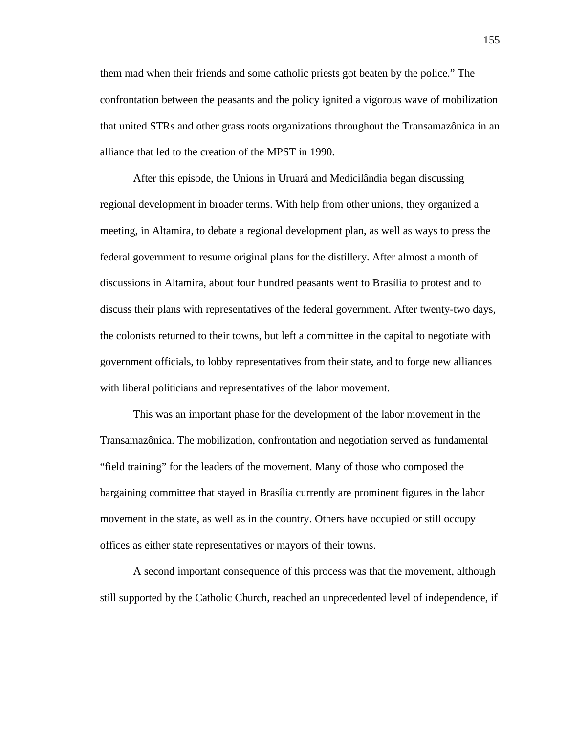them mad when their friends and some catholic priests got beaten by the police." The confrontation between the peasants and the policy ignited a vigorous wave of mobilization that united STRs and other grass roots organizations throughout the Transamazônica in an alliance that led to the creation of the MPST in 1990.

After this episode, the Unions in Uruará and Medicilândia began discussing regional development in broader terms. With help from other unions, they organized a meeting, in Altamira, to debate a regional development plan, as well as ways to press the federal government to resume original plans for the distillery. After almost a month of discussions in Altamira, about four hundred peasants went to Brasília to protest and to discuss their plans with representatives of the federal government. After twenty-two days, the colonists returned to their towns, but left a committee in the capital to negotiate with government officials, to lobby representatives from their state, and to forge new alliances with liberal politicians and representatives of the labor movement.

This was an important phase for the development of the labor movement in the Transamazônica. The mobilization, confrontation and negotiation served as fundamental "field training" for the leaders of the movement. Many of those who composed the bargaining committee that stayed in Brasília currently are prominent figures in the labor movement in the state, as well as in the country. Others have occupied or still occupy offices as either state representatives or mayors of their towns.

A second important consequence of this process was that the movement, although still supported by the Catholic Church, reached an unprecedented level of independence, if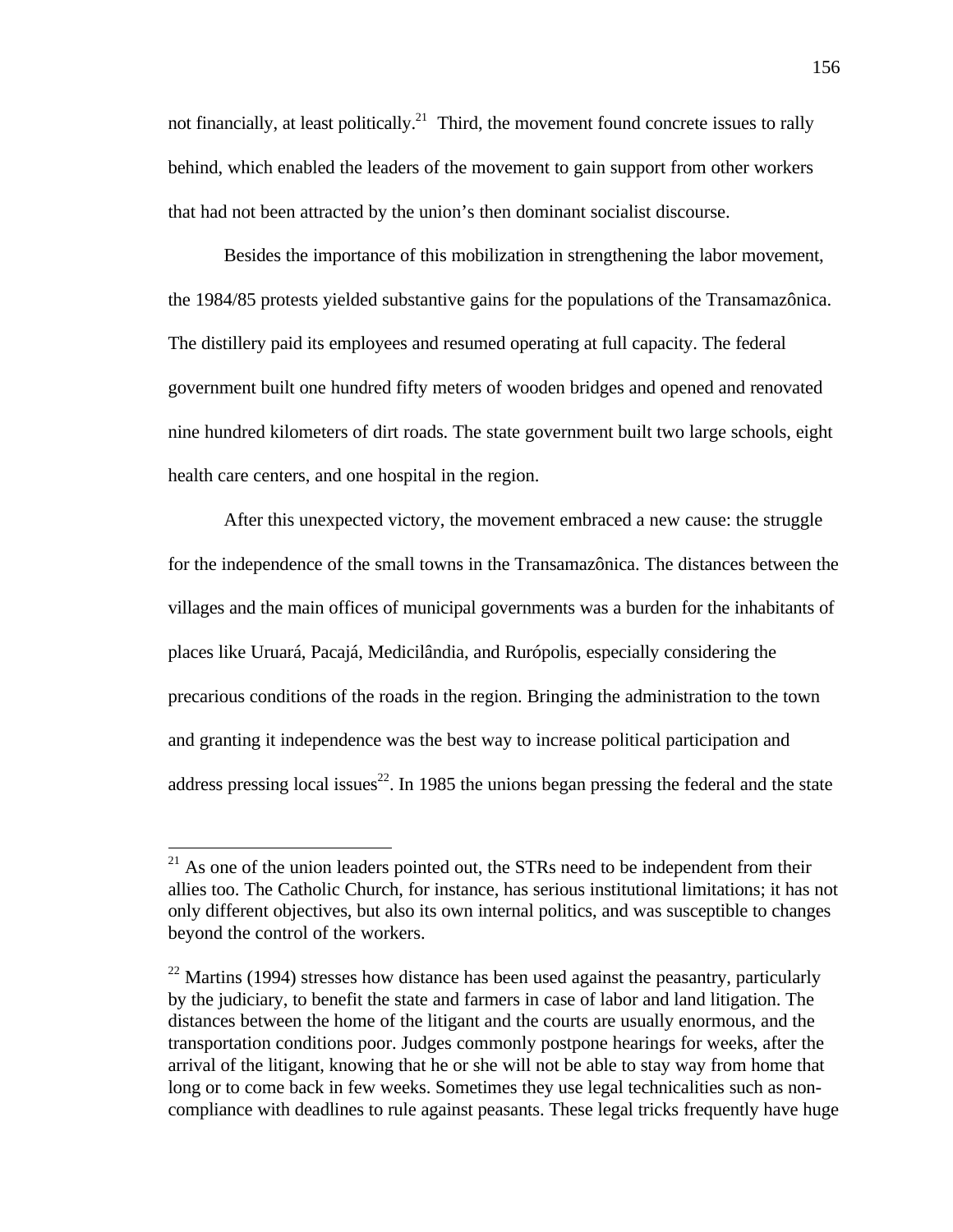not financially, at least politically.[21] Third, the movement found concrete issues to rally behind, which enabled the leaders of the movement to gain support from other workers that had not been attracted by the union's then dominant socialist discourse.

Besides the importance of this mobilization in strengthening the labor movement, the 1984/85 protests yielded substantive gains for the populations of the Transamazônica. The distillery paid its employees and resumed operating at full capacity. The federal government built one hundred fifty meters of wooden bridges and opened and renovated nine hundred kilometers of dirt roads. The state government built two large schools, eight health care centers, and one hospital in the region.

After this unexpected victory, the movement embraced a new cause: the struggle for the independence of the small towns in the Transamazônica. The distances between the villages and the main offices of municipal governments was a burden for the inhabitants of places like Uruará, Pacajá, Medicilândia, and Rurópolis, especially considering the precarious conditions of the roads in the region. Bringing the administration to the town and granting it independence was the best way to increase political participation and address pressing local issues[22]. In 1985 the unions began pressing the federal and the state

---

[21] As one of the union leaders pointed out, the STRs need to be independent from their allies too. The Catholic Church, for instance, has serious institutional limitations; it has not only different objectives, but also its own internal politics, and was susceptible to changes beyond the control of the workers.

[22] Martins (1994) stresses how distance has been used against the peasantry, particularly by the judiciary, to benefit the state and farmers in case of labor and land litigation. The distances between the home of the litigant and the courts are usually enormous, and the transportation conditions poor. Judges commonly postpone hearings for weeks, after the arrival of the litigant, knowing that he or she will not be able to stay way from home that long or to come back in few weeks. Sometimes they use legal technicalities such as non-compliance with deadlines to rule against peasants. These legal tricks frequently have huge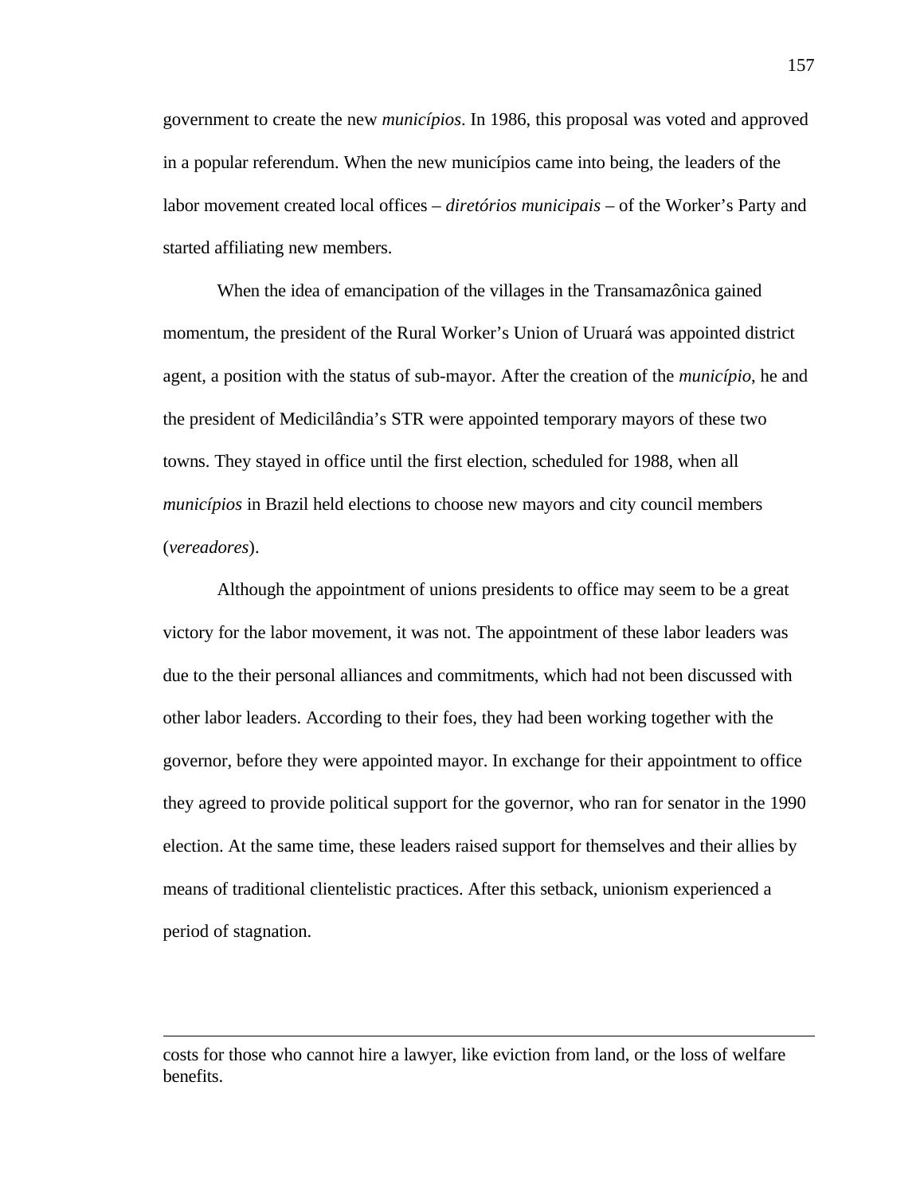government to create the new *municípios*. In 1986, this proposal was voted and approved in a popular referendum. When the new municípios came into being, the leaders of the labor movement created local offices – *diretórios municipais* – of the Worker's Party and started affiliating new members.

When the idea of emancipation of the villages in the Transamazônica gained momentum, the president of the Rural Worker's Union of Uruará was appointed district agent, a position with the status of sub-mayor. After the creation of the *município*, he and the president of Medicilândia's STR were appointed temporary mayors of these two towns. They stayed in office until the first election, scheduled for 1988, when all *municípios* in Brazil held elections to choose new mayors and city council members (*vereadores*).

Although the appointment of unions presidents to office may seem to be a great victory for the labor movement, it was not. The appointment of these labor leaders was due to the their personal alliances and commitments, which had not been discussed with other labor leaders. According to their foes, they had been working together with the governor, before they were appointed mayor. In exchange for their appointment to office they agreed to provide political support for the governor, who ran for senator in the 1990 election. At the same time, these leaders raised support for themselves and their allies by means of traditional clientelistic practices. After this setback, unionism experienced a period of stagnation.

---

costs for those who cannot hire a lawyer, like eviction from land, or the loss of welfare benefits.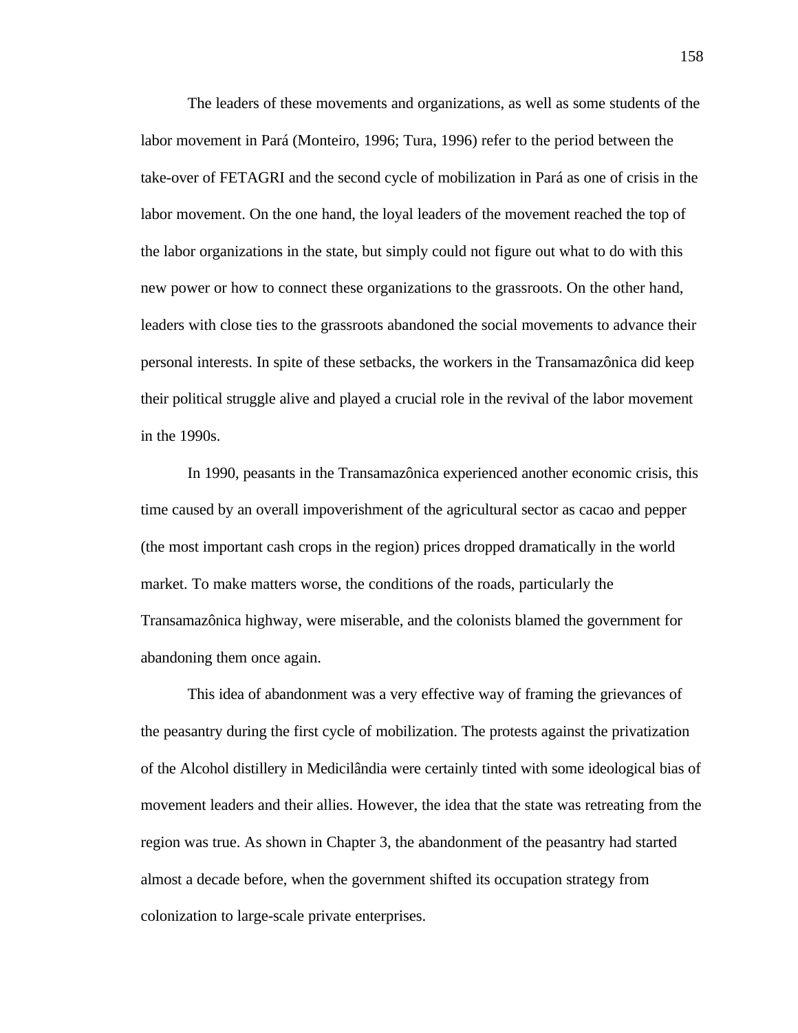The leaders of these movements and organizations, as well as some students of the labor movement in Pará (Monteiro, 1996; Tura, 1996) refer to the period between the take-over of FETAGRI and the second cycle of mobilization in Pará as one of crisis in the labor movement. On the one hand, the loyal leaders of the movement reached the top of the labor organizations in the state, but simply could not figure out what to do with this new power or how to connect these organizations to the grassroots. On the other hand, leaders with close ties to the grassroots abandoned the social movements to advance their personal interests. In spite of these setbacks, the workers in the Transamazônica did keep their political struggle alive and played a crucial role in the revival of the labor movement in the 1990s.

In 1990, peasants in the Transamazônica experienced another economic crisis, this time caused by an overall impoverishment of the agricultural sector as cacao and pepper (the most important cash crops in the region) prices dropped dramatically in the world market. To make matters worse, the conditions of the roads, particularly the Transamazônica highway, were miserable, and the colonists blamed the government for abandoning them once again.

This idea of abandonment was a very effective way of framing the grievances of the peasantry during the first cycle of mobilization. The protests against the privatization of the Alcohol distillery in Medicilândia were certainly tinted with some ideological bias of movement leaders and their allies. However, the idea that the state was retreating from the region was true. As shown in Chapter 3, the abandonment of the peasantry had started almost a decade before, when the government shifted its occupation strategy from colonization to large-scale private enterprises.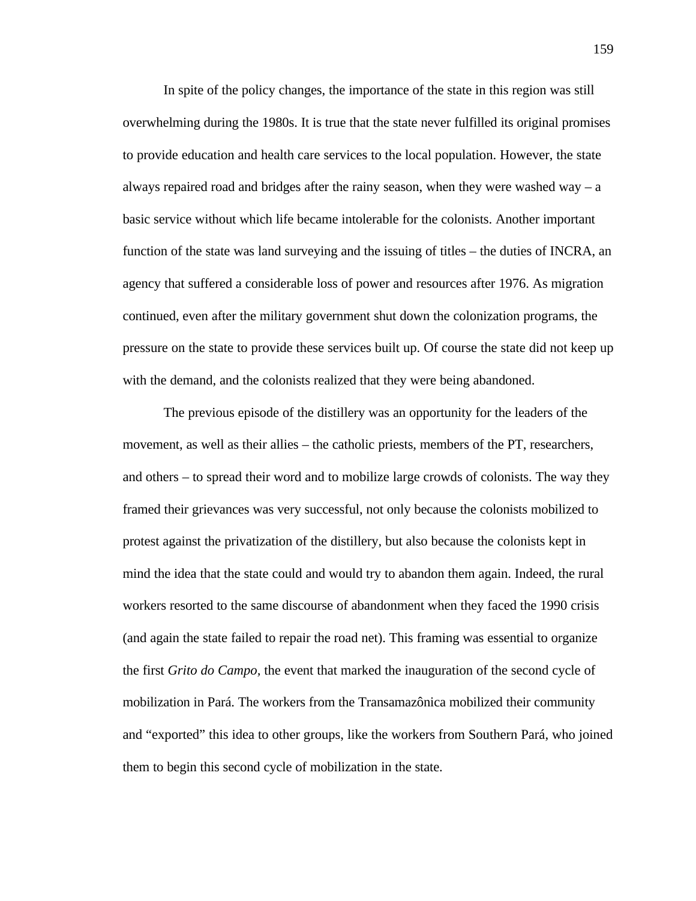In spite of the policy changes, the importance of the state in this region was still overwhelming during the 1980s. It is true that the state never fulfilled its original promises to provide education and health care services to the local population. However, the state always repaired road and bridges after the rainy season, when they were washed way – a basic service without which life became intolerable for the colonists. Another important function of the state was land surveying and the issuing of titles – the duties of INCRA, an agency that suffered a considerable loss of power and resources after 1976. As migration continued, even after the military government shut down the colonization programs, the pressure on the state to provide these services built up. Of course the state did not keep up with the demand, and the colonists realized that they were being abandoned.

The previous episode of the distillery was an opportunity for the leaders of the movement, as well as their allies – the catholic priests, members of the PT, researchers, and others – to spread their word and to mobilize large crowds of colonists. The way they framed their grievances was very successful, not only because the colonists mobilized to protest against the privatization of the distillery, but also because the colonists kept in mind the idea that the state could and would try to abandon them again. Indeed, the rural workers resorted to the same discourse of abandonment when they faced the 1990 crisis (and again the state failed to repair the road net). This framing was essential to organize the first *Grito do Campo,* the event that marked the inauguration of the second cycle of mobilization in Pará. The workers from the Transamazônica mobilized their community and "exported" this idea to other groups, like the workers from Southern Pará, who joined them to begin this second cycle of mobilization in the state.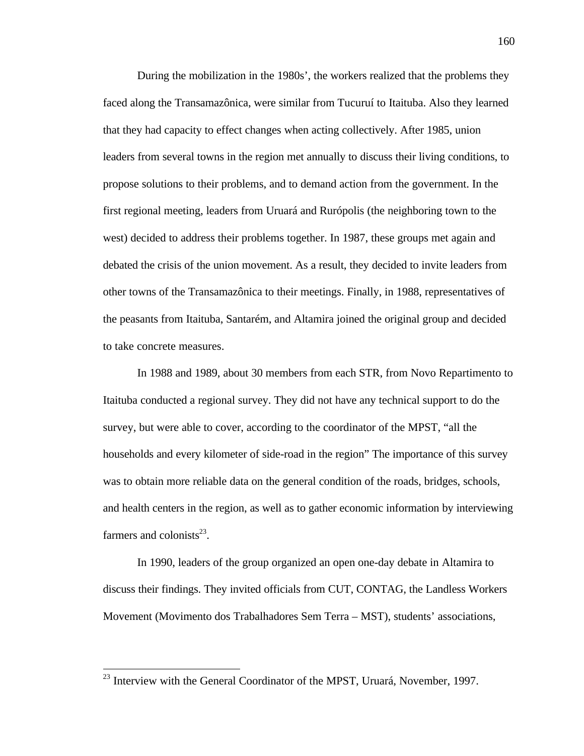During the mobilization in the 1980s', the workers realized that the problems they faced along the Transamazônica, were similar from Tucuruí to Itaituba. Also they learned that they had capacity to effect changes when acting collectively. After 1985, union leaders from several towns in the region met annually to discuss their living conditions, to propose solutions to their problems, and to demand action from the government. In the first regional meeting, leaders from Uruará and Rurópolis (the neighboring town to the west) decided to address their problems together. In 1987, these groups met again and debated the crisis of the union movement. As a result, they decided to invite leaders from other towns of the Transamazônica to their meetings. Finally, in 1988, representatives of the peasants from Itaituba, Santarém, and Altamira joined the original group and decided to take concrete measures.

In 1988 and 1989, about 30 members from each STR, from Novo Repartimento to Itaituba conducted a regional survey. They did not have any technical support to do the survey, but were able to cover, according to the coordinator of the MPST, "all the households and every kilometer of side-road in the region" The importance of this survey was to obtain more reliable data on the general condition of the roads, bridges, schools, and health centers in the region, as well as to gather economic information by interviewing farmers and colonists[23].

In 1990, leaders of the group organized an open one-day debate in Altamira to discuss their findings. They invited officials from CUT, CONTAG, the Landless Workers Movement (Movimento dos Trabalhadores Sem Terra – MST), students' associations,

---

[23] Interview with the General Coordinator of the MPST, Uruará, November, 1997.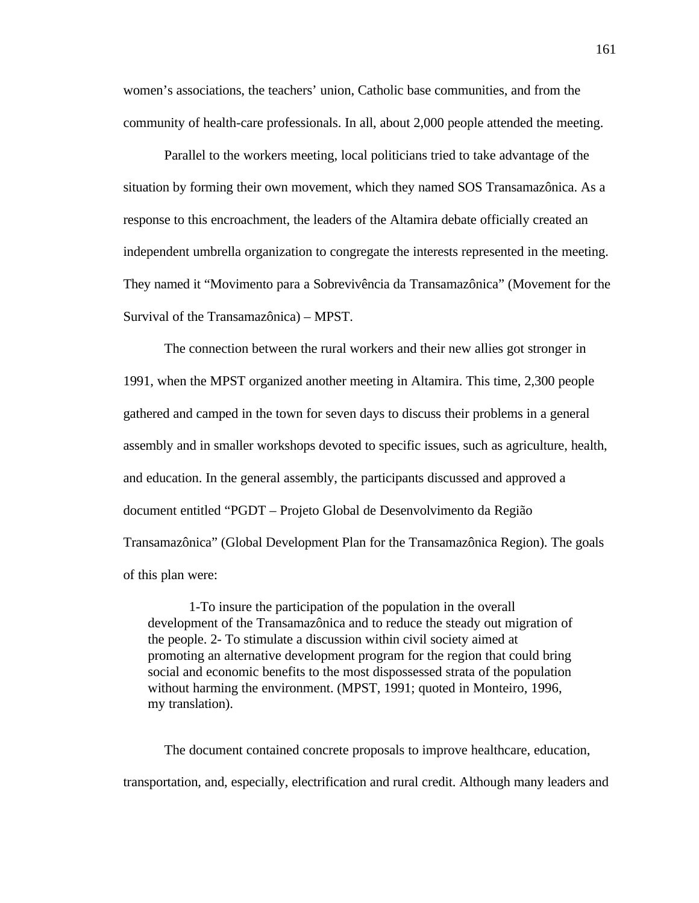women's associations, the teachers' union, Catholic base communities, and from the community of health-care professionals. In all, about 2,000 people attended the meeting.

Parallel to the workers meeting, local politicians tried to take advantage of the situation by forming their own movement, which they named SOS Transamazônica. As a response to this encroachment, the leaders of the Altamira debate officially created an independent umbrella organization to congregate the interests represented in the meeting. They named it "Movimento para a Sobrevivência da Transamazônica" (Movement for the Survival of the Transamazônica) – MPST.

The connection between the rural workers and their new allies got stronger in 1991, when the MPST organized another meeting in Altamira. This time, 2,300 people gathered and camped in the town for seven days to discuss their problems in a general assembly and in smaller workshops devoted to specific issues, such as agriculture, health, and education. In the general assembly, the participants discussed and approved a document entitled "PGDT – Projeto Global de Desenvolvimento da Região Transamazônica" (Global Development Plan for the Transamazônica Region). The goals of this plan were:

> 1-To insure the participation of the population in the overall development of the Transamazônica and to reduce the steady out migration of the people. 2- To stimulate a discussion within civil society aimed at promoting an alternative development program for the region that could bring social and economic benefits to the most dispossessed strata of the population without harming the environment. (MPST, 1991; quoted in Monteiro, 1996, my translation).

The document contained concrete proposals to improve healthcare, education, transportation, and, especially, electrification and rural credit. Although many leaders and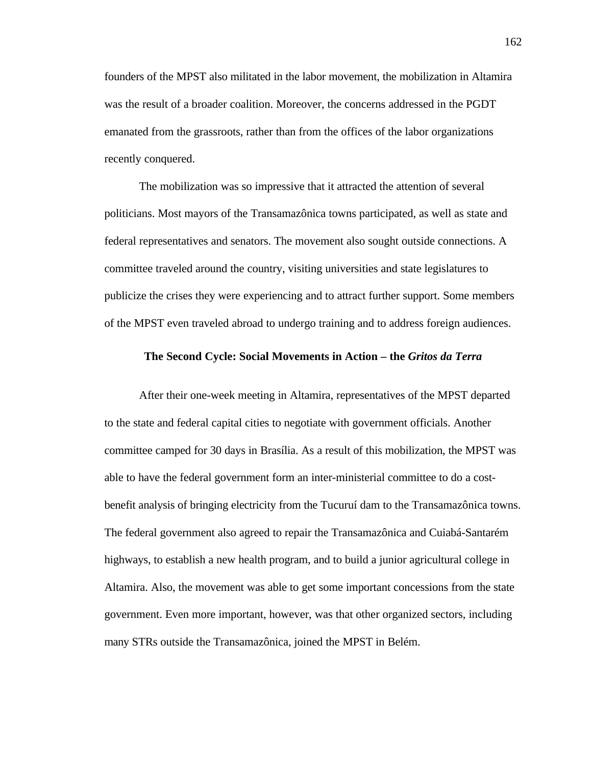founders of the MPST also militated in the labor movement, the mobilization in Altamira was the result of a broader coalition. Moreover, the concerns addressed in the PGDT emanated from the grassroots, rather than from the offices of the labor organizations recently conquered.

The mobilization was so impressive that it attracted the attention of several politicians. Most mayors of the Transamazônica towns participated, as well as state and federal representatives and senators. The movement also sought outside connections. A committee traveled around the country, visiting universities and state legislatures to publicize the crises they were experiencing and to attract further support. Some members of the MPST even traveled abroad to undergo training and to address foreign audiences.

### The Second Cycle: Social Movements in Action – the *Gritos da Terra*

After their one-week meeting in Altamira, representatives of the MPST departed to the state and federal capital cities to negotiate with government officials. Another committee camped for 30 days in Brasília. As a result of this mobilization, the MPST was able to have the federal government form an inter-ministerial committee to do a cost-benefit analysis of bringing electricity from the Tucuruí dam to the Transamazônica towns. The federal government also agreed to repair the Transamazônica and Cuiabá-Santarém highways, to establish a new health program, and to build a junior agricultural college in Altamira. Also, the movement was able to get some important concessions from the state government. Even more important, however, was that other organized sectors, including many STRs outside the Transamazônica, joined the MPST in Belém.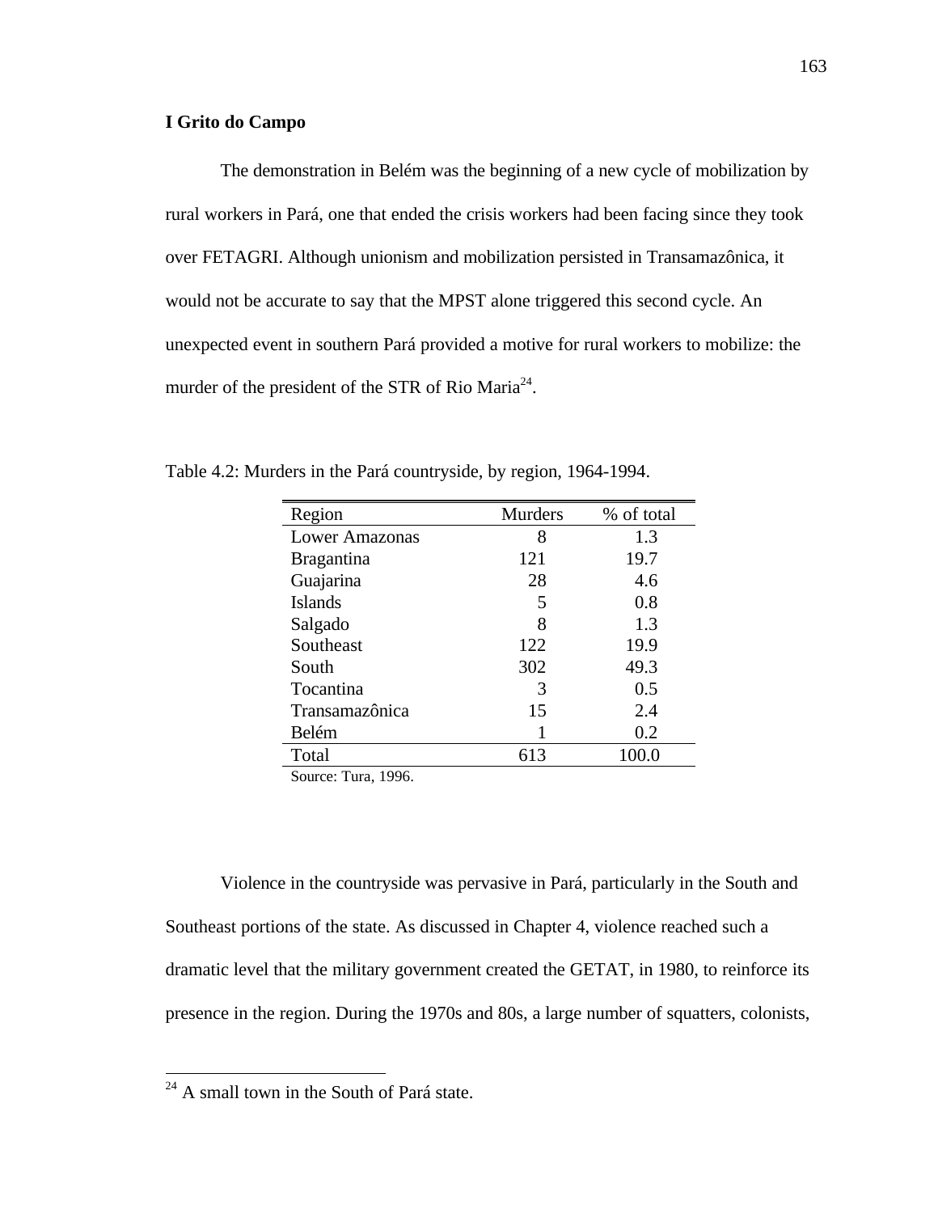**I Grito do Campo**

The demonstration in Belém was the beginning of a new cycle of mobilization by rural workers in Pará, one that ended the crisis workers had been facing since they took over FETAGRI. Although unionism and mobilization persisted in Transamazônica, it would not be accurate to say that the MPST alone triggered this second cycle. An unexpected event in southern Pará provided a motive for rural workers to mobilize: the murder of the president of the STR of Rio Maria[24].

Table 4.2: Murders in the Pará countryside, by region, 1964-1994.

| Region | Murders | % of total |
|---|---|---|
| Lower Amazonas | 8 | 1.3 |
| Bragantina | 121 | 19.7 |
| Guajarina | 28 | 4.6 |
| Islands | 5 | 0.8 |
| Salgado | 8 | 1.3 |
| Southeast | 122 | 19.9 |
| South | 302 | 49.3 |
| Tocantina | 3 | 0.5 |
| Transamazônica | 15 | 2.4 |
| Belém | 1 | 0.2 |
| Total | 613 | 100.0 |

Source: Tura, 1996.

Violence in the countryside was pervasive in Pará, particularly in the South and Southeast portions of the state. As discussed in Chapter 4, violence reached such a dramatic level that the military government created the GETAT, in 1980, to reinforce its presence in the region. During the 1970s and 80s, a large number of squatters, colonists,

[24] A small town in the South of Pará state.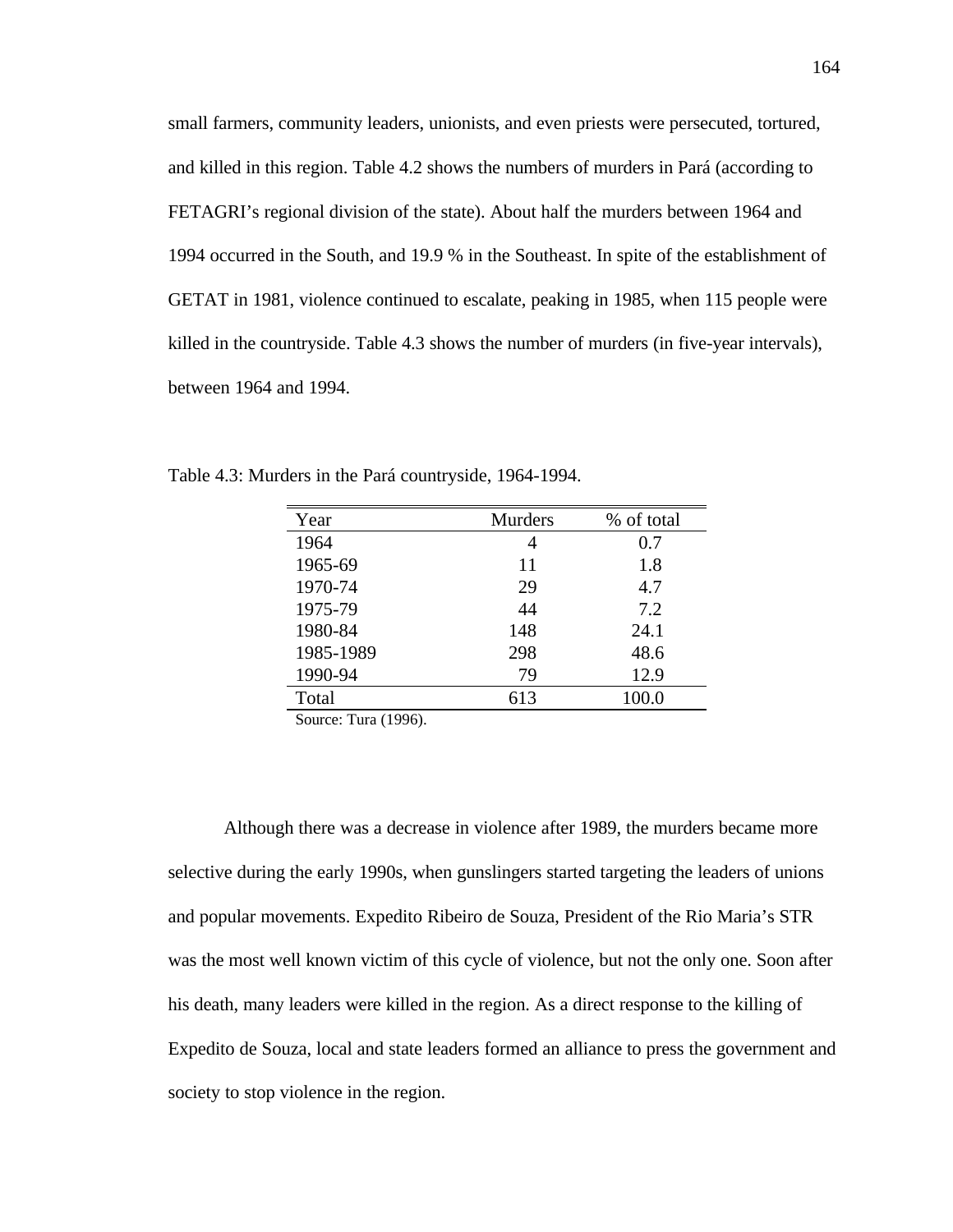small farmers, community leaders, unionists, and even priests were persecuted, tortured, and killed in this region. Table 4.2 shows the numbers of murders in Pará (according to FETAGRI's regional division of the state). About half the murders between 1964 and 1994 occurred in the South, and 19.9 % in the Southeast. In spite of the establishment of GETAT in 1981, violence continued to escalate, peaking in 1985, when 115 people were killed in the countryside. Table 4.3 shows the number of murders (in five-year intervals), between 1964 and 1994.

Table 4.3: Murders in the Pará countryside, 1964-1994.

| Year | Murders | % of total |
|---|---|---|
| 1964 | 4 | 0.7 |
| 1965-69 | 11 | 1.8 |
| 1970-74 | 29 | 4.7 |
| 1975-79 | 44 | 7.2 |
| 1980-84 | 148 | 24.1 |
| 1985-1989 | 298 | 48.6 |
| 1990-94 | 79 | 12.9 |
| Total | 613 | 100.0 |

Source: Tura (1996).

Although there was a decrease in violence after 1989, the murders became more selective during the early 1990s, when gunslingers started targeting the leaders of unions and popular movements. Expedito Ribeiro de Souza, President of the Rio Maria's STR was the most well known victim of this cycle of violence, but not the only one. Soon after his death, many leaders were killed in the region. As a direct response to the killing of Expedito de Souza, local and state leaders formed an alliance to press the government and society to stop violence in the region.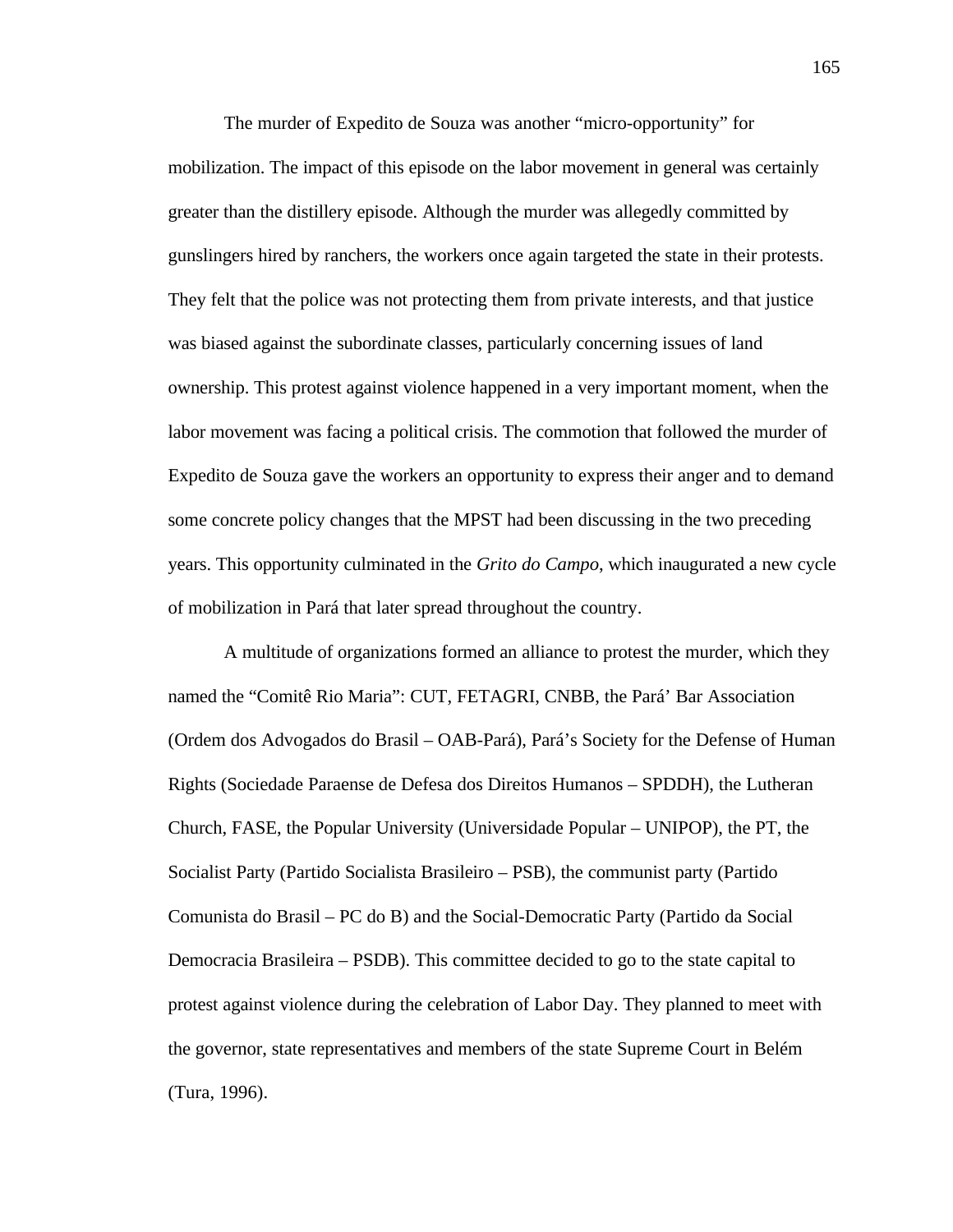The murder of Expedito de Souza was another "micro-opportunity" for mobilization. The impact of this episode on the labor movement in general was certainly greater than the distillery episode. Although the murder was allegedly committed by gunslingers hired by ranchers, the workers once again targeted the state in their protests. They felt that the police was not protecting them from private interests, and that justice was biased against the subordinate classes, particularly concerning issues of land ownership. This protest against violence happened in a very important moment, when the labor movement was facing a political crisis. The commotion that followed the murder of Expedito de Souza gave the workers an opportunity to express their anger and to demand some concrete policy changes that the MPST had been discussing in the two preceding years. This opportunity culminated in the *Grito do Campo*, which inaugurated a new cycle of mobilization in Pará that later spread throughout the country.

A multitude of organizations formed an alliance to protest the murder, which they named the "Comitê Rio Maria": CUT, FETAGRI, CNBB, the Pará' Bar Association (Ordem dos Advogados do Brasil – OAB-Pará), Pará's Society for the Defense of Human Rights (Sociedade Paraense de Defesa dos Direitos Humanos – SPDDH), the Lutheran Church, FASE, the Popular University (Universidade Popular – UNIPOP), the PT, the Socialist Party (Partido Socialista Brasileiro – PSB), the communist party (Partido Comunista do Brasil – PC do B) and the Social-Democratic Party (Partido da Social Democracia Brasileira – PSDB). This committee decided to go to the state capital to protest against violence during the celebration of Labor Day. They planned to meet with the governor, state representatives and members of the state Supreme Court in Belém (Tura, 1996).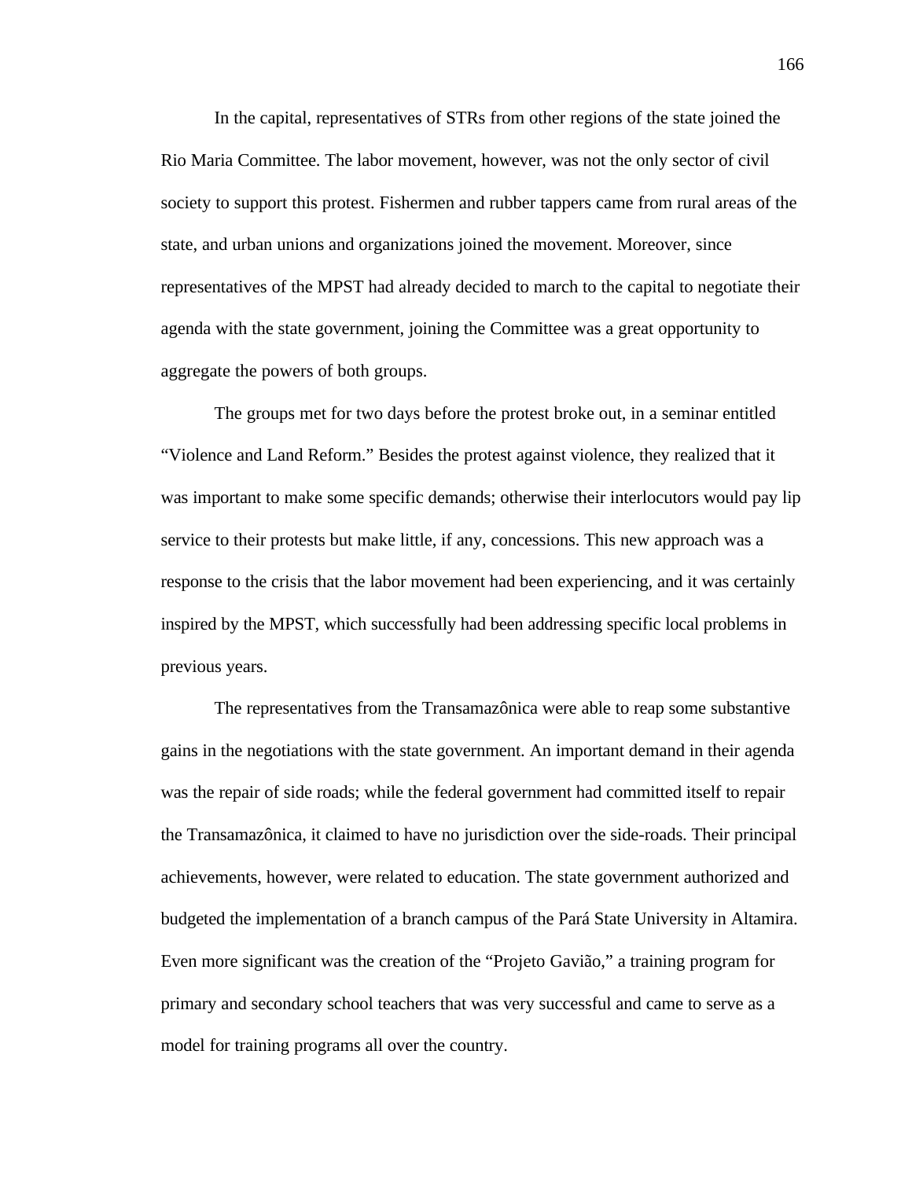In the capital, representatives of STRs from other regions of the state joined the Rio Maria Committee. The labor movement, however, was not the only sector of civil society to support this protest. Fishermen and rubber tappers came from rural areas of the state, and urban unions and organizations joined the movement. Moreover, since representatives of the MPST had already decided to march to the capital to negotiate their agenda with the state government, joining the Committee was a great opportunity to aggregate the powers of both groups.

The groups met for two days before the protest broke out, in a seminar entitled "Violence and Land Reform." Besides the protest against violence, they realized that it was important to make some specific demands; otherwise their interlocutors would pay lip service to their protests but make little, if any, concessions. This new approach was a response to the crisis that the labor movement had been experiencing, and it was certainly inspired by the MPST, which successfully had been addressing specific local problems in previous years.

The representatives from the Transamazônica were able to reap some substantive gains in the negotiations with the state government. An important demand in their agenda was the repair of side roads; while the federal government had committed itself to repair the Transamazônica, it claimed to have no jurisdiction over the side-roads. Their principal achievements, however, were related to education. The state government authorized and budgeted the implementation of a branch campus of the Pará State University in Altamira. Even more significant was the creation of the "Projeto Gavião," a training program for primary and secondary school teachers that was very successful and came to serve as a model for training programs all over the country.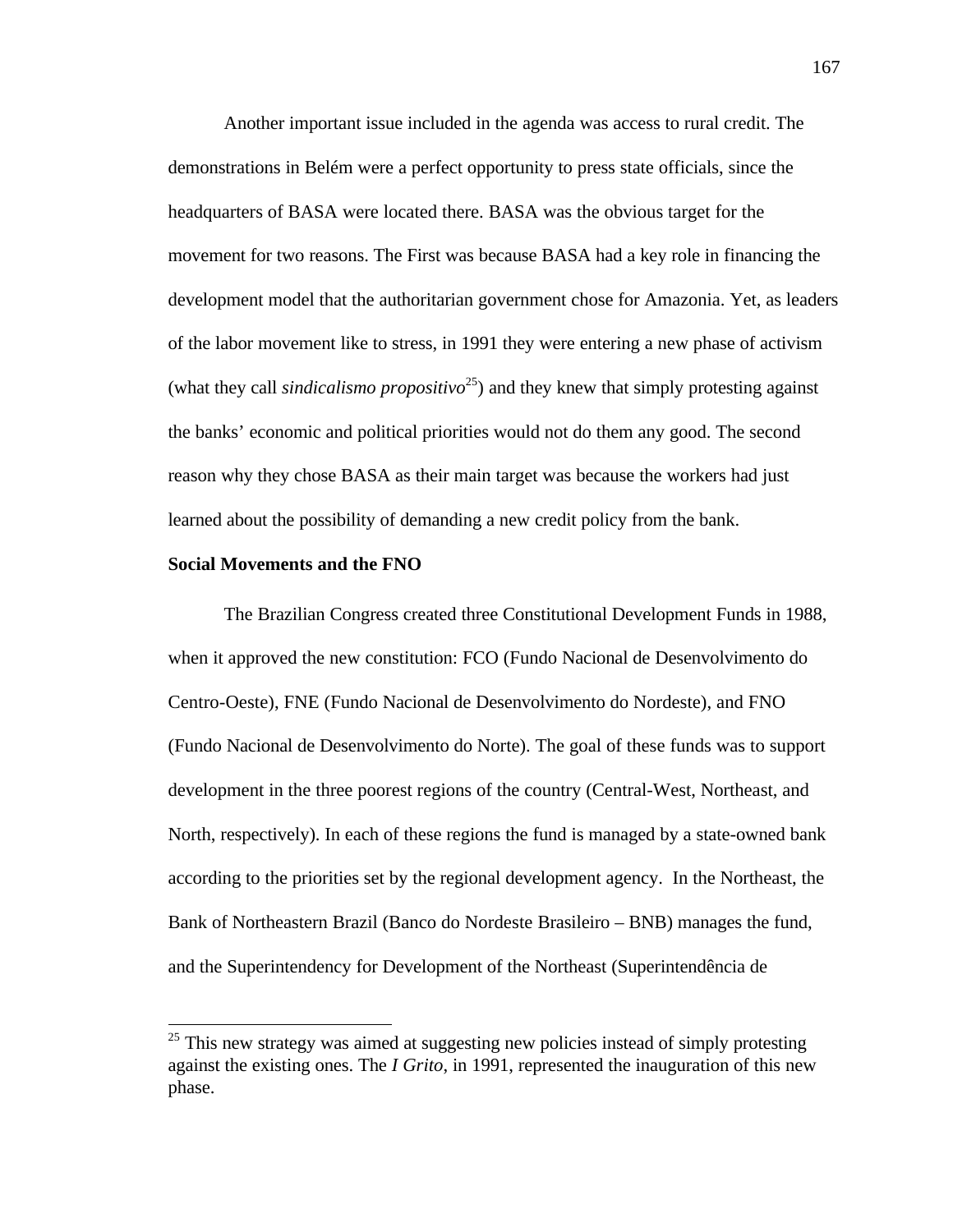Another important issue included in the agenda was access to rural credit. The demonstrations in Belém were a perfect opportunity to press state officials, since the headquarters of BASA were located there. BASA was the obvious target for the movement for two reasons. The First was because BASA had a key role in financing the development model that the authoritarian government chose for Amazonia. Yet, as leaders of the labor movement like to stress, in 1991 they were entering a new phase of activism (what they call *sindicalismo propositivo*[25]) and they knew that simply protesting against the banks' economic and political priorities would not do them any good. The second reason why they chose BASA as their main target was because the workers had just learned about the possibility of demanding a new credit policy from the bank.

**Social Movements and the FNO**

The Brazilian Congress created three Constitutional Development Funds in 1988, when it approved the new constitution: FCO (Fundo Nacional de Desenvolvimento do Centro-Oeste), FNE (Fundo Nacional de Desenvolvimento do Nordeste), and FNO (Fundo Nacional de Desenvolvimento do Norte). The goal of these funds was to support development in the three poorest regions of the country (Central-West, Northeast, and North, respectively). In each of these regions the fund is managed by a state-owned bank according to the priorities set by the regional development agency. In the Northeast, the Bank of Northeastern Brazil (Banco do Nordeste Brasileiro – BNB) manages the fund, and the Superintendency for Development of the Northeast (Superintendência de

[25] This new strategy was aimed at suggesting new policies instead of simply protesting against the existing ones. The *I Grito*, in 1991, represented the inauguration of this new phase.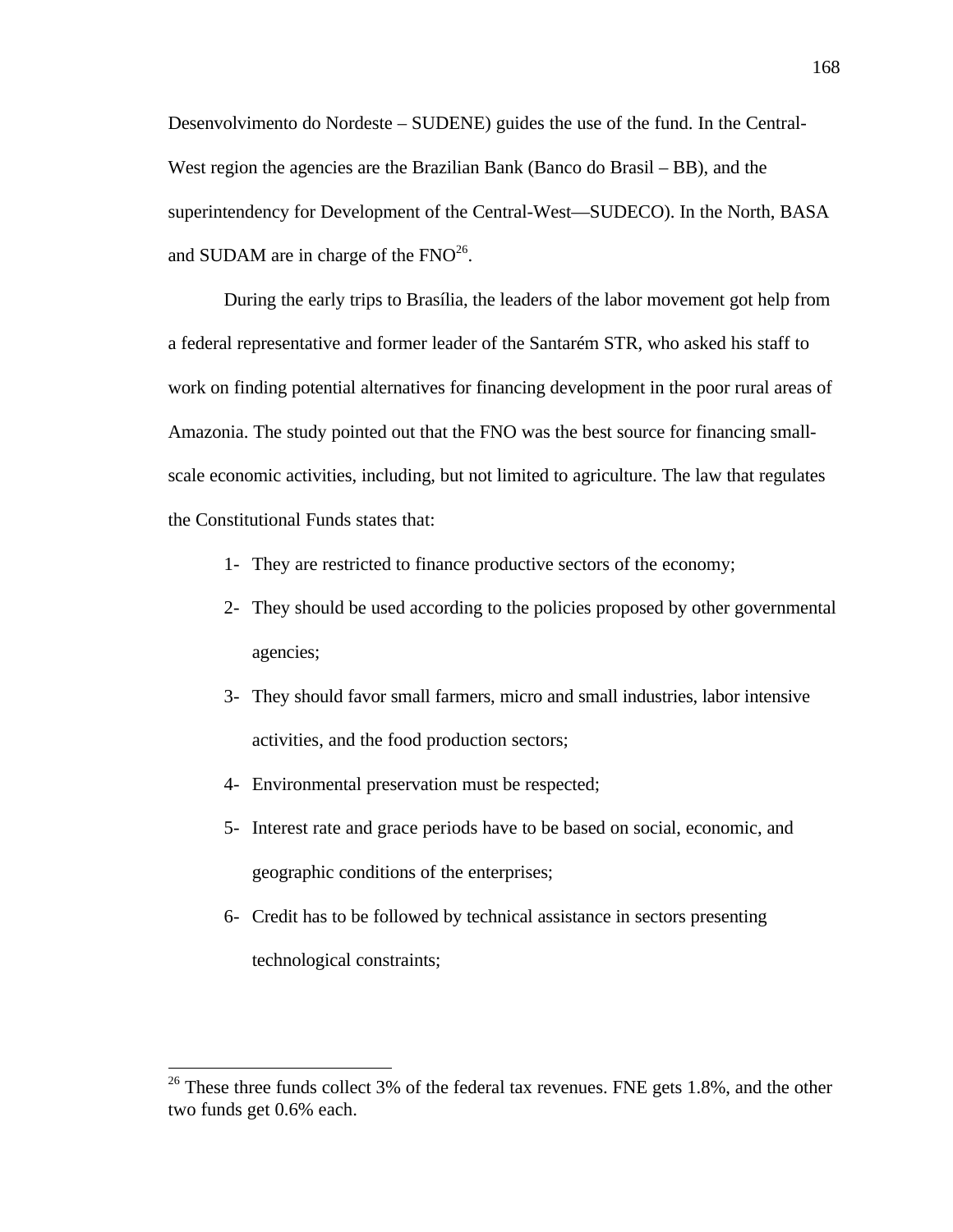Desenvolvimento do Nordeste – SUDENE) guides the use of the fund. In the Central-West region the agencies are the Brazilian Bank (Banco do Brasil – BB), and the superintendency for Development of the Central-West—SUDECO). In the North, BASA and SUDAM are in charge of the FNO[26].

During the early trips to Brasília, the leaders of the labor movement got help from a federal representative and former leader of the Santarém STR, who asked his staff to work on finding potential alternatives for financing development in the poor rural areas of Amazonia. The study pointed out that the FNO was the best source for financing small-scale economic activities, including, but not limited to agriculture. The law that regulates the Constitutional Funds states that:

1- They are restricted to finance productive sectors of the economy;
2- They should be used according to the policies proposed by other governmental agencies;
3- They should favor small farmers, micro and small industries, labor intensive activities, and the food production sectors;
4- Environmental preservation must be respected;
5- Interest rate and grace periods have to be based on social, economic, and geographic conditions of the enterprises;
6- Credit has to be followed by technical assistance in sectors presenting technological constraints;

[26] These three funds collect 3% of the federal tax revenues. FNE gets 1.8%, and the other two funds get 0.6% each.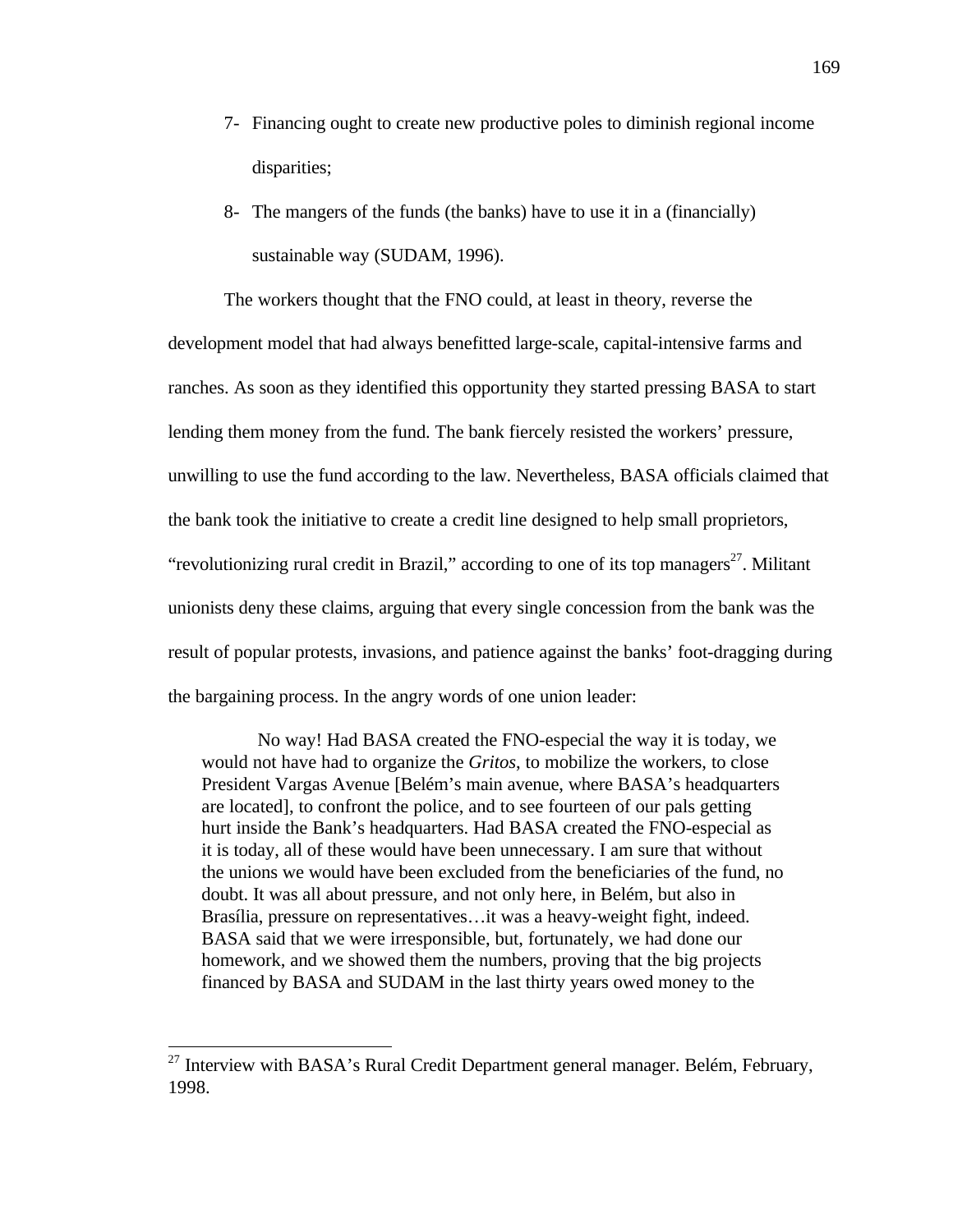7- Financing ought to create new productive poles to diminish regional income disparities;

8- The mangers of the funds (the banks) have to use it in a (financially) sustainable way (SUDAM, 1996).

The workers thought that the FNO could, at least in theory, reverse the development model that had always benefitted large-scale, capital-intensive farms and ranches. As soon as they identified this opportunity they started pressing BASA to start lending them money from the fund. The bank fiercely resisted the workers' pressure, unwilling to use the fund according to the law. Nevertheless, BASA officials claimed that the bank took the initiative to create a credit line designed to help small proprietors, "revolutionizing rural credit in Brazil," according to one of its top managers[27]. Militant unionists deny these claims, arguing that every single concession from the bank was the result of popular protests, invasions, and patience against the banks' foot-dragging during the bargaining process. In the angry words of one union leader:

> No way! Had BASA created the FNO-especial the way it is today, we would not have had to organize the *Gritos*, to mobilize the workers, to close President Vargas Avenue [Belém's main avenue, where BASA's headquarters are located], to confront the police, and to see fourteen of our pals getting hurt inside the Bank's headquarters. Had BASA created the FNO-especial as it is today, all of these would have been unnecessary. I am sure that without the unions we would have been excluded from the beneficiaries of the fund, no doubt. It was all about pressure, and not only here, in Belém, but also in Brasília, pressure on representatives…it was a heavy-weight fight, indeed. BASA said that we were irresponsible, but, fortunately, we had done our homework, and we showed them the numbers, proving that the big projects financed by BASA and SUDAM in the last thirty years owed money to the

[27] Interview with BASA's Rural Credit Department general manager. Belém, February, 1998.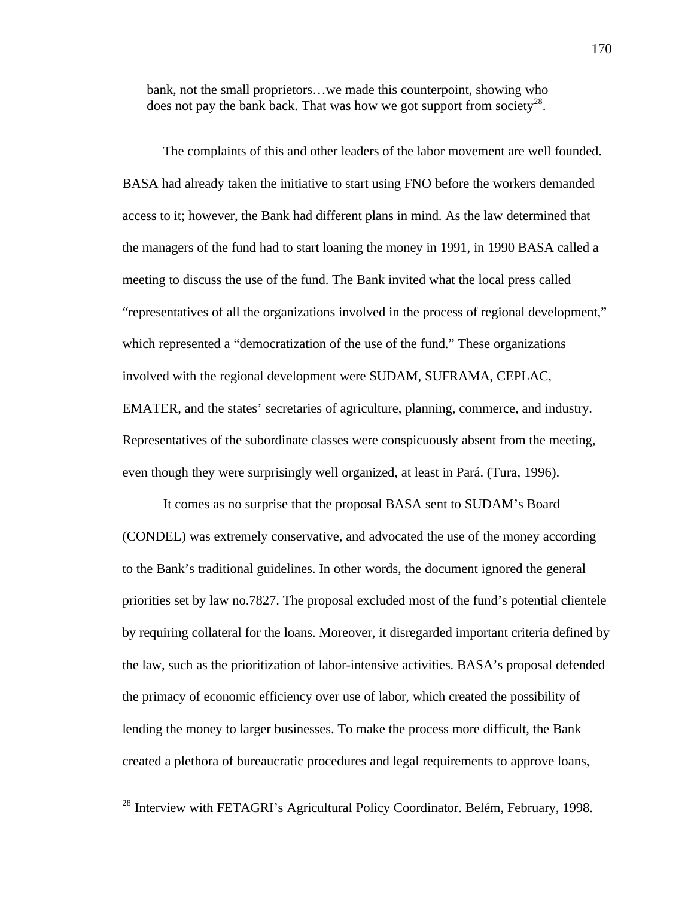> bank, not the small proprietors…we made this counterpoint, showing who does not pay the bank back. That was how we got support from society[28].

The complaints of this and other leaders of the labor movement are well founded. BASA had already taken the initiative to start using FNO before the workers demanded access to it; however, the Bank had different plans in mind. As the law determined that the managers of the fund had to start loaning the money in 1991, in 1990 BASA called a meeting to discuss the use of the fund. The Bank invited what the local press called "representatives of all the organizations involved in the process of regional development," which represented a "democratization of the use of the fund." These organizations involved with the regional development were SUDAM, SUFRAMA, CEPLAC, EMATER, and the states' secretaries of agriculture, planning, commerce, and industry. Representatives of the subordinate classes were conspicuously absent from the meeting, even though they were surprisingly well organized, at least in Pará. (Tura, 1996).

It comes as no surprise that the proposal BASA sent to SUDAM's Board (CONDEL) was extremely conservative, and advocated the use of the money according to the Bank's traditional guidelines. In other words, the document ignored the general priorities set by law no.7827. The proposal excluded most of the fund's potential clientele by requiring collateral for the loans. Moreover, it disregarded important criteria defined by the law, such as the prioritization of labor-intensive activities. BASA's proposal defended the primacy of economic efficiency over use of labor, which created the possibility of lending the money to larger businesses. To make the process more difficult, the Bank created a plethora of bureaucratic procedures and legal requirements to approve loans,

---

[28] Interview with FETAGRI's Agricultural Policy Coordinator. Belém, February, 1998.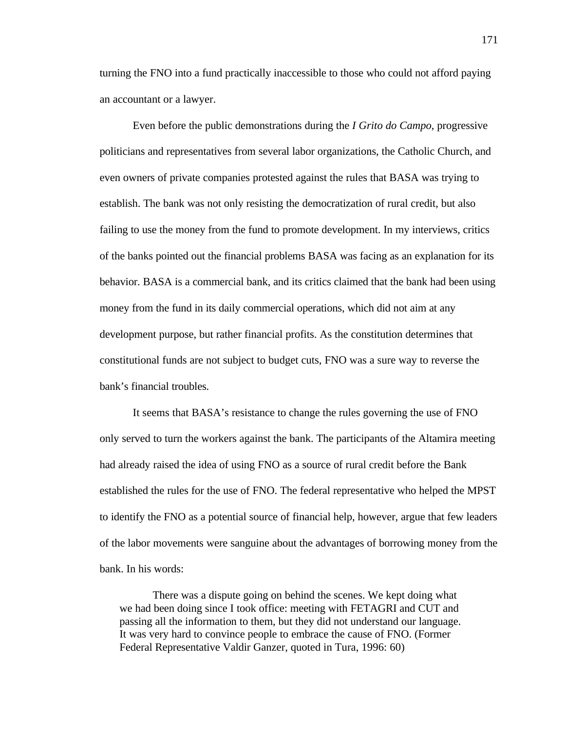turning the FNO into a fund practically inaccessible to those who could not afford paying an accountant or a lawyer.

Even before the public demonstrations during the *I Grito do Campo*, progressive politicians and representatives from several labor organizations, the Catholic Church, and even owners of private companies protested against the rules that BASA was trying to establish. The bank was not only resisting the democratization of rural credit, but also failing to use the money from the fund to promote development. In my interviews, critics of the banks pointed out the financial problems BASA was facing as an explanation for its behavior. BASA is a commercial bank, and its critics claimed that the bank had been using money from the fund in its daily commercial operations, which did not aim at any development purpose, but rather financial profits. As the constitution determines that constitutional funds are not subject to budget cuts, FNO was a sure way to reverse the bank's financial troubles.

It seems that BASA's resistance to change the rules governing the use of FNO only served to turn the workers against the bank. The participants of the Altamira meeting had already raised the idea of using FNO as a source of rural credit before the Bank established the rules for the use of FNO. The federal representative who helped the MPST to identify the FNO as a potential source of financial help, however, argue that few leaders of the labor movements were sanguine about the advantages of borrowing money from the bank. In his words:

> There was a dispute going on behind the scenes. We kept doing what we had been doing since I took office: meeting with FETAGRI and CUT and passing all the information to them, but they did not understand our language. It was very hard to convince people to embrace the cause of FNO. (Former Federal Representative Valdir Ganzer, quoted in Tura, 1996: 60)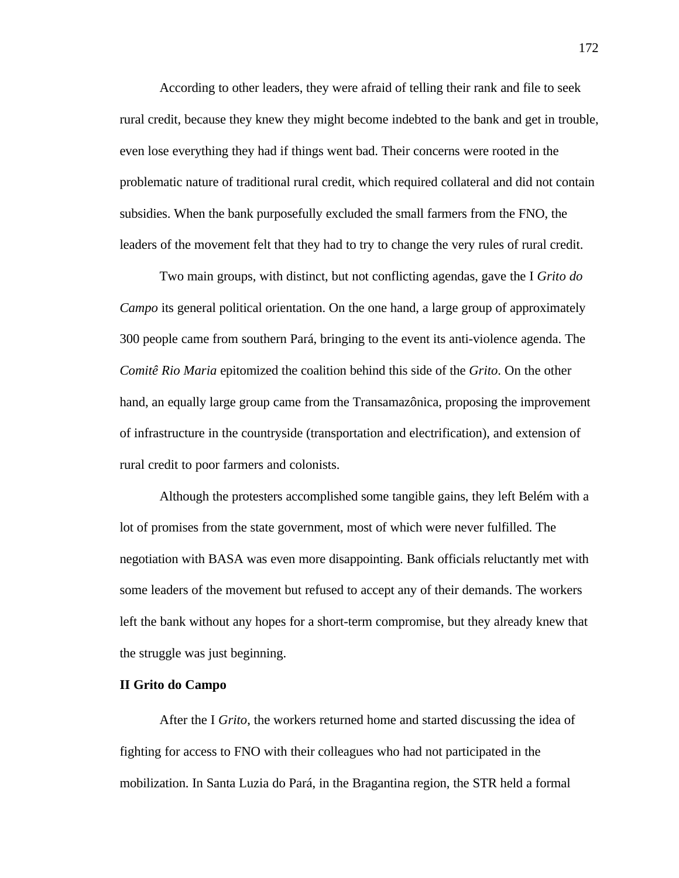According to other leaders, they were afraid of telling their rank and file to seek rural credit, because they knew they might become indebted to the bank and get in trouble, even lose everything they had if things went bad. Their concerns were rooted in the problematic nature of traditional rural credit, which required collateral and did not contain subsidies. When the bank purposefully excluded the small farmers from the FNO, the leaders of the movement felt that they had to try to change the very rules of rural credit.

Two main groups, with distinct, but not conflicting agendas, gave the I *Grito do Campo* its general political orientation. On the one hand, a large group of approximately 300 people came from southern Pará, bringing to the event its anti-violence agenda. The *Comitê Rio Maria* epitomized the coalition behind this side of the *Grito*. On the other hand, an equally large group came from the Transamazônica, proposing the improvement of infrastructure in the countryside (transportation and electrification), and extension of rural credit to poor farmers and colonists.

Although the protesters accomplished some tangible gains, they left Belém with a lot of promises from the state government, most of which were never fulfilled. The negotiation with BASA was even more disappointing. Bank officials reluctantly met with some leaders of the movement but refused to accept any of their demands. The workers left the bank without any hopes for a short-term compromise, but they already knew that the struggle was just beginning.

**II Grito do Campo**

After the I *Grito*, the workers returned home and started discussing the idea of fighting for access to FNO with their colleagues who had not participated in the mobilization. In Santa Luzia do Pará, in the Bragantina region, the STR held a formal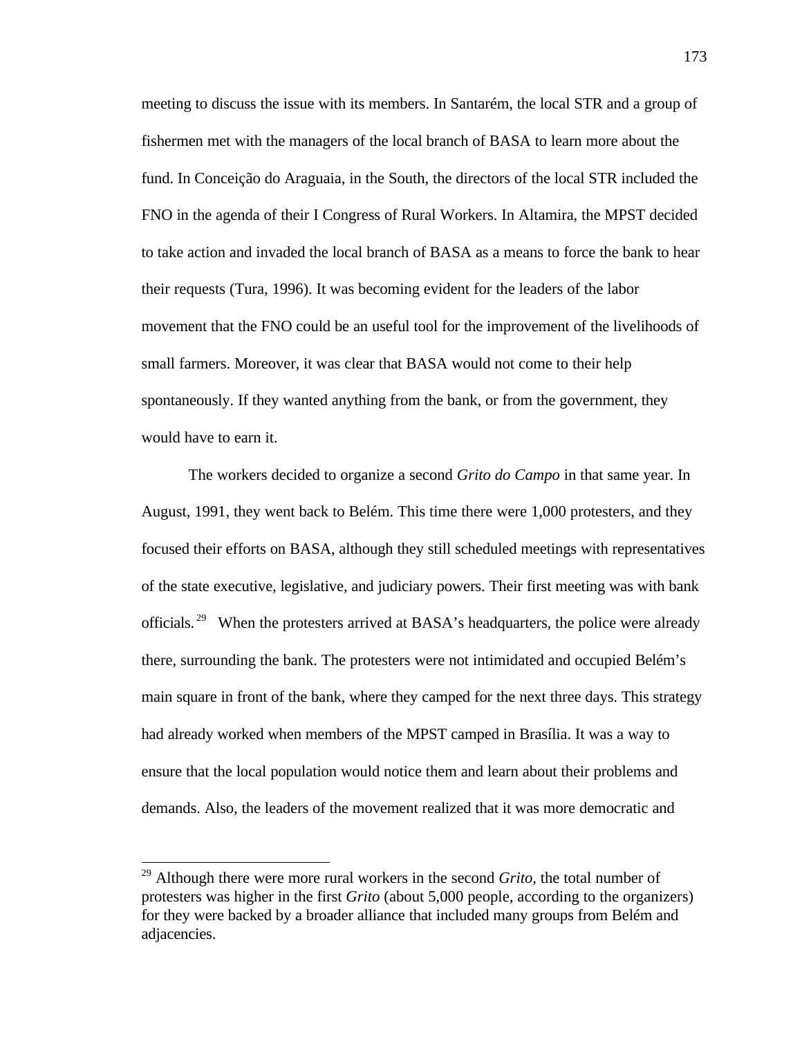meeting to discuss the issue with its members. In Santarém, the local STR and a group of fishermen met with the managers of the local branch of BASA to learn more about the fund. In Conceição do Araguaia, in the South, the directors of the local STR included the FNO in the agenda of their I Congress of Rural Workers. In Altamira, the MPST decided to take action and invaded the local branch of BASA as a means to force the bank to hear their requests (Tura, 1996). It was becoming evident for the leaders of the labor movement that the FNO could be an useful tool for the improvement of the livelihoods of small farmers. Moreover, it was clear that BASA would not come to their help spontaneously. If they wanted anything from the bank, or from the government, they would have to earn it.

The workers decided to organize a second *Grito do Campo* in that same year. In August, 1991, they went back to Belém. This time there were 1,000 protesters, and they focused their efforts on BASA, although they still scheduled meetings with representatives of the state executive, legislative, and judiciary powers. Their first meeting was with bank officials.[29] When the protesters arrived at BASA's headquarters, the police were already there, surrounding the bank. The protesters were not intimidated and occupied Belém's main square in front of the bank, where they camped for the next three days. This strategy had already worked when members of the MPST camped in Brasília. It was a way to ensure that the local population would notice them and learn about their problems and demands. Also, the leaders of the movement realized that it was more democratic and

[29] Although there were more rural workers in the second *Grito*, the total number of protesters was higher in the first *Grito* (about 5,000 people, according to the organizers) for they were backed by a broader alliance that included many groups from Belém and adjacencies.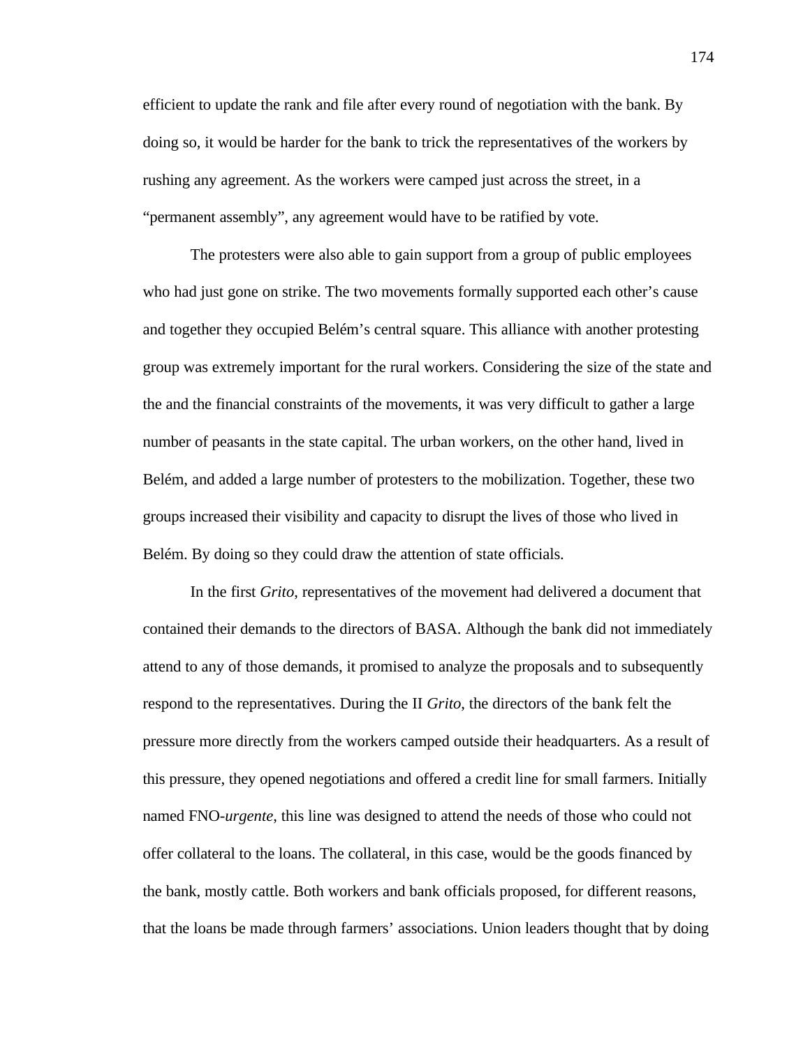efficient to update the rank and file after every round of negotiation with the bank. By doing so, it would be harder for the bank to trick the representatives of the workers by rushing any agreement. As the workers were camped just across the street, in a "permanent assembly", any agreement would have to be ratified by vote.

The protesters were also able to gain support from a group of public employees who had just gone on strike. The two movements formally supported each other's cause and together they occupied Belém's central square. This alliance with another protesting group was extremely important for the rural workers. Considering the size of the state and the and the financial constraints of the movements, it was very difficult to gather a large number of peasants in the state capital. The urban workers, on the other hand, lived in Belém, and added a large number of protesters to the mobilization. Together, these two groups increased their visibility and capacity to disrupt the lives of those who lived in Belém. By doing so they could draw the attention of state officials.

In the first *Grito*, representatives of the movement had delivered a document that contained their demands to the directors of BASA. Although the bank did not immediately attend to any of those demands, it promised to analyze the proposals and to subsequently respond to the representatives. During the II *Grito*, the directors of the bank felt the pressure more directly from the workers camped outside their headquarters. As a result of this pressure, they opened negotiations and offered a credit line for small farmers. Initially named FNO-*urgente*, this line was designed to attend the needs of those who could not offer collateral to the loans. The collateral, in this case, would be the goods financed by the bank, mostly cattle. Both workers and bank officials proposed, for different reasons, that the loans be made through farmers' associations. Union leaders thought that by doing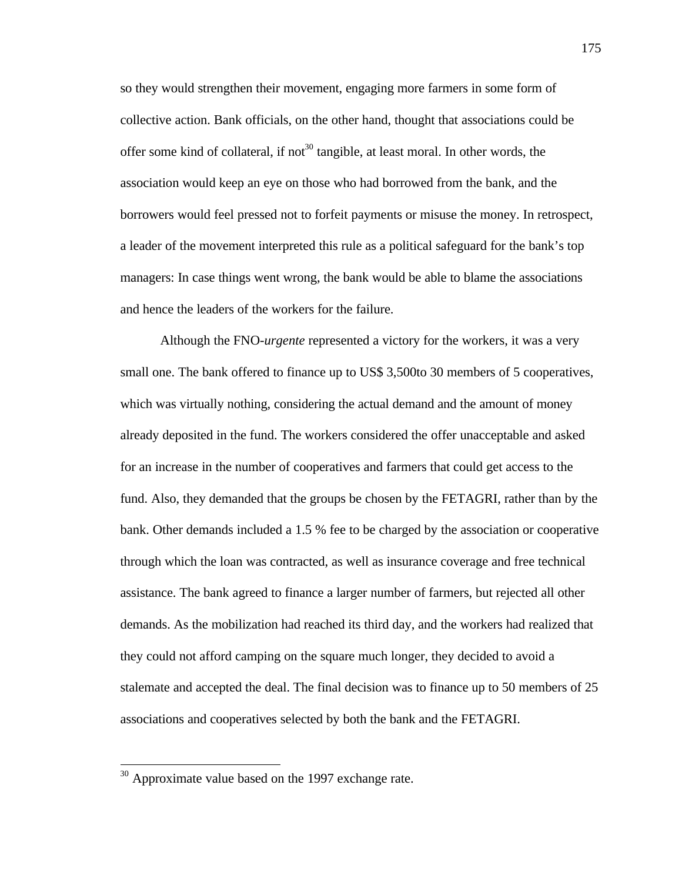so they would strengthen their movement, engaging more farmers in some form of collective action. Bank officials, on the other hand, thought that associations could be offer some kind of collateral, if not[30] tangible, at least moral. In other words, the association would keep an eye on those who had borrowed from the bank, and the borrowers would feel pressed not to forfeit payments or misuse the money. In retrospect, a leader of the movement interpreted this rule as a political safeguard for the bank's top managers: In case things went wrong, the bank would be able to blame the associations and hence the leaders of the workers for the failure.

Although the FNO-*urgente* represented a victory for the workers, it was a very small one. The bank offered to finance up to US$ 3,500to 30 members of 5 cooperatives, which was virtually nothing, considering the actual demand and the amount of money already deposited in the fund. The workers considered the offer unacceptable and asked for an increase in the number of cooperatives and farmers that could get access to the fund. Also, they demanded that the groups be chosen by the FETAGRI, rather than by the bank. Other demands included a 1.5 % fee to be charged by the association or cooperative through which the loan was contracted, as well as insurance coverage and free technical assistance. The bank agreed to finance a larger number of farmers, but rejected all other demands. As the mobilization had reached its third day, and the workers had realized that they could not afford camping on the square much longer, they decided to avoid a stalemate and accepted the deal. The final decision was to finance up to 50 members of 25 associations and cooperatives selected by both the bank and the FETAGRI.

---

[30] Approximate value based on the 1997 exchange rate.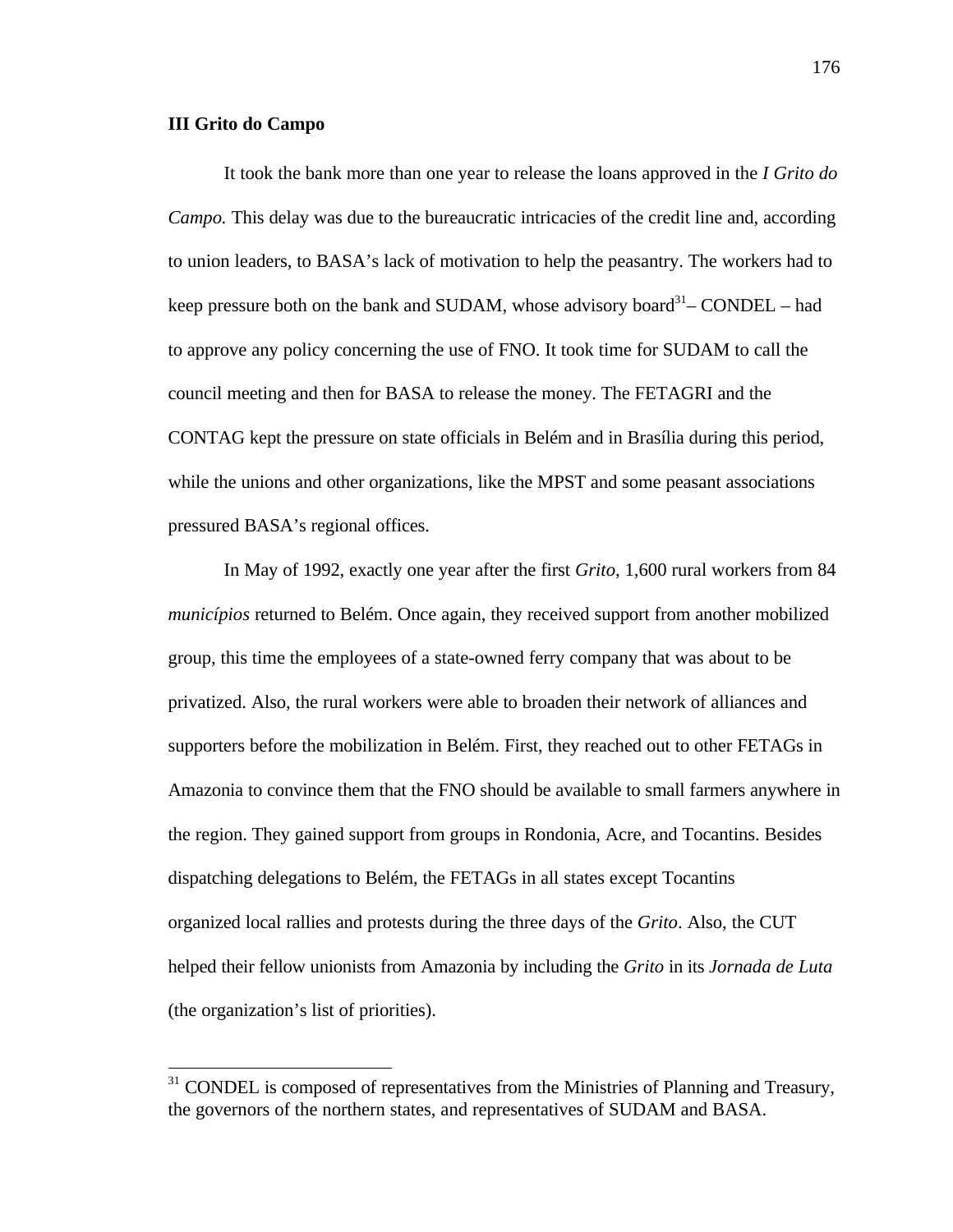**III Grito do Campo**

It took the bank more than one year to release the loans approved in the *I Grito do Campo.* This delay was due to the bureaucratic intricacies of the credit line and, according to union leaders, to BASA's lack of motivation to help the peasantry. The workers had to keep pressure both on the bank and SUDAM, whose advisory board[31]– CONDEL – had to approve any policy concerning the use of FNO. It took time for SUDAM to call the council meeting and then for BASA to release the money. The FETAGRI and the CONTAG kept the pressure on state officials in Belém and in Brasília during this period, while the unions and other organizations, like the MPST and some peasant associations pressured BASA's regional offices.

In May of 1992, exactly one year after the first *Grito*, 1,600 rural workers from 84 *municípios* returned to Belém. Once again, they received support from another mobilized group, this time the employees of a state-owned ferry company that was about to be privatized. Also, the rural workers were able to broaden their network of alliances and supporters before the mobilization in Belém. First, they reached out to other FETAGs in Amazonia to convince them that the FNO should be available to small farmers anywhere in the region. They gained support from groups in Rondonia, Acre, and Tocantins. Besides dispatching delegations to Belém, the FETAGs in all states except Tocantins organized local rallies and protests during the three days of the *Grito*. Also, the CUT helped their fellow unionists from Amazonia by including the *Grito* in its *Jornada de Luta* (the organization's list of priorities).

---

[31] CONDEL is composed of representatives from the Ministries of Planning and Treasury, the governors of the northern states, and representatives of SUDAM and BASA.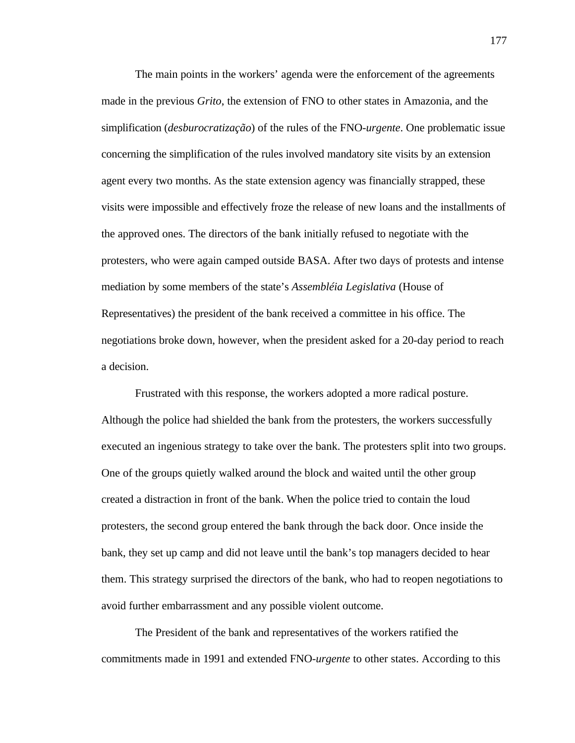The main points in the workers' agenda were the enforcement of the agreements made in the previous *Grito*, the extension of FNO to other states in Amazonia, and the simplification (*desburocratização*) of the rules of the FNO-*urgente*. One problematic issue concerning the simplification of the rules involved mandatory site visits by an extension agent every two months. As the state extension agency was financially strapped, these visits were impossible and effectively froze the release of new loans and the installments of the approved ones. The directors of the bank initially refused to negotiate with the protesters, who were again camped outside BASA. After two days of protests and intense mediation by some members of the state's *Assembléia Legislativa* (House of Representatives) the president of the bank received a committee in his office. The negotiations broke down, however, when the president asked for a 20-day period to reach a decision.

Frustrated with this response, the workers adopted a more radical posture. Although the police had shielded the bank from the protesters, the workers successfully executed an ingenious strategy to take over the bank. The protesters split into two groups. One of the groups quietly walked around the block and waited until the other group created a distraction in front of the bank. When the police tried to contain the loud protesters, the second group entered the bank through the back door. Once inside the bank, they set up camp and did not leave until the bank's top managers decided to hear them. This strategy surprised the directors of the bank, who had to reopen negotiations to avoid further embarrassment and any possible violent outcome.

The President of the bank and representatives of the workers ratified the commitments made in 1991 and extended FNO-*urgente* to other states. According to this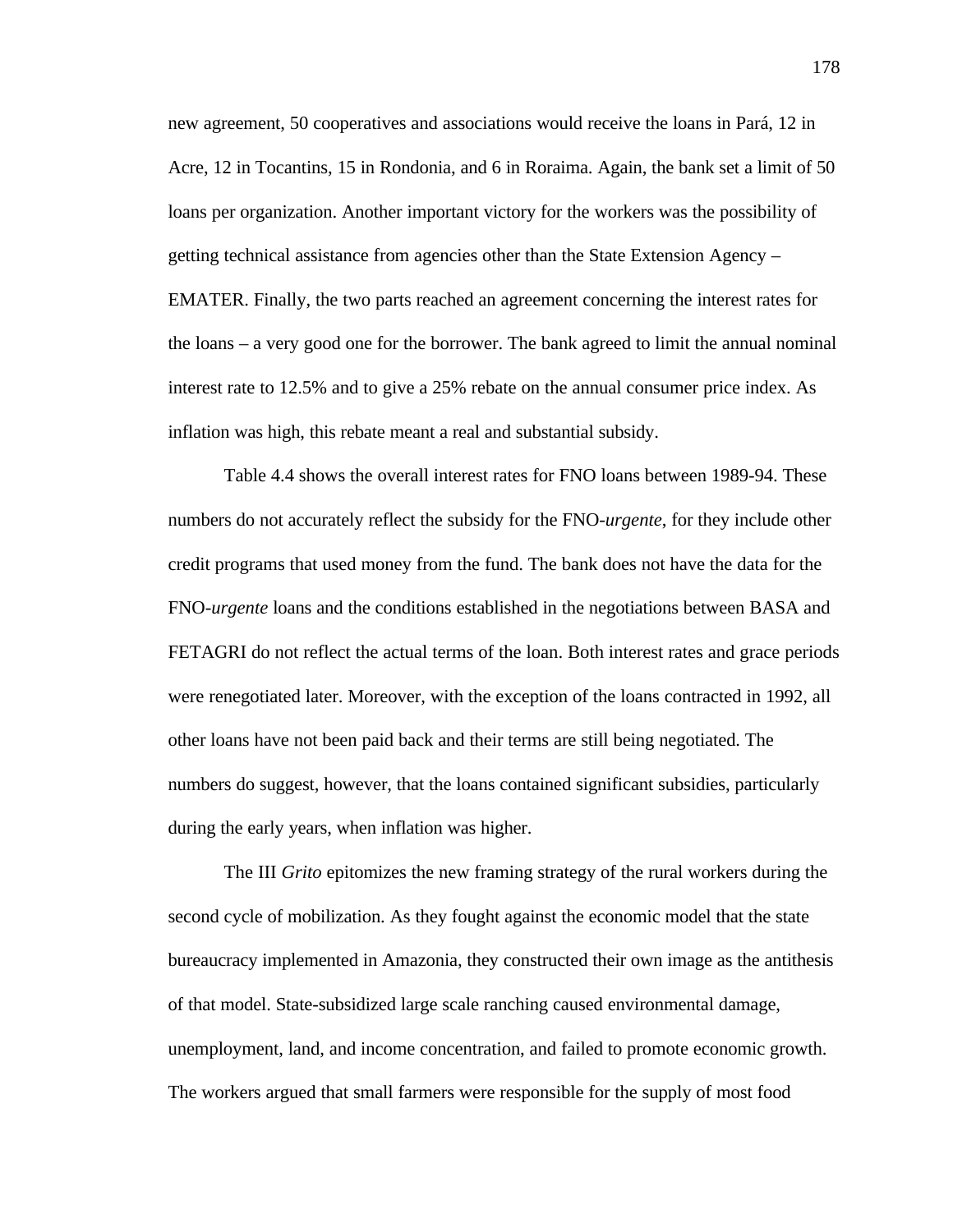new agreement, 50 cooperatives and associations would receive the loans in Pará, 12 in Acre, 12 in Tocantins, 15 in Rondonia, and 6 in Roraima. Again, the bank set a limit of 50 loans per organization. Another important victory for the workers was the possibility of getting technical assistance from agencies other than the State Extension Agency – EMATER. Finally, the two parts reached an agreement concerning the interest rates for the loans – a very good one for the borrower. The bank agreed to limit the annual nominal interest rate to 12.5% and to give a 25% rebate on the annual consumer price index. As inflation was high, this rebate meant a real and substantial subsidy.

Table 4.4 shows the overall interest rates for FNO loans between 1989-94. These numbers do not accurately reflect the subsidy for the FNO-*urgente*, for they include other credit programs that used money from the fund. The bank does not have the data for the FNO-*urgente* loans and the conditions established in the negotiations between BASA and FETAGRI do not reflect the actual terms of the loan. Both interest rates and grace periods were renegotiated later. Moreover, with the exception of the loans contracted in 1992, all other loans have not been paid back and their terms are still being negotiated. The numbers do suggest, however, that the loans contained significant subsidies, particularly during the early years, when inflation was higher.

The III *Grito* epitomizes the new framing strategy of the rural workers during the second cycle of mobilization. As they fought against the economic model that the state bureaucracy implemented in Amazonia, they constructed their own image as the antithesis of that model. State-subsidized large scale ranching caused environmental damage, unemployment, land, and income concentration, and failed to promote economic growth. The workers argued that small farmers were responsible for the supply of most food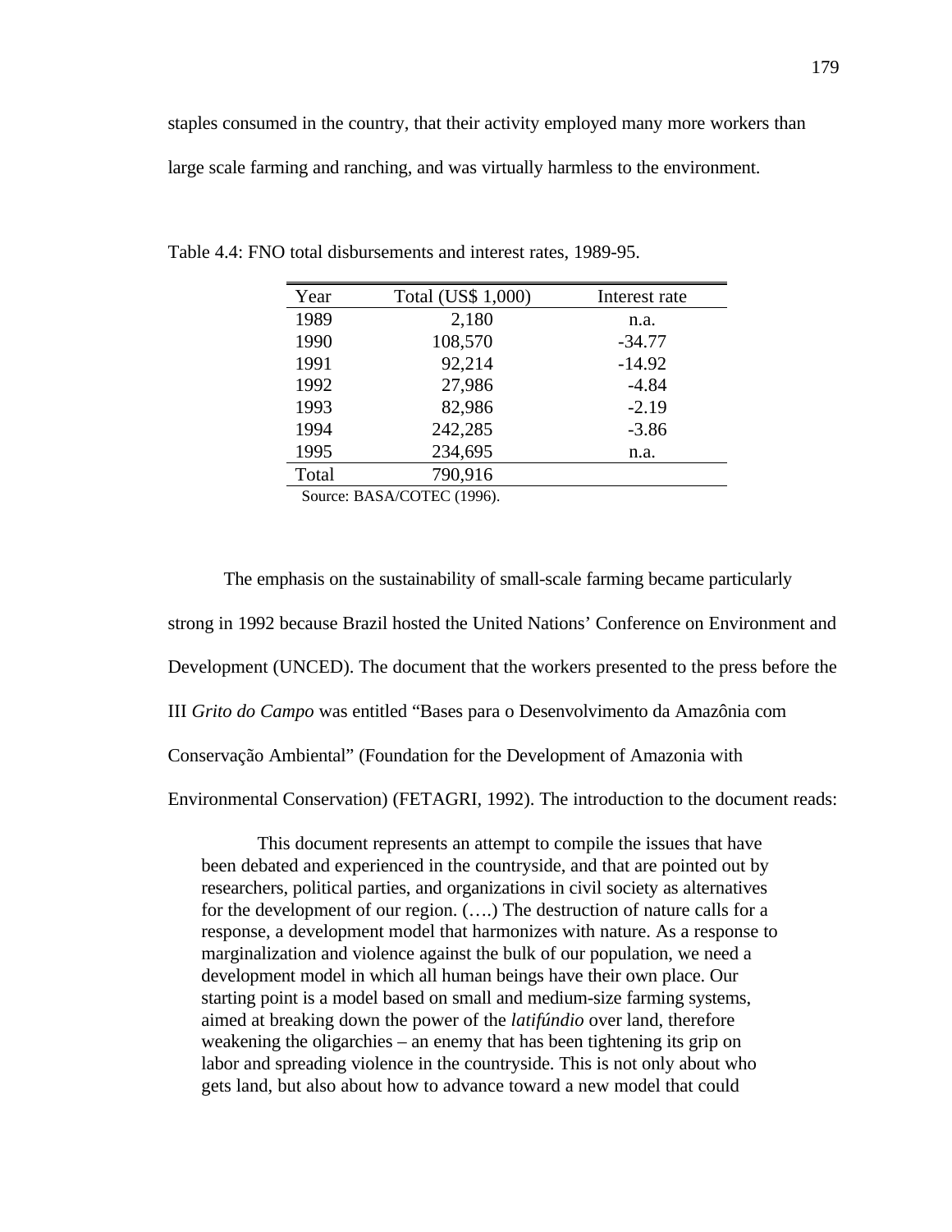staples consumed in the country, that their activity employed many more workers than large scale farming and ranching, and was virtually harmless to the environment.

Table 4.4: FNO total disbursements and interest rates, 1989-95.

| Year | Total (US$ 1,000) | Interest rate |
|---|---|---|
| 1989 | 2,180 | n.a. |
| 1990 | 108,570 | -34.77 |
| 1991 | 92,214 | -14.92 |
| 1992 | 27,986 | -4.84 |
| 1993 | 82,986 | -2.19 |
| 1994 | 242,285 | -3.86 |
| 1995 | 234,695 | n.a. |
| Total | 790,916 | |

Source: BASA/COTEC (1996).

The emphasis on the sustainability of small-scale farming became particularly strong in 1992 because Brazil hosted the United Nations' Conference on Environment and Development (UNCED). The document that the workers presented to the press before the III *Grito do Campo* was entitled "Bases para o Desenvolvimento da Amazônia com Conservação Ambiental" (Foundation for the Development of Amazonia with Environmental Conservation) (FETAGRI, 1992). The introduction to the document reads:

> This document represents an attempt to compile the issues that have been debated and experienced in the countryside, and that are pointed out by researchers, political parties, and organizations in civil society as alternatives for the development of our region. (….) The destruction of nature calls for a response, a development model that harmonizes with nature. As a response to marginalization and violence against the bulk of our population, we need a development model in which all human beings have their own place. Our starting point is a model based on small and medium-size farming systems, aimed at breaking down the power of the *latifúndio* over land, therefore weakening the oligarchies – an enemy that has been tightening its grip on labor and spreading violence in the countryside. This is not only about who gets land, but also about how to advance toward a new model that could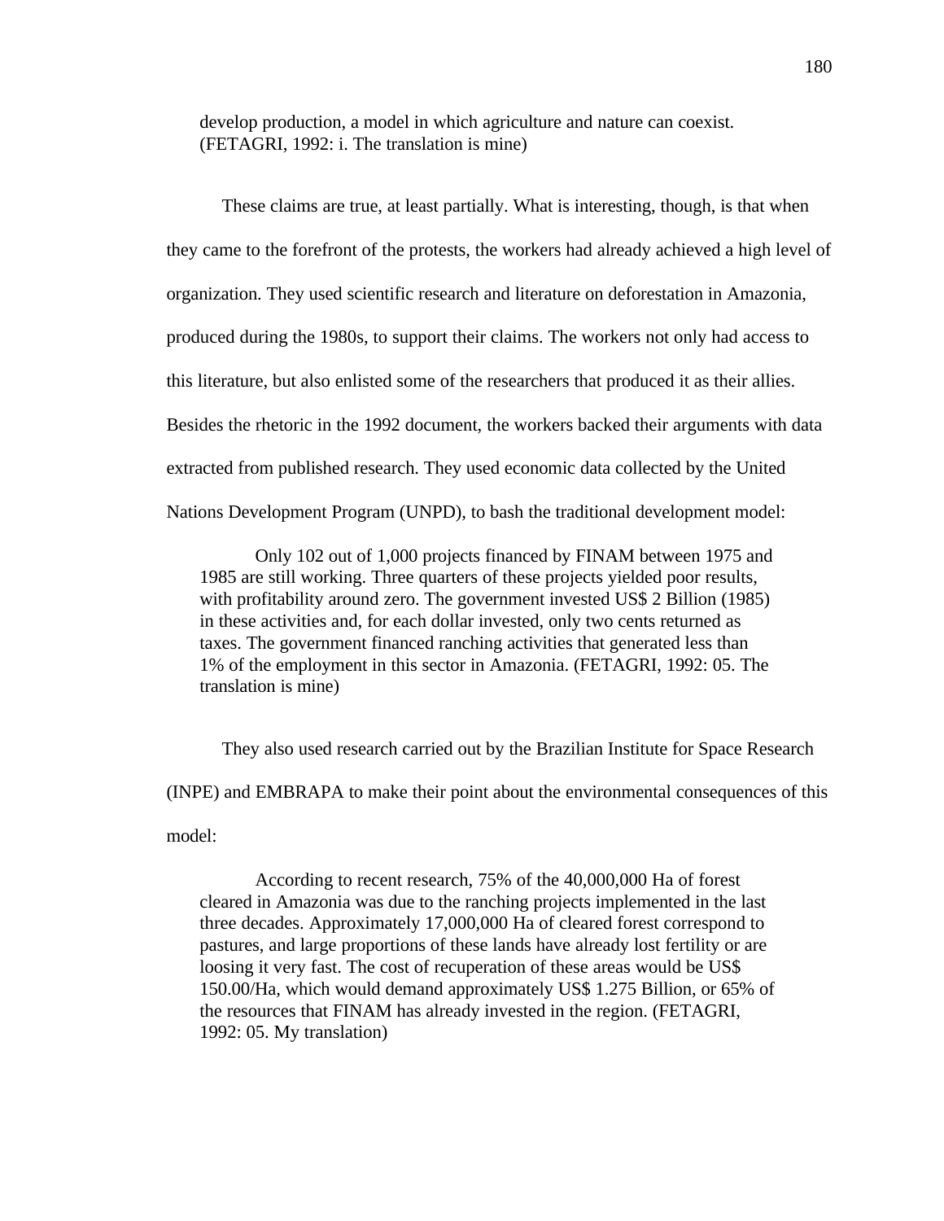> develop production, a model in which agriculture and nature can coexist. (FETAGRI, 1992: i. The translation is mine)

These claims are true, at least partially. What is interesting, though, is that when they came to the forefront of the protests, the workers had already achieved a high level of organization. They used scientific research and literature on deforestation in Amazonia, produced during the 1980s, to support their claims. The workers not only had access to this literature, but also enlisted some of the researchers that produced it as their allies. Besides the rhetoric in the 1992 document, the workers backed their arguments with data extracted from published research. They used economic data collected by the United Nations Development Program (UNPD), to bash the traditional development model:

> Only 102 out of 1,000 projects financed by FINAM between 1975 and 1985 are still working. Three quarters of these projects yielded poor results, with profitability around zero. The government invested US$ 2 Billion (1985) in these activities and, for each dollar invested, only two cents returned as taxes. The government financed ranching activities that generated less than 1% of the employment in this sector in Amazonia. (FETAGRI, 1992: 05. The translation is mine)

They also used research carried out by the Brazilian Institute for Space Research (INPE) and EMBRAPA to make their point about the environmental consequences of this model:

> According to recent research, 75% of the 40,000,000 Ha of forest cleared in Amazonia was due to the ranching projects implemented in the last three decades. Approximately 17,000,000 Ha of cleared forest correspond to pastures, and large proportions of these lands have already lost fertility or are loosing it very fast. The cost of recuperation of these areas would be US$ 150.00/Ha, which would demand approximately US$ 1.275 Billion, or 65% of the resources that FINAM has already invested in the region. (FETAGRI, 1992: 05. My translation)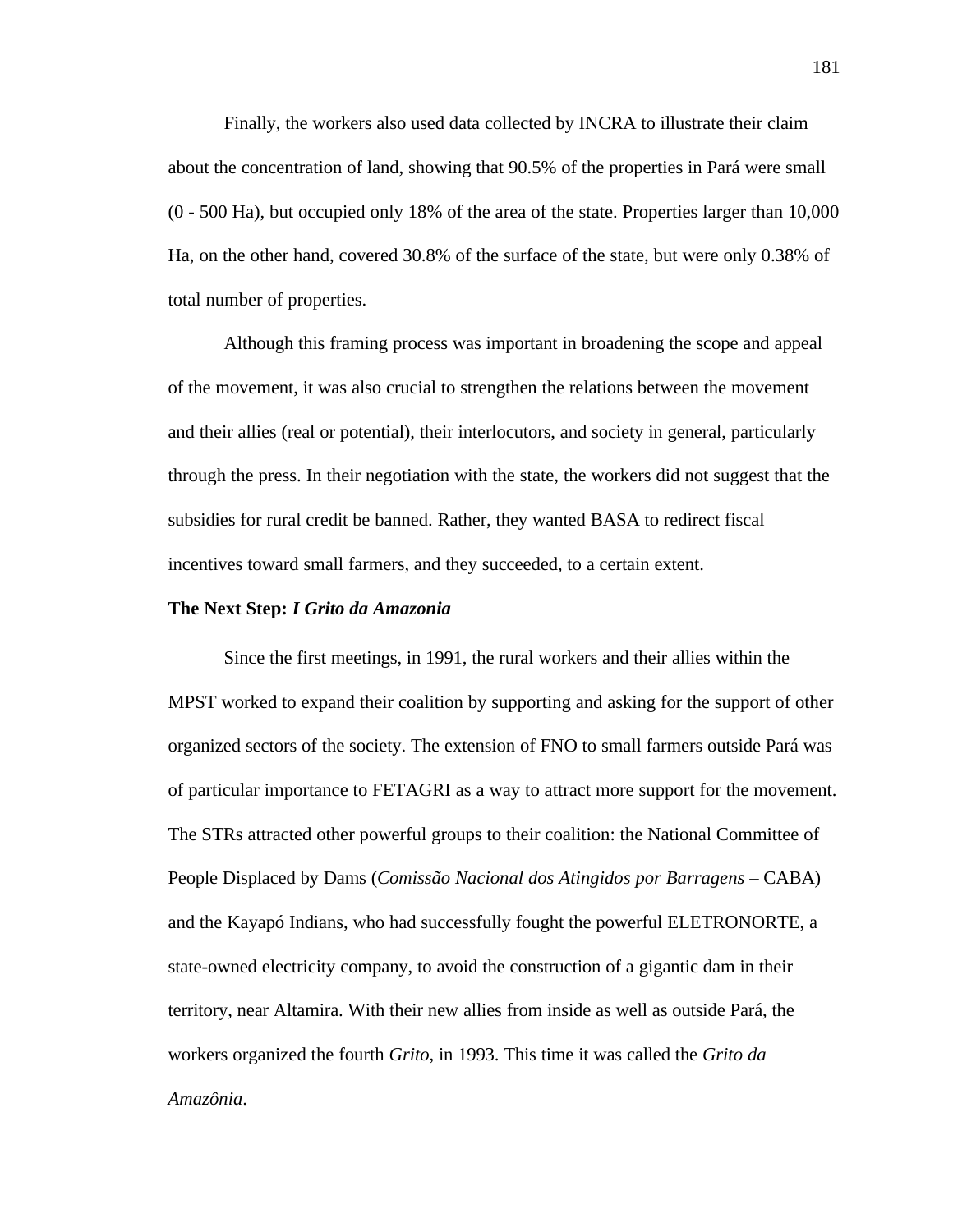Finally, the workers also used data collected by INCRA to illustrate their claim about the concentration of land, showing that 90.5% of the properties in Pará were small (0 - 500 Ha), but occupied only 18% of the area of the state. Properties larger than 10,000 Ha, on the other hand, covered 30.8% of the surface of the state, but were only 0.38% of total number of properties.

Although this framing process was important in broadening the scope and appeal of the movement, it was also crucial to strengthen the relations between the movement and their allies (real or potential), their interlocutors, and society in general, particularly through the press. In their negotiation with the state, the workers did not suggest that the subsidies for rural credit be banned. Rather, they wanted BASA to redirect fiscal incentives toward small farmers, and they succeeded, to a certain extent.

**The Next Step: *I Grito da Amazonia***

Since the first meetings, in 1991, the rural workers and their allies within the MPST worked to expand their coalition by supporting and asking for the support of other organized sectors of the society. The extension of FNO to small farmers outside Pará was of particular importance to FETAGRI as a way to attract more support for the movement. The STRs attracted other powerful groups to their coalition: the National Committee of People Displaced by Dams (*Comissão Nacional dos Atingidos por Barragens* – CABA) and the Kayapó Indians, who had successfully fought the powerful ELETRONORTE, a state-owned electricity company, to avoid the construction of a gigantic dam in their territory, near Altamira. With their new allies from inside as well as outside Pará, the workers organized the fourth *Grito*, in 1993. This time it was called the *Grito da Amazônia*.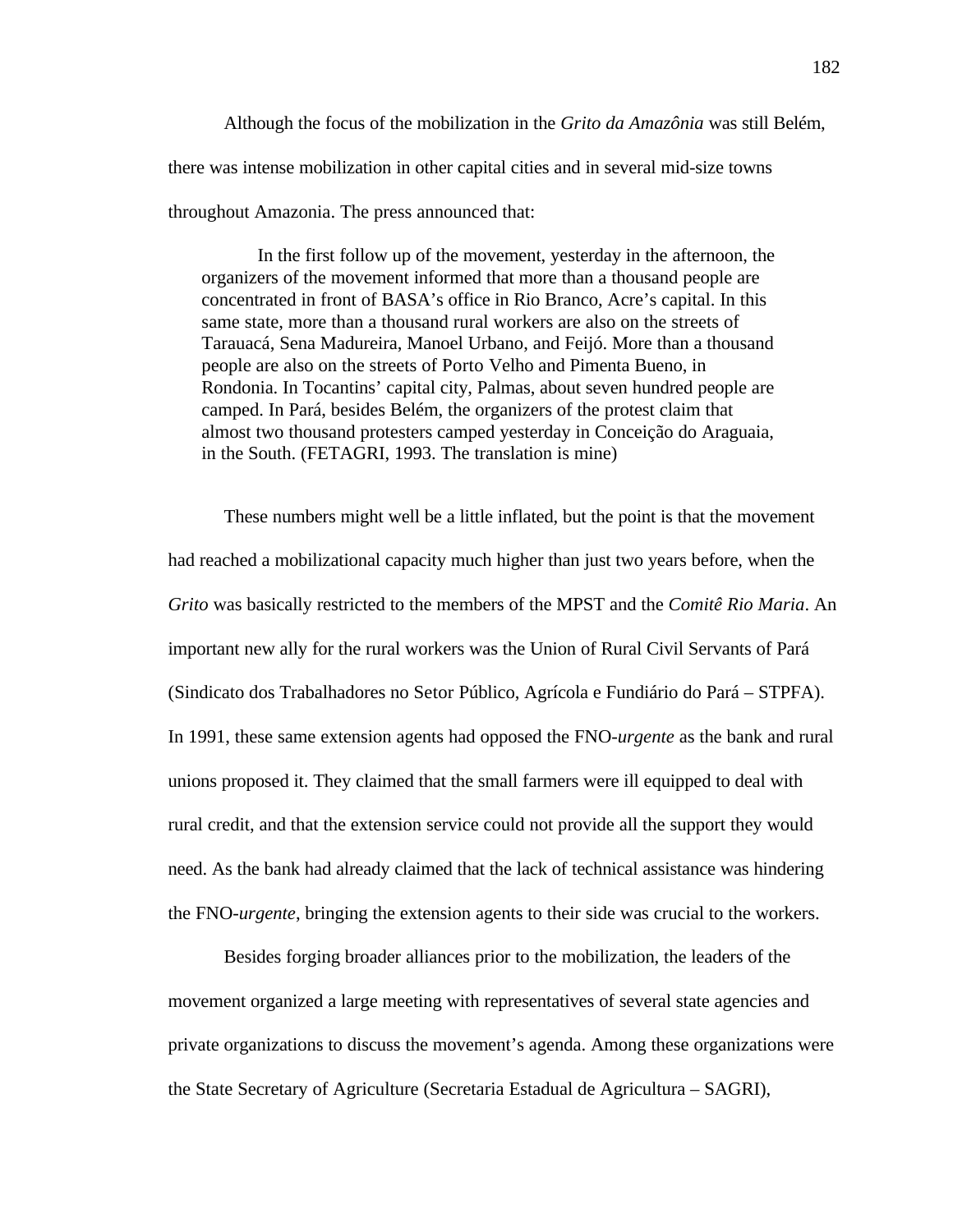Although the focus of the mobilization in the *Grito da Amazônia* was still Belém, there was intense mobilization in other capital cities and in several mid-size towns throughout Amazonia. The press announced that:

> In the first follow up of the movement, yesterday in the afternoon, the organizers of the movement informed that more than a thousand people are concentrated in front of BASA's office in Rio Branco, Acre's capital. In this same state, more than a thousand rural workers are also on the streets of Tarauacá, Sena Madureira, Manoel Urbano, and Feijó. More than a thousand people are also on the streets of Porto Velho and Pimenta Bueno, in Rondonia. In Tocantins' capital city, Palmas, about seven hundred people are camped. In Pará, besides Belém, the organizers of the protest claim that almost two thousand protesters camped yesterday in Conceição do Araguaia, in the South. (FETAGRI, 1993. The translation is mine)

These numbers might well be a little inflated, but the point is that the movement had reached a mobilizational capacity much higher than just two years before, when the *Grito* was basically restricted to the members of the MPST and the *Comitê Rio Maria*. An important new ally for the rural workers was the Union of Rural Civil Servants of Pará (Sindicato dos Trabalhadores no Setor Público, Agrícola e Fundiário do Pará – STPFA). In 1991, these same extension agents had opposed the FNO-*urgente* as the bank and rural unions proposed it. They claimed that the small farmers were ill equipped to deal with rural credit, and that the extension service could not provide all the support they would need. As the bank had already claimed that the lack of technical assistance was hindering the FNO-*urgente*, bringing the extension agents to their side was crucial to the workers.

Besides forging broader alliances prior to the mobilization, the leaders of the movement organized a large meeting with representatives of several state agencies and private organizations to discuss the movement's agenda. Among these organizations were the State Secretary of Agriculture (Secretaria Estadual de Agricultura – SAGRI),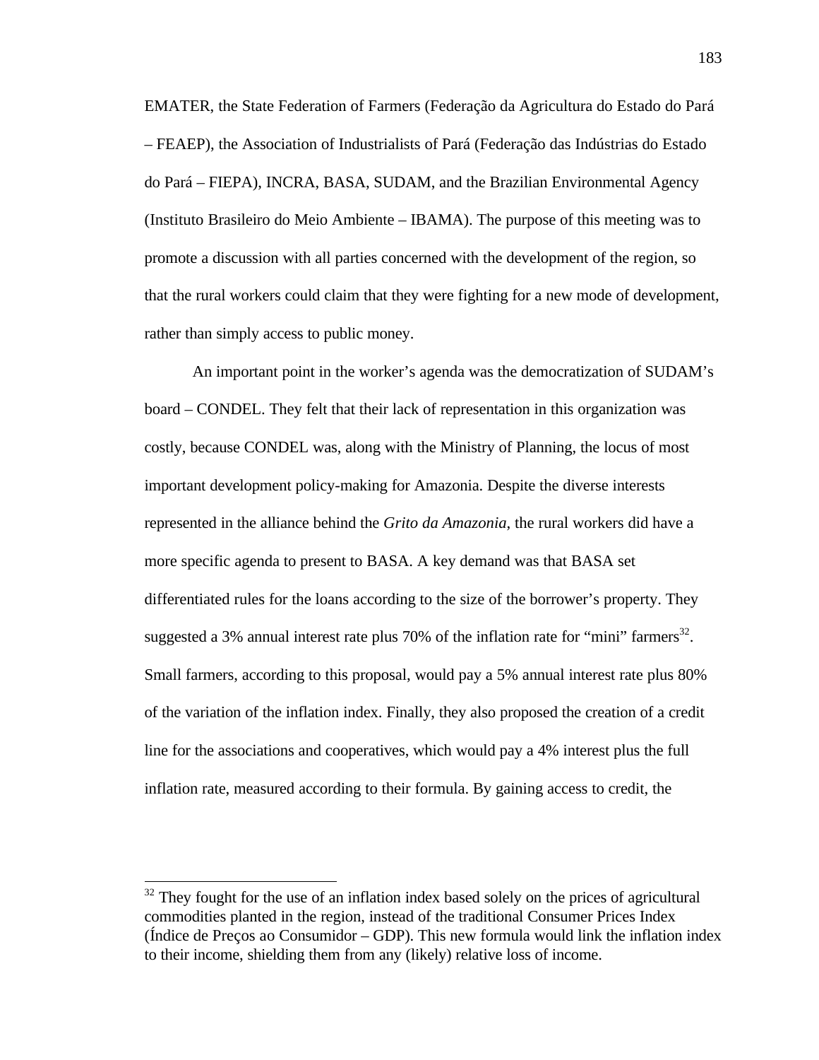EMATER, the State Federation of Farmers (Federação da Agricultura do Estado do Pará – FEAEP), the Association of Industrialists of Pará (Federação das Indústrias do Estado do Pará – FIEPA), INCRA, BASA, SUDAM, and the Brazilian Environmental Agency (Instituto Brasileiro do Meio Ambiente – IBAMA). The purpose of this meeting was to promote a discussion with all parties concerned with the development of the region, so that the rural workers could claim that they were fighting for a new mode of development, rather than simply access to public money.

An important point in the worker's agenda was the democratization of SUDAM's board – CONDEL. They felt that their lack of representation in this organization was costly, because CONDEL was, along with the Ministry of Planning, the locus of most important development policy-making for Amazonia. Despite the diverse interests represented in the alliance behind the *Grito da Amazonia*, the rural workers did have a more specific agenda to present to BASA. A key demand was that BASA set differentiated rules for the loans according to the size of the borrower's property. They suggested a 3% annual interest rate plus 70% of the inflation rate for "mini" farmers[32]. Small farmers, according to this proposal, would pay a 5% annual interest rate plus 80% of the variation of the inflation index. Finally, they also proposed the creation of a credit line for the associations and cooperatives, which would pay a 4% interest plus the full inflation rate, measured according to their formula. By gaining access to credit, the

---

[32] They fought for the use of an inflation index based solely on the prices of agricultural commodities planted in the region, instead of the traditional Consumer Prices Index (Índice de Preços ao Consumidor – GDP). This new formula would link the inflation index to their income, shielding them from any (likely) relative loss of income.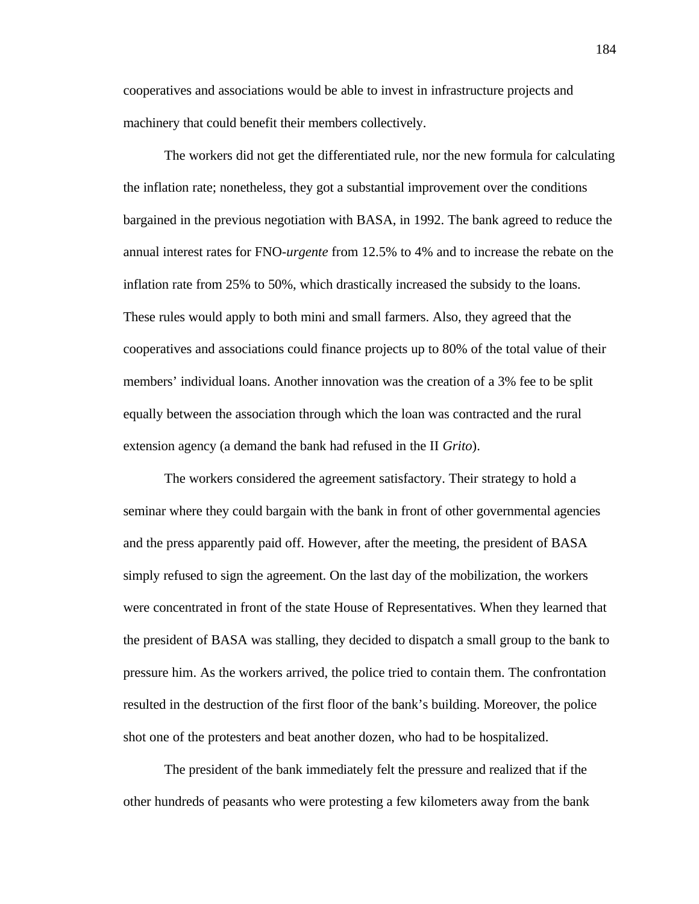cooperatives and associations would be able to invest in infrastructure projects and machinery that could benefit their members collectively.

The workers did not get the differentiated rule, nor the new formula for calculating the inflation rate; nonetheless, they got a substantial improvement over the conditions bargained in the previous negotiation with BASA, in 1992. The bank agreed to reduce the annual interest rates for FNO-*urgente* from 12.5% to 4% and to increase the rebate on the inflation rate from 25% to 50%, which drastically increased the subsidy to the loans. These rules would apply to both mini and small farmers. Also, they agreed that the cooperatives and associations could finance projects up to 80% of the total value of their members' individual loans. Another innovation was the creation of a 3% fee to be split equally between the association through which the loan was contracted and the rural extension agency (a demand the bank had refused in the II *Grito*).

The workers considered the agreement satisfactory. Their strategy to hold a seminar where they could bargain with the bank in front of other governmental agencies and the press apparently paid off. However, after the meeting, the president of BASA simply refused to sign the agreement. On the last day of the mobilization, the workers were concentrated in front of the state House of Representatives. When they learned that the president of BASA was stalling, they decided to dispatch a small group to the bank to pressure him. As the workers arrived, the police tried to contain them. The confrontation resulted in the destruction of the first floor of the bank's building. Moreover, the police shot one of the protesters and beat another dozen, who had to be hospitalized.

The president of the bank immediately felt the pressure and realized that if the other hundreds of peasants who were protesting a few kilometers away from the bank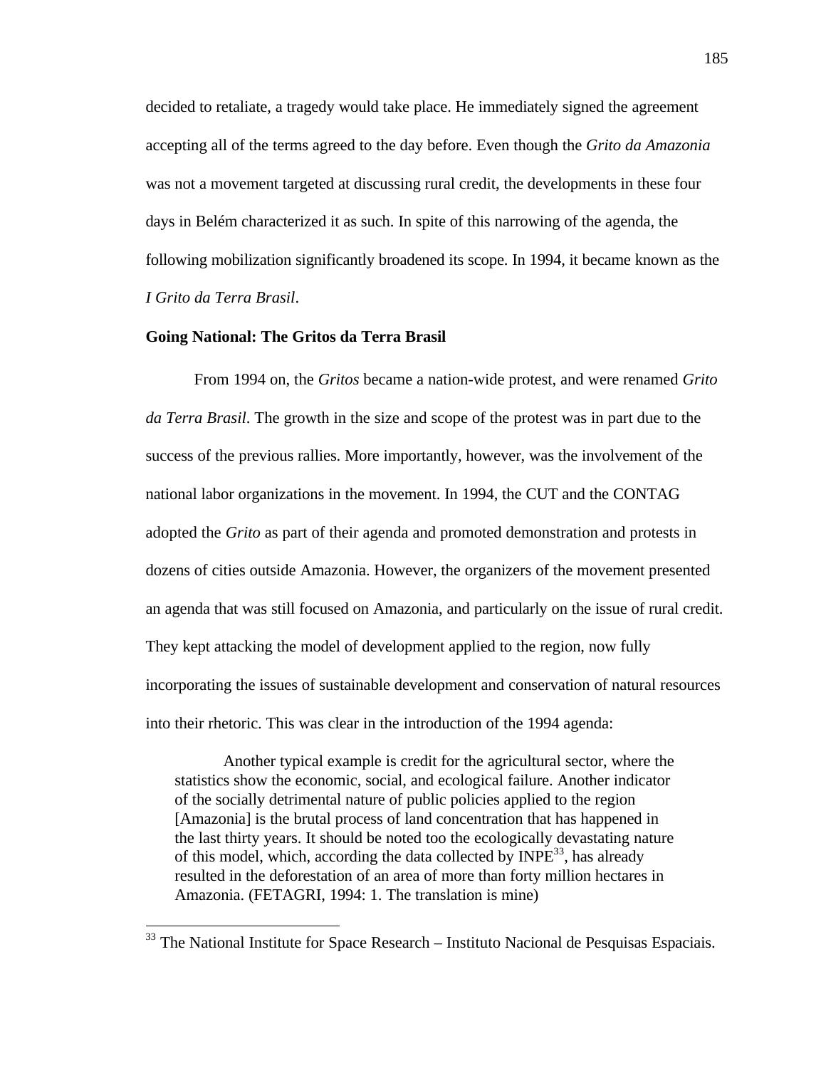decided to retaliate, a tragedy would take place. He immediately signed the agreement accepting all of the terms agreed to the day before. Even though the *Grito da Amazonia* was not a movement targeted at discussing rural credit, the developments in these four days in Belém characterized it as such. In spite of this narrowing of the agenda, the following mobilization significantly broadened its scope. In 1994, it became known as the *I Grito da Terra Brasil*.

**Going National: The Gritos da Terra Brasil**

From 1994 on, the *Gritos* became a nation-wide protest, and were renamed *Grito da Terra Brasil*. The growth in the size and scope of the protest was in part due to the success of the previous rallies. More importantly, however, was the involvement of the national labor organizations in the movement. In 1994, the CUT and the CONTAG adopted the *Grito* as part of their agenda and promoted demonstration and protests in dozens of cities outside Amazonia. However, the organizers of the movement presented an agenda that was still focused on Amazonia, and particularly on the issue of rural credit. They kept attacking the model of development applied to the region, now fully incorporating the issues of sustainable development and conservation of natural resources into their rhetoric. This was clear in the introduction of the 1994 agenda:

> Another typical example is credit for the agricultural sector, where the statistics show the economic, social, and ecological failure. Another indicator of the socially detrimental nature of public policies applied to the region [Amazonia] is the brutal process of land concentration that has happened in the last thirty years. It should be noted too the ecologically devastating nature of this model, which, according the data collected by INPE[33], has already resulted in the deforestation of an area of more than forty million hectares in Amazonia. (FETAGRI, 1994: 1. The translation is mine)

[33] The National Institute for Space Research – Instituto Nacional de Pesquisas Espaciais.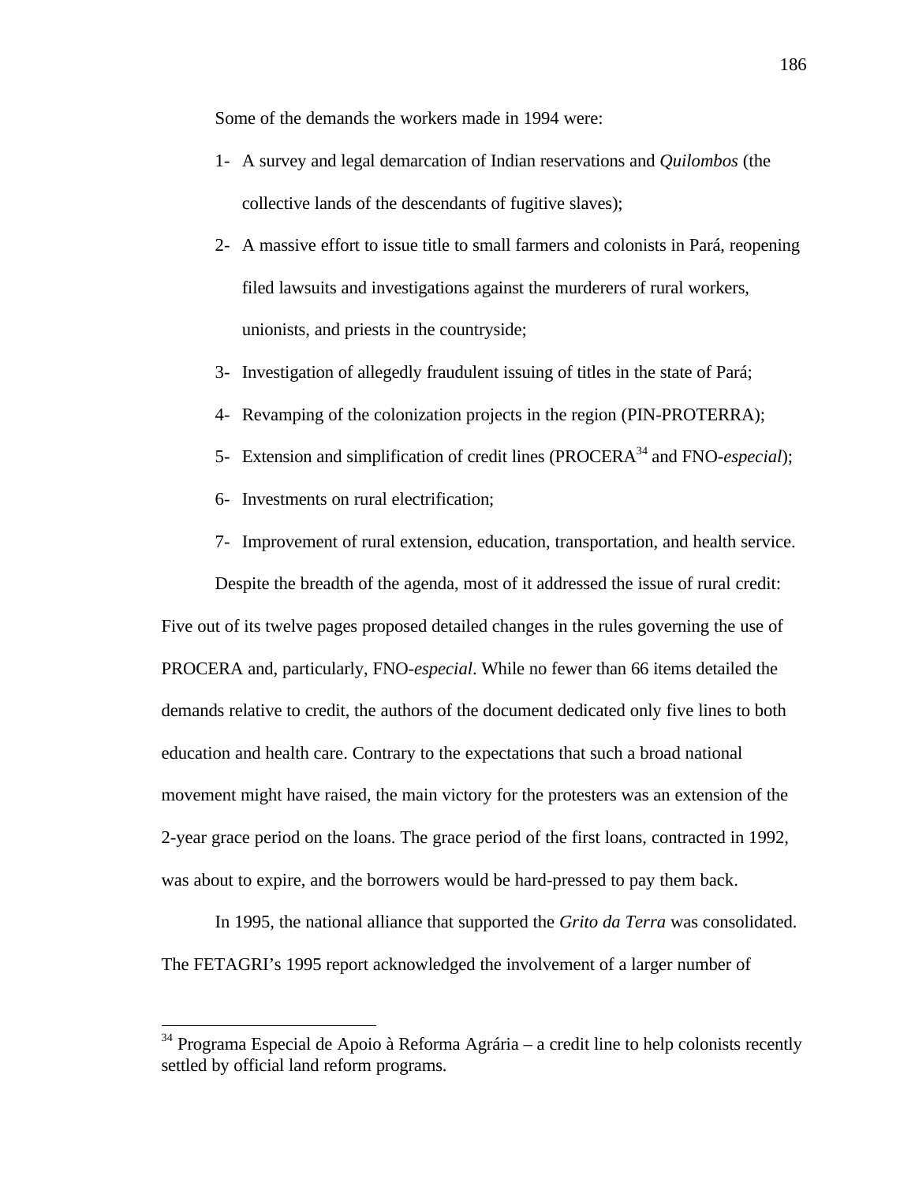Some of the demands the workers made in 1994 were:

1- A survey and legal demarcation of Indian reservations and *Quilombos* (the collective lands of the descendants of fugitive slaves);
2- A massive effort to issue title to small farmers and colonists in Pará, reopening filed lawsuits and investigations against the murderers of rural workers, unionists, and priests in the countryside;
3- Investigation of allegedly fraudulent issuing of titles in the state of Pará;
4- Revamping of the colonization projects in the region (PIN-PROTERRA);
5- Extension and simplification of credit lines (PROCERA[34] and FNO-*especial*);
6- Investments on rural electrification;
7- Improvement of rural extension, education, transportation, and health service.

Despite the breadth of the agenda, most of it addressed the issue of rural credit: Five out of its twelve pages proposed detailed changes in the rules governing the use of PROCERA and, particularly, FNO-*especial*. While no fewer than 66 items detailed the demands relative to credit, the authors of the document dedicated only five lines to both education and health care. Contrary to the expectations that such a broad national movement might have raised, the main victory for the protesters was an extension of the 2-year grace period on the loans. The grace period of the first loans, contracted in 1992, was about to expire, and the borrowers would be hard-pressed to pay them back.

In 1995, the national alliance that supported the *Grito da Terra* was consolidated. The FETAGRI's 1995 report acknowledged the involvement of a larger number of

[34] Programa Especial de Apoio à Reforma Agrária – a credit line to help colonists recently settled by official land reform programs.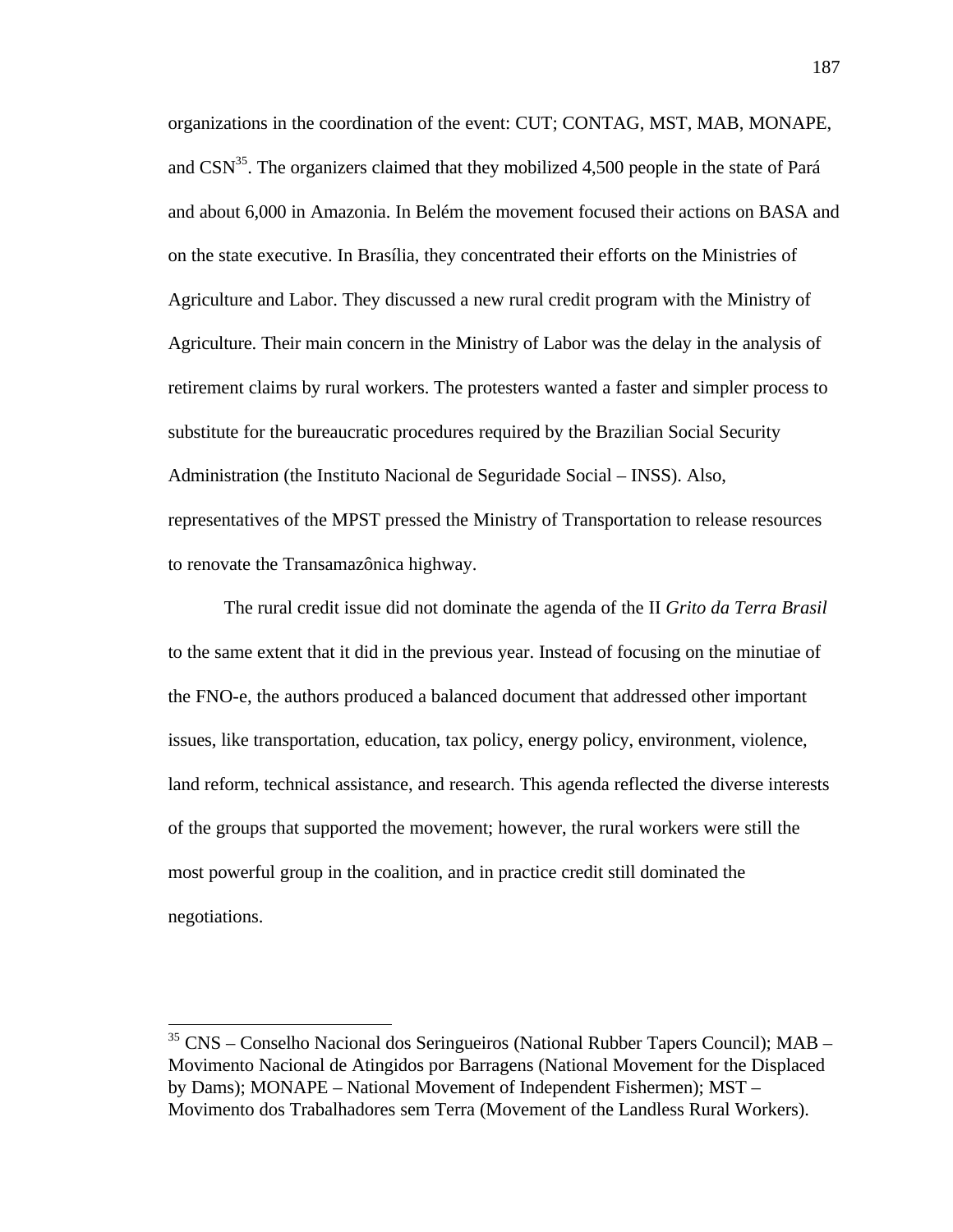organizations in the coordination of the event: CUT; CONTAG, MST, MAB, MONAPE, and CSN[35]. The organizers claimed that they mobilized 4,500 people in the state of Pará and about 6,000 in Amazonia. In Belém the movement focused their actions on BASA and on the state executive. In Brasília, they concentrated their efforts on the Ministries of Agriculture and Labor. They discussed a new rural credit program with the Ministry of Agriculture. Their main concern in the Ministry of Labor was the delay in the analysis of retirement claims by rural workers. The protesters wanted a faster and simpler process to substitute for the bureaucratic procedures required by the Brazilian Social Security Administration (the Instituto Nacional de Seguridade Social – INSS). Also, representatives of the MPST pressed the Ministry of Transportation to release resources to renovate the Transamazônica highway.

The rural credit issue did not dominate the agenda of the II *Grito da Terra Brasil* to the same extent that it did in the previous year. Instead of focusing on the minutiae of the FNO-e, the authors produced a balanced document that addressed other important issues, like transportation, education, tax policy, energy policy, environment, violence, land reform, technical assistance, and research. This agenda reflected the diverse interests of the groups that supported the movement; however, the rural workers were still the most powerful group in the coalition, and in practice credit still dominated the negotiations.

---

[35] CNS – Conselho Nacional dos Seringueiros (National Rubber Tapers Council); MAB – Movimento Nacional de Atingidos por Barragens (National Movement for the Displaced by Dams); MONAPE – National Movement of Independent Fishermen); MST – Movimento dos Trabalhadores sem Terra (Movement of the Landless Rural Workers).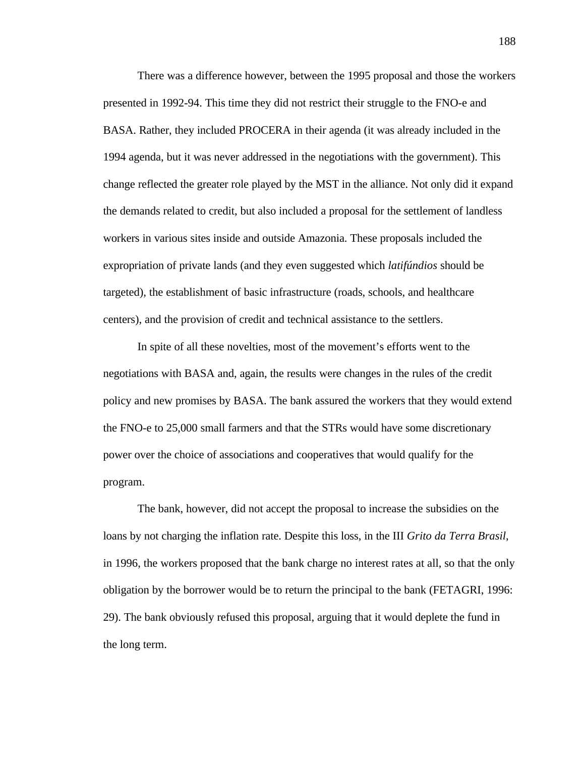There was a difference however, between the 1995 proposal and those the workers presented in 1992-94. This time they did not restrict their struggle to the FNO-e and BASA. Rather, they included PROCERA in their agenda (it was already included in the 1994 agenda, but it was never addressed in the negotiations with the government). This change reflected the greater role played by the MST in the alliance. Not only did it expand the demands related to credit, but also included a proposal for the settlement of landless workers in various sites inside and outside Amazonia. These proposals included the expropriation of private lands (and they even suggested which *latifúndios* should be targeted), the establishment of basic infrastructure (roads, schools, and healthcare centers), and the provision of credit and technical assistance to the settlers.

In spite of all these novelties, most of the movement's efforts went to the negotiations with BASA and, again, the results were changes in the rules of the credit policy and new promises by BASA. The bank assured the workers that they would extend the FNO-e to 25,000 small farmers and that the STRs would have some discretionary power over the choice of associations and cooperatives that would qualify for the program.

The bank, however, did not accept the proposal to increase the subsidies on the loans by not charging the inflation rate. Despite this loss, in the III *Grito da Terra Brasil*, in 1996, the workers proposed that the bank charge no interest rates at all, so that the only obligation by the borrower would be to return the principal to the bank (FETAGRI, 1996: 29). The bank obviously refused this proposal, arguing that it would deplete the fund in the long term.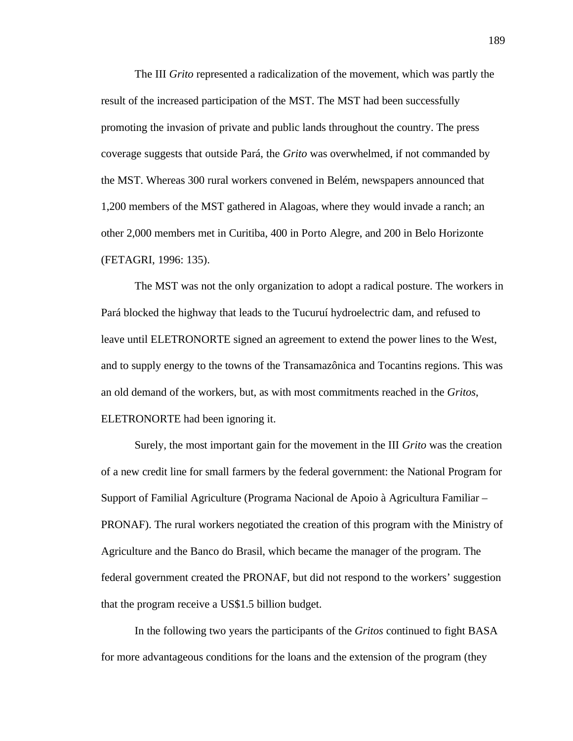The III *Grito* represented a radicalization of the movement, which was partly the result of the increased participation of the MST. The MST had been successfully promoting the invasion of private and public lands throughout the country. The press coverage suggests that outside Pará, the *Grito* was overwhelmed, if not commanded by the MST. Whereas 300 rural workers convened in Belém, newspapers announced that 1,200 members of the MST gathered in Alagoas, where they would invade a ranch; an other 2,000 members met in Curitiba, 400 in Porto Alegre, and 200 in Belo Horizonte (FETAGRI, 1996: 135).

The MST was not the only organization to adopt a radical posture. The workers in Pará blocked the highway that leads to the Tucuruí hydroelectric dam, and refused to leave until ELETRONORTE signed an agreement to extend the power lines to the West, and to supply energy to the towns of the Transamazônica and Tocantins regions. This was an old demand of the workers, but, as with most commitments reached in the *Gritos*, ELETRONORTE had been ignoring it.

Surely, the most important gain for the movement in the III *Grito* was the creation of a new credit line for small farmers by the federal government: the National Program for Support of Familial Agriculture (Programa Nacional de Apoio à Agricultura Familiar – PRONAF). The rural workers negotiated the creation of this program with the Ministry of Agriculture and the Banco do Brasil, which became the manager of the program. The federal government created the PRONAF, but did not respond to the workers' suggestion that the program receive a US$1.5 billion budget.

In the following two years the participants of the *Gritos* continued to fight BASA for more advantageous conditions for the loans and the extension of the program (they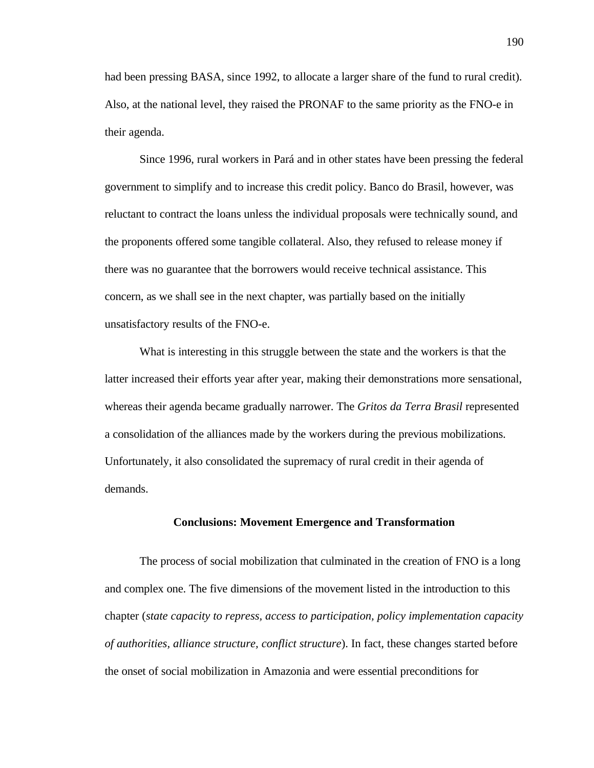had been pressing BASA, since 1992, to allocate a larger share of the fund to rural credit). Also, at the national level, they raised the PRONAF to the same priority as the FNO-e in their agenda.

Since 1996, rural workers in Pará and in other states have been pressing the federal government to simplify and to increase this credit policy. Banco do Brasil, however, was reluctant to contract the loans unless the individual proposals were technically sound, and the proponents offered some tangible collateral. Also, they refused to release money if there was no guarantee that the borrowers would receive technical assistance. This concern, as we shall see in the next chapter, was partially based on the initially unsatisfactory results of the FNO-e.

What is interesting in this struggle between the state and the workers is that the latter increased their efforts year after year, making their demonstrations more sensational, whereas their agenda became gradually narrower. The *Gritos da Terra Brasil* represented a consolidation of the alliances made by the workers during the previous mobilizations. Unfortunately, it also consolidated the supremacy of rural credit in their agenda of demands.

## Conclusions: Movement Emergence and Transformation

The process of social mobilization that culminated in the creation of FNO is a long and complex one. The five dimensions of the movement listed in the introduction to this chapter (*state capacity to repress, access to participation, policy implementation capacity of authorities, alliance structure, conflict structure*). In fact, these changes started before the onset of social mobilization in Amazonia and were essential preconditions for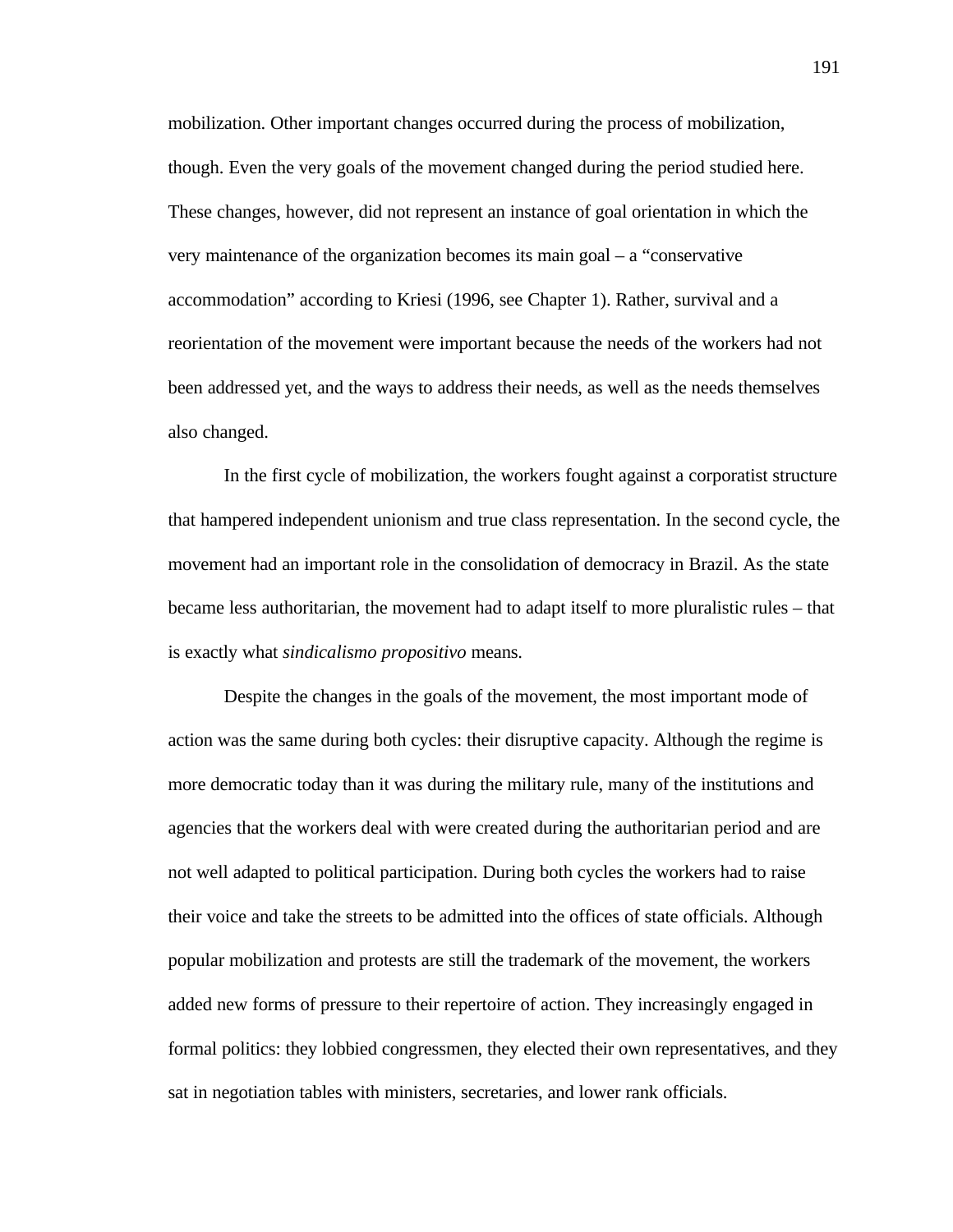mobilization. Other important changes occurred during the process of mobilization, though. Even the very goals of the movement changed during the period studied here. These changes, however, did not represent an instance of goal orientation in which the very maintenance of the organization becomes its main goal – a "conservative accommodation" according to Kriesi (1996, see Chapter 1). Rather, survival and a reorientation of the movement were important because the needs of the workers had not been addressed yet, and the ways to address their needs, as well as the needs themselves also changed.

In the first cycle of mobilization, the workers fought against a corporatist structure that hampered independent unionism and true class representation. In the second cycle, the movement had an important role in the consolidation of democracy in Brazil. As the state became less authoritarian, the movement had to adapt itself to more pluralistic rules – that is exactly what *sindicalismo propositivo* means.

Despite the changes in the goals of the movement, the most important mode of action was the same during both cycles: their disruptive capacity. Although the regime is more democratic today than it was during the military rule, many of the institutions and agencies that the workers deal with were created during the authoritarian period and are not well adapted to political participation. During both cycles the workers had to raise their voice and take the streets to be admitted into the offices of state officials. Although popular mobilization and protests are still the trademark of the movement, the workers added new forms of pressure to their repertoire of action. They increasingly engaged in formal politics: they lobbied congressmen, they elected their own representatives, and they sat in negotiation tables with ministers, secretaries, and lower rank officials.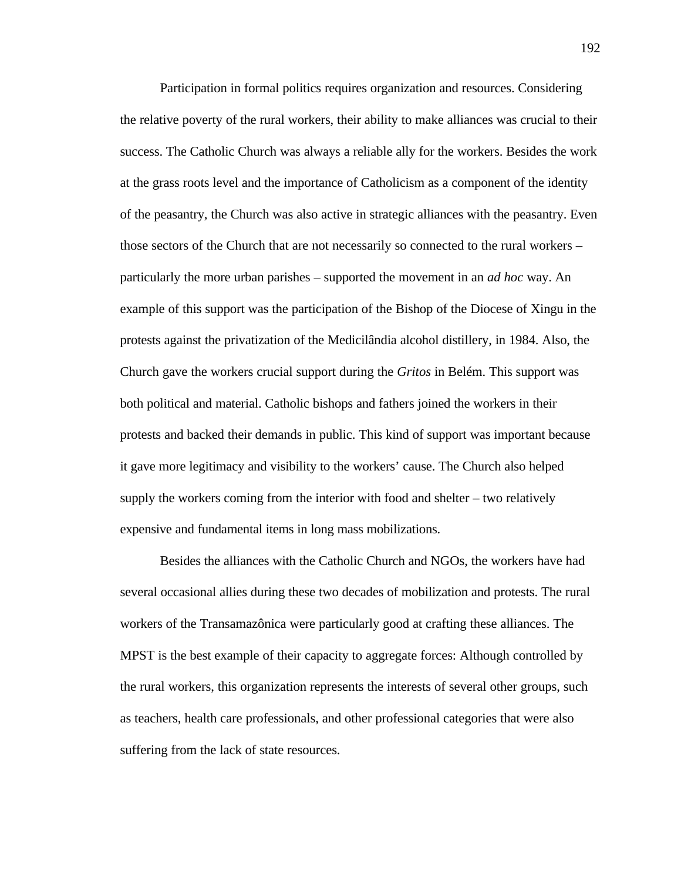Participation in formal politics requires organization and resources. Considering the relative poverty of the rural workers, their ability to make alliances was crucial to their success. The Catholic Church was always a reliable ally for the workers. Besides the work at the grass roots level and the importance of Catholicism as a component of the identity of the peasantry, the Church was also active in strategic alliances with the peasantry. Even those sectors of the Church that are not necessarily so connected to the rural workers – particularly the more urban parishes – supported the movement in an *ad hoc* way. An example of this support was the participation of the Bishop of the Diocese of Xingu in the protests against the privatization of the Medicilândia alcohol distillery, in 1984. Also, the Church gave the workers crucial support during the *Gritos* in Belém. This support was both political and material. Catholic bishops and fathers joined the workers in their protests and backed their demands in public. This kind of support was important because it gave more legitimacy and visibility to the workers' cause. The Church also helped supply the workers coming from the interior with food and shelter – two relatively expensive and fundamental items in long mass mobilizations.

Besides the alliances with the Catholic Church and NGOs, the workers have had several occasional allies during these two decades of mobilization and protests. The rural workers of the Transamazônica were particularly good at crafting these alliances. The MPST is the best example of their capacity to aggregate forces: Although controlled by the rural workers, this organization represents the interests of several other groups, such as teachers, health care professionals, and other professional categories that were also suffering from the lack of state resources.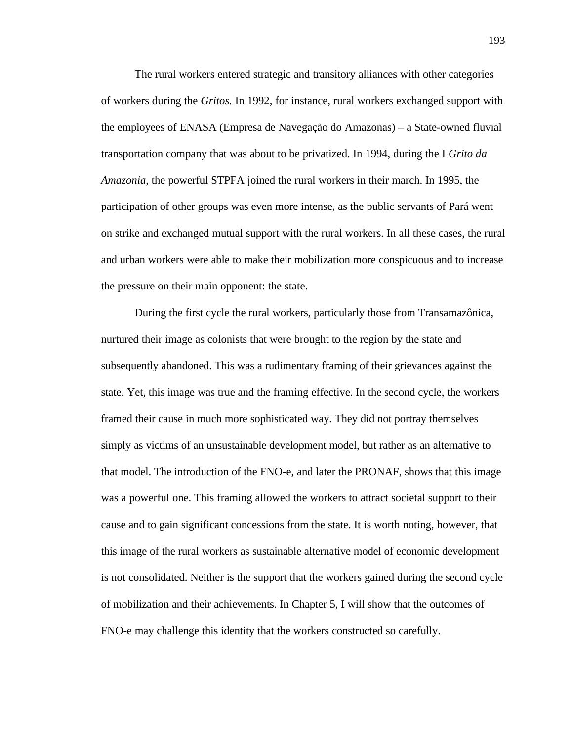The rural workers entered strategic and transitory alliances with other categories of workers during the *Gritos.* In 1992, for instance, rural workers exchanged support with the employees of ENASA (Empresa de Navegação do Amazonas) – a State-owned fluvial transportation company that was about to be privatized. In 1994, during the I *Grito da Amazonia*, the powerful STPFA joined the rural workers in their march. In 1995, the participation of other groups was even more intense, as the public servants of Pará went on strike and exchanged mutual support with the rural workers. In all these cases, the rural and urban workers were able to make their mobilization more conspicuous and to increase the pressure on their main opponent: the state.

During the first cycle the rural workers, particularly those from Transamazônica, nurtured their image as colonists that were brought to the region by the state and subsequently abandoned. This was a rudimentary framing of their grievances against the state. Yet, this image was true and the framing effective. In the second cycle, the workers framed their cause in much more sophisticated way. They did not portray themselves simply as victims of an unsustainable development model, but rather as an alternative to that model. The introduction of the FNO-e, and later the PRONAF, shows that this image was a powerful one. This framing allowed the workers to attract societal support to their cause and to gain significant concessions from the state. It is worth noting, however, that this image of the rural workers as sustainable alternative model of economic development is not consolidated. Neither is the support that the workers gained during the second cycle of mobilization and their achievements. In Chapter 5, I will show that the outcomes of FNO-e may challenge this identity that the workers constructed so carefully.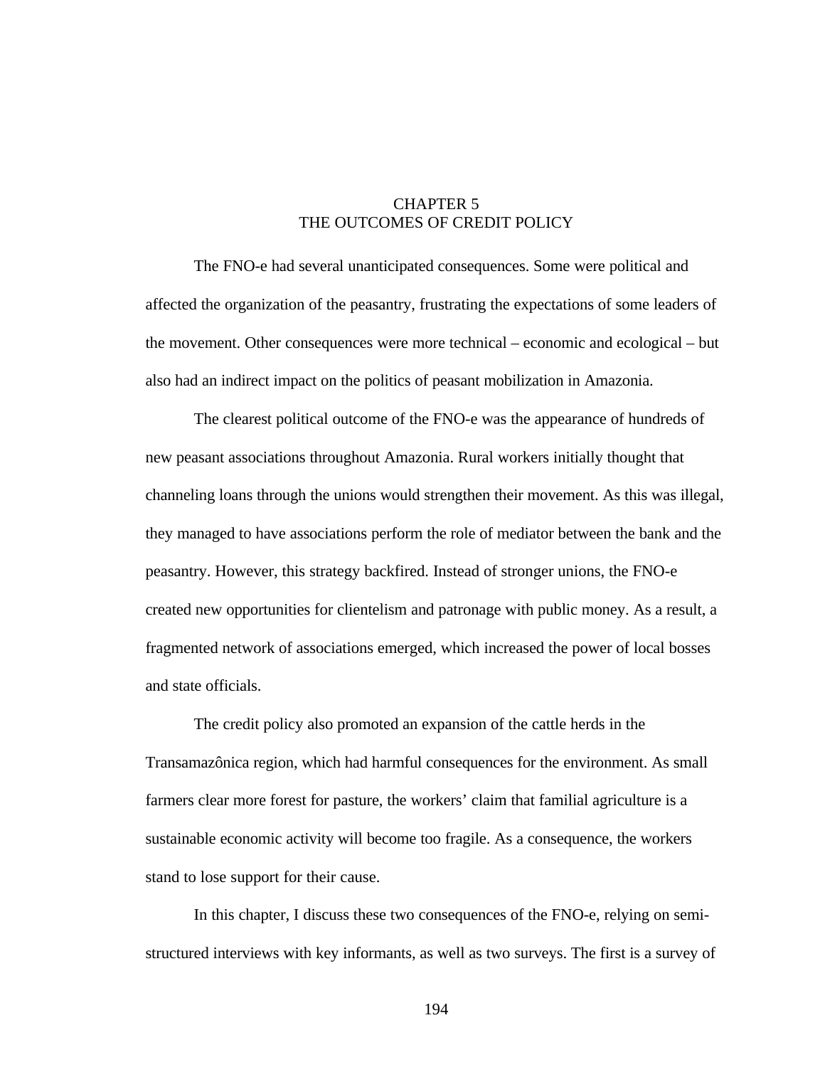# CHAPTER 5
# THE OUTCOMES OF CREDIT POLICY

The FNO-e had several unanticipated consequences. Some were political and affected the organization of the peasantry, frustrating the expectations of some leaders of the movement. Other consequences were more technical – economic and ecological – but also had an indirect impact on the politics of peasant mobilization in Amazonia.

The clearest political outcome of the FNO-e was the appearance of hundreds of new peasant associations throughout Amazonia. Rural workers initially thought that channeling loans through the unions would strengthen their movement. As this was illegal, they managed to have associations perform the role of mediator between the bank and the peasantry. However, this strategy backfired. Instead of stronger unions, the FNO-e created new opportunities for clientelism and patronage with public money. As a result, a fragmented network of associations emerged, which increased the power of local bosses and state officials.

The credit policy also promoted an expansion of the cattle herds in the Transamazônica region, which had harmful consequences for the environment. As small farmers clear more forest for pasture, the workers' claim that familial agriculture is a sustainable economic activity will become too fragile. As a consequence, the workers stand to lose support for their cause.

In this chapter, I discuss these two consequences of the FNO-e, relying on semi-structured interviews with key informants, as well as two surveys. The first is a survey of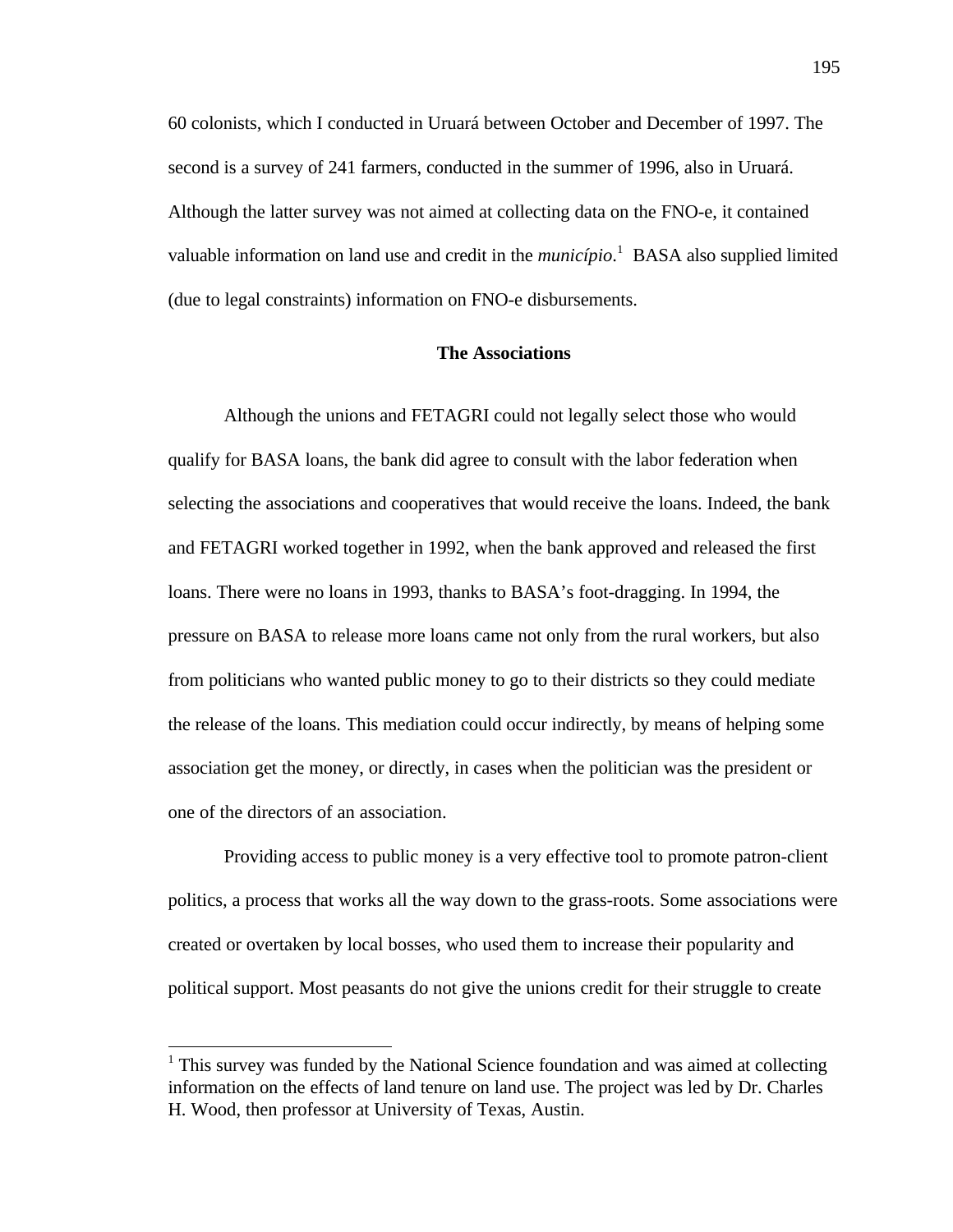60 colonists, which I conducted in Uruará between October and December of 1997. The second is a survey of 241 farmers, conducted in the summer of 1996, also in Uruará. Although the latter survey was not aimed at collecting data on the FNO-e, it contained valuable information on land use and credit in the *município*.[1] BASA also supplied limited (due to legal constraints) information on FNO-e disbursements.

### The Associations

Although the unions and FETAGRI could not legally select those who would qualify for BASA loans, the bank did agree to consult with the labor federation when selecting the associations and cooperatives that would receive the loans. Indeed, the bank and FETAGRI worked together in 1992, when the bank approved and released the first loans. There were no loans in 1993, thanks to BASA's foot-dragging. In 1994, the pressure on BASA to release more loans came not only from the rural workers, but also from politicians who wanted public money to go to their districts so they could mediate the release of the loans. This mediation could occur indirectly, by means of helping some association get the money, or directly, in cases when the politician was the president or one of the directors of an association.

Providing access to public money is a very effective tool to promote patron-client politics, a process that works all the way down to the grass-roots. Some associations were created or overtaken by local bosses, who used them to increase their popularity and political support. Most peasants do not give the unions credit for their struggle to create

---

[1] This survey was funded by the National Science foundation and was aimed at collecting information on the effects of land tenure on land use. The project was led by Dr. Charles H. Wood, then professor at University of Texas, Austin.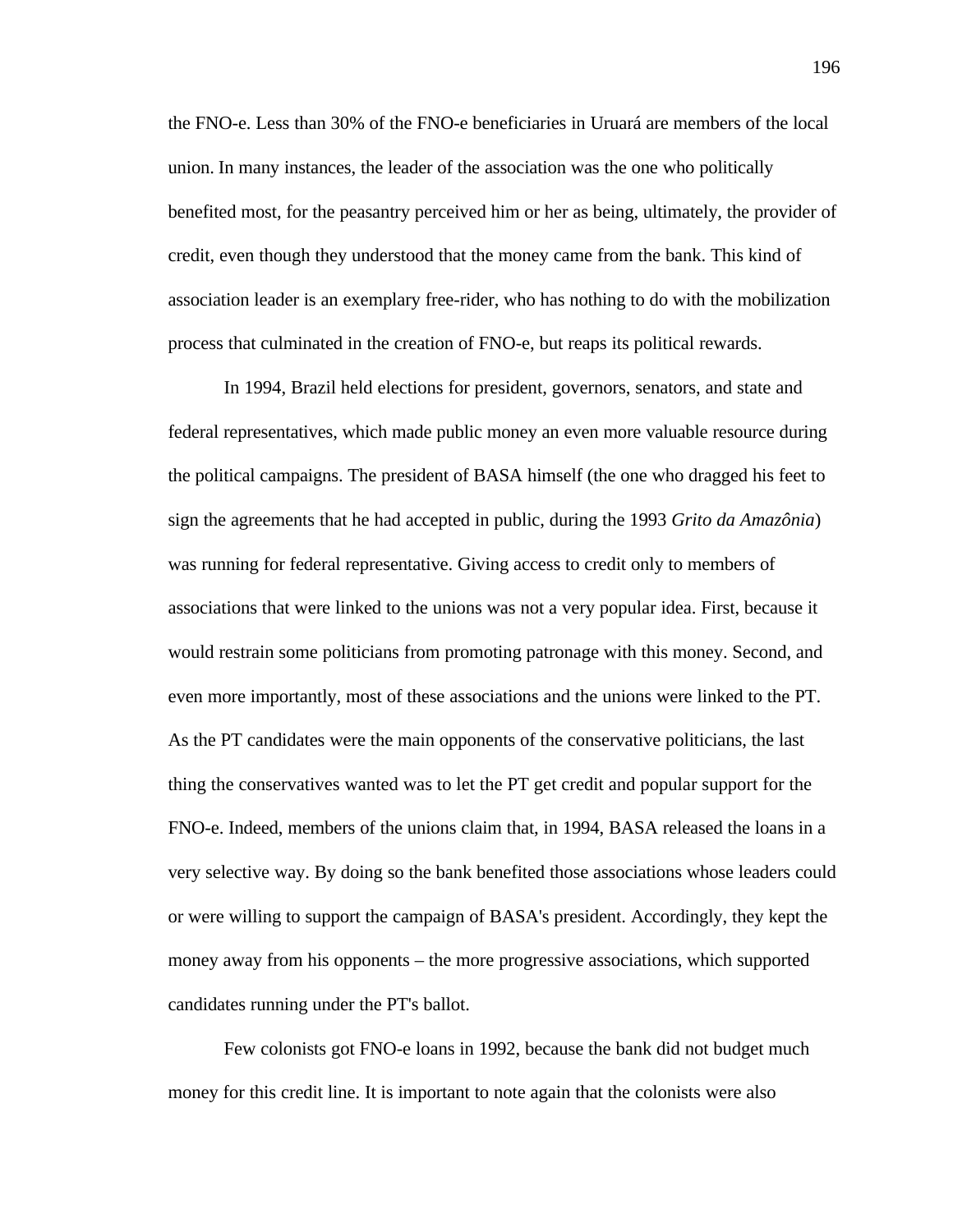the FNO-e. Less than 30% of the FNO-e beneficiaries in Uruará are members of the local union. In many instances, the leader of the association was the one who politically benefited most, for the peasantry perceived him or her as being, ultimately, the provider of credit, even though they understood that the money came from the bank. This kind of association leader is an exemplary free-rider, who has nothing to do with the mobilization process that culminated in the creation of FNO-e, but reaps its political rewards.

In 1994, Brazil held elections for president, governors, senators, and state and federal representatives, which made public money an even more valuable resource during the political campaigns. The president of BASA himself (the one who dragged his feet to sign the agreements that he had accepted in public, during the 1993 *Grito da Amazônia*) was running for federal representative. Giving access to credit only to members of associations that were linked to the unions was not a very popular idea. First, because it would restrain some politicians from promoting patronage with this money. Second, and even more importantly, most of these associations and the unions were linked to the PT. As the PT candidates were the main opponents of the conservative politicians, the last thing the conservatives wanted was to let the PT get credit and popular support for the FNO-e. Indeed, members of the unions claim that, in 1994, BASA released the loans in a very selective way. By doing so the bank benefited those associations whose leaders could or were willing to support the campaign of BASA's president. Accordingly, they kept the money away from his opponents – the more progressive associations, which supported candidates running under the PT's ballot.

Few colonists got FNO-e loans in 1992, because the bank did not budget much money for this credit line. It is important to note again that the colonists were also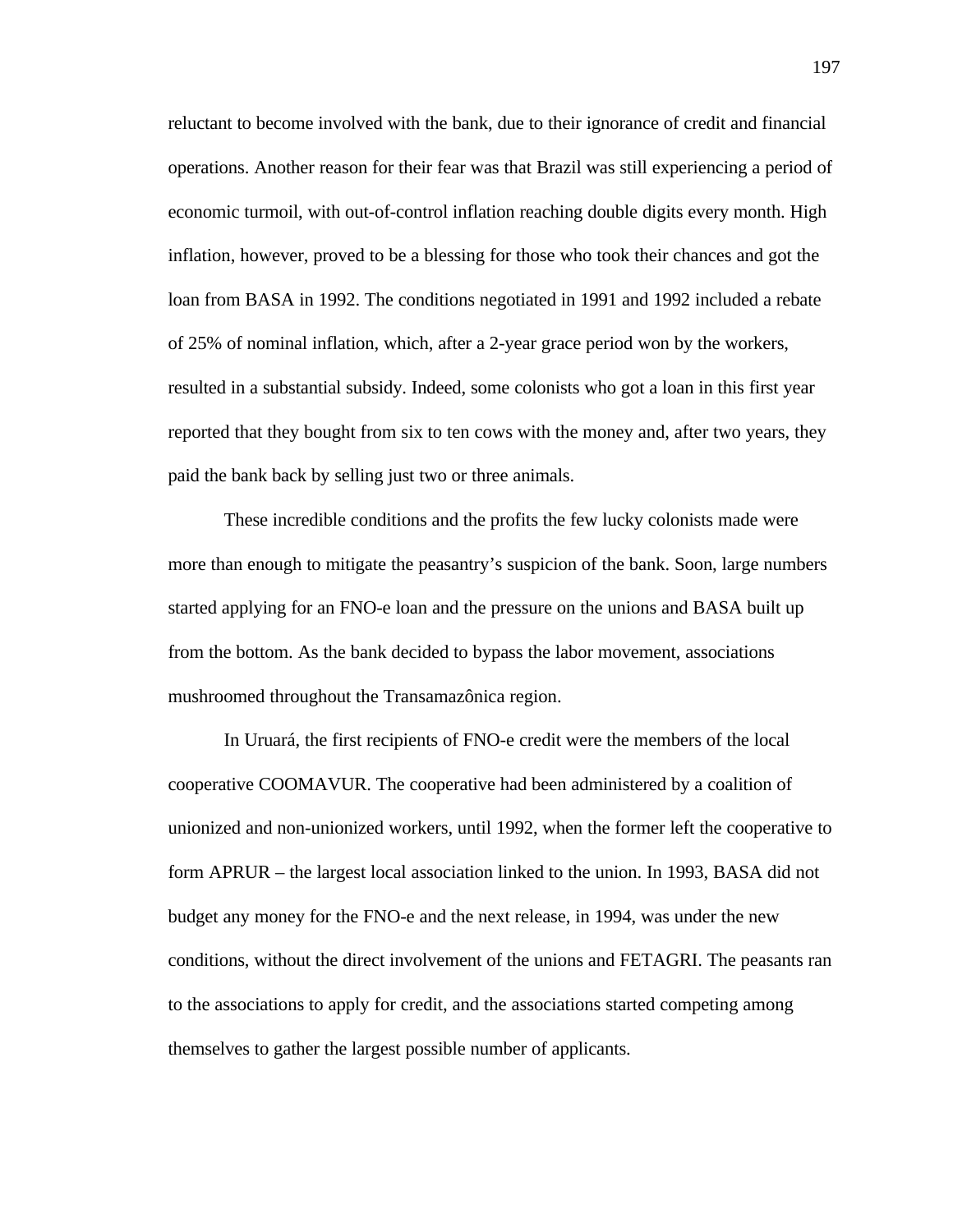reluctant to become involved with the bank, due to their ignorance of credit and financial operations. Another reason for their fear was that Brazil was still experiencing a period of economic turmoil, with out-of-control inflation reaching double digits every month. High inflation, however, proved to be a blessing for those who took their chances and got the loan from BASA in 1992. The conditions negotiated in 1991 and 1992 included a rebate of 25% of nominal inflation, which, after a 2-year grace period won by the workers, resulted in a substantial subsidy. Indeed, some colonists who got a loan in this first year reported that they bought from six to ten cows with the money and, after two years, they paid the bank back by selling just two or three animals.

These incredible conditions and the profits the few lucky colonists made were more than enough to mitigate the peasantry's suspicion of the bank. Soon, large numbers started applying for an FNO-e loan and the pressure on the unions and BASA built up from the bottom. As the bank decided to bypass the labor movement, associations mushroomed throughout the Transamazônica region.

In Uruará, the first recipients of FNO-e credit were the members of the local cooperative COOMAVUR. The cooperative had been administered by a coalition of unionized and non-unionized workers, until 1992, when the former left the cooperative to form APRUR – the largest local association linked to the union. In 1993, BASA did not budget any money for the FNO-e and the next release, in 1994, was under the new conditions, without the direct involvement of the unions and FETAGRI. The peasants ran to the associations to apply for credit, and the associations started competing among themselves to gather the largest possible number of applicants.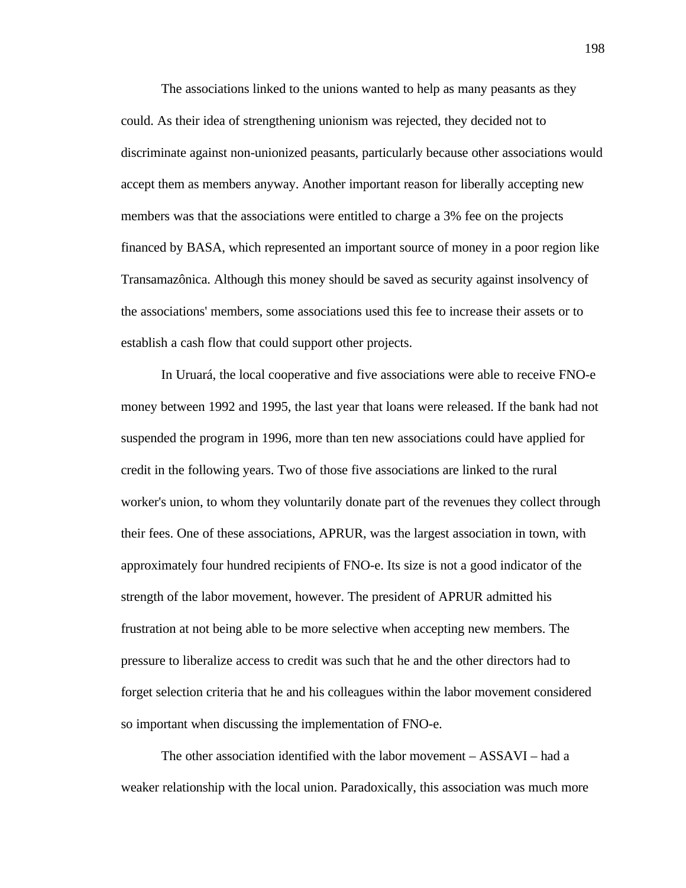The associations linked to the unions wanted to help as many peasants as they could. As their idea of strengthening unionism was rejected, they decided not to discriminate against non-unionized peasants, particularly because other associations would accept them as members anyway. Another important reason for liberally accepting new members was that the associations were entitled to charge a 3% fee on the projects financed by BASA, which represented an important source of money in a poor region like Transamazônica. Although this money should be saved as security against insolvency of the associations' members, some associations used this fee to increase their assets or to establish a cash flow that could support other projects.

In Uruará, the local cooperative and five associations were able to receive FNO-e money between 1992 and 1995, the last year that loans were released. If the bank had not suspended the program in 1996, more than ten new associations could have applied for credit in the following years. Two of those five associations are linked to the rural worker's union, to whom they voluntarily donate part of the revenues they collect through their fees. One of these associations, APRUR, was the largest association in town, with approximately four hundred recipients of FNO-e. Its size is not a good indicator of the strength of the labor movement, however. The president of APRUR admitted his frustration at not being able to be more selective when accepting new members. The pressure to liberalize access to credit was such that he and the other directors had to forget selection criteria that he and his colleagues within the labor movement considered so important when discussing the implementation of FNO-e.

The other association identified with the labor movement – ASSAVI – had a weaker relationship with the local union. Paradoxically, this association was much more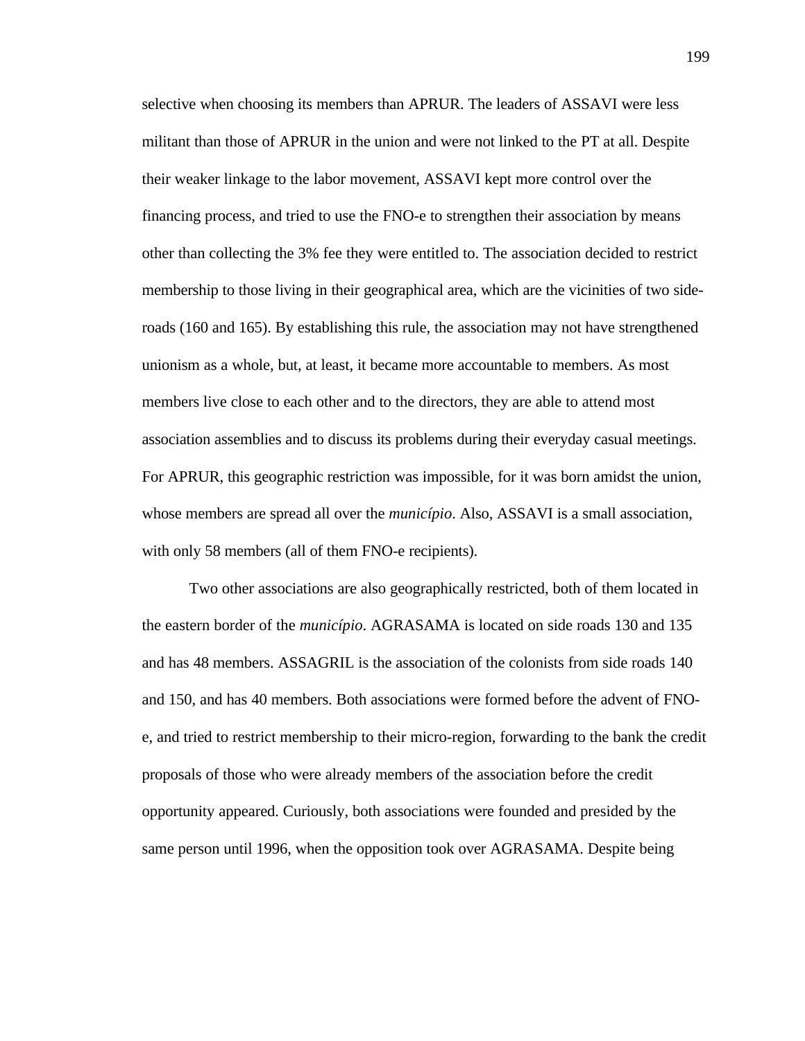selective when choosing its members than APRUR. The leaders of ASSAVI were less militant than those of APRUR in the union and were not linked to the PT at all. Despite their weaker linkage to the labor movement, ASSAVI kept more control over the financing process, and tried to use the FNO-e to strengthen their association by means other than collecting the 3% fee they were entitled to. The association decided to restrict membership to those living in their geographical area, which are the vicinities of two side-roads (160 and 165). By establishing this rule, the association may not have strengthened unionism as a whole, but, at least, it became more accountable to members. As most members live close to each other and to the directors, they are able to attend most association assemblies and to discuss its problems during their everyday casual meetings. For APRUR, this geographic restriction was impossible, for it was born amidst the union, whose members are spread all over the *município*. Also, ASSAVI is a small association, with only 58 members (all of them FNO-e recipients).

Two other associations are also geographically restricted, both of them located in the eastern border of the *município*. AGRASAMA is located on side roads 130 and 135 and has 48 members. ASSAGRIL is the association of the colonists from side roads 140 and 150, and has 40 members. Both associations were formed before the advent of FNO-e, and tried to restrict membership to their micro-region, forwarding to the bank the credit proposals of those who were already members of the association before the credit opportunity appeared. Curiously, both associations were founded and presided by the same person until 1996, when the opposition took over AGRASAMA. Despite being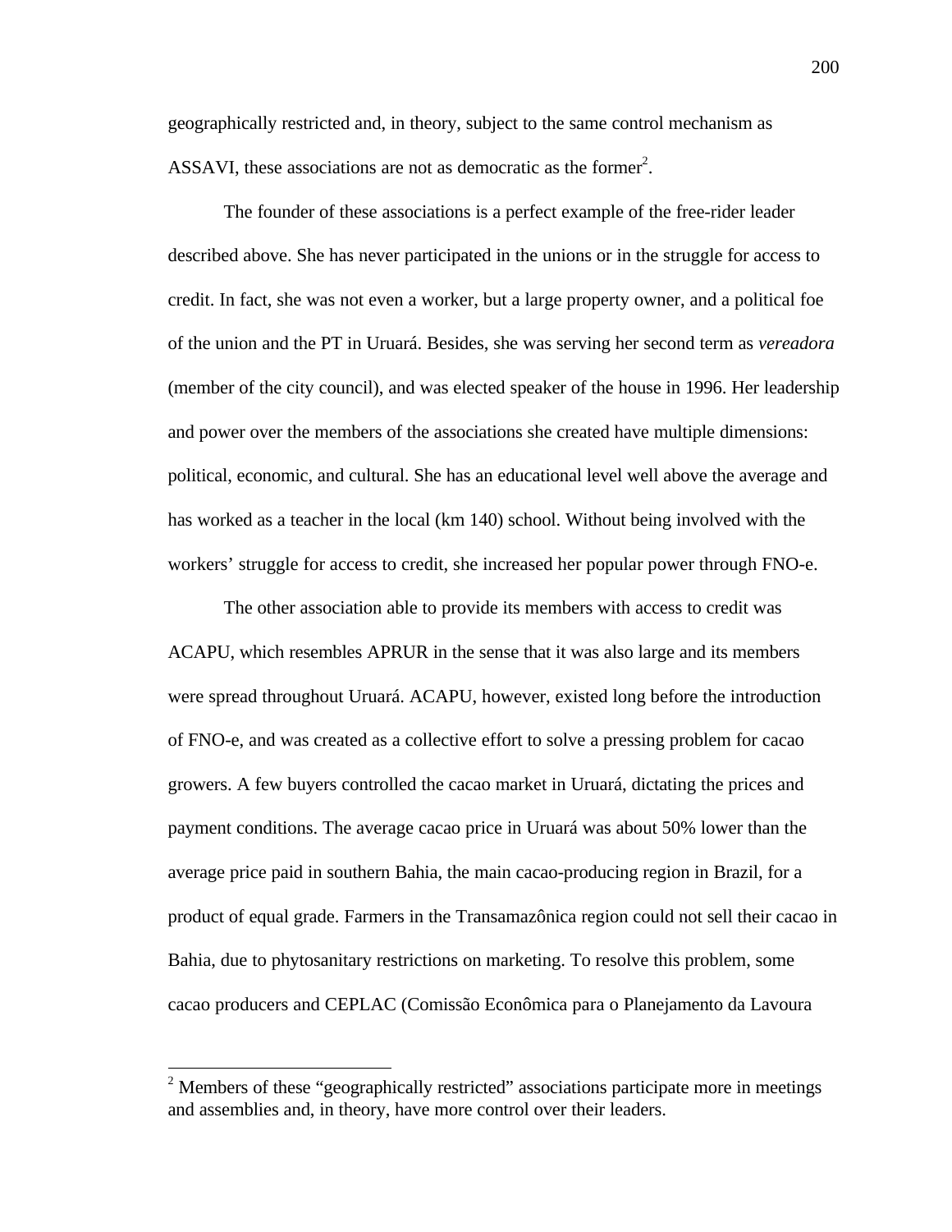geographically restricted and, in theory, subject to the same control mechanism as ASSAVI, these associations are not as democratic as the former[2].

The founder of these associations is a perfect example of the free-rider leader described above. She has never participated in the unions or in the struggle for access to credit. In fact, she was not even a worker, but a large property owner, and a political foe of the union and the PT in Uruará. Besides, she was serving her second term as *vereadora* (member of the city council), and was elected speaker of the house in 1996. Her leadership and power over the members of the associations she created have multiple dimensions: political, economic, and cultural. She has an educational level well above the average and has worked as a teacher in the local (km 140) school. Without being involved with the workers' struggle for access to credit, she increased her popular power through FNO-e.

The other association able to provide its members with access to credit was ACAPU, which resembles APRUR in the sense that it was also large and its members were spread throughout Uruará. ACAPU, however, existed long before the introduction of FNO-e, and was created as a collective effort to solve a pressing problem for cacao growers. A few buyers controlled the cacao market in Uruará, dictating the prices and payment conditions. The average cacao price in Uruará was about 50% lower than the average price paid in southern Bahia, the main cacao-producing region in Brazil, for a product of equal grade. Farmers in the Transamazônica region could not sell their cacao in Bahia, due to phytosanitary restrictions on marketing. To resolve this problem, some cacao producers and CEPLAC (Comissão Econômica para o Planejamento da Lavoura

---

[2] Members of these "geographically restricted" associations participate more in meetings and assemblies and, in theory, have more control over their leaders.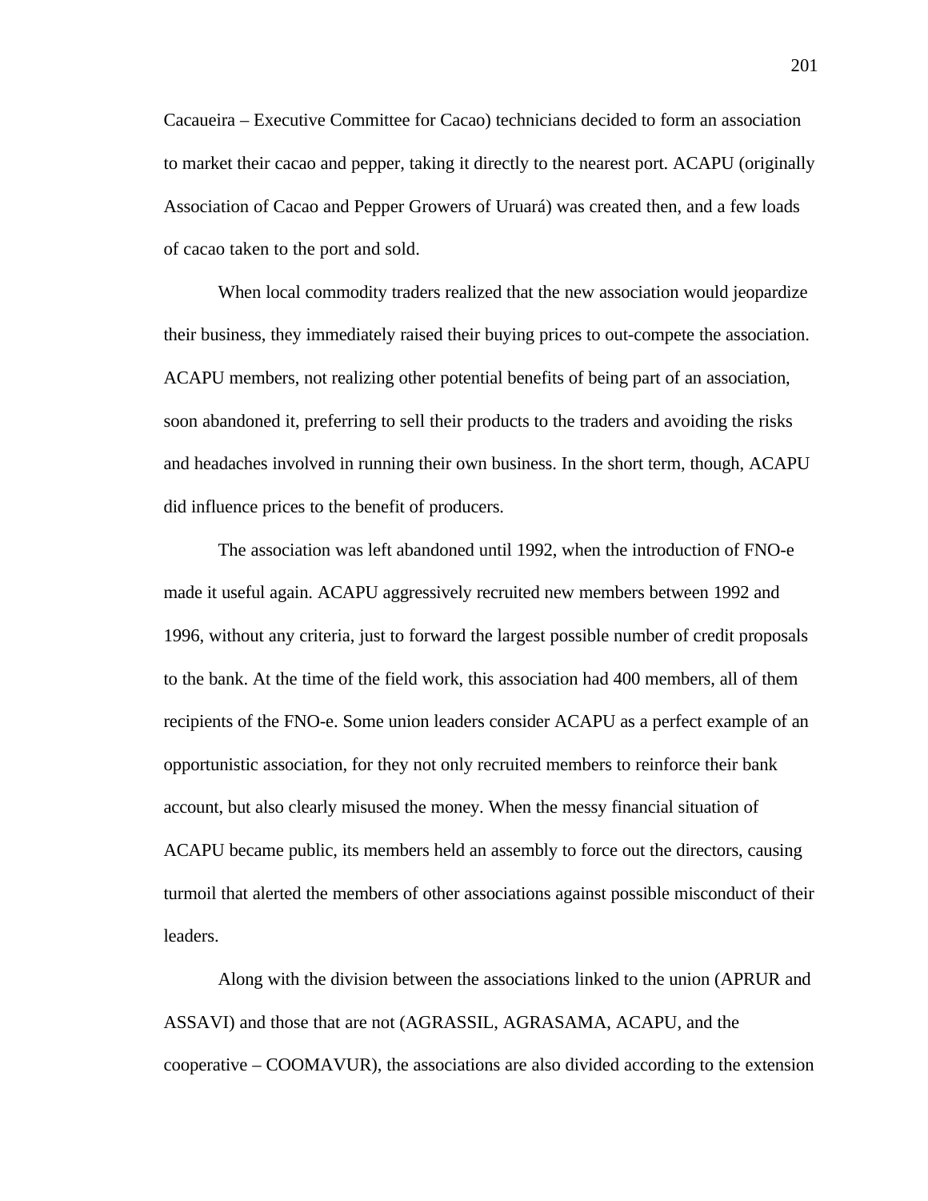Cacaueira – Executive Committee for Cacao) technicians decided to form an association to market their cacao and pepper, taking it directly to the nearest port. ACAPU (originally Association of Cacao and Pepper Growers of Uruará) was created then, and a few loads of cacao taken to the port and sold.

When local commodity traders realized that the new association would jeopardize their business, they immediately raised their buying prices to out-compete the association. ACAPU members, not realizing other potential benefits of being part of an association, soon abandoned it, preferring to sell their products to the traders and avoiding the risks and headaches involved in running their own business. In the short term, though, ACAPU did influence prices to the benefit of producers.

The association was left abandoned until 1992, when the introduction of FNO-e made it useful again. ACAPU aggressively recruited new members between 1992 and 1996, without any criteria, just to forward the largest possible number of credit proposals to the bank. At the time of the field work, this association had 400 members, all of them recipients of the FNO-e. Some union leaders consider ACAPU as a perfect example of an opportunistic association, for they not only recruited members to reinforce their bank account, but also clearly misused the money. When the messy financial situation of ACAPU became public, its members held an assembly to force out the directors, causing turmoil that alerted the members of other associations against possible misconduct of their leaders.

Along with the division between the associations linked to the union (APRUR and ASSAVI) and those that are not (AGRASSIL, AGRASAMA, ACAPU, and the cooperative – COOMAVUR), the associations are also divided according to the extension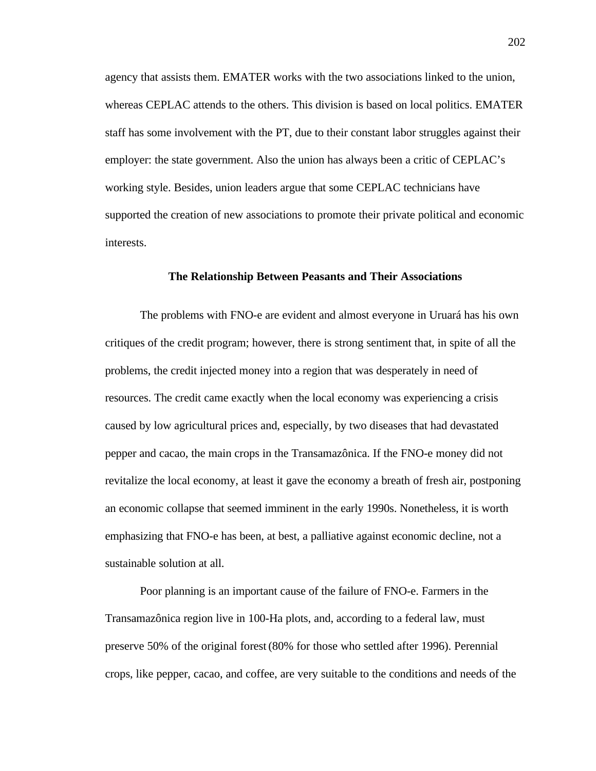agency that assists them. EMATER works with the two associations linked to the union, whereas CEPLAC attends to the others. This division is based on local politics. EMATER staff has some involvement with the PT, due to their constant labor struggles against their employer: the state government. Also the union has always been a critic of CEPLAC's working style. Besides, union leaders argue that some CEPLAC technicians have supported the creation of new associations to promote their private political and economic interests.

### The Relationship Between Peasants and Their Associations

The problems with FNO-e are evident and almost everyone in Uruará has his own critiques of the credit program; however, there is strong sentiment that, in spite of all the problems, the credit injected money into a region that was desperately in need of resources. The credit came exactly when the local economy was experiencing a crisis caused by low agricultural prices and, especially, by two diseases that had devastated pepper and cacao, the main crops in the Transamazônica. If the FNO-e money did not revitalize the local economy, at least it gave the economy a breath of fresh air, postponing an economic collapse that seemed imminent in the early 1990s. Nonetheless, it is worth emphasizing that FNO-e has been, at best, a palliative against economic decline, not a sustainable solution at all.

Poor planning is an important cause of the failure of FNO-e. Farmers in the Transamazônica region live in 100-Ha plots, and, according to a federal law, must preserve 50% of the original forest (80% for those who settled after 1996). Perennial crops, like pepper, cacao, and coffee, are very suitable to the conditions and needs of the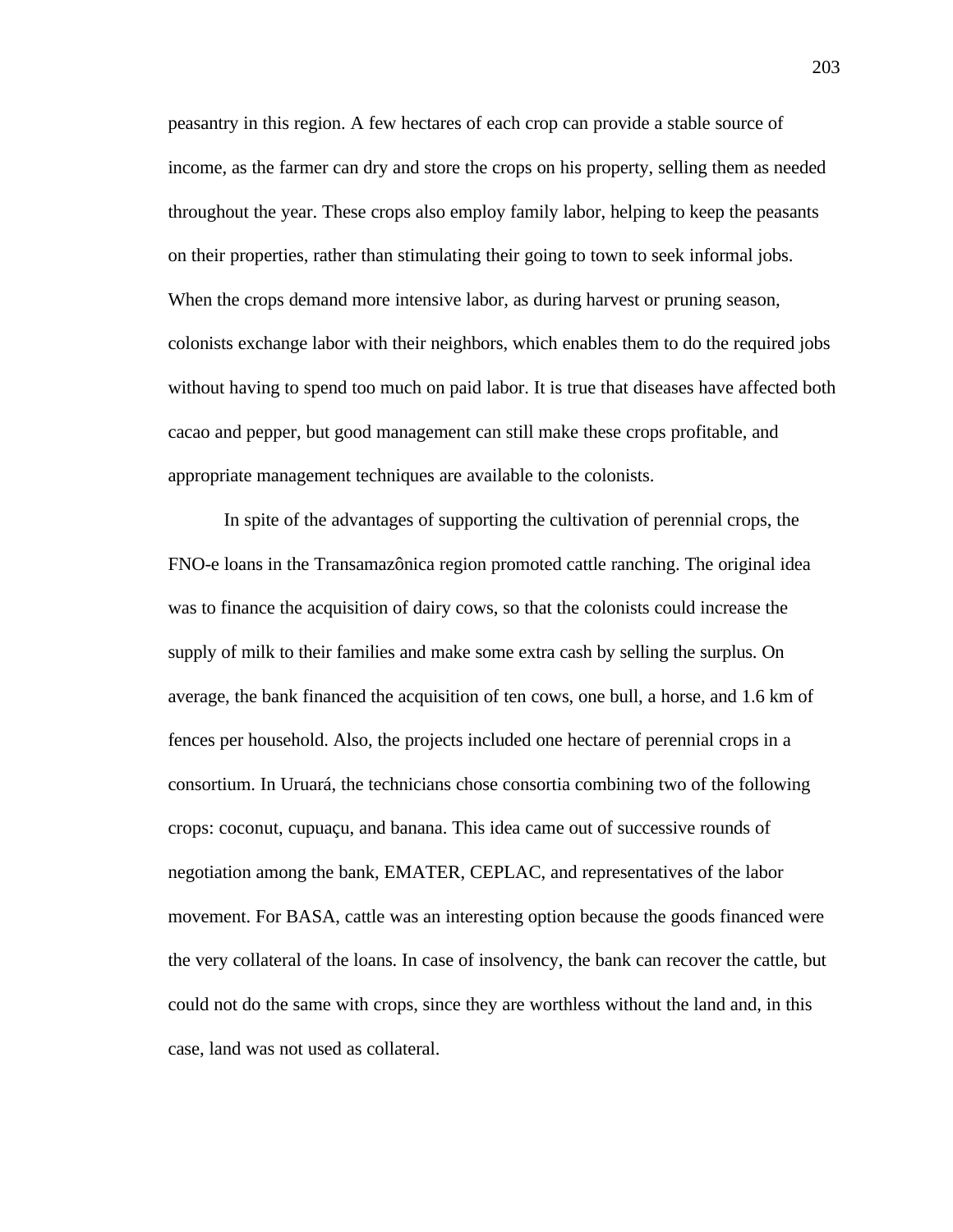peasantry in this region. A few hectares of each crop can provide a stable source of income, as the farmer can dry and store the crops on his property, selling them as needed throughout the year. These crops also employ family labor, helping to keep the peasants on their properties, rather than stimulating their going to town to seek informal jobs. When the crops demand more intensive labor, as during harvest or pruning season, colonists exchange labor with their neighbors, which enables them to do the required jobs without having to spend too much on paid labor. It is true that diseases have affected both cacao and pepper, but good management can still make these crops profitable, and appropriate management techniques are available to the colonists.

In spite of the advantages of supporting the cultivation of perennial crops, the FNO-e loans in the Transamazônica region promoted cattle ranching. The original idea was to finance the acquisition of dairy cows, so that the colonists could increase the supply of milk to their families and make some extra cash by selling the surplus. On average, the bank financed the acquisition of ten cows, one bull, a horse, and 1.6 km of fences per household. Also, the projects included one hectare of perennial crops in a consortium. In Uruará, the technicians chose consortia combining two of the following crops: coconut, cupuaçu, and banana. This idea came out of successive rounds of negotiation among the bank, EMATER, CEPLAC, and representatives of the labor movement. For BASA, cattle was an interesting option because the goods financed were the very collateral of the loans. In case of insolvency, the bank can recover the cattle, but could not do the same with crops, since they are worthless without the land and, in this case, land was not used as collateral.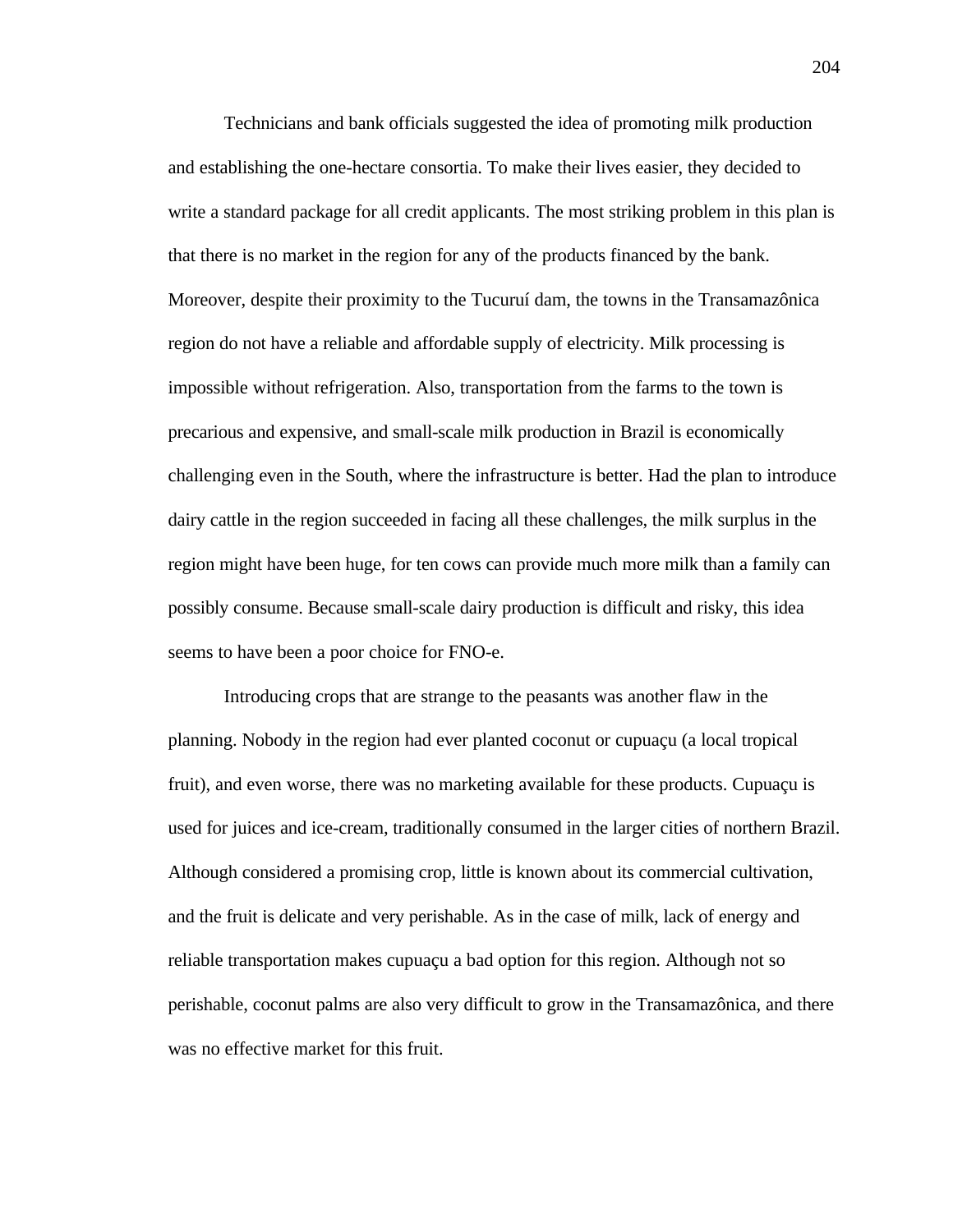Technicians and bank officials suggested the idea of promoting milk production and establishing the one-hectare consortia. To make their lives easier, they decided to write a standard package for all credit applicants. The most striking problem in this plan is that there is no market in the region for any of the products financed by the bank. Moreover, despite their proximity to the Tucuruí dam, the towns in the Transamazônica region do not have a reliable and affordable supply of electricity. Milk processing is impossible without refrigeration. Also, transportation from the farms to the town is precarious and expensive, and small-scale milk production in Brazil is economically challenging even in the South, where the infrastructure is better. Had the plan to introduce dairy cattle in the region succeeded in facing all these challenges, the milk surplus in the region might have been huge, for ten cows can provide much more milk than a family can possibly consume. Because small-scale dairy production is difficult and risky, this idea seems to have been a poor choice for FNO-e.

Introducing crops that are strange to the peasants was another flaw in the planning. Nobody in the region had ever planted coconut or cupuaçu (a local tropical fruit), and even worse, there was no marketing available for these products. Cupuaçu is used for juices and ice-cream, traditionally consumed in the larger cities of northern Brazil. Although considered a promising crop, little is known about its commercial cultivation, and the fruit is delicate and very perishable. As in the case of milk, lack of energy and reliable transportation makes cupuaçu a bad option for this region. Although not so perishable, coconut palms are also very difficult to grow in the Transamazônica, and there was no effective market for this fruit.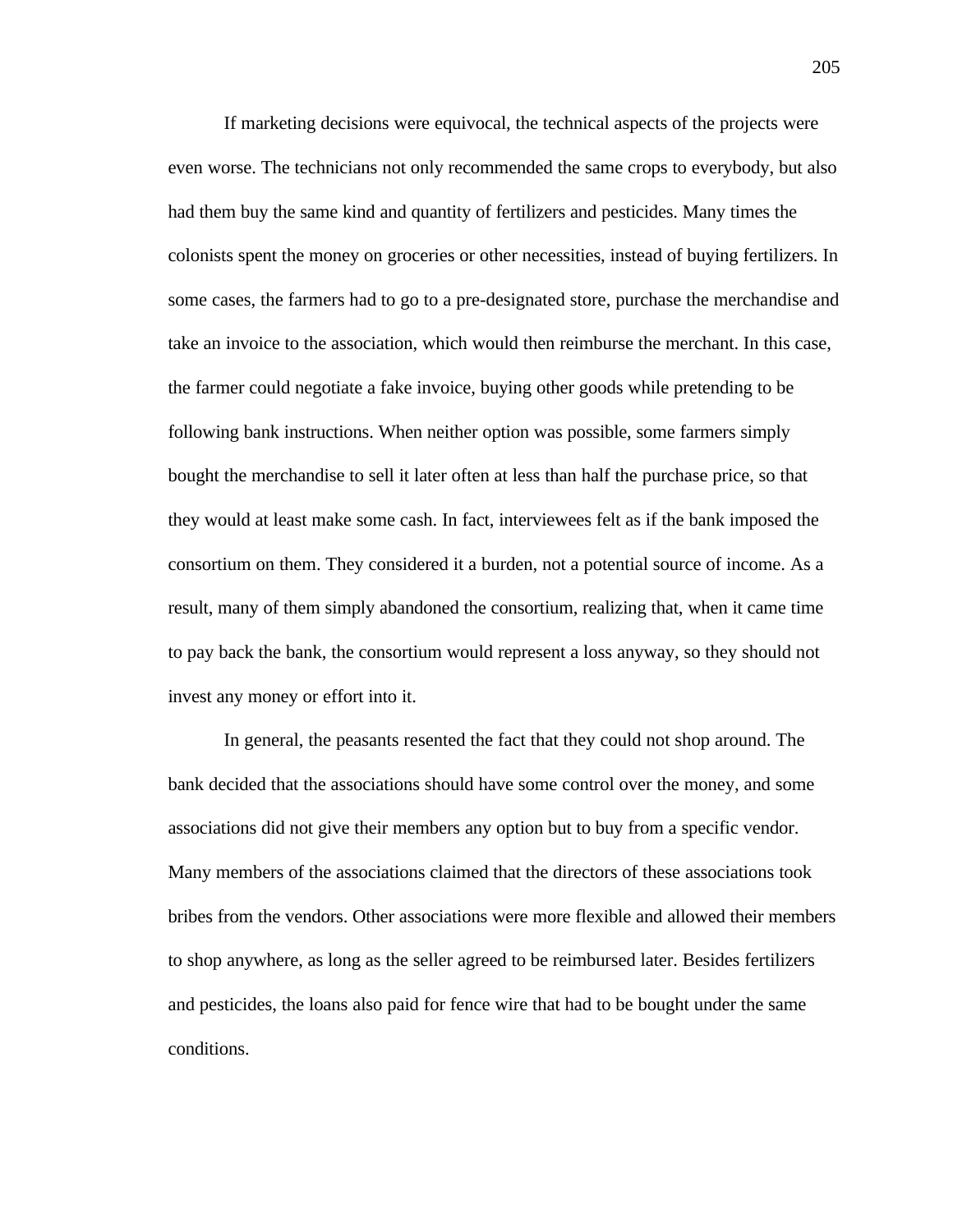If marketing decisions were equivocal, the technical aspects of the projects were even worse. The technicians not only recommended the same crops to everybody, but also had them buy the same kind and quantity of fertilizers and pesticides. Many times the colonists spent the money on groceries or other necessities, instead of buying fertilizers. In some cases, the farmers had to go to a pre-designated store, purchase the merchandise and take an invoice to the association, which would then reimburse the merchant. In this case, the farmer could negotiate a fake invoice, buying other goods while pretending to be following bank instructions. When neither option was possible, some farmers simply bought the merchandise to sell it later often at less than half the purchase price, so that they would at least make some cash. In fact, interviewees felt as if the bank imposed the consortium on them. They considered it a burden, not a potential source of income. As a result, many of them simply abandoned the consortium, realizing that, when it came time to pay back the bank, the consortium would represent a loss anyway, so they should not invest any money or effort into it.

In general, the peasants resented the fact that they could not shop around. The bank decided that the associations should have some control over the money, and some associations did not give their members any option but to buy from a specific vendor. Many members of the associations claimed that the directors of these associations took bribes from the vendors. Other associations were more flexible and allowed their members to shop anywhere, as long as the seller agreed to be reimbursed later. Besides fertilizers and pesticides, the loans also paid for fence wire that had to be bought under the same conditions.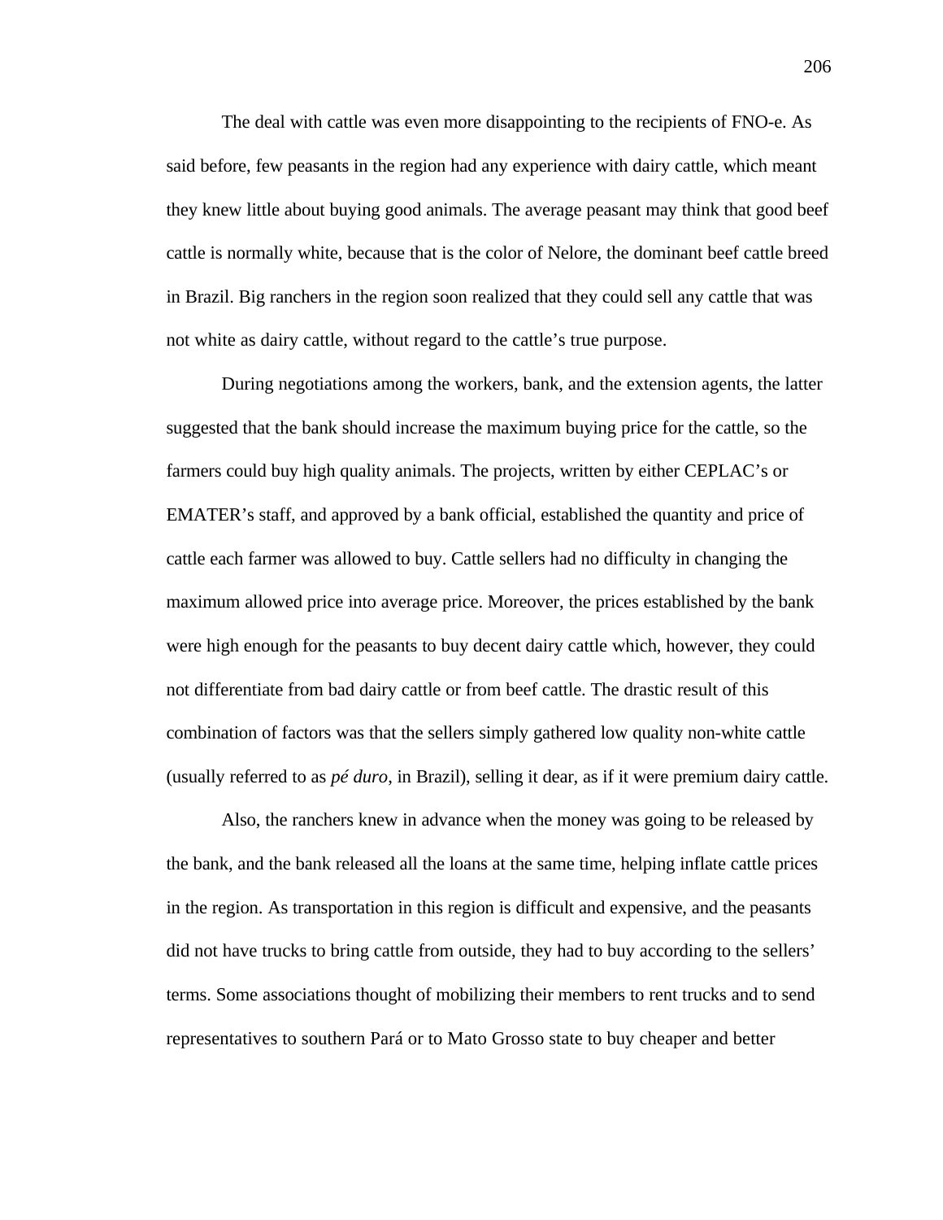The deal with cattle was even more disappointing to the recipients of FNO-e. As said before, few peasants in the region had any experience with dairy cattle, which meant they knew little about buying good animals. The average peasant may think that good beef cattle is normally white, because that is the color of Nelore, the dominant beef cattle breed in Brazil. Big ranchers in the region soon realized that they could sell any cattle that was not white as dairy cattle, without regard to the cattle's true purpose.

During negotiations among the workers, bank, and the extension agents, the latter suggested that the bank should increase the maximum buying price for the cattle, so the farmers could buy high quality animals. The projects, written by either CEPLAC's or EMATER's staff, and approved by a bank official, established the quantity and price of cattle each farmer was allowed to buy. Cattle sellers had no difficulty in changing the maximum allowed price into average price. Moreover, the prices established by the bank were high enough for the peasants to buy decent dairy cattle which, however, they could not differentiate from bad dairy cattle or from beef cattle. The drastic result of this combination of factors was that the sellers simply gathered low quality non-white cattle (usually referred to as *pé duro*, in Brazil), selling it dear, as if it were premium dairy cattle.

Also, the ranchers knew in advance when the money was going to be released by the bank, and the bank released all the loans at the same time, helping inflate cattle prices in the region. As transportation in this region is difficult and expensive, and the peasants did not have trucks to bring cattle from outside, they had to buy according to the sellers' terms. Some associations thought of mobilizing their members to rent trucks and to send representatives to southern Pará or to Mato Grosso state to buy cheaper and better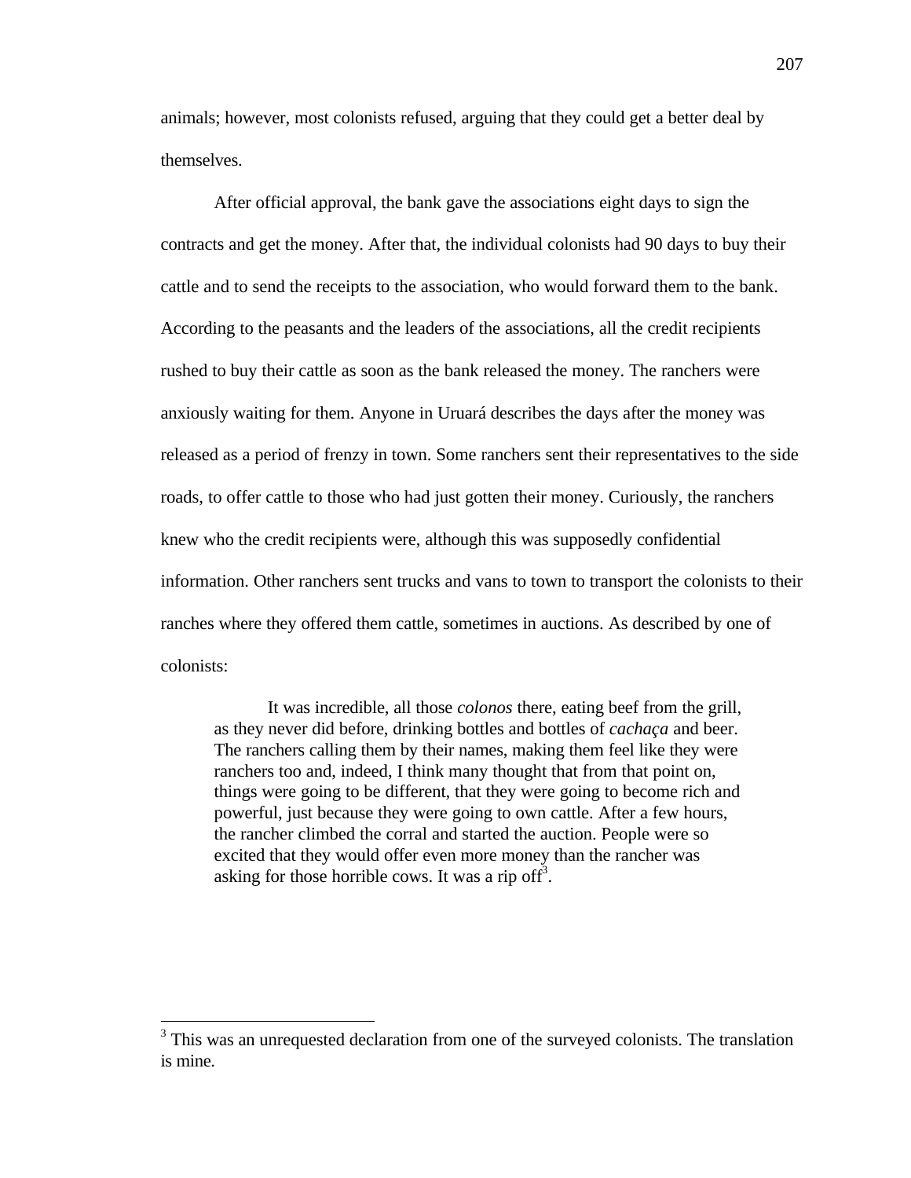animals; however, most colonists refused, arguing that they could get a better deal by themselves.

After official approval, the bank gave the associations eight days to sign the contracts and get the money. After that, the individual colonists had 90 days to buy their cattle and to send the receipts to the association, who would forward them to the bank. According to the peasants and the leaders of the associations, all the credit recipients rushed to buy their cattle as soon as the bank released the money. The ranchers were anxiously waiting for them. Anyone in Uruará describes the days after the money was released as a period of frenzy in town. Some ranchers sent their representatives to the side roads, to offer cattle to those who had just gotten their money. Curiously, the ranchers knew who the credit recipients were, although this was supposedly confidential information. Other ranchers sent trucks and vans to town to transport the colonists to their ranches where they offered them cattle, sometimes in auctions. As described by one of colonists:

> It was incredible, all those *colonos* there, eating beef from the grill, as they never did before, drinking bottles and bottles of *cachaça* and beer. The ranchers calling them by their names, making them feel like they were ranchers too and, indeed, I think many thought that from that point on, things were going to be different, that they were going to become rich and powerful, just because they were going to own cattle. After a few hours, the rancher climbed the corral and started the auction. People were so excited that they would offer even more money than the rancher was asking for those horrible cows. It was a rip off[3].

[3] This was an unrequested declaration from one of the surveyed colonists. The translation is mine.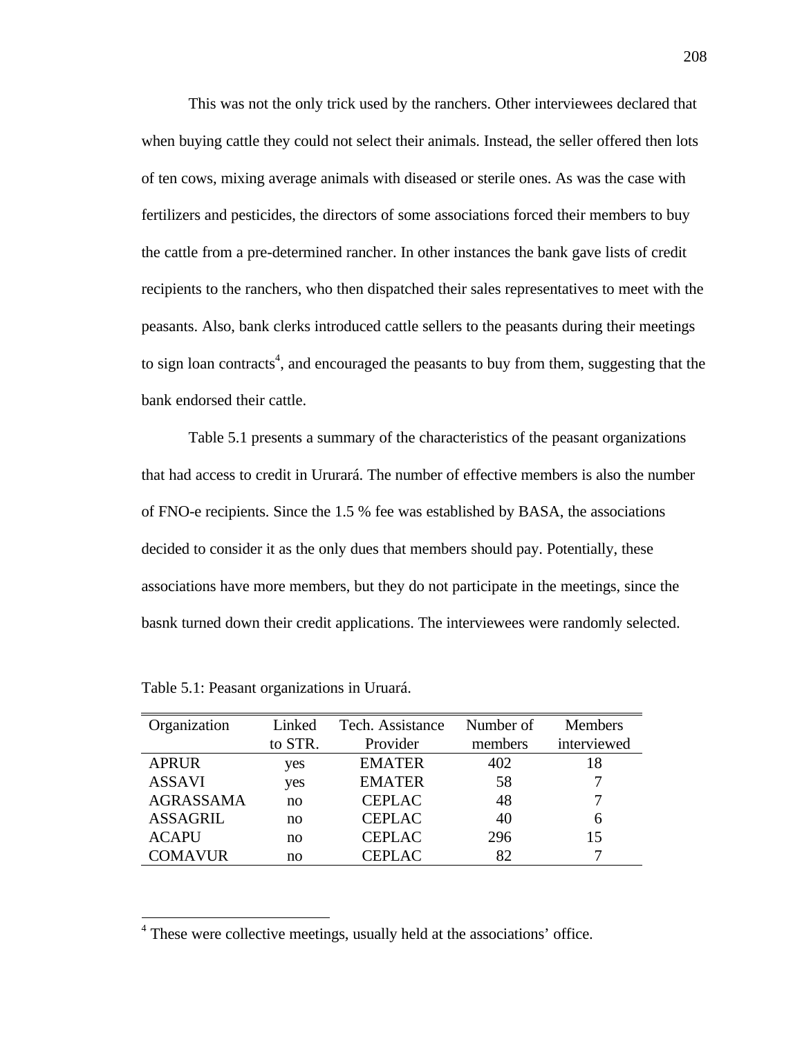This was not the only trick used by the ranchers. Other interviewees declared that when buying cattle they could not select their animals. Instead, the seller offered then lots of ten cows, mixing average animals with diseased or sterile ones. As was the case with fertilizers and pesticides, the directors of some associations forced their members to buy the cattle from a pre-determined rancher. In other instances the bank gave lists of credit recipients to the ranchers, who then dispatched their sales representatives to meet with the peasants. Also, bank clerks introduced cattle sellers to the peasants during their meetings to sign loan contracts[4], and encouraged the peasants to buy from them, suggesting that the bank endorsed their cattle.

Table 5.1 presents a summary of the characteristics of the peasant organizations that had access to credit in Ururará. The number of effective members is also the number of FNO-e recipients. Since the 1.5 % fee was established by BASA, the associations decided to consider it as the only dues that members should pay. Potentially, these associations have more members, but they do not participate in the meetings, since the basnk turned down their credit applications. The interviewees were randomly selected.

Table 5.1: Peasant organizations in Uruará.

| Organization | Linked to STR. | Tech. Assistance Provider | Number of members | Members interviewed |
|---|---|---|---|---|
| APRUR | yes | EMATER | 402 | 18 |
| ASSAVI | yes | EMATER | 58 | 7 |
| AGRASSAMA | no | CEPLAC | 48 | 7 |
| ASSAGRIL | no | CEPLAC | 40 | 6 |
| ACAPU | no | CEPLAC | 296 | 15 |
| COMAVUR | no | CEPLAC | 82 | 7 |

[4] These were collective meetings, usually held at the associations' office.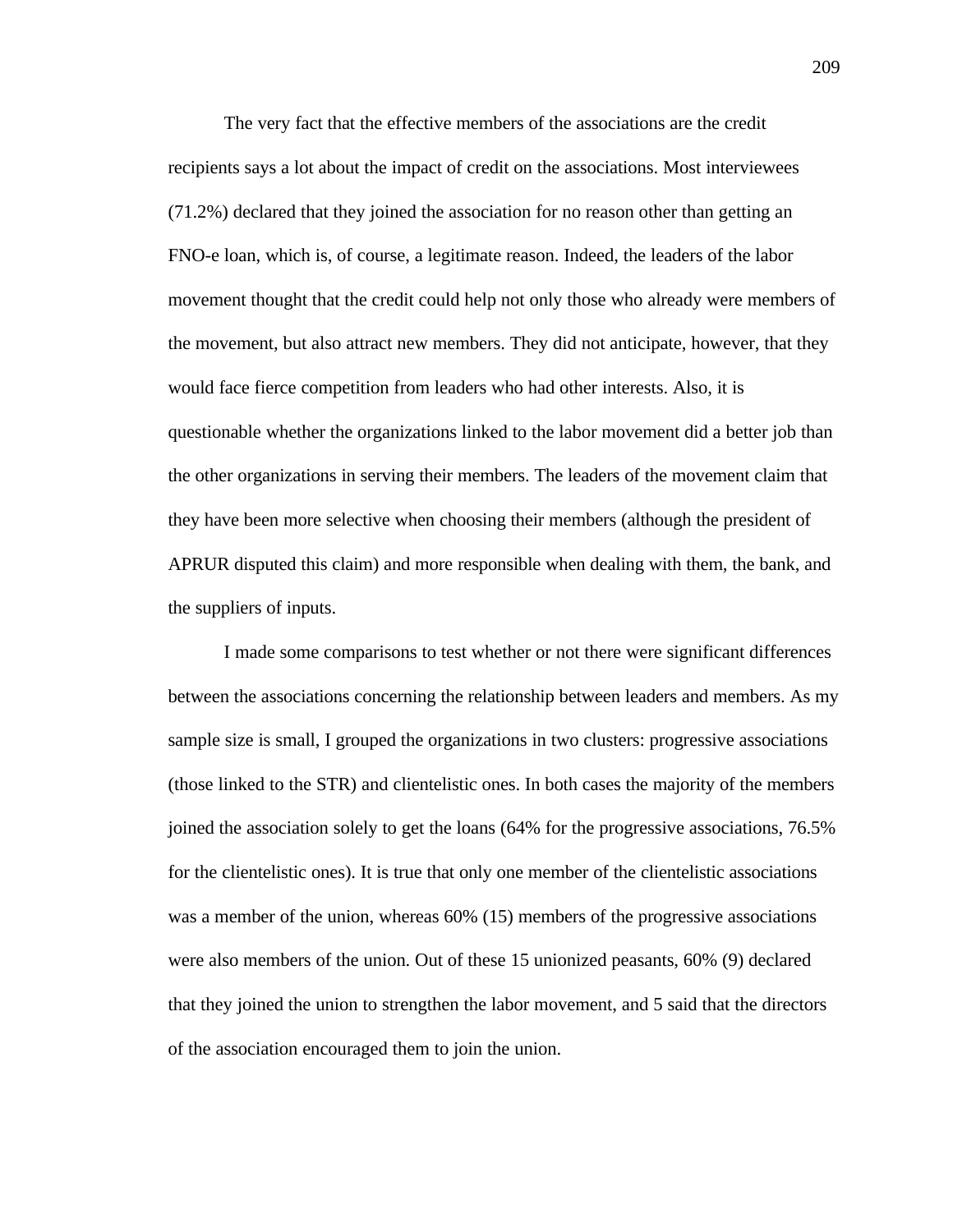The very fact that the effective members of the associations are the credit recipients says a lot about the impact of credit on the associations. Most interviewees (71.2%) declared that they joined the association for no reason other than getting an FNO-e loan, which is, of course, a legitimate reason. Indeed, the leaders of the labor movement thought that the credit could help not only those who already were members of the movement, but also attract new members. They did not anticipate, however, that they would face fierce competition from leaders who had other interests. Also, it is questionable whether the organizations linked to the labor movement did a better job than the other organizations in serving their members. The leaders of the movement claim that they have been more selective when choosing their members (although the president of APRUR disputed this claim) and more responsible when dealing with them, the bank, and the suppliers of inputs.

I made some comparisons to test whether or not there were significant differences between the associations concerning the relationship between leaders and members. As my sample size is small, I grouped the organizations in two clusters: progressive associations (those linked to the STR) and clientelistic ones. In both cases the majority of the members joined the association solely to get the loans (64% for the progressive associations, 76.5% for the clientelistic ones). It is true that only one member of the clientelistic associations was a member of the union, whereas 60% (15) members of the progressive associations were also members of the union. Out of these 15 unionized peasants, 60% (9) declared that they joined the union to strengthen the labor movement, and 5 said that the directors of the association encouraged them to join the union.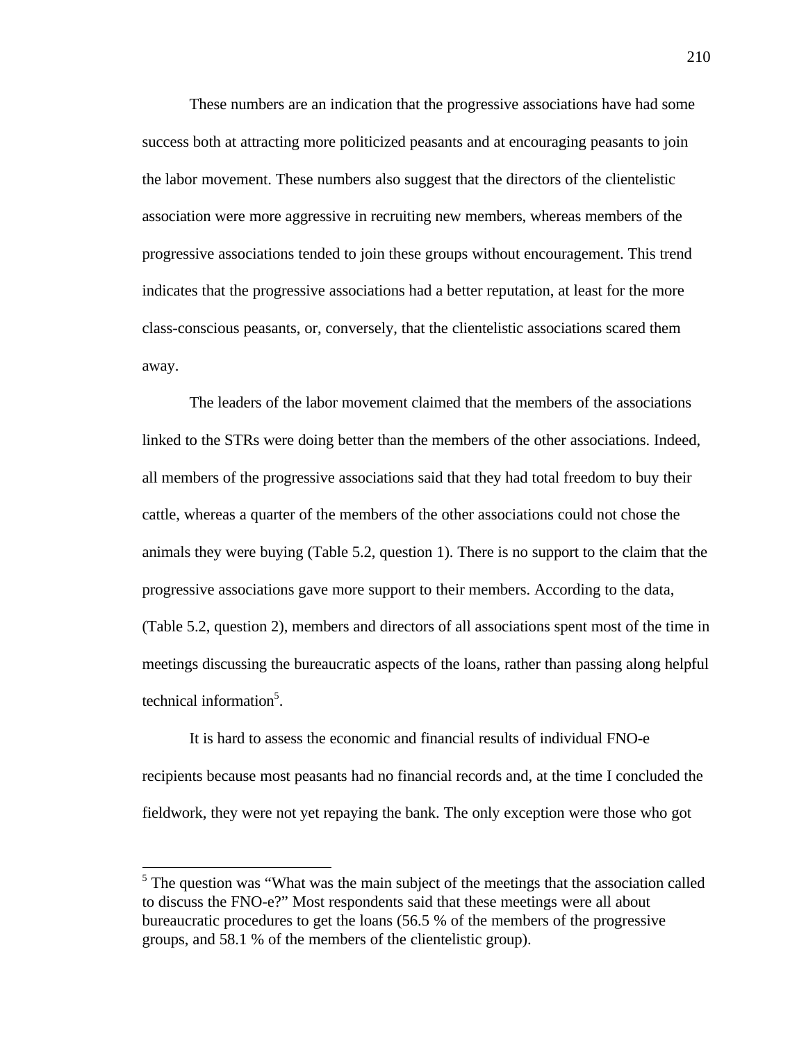These numbers are an indication that the progressive associations have had some success both at attracting more politicized peasants and at encouraging peasants to join the labor movement. These numbers also suggest that the directors of the clientelistic association were more aggressive in recruiting new members, whereas members of the progressive associations tended to join these groups without encouragement. This trend indicates that the progressive associations had a better reputation, at least for the more class-conscious peasants, or, conversely, that the clientelistic associations scared them away.

The leaders of the labor movement claimed that the members of the associations linked to the STRs were doing better than the members of the other associations. Indeed, all members of the progressive associations said that they had total freedom to buy their cattle, whereas a quarter of the members of the other associations could not chose the animals they were buying (Table 5.2, question 1). There is no support to the claim that the progressive associations gave more support to their members. According to the data, (Table 5.2, question 2), members and directors of all associations spent most of the time in meetings discussing the bureaucratic aspects of the loans, rather than passing along helpful technical information[5].

It is hard to assess the economic and financial results of individual FNO-e recipients because most peasants had no financial records and, at the time I concluded the fieldwork, they were not yet repaying the bank. The only exception were those who got

---

[5] The question was "What was the main subject of the meetings that the association called to discuss the FNO-e?" Most respondents said that these meetings were all about bureaucratic procedures to get the loans (56.5 % of the members of the progressive groups, and 58.1 % of the members of the clientelistic group).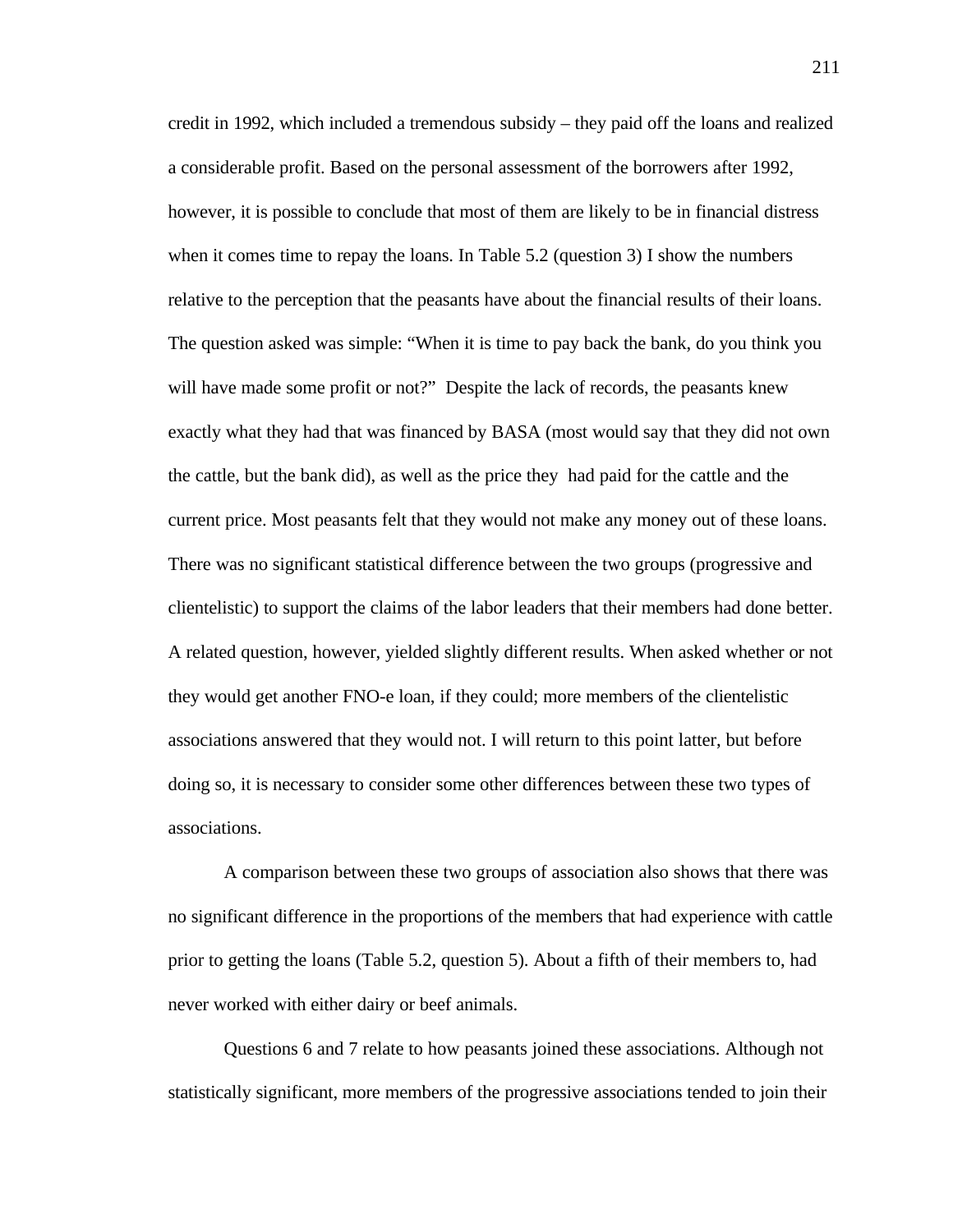credit in 1992, which included a tremendous subsidy – they paid off the loans and realized a considerable profit. Based on the personal assessment of the borrowers after 1992, however, it is possible to conclude that most of them are likely to be in financial distress when it comes time to repay the loans. In Table 5.2 (question 3) I show the numbers relative to the perception that the peasants have about the financial results of their loans. The question asked was simple: "When it is time to pay back the bank, do you think you will have made some profit or not?" Despite the lack of records, the peasants knew exactly what they had that was financed by BASA (most would say that they did not own the cattle, but the bank did), as well as the price they had paid for the cattle and the current price. Most peasants felt that they would not make any money out of these loans. There was no significant statistical difference between the two groups (progressive and clientelistic) to support the claims of the labor leaders that their members had done better. A related question, however, yielded slightly different results. When asked whether or not they would get another FNO-e loan, if they could; more members of the clientelistic associations answered that they would not. I will return to this point latter, but before doing so, it is necessary to consider some other differences between these two types of associations.

A comparison between these two groups of association also shows that there was no significant difference in the proportions of the members that had experience with cattle prior to getting the loans (Table 5.2, question 5). About a fifth of their members to, had never worked with either dairy or beef animals.

Questions 6 and 7 relate to how peasants joined these associations. Although not statistically significant, more members of the progressive associations tended to join their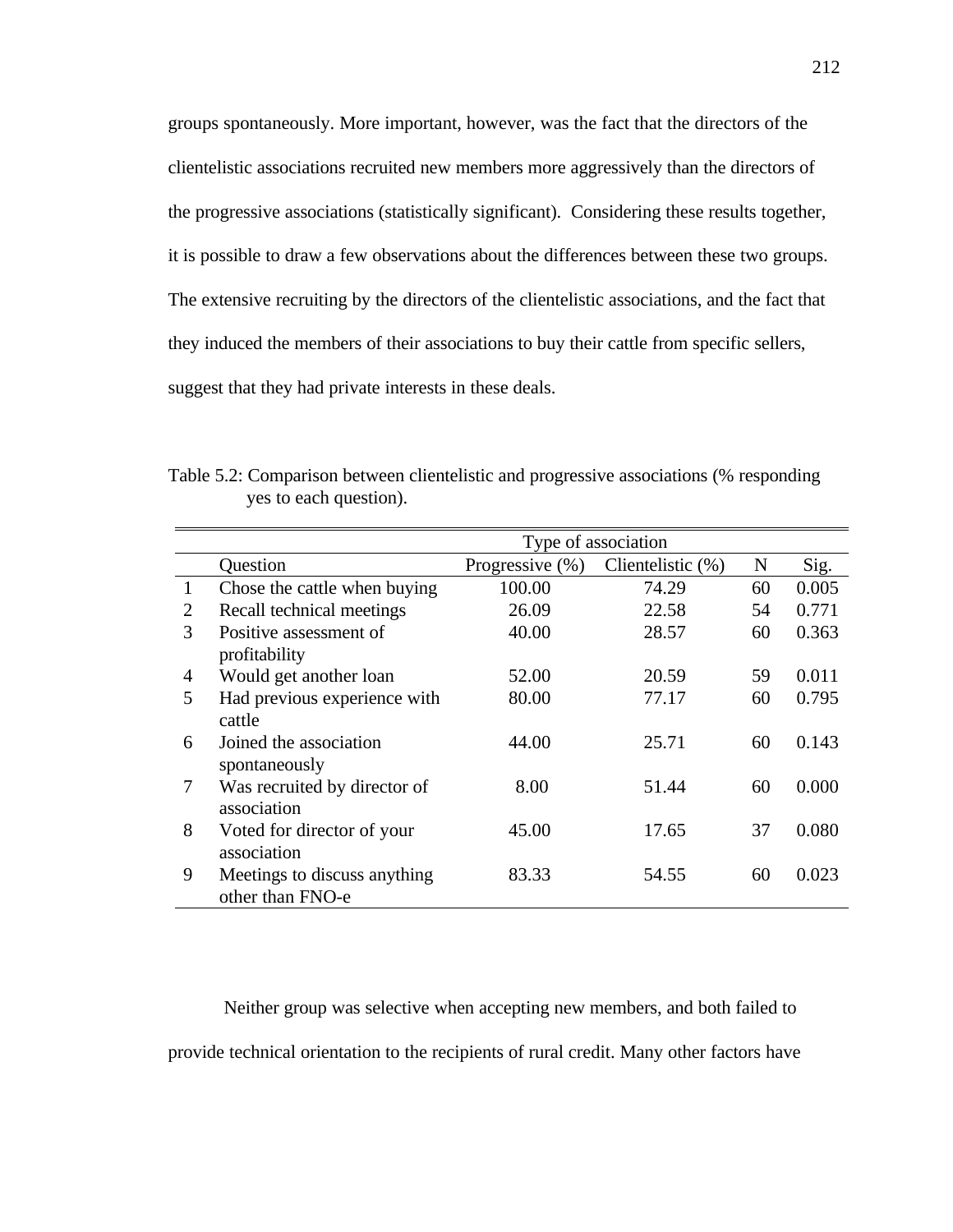groups spontaneously. More important, however, was the fact that the directors of the clientelistic associations recruited new members more aggressively than the directors of the progressive associations (statistically significant). Considering these results together, it is possible to draw a few observations about the differences between these two groups. The extensive recruiting by the directors of the clientelistic associations, and the fact that they induced the members of their associations to buy their cattle from specific sellers, suggest that they had private interests in these deals.

Table 5.2: Comparison between clientelistic and progressive associations (% responding yes to each question).

| | | Type of association | | | |
|---|---|---|---|---|---|
| | Question | Progressive (%) | Clientelistic (%) | N | Sig. |
| 1 | Chose the cattle when buying | 100.00 | 74.29 | 60 | 0.005 |
| 2 | Recall technical meetings | 26.09 | 22.58 | 54 | 0.771 |
| 3 | Positive assessment of profitability | 40.00 | 28.57 | 60 | 0.363 |
| 4 | Would get another loan | 52.00 | 20.59 | 59 | 0.011 |
| 5 | Had previous experience with cattle | 80.00 | 77.17 | 60 | 0.795 |
| 6 | Joined the association spontaneously | 44.00 | 25.71 | 60 | 0.143 |
| 7 | Was recruited by director of association | 8.00 | 51.44 | 60 | 0.000 |
| 8 | Voted for director of your association | 45.00 | 17.65 | 37 | 0.080 |
| 9 | Meetings to discuss anything other than FNO-e | 83.33 | 54.55 | 60 | 0.023 |

Neither group was selective when accepting new members, and both failed to provide technical orientation to the recipients of rural credit. Many other factors have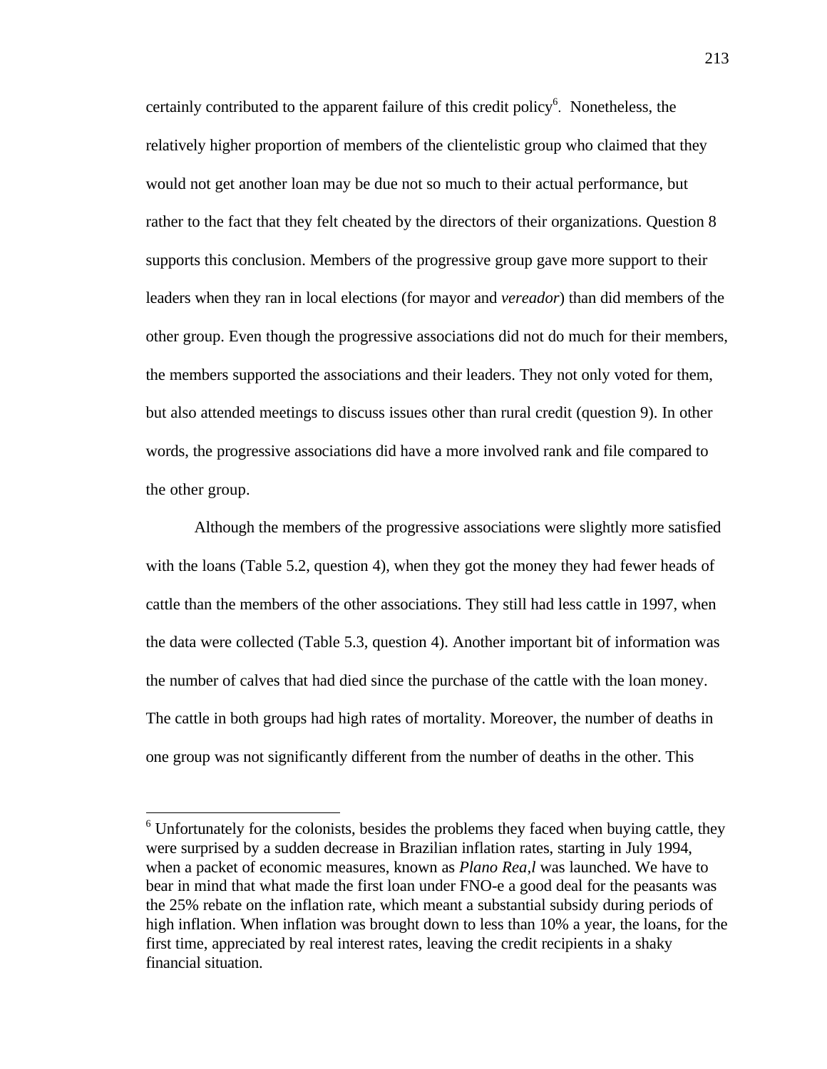certainly contributed to the apparent failure of this credit policy[6]. Nonetheless, the relatively higher proportion of members of the clientelistic group who claimed that they would not get another loan may be due not so much to their actual performance, but rather to the fact that they felt cheated by the directors of their organizations. Question 8 supports this conclusion. Members of the progressive group gave more support to their leaders when they ran in local elections (for mayor and *vereador*) than did members of the other group. Even though the progressive associations did not do much for their members, the members supported the associations and their leaders. They not only voted for them, but also attended meetings to discuss issues other than rural credit (question 9). In other words, the progressive associations did have a more involved rank and file compared to the other group.

Although the members of the progressive associations were slightly more satisfied with the loans (Table 5.2, question 4), when they got the money they had fewer heads of cattle than the members of the other associations. They still had less cattle in 1997, when the data were collected (Table 5.3, question 4). Another important bit of information was the number of calves that had died since the purchase of the cattle with the loan money. The cattle in both groups had high rates of mortality. Moreover, the number of deaths in one group was not significantly different from the number of deaths in the other. This

---

[6] Unfortunately for the colonists, besides the problems they faced when buying cattle, they were surprised by a sudden decrease in Brazilian inflation rates, starting in July 1994, when a packet of economic measures, known as *Plano Rea,l* was launched. We have to bear in mind that what made the first loan under FNO-e a good deal for the peasants was the 25% rebate on the inflation rate, which meant a substantial subsidy during periods of high inflation. When inflation was brought down to less than 10% a year, the loans, for the first time, appreciated by real interest rates, leaving the credit recipients in a shaky financial situation.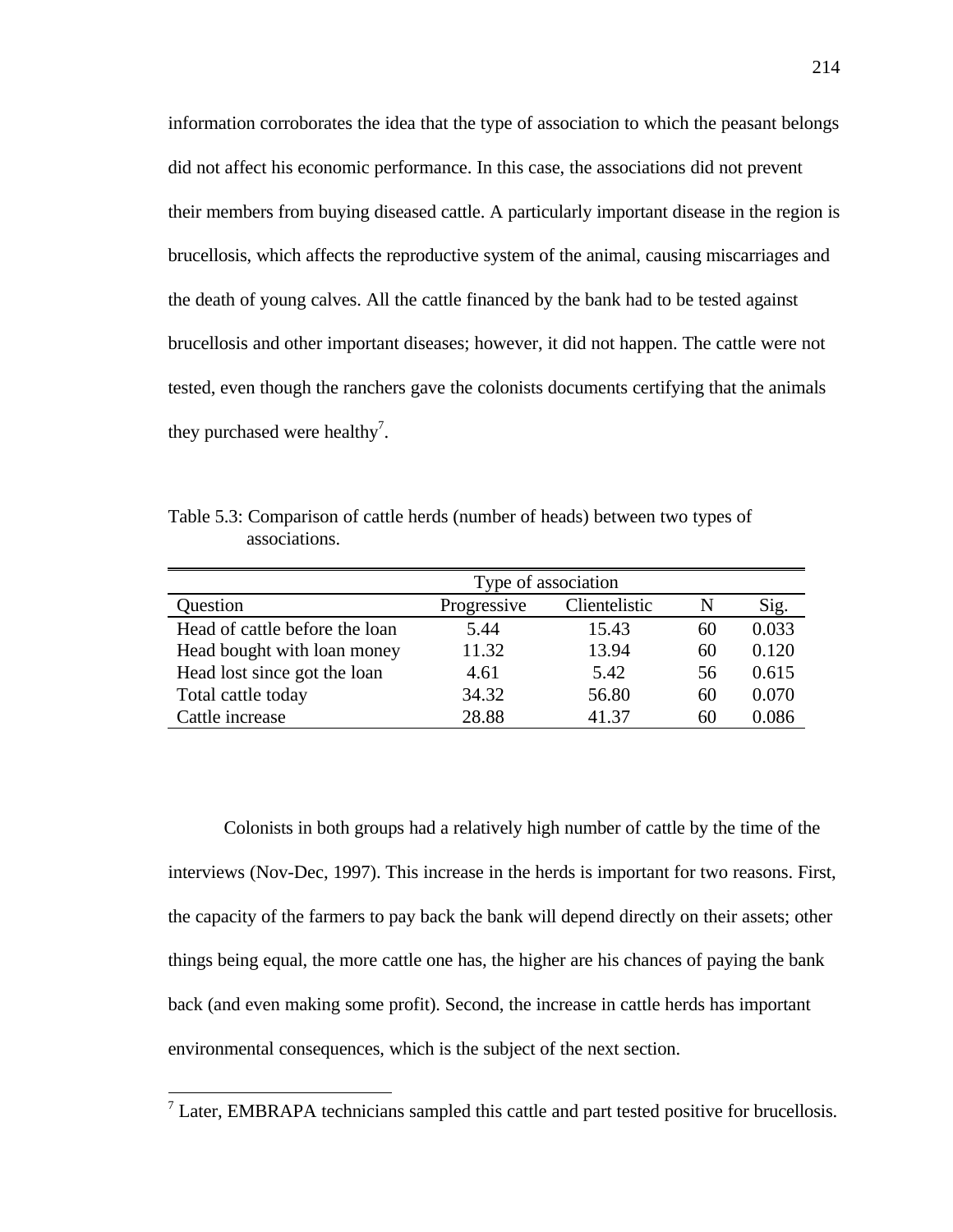information corroborates the idea that the type of association to which the peasant belongs did not affect his economic performance. In this case, the associations did not prevent their members from buying diseased cattle. A particularly important disease in the region is brucellosis, which affects the reproductive system of the animal, causing miscarriages and the death of young calves. All the cattle financed by the bank had to be tested against brucellosis and other important diseases; however, it did not happen. The cattle were not tested, even though the ranchers gave the colonists documents certifying that the animals they purchased were healthy[7].

Table 5.3: Comparison of cattle herds (number of heads) between two types of associations.

| | Type of association | | | |
|---|---|---|---|---|
| Question | Progressive | Clientelistic | N | Sig. |
| Head of cattle before the loan | 5.44 | 15.43 | 60 | 0.033 |
| Head bought with loan money | 11.32 | 13.94 | 60 | 0.120 |
| Head lost since got the loan | 4.61 | 5.42 | 56 | 0.615 |
| Total cattle today | 34.32 | 56.80 | 60 | 0.070 |
| Cattle increase | 28.88 | 41.37 | 60 | 0.086 |

Colonists in both groups had a relatively high number of cattle by the time of the interviews (Nov-Dec, 1997). This increase in the herds is important for two reasons. First, the capacity of the farmers to pay back the bank will depend directly on their assets; other things being equal, the more cattle one has, the higher are his chances of paying the bank back (and even making some profit). Second, the increase in cattle herds has important environmental consequences, which is the subject of the next section.

[7] Later, EMBRAPA technicians sampled this cattle and part tested positive for brucellosis.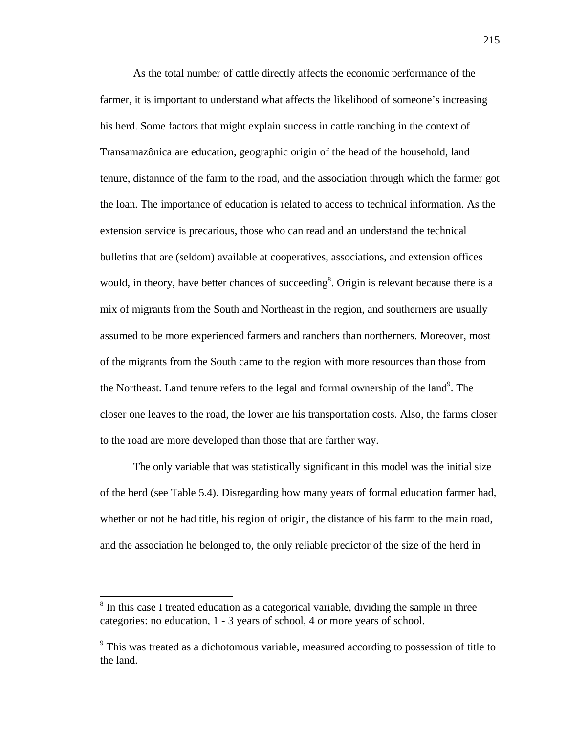As the total number of cattle directly affects the economic performance of the farmer, it is important to understand what affects the likelihood of someone's increasing his herd. Some factors that might explain success in cattle ranching in the context of Transamazônica are education, geographic origin of the head of the household, land tenure, distannce of the farm to the road, and the association through which the farmer got the loan. The importance of education is related to access to technical information. As the extension service is precarious, those who can read and an understand the technical bulletins that are (seldom) available at cooperatives, associations, and extension offices would, in theory, have better chances of succeeding[8]. Origin is relevant because there is a mix of migrants from the South and Northeast in the region, and southerners are usually assumed to be more experienced farmers and ranchers than northerners. Moreover, most of the migrants from the South came to the region with more resources than those from the Northeast. Land tenure refers to the legal and formal ownership of the land[9]. The closer one leaves to the road, the lower are his transportation costs. Also, the farms closer to the road are more developed than those that are farther way.

The only variable that was statistically significant in this model was the initial size of the herd (see Table 5.4). Disregarding how many years of formal education farmer had, whether or not he had title, his region of origin, the distance of his farm to the main road, and the association he belonged to, the only reliable predictor of the size of the herd in

---

[8] In this case I treated education as a categorical variable, dividing the sample in three categories: no education, 1 - 3 years of school, 4 or more years of school.

[9] This was treated as a dichotomous variable, measured according to possession of title to the land.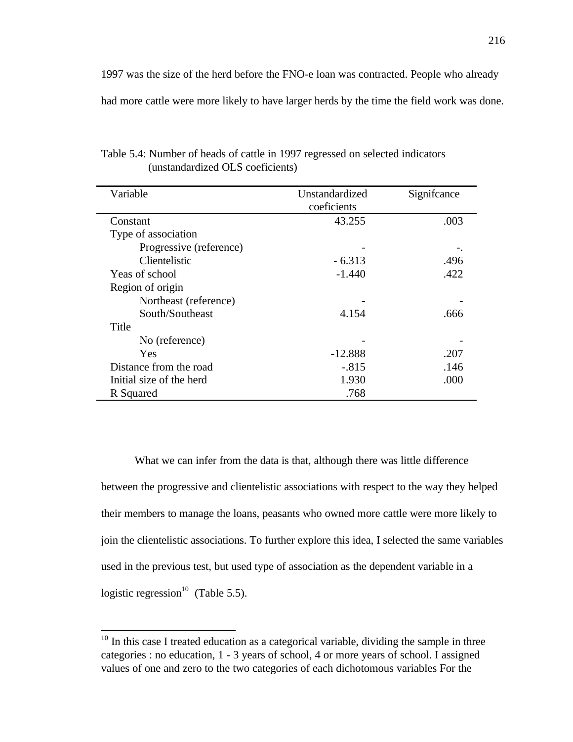1997 was the size of the herd before the FNO-e loan was contracted. People who already had more cattle were more likely to have larger herds by the time the field work was done.

Table 5.4: Number of heads of cattle in 1997 regressed on selected indicators (unstandardized OLS coeficients)

| Variable | Unstandardized coeficients | Signifcance |
|---|---|---|
| Constant | 43.255 | .003 |
| Type of association | | |
| Progressive (reference) | - | -. |
| Clientelistic | - 6.313 | .496 |
| Yeas of school | -1.440 | .422 |
| Region of origin | | |
| Northeast (reference) | - | - |
| South/Southeast | 4.154 | .666 |
| Title | | |
| No (reference) | - | - |
| Yes | -12.888 | .207 |
| Distance from the road | -.815 | .146 |
| Initial size of the herd | 1.930 | .000 |
| R Squared | .768 | |

What we can infer from the data is that, although there was little difference between the progressive and clientelistic associations with respect to the way they helped their members to manage the loans, peasants who owned more cattle were more likely to join the clientelistic associations. To further explore this idea, I selected the same variables used in the previous test, but used type of association as the dependent variable in a logistic regression[10] (Table 5.5).

[10] In this case I treated education as a categorical variable, dividing the sample in three categories : no education, 1 - 3 years of school, 4 or more years of school. I assigned values of one and zero to the two categories of each dichotomous variables For the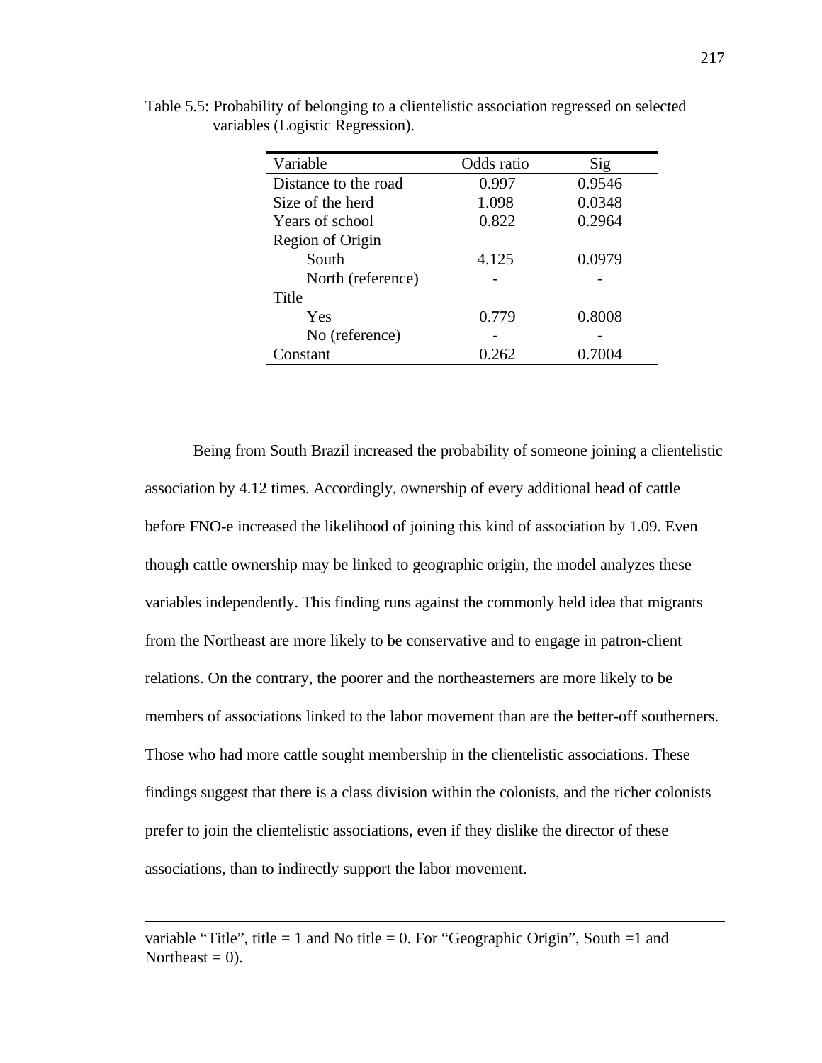Table 5.5: Probability of belonging to a clientelistic association regressed on selected variables (Logistic Regression).

| Variable | Odds ratio | Sig |
|---|---|---|
| Distance to the road | 0.997 | 0.9546 |
| Size of the herd | 1.098 | 0.0348 |
| Years of school | 0.822 | 0.2964 |
| Region of Origin | | |
| South | 4.125 | 0.0979 |
| North (reference) | - | - |
| Title | | |
| Yes | 0.779 | 0.8008 |
| No (reference) | - | - |
| Constant | 0.262 | 0.7004 |

Being from South Brazil increased the probability of someone joining a clientelistic association by 4.12 times. Accordingly, ownership of every additional head of cattle before FNO-e increased the likelihood of joining this kind of association by 1.09. Even though cattle ownership may be linked to geographic origin, the model analyzes these variables independently. This finding runs against the commonly held idea that migrants from the Northeast are more likely to be conservative and to engage in patron-client relations. On the contrary, the poorer and the northeasterners are more likely to be members of associations linked to the labor movement than are the better-off southerners. Those who had more cattle sought membership in the clientelistic associations. These findings suggest that there is a class division within the colonists, and the richer colonists prefer to join the clientelistic associations, even if they dislike the director of these associations, than to indirectly support the labor movement.

---

variable “Title”, title = 1 and No title = 0. For “Geographic Origin”, South =1 and Northeast = 0).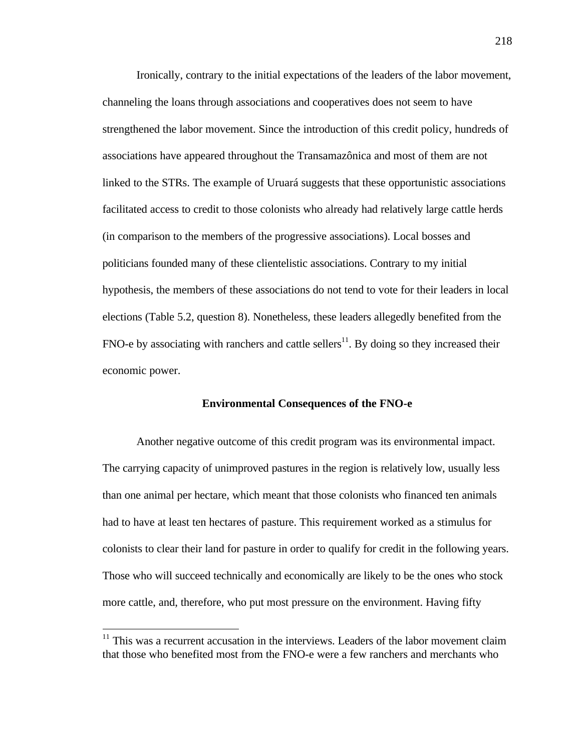Ironically, contrary to the initial expectations of the leaders of the labor movement, channeling the loans through associations and cooperatives does not seem to have strengthened the labor movement. Since the introduction of this credit policy, hundreds of associations have appeared throughout the Transamazônica and most of them are not linked to the STRs. The example of Uruará suggests that these opportunistic associations facilitated access to credit to those colonists who already had relatively large cattle herds (in comparison to the members of the progressive associations). Local bosses and politicians founded many of these clientelistic associations. Contrary to my initial hypothesis, the members of these associations do not tend to vote for their leaders in local elections (Table 5.2, question 8). Nonetheless, these leaders allegedly benefited from the FNO-e by associating with ranchers and cattle sellers[11]. By doing so they increased their economic power.

## Environmental Consequences of the FNO-e

Another negative outcome of this credit program was its environmental impact. The carrying capacity of unimproved pastures in the region is relatively low, usually less than one animal per hectare, which meant that those colonists who financed ten animals had to have at least ten hectares of pasture. This requirement worked as a stimulus for colonists to clear their land for pasture in order to qualify for credit in the following years. Those who will succeed technically and economically are likely to be the ones who stock more cattle, and, therefore, who put most pressure on the environment. Having fifty

[11] This was a recurrent accusation in the interviews. Leaders of the labor movement claim that those who benefited most from the FNO-e were a few ranchers and merchants who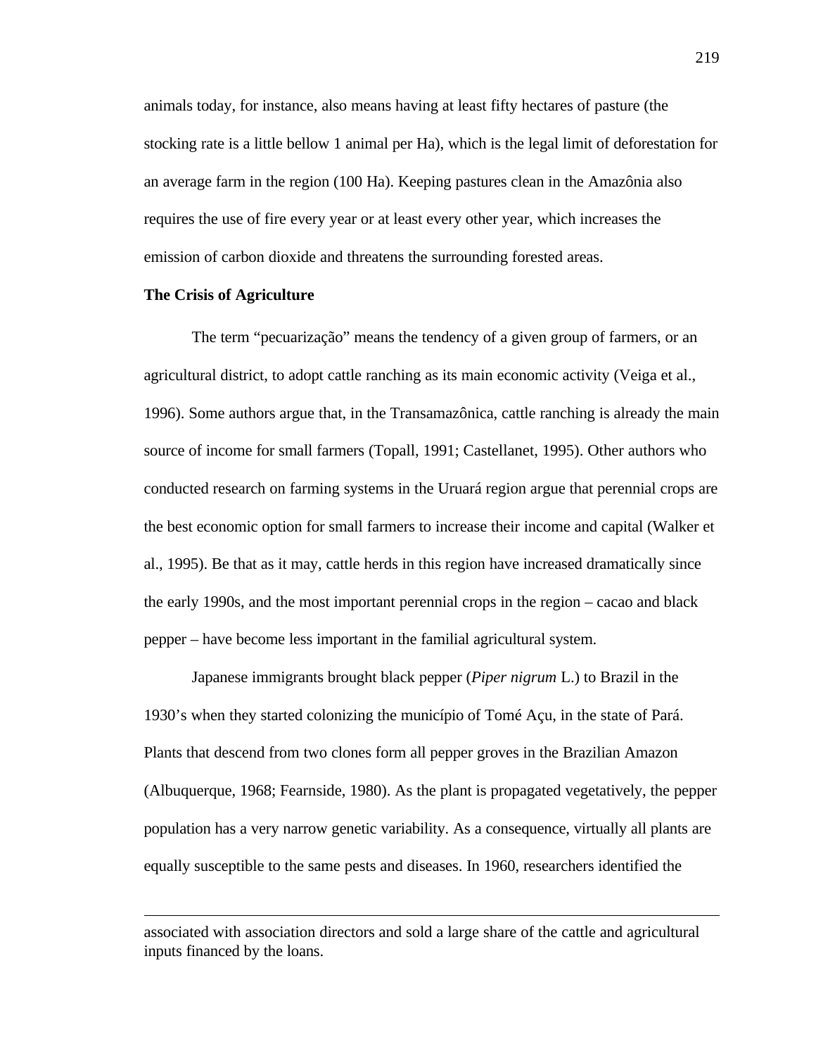animals today, for instance, also means having at least fifty hectares of pasture (the stocking rate is a little bellow 1 animal per Ha), which is the legal limit of deforestation for an average farm in the region (100 Ha). Keeping pastures clean in the Amazônia also requires the use of fire every year or at least every other year, which increases the emission of carbon dioxide and threatens the surrounding forested areas.

**The Crisis of Agriculture**

The term "pecuarização" means the tendency of a given group of farmers, or an agricultural district, to adopt cattle ranching as its main economic activity (Veiga et al., 1996). Some authors argue that, in the Transamazônica, cattle ranching is already the main source of income for small farmers (Topall, 1991; Castellanet, 1995). Other authors who conducted research on farming systems in the Uruará region argue that perennial crops are the best economic option for small farmers to increase their income and capital (Walker et al., 1995). Be that as it may, cattle herds in this region have increased dramatically since the early 1990s, and the most important perennial crops in the region – cacao and black pepper – have become less important in the familial agricultural system.

Japanese immigrants brought black pepper (*Piper nigrum* L.) to Brazil in the 1930's when they started colonizing the município of Tomé Açu, in the state of Pará. Plants that descend from two clones form all pepper groves in the Brazilian Amazon (Albuquerque, 1968; Fearnside, 1980). As the plant is propagated vegetatively, the pepper population has a very narrow genetic variability. As a consequence, virtually all plants are equally susceptible to the same pests and diseases. In 1960, researchers identified the

---

associated with association directors and sold a large share of the cattle and agricultural inputs financed by the loans.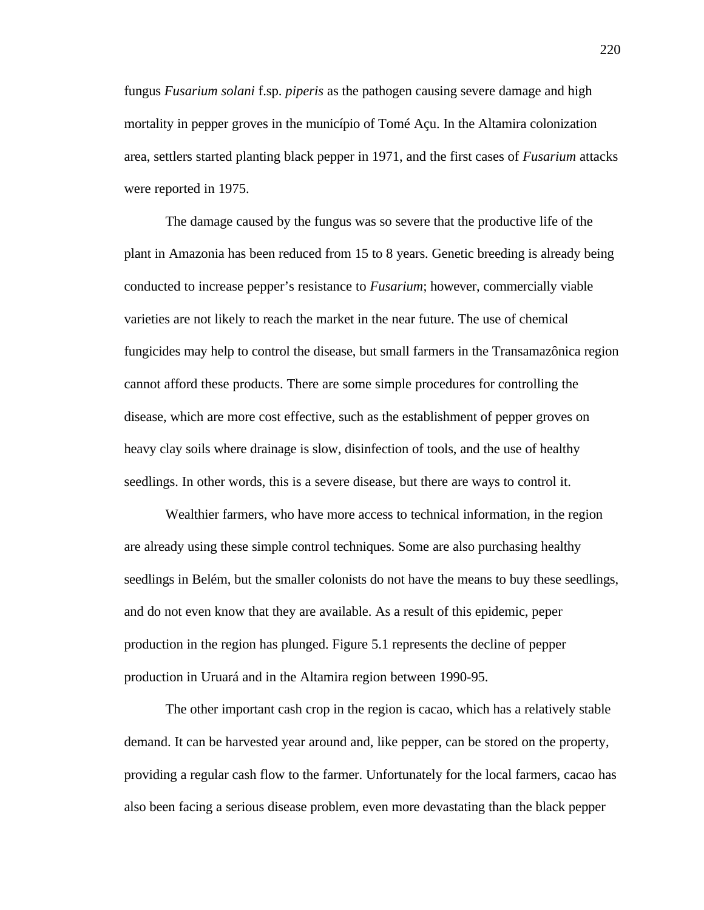fungus *Fusarium solani* f.sp. *piperis* as the pathogen causing severe damage and high mortality in pepper groves in the município of Tomé Açu. In the Altamira colonization area, settlers started planting black pepper in 1971, and the first cases of *Fusarium* attacks were reported in 1975.

The damage caused by the fungus was so severe that the productive life of the plant in Amazonia has been reduced from 15 to 8 years. Genetic breeding is already being conducted to increase pepper's resistance to *Fusarium*; however, commercially viable varieties are not likely to reach the market in the near future. The use of chemical fungicides may help to control the disease, but small farmers in the Transamazônica region cannot afford these products. There are some simple procedures for controlling the disease, which are more cost effective, such as the establishment of pepper groves on heavy clay soils where drainage is slow, disinfection of tools, and the use of healthy seedlings. In other words, this is a severe disease, but there are ways to control it.

Wealthier farmers, who have more access to technical information, in the region are already using these simple control techniques. Some are also purchasing healthy seedlings in Belém, but the smaller colonists do not have the means to buy these seedlings, and do not even know that they are available. As a result of this epidemic, peper production in the region has plunged. Figure 5.1 represents the decline of pepper production in Uruará and in the Altamira region between 1990-95.

The other important cash crop in the region is cacao, which has a relatively stable demand. It can be harvested year around and, like pepper, can be stored on the property, providing a regular cash flow to the farmer. Unfortunately for the local farmers, cacao has also been facing a serious disease problem, even more devastating than the black pepper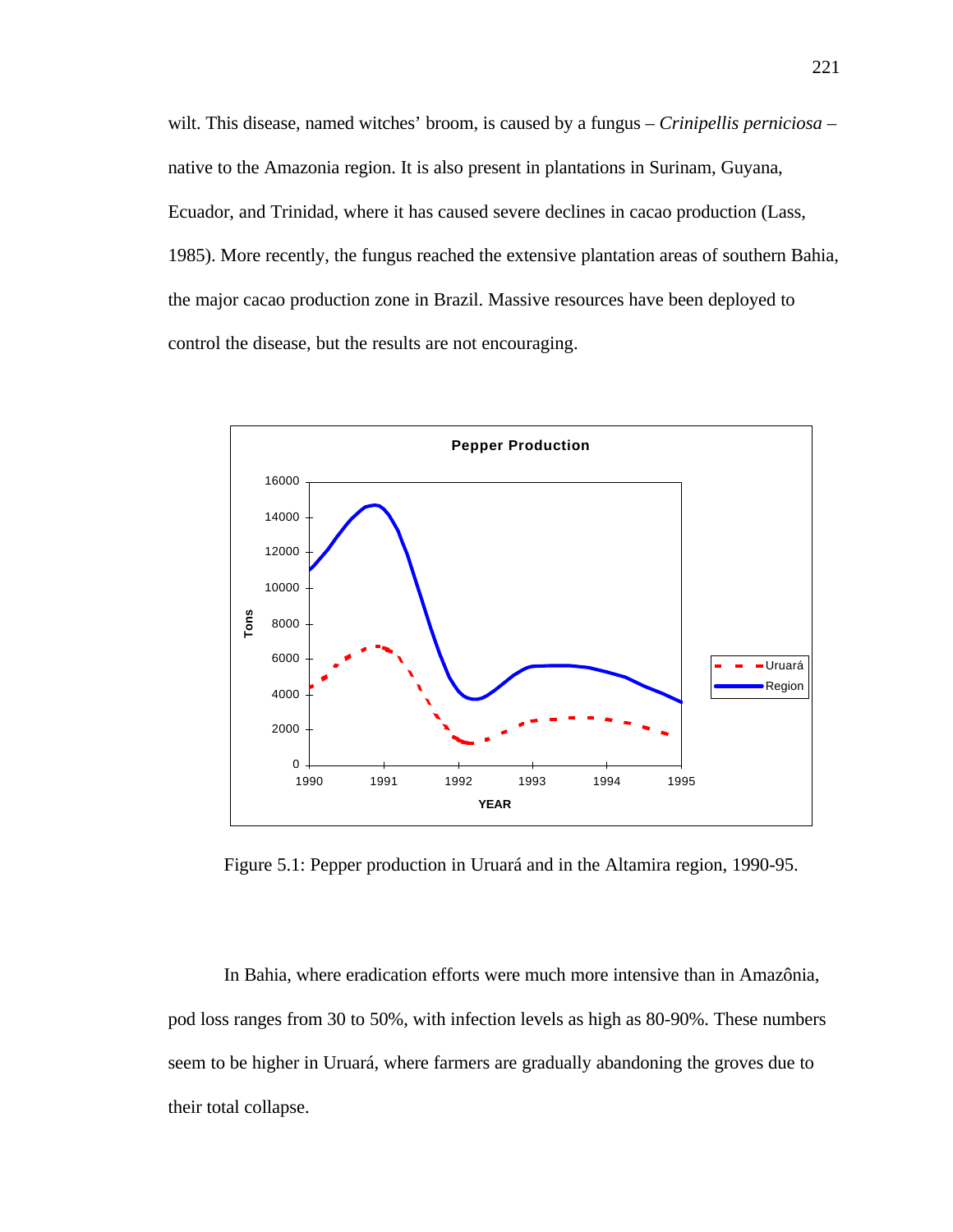wilt. This disease, named witches' broom, is caused by a fungus – *Crinipellis perniciosa* – native to the Amazonia region. It is also present in plantations in Surinam, Guyana, Ecuador, and Trinidad, where it has caused severe declines in cacao production (Lass, 1985). More recently, the fungus reached the extensive plantation areas of southern Bahia, the major cacao production zone in Brazil. Massive resources have been deployed to control the disease, but the results are not encouraging.

Figure 5.1: Pepper production in Uruará and in the Altamira region, 1990-95.

In Bahia, where eradication efforts were much more intensive than in Amazônia, pod loss ranges from 30 to 50%, with infection levels as high as 80-90%. These numbers seem to be higher in Uruará, where farmers are gradually abandoning the groves due to their total collapse.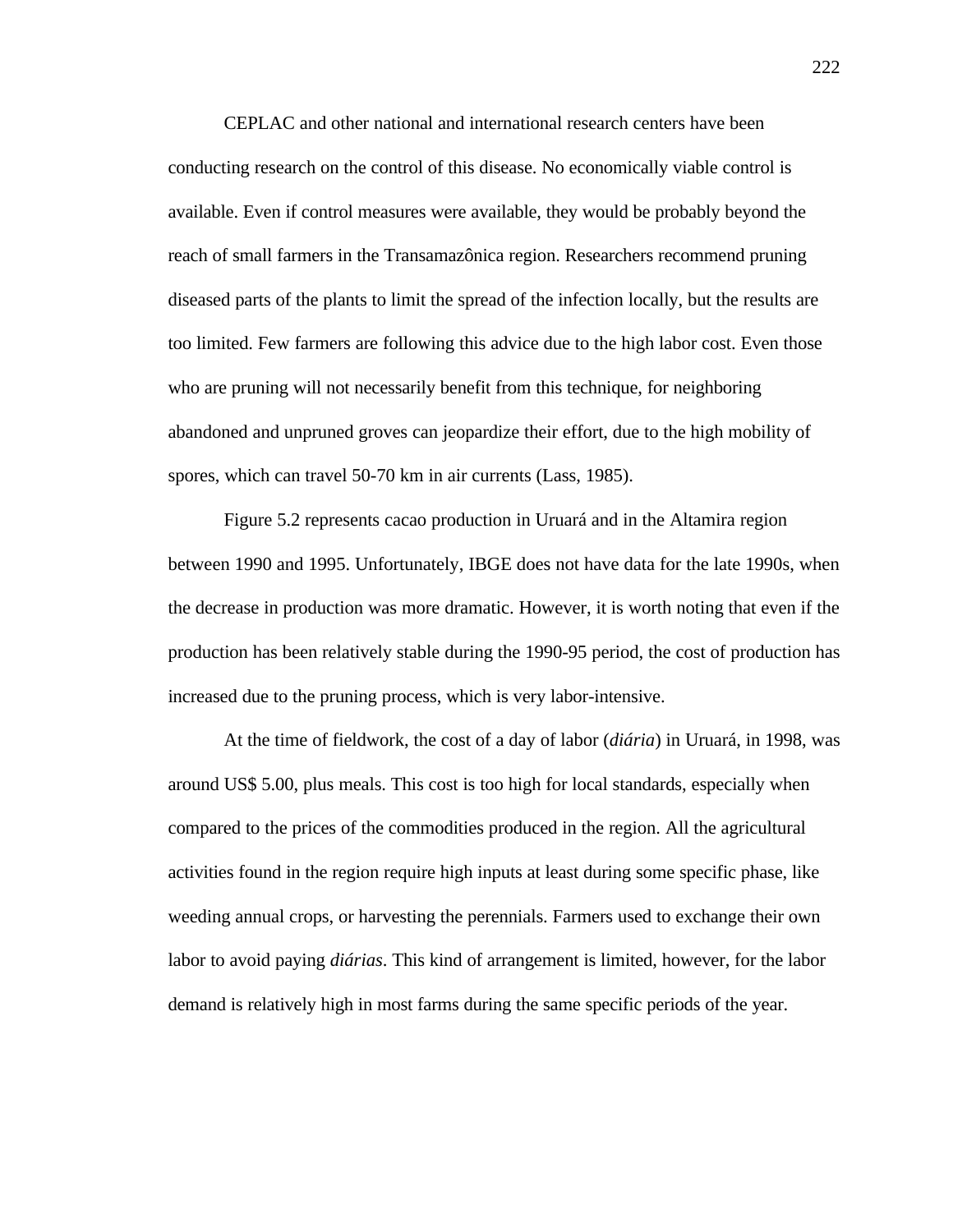CEPLAC and other national and international research centers have been conducting research on the control of this disease. No economically viable control is available. Even if control measures were available, they would be probably beyond the reach of small farmers in the Transamazônica region. Researchers recommend pruning diseased parts of the plants to limit the spread of the infection locally, but the results are too limited. Few farmers are following this advice due to the high labor cost. Even those who are pruning will not necessarily benefit from this technique, for neighboring abandoned and unpruned groves can jeopardize their effort, due to the high mobility of spores, which can travel 50-70 km in air currents (Lass, 1985).

Figure 5.2 represents cacao production in Uruará and in the Altamira region between 1990 and 1995. Unfortunately, IBGE does not have data for the late 1990s, when the decrease in production was more dramatic. However, it is worth noting that even if the production has been relatively stable during the 1990-95 period, the cost of production has increased due to the pruning process, which is very labor-intensive.

At the time of fieldwork, the cost of a day of labor (*diária*) in Uruará, in 1998, was around US$ 5.00, plus meals. This cost is too high for local standards, especially when compared to the prices of the commodities produced in the region. All the agricultural activities found in the region require high inputs at least during some specific phase, like weeding annual crops, or harvesting the perennials. Farmers used to exchange their own labor to avoid paying *diárias*. This kind of arrangement is limited, however, for the labor demand is relatively high in most farms during the same specific periods of the year.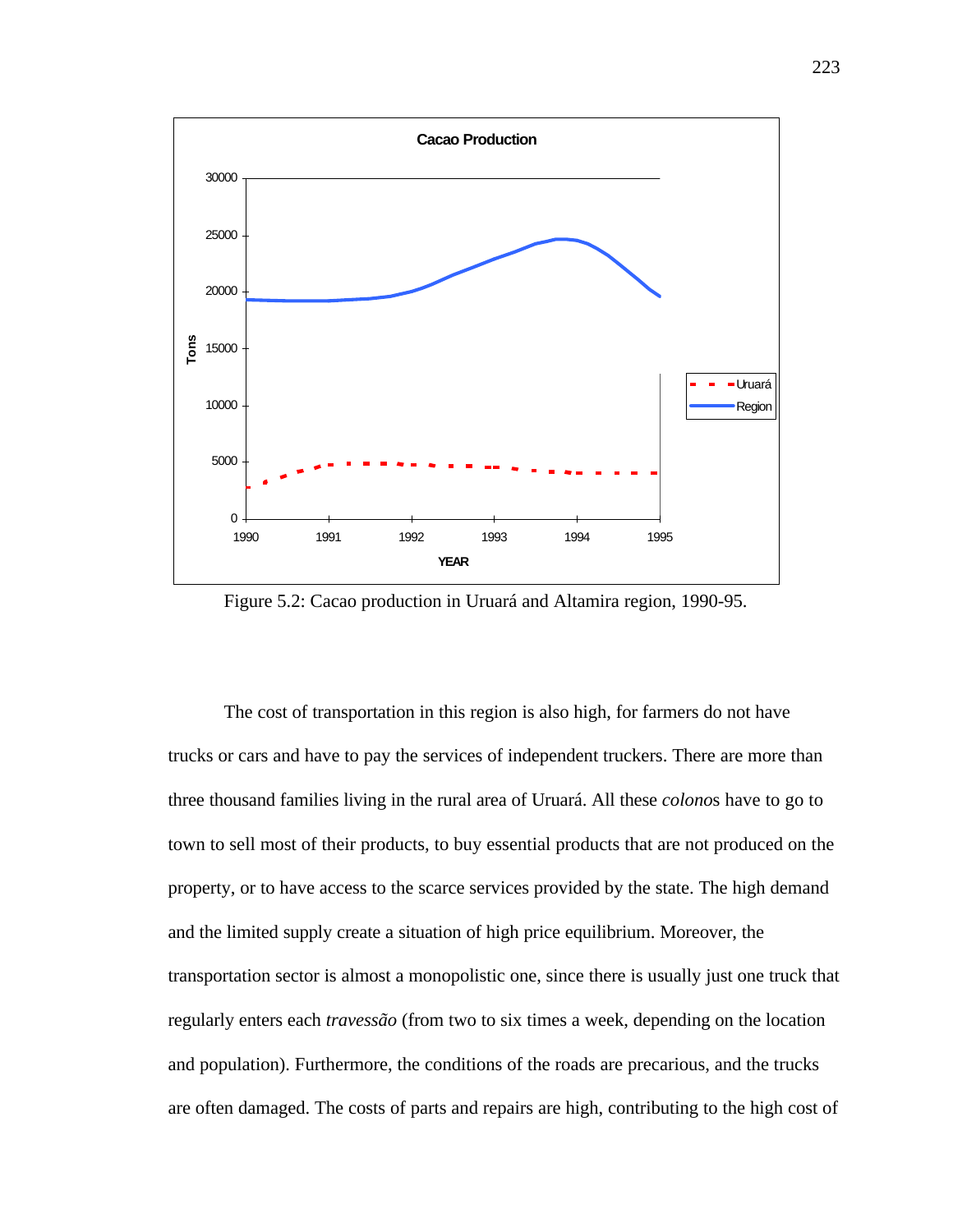Figure 5.2: Cacao production in Uruará and Altamira region, 1990-95.

The cost of transportation in this region is also high, for farmers do not have trucks or cars and have to pay the services of independent truckers. There are more than three thousand families living in the rural area of Uruará. All these *colono*s have to go to town to sell most of their products, to buy essential products that are not produced on the property, or to have access to the scarce services provided by the state. The high demand and the limited supply create a situation of high price equilibrium. Moreover, the transportation sector is almost a monopolistic one, since there is usually just one truck that regularly enters each *travessão* (from two to six times a week, depending on the location and population). Furthermore, the conditions of the roads are precarious, and the trucks are often damaged. The costs of parts and repairs are high, contributing to the high cost of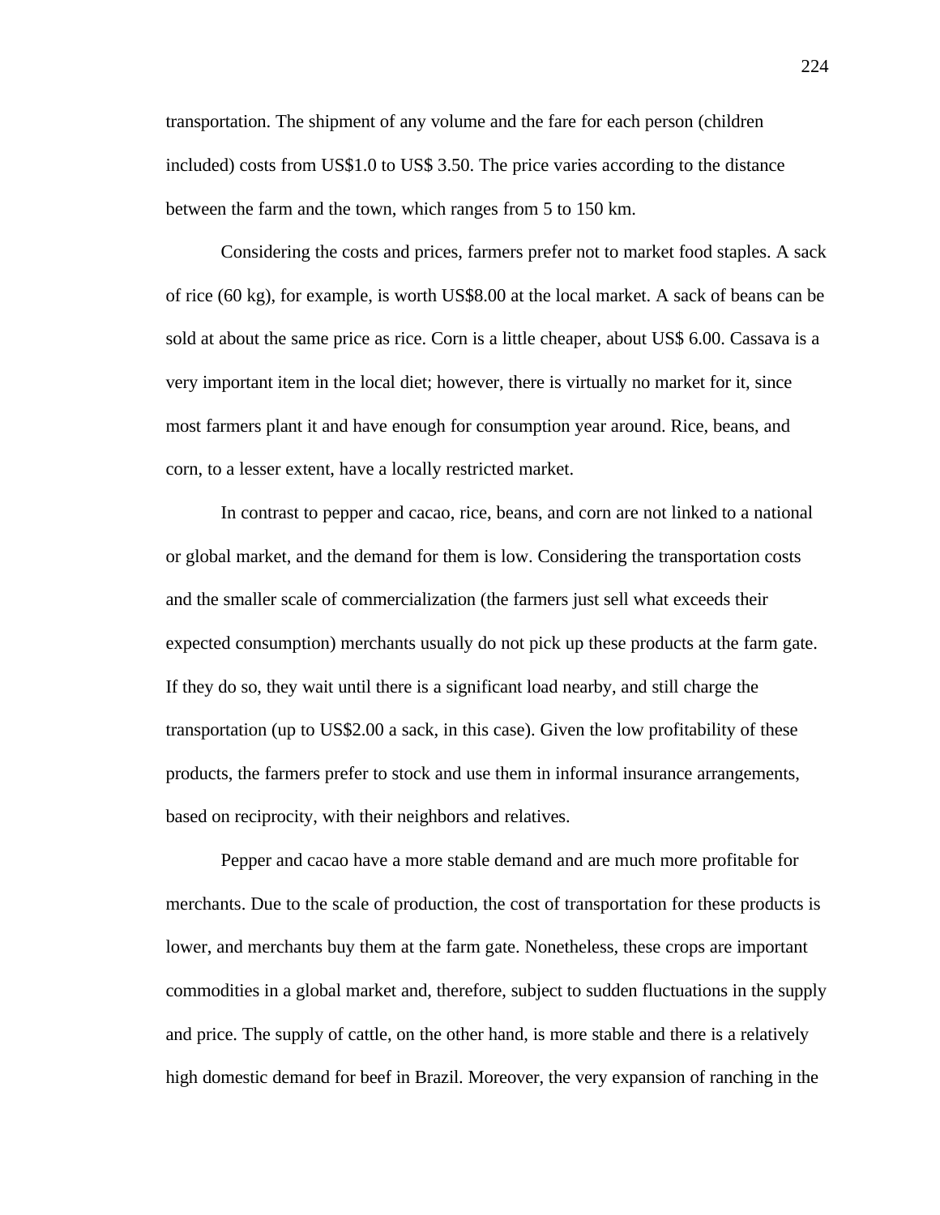transportation. The shipment of any volume and the fare for each person (children included) costs from US$1.0 to US$ 3.50. The price varies according to the distance between the farm and the town, which ranges from 5 to 150 km.

Considering the costs and prices, farmers prefer not to market food staples. A sack of rice (60 kg), for example, is worth US$8.00 at the local market. A sack of beans can be sold at about the same price as rice. Corn is a little cheaper, about US$ 6.00. Cassava is a very important item in the local diet; however, there is virtually no market for it, since most farmers plant it and have enough for consumption year around. Rice, beans, and corn, to a lesser extent, have a locally restricted market.

In contrast to pepper and cacao, rice, beans, and corn are not linked to a national or global market, and the demand for them is low. Considering the transportation costs and the smaller scale of commercialization (the farmers just sell what exceeds their expected consumption) merchants usually do not pick up these products at the farm gate. If they do so, they wait until there is a significant load nearby, and still charge the transportation (up to US$2.00 a sack, in this case). Given the low profitability of these products, the farmers prefer to stock and use them in informal insurance arrangements, based on reciprocity, with their neighbors and relatives.

Pepper and cacao have a more stable demand and are much more profitable for merchants. Due to the scale of production, the cost of transportation for these products is lower, and merchants buy them at the farm gate. Nonetheless, these crops are important commodities in a global market and, therefore, subject to sudden fluctuations in the supply and price. The supply of cattle, on the other hand, is more stable and there is a relatively high domestic demand for beef in Brazil. Moreover, the very expansion of ranching in the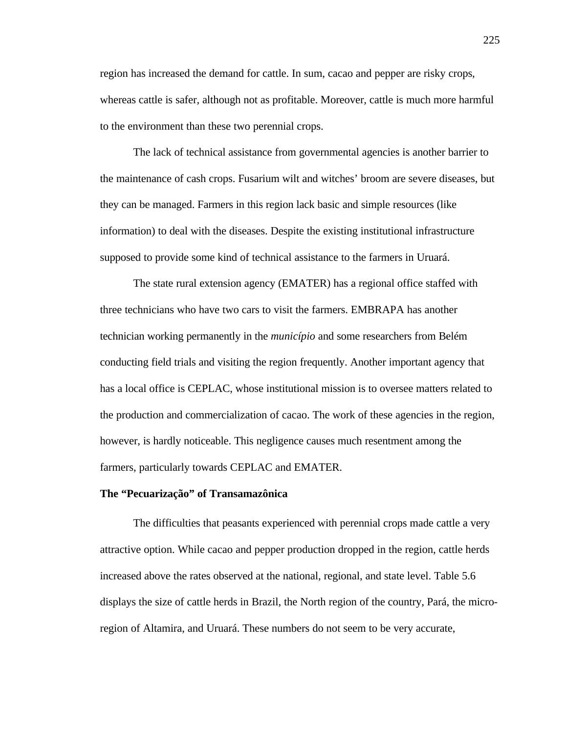region has increased the demand for cattle. In sum, cacao and pepper are risky crops, whereas cattle is safer, although not as profitable. Moreover, cattle is much more harmful to the environment than these two perennial crops.

The lack of technical assistance from governmental agencies is another barrier to the maintenance of cash crops. Fusarium wilt and witches' broom are severe diseases, but they can be managed. Farmers in this region lack basic and simple resources (like information) to deal with the diseases. Despite the existing institutional infrastructure supposed to provide some kind of technical assistance to the farmers in Uruará.

The state rural extension agency (EMATER) has a regional office staffed with three technicians who have two cars to visit the farmers. EMBRAPA has another technician working permanently in the *município* and some researchers from Belém conducting field trials and visiting the region frequently. Another important agency that has a local office is CEPLAC, whose institutional mission is to oversee matters related to the production and commercialization of cacao. The work of these agencies in the region, however, is hardly noticeable. This negligence causes much resentment among the farmers, particularly towards CEPLAC and EMATER.

**The "Pecuarização" of Transamazônica**

The difficulties that peasants experienced with perennial crops made cattle a very attractive option. While cacao and pepper production dropped in the region, cattle herds increased above the rates observed at the national, regional, and state level. Table 5.6 displays the size of cattle herds in Brazil, the North region of the country, Pará, the micro-region of Altamira, and Uruará. These numbers do not seem to be very accurate,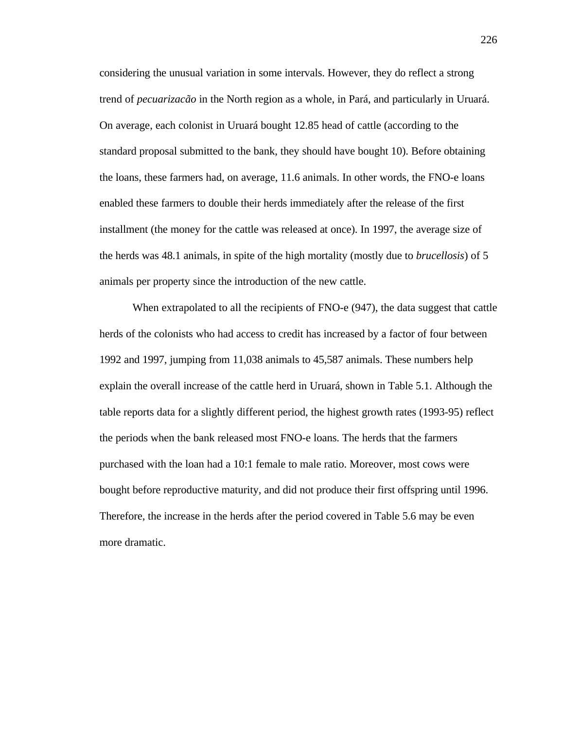considering the unusual variation in some intervals. However, they do reflect a strong trend of *pecuarizacão* in the North region as a whole, in Pará, and particularly in Uruará. On average, each colonist in Uruará bought 12.85 head of cattle (according to the standard proposal submitted to the bank, they should have bought 10). Before obtaining the loans, these farmers had, on average, 11.6 animals. In other words, the FNO-e loans enabled these farmers to double their herds immediately after the release of the first installment (the money for the cattle was released at once). In 1997, the average size of the herds was 48.1 animals, in spite of the high mortality (mostly due to *brucellosis*) of 5 animals per property since the introduction of the new cattle.

When extrapolated to all the recipients of FNO-e (947), the data suggest that cattle herds of the colonists who had access to credit has increased by a factor of four between 1992 and 1997, jumping from 11,038 animals to 45,587 animals. These numbers help explain the overall increase of the cattle herd in Uruará, shown in Table 5.1. Although the table reports data for a slightly different period, the highest growth rates (1993-95) reflect the periods when the bank released most FNO-e loans. The herds that the farmers purchased with the loan had a 10:1 female to male ratio. Moreover, most cows were bought before reproductive maturity, and did not produce their first offspring until 1996. Therefore, the increase in the herds after the period covered in Table 5.6 may be even more dramatic.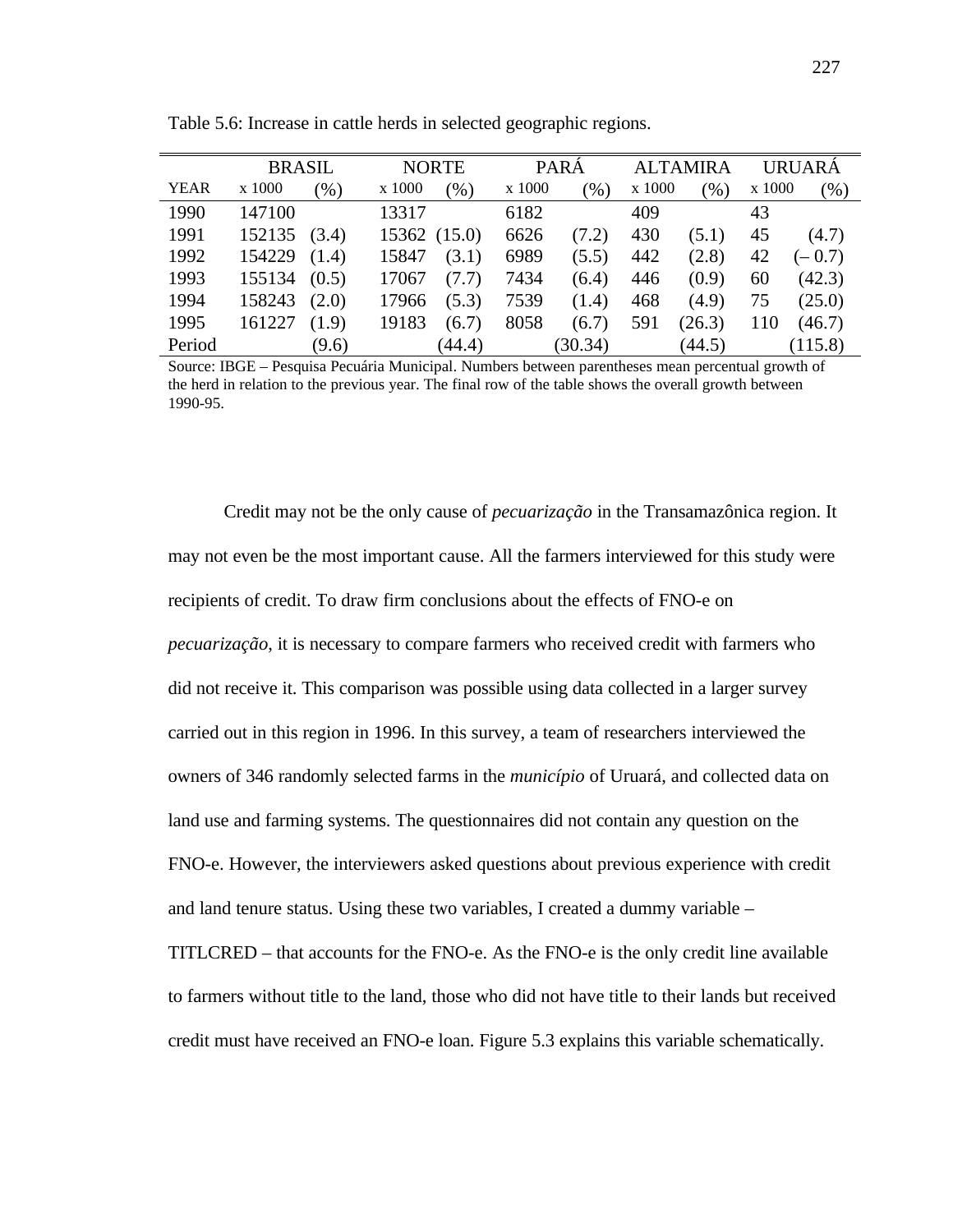Table 5.6: Increase in cattle herds in selected geographic regions.

| | BRASIL | | NORTE | | PARÁ | | ALTAMIRA | | URUARÁ | |
|---|---|---|---|---|---|---|---|---|---|---|
| YEAR | x 1000 | (%) | x 1000 | (%) | x 1000 | (%) | x 1000 | (%) | x 1000 | (%) |
| 1990 | 147100 | | 13317 | | 6182 | | 409 | | 43 | |
| 1991 | 152135 | (3.4) | 15362 | (15.0) | 6626 | (7.2) | 430 | (5.1) | 45 | (4.7) |
| 1992 | 154229 | (1.4) | 15847 | (3.1) | 6989 | (5.5) | 442 | (2.8) | 42 | (– 0.7) |
| 1993 | 155134 | (0.5) | 17067 | (7.7) | 7434 | (6.4) | 446 | (0.9) | 60 | (42.3) |
| 1994 | 158243 | (2.0) | 17966 | (5.3) | 7539 | (1.4) | 468 | (4.9) | 75 | (25.0) |
| 1995 | 161227 | (1.9) | 19183 | (6.7) | 8058 | (6.7) | 591 | (26.3) | 110 | (46.7) |
| Period | | (9.6) | | (44.4) | | (30.34) | | (44.5) | | (115.8) |

Source: IBGE – Pesquisa Pecuária Municipal. Numbers between parentheses mean percentual growth of the herd in relation to the previous year. The final row of the table shows the overall growth between 1990-95.

Credit may not be the only cause of *pecuarização* in the Transamazônica region. It may not even be the most important cause. All the farmers interviewed for this study were recipients of credit. To draw firm conclusions about the effects of FNO-e on *pecuarização*, it is necessary to compare farmers who received credit with farmers who did not receive it. This comparison was possible using data collected in a larger survey carried out in this region in 1996. In this survey, a team of researchers interviewed the owners of 346 randomly selected farms in the *município* of Uruará, and collected data on land use and farming systems. The questionnaires did not contain any question on the FNO-e. However, the interviewers asked questions about previous experience with credit and land tenure status. Using these two variables, I created a dummy variable – TITLCRED – that accounts for the FNO-e. As the FNO-e is the only credit line available to farmers without title to the land, those who did not have title to their lands but received credit must have received an FNO-e loan. Figure 5.3 explains this variable schematically.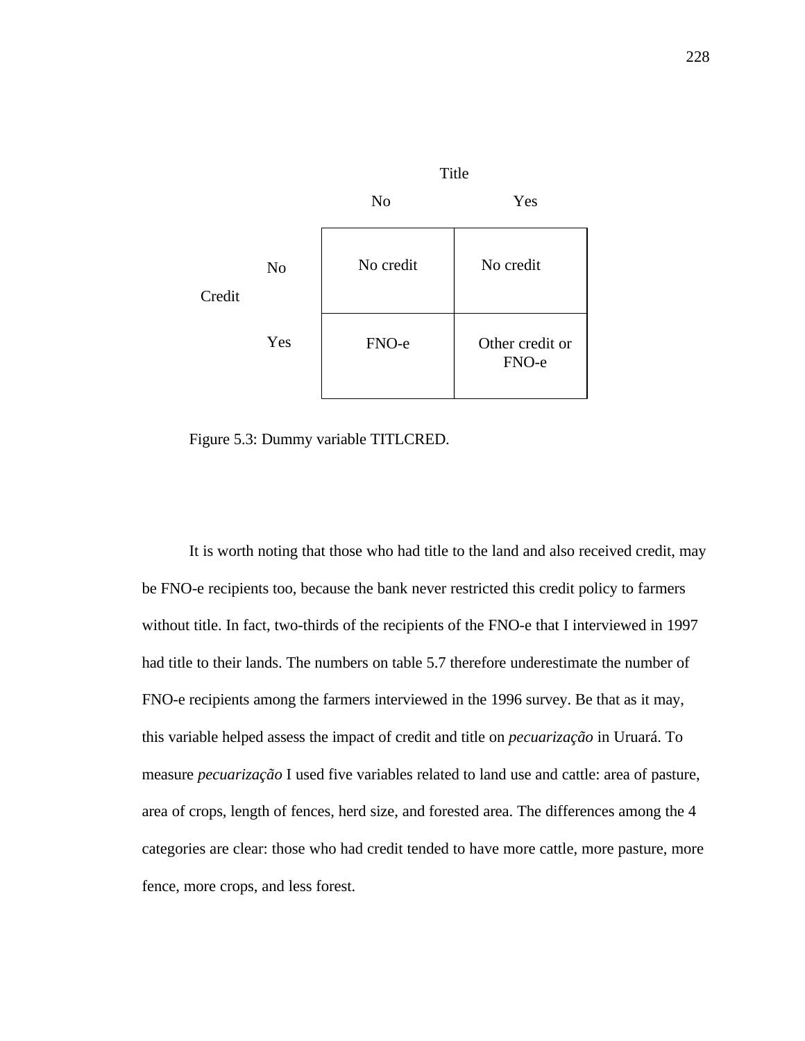| | | Title | |
|---|---|---|---|
| | | No | Yes |
| Credit | No | No credit | No credit |
| | Yes | FNO-e | Other credit or FNO-e |

Figure 5.3: Dummy variable TITLCRED.

It is worth noting that those who had title to the land and also received credit, may be FNO-e recipients too, because the bank never restricted this credit policy to farmers without title. In fact, two-thirds of the recipients of the FNO-e that I interviewed in 1997 had title to their lands. The numbers on table 5.7 therefore underestimate the number of FNO-e recipients among the farmers interviewed in the 1996 survey. Be that as it may, this variable helped assess the impact of credit and title on *pecuarização* in Uruará. To measure *pecuarização* I used five variables related to land use and cattle: area of pasture, area of crops, length of fences, herd size, and forested area. The differences among the 4 categories are clear: those who had credit tended to have more cattle, more pasture, more fence, more crops, and less forest.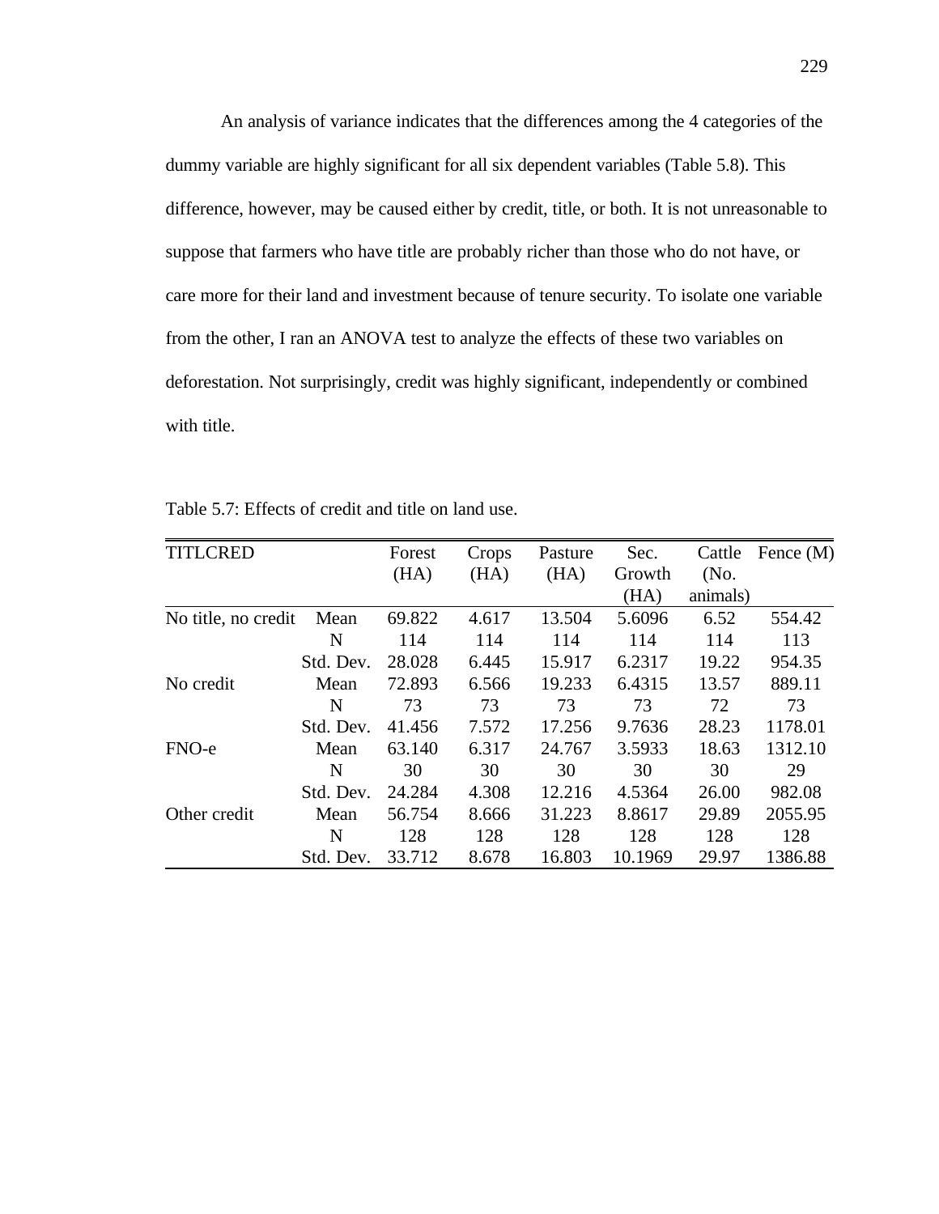An analysis of variance indicates that the differences among the 4 categories of the dummy variable are highly significant for all six dependent variables (Table 5.8). This difference, however, may be caused either by credit, title, or both. It is not unreasonable to suppose that farmers who have title are probably richer than those who do not have, or care more for their land and investment because of tenure security. To isolate one variable from the other, I ran an ANOVA test to analyze the effects of these two variables on deforestation. Not surprisingly, credit was highly significant, independently or combined with title.

Table 5.7: Effects of credit and title on land use.

| TITLCRED | | Forest (HA) | Crops (HA) | Pasture (HA) | Sec. Growth (HA) | Cattle (No. animals) | Fence (M) |
|---|---|---|---|---|---|---|---|
| No title, no credit | Mean | 69.822 | 4.617 | 13.504 | 5.6096 | 6.52 | 554.42 |
| | N | 114 | 114 | 114 | 114 | 114 | 113 |
| | Std. Dev. | 28.028 | 6.445 | 15.917 | 6.2317 | 19.22 | 954.35 |
| No credit | Mean | 72.893 | 6.566 | 19.233 | 6.4315 | 13.57 | 889.11 |
| | N | 73 | 73 | 73 | 73 | 72 | 73 |
| | Std. Dev. | 41.456 | 7.572 | 17.256 | 9.7636 | 28.23 | 1178.01 |
| FNO-e | Mean | 63.140 | 6.317 | 24.767 | 3.5933 | 18.63 | 1312.10 |
| | N | 30 | 30 | 30 | 30 | 30 | 29 |
| | Std. Dev. | 24.284 | 4.308 | 12.216 | 4.5364 | 26.00 | 982.08 |
| Other credit | Mean | 56.754 | 8.666 | 31.223 | 8.8617 | 29.89 | 2055.95 |
| | N | 128 | 128 | 128 | 128 | 128 | 128 |
| | Std. Dev. | 33.712 | 8.678 | 16.803 | 10.1969 | 29.97 | 1386.88 |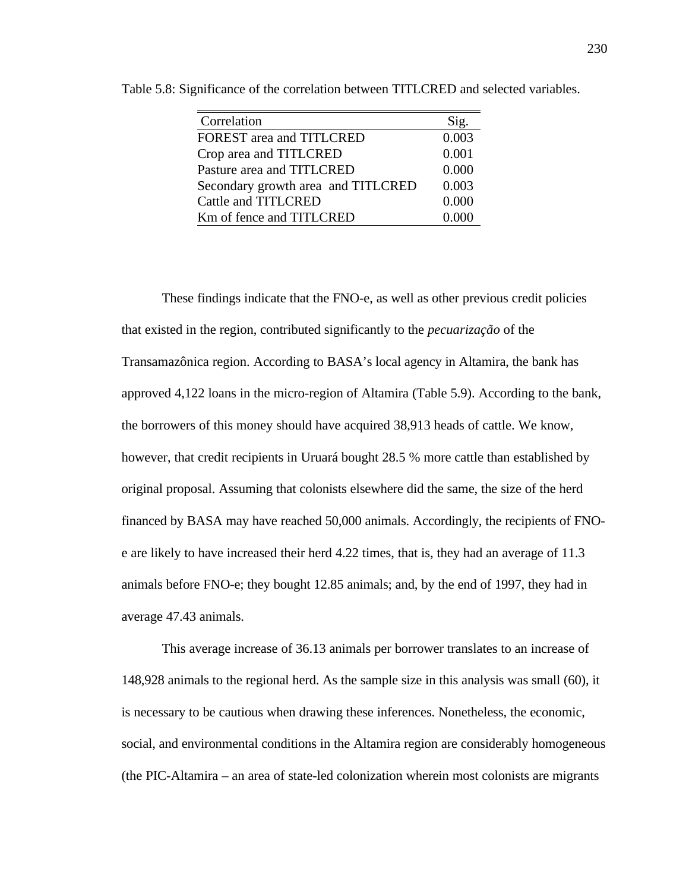Table 5.8: Significance of the correlation between TITLCRED and selected variables.

| Correlation | Sig. |
|---|---|
| FOREST area and TITLCRED | 0.003 |
| Crop area and TITLCRED | 0.001 |
| Pasture area and TITLCRED | 0.000 |
| Secondary growth area and TITLCRED | 0.003 |
| Cattle and TITLCRED | 0.000 |
| Km of fence and TITLCRED | 0.000 |

These findings indicate that the FNO-e, as well as other previous credit policies that existed in the region, contributed significantly to the *pecuarização* of the Transamazônica region. According to BASA's local agency in Altamira, the bank has approved 4,122 loans in the micro-region of Altamira (Table 5.9). According to the bank, the borrowers of this money should have acquired 38,913 heads of cattle. We know, however, that credit recipients in Uruará bought 28.5 % more cattle than established by original proposal. Assuming that colonists elsewhere did the same, the size of the herd financed by BASA may have reached 50,000 animals. Accordingly, the recipients of FNO-e are likely to have increased their herd 4.22 times, that is, they had an average of 11.3 animals before FNO-e; they bought 12.85 animals; and, by the end of 1997, they had in average 47.43 animals.

This average increase of 36.13 animals per borrower translates to an increase of 148,928 animals to the regional herd. As the sample size in this analysis was small (60), it is necessary to be cautious when drawing these inferences. Nonetheless, the economic, social, and environmental conditions in the Altamira region are considerably homogeneous (the PIC-Altamira – an area of state-led colonization wherein most colonists are migrants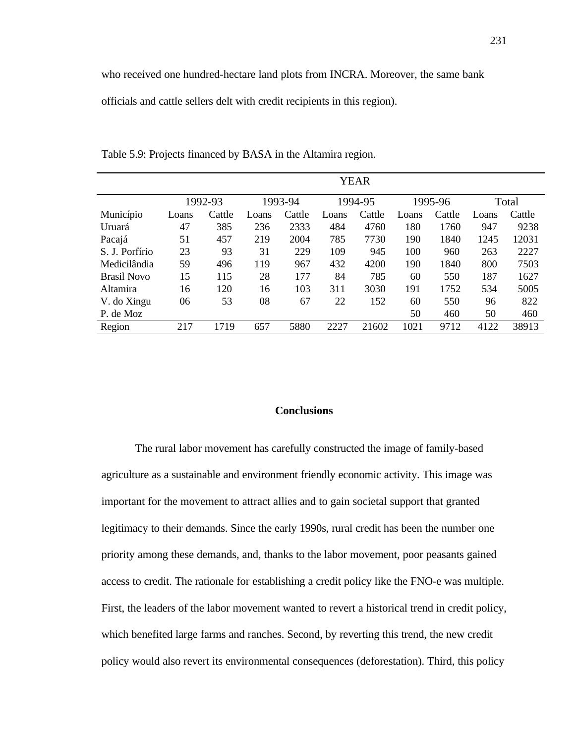who received one hundred-hectare land plots from INCRA. Moreover, the same bank officials and cattle sellers delt with credit recipients in this region).

Table 5.9: Projects financed by BASA in the Altamira region.

| | YEAR | | | | | | | | | |
|---|---|---|---|---|---|---|---|---|---|---|
| | 1992-93 | | 1993-94 | | 1994-95 | | 1995-96 | | Total | |
| Município | Loans | Cattle | Loans | Cattle | Loans | Cattle | Loans | Cattle | Loans | Cattle |
| Uruará | 47 | 385 | 236 | 2333 | 484 | 4760 | 180 | 1760 | 947 | 9238 |
| Pacajá | 51 | 457 | 219 | 2004 | 785 | 7730 | 190 | 1840 | 1245 | 12031 |
| S. J. Porfírio | 23 | 93 | 31 | 229 | 109 | 945 | 100 | 960 | 263 | 2227 |
| Medicilândia | 59 | 496 | 119 | 967 | 432 | 4200 | 190 | 1840 | 800 | 7503 |
| Brasil Novo | 15 | 115 | 28 | 177 | 84 | 785 | 60 | 550 | 187 | 1627 |
| Altamira | 16 | 120 | 16 | 103 | 311 | 3030 | 191 | 1752 | 534 | 5005 |
| V. do Xingu | 06 | 53 | 08 | 67 | 22 | 152 | 60 | 550 | 96 | 822 |
| P. de Moz | | | | | | | 50 | 460 | 50 | 460 |
| Region | 217 | 1719 | 657 | 5880 | 2227 | 21602 | 1021 | 9712 | 4122 | 38913 |

## Conclusions

The rural labor movement has carefully constructed the image of family-based agriculture as a sustainable and environment friendly economic activity. This image was important for the movement to attract allies and to gain societal support that granted legitimacy to their demands. Since the early 1990s, rural credit has been the number one priority among these demands, and, thanks to the labor movement, poor peasants gained access to credit. The rationale for establishing a credit policy like the FNO-e was multiple. First, the leaders of the labor movement wanted to revert a historical trend in credit policy, which benefited large farms and ranches. Second, by reverting this trend, the new credit policy would also revert its environmental consequences (deforestation). Third, this policy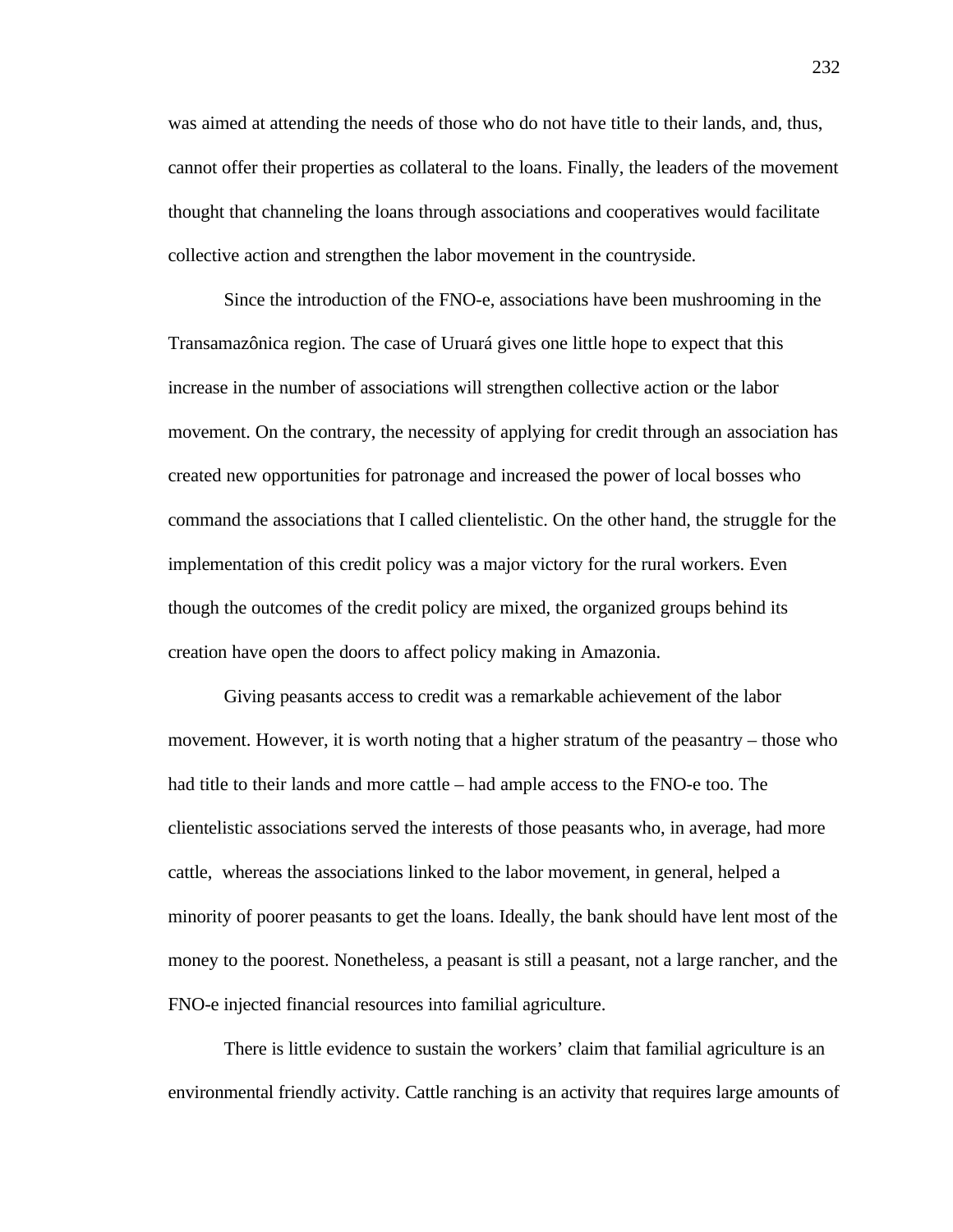was aimed at attending the needs of those who do not have title to their lands, and, thus, cannot offer their properties as collateral to the loans. Finally, the leaders of the movement thought that channeling the loans through associations and cooperatives would facilitate collective action and strengthen the labor movement in the countryside.

Since the introduction of the FNO-e, associations have been mushrooming in the Transamazônica region. The case of Uruará gives one little hope to expect that this increase in the number of associations will strengthen collective action or the labor movement. On the contrary, the necessity of applying for credit through an association has created new opportunities for patronage and increased the power of local bosses who command the associations that I called clientelistic. On the other hand, the struggle for the implementation of this credit policy was a major victory for the rural workers. Even though the outcomes of the credit policy are mixed, the organized groups behind its creation have open the doors to affect policy making in Amazonia.

Giving peasants access to credit was a remarkable achievement of the labor movement. However, it is worth noting that a higher stratum of the peasantry – those who had title to their lands and more cattle – had ample access to the FNO-e too. The clientelistic associations served the interests of those peasants who, in average, had more cattle, whereas the associations linked to the labor movement, in general, helped a minority of poorer peasants to get the loans. Ideally, the bank should have lent most of the money to the poorest. Nonetheless, a peasant is still a peasant, not a large rancher, and the FNO-e injected financial resources into familial agriculture.

There is little evidence to sustain the workers' claim that familial agriculture is an environmental friendly activity. Cattle ranching is an activity that requires large amounts of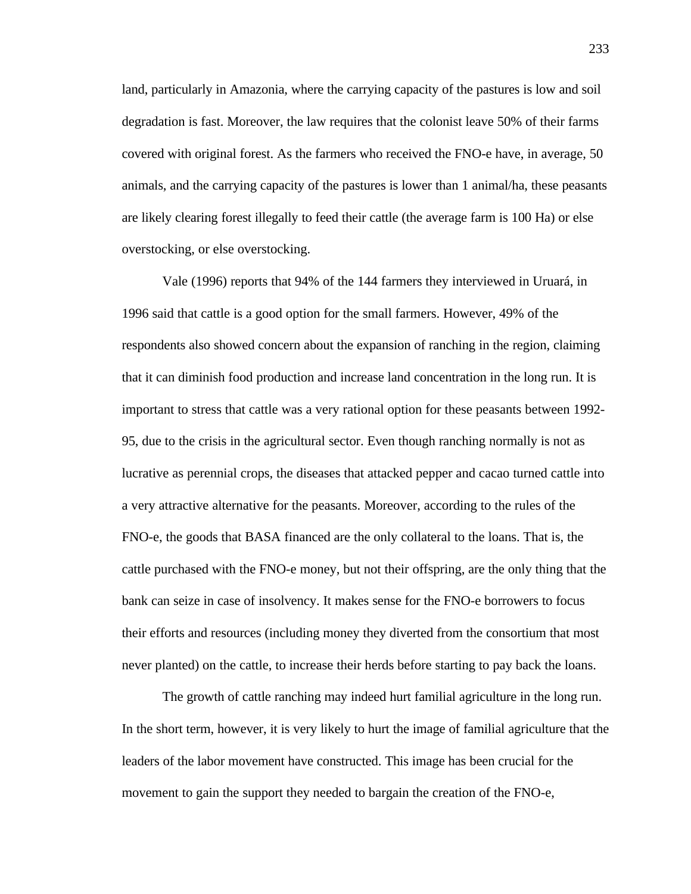land, particularly in Amazonia, where the carrying capacity of the pastures is low and soil degradation is fast. Moreover, the law requires that the colonist leave 50% of their farms covered with original forest. As the farmers who received the FNO-e have, in average, 50 animals, and the carrying capacity of the pastures is lower than 1 animal/ha, these peasants are likely clearing forest illegally to feed their cattle (the average farm is 100 Ha) or else overstocking, or else overstocking.

Vale (1996) reports that 94% of the 144 farmers they interviewed in Uruará, in 1996 said that cattle is a good option for the small farmers. However, 49% of the respondents also showed concern about the expansion of ranching in the region, claiming that it can diminish food production and increase land concentration in the long run. It is important to stress that cattle was a very rational option for these peasants between 1992-95, due to the crisis in the agricultural sector. Even though ranching normally is not as lucrative as perennial crops, the diseases that attacked pepper and cacao turned cattle into a very attractive alternative for the peasants. Moreover, according to the rules of the FNO-e, the goods that BASA financed are the only collateral to the loans. That is, the cattle purchased with the FNO-e money, but not their offspring, are the only thing that the bank can seize in case of insolvency. It makes sense for the FNO-e borrowers to focus their efforts and resources (including money they diverted from the consortium that most never planted) on the cattle, to increase their herds before starting to pay back the loans.

The growth of cattle ranching may indeed hurt familial agriculture in the long run. In the short term, however, it is very likely to hurt the image of familial agriculture that the leaders of the labor movement have constructed. This image has been crucial for the movement to gain the support they needed to bargain the creation of the FNO-e,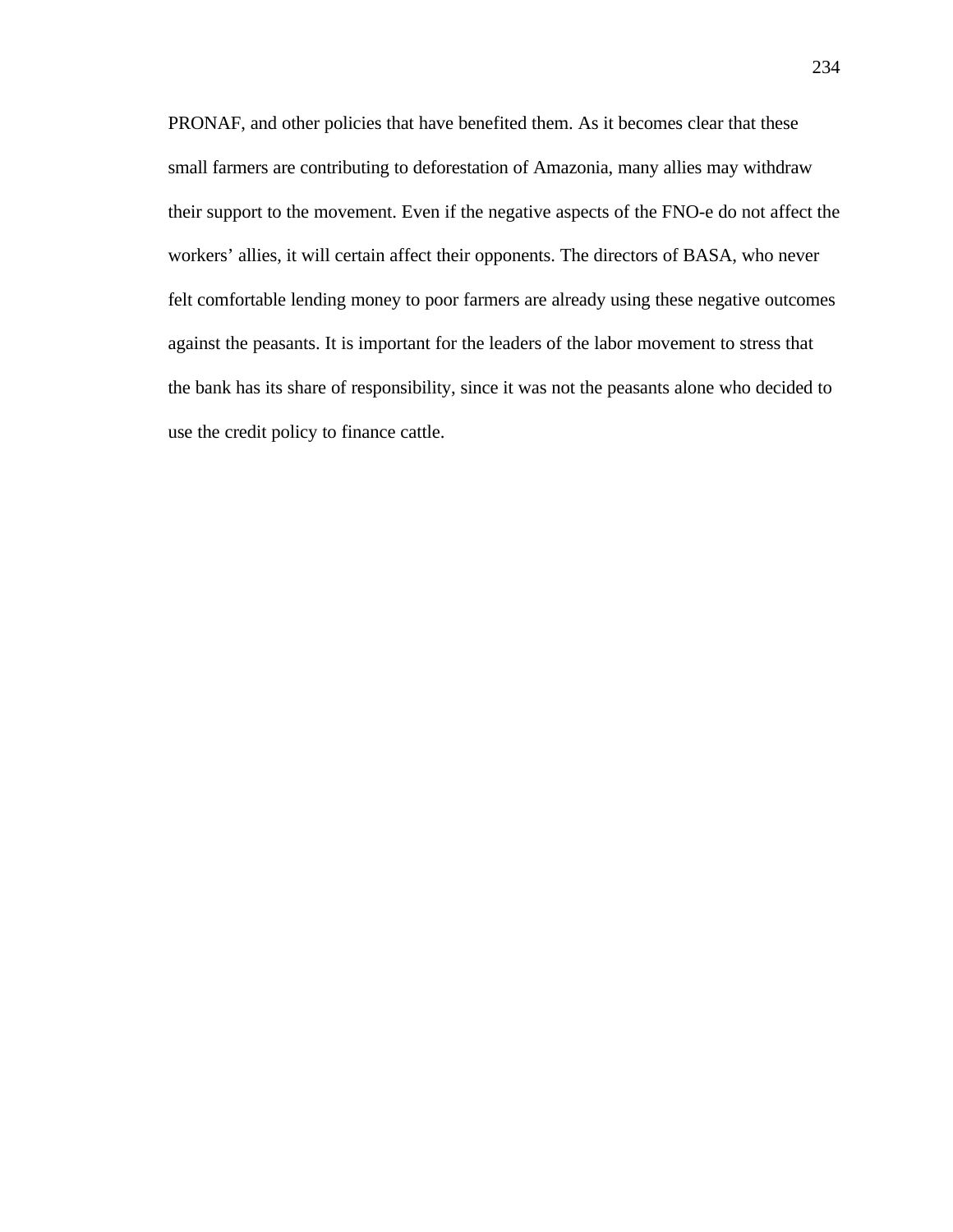PRONAF, and other policies that have benefited them. As it becomes clear that these small farmers are contributing to deforestation of Amazonia, many allies may withdraw their support to the movement. Even if the negative aspects of the FNO-e do not affect the workers' allies, it will certain affect their opponents. The directors of BASA, who never felt comfortable lending money to poor farmers are already using these negative outcomes against the peasants. It is important for the leaders of the labor movement to stress that the bank has its share of responsibility, since it was not the peasants alone who decided to use the credit policy to finance cattle.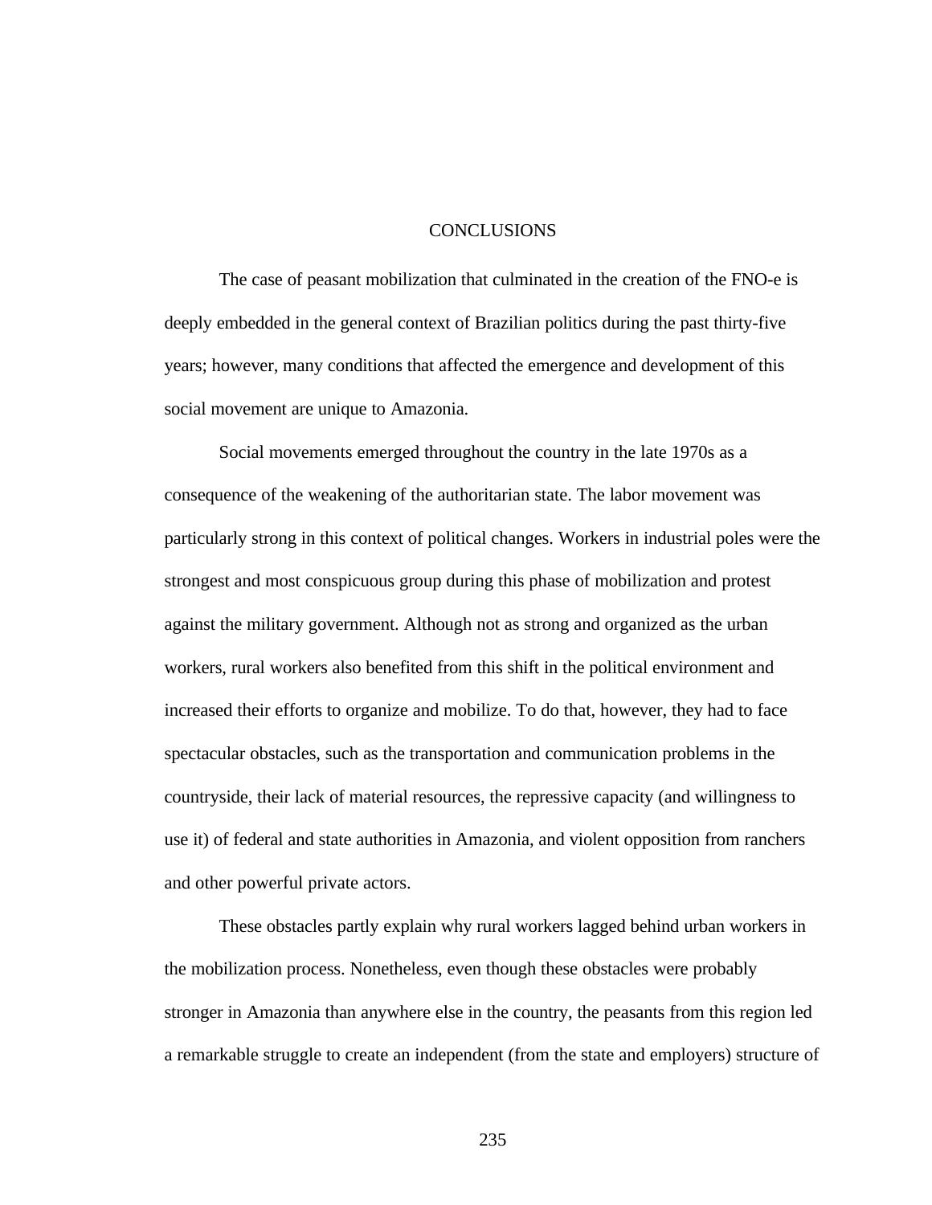# CONCLUSIONS

The case of peasant mobilization that culminated in the creation of the FNO-e is deeply embedded in the general context of Brazilian politics during the past thirty-five years; however, many conditions that affected the emergence and development of this social movement are unique to Amazonia.

Social movements emerged throughout the country in the late 1970s as a consequence of the weakening of the authoritarian state. The labor movement was particularly strong in this context of political changes. Workers in industrial poles were the strongest and most conspicuous group during this phase of mobilization and protest against the military government. Although not as strong and organized as the urban workers, rural workers also benefited from this shift in the political environment and increased their efforts to organize and mobilize. To do that, however, they had to face spectacular obstacles, such as the transportation and communication problems in the countryside, their lack of material resources, the repressive capacity (and willingness to use it) of federal and state authorities in Amazonia, and violent opposition from ranchers and other powerful private actors.

These obstacles partly explain why rural workers lagged behind urban workers in the mobilization process. Nonetheless, even though these obstacles were probably stronger in Amazonia than anywhere else in the country, the peasants from this region led a remarkable struggle to create an independent (from the state and employers) structure of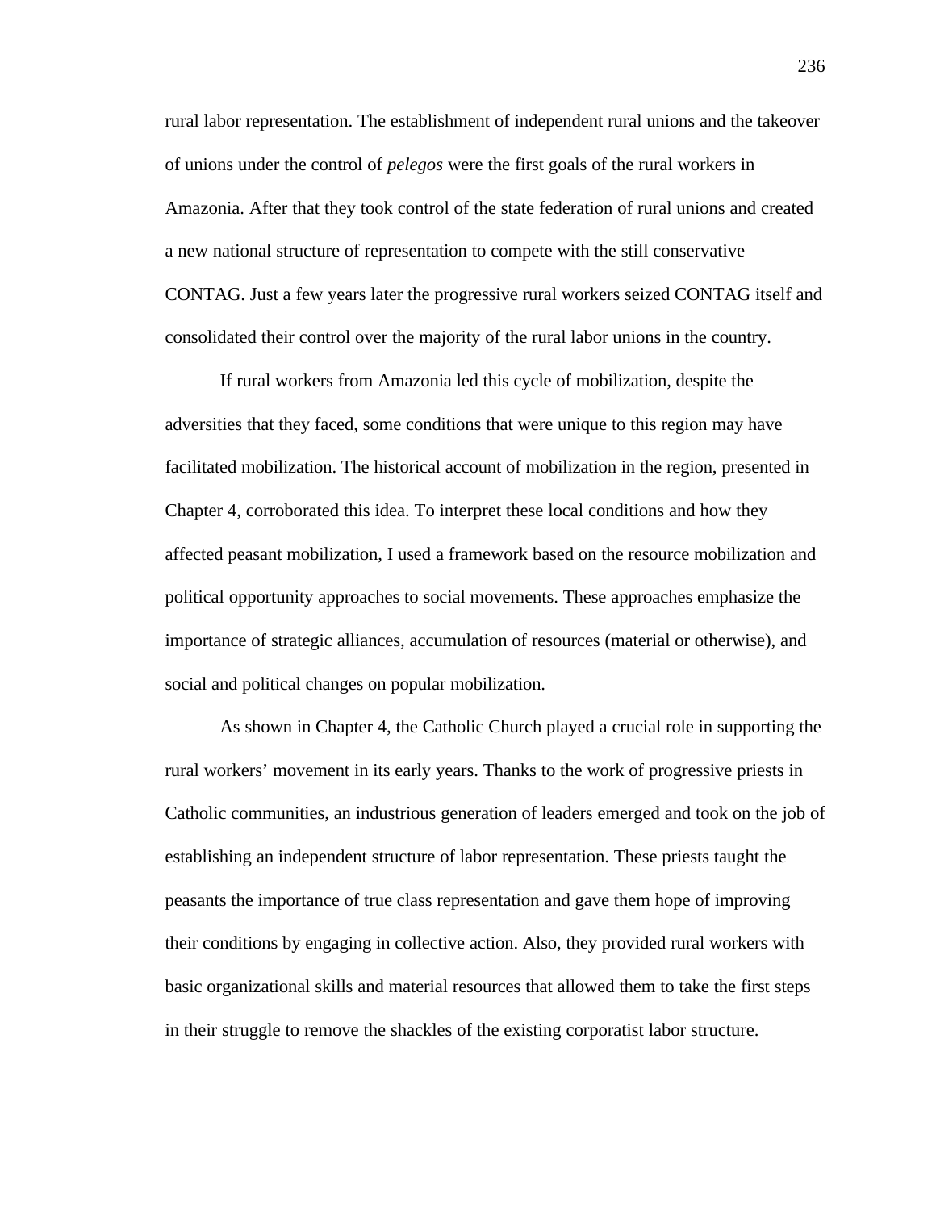rural labor representation. The establishment of independent rural unions and the takeover of unions under the control of *pelegos* were the first goals of the rural workers in Amazonia. After that they took control of the state federation of rural unions and created a new national structure of representation to compete with the still conservative CONTAG. Just a few years later the progressive rural workers seized CONTAG itself and consolidated their control over the majority of the rural labor unions in the country.

If rural workers from Amazonia led this cycle of mobilization, despite the adversities that they faced, some conditions that were unique to this region may have facilitated mobilization. The historical account of mobilization in the region, presented in Chapter 4, corroborated this idea. To interpret these local conditions and how they affected peasant mobilization, I used a framework based on the resource mobilization and political opportunity approaches to social movements. These approaches emphasize the importance of strategic alliances, accumulation of resources (material or otherwise), and social and political changes on popular mobilization.

As shown in Chapter 4, the Catholic Church played a crucial role in supporting the rural workers' movement in its early years. Thanks to the work of progressive priests in Catholic communities, an industrious generation of leaders emerged and took on the job of establishing an independent structure of labor representation. These priests taught the peasants the importance of true class representation and gave them hope of improving their conditions by engaging in collective action. Also, they provided rural workers with basic organizational skills and material resources that allowed them to take the first steps in their struggle to remove the shackles of the existing corporatist labor structure.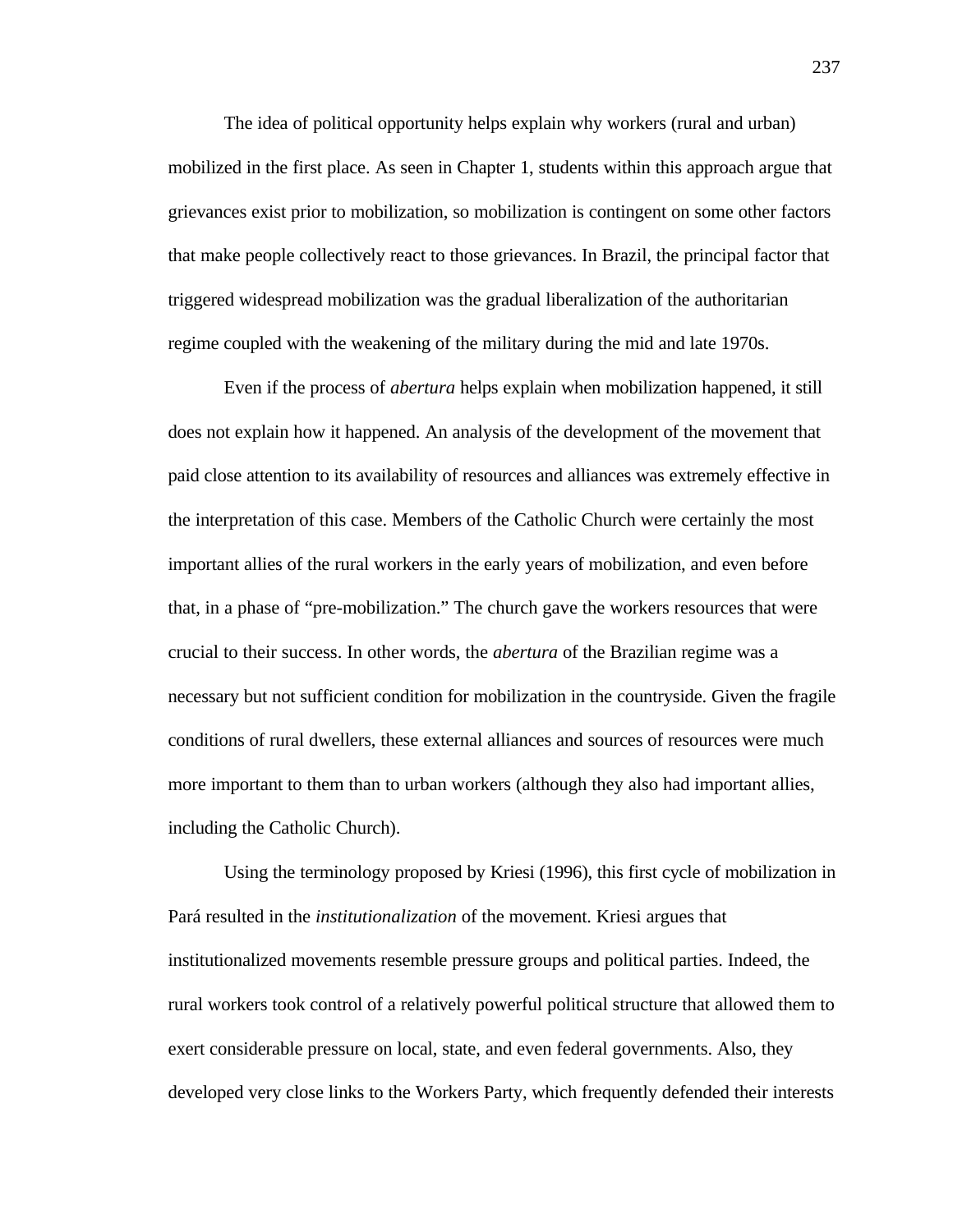The idea of political opportunity helps explain why workers (rural and urban) mobilized in the first place. As seen in Chapter 1, students within this approach argue that grievances exist prior to mobilization, so mobilization is contingent on some other factors that make people collectively react to those grievances. In Brazil, the principal factor that triggered widespread mobilization was the gradual liberalization of the authoritarian regime coupled with the weakening of the military during the mid and late 1970s.

Even if the process of *abertura* helps explain when mobilization happened, it still does not explain how it happened. An analysis of the development of the movement that paid close attention to its availability of resources and alliances was extremely effective in the interpretation of this case. Members of the Catholic Church were certainly the most important allies of the rural workers in the early years of mobilization, and even before that, in a phase of "pre-mobilization." The church gave the workers resources that were crucial to their success. In other words, the *abertura* of the Brazilian regime was a necessary but not sufficient condition for mobilization in the countryside. Given the fragile conditions of rural dwellers, these external alliances and sources of resources were much more important to them than to urban workers (although they also had important allies, including the Catholic Church).

Using the terminology proposed by Kriesi (1996), this first cycle of mobilization in Pará resulted in the *institutionalization* of the movement. Kriesi argues that institutionalized movements resemble pressure groups and political parties. Indeed, the rural workers took control of a relatively powerful political structure that allowed them to exert considerable pressure on local, state, and even federal governments. Also, they developed very close links to the Workers Party, which frequently defended their interests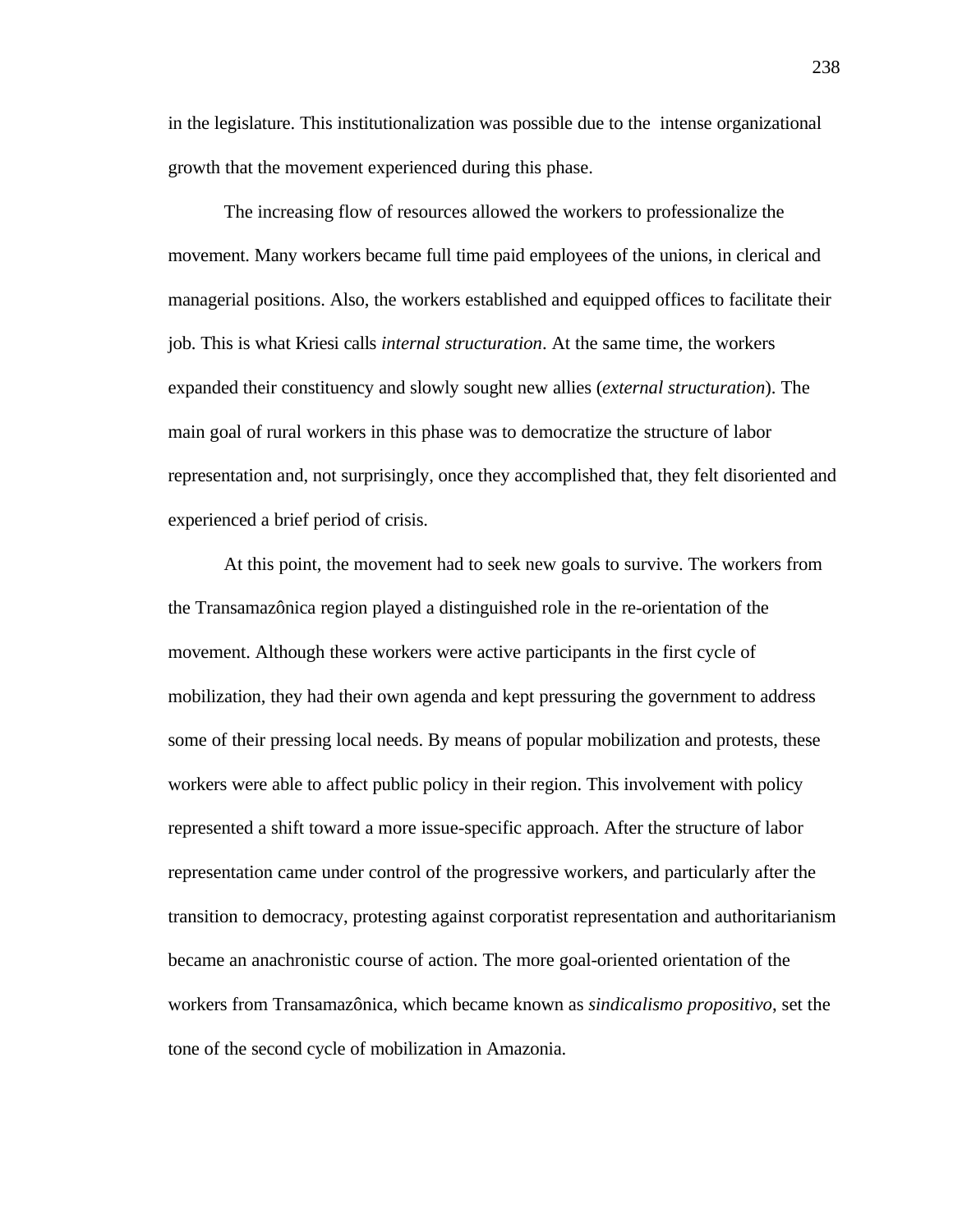in the legislature. This institutionalization was possible due to the intense organizational growth that the movement experienced during this phase.

The increasing flow of resources allowed the workers to professionalize the movement. Many workers became full time paid employees of the unions, in clerical and managerial positions. Also, the workers established and equipped offices to facilitate their job. This is what Kriesi calls *internal structuration*. At the same time, the workers expanded their constituency and slowly sought new allies (*external structuration*). The main goal of rural workers in this phase was to democratize the structure of labor representation and, not surprisingly, once they accomplished that, they felt disoriented and experienced a brief period of crisis.

At this point, the movement had to seek new goals to survive. The workers from the Transamazônica region played a distinguished role in the re-orientation of the movement. Although these workers were active participants in the first cycle of mobilization, they had their own agenda and kept pressuring the government to address some of their pressing local needs. By means of popular mobilization and protests, these workers were able to affect public policy in their region. This involvement with policy represented a shift toward a more issue-specific approach. After the structure of labor representation came under control of the progressive workers, and particularly after the transition to democracy, protesting against corporatist representation and authoritarianism became an anachronistic course of action. The more goal-oriented orientation of the workers from Transamazônica, which became known as *sindicalismo propositivo*, set the tone of the second cycle of mobilization in Amazonia.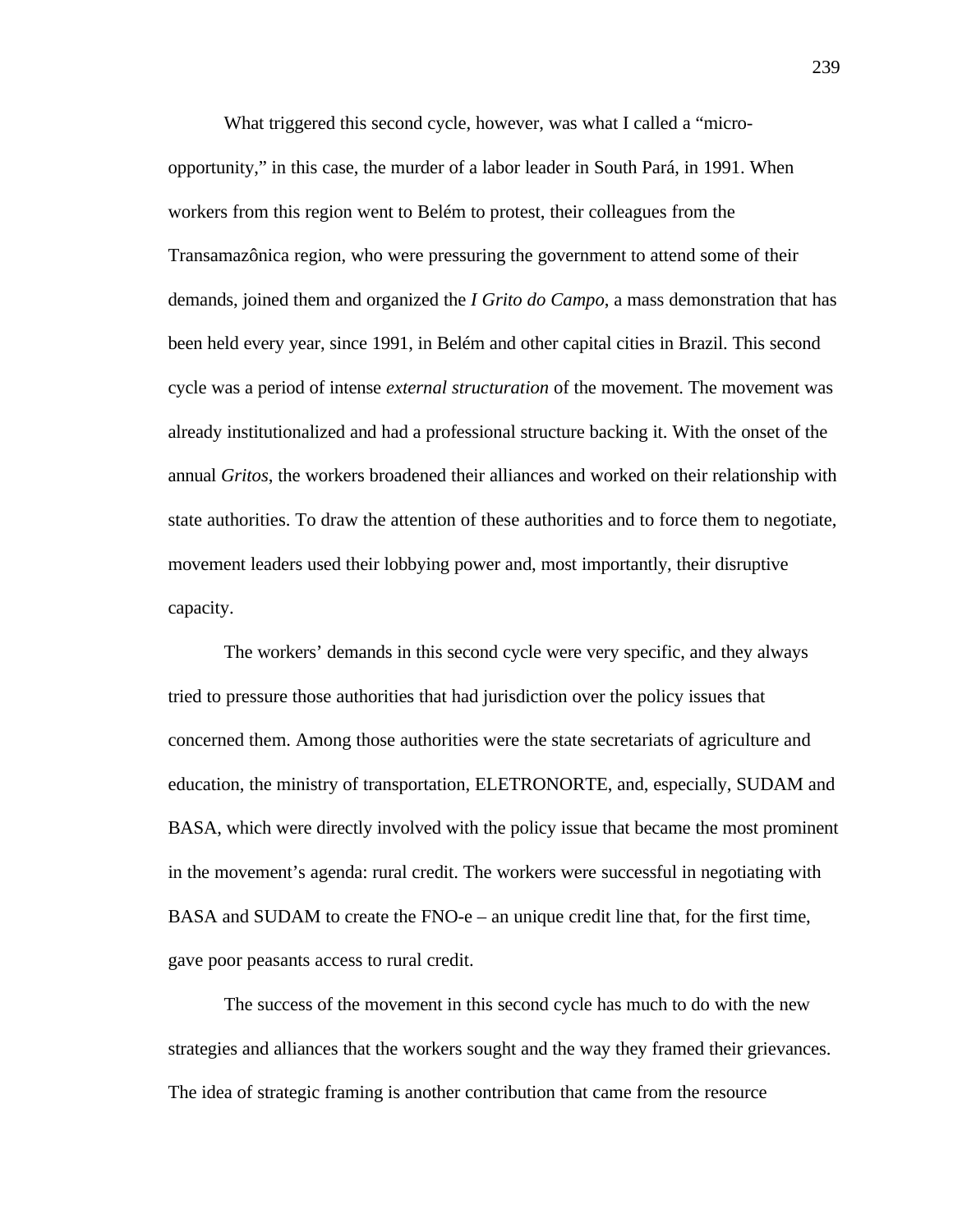What triggered this second cycle, however, was what I called a "micro-opportunity," in this case, the murder of a labor leader in South Pará, in 1991. When workers from this region went to Belém to protest, their colleagues from the Transamazônica region, who were pressuring the government to attend some of their demands, joined them and organized the *I Grito do Campo*, a mass demonstration that has been held every year, since 1991, in Belém and other capital cities in Brazil. This second cycle was a period of intense *external structuration* of the movement. The movement was already institutionalized and had a professional structure backing it. With the onset of the annual *Gritos*, the workers broadened their alliances and worked on their relationship with state authorities. To draw the attention of these authorities and to force them to negotiate, movement leaders used their lobbying power and, most importantly, their disruptive capacity.

The workers' demands in this second cycle were very specific, and they always tried to pressure those authorities that had jurisdiction over the policy issues that concerned them. Among those authorities were the state secretariats of agriculture and education, the ministry of transportation, ELETRONORTE, and, especially, SUDAM and BASA, which were directly involved with the policy issue that became the most prominent in the movement's agenda: rural credit. The workers were successful in negotiating with BASA and SUDAM to create the FNO-e – an unique credit line that, for the first time, gave poor peasants access to rural credit.

The success of the movement in this second cycle has much to do with the new strategies and alliances that the workers sought and the way they framed their grievances. The idea of strategic framing is another contribution that came from the resource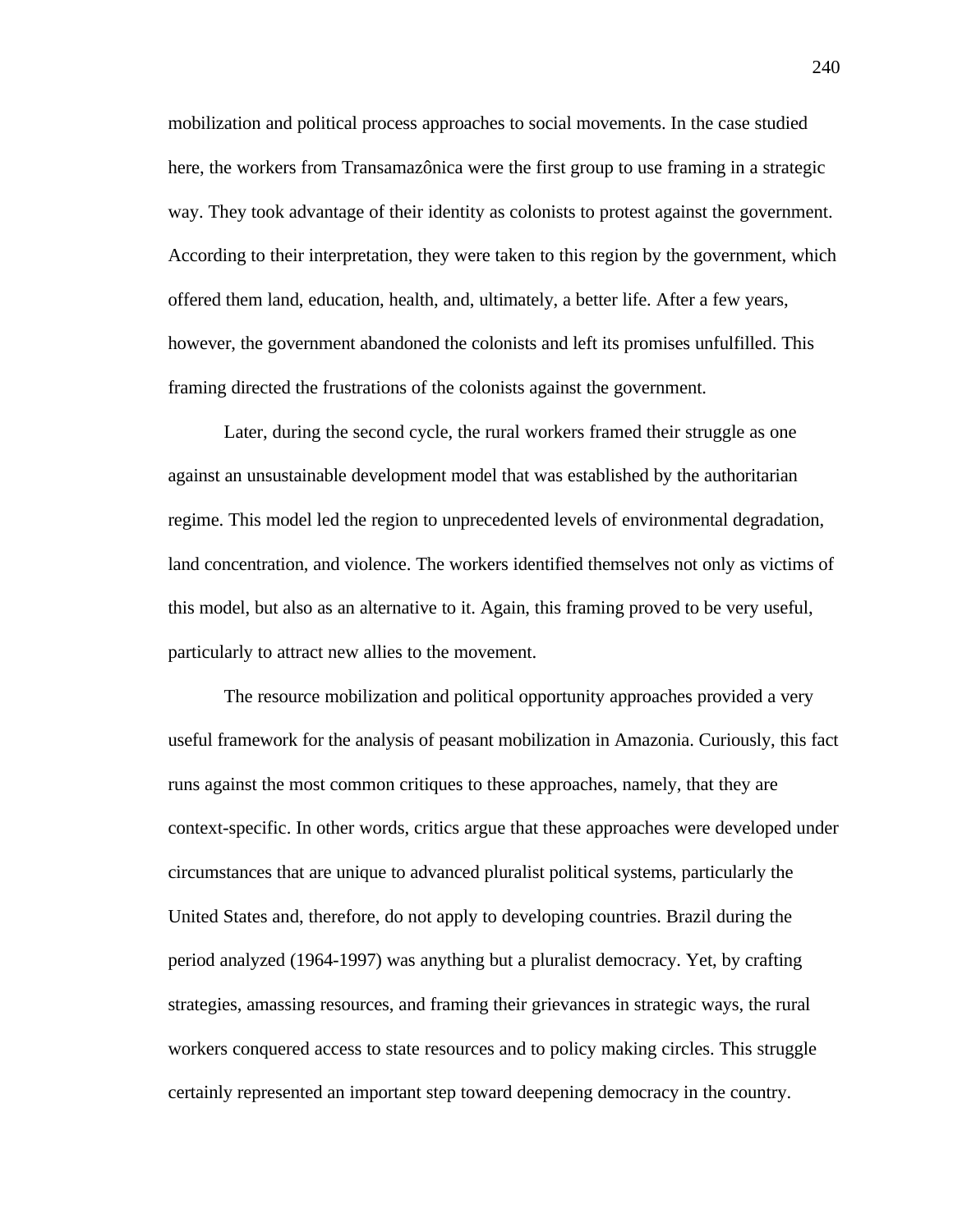mobilization and political process approaches to social movements. In the case studied here, the workers from Transamazônica were the first group to use framing in a strategic way. They took advantage of their identity as colonists to protest against the government. According to their interpretation, they were taken to this region by the government, which offered them land, education, health, and, ultimately, a better life. After a few years, however, the government abandoned the colonists and left its promises unfulfilled. This framing directed the frustrations of the colonists against the government.

Later, during the second cycle, the rural workers framed their struggle as one against an unsustainable development model that was established by the authoritarian regime. This model led the region to unprecedented levels of environmental degradation, land concentration, and violence. The workers identified themselves not only as victims of this model, but also as an alternative to it. Again, this framing proved to be very useful, particularly to attract new allies to the movement.

The resource mobilization and political opportunity approaches provided a very useful framework for the analysis of peasant mobilization in Amazonia. Curiously, this fact runs against the most common critiques to these approaches, namely, that they are context-specific. In other words, critics argue that these approaches were developed under circumstances that are unique to advanced pluralist political systems, particularly the United States and, therefore, do not apply to developing countries. Brazil during the period analyzed (1964-1997) was anything but a pluralist democracy. Yet, by crafting strategies, amassing resources, and framing their grievances in strategic ways, the rural workers conquered access to state resources and to policy making circles. This struggle certainly represented an important step toward deepening democracy in the country.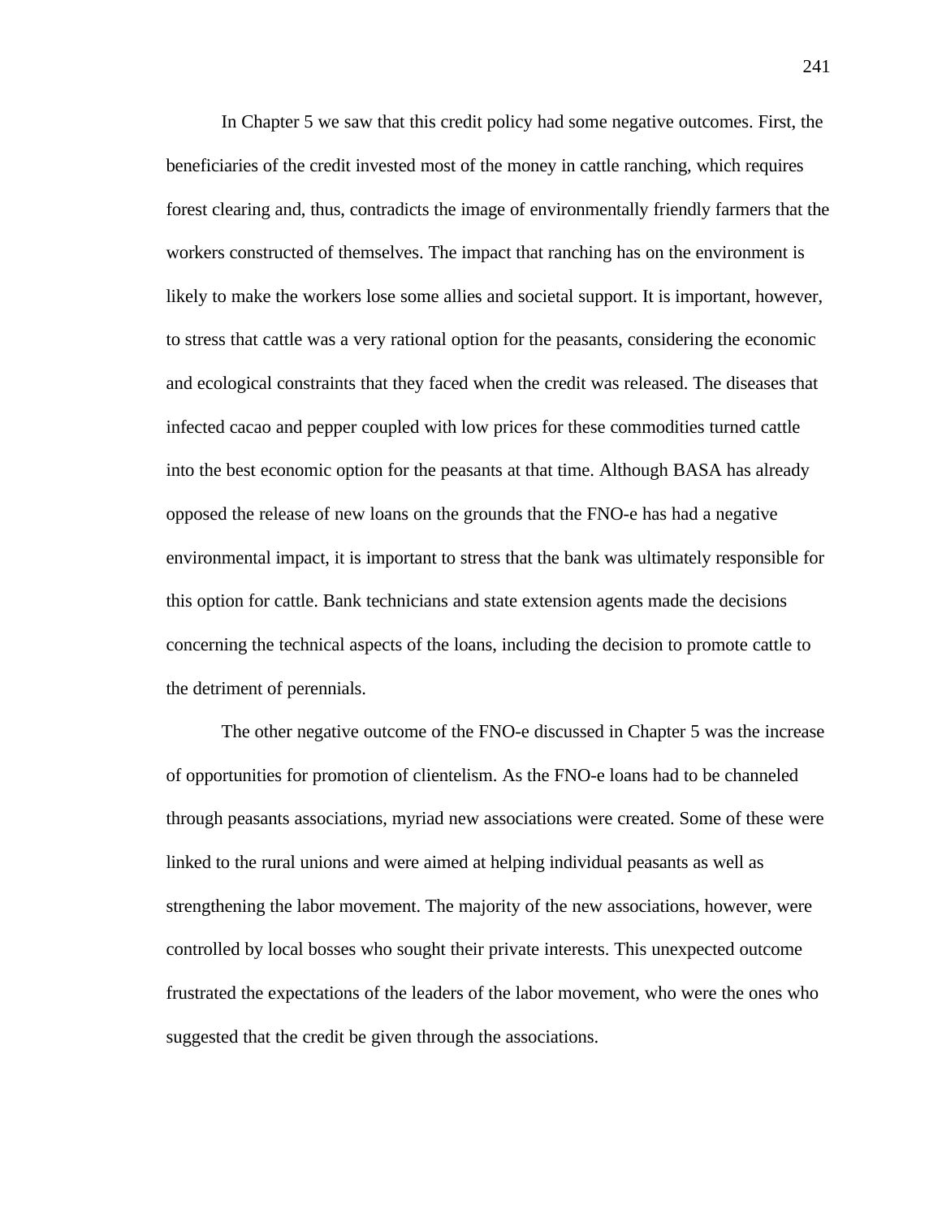In Chapter 5 we saw that this credit policy had some negative outcomes. First, the beneficiaries of the credit invested most of the money in cattle ranching, which requires forest clearing and, thus, contradicts the image of environmentally friendly farmers that the workers constructed of themselves. The impact that ranching has on the environment is likely to make the workers lose some allies and societal support. It is important, however, to stress that cattle was a very rational option for the peasants, considering the economic and ecological constraints that they faced when the credit was released. The diseases that infected cacao and pepper coupled with low prices for these commodities turned cattle into the best economic option for the peasants at that time. Although BASA has already opposed the release of new loans on the grounds that the FNO-e has had a negative environmental impact, it is important to stress that the bank was ultimately responsible for this option for cattle. Bank technicians and state extension agents made the decisions concerning the technical aspects of the loans, including the decision to promote cattle to the detriment of perennials.

The other negative outcome of the FNO-e discussed in Chapter 5 was the increase of opportunities for promotion of clientelism. As the FNO-e loans had to be channeled through peasants associations, myriad new associations were created. Some of these were linked to the rural unions and were aimed at helping individual peasants as well as strengthening the labor movement. The majority of the new associations, however, were controlled by local bosses who sought their private interests. This unexpected outcome frustrated the expectations of the leaders of the labor movement, who were the ones who suggested that the credit be given through the associations.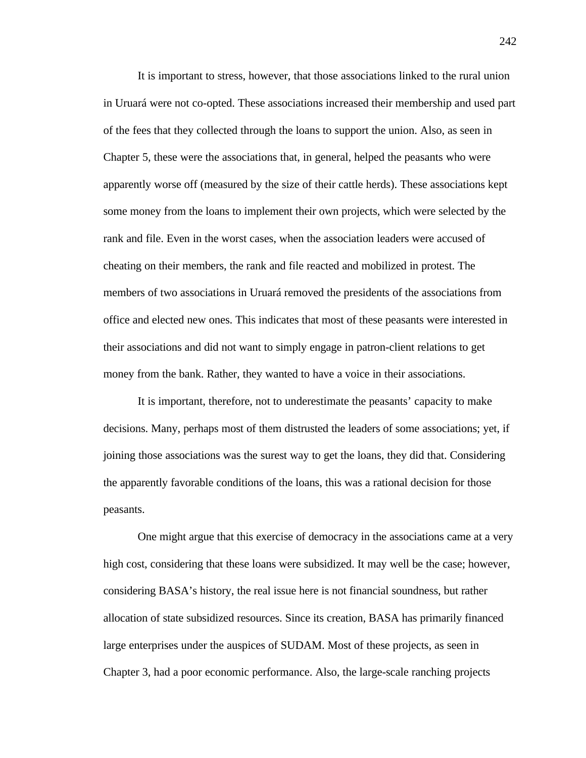It is important to stress, however, that those associations linked to the rural union in Uruará were not co-opted. These associations increased their membership and used part of the fees that they collected through the loans to support the union. Also, as seen in Chapter 5, these were the associations that, in general, helped the peasants who were apparently worse off (measured by the size of their cattle herds). These associations kept some money from the loans to implement their own projects, which were selected by the rank and file. Even in the worst cases, when the association leaders were accused of cheating on their members, the rank and file reacted and mobilized in protest. The members of two associations in Uruará removed the presidents of the associations from office and elected new ones. This indicates that most of these peasants were interested in their associations and did not want to simply engage in patron-client relations to get money from the bank. Rather, they wanted to have a voice in their associations.

It is important, therefore, not to underestimate the peasants' capacity to make decisions. Many, perhaps most of them distrusted the leaders of some associations; yet, if joining those associations was the surest way to get the loans, they did that. Considering the apparently favorable conditions of the loans, this was a rational decision for those peasants.

One might argue that this exercise of democracy in the associations came at a very high cost, considering that these loans were subsidized. It may well be the case; however, considering BASA's history, the real issue here is not financial soundness, but rather allocation of state subsidized resources. Since its creation, BASA has primarily financed large enterprises under the auspices of SUDAM. Most of these projects, as seen in Chapter 3, had a poor economic performance. Also, the large-scale ranching projects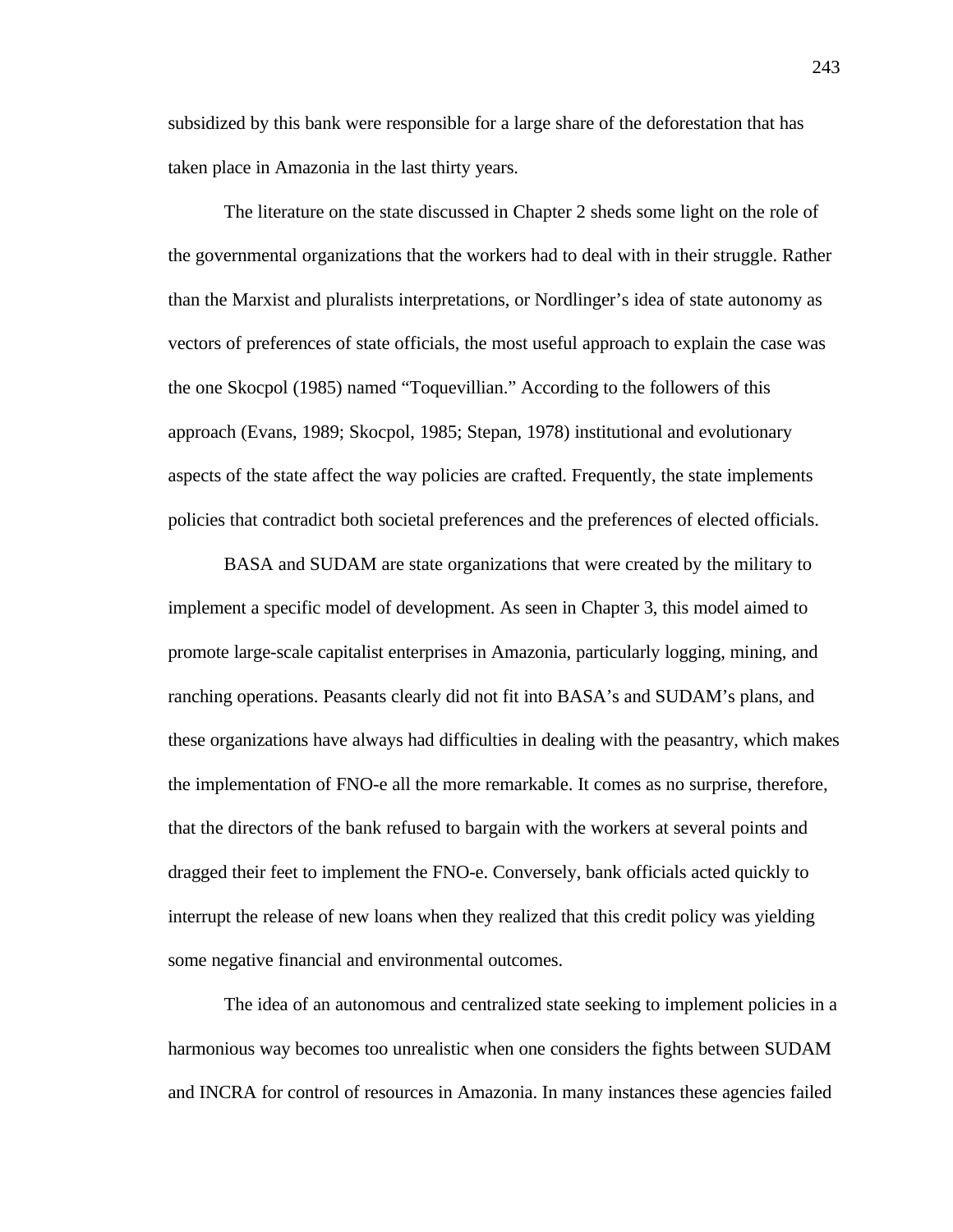subsidized by this bank were responsible for a large share of the deforestation that has taken place in Amazonia in the last thirty years.

The literature on the state discussed in Chapter 2 sheds some light on the role of the governmental organizations that the workers had to deal with in their struggle. Rather than the Marxist and pluralists interpretations, or Nordlinger's idea of state autonomy as vectors of preferences of state officials, the most useful approach to explain the case was the one Skocpol (1985) named "Toquevillian." According to the followers of this approach (Evans, 1989; Skocpol, 1985; Stepan, 1978) institutional and evolutionary aspects of the state affect the way policies are crafted. Frequently, the state implements policies that contradict both societal preferences and the preferences of elected officials.

BASA and SUDAM are state organizations that were created by the military to implement a specific model of development. As seen in Chapter 3, this model aimed to promote large-scale capitalist enterprises in Amazonia, particularly logging, mining, and ranching operations. Peasants clearly did not fit into BASA's and SUDAM's plans, and these organizations have always had difficulties in dealing with the peasantry, which makes the implementation of FNO-e all the more remarkable. It comes as no surprise, therefore, that the directors of the bank refused to bargain with the workers at several points and dragged their feet to implement the FNO-e. Conversely, bank officials acted quickly to interrupt the release of new loans when they realized that this credit policy was yielding some negative financial and environmental outcomes.

The idea of an autonomous and centralized state seeking to implement policies in a harmonious way becomes too unrealistic when one considers the fights between SUDAM and INCRA for control of resources in Amazonia. In many instances these agencies failed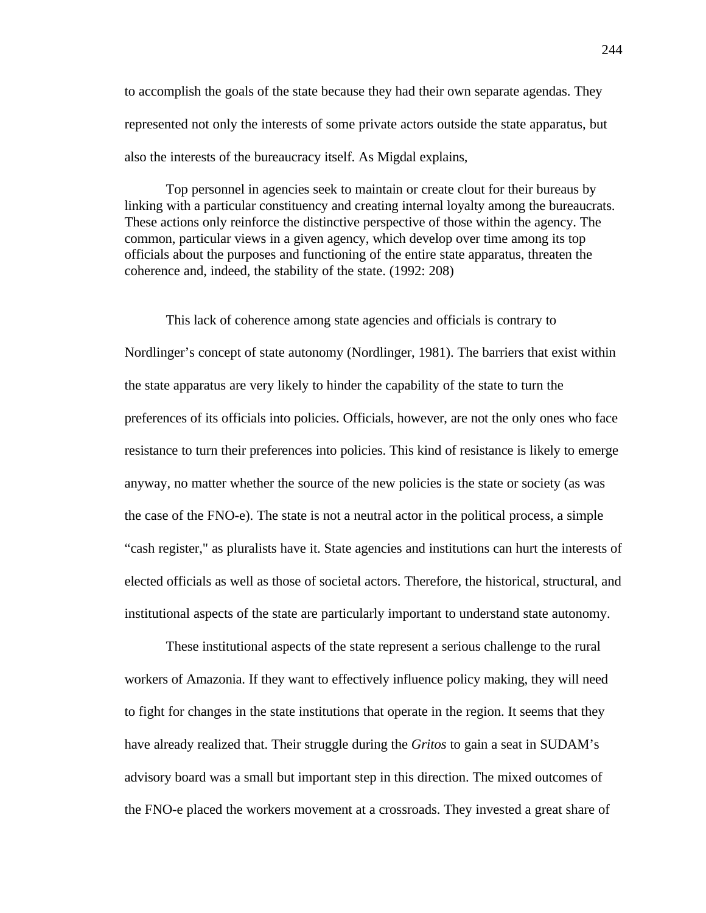to accomplish the goals of the state because they had their own separate agendas. They represented not only the interests of some private actors outside the state apparatus, but also the interests of the bureaucracy itself. As Migdal explains,

> Top personnel in agencies seek to maintain or create clout for their bureaus by linking with a particular constituency and creating internal loyalty among the bureaucrats. These actions only reinforce the distinctive perspective of those within the agency. The common, particular views in a given agency, which develop over time among its top officials about the purposes and functioning of the entire state apparatus, threaten the coherence and, indeed, the stability of the state. (1992: 208)

This lack of coherence among state agencies and officials is contrary to Nordlinger's concept of state autonomy (Nordlinger, 1981). The barriers that exist within the state apparatus are very likely to hinder the capability of the state to turn the preferences of its officials into policies. Officials, however, are not the only ones who face resistance to turn their preferences into policies. This kind of resistance is likely to emerge anyway, no matter whether the source of the new policies is the state or society (as was the case of the FNO-e). The state is not a neutral actor in the political process, a simple "cash register," as pluralists have it. State agencies and institutions can hurt the interests of elected officials as well as those of societal actors. Therefore, the historical, structural, and institutional aspects of the state are particularly important to understand state autonomy.

These institutional aspects of the state represent a serious challenge to the rural workers of Amazonia. If they want to effectively influence policy making, they will need to fight for changes in the state institutions that operate in the region. It seems that they have already realized that. Their struggle during the *Gritos* to gain a seat in SUDAM's advisory board was a small but important step in this direction. The mixed outcomes of the FNO-e placed the workers movement at a crossroads. They invested a great share of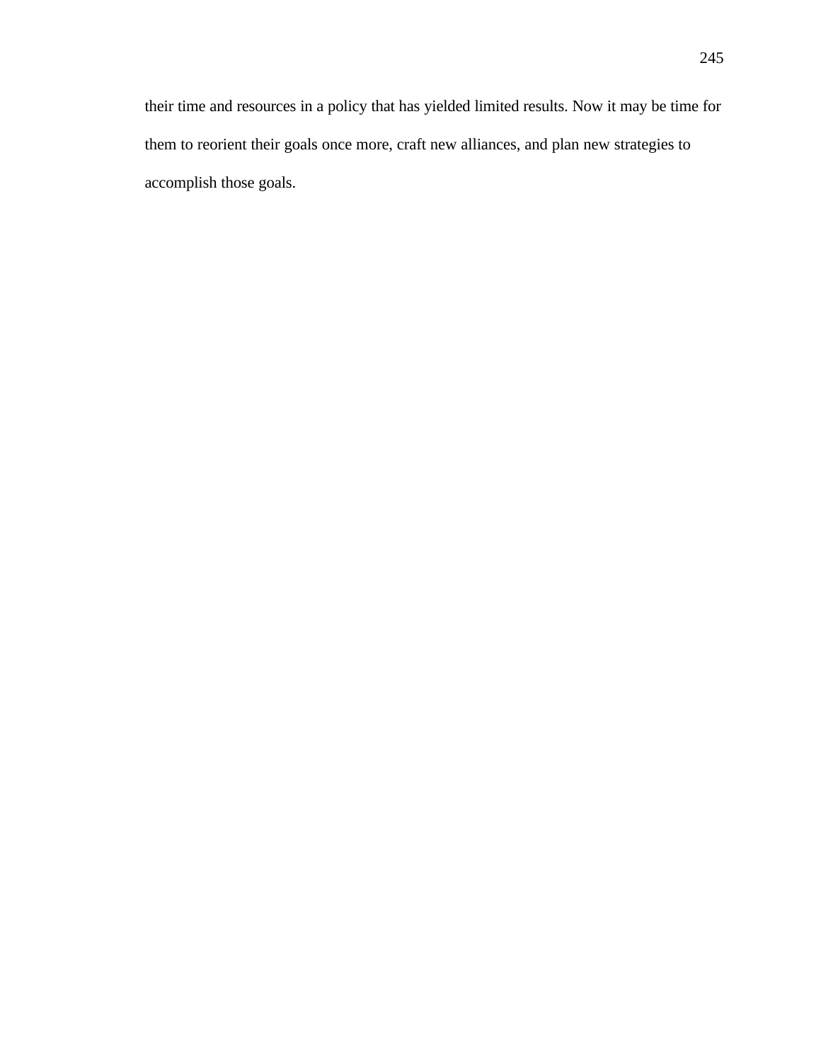their time and resources in a policy that has yielded limited results. Now it may be time for them to reorient their goals once more, craft new alliances, and plan new strategies to accomplish those goals.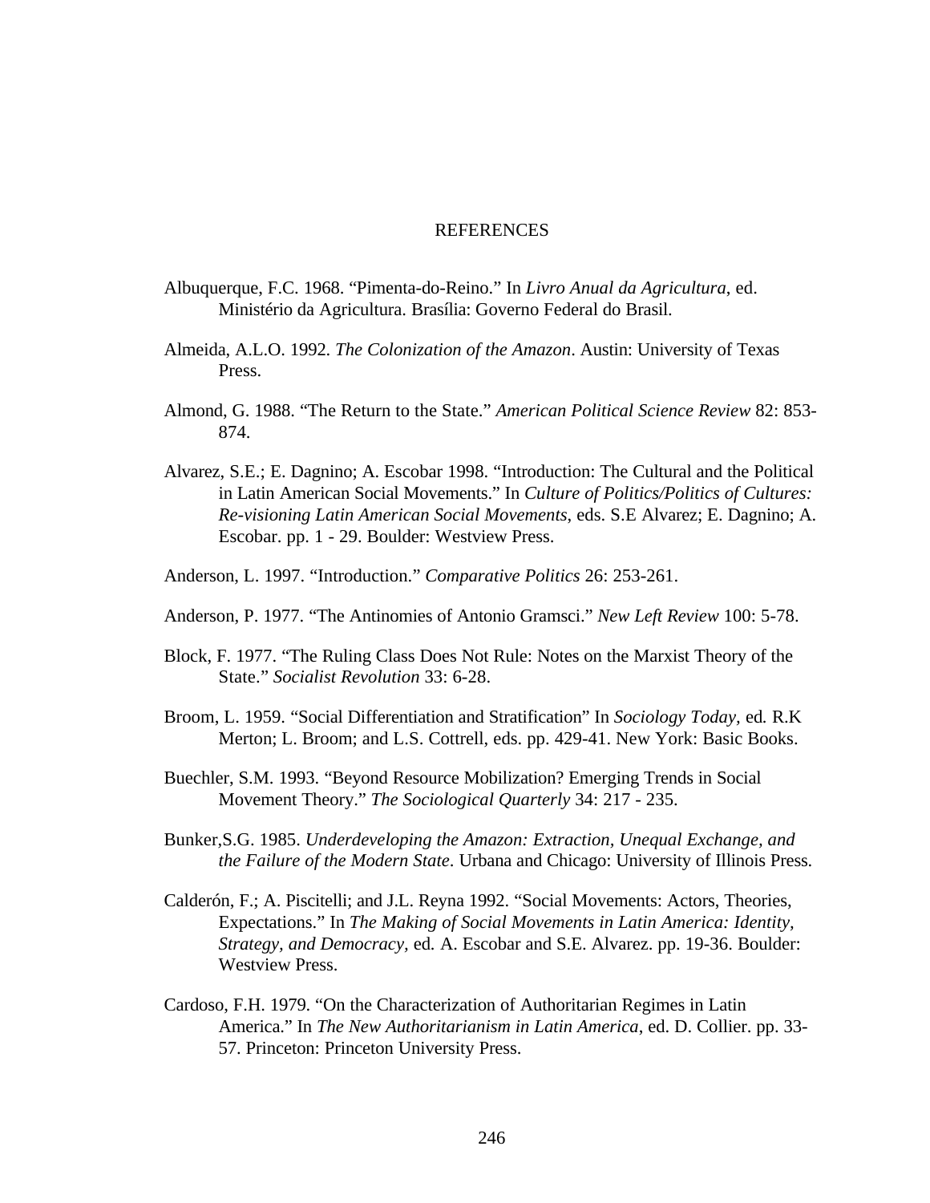# REFERENCES

Albuquerque, F.C. 1968. “Pimenta-do-Reino.” In *Livro Anual da Agricultura*, ed. Ministério da Agricultura. Brasília: Governo Federal do Brasil.

Almeida, A.L.O. 1992. *The Colonization of the Amazon*. Austin: University of Texas Press.

Almond, G. 1988. “The Return to the State.” *American Political Science Review* 82: 853-874.

Alvarez, S.E.; E. Dagnino; A. Escobar 1998. “Introduction: The Cultural and the Political in Latin American Social Movements.” In *Culture of Politics/Politics of Cultures: Re-visioning Latin American Social Movements,* eds. S.E Alvarez; E. Dagnino; A. Escobar. pp. 1 - 29. Boulder: Westview Press.

Anderson, L. 1997. “Introduction.” *Comparative Politics* 26: 253-261.

Anderson, P. 1977. “The Antinomies of Antonio Gramsci.” *New Left Review* 100: 5-78.

Block, F. 1977. “The Ruling Class Does Not Rule: Notes on the Marxist Theory of the State.” *Socialist Revolution* 33: 6-28.

Broom, L. 1959. “Social Differentiation and Stratification” In *Sociology Today,* ed. R.K Merton; L. Broom; and L.S. Cottrell, eds. pp. 429-41. New York: Basic Books.

Buechler, S.M. 1993. “Beyond Resource Mobilization? Emerging Trends in Social Movement Theory.” *The Sociological Quarterly* 34: 217 - 235.

Bunker,S.G. 1985. *Underdeveloping the Amazon: Extraction, Unequal Exchange, and the Failure of the Modern State*. Urbana and Chicago: University of Illinois Press.

Calderón, F.; A. Piscitelli; and J.L. Reyna 1992. “Social Movements: Actors, Theories, Expectations.” In *The Making of Social Movements in Latin America: Identity, Strategy, and Democracy,* ed. A. Escobar and S.E. Alvarez. pp. 19-36. Boulder: Westview Press.

Cardoso, F.H. 1979. “On the Characterization of Authoritarian Regimes in Latin America.” In *The New Authoritarianism in Latin America*, ed. D. Collier. pp. 33-57. Princeton: Princeton University Press.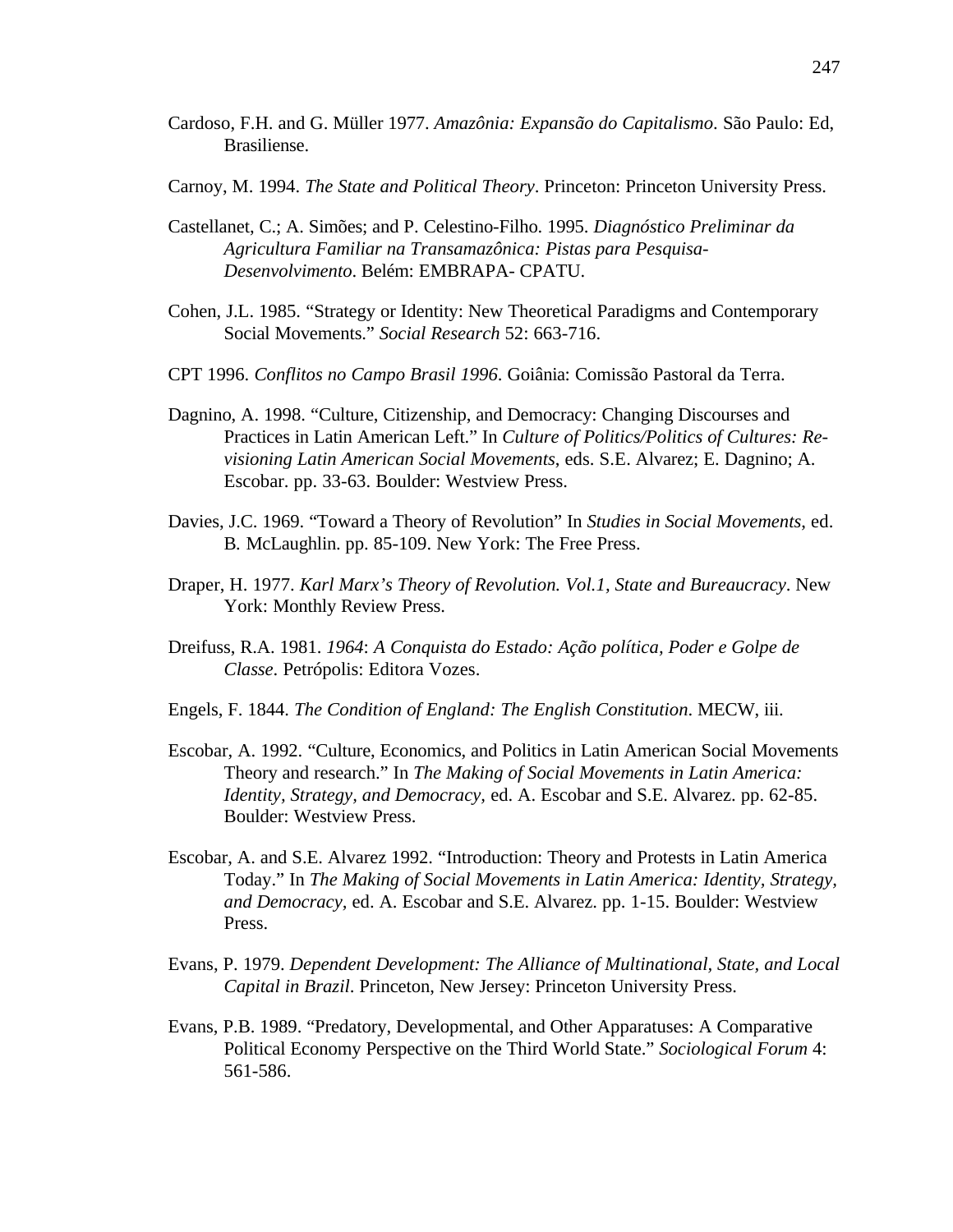Cardoso, F.H. and G. Müller 1977. *Amazônia: Expansão do Capitalismo*. São Paulo: Ed, Brasiliense.

Carnoy, M. 1994. *The State and Political Theory*. Princeton: Princeton University Press.

Castellanet, C.; A. Simões; and P. Celestino-Filho. 1995. *Diagnóstico Preliminar da Agricultura Familiar na Transamazônica: Pistas para Pesquisa-Desenvolvimento*. Belém: EMBRAPA- CPATU.

Cohen, J.L. 1985. "Strategy or Identity: New Theoretical Paradigms and Contemporary Social Movements." *Social Research* 52: 663-716.

CPT 1996. *Conflitos no Campo Brasil 1996*. Goiânia: Comissão Pastoral da Terra.

Dagnino, A. 1998. "Culture, Citizenship, and Democracy: Changing Discourses and Practices in Latin American Left." In *Culture of Politics/Politics of Cultures: Re-visioning Latin American Social Movements*, eds. S.E. Alvarez; E. Dagnino; A. Escobar. pp. 33-63. Boulder: Westview Press.

Davies, J.C. 1969. "Toward a Theory of Revolution" In *Studies in Social Movements*, ed. B. McLaughlin. pp. 85-109. New York: The Free Press.

Draper, H. 1977. *Karl Marx's Theory of Revolution. Vol.1, State and Bureaucracy*. New York: Monthly Review Press.

Dreifuss, R.A. 1981. *1964*: *A Conquista do Estado: Ação política, Poder e Golpe de Classe*. Petrópolis: Editora Vozes.

Engels, F. 1844. *The Condition of England: The English Constitution*. MECW, iii.

Escobar, A. 1992. "Culture, Economics, and Politics in Latin American Social Movements Theory and research." In *The Making of Social Movements in Latin America: Identity, Strategy, and Democracy,* ed. A. Escobar and S.E. Alvarez. pp. 62-85. Boulder: Westview Press.

Escobar, A. and S.E. Alvarez 1992. "Introduction: Theory and Protests in Latin America Today." In *The Making of Social Movements in Latin America: Identity, Strategy, and Democracy,* ed. A. Escobar and S.E. Alvarez. pp. 1-15. Boulder: Westview Press.

Evans, P. 1979. *Dependent Development: The Alliance of Multinational, State, and Local Capital in Brazil*. Princeton, New Jersey: Princeton University Press.

Evans, P.B. 1989. "Predatory, Developmental, and Other Apparatuses: A Comparative Political Economy Perspective on the Third World State." *Sociological Forum* 4: 561-586.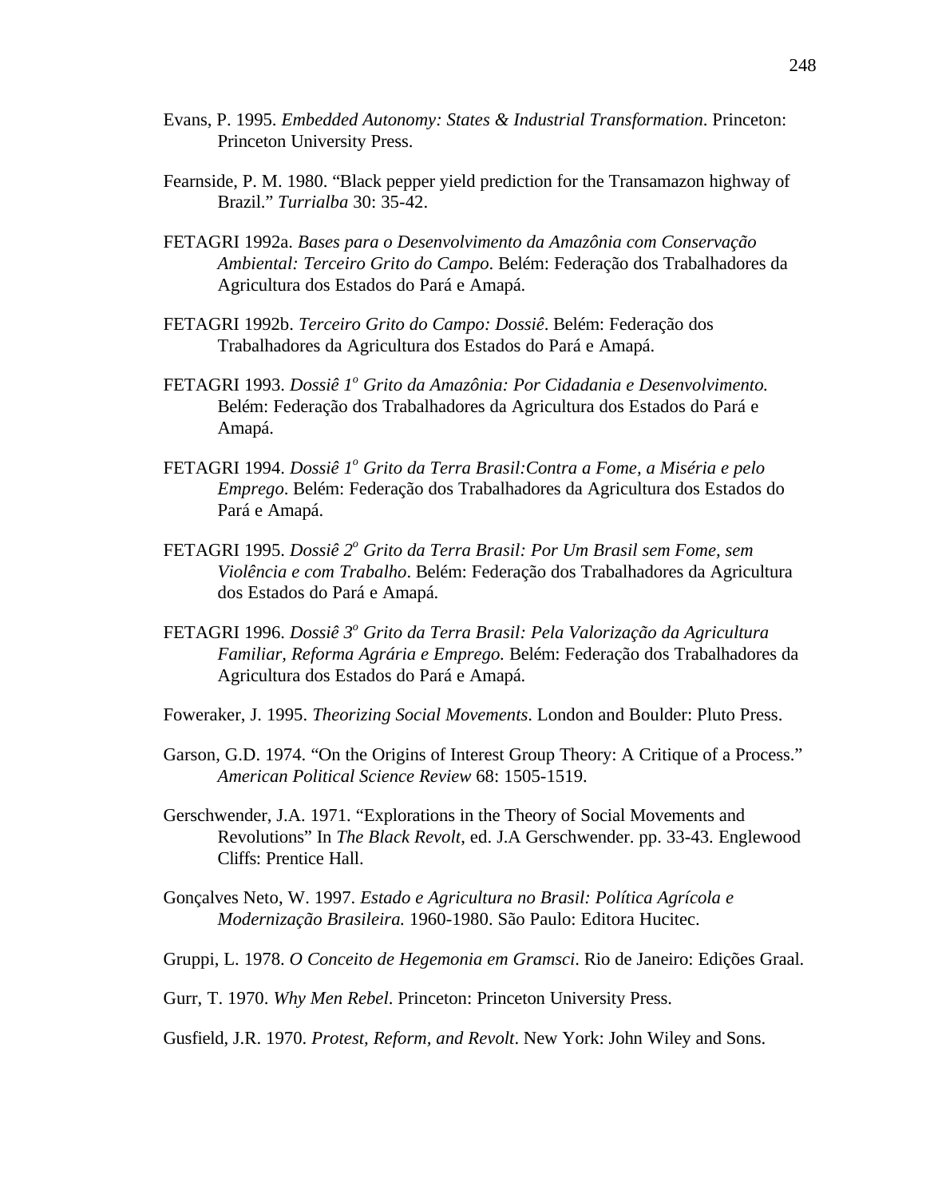Evans, P. 1995. *Embedded Autonomy: States & Industrial Transformation*. Princeton: Princeton University Press.

Fearnside, P. M. 1980. "Black pepper yield prediction for the Transamazon highway of Brazil." *Turrialba* 30: 35-42.

FETAGRI 1992a. *Bases para o Desenvolvimento da Amazônia com Conservação Ambiental: Terceiro Grito do Campo*. Belém: Federação dos Trabalhadores da Agricultura dos Estados do Pará e Amapá.

FETAGRI 1992b. *Terceiro Grito do Campo: Dossiê*. Belém: Federação dos Trabalhadores da Agricultura dos Estados do Pará e Amapá.

FETAGRI 1993. *Dossiê 1º Grito da Amazônia: Por Cidadania e Desenvolvimento.* Belém: Federação dos Trabalhadores da Agricultura dos Estados do Pará e Amapá.

FETAGRI 1994. *Dossiê 1º Grito da Terra Brasil:Contra a Fome, a Miséria e pelo Emprego*. Belém: Federação dos Trabalhadores da Agricultura dos Estados do Pará e Amapá.

FETAGRI 1995. *Dossiê 2º Grito da Terra Brasil: Por Um Brasil sem Fome, sem Violência e com Trabalho*. Belém: Federação dos Trabalhadores da Agricultura dos Estados do Pará e Amapá.

FETAGRI 1996. *Dossiê 3º Grito da Terra Brasil: Pela Valorização da Agricultura Familiar, Reforma Agrária e Emprego.* Belém: Federação dos Trabalhadores da Agricultura dos Estados do Pará e Amapá.

Foweraker, J. 1995. *Theorizing Social Movements*. London and Boulder: Pluto Press.

Garson, G.D. 1974. "On the Origins of Interest Group Theory: A Critique of a Process." *American Political Science Review* 68: 1505-1519.

Gerschwender, J.A. 1971. "Explorations in the Theory of Social Movements and Revolutions" In *The Black Revolt*, ed. J.A Gerschwender. pp. 33-43. Englewood Cliffs: Prentice Hall.

Gonçalves Neto, W. 1997. *Estado e Agricultura no Brasil: Política Agrícola e Modernização Brasileira.* 1960-1980. São Paulo: Editora Hucitec.

Gruppi, L. 1978. *O Conceito de Hegemonia em Gramsci*. Rio de Janeiro: Edições Graal.

Gurr, T. 1970. *Why Men Rebel*. Princeton: Princeton University Press.

Gusfield, J.R. 1970. *Protest, Reform, and Revolt*. New York: John Wiley and Sons.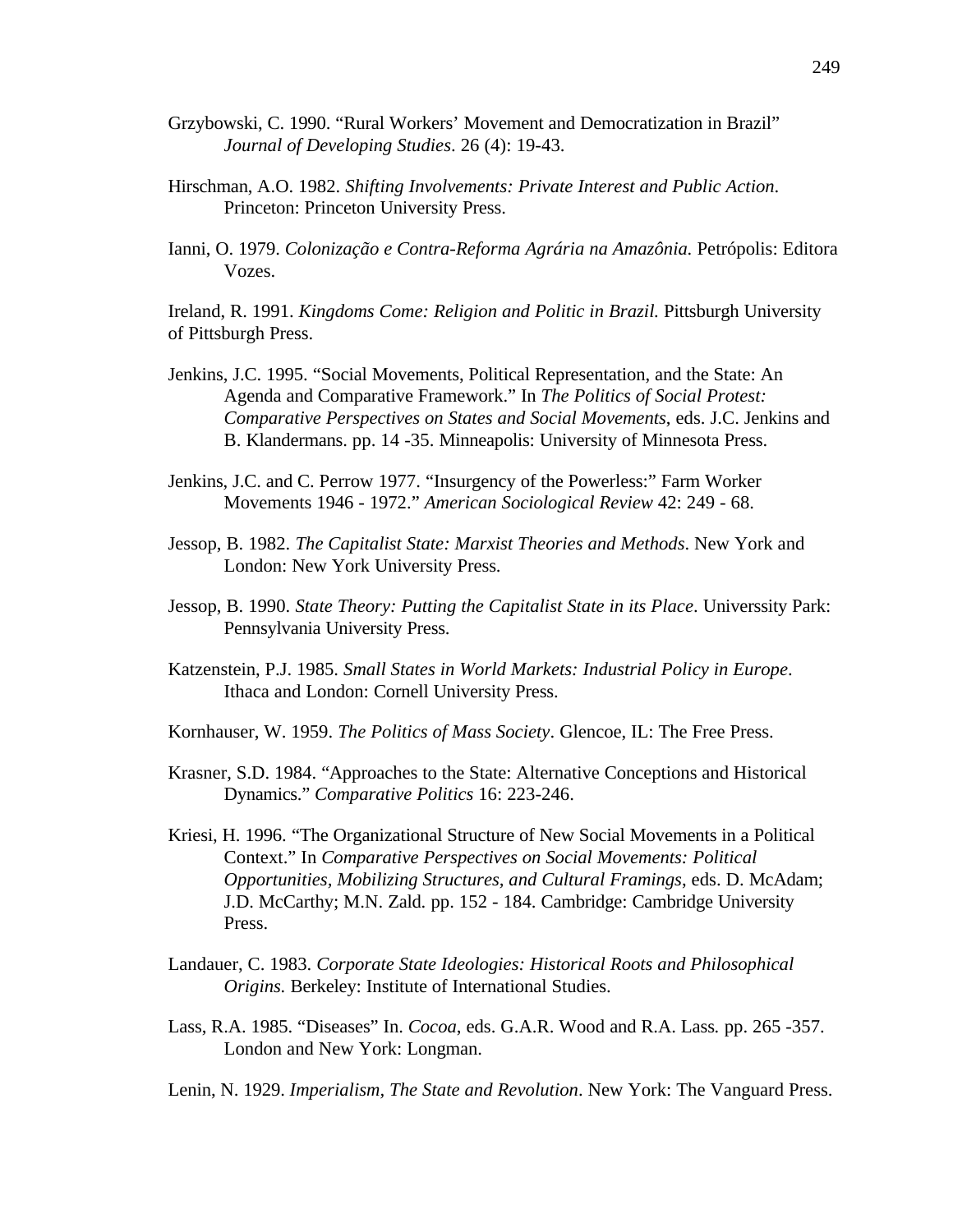Grzybowski, C. 1990. "Rural Workers' Movement and Democratization in Brazil" *Journal of Developing Studies*. 26 (4): 19-43.

Hirschman, A.O. 1982. *Shifting Involvements: Private Interest and Public Action*. Princeton: Princeton University Press.

Ianni, O. 1979. *Colonização e Contra-Reforma Agrária na Amazônia.* Petrópolis: Editora Vozes.

Ireland, R. 1991. *Kingdoms Come: Religion and Politic in Brazil.* Pittsburgh University of Pittsburgh Press.

Jenkins, J.C. 1995. "Social Movements, Political Representation, and the State: An Agenda and Comparative Framework." In *The Politics of Social Protest: Comparative Perspectives on States and Social Movements*, eds. J.C. Jenkins and B. Klandermans. pp. 14 -35. Minneapolis: University of Minnesota Press.

Jenkins, J.C. and C. Perrow 1977. "Insurgency of the Powerless:" Farm Worker Movements 1946 - 1972." *American Sociological Review* 42: 249 - 68.

Jessop, B. 1982. *The Capitalist State: Marxist Theories and Methods*. New York and London: New York University Press.

Jessop, B. 1990. *State Theory: Putting the Capitalist State in its Place*. Universsity Park: Pennsylvania University Press.

Katzenstein, P.J. 1985. *Small States in World Markets: Industrial Policy in Europe*. Ithaca and London: Cornell University Press.

Kornhauser, W. 1959. *The Politics of Mass Society*. Glencoe, IL: The Free Press.

Krasner, S.D. 1984. "Approaches to the State: Alternative Conceptions and Historical Dynamics." *Comparative Politics* 16: 223-246.

Kriesi, H. 1996. "The Organizational Structure of New Social Movements in a Political Context." In *Comparative Perspectives on Social Movements: Political Opportunities, Mobilizing Structures, and Cultural Framings*, eds. D. McAdam; J.D. McCarthy; M.N. Zald. pp. 152 - 184. Cambridge: Cambridge University Press.

Landauer, C. 1983. *Corporate State Ideologies: Historical Roots and Philosophical Origins.* Berkeley: Institute of International Studies.

Lass, R.A. 1985. "Diseases" In. *Cocoa*, eds. G.A.R. Wood and R.A. Lass. pp. 265 -357. London and New York: Longman.

Lenin, N. 1929. *Imperialism, The State and Revolution*. New York: The Vanguard Press.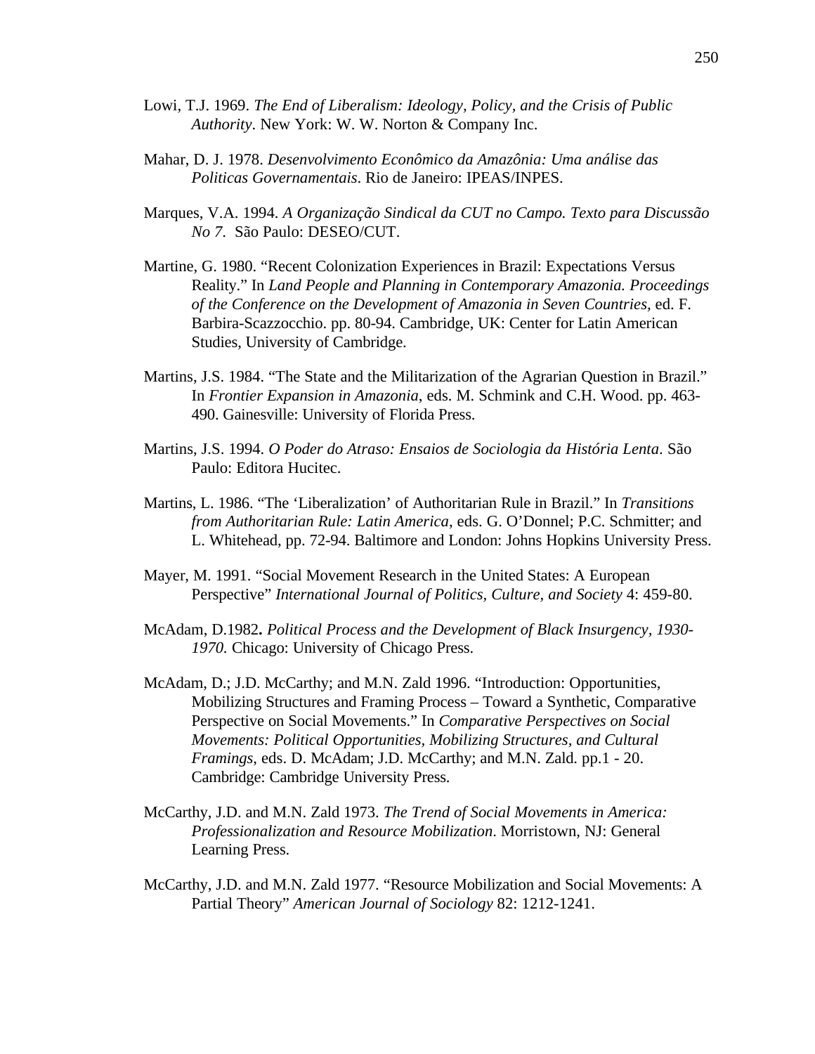Lowi, T.J. 1969. *The End of Liberalism: Ideology, Policy, and the Crisis of Public Authority*. New York: W. W. Norton & Company Inc.

Mahar, D. J. 1978. *Desenvolvimento Econômico da Amazônia: Uma análise das Politicas Governamentais*. Rio de Janeiro: IPEAS/INPES.

Marques, V.A. 1994. *A Organização Sindical da CUT no Campo. Texto para Discussão No 7*. São Paulo: DESEO/CUT.

Martine, G. 1980. "Recent Colonization Experiences in Brazil: Expectations Versus Reality." In *Land People and Planning in Contemporary Amazonia. Proceedings of the Conference on the Development of Amazonia in Seven Countries,* ed. F. Barbira-Scazzocchio. pp. 80-94. Cambridge, UK: Center for Latin American Studies, University of Cambridge.

Martins, J.S. 1984. "The State and the Militarization of the Agrarian Question in Brazil." In *Frontier Expansion in Amazonia*, eds. M. Schmink and C.H. Wood. pp. 463-490. Gainesville: University of Florida Press.

Martins, J.S. 1994. *O Poder do Atraso: Ensaios de Sociologia da História Lenta*. São Paulo: Editora Hucitec.

Martins, L. 1986. "The 'Liberalization' of Authoritarian Rule in Brazil." In *Transitions from Authoritarian Rule: Latin America*, eds. G. O'Donnel; P.C. Schmitter; and L. Whitehead, pp. 72-94. Baltimore and London: Johns Hopkins University Press.

Mayer, M. 1991. "Social Movement Research in the United States: A European Perspective" *International Journal of Politics, Culture, and Society* 4: 459-80.

McAdam, D.1982**.** *Political Process and the Development of Black Insurgency, 1930-1970.* Chicago: University of Chicago Press.

McAdam, D.; J.D. McCarthy; and M.N. Zald 1996. "Introduction: Opportunities, Mobilizing Structures and Framing Process – Toward a Synthetic, Comparative Perspective on Social Movements." In *Comparative Perspectives on Social Movements: Political Opportunities, Mobilizing Structures, and Cultural Framings*, eds. D. McAdam; J.D. McCarthy; and M.N. Zald. pp.1 - 20. Cambridge: Cambridge University Press.

McCarthy, J.D. and M.N. Zald 1973. *The Trend of Social Movements in America: Professionalization and Resource Mobilization*. Morristown, NJ: General Learning Press.

McCarthy, J.D. and M.N. Zald 1977. "Resource Mobilization and Social Movements: A Partial Theory" *American Journal of Sociology* 82: 1212-1241.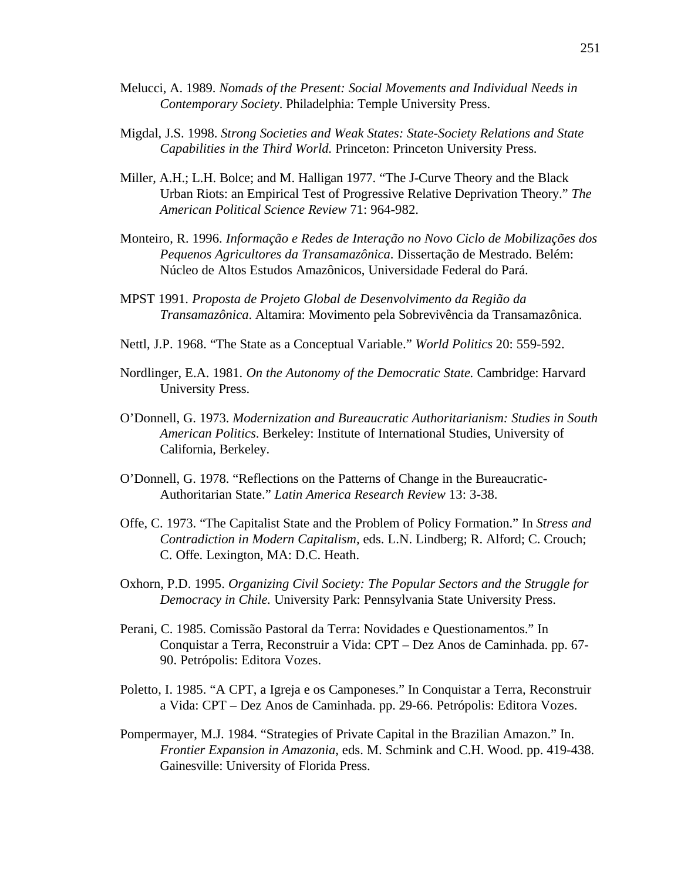Melucci, A. 1989. *Nomads of the Present: Social Movements and Individual Needs in Contemporary Society*. Philadelphia: Temple University Press.

Migdal, J.S. 1998. *Strong Societies and Weak States: State-Society Relations and State Capabilities in the Third World.* Princeton: Princeton University Press.

Miller, A.H.; L.H. Bolce; and M. Halligan 1977. "The J-Curve Theory and the Black Urban Riots: an Empirical Test of Progressive Relative Deprivation Theory." *The American Political Science Review* 71: 964-982.

Monteiro, R. 1996. *Informação e Redes de Interação no Novo Ciclo de Mobilizações dos Pequenos Agricultores da Transamazônica*. Dissertação de Mestrado. Belém: Núcleo de Altos Estudos Amazônicos, Universidade Federal do Pará.

MPST 1991. *Proposta de Projeto Global de Desenvolvimento da Região da Transamazônica*. Altamira: Movimento pela Sobrevivência da Transamazônica.

Nettl, J.P. 1968. "The State as a Conceptual Variable." *World Politics* 20: 559-592.

Nordlinger, E.A. 1981. *On the Autonomy of the Democratic State.* Cambridge: Harvard University Press.

O'Donnell, G. 1973. *Modernization and Bureaucratic Authoritarianism: Studies in South American Politics*. Berkeley: Institute of International Studies, University of California, Berkeley.

O'Donnell, G. 1978. "Reflections on the Patterns of Change in the Bureaucratic-Authoritarian State." *Latin America Research Review* 13: 3-38.

Offe, C. 1973. "The Capitalist State and the Problem of Policy Formation." In *Stress and Contradiction in Modern Capitalism*, eds. L.N. Lindberg; R. Alford; C. Crouch; C. Offe. Lexington, MA: D.C. Heath.

Oxhorn, P.D. 1995. *Organizing Civil Society: The Popular Sectors and the Struggle for Democracy in Chile.* University Park: Pennsylvania State University Press.

Perani, C. 1985. Comissão Pastoral da Terra: Novidades e Questionamentos." In Conquistar a Terra, Reconstruir a Vida: CPT – Dez Anos de Caminhada. pp. 67-90. Petrópolis: Editora Vozes.

Poletto, I. 1985. "A CPT, a Igreja e os Camponeses." In Conquistar a Terra, Reconstruir a Vida: CPT – Dez Anos de Caminhada. pp. 29-66. Petrópolis: Editora Vozes.

Pompermayer, M.J. 1984. "Strategies of Private Capital in the Brazilian Amazon." In. *Frontier Expansion in Amazonia*, eds. M. Schmink and C.H. Wood. pp. 419-438. Gainesville: University of Florida Press.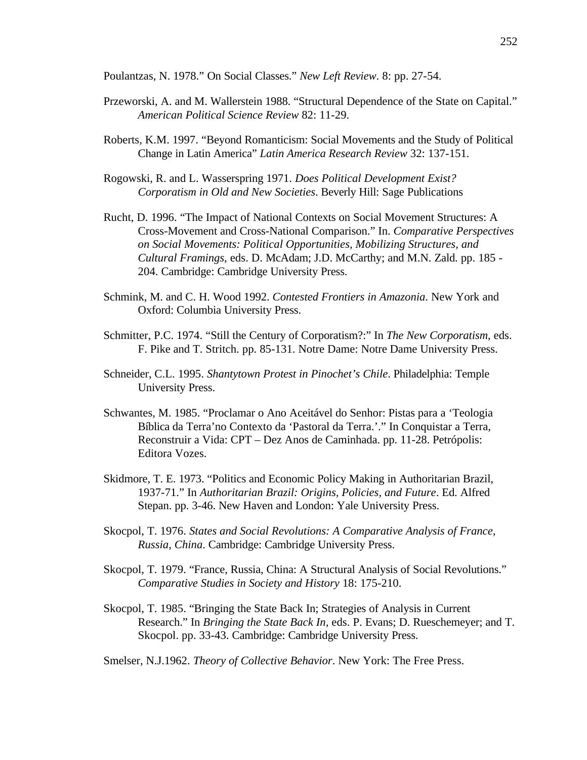Poulantzas, N. 1978." On Social Classes." *New Left Review*. 8: pp. 27-54.

Przeworski, A. and M. Wallerstein 1988. "Structural Dependence of the State on Capital." *American Political Science Review* 82: 11-29.

Roberts, K.M. 1997. "Beyond Romanticism: Social Movements and the Study of Political Change in Latin America" *Latin America Research Review* 32: 137-151.

Rogowski, R. and L. Wasserspring 1971. *Does Political Development Exist? Corporatism in Old and New Societies*. Beverly Hill: Sage Publications

Rucht, D. 1996. "The Impact of National Contexts on Social Movement Structures: A Cross-Movement and Cross-National Comparison." In. *Comparative Perspectives on Social Movements: Political Opportunities, Mobilizing Structures, and Cultural Framings*, eds. D. McAdam; J.D. McCarthy; and M.N. Zald. pp. 185 - 204. Cambridge: Cambridge University Press.

Schmink, M. and C. H. Wood 1992. *Contested Frontiers in Amazonia*. New York and Oxford: Columbia University Press.

Schmitter, P.C. 1974. "Still the Century of Corporatism?:" In *The New Corporatism*, eds. F. Pike and T. Stritch. pp. 85-131. Notre Dame: Notre Dame University Press.

Schneider, C.L. 1995. *Shantytown Protest in Pinochet's Chile*. Philadelphia: Temple University Press.

Schwantes, M. 1985. "Proclamar o Ano Aceitável do Senhor: Pistas para a 'Teologia Bíblica da Terra'no Contexto da 'Pastoral da Terra.'." In Conquistar a Terra, Reconstruir a Vida: CPT – Dez Anos de Caminhada. pp. 11-28. Petrópolis: Editora Vozes.

Skidmore, T. E. 1973. "Politics and Economic Policy Making in Authoritarian Brazil, 1937-71." In *Authoritarian Brazil: Origins, Policies, and Future*. Ed. Alfred Stepan. pp. 3-46. New Haven and London: Yale University Press.

Skocpol, T. 1976. *States and Social Revolutions: A Comparative Analysis of France, Russia, China*. Cambridge: Cambridge University Press.

Skocpol, T. 1979. "France, Russia, China: A Structural Analysis of Social Revolutions." *Comparative Studies in Society and History* 18: 175-210.

Skocpol, T. 1985. "Bringing the State Back In; Strategies of Analysis in Current Research." In *Bringing the State Back In*, eds. P. Evans; D. Rueschemeyer; and T. Skocpol. pp. 33-43. Cambridge: Cambridge University Press.

Smelser, N.J.1962. *Theory of Collective Behavior*. New York: The Free Press.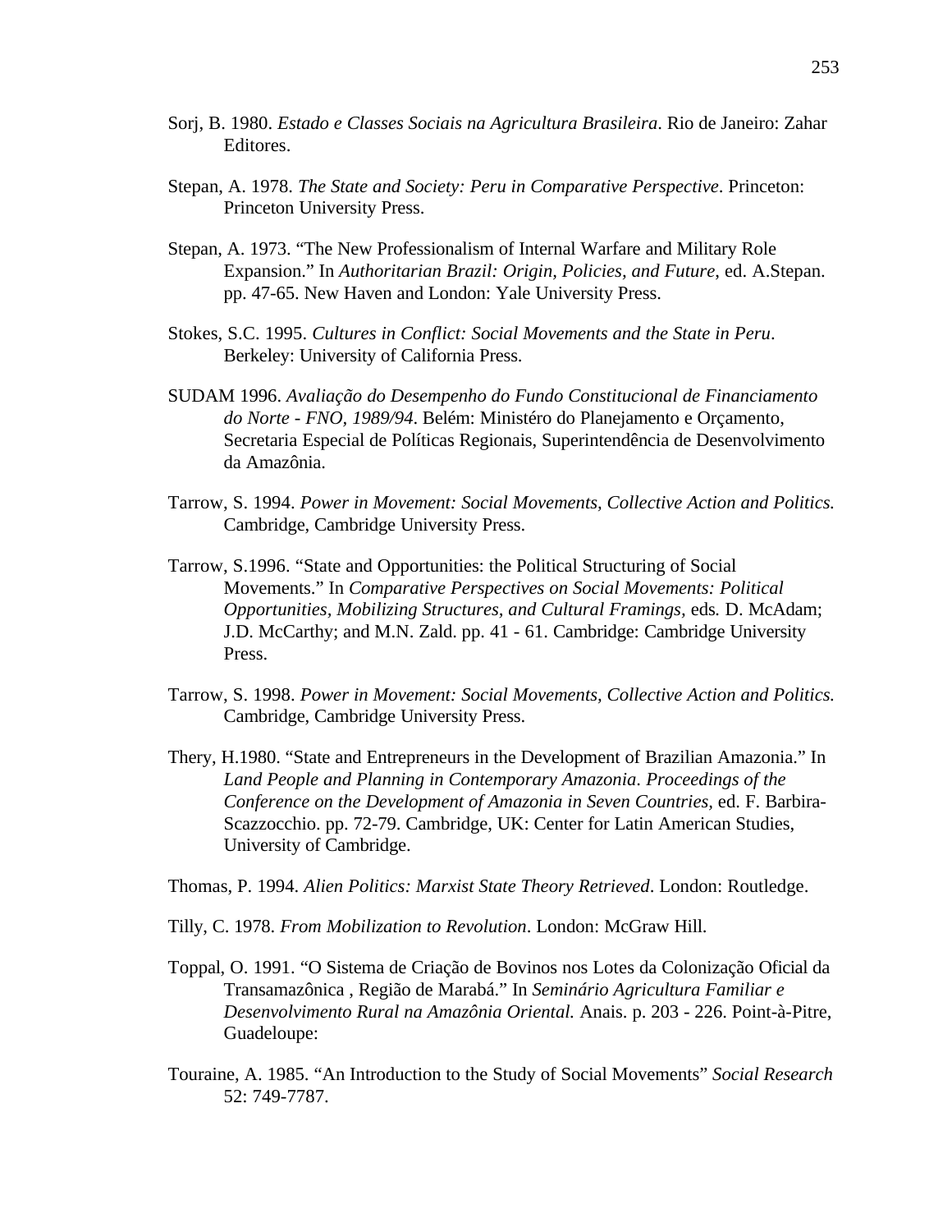Sorj, B. 1980. *Estado e Classes Sociais na Agricultura Brasileira*. Rio de Janeiro: Zahar Editores.

Stepan, A. 1978. *The State and Society: Peru in Comparative Perspective*. Princeton: Princeton University Press.

Stepan, A. 1973. "The New Professionalism of Internal Warfare and Military Role Expansion." In *Authoritarian Brazil: Origin, Policies, and Future*, ed. A.Stepan. pp. 47-65. New Haven and London: Yale University Press.

Stokes, S.C. 1995. *Cultures in Conflict: Social Movements and the State in Peru*. Berkeley: University of California Press.

SUDAM 1996. *Avaliação do Desempenho do Fundo Constitucional de Financiamento do Norte - FNO, 1989/94*. Belém: Ministéro do Planejamento e Orçamento, Secretaria Especial de Políticas Regionais, Superintendência de Desenvolvimento da Amazônia.

Tarrow, S. 1994. *Power in Movement: Social Movements, Collective Action and Politics.* Cambridge, Cambridge University Press.

Tarrow, S.1996. "State and Opportunities: the Political Structuring of Social Movements." In *Comparative Perspectives on Social Movements: Political Opportunities, Mobilizing Structures, and Cultural Framings*, eds*.* D. McAdam; J.D. McCarthy; and M.N. Zald. pp. 41 - 61. Cambridge: Cambridge University Press.

Tarrow, S. 1998. *Power in Movement: Social Movements, Collective Action and Politics.* Cambridge, Cambridge University Press.

Thery, H.1980. "State and Entrepreneurs in the Development of Brazilian Amazonia." In *Land People and Planning in Contemporary Amazonia. Proceedings of the Conference on the Development of Amazonia in Seven Countries*, ed. F. Barbira-Scazzocchio. pp. 72-79. Cambridge, UK: Center for Latin American Studies, University of Cambridge.

Thomas, P. 1994. *Alien Politics: Marxist State Theory Retrieved*. London: Routledge.

Tilly, C. 1978. *From Mobilization to Revolution*. London: McGraw Hill.

Toppal, O. 1991. "O Sistema de Criação de Bovinos nos Lotes da Colonização Oficial da Transamazônica , Região de Marabá." In *Seminário Agricultura Familiar e Desenvolvimento Rural na Amazônia Oriental.* Anais. p. 203 - 226. Point-à-Pitre, Guadeloupe:

Touraine, A. 1985. "An Introduction to the Study of Social Movements" *Social Research* 52: 749-7787.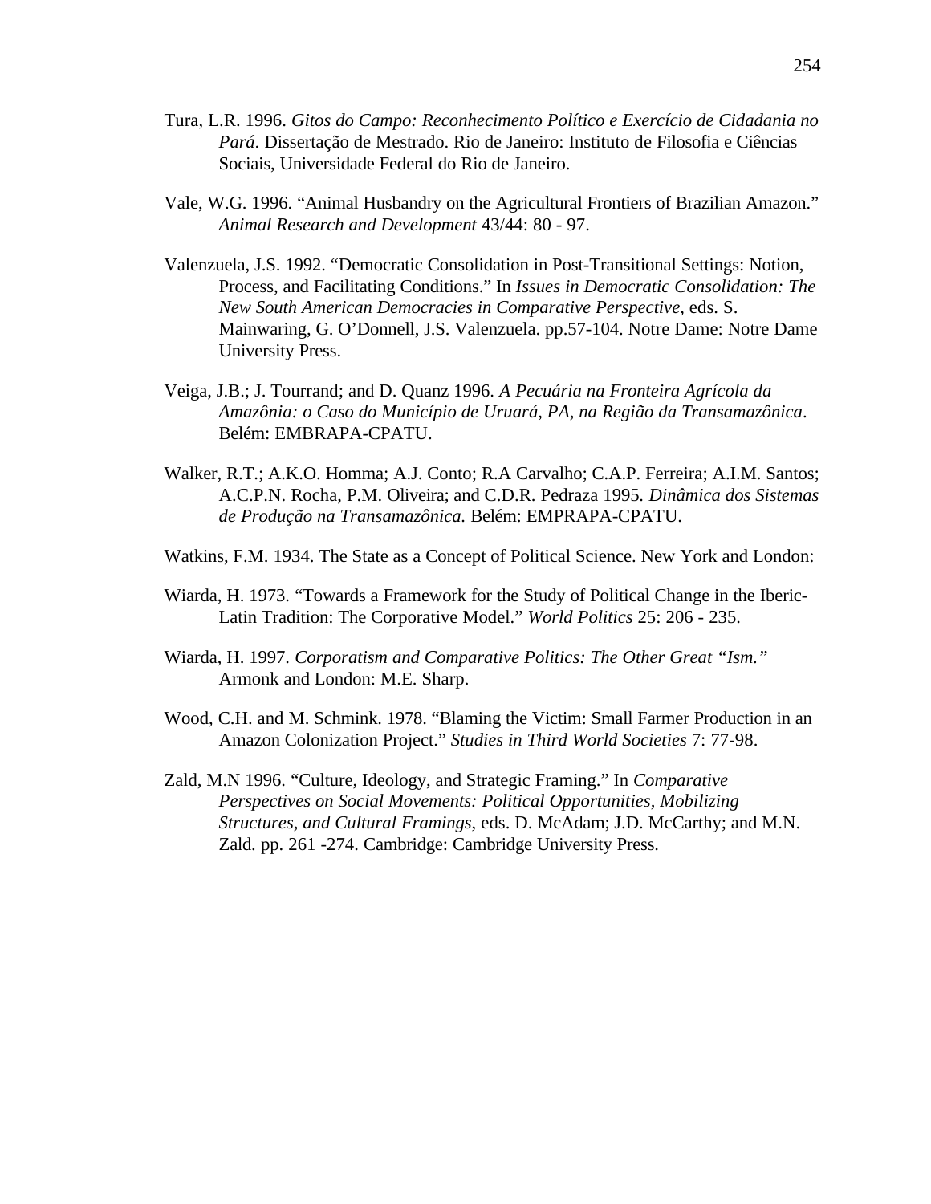Tura, L.R. 1996. *Gitos do Campo: Reconhecimento Político e Exercício de Cidadania no Pará*. Dissertação de Mestrado. Rio de Janeiro: Instituto de Filosofia e Ciências Sociais, Universidade Federal do Rio de Janeiro.

Vale, W.G. 1996. "Animal Husbandry on the Agricultural Frontiers of Brazilian Amazon." *Animal Research and Development* 43/44: 80 - 97.

Valenzuela, J.S. 1992. "Democratic Consolidation in Post-Transitional Settings: Notion, Process, and Facilitating Conditions." In *Issues in Democratic Consolidation: The New South American Democracies in Comparative Perspective*, eds. S. Mainwaring, G. O'Donnell, J.S. Valenzuela. pp.57-104. Notre Dame: Notre Dame University Press.

Veiga, J.B.; J. Tourrand; and D. Quanz 1996. *A Pecuária na Fronteira Agrícola da Amazônia: o Caso do Município de Uruará, PA, na Região da Transamazônica*. Belém: EMBRAPA-CPATU.

Walker, R.T.; A.K.O. Homma; A.J. Conto; R.A Carvalho; C.A.P. Ferreira; A.I.M. Santos; A.C.P.N. Rocha, P.M. Oliveira; and C.D.R. Pedraza 1995. *Dinâmica dos Sistemas de Produção na Transamazônica.* Belém: EMPRAPA-CPATU.

Watkins, F.M. 1934. The State as a Concept of Political Science. New York and London:

Wiarda, H. 1973. "Towards a Framework for the Study of Political Change in the Iberic-Latin Tradition: The Corporative Model." *World Politics* 25: 206 - 235.

Wiarda, H. 1997. *Corporatism and Comparative Politics: The Other Great "Ism."* Armonk and London: M.E. Sharp.

Wood, C.H. and M. Schmink. 1978. "Blaming the Victim: Small Farmer Production in an Amazon Colonization Project." *Studies in Third World Societies* 7: 77-98.

Zald, M.N 1996. "Culture, Ideology, and Strategic Framing." In *Comparative Perspectives on Social Movements: Political Opportunities, Mobilizing Structures, and Cultural Framings*, eds. D. McAdam; J.D. McCarthy; and M.N. Zald. pp. 261 -274. Cambridge: Cambridge University Press.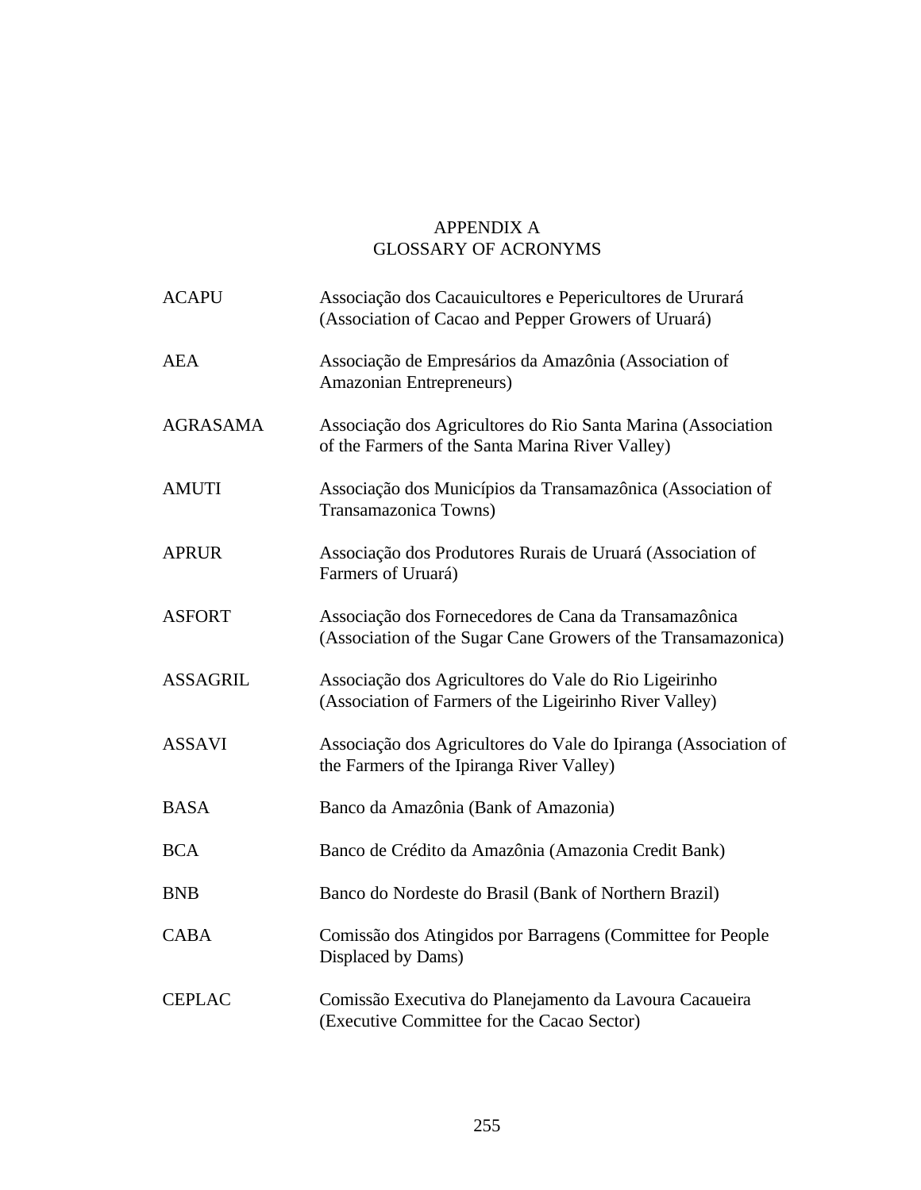# APPENDIX A
# GLOSSARY OF ACRONYMS

| | |
|---|---|
| ACAPU | Associação dos Cacauicultores e Pepericultores de Urarará (Association of Cacao and Pepper Growers of Uruará) |
| AEA | Associação de Empresários da Amazônia (Association of Amazonian Entrepreneurs) |
| AGRASAMA | Associação dos Agricultores do Rio Santa Marina (Association of the Farmers of the Santa Marina River Valley) |
| AMUTI | Associação dos Municípios da Transamazônica (Association of Transamazonica Towns) |
| APRUR | Associação dos Produtores Rurais de Uruará (Association of Farmers of Uruará) |
| ASFORT | Associação dos Fornecedores de Cana da Transamazônica (Association of the Sugar Cane Growers of the Transamazonica) |
| ASSAGRIL | Associação dos Agricultores do Vale do Rio Ligeirinho (Association of Farmers of the Ligeirinho River Valley) |
| ASSAVI | Associação dos Agricultores do Vale do Ipiranga (Association of the Farmers of the Ipiranga River Valley) |
| BASA | Banco da Amazônia (Bank of Amazonia) |
| BCA | Banco de Crédito da Amazônia (Amazonia Credit Bank) |
| BNB | Banco do Nordeste do Brasil (Bank of Northern Brazil) |
| CABA | Comissão dos Atingidos por Barragens (Committee for People Displaced by Dams) |
| CEPLAC | Comissão Executiva do Planejamento da Lavoura Cacaueira (Executive Committee for the Cacao Sector) |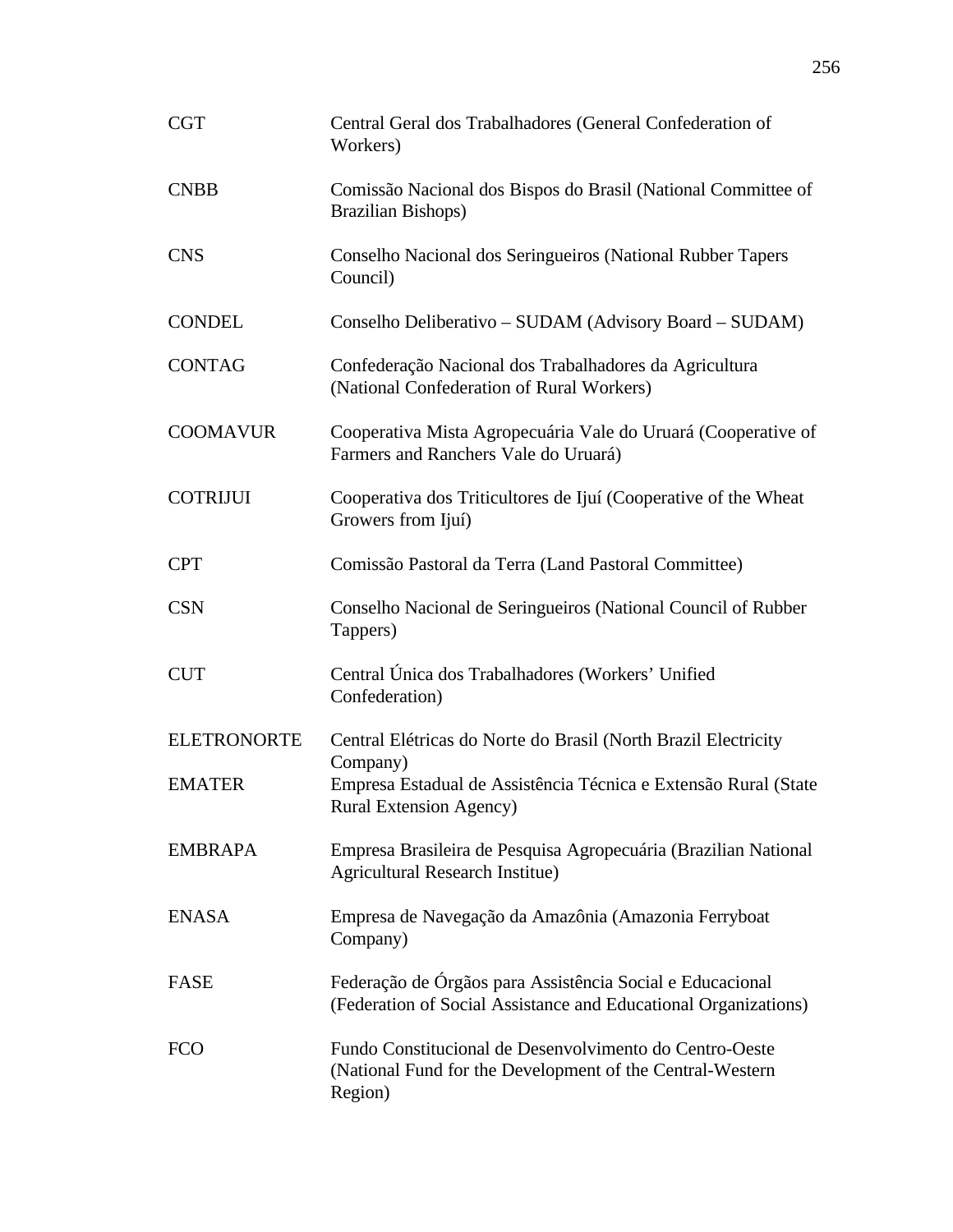| | |
|---|---|
| CGT | Central Geral dos Trabalhadores (General Confederation of Workers) |
| CNBB | Comissão Nacional dos Bispos do Brasil (National Committee of Brazilian Bishops) |
| CNS | Conselho Nacional dos Seringueiros (National Rubber Tapers Council) |
| CONDEL | Conselho Deliberativo – SUDAM (Advisory Board – SUDAM) |
| CONTAG | Confederação Nacional dos Trabalhadores da Agricultura (National Confederation of Rural Workers) |
| COOMAVUR | Cooperativa Mista Agropecuária Vale do Uruará (Cooperative of Farmers and Ranchers Vale do Uruará) |
| COTRIJUI | Cooperativa dos Triticultores de Ijuí (Cooperative of the Wheat Growers from Ijuí) |
| CPT | Comissão Pastoral da Terra (Land Pastoral Committee) |
| CSN | Conselho Nacional de Seringueiros (National Council of Rubber Tappers) |
| CUT | Central Única dos Trabalhadores (Workers' Unified Confederation) |
| ELETRONORTE | Central Elétricas do Norte do Brasil (North Brazil Electricity Company) |
| EMATER | Empresa Estadual de Assistência Técnica e Extensão Rural (State Rural Extension Agency) |
| EMBRAPA | Empresa Brasileira de Pesquisa Agropecuária (Brazilian National Agricultural Research Institue) |
| ENASA | Empresa de Navegação da Amazônia (Amazonia Ferryboat Company) |
| FASE | Federação de Órgãos para Assistência Social e Educacional (Federation of Social Assistance and Educational Organizations) |
| FCO | Fundo Constitucional de Desenvolvimento do Centro-Oeste (National Fund for the Development of the Central-Western Region) |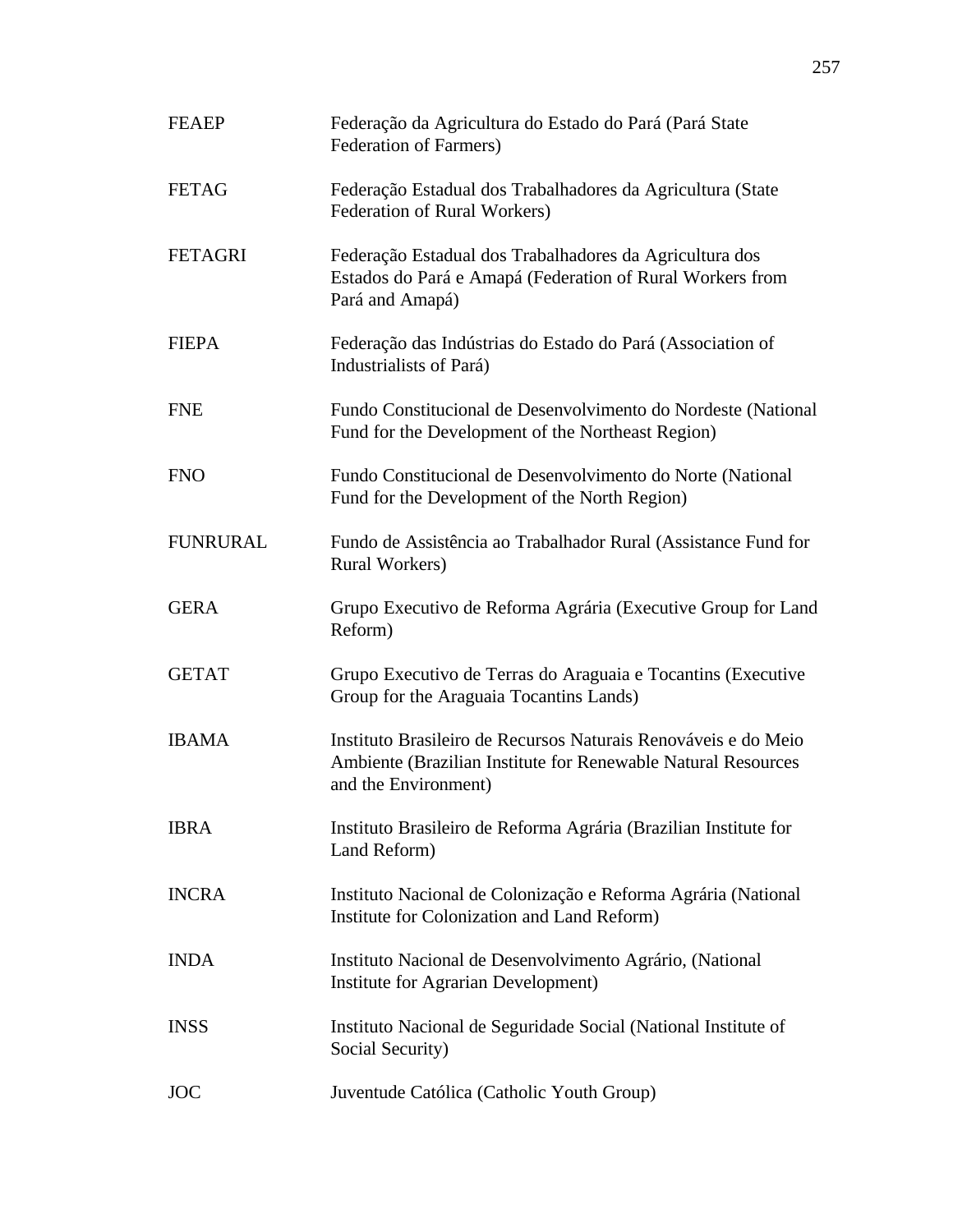| | |
|---|---|
| FEAEP | Federação da Agricultura do Estado do Pará (Pará State Federation of Farmers) |
| FETAG | Federação Estadual dos Trabalhadores da Agricultura (State Federation of Rural Workers) |
| FETAGRI | Federação Estadual dos Trabalhadores da Agricultura dos Estados do Pará e Amapá (Federation of Rural Workers from Pará and Amapá) |
| FIEPA | Federação das Indústrias do Estado do Pará (Association of Industrialists of Pará) |
| FNE | Fundo Constitucional de Desenvolvimento do Nordeste (National Fund for the Development of the Northeast Region) |
| FNO | Fundo Constitucional de Desenvolvimento do Norte (National Fund for the Development of the North Region) |
| FUNRURAL | Fundo de Assistência ao Trabalhador Rural (Assistance Fund for Rural Workers) |
| GERA | Grupo Executivo de Reforma Agrária (Executive Group for Land Reform) |
| GETAT | Grupo Executivo de Terras do Araguaia e Tocantins (Executive Group for the Araguaia Tocantins Lands) |
| IBAMA | Instituto Brasileiro de Recursos Naturais Renováveis e do Meio Ambiente (Brazilian Institute for Renewable Natural Resources and the Environment) |
| IBRA | Instituto Brasileiro de Reforma Agrária (Brazilian Institute for Land Reform) |
| INCRA | Instituto Nacional de Colonização e Reforma Agrária (National Institute for Colonization and Land Reform) |
| INDA | Instituto Nacional de Desenvolvimento Agrário, (National Institute for Agrarian Development) |
| INSS | Instituto Nacional de Seguridade Social (National Institute of Social Security) |
| JOC | Juventude Católica (Catholic Youth Group) |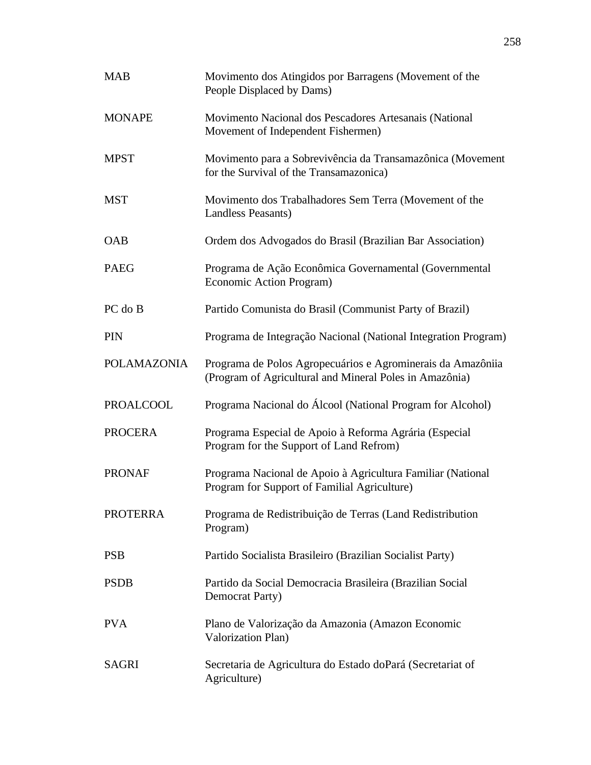| | |
|---|---|
| MAB | Movimento dos Atingidos por Barragens (Movement of the People Displaced by Dams) |
| MONAPE | Movimento Nacional dos Pescadores Artesanais (National Movement of Independent Fishermen) |
| MPST | Movimento para a Sobrevivência da Transamazônica (Movement for the Survival of the Transamazonica) |
| MST | Movimento dos Trabalhadores Sem Terra (Movement of the Landless Peasants) |
| OAB | Ordem dos Advogados do Brasil (Brazilian Bar Association) |
| PAEG | Programa de Ação Econômica Governamental (Governmental Economic Action Program) |
| PC do B | Partido Comunista do Brasil (Communist Party of Brazil) |
| PIN | Programa de Integração Nacional (National Integration Program) |
| POLAMAZONIA | Programa de Polos Agropecuários e Agrominerais da Amazôniia (Program of Agricultural and Mineral Poles in Amazônia) |
| PROALCOOL | Programa Nacional do Álcool (National Program for Alcohol) |
| PROCERA | Programa Especial de Apoio à Reforma Agrária (Especial Program for the Support of Land Refrom) |
| PRONAF | Programa Nacional de Apoio à Agricultura Familiar (National Program for Support of Familial Agriculture) |
| PROTERRA | Programa de Redistribuição de Terras (Land Redistribution Program) |
| PSB | Partido Socialista Brasileiro (Brazilian Socialist Party) |
| PSDB | Partido da Social Democracia Brasileira (Brazilian Social Democrat Party) |
| PVA | Plano de Valorização da Amazonia (Amazon Economic Valorization Plan) |
| SAGRI | Secretaria de Agricultura do Estado doPará (Secretariat of Agriculture) |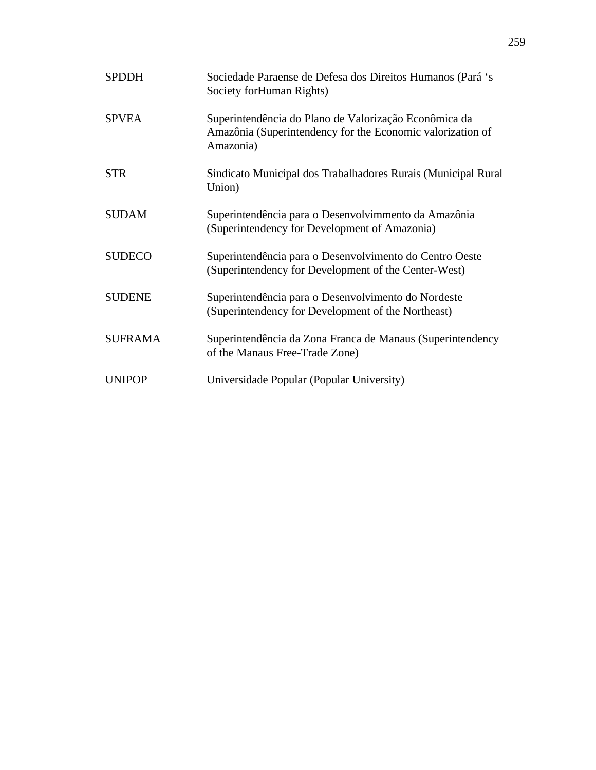| | |
|---|---|
| SPDDH | Sociedade Paraense de Defesa dos Direitos Humanos (Pará ‘s Society forHuman Rights) |
| SPVEA | Superintendência do Plano de Valorização Econômica da Amazônia (Superintendency for the Economic valorization of Amazonia) |
| STR | Sindicato Municipal dos Trabalhadores Rurais (Municipal Rural Union) |
| SUDAM | Superintendência para o Desenvolvimmento da Amazônia (Superintendency for Development of Amazonia) |
| SUDECO | Superintendência para o Desenvolvimento do Centro Oeste (Superintendency for Development of the Center-West) |
| SUDENE | Superintendência para o Desenvolvimento do Nordeste (Superintendency for Development of the Northeast) |
| SUFRAMA | Superintendência da Zona Franca de Manaus (Superintendency of the Manaus Free-Trade Zone) |
| UNIPOP | Universidade Popular (Popular University) |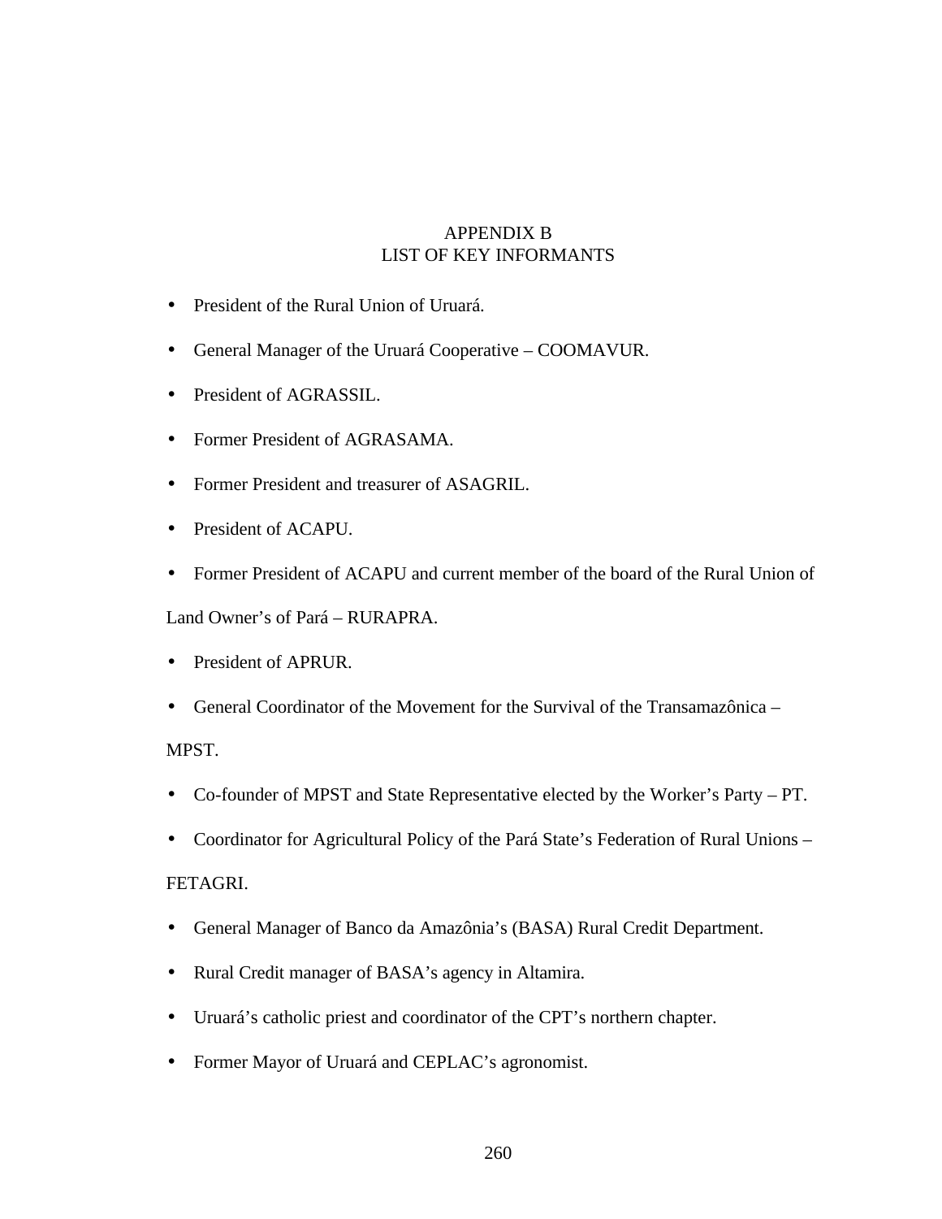# APPENDIX B
# LIST OF KEY INFORMANTS

- President of the Rural Union of Uruará.
- General Manager of the Uruará Cooperative – COOMAVUR.
- President of AGRASSIL.
- Former President of AGRASAMA.
- Former President and treasurer of ASAGRIL.
- President of ACAPU.
- Former President of ACAPU and current member of the board of the Rural Union of Land Owner's of Pará – RURAPRA.
- President of APRUR.
- General Coordinator of the Movement for the Survival of the Transamazônica – MPST.
- Co-founder of MPST and State Representative elected by the Worker's Party – PT.
- Coordinator for Agricultural Policy of the Pará State's Federation of Rural Unions – FETAGRI.
- General Manager of Banco da Amazônia's (BASA) Rural Credit Department.
- Rural Credit manager of BASA's agency in Altamira.
- Uruará's catholic priest and coordinator of the CPT's northern chapter.
- Former Mayor of Uruará and CEPLAC's agronomist.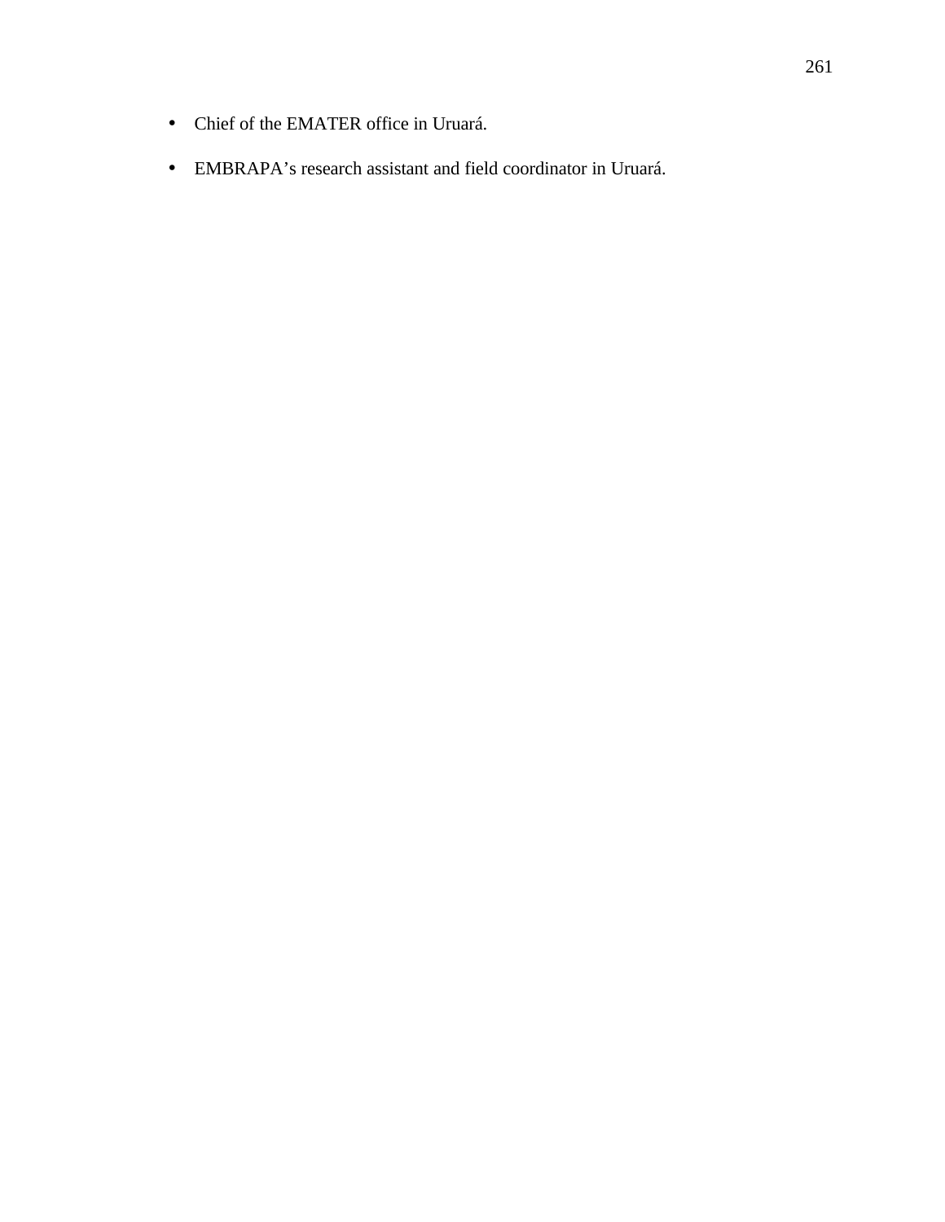- Chief of the EMATER office in Uruará.
- EMBRAPA’s research assistant and field coordinator in Uruará.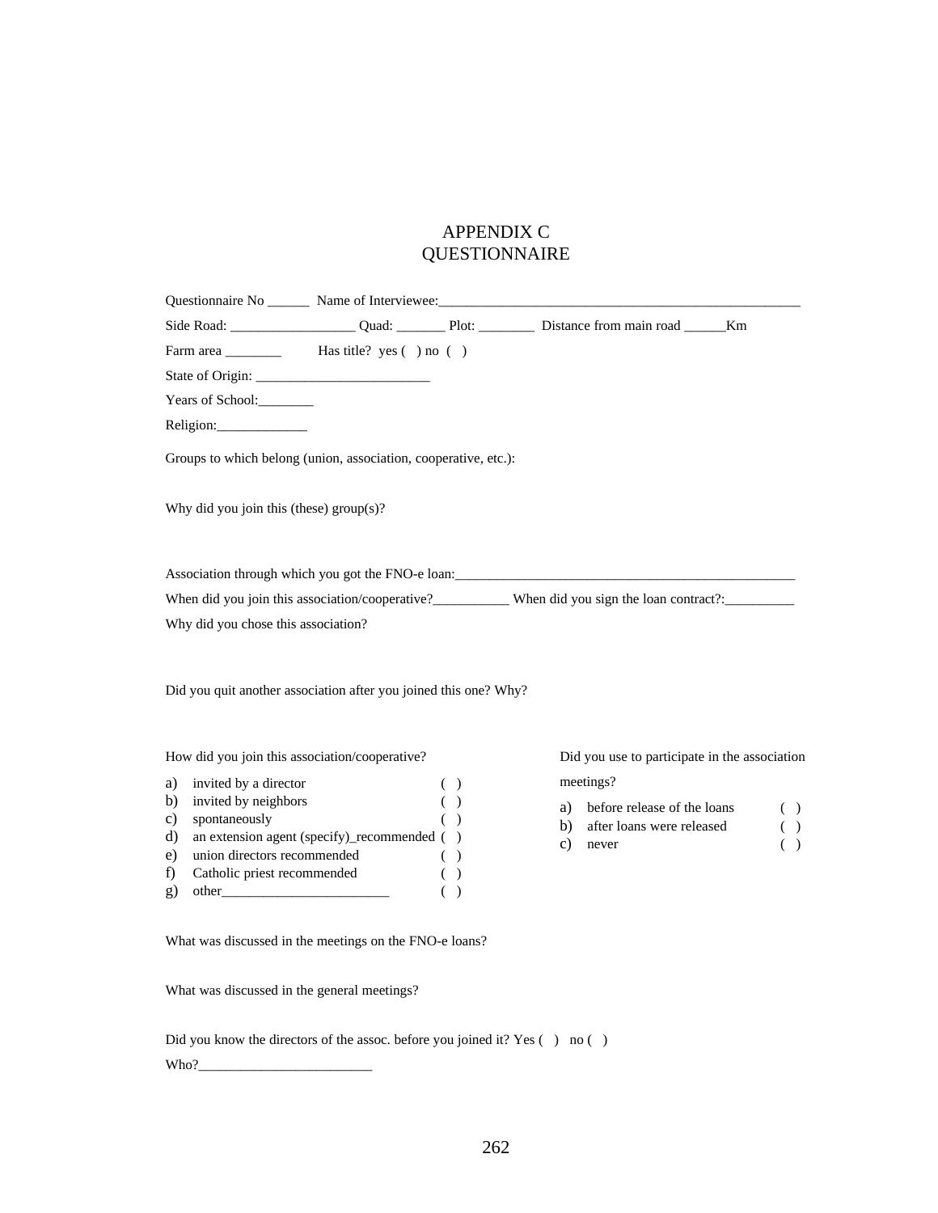# APPENDIX C
# QUESTIONNAIRE

Questionnaire No ______ Name of Interviewee:_____________________________________________________

Side Road: __________________ Quad: _______ Plot: ________ Distance from main road ______Km

Farm area ________ Has title? yes ( ) no ( )

State of Origin: _________________________

Years of School:________

Religion:_____________

Groups to which belong (union, association, cooperative, etc.):

Why did you join this (these) group(s)?

Association through which you got the FNO-e loan:___________________________________________________

When did you join this association/cooperative?___________ When did you sign the loan contract?:__________

Why did you chose this association?

Did you quit another association after you joined this one? Why?

How did you join this association/cooperative?

a) invited by a director ( )
b) invited by neighbors ( )
c) spontaneously ( )
d) an extension agent (specify)_recommended ( )
e) union directors recommended ( )
f) Catholic priest recommended ( )
g) other________________________ ( )

Did you use to participate in the association meetings?

a) before release of the loans ( )
b) after loans were released ( )
c) never ( )

What was discussed in the meetings on the FNO-e loans?

What was discussed in the general meetings?

Did you know the directors of the assoc. before you joined it? Yes ( ) no ( )

Who?_________________________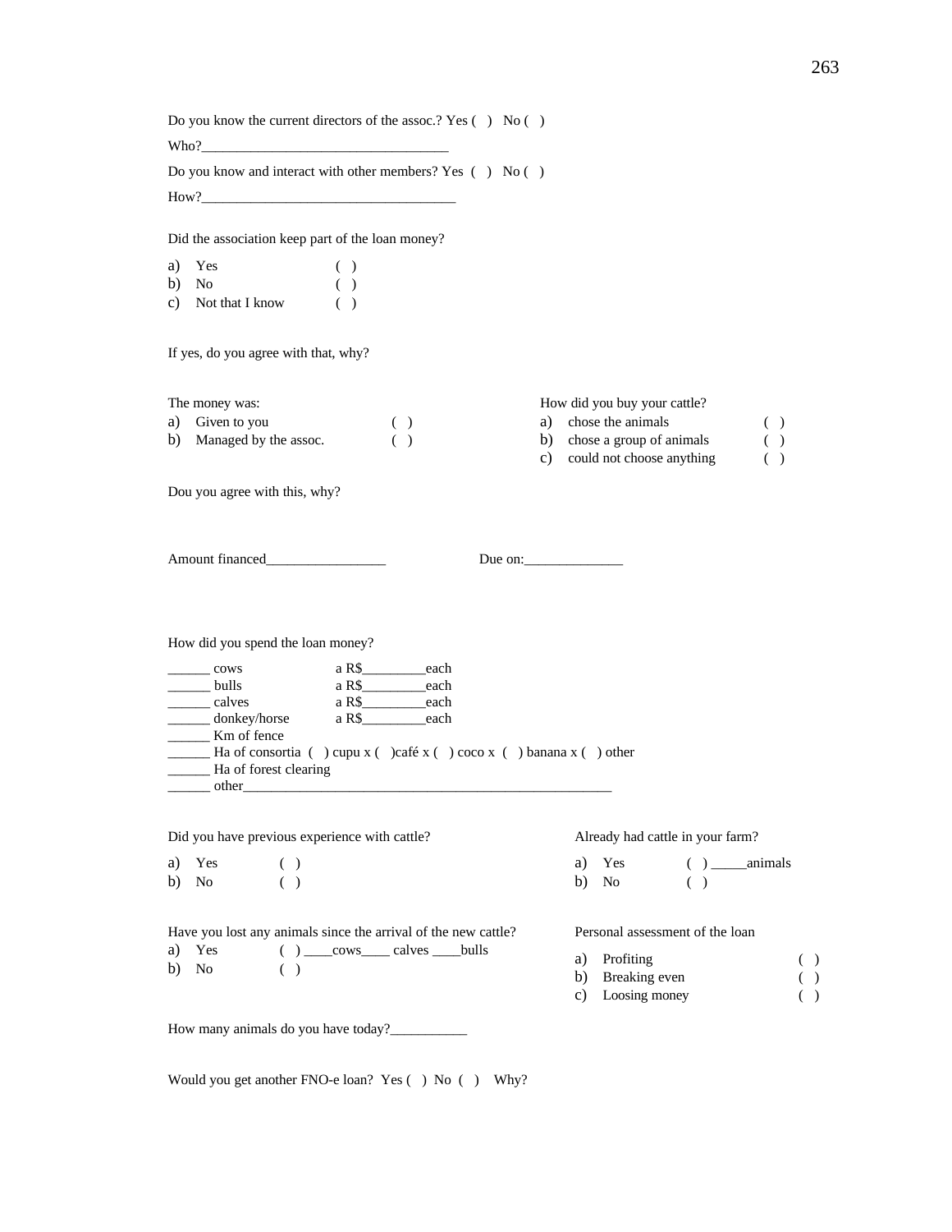Do you know the current directors of the assoc.? Yes (   )   No (   )

Who?___________________________________

Do you know and interact with other members? Yes  (   )   No (   )

How?____________________________________

Did the association keep part of the loan money?

a) Yes (   )
b) No (   )
c) Not that I know (   )

If yes, do you agree with that, why?

The money was:

a) Given to you (   )
b) Managed by the assoc. (   )

How did you buy your cattle?

a) chose the animals (   )
b) chose a group of animals (   )
c) could not choose anything (   )

Dou you agree with this, why?

Amount financed_________________          Due on:______________

How did you spend the loan money?

______ cows          a R$_________each
______ bulls          a R$_________each
______ calves          a R$_________each
______ donkey/horse          a R$_________each
______ Km of fence
______ Ha of consortia  (   ) cupu x (   )café x (   ) coco x  (   ) banana x (   ) other
______ Ha of forest clearing
______ other_______________________________________________________

Did you have previous experience with cattle?

a) Yes (   )
b) No (   )

Already had cattle in your farm?

a) Yes (   ) _____animals
b) No (   )

Have you lost any animals since the arrival of the new cattle?

a) Yes (   ) ____cows____ calves ____bulls
b) No (   )

Personal assessment of the loan

a) Profiting (   )
b) Breaking even (   )
c) Loosing money (   )

How many animals do you have today?___________

Would you get another FNO-e loan?  Yes (   )  No  (   )    Why?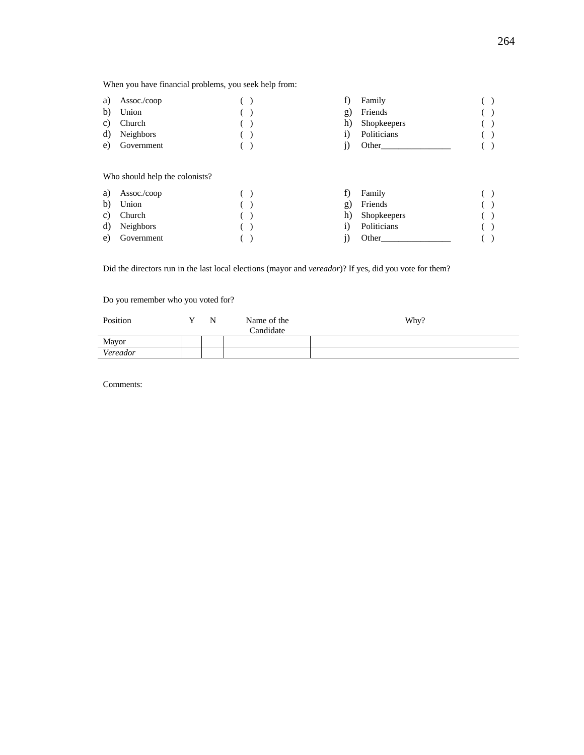When you have financial problems, you seek help from:

| | | | | | |
|---|---|---|---|---|---|
| a) | Assoc./coop | ( ) | f) | Family | ( ) |
| b) | Union | ( ) | g) | Friends | ( ) |
| c) | Church | ( ) | h) | Shopkeepers | ( ) |
| d) | Neighbors | ( ) | i) | Politicians | ( ) |
| e) | Government | ( ) | j) | Other________________ | ( ) |

Who should help the colonists?

| | | | | | |
|---|---|---|---|---|---|
| a) | Assoc./coop | ( ) | f) | Family | ( ) |
| b) | Union | ( ) | g) | Friends | ( ) |
| c) | Church | ( ) | h) | Shopkeepers | ( ) |
| d) | Neighbors | ( ) | i) | Politicians | ( ) |
| e) | Government | ( ) | j) | Other________________ | ( ) |

Did the directors run in the last local elections (mayor and *vereador*)? If yes, did you vote for them?

Do you remember who you voted for?

| Position | Y | N | Name of the Candidate | Why? |
|---|---|---|---|---|
| Mayor | | | | |
| *Vereador* | | | | |

Comments: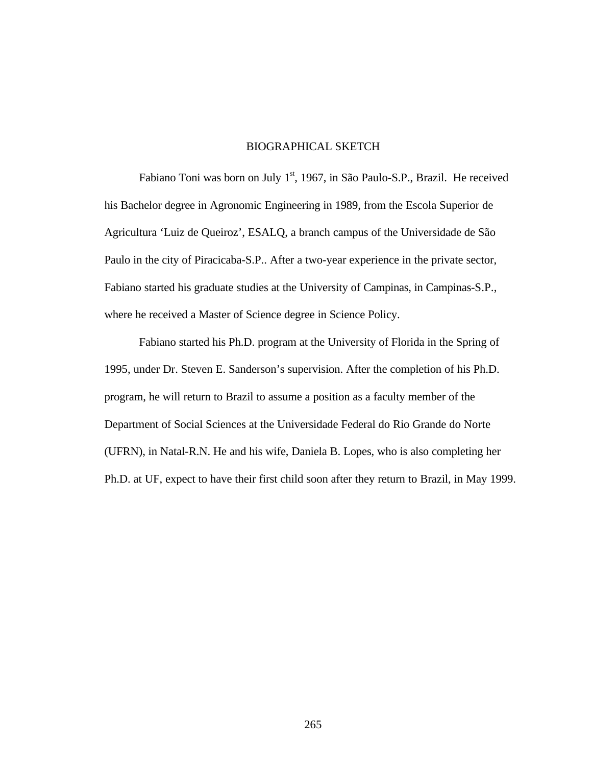# BIOGRAPHICAL SKETCH

Fabiano Toni was born on July 1[st], 1967, in São Paulo-S.P., Brazil. He received his Bachelor degree in Agronomic Engineering in 1989, from the Escola Superior de Agricultura 'Luiz de Queiroz', ESALQ, a branch campus of the Universidade de São Paulo in the city of Piracicaba-S.P.. After a two-year experience in the private sector, Fabiano started his graduate studies at the University of Campinas, in Campinas-S.P., where he received a Master of Science degree in Science Policy.

Fabiano started his Ph.D. program at the University of Florida in the Spring of 1995, under Dr. Steven E. Sanderson's supervision. After the completion of his Ph.D. program, he will return to Brazil to assume a position as a faculty member of the Department of Social Sciences at the Universidade Federal do Rio Grande do Norte (UFRN), in Natal-R.N. He and his wife, Daniela B. Lopes, who is also completing her Ph.D. at UF, expect to have their first child soon after they return to Brazil, in May 1999.